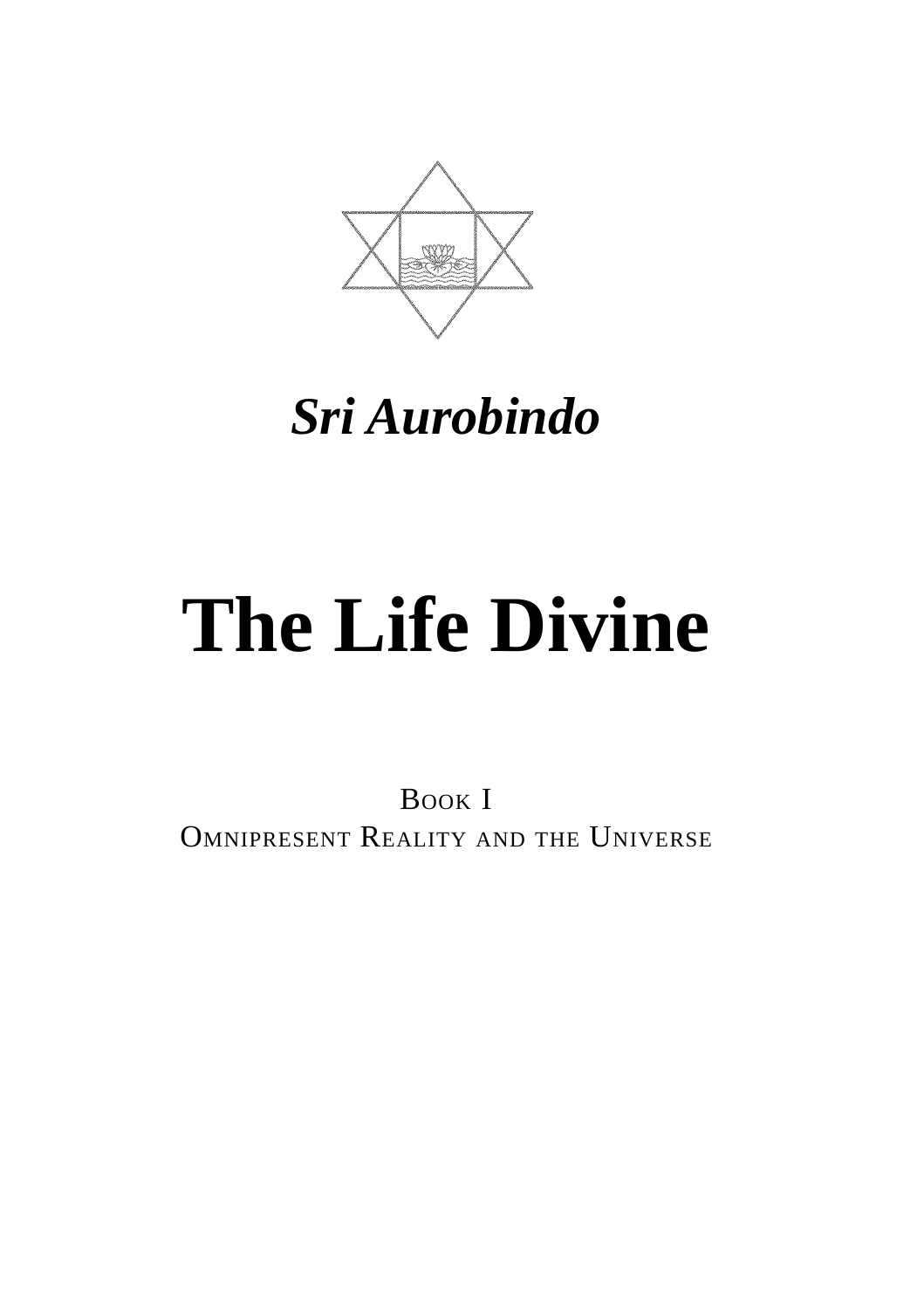*Sri Aurobindo*

# The Life Divine

BOOK I
OMNIPRESENT REALITY AND THE UNIVERSE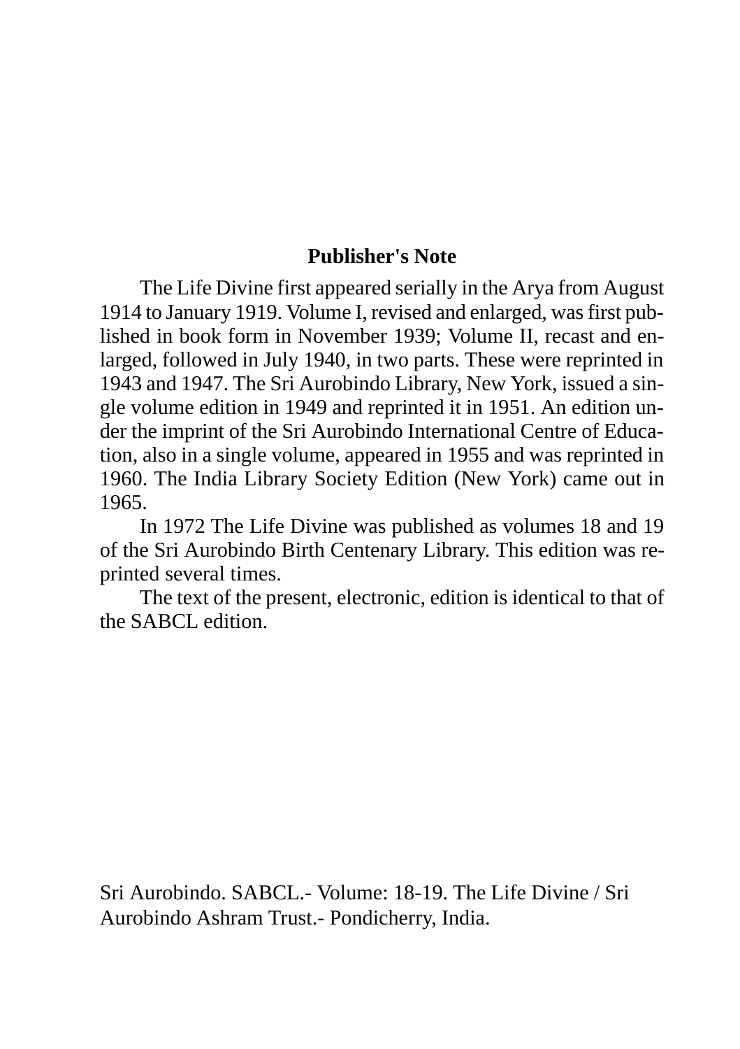## Publisher's Note

The Life Divine first appeared serially in the Arya from August 1914 to January 1919. Volume I, revised and enlarged, was first published in book form in November 1939; Volume II, recast and enlarged, followed in July 1940, in two parts. These were reprinted in 1943 and 1947. The Sri Aurobindo Library, New York, issued a single volume edition in 1949 and reprinted it in 1951. An edition under the imprint of the Sri Aurobindo International Centre of Education, also in a single volume, appeared in 1955 and was reprinted in 1960. The India Library Society Edition (New York) came out in 1965.

In 1972 The Life Divine was published as volumes 18 and 19 of the Sri Aurobindo Birth Centenary Library. This edition was reprinted several times.

The text of the present, electronic, edition is identical to that of the SABCL edition.

Sri Aurobindo. SABCL.- Volume: 18-19. The Life Divine / Sri Aurobindo Ashram Trust.- Pondicherry, India.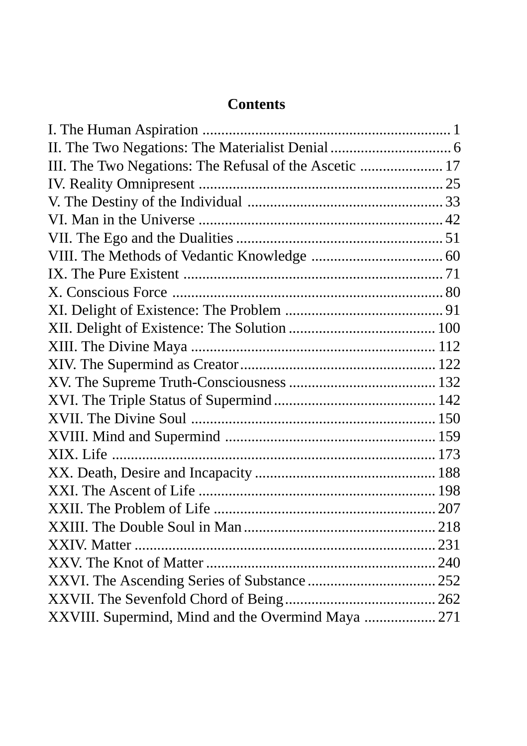# Contents

- I. The Human Aspiration ... 1
- II. The Two Negations: The Materialist Denial ... 6
- III. The Two Negations: The Refusal of the Ascetic ... 17
- IV. Reality Omnipresent ... 25
- V. The Destiny of the Individual ... 33
- VI. Man in the Universe ... 42
- VII. The Ego and the Dualities ... 51
- VIII. The Methods of Vedantic Knowledge ... 60
- IX. The Pure Existent ... 71
- X. Conscious Force ... 80
- XI. Delight of Existence: The Problem ... 91
- XII. Delight of Existence: The Solution ... 100
- XIII. The Divine Maya ... 112
- XIV. The Supermind as Creator ... 122
- XV. The Supreme Truth-Consciousness ... 132
- XVI. The Triple Status of Supermind ... 142
- XVII. The Divine Soul ... 150
- XVIII. Mind and Supermind ... 159
- XIX. Life ... 173
- XX. Death, Desire and Incapacity ... 188
- XXI. The Ascent of Life ... 198
- XXII. The Problem of Life ... 207
- XXIII. The Double Soul in Man ... 218
- XXIV. Matter ... 231
- XXV. The Knot of Matter ... 240
- XXVI. The Ascending Series of Substance ... 252
- XXVII. The Sevenfold Chord of Being ... 262
- XXVIII. Supermind, Mind and the Overmind Maya ... 271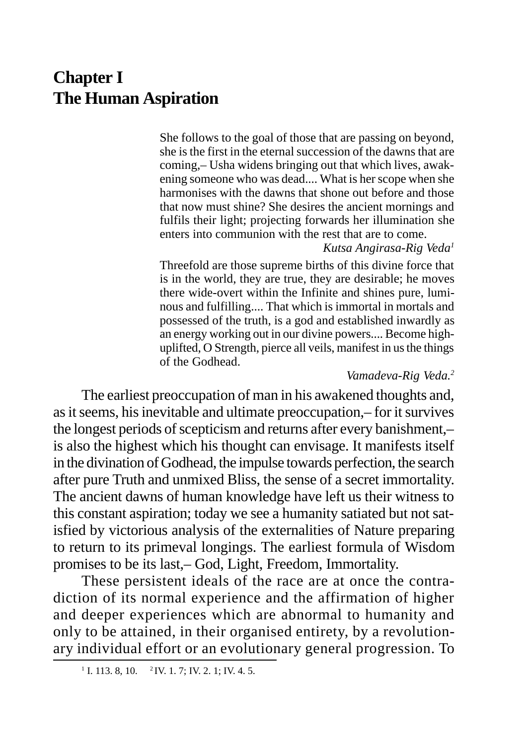# Chapter I
# The Human Aspiration

> She follows to the goal of those that are passing on beyond, she is the first in the eternal succession of the dawns that are coming,– Usha widens bringing out that which lives, awakening someone who was dead.... What is her scope when she harmonises with the dawns that shone out before and those that now must shine? She desires the ancient mornings and fulfils their light; projecting forwards her illumination she enters into communion with the rest that are to come.
>
> *Kutsa Angirasa-Rig Veda*[1]

> Threefold are those supreme births of this divine force that is in the world, they are true, they are desirable; he moves there wide-overt within the Infinite and shines pure, luminous and fulfilling.... That which is immortal in mortals and possessed of the truth, is a god and established inwardly as an energy working out in our divine powers.... Become high-uplifted, O Strength, pierce all veils, manifest in us the things of the Godhead.
>
> *Vamadeva-Rig Veda.*[2]

The earliest preoccupation of man in his awakened thoughts and, as it seems, his inevitable and ultimate preoccupation,– for it survives the longest periods of scepticism and returns after every banishment,– is also the highest which his thought can envisage. It manifests itself in the divination of Godhead, the impulse towards perfection, the search after pure Truth and unmixed Bliss, the sense of a secret immortality. The ancient dawns of human knowledge have left us their witness to this constant aspiration; today we see a humanity satiated but not satisfied by victorious analysis of the externalities of Nature preparing to return to its primeval longings. The earliest formula of Wisdom promises to be its last,– God, Light, Freedom, Immortality.

These persistent ideals of the race are at once the contradiction of its normal experience and the affirmation of higher and deeper experiences which are abnormal to humanity and only to be attained, in their organised entirety, by a revolutionary individual effort or an evolutionary general progression. To

---

[1] I. 113. 8, 10. [2] IV. 1. 7; IV. 2. 1; IV. 4. 5.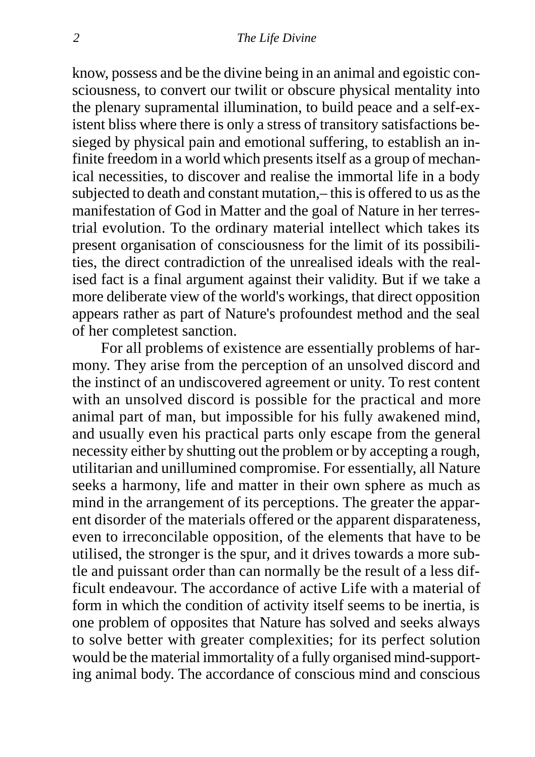know, possess and be the divine being in an animal and egoistic consciousness, to convert our twilit or obscure physical mentality into the plenary supramental illumination, to build peace and a self-existent bliss where there is only a stress of transitory satisfactions besieged by physical pain and emotional suffering, to establish an infinite freedom in a world which presents itself as a group of mechanical necessities, to discover and realise the immortal life in a body subjected to death and constant mutation,– this is offered to us as the manifestation of God in Matter and the goal of Nature in her terrestrial evolution. To the ordinary material intellect which takes its present organisation of consciousness for the limit of its possibilities, the direct contradiction of the unrealised ideals with the realised fact is a final argument against their validity. But if we take a more deliberate view of the world's workings, that direct opposition appears rather as part of Nature's profoundest method and the seal of her completest sanction.

For all problems of existence are essentially problems of harmony. They arise from the perception of an unsolved discord and the instinct of an undiscovered agreement or unity. To rest content with an unsolved discord is possible for the practical and more animal part of man, but impossible for his fully awakened mind, and usually even his practical parts only escape from the general necessity either by shutting out the problem or by accepting a rough, utilitarian and unillumined compromise. For essentially, all Nature seeks a harmony, life and matter in their own sphere as much as mind in the arrangement of its perceptions. The greater the apparent disorder of the materials offered or the apparent disparateness, even to irreconcilable opposition, of the elements that have to be utilised, the stronger is the spur, and it drives towards a more subtle and puissant order than can normally be the result of a less difficult endeavour. The accordance of active Life with a material of form in which the condition of activity itself seems to be inertia, is one problem of opposites that Nature has solved and seeks always to solve better with greater complexities; for its perfect solution would be the material immortality of a fully organised mind-supporting animal body. The accordance of conscious mind and conscious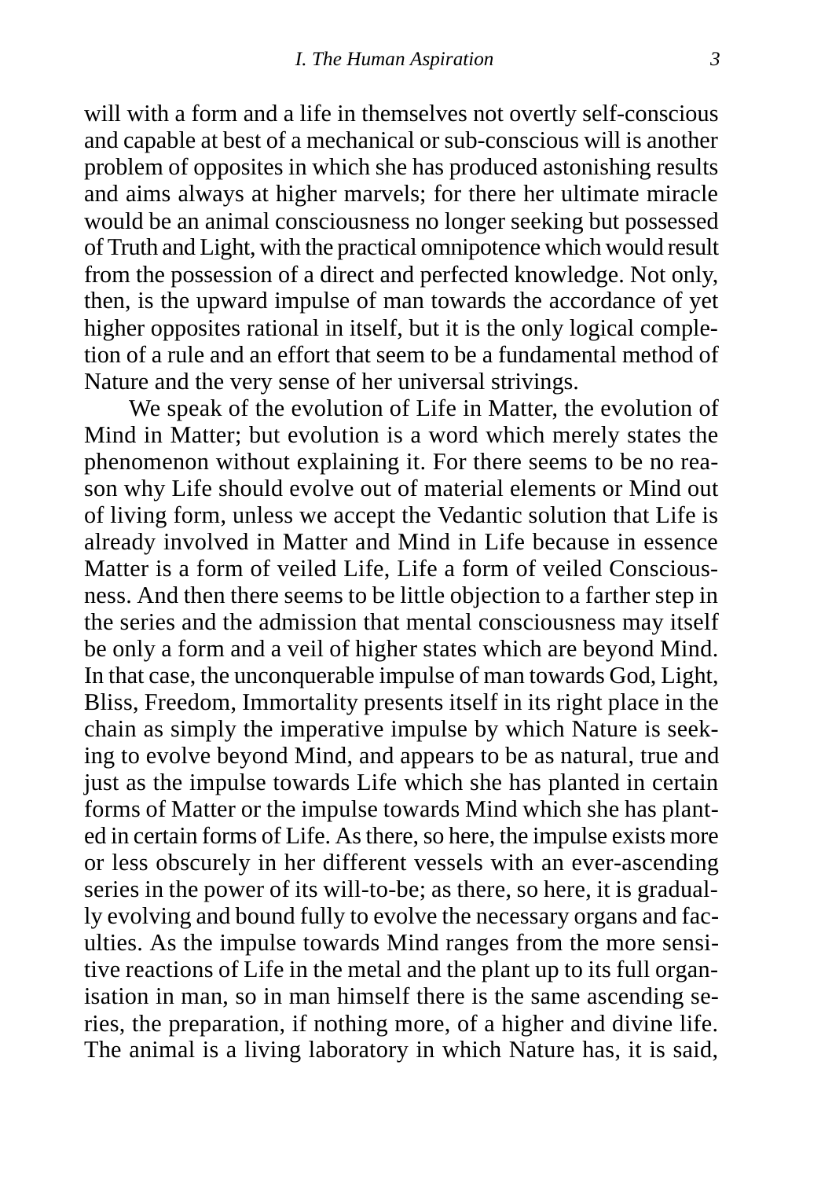will with a form and a life in themselves not overtly self-conscious and capable at best of a mechanical or sub-conscious will is another problem of opposites in which she has produced astonishing results and aims always at higher marvels; for there her ultimate miracle would be an animal consciousness no longer seeking but possessed of Truth and Light, with the practical omnipotence which would result from the possession of a direct and perfected knowledge. Not only, then, is the upward impulse of man towards the accordance of yet higher opposites rational in itself, but it is the only logical completion of a rule and an effort that seem to be a fundamental method of Nature and the very sense of her universal strivings.

We speak of the evolution of Life in Matter, the evolution of Mind in Matter; but evolution is a word which merely states the phenomenon without explaining it. For there seems to be no reason why Life should evolve out of material elements or Mind out of living form, unless we accept the Vedantic solution that Life is already involved in Matter and Mind in Life because in essence Matter is a form of veiled Life, Life a form of veiled Consciousness. And then there seems to be little objection to a farther step in the series and the admission that mental consciousness may itself be only a form and a veil of higher states which are beyond Mind. In that case, the unconquerable impulse of man towards God, Light, Bliss, Freedom, Immortality presents itself in its right place in the chain as simply the imperative impulse by which Nature is seeking to evolve beyond Mind, and appears to be as natural, true and just as the impulse towards Life which she has planted in certain forms of Matter or the impulse towards Mind which she has planted in certain forms of Life. As there, so here, the impulse exists more or less obscurely in her different vessels with an ever-ascending series in the power of its will-to-be; as there, so here, it is gradually evolving and bound fully to evolve the necessary organs and faculties. As the impulse towards Mind ranges from the more sensitive reactions of Life in the metal and the plant up to its full organisation in man, so in man himself there is the same ascending series, the preparation, if nothing more, of a higher and divine life. The animal is a living laboratory in which Nature has, it is said,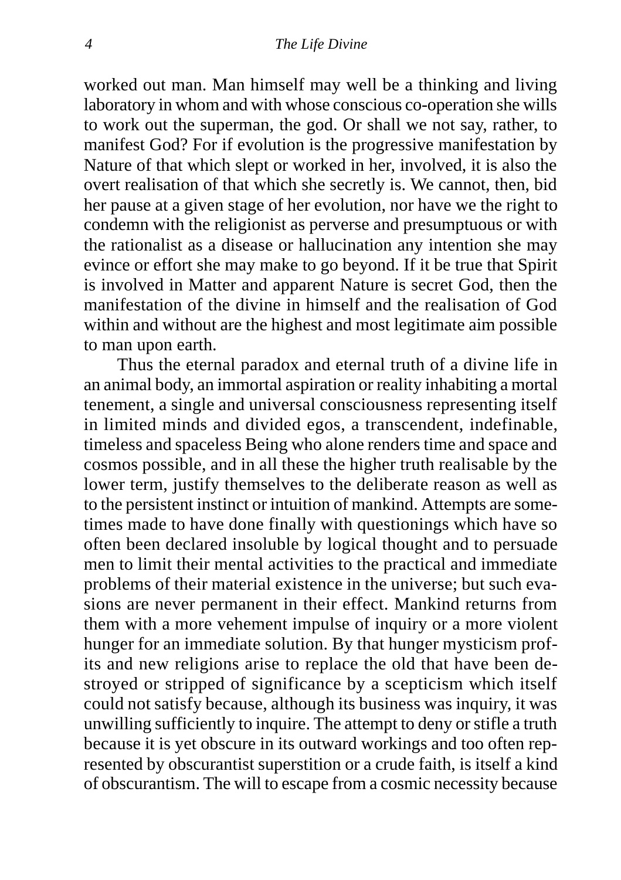worked out man. Man himself may well be a thinking and living laboratory in whom and with whose conscious co-operation she wills to work out the superman, the god. Or shall we not say, rather, to manifest God? For if evolution is the progressive manifestation by Nature of that which slept or worked in her, involved, it is also the overt realisation of that which she secretly is. We cannot, then, bid her pause at a given stage of her evolution, nor have we the right to condemn with the religionist as perverse and presumptuous or with the rationalist as a disease or hallucination any intention she may evince or effort she may make to go beyond. If it be true that Spirit is involved in Matter and apparent Nature is secret God, then the manifestation of the divine in himself and the realisation of God within and without are the highest and most legitimate aim possible to man upon earth.

Thus the eternal paradox and eternal truth of a divine life in an animal body, an immortal aspiration or reality inhabiting a mortal tenement, a single and universal consciousness representing itself in limited minds and divided egos, a transcendent, indefinable, timeless and spaceless Being who alone renders time and space and cosmos possible, and in all these the higher truth realisable by the lower term, justify themselves to the deliberate reason as well as to the persistent instinct or intuition of mankind. Attempts are sometimes made to have done finally with questionings which have so often been declared insoluble by logical thought and to persuade men to limit their mental activities to the practical and immediate problems of their material existence in the universe; but such evasions are never permanent in their effect. Mankind returns from them with a more vehement impulse of inquiry or a more violent hunger for an immediate solution. By that hunger mysticism profits and new religions arise to replace the old that have been destroyed or stripped of significance by a scepticism which itself could not satisfy because, although its business was inquiry, it was unwilling sufficiently to inquire. The attempt to deny or stifle a truth because it is yet obscure in its outward workings and too often represented by obscurantist superstition or a crude faith, is itself a kind of obscurantism. The will to escape from a cosmic necessity because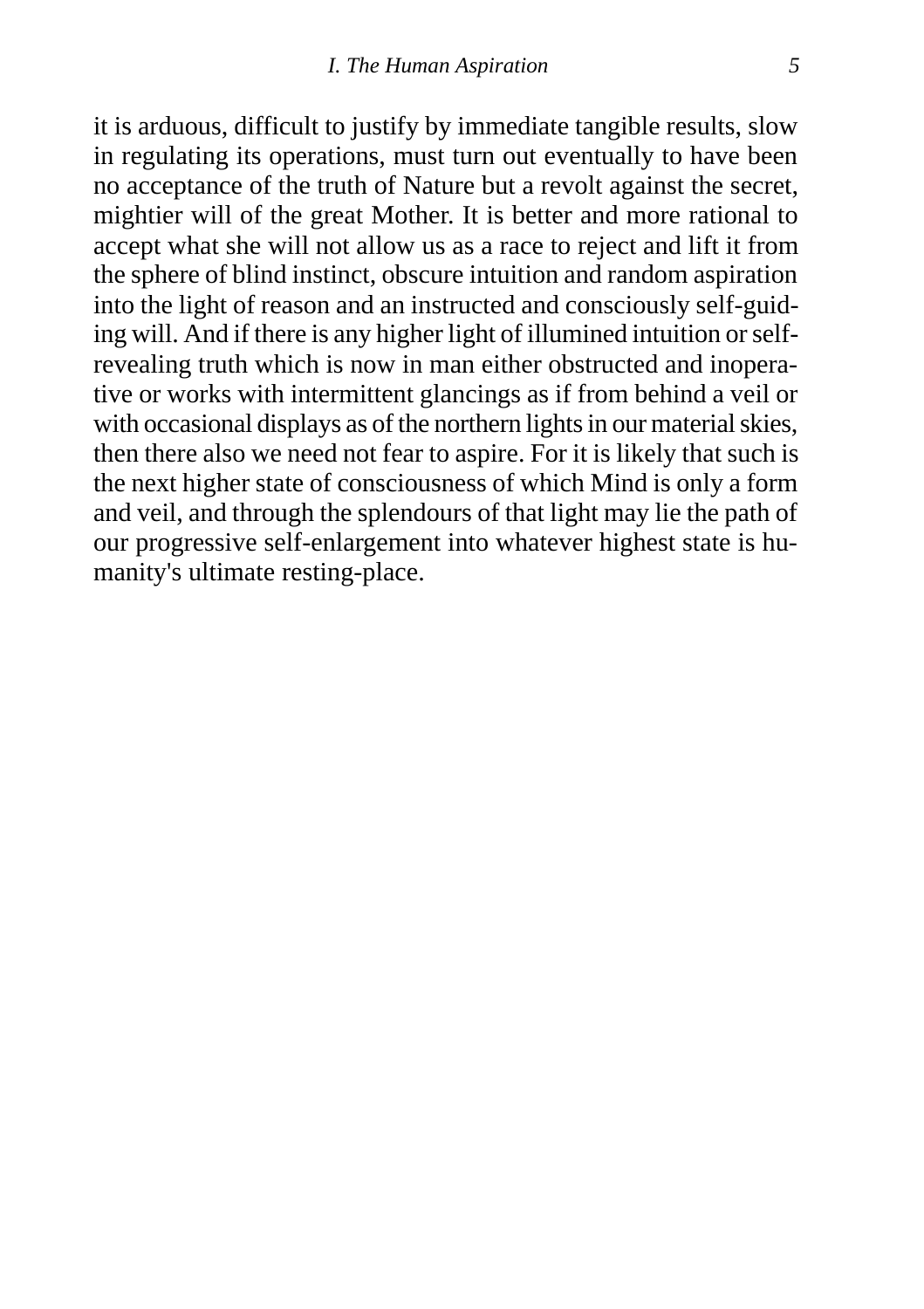it is arduous, difficult to justify by immediate tangible results, slow in regulating its operations, must turn out eventually to have been no acceptance of the truth of Nature but a revolt against the secret, mightier will of the great Mother. It is better and more rational to accept what she will not allow us as a race to reject and lift it from the sphere of blind instinct, obscure intuition and random aspiration into the light of reason and an instructed and consciously self-guiding will. And if there is any higher light of illumined intuition or self-revealing truth which is now in man either obstructed and inoperative or works with intermittent glancings as if from behind a veil or with occasional displays as of the northern lights in our material skies, then there also we need not fear to aspire. For it is likely that such is the next higher state of consciousness of which Mind is only a form and veil, and through the splendours of that light may lie the path of our progressive self-enlargement into whatever highest state is humanity's ultimate resting-place.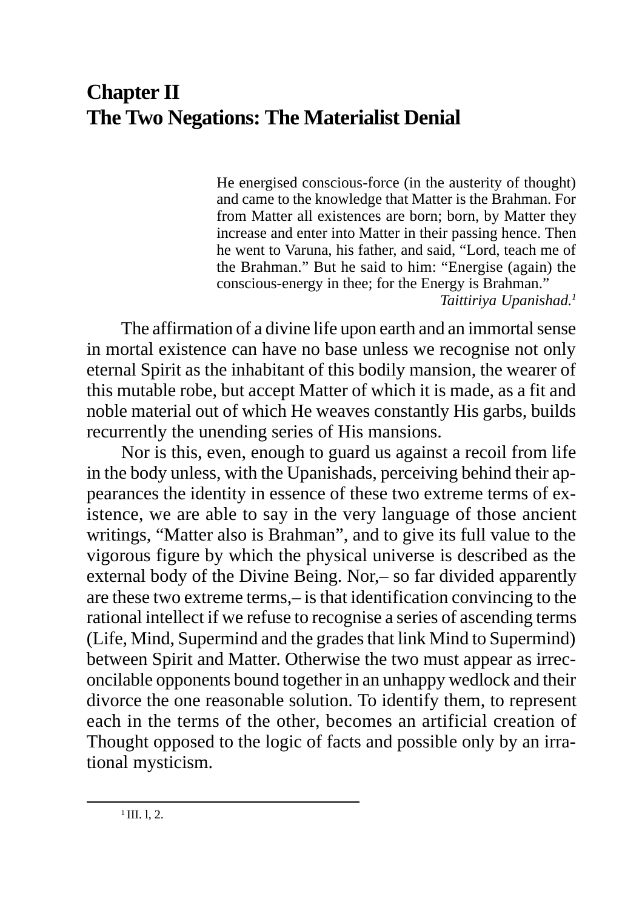# Chapter II
# The Two Negations: The Materialist Denial

> He energised conscious-force (in the austerity of thought) and came to the knowledge that Matter is the Brahman. For from Matter all existences are born; born, by Matter they increase and enter into Matter in their passing hence. Then he went to Varuna, his father, and said, "Lord, teach me of the Brahman." But he said to him: "Energise (again) the conscious-energy in thee; for the Energy is Brahman."
>
> *Taittiriya Upanishad.*[1]

The affirmation of a divine life upon earth and an immortal sense in mortal existence can have no base unless we recognise not only eternal Spirit as the inhabitant of this bodily mansion, the wearer of this mutable robe, but accept Matter of which it is made, as a fit and noble material out of which He weaves constantly His garbs, builds recurrently the unending series of His mansions.

Nor is this, even, enough to guard us against a recoil from life in the body unless, with the Upanishads, perceiving behind their appearances the identity in essence of these two extreme terms of existence, we are able to say in the very language of those ancient writings, "Matter also is Brahman", and to give its full value to the vigorous figure by which the physical universe is described as the external body of the Divine Being. Nor,– so far divided apparently are these two extreme terms,– is that identification convincing to the rational intellect if we refuse to recognise a series of ascending terms (Life, Mind, Supermind and the grades that link Mind to Supermind) between Spirit and Matter. Otherwise the two must appear as irreconcilable opponents bound together in an unhappy wedlock and their divorce the one reasonable solution. To identify them, to represent each in the terms of the other, becomes an artificial creation of Thought opposed to the logic of facts and possible only by an irrational mysticism.

---

[1] III. l, 2.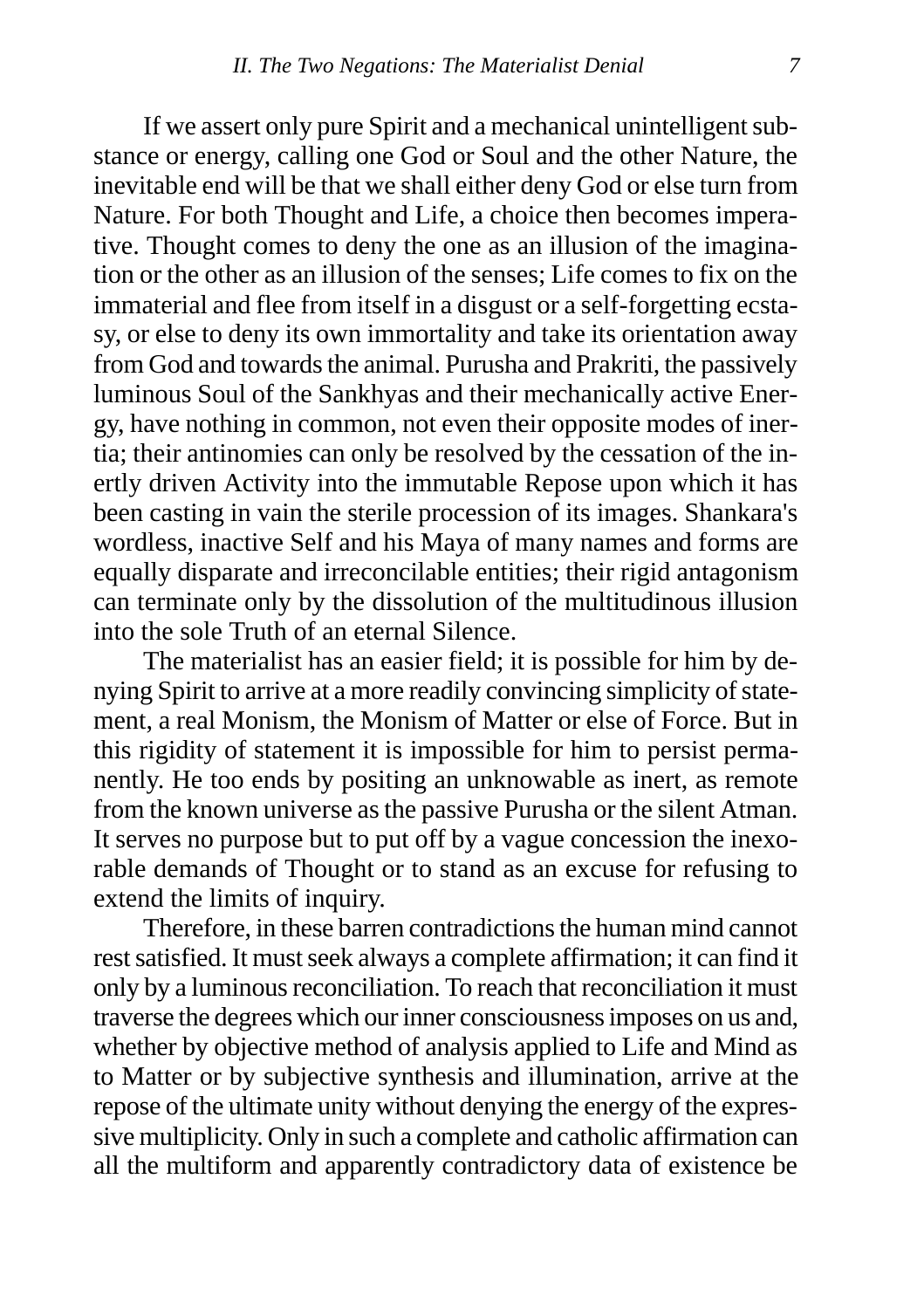If we assert only pure Spirit and a mechanical unintelligent substance or energy, calling one God or Soul and the other Nature, the inevitable end will be that we shall either deny God or else turn from Nature. For both Thought and Life, a choice then becomes imperative. Thought comes to deny the one as an illusion of the imagination or the other as an illusion of the senses; Life comes to fix on the immaterial and flee from itself in a disgust or a self-forgetting ecstasy, or else to deny its own immortality and take its orientation away from God and towards the animal. Purusha and Prakriti, the passively luminous Soul of the Sankhyas and their mechanically active Energy, have nothing in common, not even their opposite modes of inertia; their antinomies can only be resolved by the cessation of the inertly driven Activity into the immutable Repose upon which it has been casting in vain the sterile procession of its images. Shankara's wordless, inactive Self and his Maya of many names and forms are equally disparate and irreconcilable entities; their rigid antagonism can terminate only by the dissolution of the multitudinous illusion into the sole Truth of an eternal Silence.

The materialist has an easier field; it is possible for him by denying Spirit to arrive at a more readily convincing simplicity of statement, a real Monism, the Monism of Matter or else of Force. But in this rigidity of statement it is impossible for him to persist permanently. He too ends by positing an unknowable as inert, as remote from the known universe as the passive Purusha or the silent Atman. It serves no purpose but to put off by a vague concession the inexorable demands of Thought or to stand as an excuse for refusing to extend the limits of inquiry.

Therefore, in these barren contradictions the human mind cannot rest satisfied. It must seek always a complete affirmation; it can find it only by a luminous reconciliation. To reach that reconciliation it must traverse the degrees which our inner consciousness imposes on us and, whether by objective method of analysis applied to Life and Mind as to Matter or by subjective synthesis and illumination, arrive at the repose of the ultimate unity without denying the energy of the expressive multiplicity. Only in such a complete and catholic affirmation can all the multiform and apparently contradictory data of existence be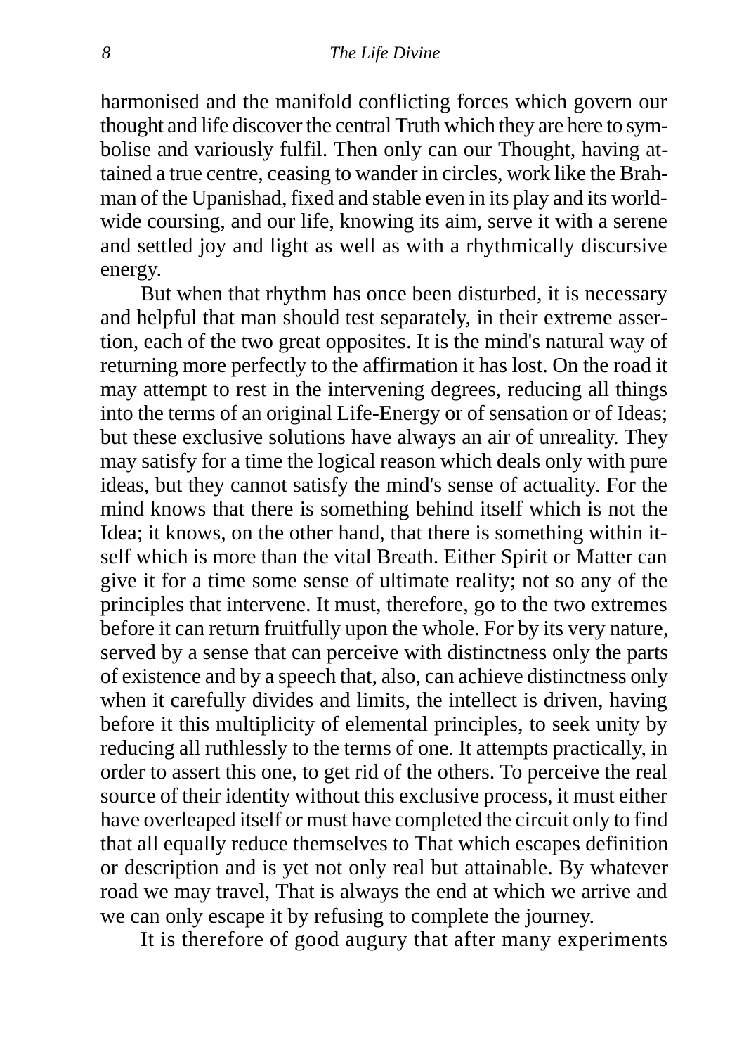harmonised and the manifold conflicting forces which govern our thought and life discover the central Truth which they are here to symbolise and variously fulfil. Then only can our Thought, having attained a true centre, ceasing to wander in circles, work like the Brahman of the Upanishad, fixed and stable even in its play and its world-wide coursing, and our life, knowing its aim, serve it with a serene and settled joy and light as well as with a rhythmically discursive energy.

But when that rhythm has once been disturbed, it is necessary and helpful that man should test separately, in their extreme assertion, each of the two great opposites. It is the mind's natural way of returning more perfectly to the affirmation it has lost. On the road it may attempt to rest in the intervening degrees, reducing all things into the terms of an original Life-Energy or of sensation or of Ideas; but these exclusive solutions have always an air of unreality. They may satisfy for a time the logical reason which deals only with pure ideas, but they cannot satisfy the mind's sense of actuality. For the mind knows that there is something behind itself which is not the Idea; it knows, on the other hand, that there is something within itself which is more than the vital Breath. Either Spirit or Matter can give it for a time some sense of ultimate reality; not so any of the principles that intervene. It must, therefore, go to the two extremes before it can return fruitfully upon the whole. For by its very nature, served by a sense that can perceive with distinctness only the parts of existence and by a speech that, also, can achieve distinctness only when it carefully divides and limits, the intellect is driven, having before it this multiplicity of elemental principles, to seek unity by reducing all ruthlessly to the terms of one. It attempts practically, in order to assert this one, to get rid of the others. To perceive the real source of their identity without this exclusive process, it must either have overleaped itself or must have completed the circuit only to find that all equally reduce themselves to That which escapes definition or description and is yet not only real but attainable. By whatever road we may travel, That is always the end at which we arrive and we can only escape it by refusing to complete the journey.

It is therefore of good augury that after many experiments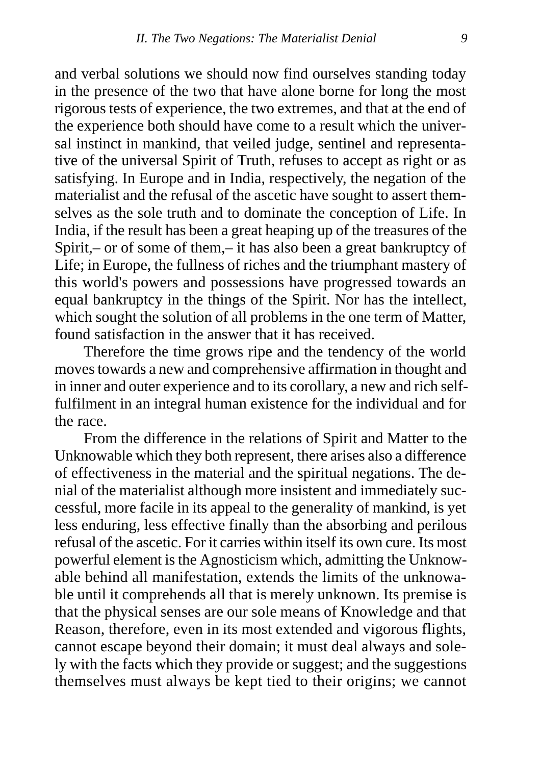and verbal solutions we should now find ourselves standing today in the presence of the two that have alone borne for long the most rigorous tests of experience, the two extremes, and that at the end of the experience both should have come to a result which the universal instinct in mankind, that veiled judge, sentinel and representative of the universal Spirit of Truth, refuses to accept as right or as satisfying. In Europe and in India, respectively, the negation of the materialist and the refusal of the ascetic have sought to assert themselves as the sole truth and to dominate the conception of Life. In India, if the result has been a great heaping up of the treasures of the Spirit,– or of some of them,– it has also been a great bankruptcy of Life; in Europe, the fullness of riches and the triumphant mastery of this world's powers and possessions have progressed towards an equal bankruptcy in the things of the Spirit. Nor has the intellect, which sought the solution of all problems in the one term of Matter, found satisfaction in the answer that it has received.

Therefore the time grows ripe and the tendency of the world moves towards a new and comprehensive affirmation in thought and in inner and outer experience and to its corollary, a new and rich self-fulfilment in an integral human existence for the individual and for the race.

From the difference in the relations of Spirit and Matter to the Unknowable which they both represent, there arises also a difference of effectiveness in the material and the spiritual negations. The denial of the materialist although more insistent and immediately successful, more facile in its appeal to the generality of mankind, is yet less enduring, less effective finally than the absorbing and perilous refusal of the ascetic. For it carries within itself its own cure. Its most powerful element is the Agnosticism which, admitting the Unknowable behind all manifestation, extends the limits of the unknowable until it comprehends all that is merely unknown. Its premise is that the physical senses are our sole means of Knowledge and that Reason, therefore, even in its most extended and vigorous flights, cannot escape beyond their domain; it must deal always and solely with the facts which they provide or suggest; and the suggestions themselves must always be kept tied to their origins; we cannot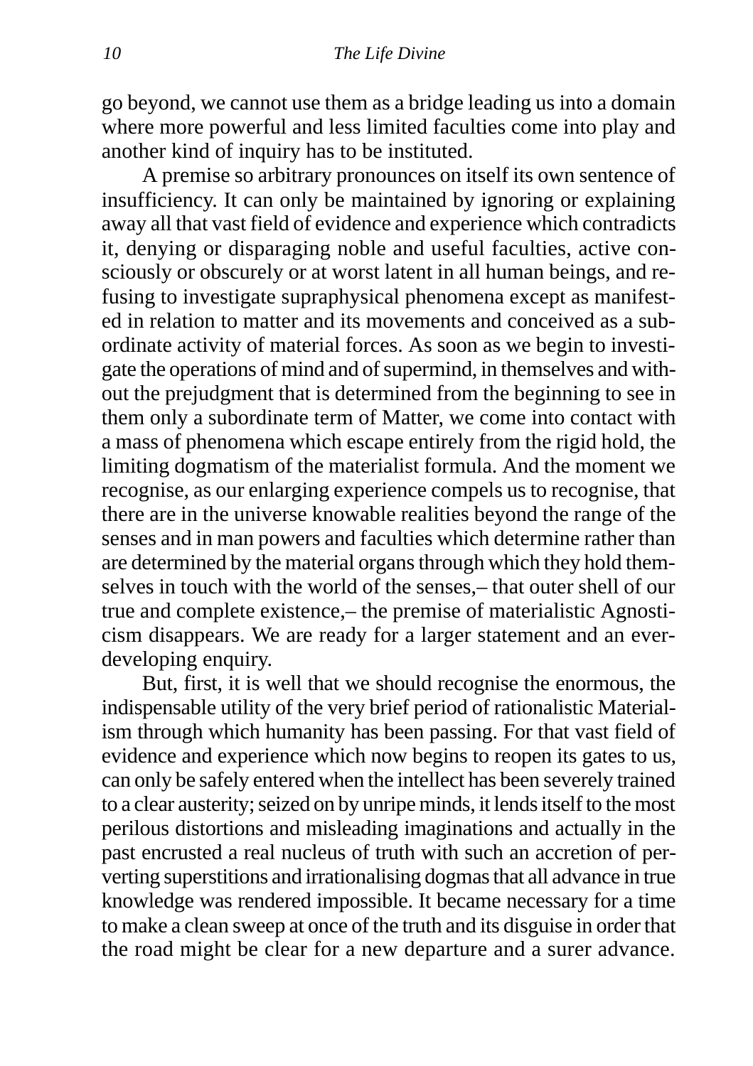go beyond, we cannot use them as a bridge leading us into a domain where more powerful and less limited faculties come into play and another kind of inquiry has to be instituted.

A premise so arbitrary pronounces on itself its own sentence of insufficiency. It can only be maintained by ignoring or explaining away all that vast field of evidence and experience which contradicts it, denying or disparaging noble and useful faculties, active consciously or obscurely or at worst latent in all human beings, and refusing to investigate supraphysical phenomena except as manifested in relation to matter and its movements and conceived as a subordinate activity of material forces. As soon as we begin to investigate the operations of mind and of supermind, in themselves and without the prejudgment that is determined from the beginning to see in them only a subordinate term of Matter, we come into contact with a mass of phenomena which escape entirely from the rigid hold, the limiting dogmatism of the materialist formula. And the moment we recognise, as our enlarging experience compels us to recognise, that there are in the universe knowable realities beyond the range of the senses and in man powers and faculties which determine rather than are determined by the material organs through which they hold themselves in touch with the world of the senses,– that outer shell of our true and complete existence,– the premise of materialistic Agnosticism disappears. We are ready for a larger statement and an ever-developing enquiry.

But, first, it is well that we should recognise the enormous, the indispensable utility of the very brief period of rationalistic Materialism through which humanity has been passing. For that vast field of evidence and experience which now begins to reopen its gates to us, can only be safely entered when the intellect has been severely trained to a clear austerity; seized on by unripe minds, it lends itself to the most perilous distortions and misleading imaginations and actually in the past encrusted a real nucleus of truth with such an accretion of perverting superstitions and irrationalising dogmas that all advance in true knowledge was rendered impossible. It became necessary for a time to make a clean sweep at once of the truth and its disguise in order that the road might be clear for a new departure and a surer advance.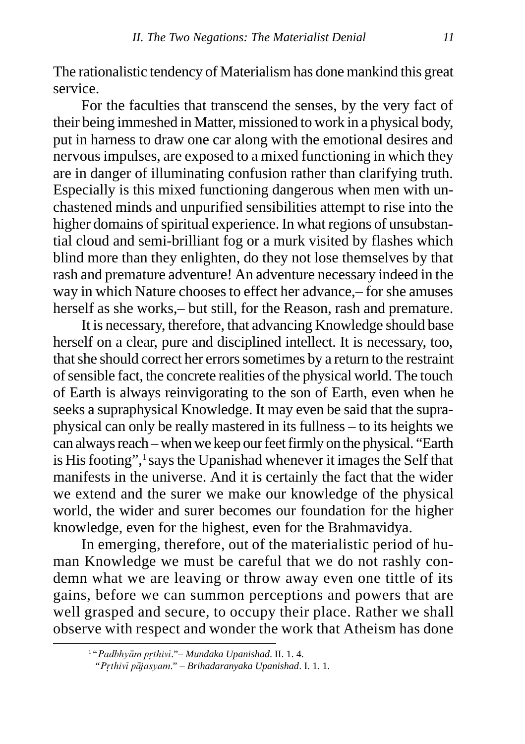The rationalistic tendency of Materialism has done mankind this great service.

For the faculties that transcend the senses, by the very fact of their being immeshed in Matter, missioned to work in a physical body, put in harness to draw one car along with the emotional desires and nervous impulses, are exposed to a mixed functioning in which they are in danger of illuminating confusion rather than clarifying truth. Especially is this mixed functioning dangerous when men with unchastened minds and unpurified sensibilities attempt to rise into the higher domains of spiritual experience. In what regions of unsubstantial cloud and semi-brilliant fog or a murk visited by flashes which blind more than they enlighten, do they not lose themselves by that rash and premature adventure! An adventure necessary indeed in the way in which Nature chooses to effect her advance,– for she amuses herself as she works,– but still, for the Reason, rash and premature.

It is necessary, therefore, that advancing Knowledge should base herself on a clear, pure and disciplined intellect. It is necessary, too, that she should correct her errors sometimes by a return to the restraint of sensible fact, the concrete realities of the physical world. The touch of Earth is always reinvigorating to the son of Earth, even when he seeks a supraphysical Knowledge. It may even be said that the supraphysical can only be really mastered in its fullness – to its heights we can always reach – when we keep our feet firmly on the physical. "Earth is His footing",[1] says the Upanishad whenever it images the Self that manifests in the universe. And it is certainly the fact that the wider we extend and the surer we make our knowledge of the physical world, the wider and surer becomes our foundation for the higher knowledge, even for the highest, even for the Brahmavidya.

In emerging, therefore, out of the materialistic period of human Knowledge we must be careful that we do not rashly condemn what we are leaving or throw away even one tittle of its gains, before we can summon perceptions and powers that are well grasped and secure, to occupy their place. Rather we shall observe with respect and wonder the work that Atheism has done

---

[1] "*Padbhyām pṛthivī*."– *Mundaka Upanishad*. II. 1. 4.
"*Pṛthivī pājasyam*." – *Brihadaranyaka Upanishad*. I. 1. 1.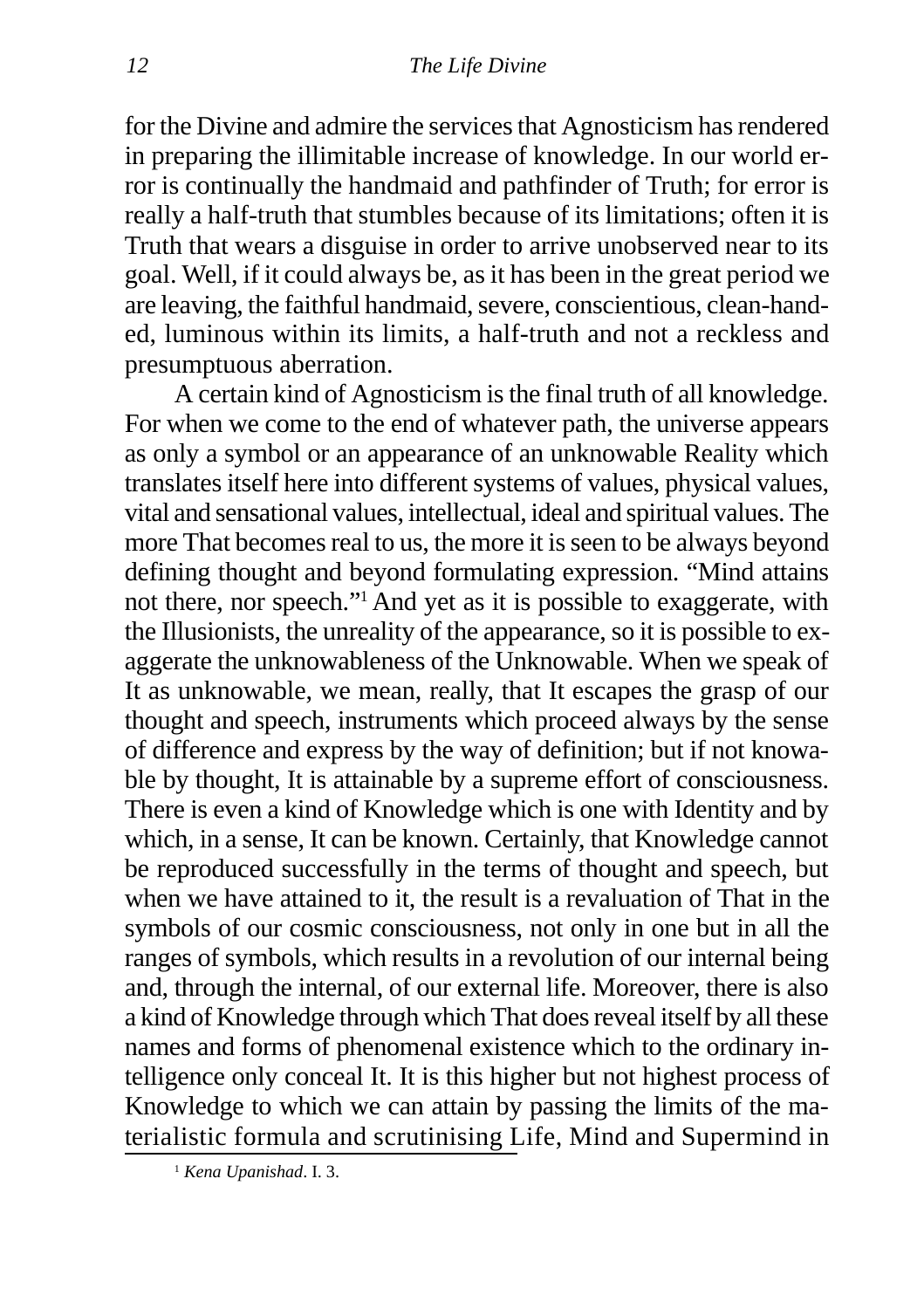for the Divine and admire the services that Agnosticism has rendered in preparing the illimitable increase of knowledge. In our world error is continually the handmaid and pathfinder of Truth; for error is really a half-truth that stumbles because of its limitations; often it is Truth that wears a disguise in order to arrive unobserved near to its goal. Well, if it could always be, as it has been in the great period we are leaving, the faithful handmaid, severe, conscientious, clean-handed, luminous within its limits, a half-truth and not a reckless and presumptuous aberration.

A certain kind of Agnosticism is the final truth of all knowledge. For when we come to the end of whatever path, the universe appears as only a symbol or an appearance of an unknowable Reality which translates itself here into different systems of values, physical values, vital and sensational values, intellectual, ideal and spiritual values. The more That becomes real to us, the more it is seen to be always beyond defining thought and beyond formulating expression. "Mind attains not there, nor speech."[1] And yet as it is possible to exaggerate, with the Illusionists, the unreality of the appearance, so it is possible to exaggerate the unknowableness of the Unknowable. When we speak of It as unknowable, we mean, really, that It escapes the grasp of our thought and speech, instruments which proceed always by the sense of difference and express by the way of definition; but if not knowable by thought, It is attainable by a supreme effort of consciousness. There is even a kind of Knowledge which is one with Identity and by which, in a sense, It can be known. Certainly, that Knowledge cannot be reproduced successfully in the terms of thought and speech, but when we have attained to it, the result is a revaluation of That in the symbols of our cosmic consciousness, not only in one but in all the ranges of symbols, which results in a revolution of our internal being and, through the internal, of our external life. Moreover, there is also a kind of Knowledge through which That does reveal itself by all these names and forms of phenomenal existence which to the ordinary intelligence only conceal It. It is this higher but not highest process of Knowledge to which we can attain by passing the limits of the materialistic formula and scrutinising Life, Mind and Supermind in

[1] *Kena Upanishad*. I. 3.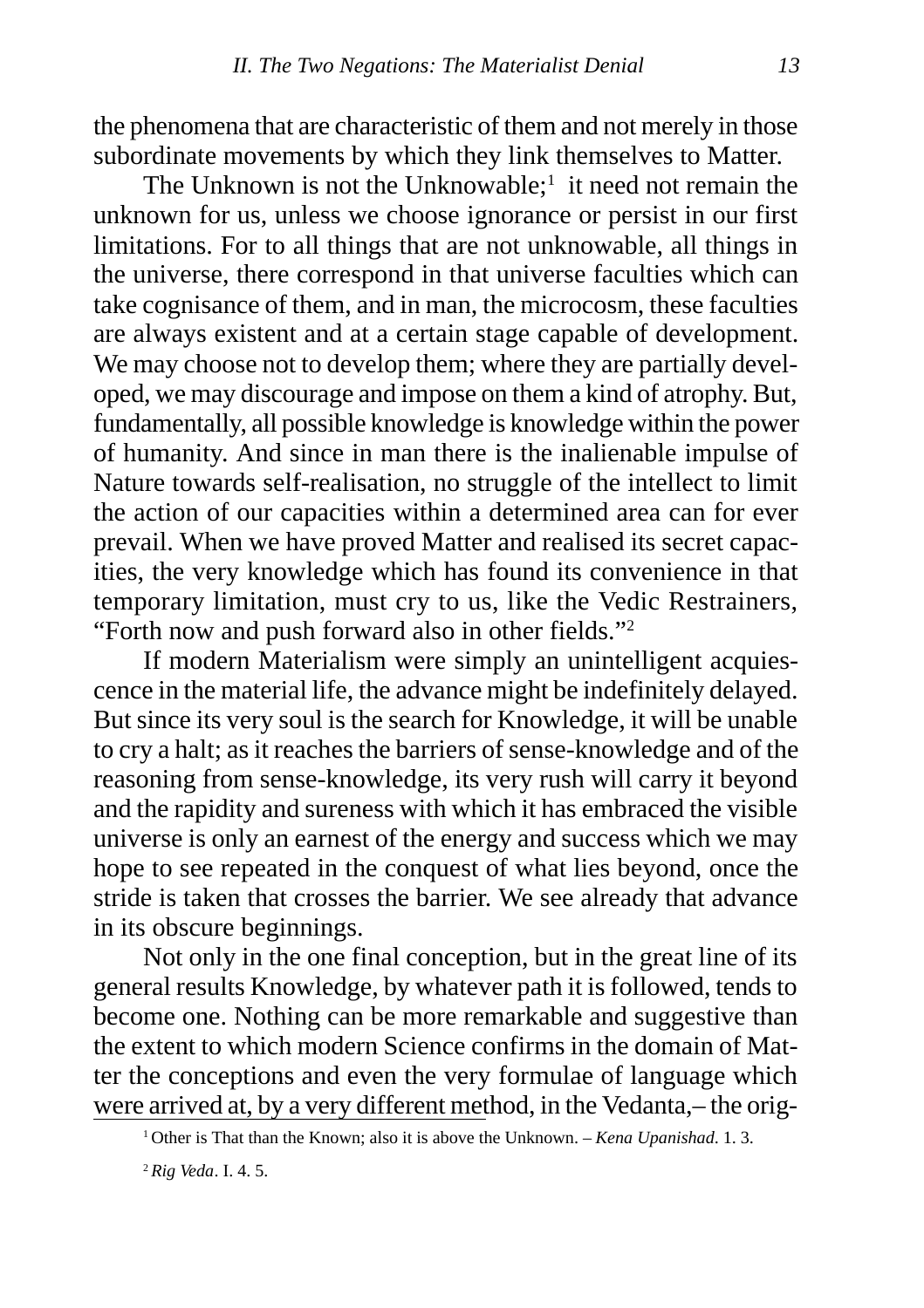the phenomena that are characteristic of them and not merely in those subordinate movements by which they link themselves to Matter.

The Unknown is not the Unknowable;[1] it need not remain the unknown for us, unless we choose ignorance or persist in our first limitations. For to all things that are not unknowable, all things in the universe, there correspond in that universe faculties which can take cognisance of them, and in man, the microcosm, these faculties are always existent and at a certain stage capable of development. We may choose not to develop them; where they are partially developed, we may discourage and impose on them a kind of atrophy. But, fundamentally, all possible knowledge is knowledge within the power of humanity. And since in man there is the inalienable impulse of Nature towards self-realisation, no struggle of the intellect to limit the action of our capacities within a determined area can for ever prevail. When we have proved Matter and realised its secret capacities, the very knowledge which has found its convenience in that temporary limitation, must cry to us, like the Vedic Restrainers, "Forth now and push forward also in other fields."[2]

If modern Materialism were simply an unintelligent acquiescence in the material life, the advance might be indefinitely delayed. But since its very soul is the search for Knowledge, it will be unable to cry a halt; as it reaches the barriers of sense-knowledge and of the reasoning from sense-knowledge, its very rush will carry it beyond and the rapidity and sureness with which it has embraced the visible universe is only an earnest of the energy and success which we may hope to see repeated in the conquest of what lies beyond, once the stride is taken that crosses the barrier. We see already that advance in its obscure beginnings.

Not only in the one final conception, but in the great line of its general results Knowledge, by whatever path it is followed, tends to become one. Nothing can be more remarkable and suggestive than the extent to which modern Science confirms in the domain of Matter the conceptions and even the very formulae of language which were arrived at, by a very different method, in the Vedanta,– the orig-

[1] Other is That than the Known; also it is above the Unknown. – *Kena Upanishad*. 1. 3.

[2] *Rig Veda*. I. 4. 5.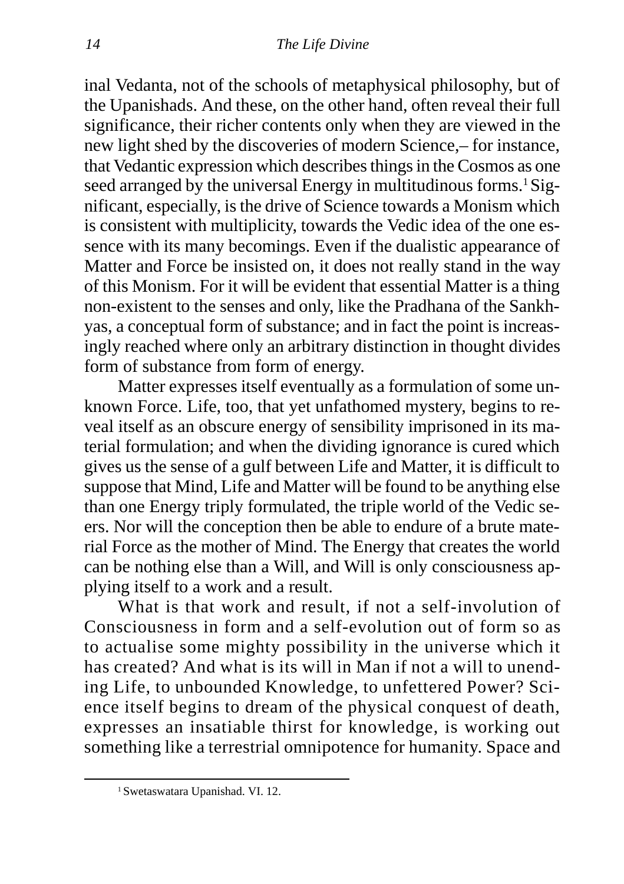inal Vedanta, not of the schools of metaphysical philosophy, but of the Upanishads. And these, on the other hand, often reveal their full significance, their richer contents only when they are viewed in the new light shed by the discoveries of modern Science,– for instance, that Vedantic expression which describes things in the Cosmos as one seed arranged by the universal Energy in multitudinous forms.[1] Significant, especially, is the drive of Science towards a Monism which is consistent with multiplicity, towards the Vedic idea of the one essence with its many becomings. Even if the dualistic appearance of Matter and Force be insisted on, it does not really stand in the way of this Monism. For it will be evident that essential Matter is a thing non-existent to the senses and only, like the Pradhana of the Sankhyas, a conceptual form of substance; and in fact the point is increasingly reached where only an arbitrary distinction in thought divides form of substance from form of energy.

Matter expresses itself eventually as a formulation of some unknown Force. Life, too, that yet unfathomed mystery, begins to reveal itself as an obscure energy of sensibility imprisoned in its material formulation; and when the dividing ignorance is cured which gives us the sense of a gulf between Life and Matter, it is difficult to suppose that Mind, Life and Matter will be found to be anything else than one Energy triply formulated, the triple world of the Vedic seers. Nor will the conception then be able to endure of a brute material Force as the mother of Mind. The Energy that creates the world can be nothing else than a Will, and Will is only consciousness applying itself to a work and a result.

What is that work and result, if not a self-involution of Consciousness in form and a self-evolution out of form so as to actualise some mighty possibility in the universe which it has created? And what is its will in Man if not a will to unending Life, to unbounded Knowledge, to unfettered Power? Science itself begins to dream of the physical conquest of death, expresses an insatiable thirst for knowledge, is working out something like a terrestrial omnipotence for humanity. Space and

[1] Swetaswatara Upanishad. VI. 12.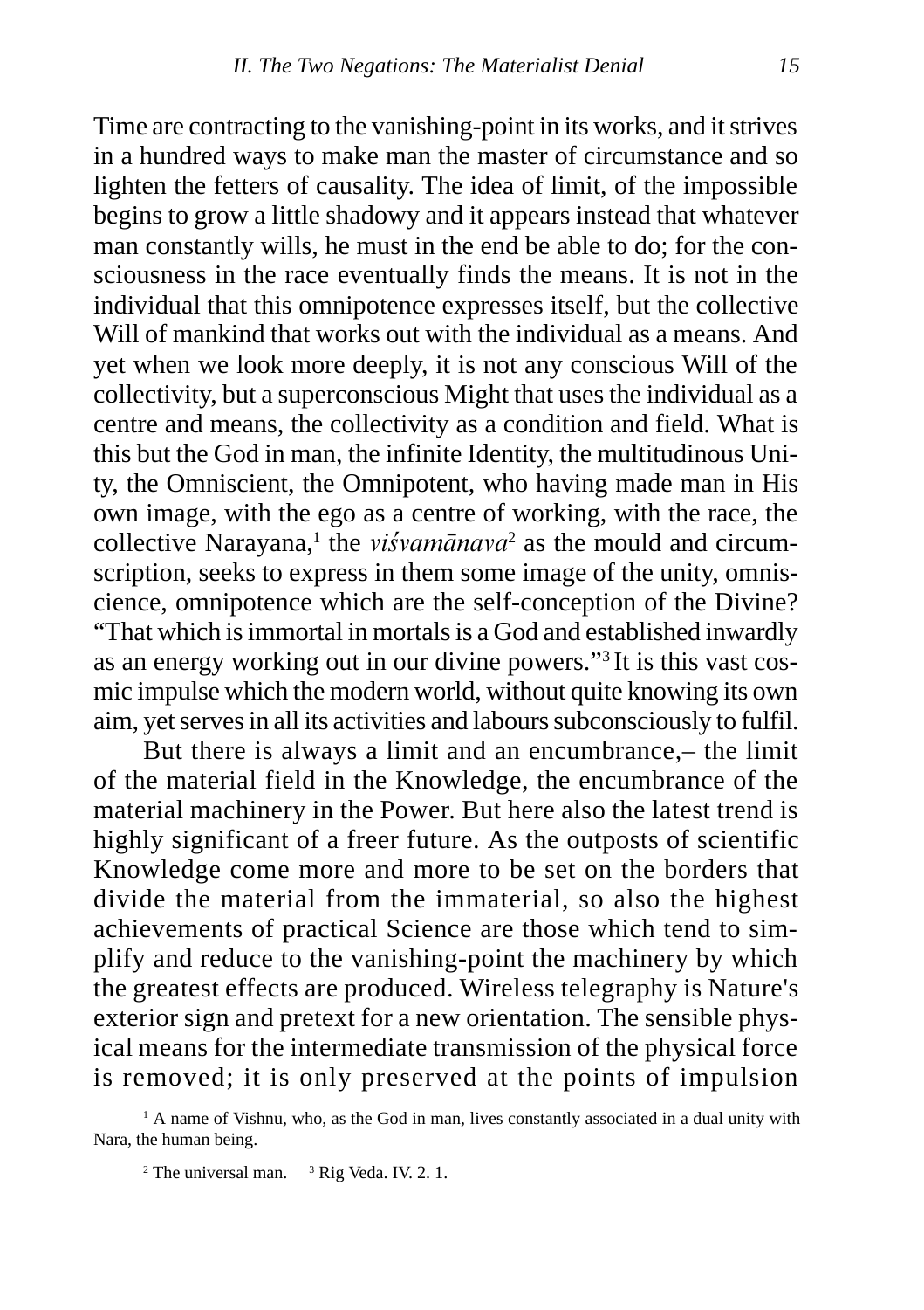Time are contracting to the vanishing-point in its works, and it strives in a hundred ways to make man the master of circumstance and so lighten the fetters of causality. The idea of limit, of the impossible begins to grow a little shadowy and it appears instead that whatever man constantly wills, he must in the end be able to do; for the consciousness in the race eventually finds the means. It is not in the individual that this omnipotence expresses itself, but the collective Will of mankind that works out with the individual as a means. And yet when we look more deeply, it is not any conscious Will of the collectivity, but a superconscious Might that uses the individual as a centre and means, the collectivity as a condition and field. What is this but the God in man, the infinite Identity, the multitudinous Unity, the Omniscient, the Omnipotent, who having made man in His own image, with the ego as a centre of working, with the race, the collective Narayana,[1] the *viśvamānava*[2] as the mould and circumscription, seeks to express in them some image of the unity, omniscience, omnipotence which are the self-conception of the Divine? "That which is immortal in mortals is a God and established inwardly as an energy working out in our divine powers."[3] It is this vast cosmic impulse which the modern world, without quite knowing its own aim, yet serves in all its activities and labours subconsciously to fulfil.

But there is always a limit and an encumbrance,– the limit of the material field in the Knowledge, the encumbrance of the material machinery in the Power. But here also the latest trend is highly significant of a freer future. As the outposts of scientific Knowledge come more and more to be set on the borders that divide the material from the immaterial, so also the highest achievements of practical Science are those which tend to simplify and reduce to the vanishing-point the machinery by which the greatest effects are produced. Wireless telegraphy is Nature's exterior sign and pretext for a new orientation. The sensible physical means for the intermediate transmission of the physical force is removed; it is only preserved at the points of impulsion

[1] A name of Vishnu, who, as the God in man, lives constantly associated in a dual unity with Nara, the human being.

[2] The universal man. [3] Rig Veda. IV. 2. 1.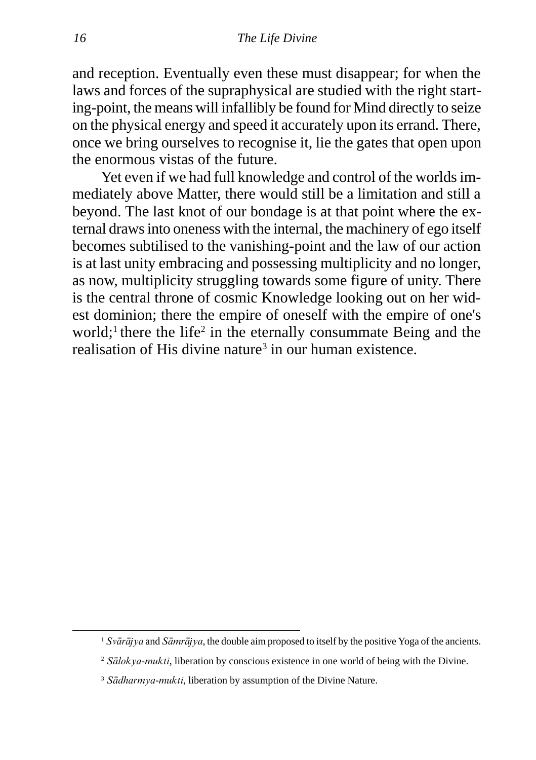and reception. Eventually even these must disappear; for when the laws and forces of the supraphysical are studied with the right starting-point, the means will infallibly be found for Mind directly to seize on the physical energy and speed it accurately upon its errand. There, once we bring ourselves to recognise it, lie the gates that open upon the enormous vistas of the future.

Yet even if we had full knowledge and control of the worlds immediately above Matter, there would still be a limitation and still a beyond. The last knot of our bondage is at that point where the external draws into oneness with the internal, the machinery of ego itself becomes subtilised to the vanishing-point and the law of our action is at last unity embracing and possessing multiplicity and no longer, as now, multiplicity struggling towards some figure of unity. There is the central throne of cosmic Knowledge looking out on her widest dominion; there the empire of oneself with the empire of one's world;[1] there the life[2] in the eternally consummate Being and the realisation of His divine nature[3] in our human existence.

---

[1] *Svārājya* and *Sāmrājya*, the double aim proposed to itself by the positive Yoga of the ancients.

[2] *Sālokya-mukti*, liberation by conscious existence in one world of being with the Divine.

[3] *Sādharmya-mukti*, liberation by assumption of the Divine Nature.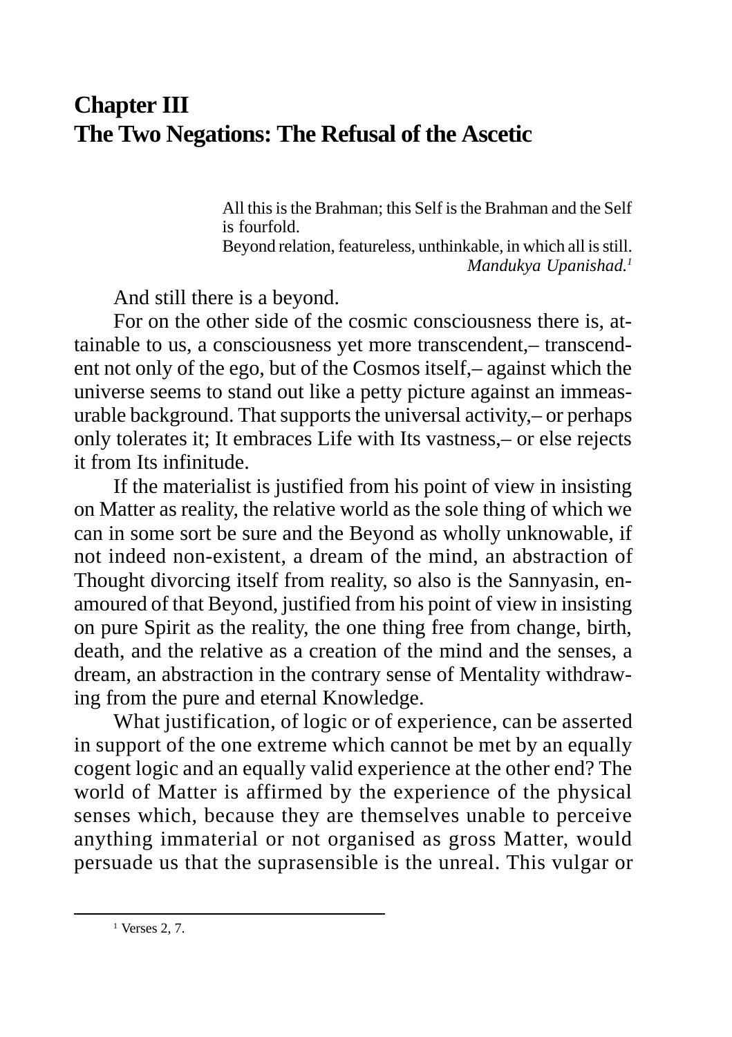# Chapter III
# The Two Negations: The Refusal of the Ascetic

> All this is the Brahman; this Self is the Brahman and the Self is fourfold.
> Beyond relation, featureless, unthinkable, in which all is still.
> *Mandukya Upanishad.*[1]

And still there is a beyond.

For on the other side of the cosmic consciousness there is, attainable to us, a consciousness yet more transcendent,– transcendent not only of the ego, but of the Cosmos itself,– against which the universe seems to stand out like a petty picture against an immeasurable background. That supports the universal activity,– or perhaps only tolerates it; It embraces Life with Its vastness,– or else rejects it from Its infinitude.

If the materialist is justified from his point of view in insisting on Matter as reality, the relative world as the sole thing of which we can in some sort be sure and the Beyond as wholly unknowable, if not indeed non-existent, a dream of the mind, an abstraction of Thought divorcing itself from reality, so also is the Sannyasin, enamoured of that Beyond, justified from his point of view in insisting on pure Spirit as the reality, the one thing free from change, birth, death, and the relative as a creation of the mind and the senses, a dream, an abstraction in the contrary sense of Mentality withdrawing from the pure and eternal Knowledge.

What justification, of logic or of experience, can be asserted in support of the one extreme which cannot be met by an equally cogent logic and an equally valid experience at the other end? The world of Matter is affirmed by the experience of the physical senses which, because they are themselves unable to perceive anything immaterial or not organised as gross Matter, would persuade us that the suprasensible is the unreal. This vulgar or

---

[1] Verses 2, 7.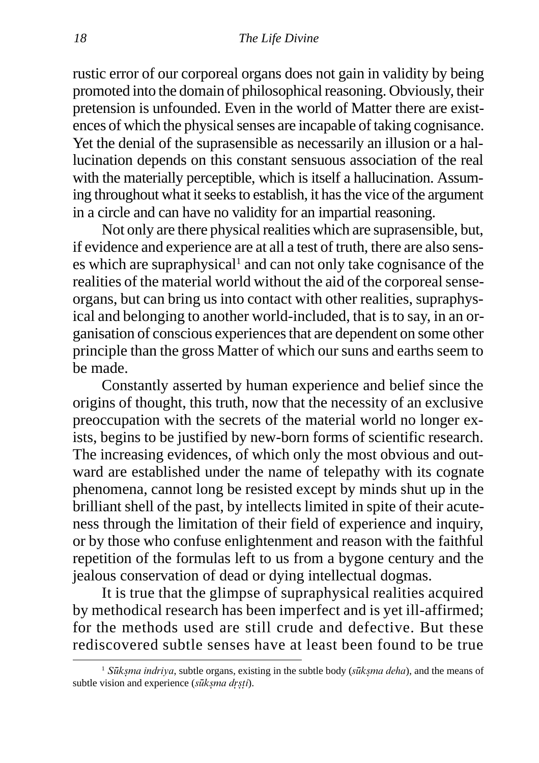rustic error of our corporeal organs does not gain in validity by being promoted into the domain of philosophical reasoning. Obviously, their pretension is unfounded. Even in the world of Matter there are existences of which the physical senses are incapable of taking cognisance. Yet the denial of the suprasensible as necessarily an illusion or a hallucination depends on this constant sensuous association of the real with the materially perceptible, which is itself a hallucination. Assuming throughout what it seeks to establish, it has the vice of the argument in a circle and can have no validity for an impartial reasoning.

Not only are there physical realities which are suprasensible, but, if evidence and experience are at all a test of truth, there are also senses which are supraphysical[1] and can not only take cognisance of the realities of the material world without the aid of the corporeal sense-organs, but can bring us into contact with other realities, supraphysical and belonging to another world-included, that is to say, in an organisation of conscious experiences that are dependent on some other principle than the gross Matter of which our suns and earths seem to be made.

Constantly asserted by human experience and belief since the origins of thought, this truth, now that the necessity of an exclusive preoccupation with the secrets of the material world no longer exists, begins to be justified by new-born forms of scientific research. The increasing evidences, of which only the most obvious and outward are established under the name of telepathy with its cognate phenomena, cannot long be resisted except by minds shut up in the brilliant shell of the past, by intellects limited in spite of their acuteness through the limitation of their field of experience and inquiry, or by those who confuse enlightenment and reason with the faithful repetition of the formulas left to us from a bygone century and the jealous conservation of dead or dying intellectual dogmas.

It is true that the glimpse of supraphysical realities acquired by methodical research has been imperfect and is yet ill-affirmed; for the methods used are still crude and defective. But these rediscovered subtle senses have at least been found to be true

---

[1] *Sūkṣma indriya*, subtle organs, existing in the subtle body (*sūkṣma deha*), and the means of subtle vision and experience (*sūkṣma dṛṣṭi*).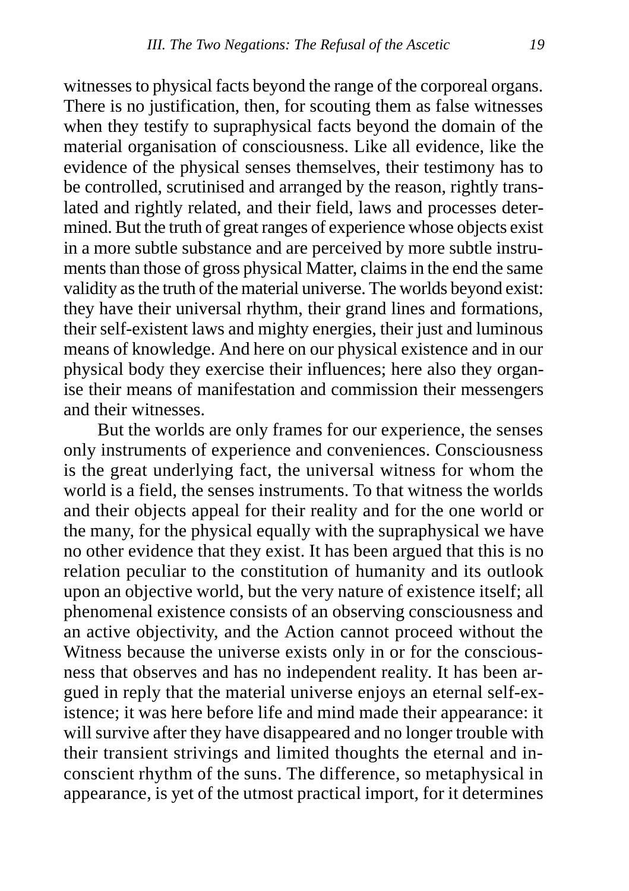witnesses to physical facts beyond the range of the corporeal organs. There is no justification, then, for scouting them as false witnesses when they testify to supraphysical facts beyond the domain of the material organisation of consciousness. Like all evidence, like the evidence of the physical senses themselves, their testimony has to be controlled, scrutinised and arranged by the reason, rightly translated and rightly related, and their field, laws and processes determined. But the truth of great ranges of experience whose objects exist in a more subtle substance and are perceived by more subtle instruments than those of gross physical Matter, claims in the end the same validity as the truth of the material universe. The worlds beyond exist: they have their universal rhythm, their grand lines and formations, their self-existent laws and mighty energies, their just and luminous means of knowledge. And here on our physical existence and in our physical body they exercise their influences; here also they organise their means of manifestation and commission their messengers and their witnesses.

But the worlds are only frames for our experience, the senses only instruments of experience and conveniences. Consciousness is the great underlying fact, the universal witness for whom the world is a field, the senses instruments. To that witness the worlds and their objects appeal for their reality and for the one world or the many, for the physical equally with the supraphysical we have no other evidence that they exist. It has been argued that this is no relation peculiar to the constitution of humanity and its outlook upon an objective world, but the very nature of existence itself; all phenomenal existence consists of an observing consciousness and an active objectivity, and the Action cannot proceed without the Witness because the universe exists only in or for the consciousness that observes and has no independent reality. It has been argued in reply that the material universe enjoys an eternal self-existence; it was here before life and mind made their appearance: it will survive after they have disappeared and no longer trouble with their transient strivings and limited thoughts the eternal and inconscient rhythm of the suns. The difference, so metaphysical in appearance, is yet of the utmost practical import, for it determines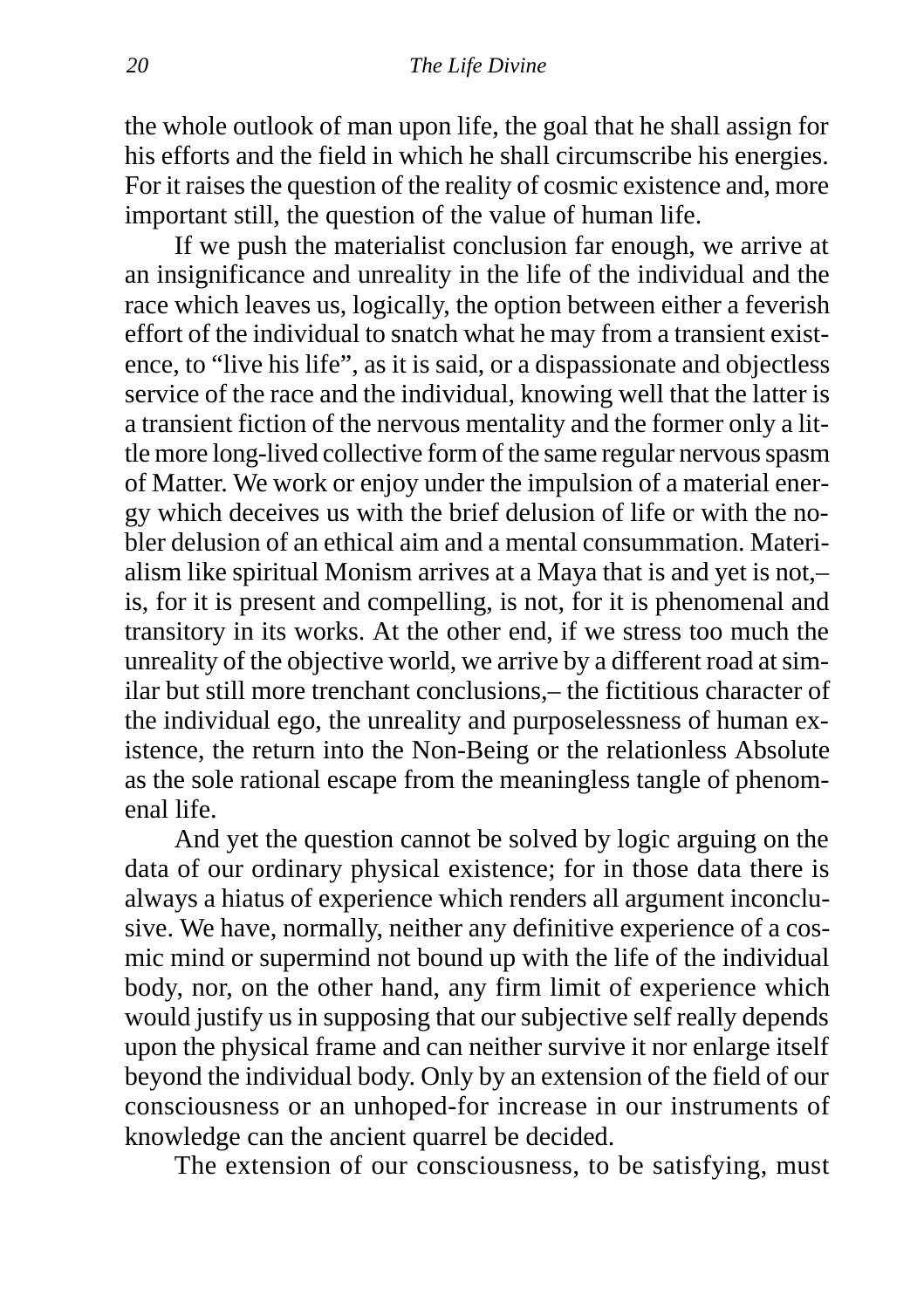the whole outlook of man upon life, the goal that he shall assign for his efforts and the field in which he shall circumscribe his energies. For it raises the question of the reality of cosmic existence and, more important still, the question of the value of human life.

If we push the materialist conclusion far enough, we arrive at an insignificance and unreality in the life of the individual and the race which leaves us, logically, the option between either a feverish effort of the individual to snatch what he may from a transient existence, to "live his life", as it is said, or a dispassionate and objectless service of the race and the individual, knowing well that the latter is a transient fiction of the nervous mentality and the former only a little more long-lived collective form of the same regular nervous spasm of Matter. We work or enjoy under the impulsion of a material energy which deceives us with the brief delusion of life or with the nobler delusion of an ethical aim and a mental consummation. Materialism like spiritual Monism arrives at a Maya that is and yet is not,– is, for it is present and compelling, is not, for it is phenomenal and transitory in its works. At the other end, if we stress too much the unreality of the objective world, we arrive by a different road at similar but still more trenchant conclusions,– the fictitious character of the individual ego, the unreality and purposelessness of human existence, the return into the Non-Being or the relationless Absolute as the sole rational escape from the meaningless tangle of phenomenal life.

And yet the question cannot be solved by logic arguing on the data of our ordinary physical existence; for in those data there is always a hiatus of experience which renders all argument inconclusive. We have, normally, neither any definitive experience of a cosmic mind or supermind not bound up with the life of the individual body, nor, on the other hand, any firm limit of experience which would justify us in supposing that our subjective self really depends upon the physical frame and can neither survive it nor enlarge itself beyond the individual body. Only by an extension of the field of our consciousness or an unhoped-for increase in our instruments of knowledge can the ancient quarrel be decided.

The extension of our consciousness, to be satisfying, must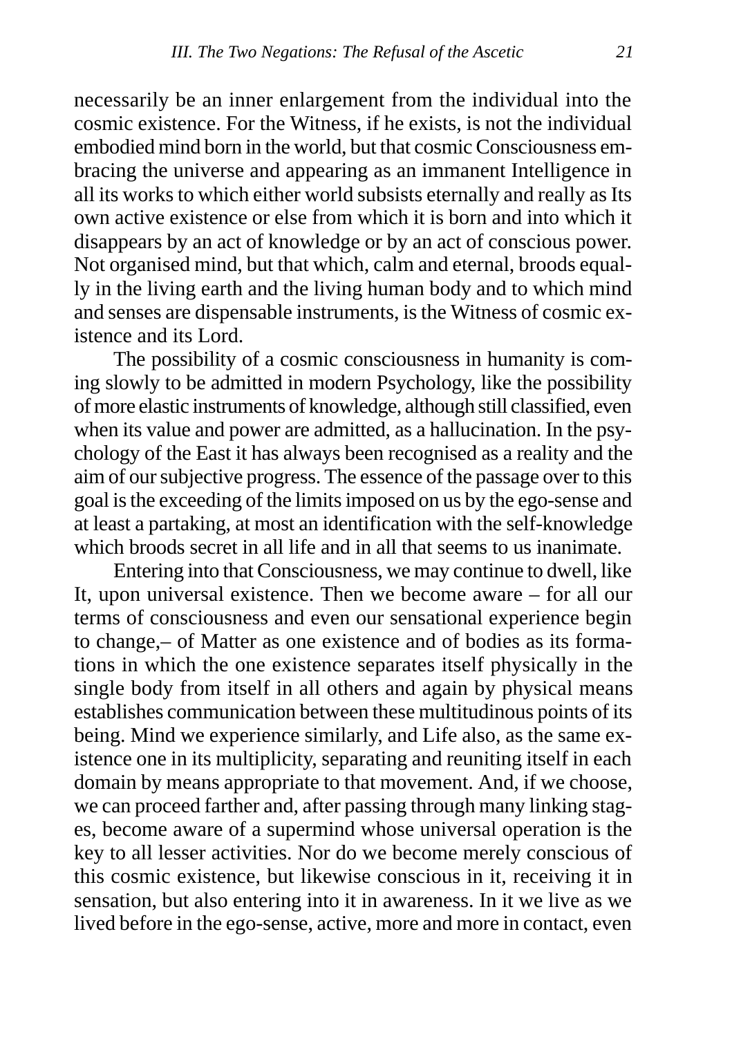necessarily be an inner enlargement from the individual into the cosmic existence. For the Witness, if he exists, is not the individual embodied mind born in the world, but that cosmic Consciousness embracing the universe and appearing as an immanent Intelligence in all its works to which either world subsists eternally and really as Its own active existence or else from which it is born and into which it disappears by an act of knowledge or by an act of conscious power. Not organised mind, but that which, calm and eternal, broods equally in the living earth and the living human body and to which mind and senses are dispensable instruments, is the Witness of cosmic existence and its Lord.

The possibility of a cosmic consciousness in humanity is coming slowly to be admitted in modern Psychology, like the possibility of more elastic instruments of knowledge, although still classified, even when its value and power are admitted, as a hallucination. In the psychology of the East it has always been recognised as a reality and the aim of our subjective progress. The essence of the passage over to this goal is the exceeding of the limits imposed on us by the ego-sense and at least a partaking, at most an identification with the self-knowledge which broods secret in all life and in all that seems to us inanimate.

Entering into that Consciousness, we may continue to dwell, like It, upon universal existence. Then we become aware – for all our terms of consciousness and even our sensational experience begin to change,– of Matter as one existence and of bodies as its formations in which the one existence separates itself physically in the single body from itself in all others and again by physical means establishes communication between these multitudinous points of its being. Mind we experience similarly, and Life also, as the same existence one in its multiplicity, separating and reuniting itself in each domain by means appropriate to that movement. And, if we choose, we can proceed farther and, after passing through many linking stages, become aware of a supermind whose universal operation is the key to all lesser activities. Nor do we become merely conscious of this cosmic existence, but likewise conscious in it, receiving it in sensation, but also entering into it in awareness. In it we live as we lived before in the ego-sense, active, more and more in contact, even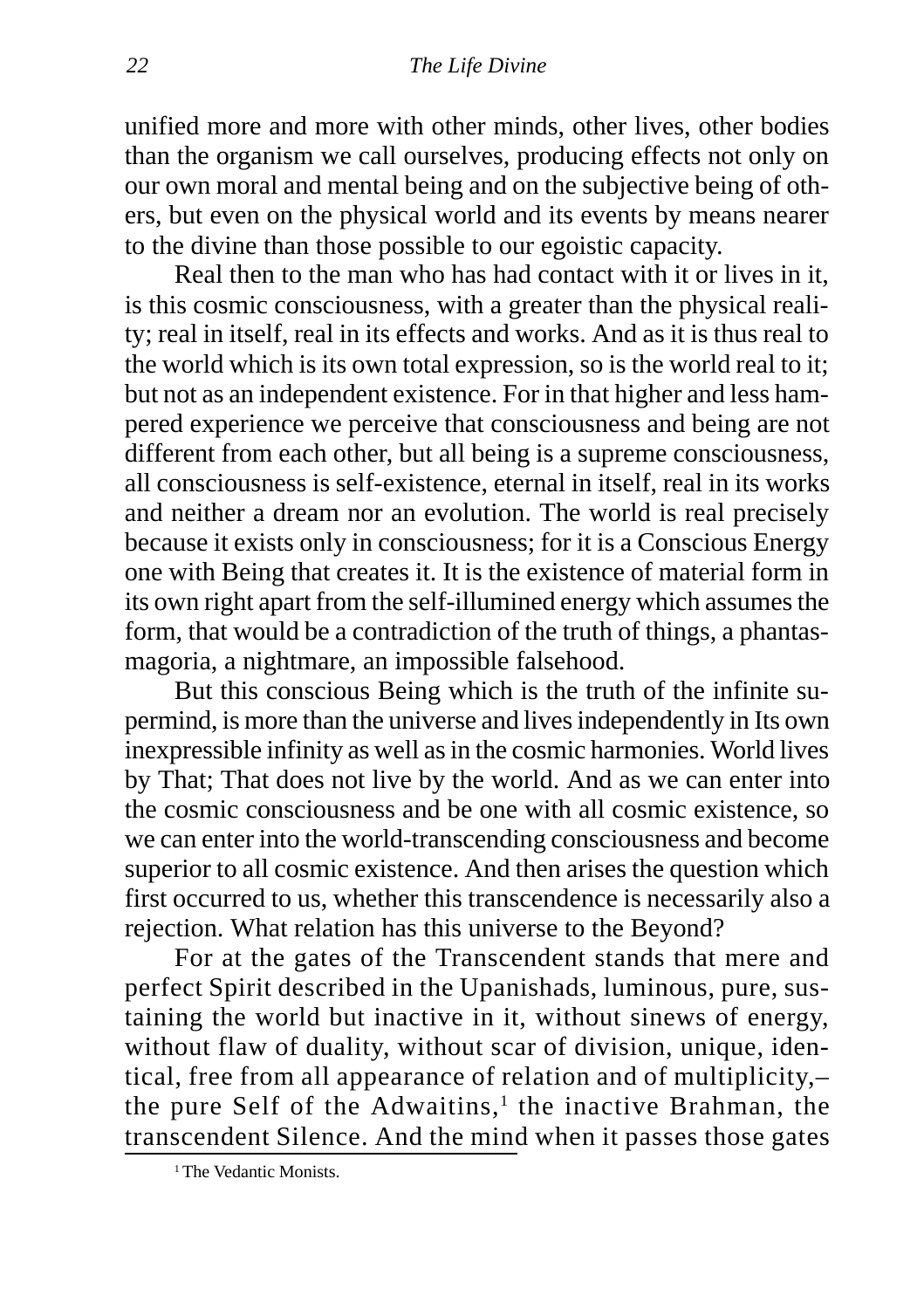unified more and more with other minds, other lives, other bodies than the organism we call ourselves, producing effects not only on our own moral and mental being and on the subjective being of others, but even on the physical world and its events by means nearer to the divine than those possible to our egoistic capacity.

Real then to the man who has had contact with it or lives in it, is this cosmic consciousness, with a greater than the physical reality; real in itself, real in its effects and works. And as it is thus real to the world which is its own total expression, so is the world real to it; but not as an independent existence. For in that higher and less hampered experience we perceive that consciousness and being are not different from each other, but all being is a supreme consciousness, all consciousness is self-existence, eternal in itself, real in its works and neither a dream nor an evolution. The world is real precisely because it exists only in consciousness; for it is a Conscious Energy one with Being that creates it. It is the existence of material form in its own right apart from the self-illumined energy which assumes the form, that would be a contradiction of the truth of things, a phantasmagoria, a nightmare, an impossible falsehood.

But this conscious Being which is the truth of the infinite supermind, is more than the universe and lives independently in Its own inexpressible infinity as well as in the cosmic harmonies. World lives by That; That does not live by the world. And as we can enter into the cosmic consciousness and be one with all cosmic existence, so we can enter into the world-transcending consciousness and become superior to all cosmic existence. And then arises the question which first occurred to us, whether this transcendence is necessarily also a rejection. What relation has this universe to the Beyond?

For at the gates of the Transcendent stands that mere and perfect Spirit described in the Upanishads, luminous, pure, sustaining the world but inactive in it, without sinews of energy, without flaw of duality, without scar of division, unique, identical, free from all appearance of relation and of multiplicity,– the pure Self of the Adwaitins,[1] the inactive Brahman, the transcendent Silence. And the mind when it passes those gates

[1] The Vedantic Monists.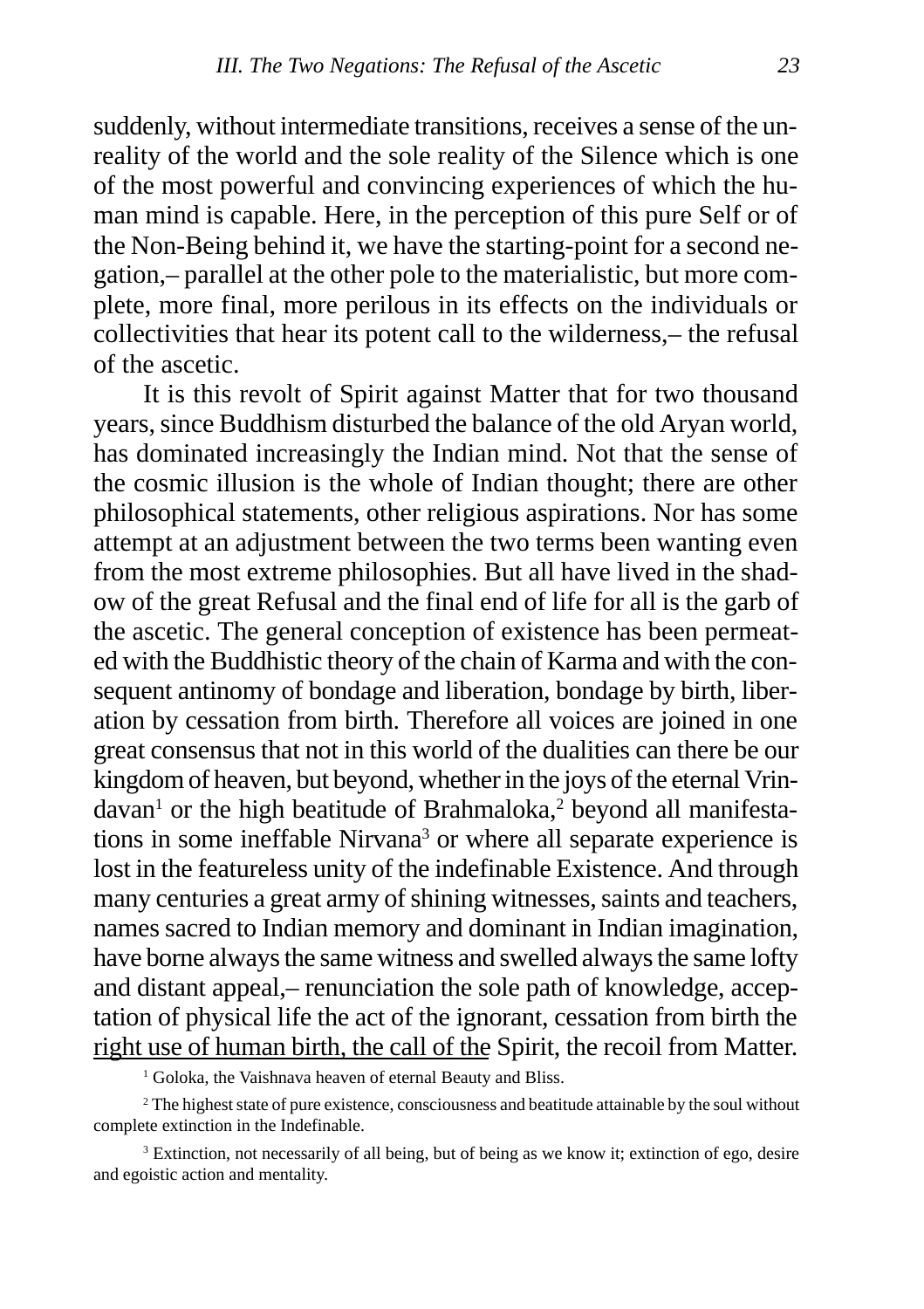suddenly, without intermediate transitions, receives a sense of the unreality of the world and the sole reality of the Silence which is one of the most powerful and convincing experiences of which the human mind is capable. Here, in the perception of this pure Self or of the Non-Being behind it, we have the starting-point for a second negation,– parallel at the other pole to the materialistic, but more complete, more final, more perilous in its effects on the individuals or collectivities that hear its potent call to the wilderness,– the refusal of the ascetic.

It is this revolt of Spirit against Matter that for two thousand years, since Buddhism disturbed the balance of the old Aryan world, has dominated increasingly the Indian mind. Not that the sense of the cosmic illusion is the whole of Indian thought; there are other philosophical statements, other religious aspirations. Nor has some attempt at an adjustment between the two terms been wanting even from the most extreme philosophies. But all have lived in the shadow of the great Refusal and the final end of life for all is the garb of the ascetic. The general conception of existence has been permeated with the Buddhistic theory of the chain of Karma and with the consequent antinomy of bondage and liberation, bondage by birth, liberation by cessation from birth. Therefore all voices are joined in one great consensus that not in this world of the dualities can there be our kingdom of heaven, but beyond, whether in the joys of the eternal Vrindavan[1] or the high beatitude of Brahmaloka,[2] beyond all manifestations in some ineffable Nirvana[3] or where all separate experience is lost in the featureless unity of the indefinable Existence. And through many centuries a great army of shining witnesses, saints and teachers, names sacred to Indian memory and dominant in Indian imagination, have borne always the same witness and swelled always the same lofty and distant appeal,– renunciation the sole path of knowledge, acceptation of physical life the act of the ignorant, cessation from birth the right use of human birth, the call of the Spirit, the recoil from Matter.

[1] Goloka, the Vaishnava heaven of eternal Beauty and Bliss.

[2] The highest state of pure existence, consciousness and beatitude attainable by the soul without complete extinction in the Indefinable.

[3] Extinction, not necessarily of all being, but of being as we know it; extinction of ego, desire and egoistic action and mentality.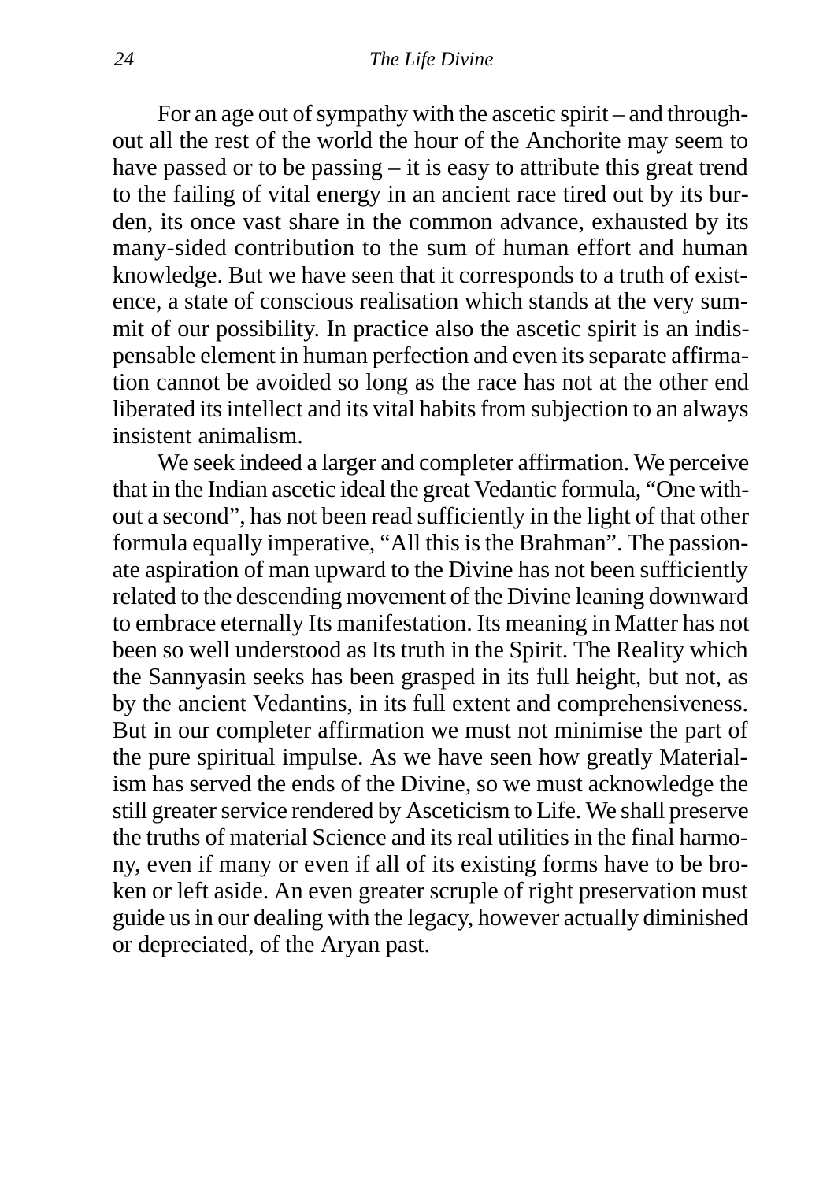For an age out of sympathy with the ascetic spirit – and throughout all the rest of the world the hour of the Anchorite may seem to have passed or to be passing – it is easy to attribute this great trend to the failing of vital energy in an ancient race tired out by its burden, its once vast share in the common advance, exhausted by its many-sided contribution to the sum of human effort and human knowledge. But we have seen that it corresponds to a truth of existence, a state of conscious realisation which stands at the very summit of our possibility. In practice also the ascetic spirit is an indispensable element in human perfection and even its separate affirmation cannot be avoided so long as the race has not at the other end liberated its intellect and its vital habits from subjection to an always insistent animalism.

We seek indeed a larger and completer affirmation. We perceive that in the Indian ascetic ideal the great Vedantic formula, "One without a second", has not been read sufficiently in the light of that other formula equally imperative, "All this is the Brahman". The passionate aspiration of man upward to the Divine has not been sufficiently related to the descending movement of the Divine leaning downward to embrace eternally Its manifestation. Its meaning in Matter has not been so well understood as Its truth in the Spirit. The Reality which the Sannyasin seeks has been grasped in its full height, but not, as by the ancient Vedantins, in its full extent and comprehensiveness. But in our completer affirmation we must not minimise the part of the pure spiritual impulse. As we have seen how greatly Materialism has served the ends of the Divine, so we must acknowledge the still greater service rendered by Asceticism to Life. We shall preserve the truths of material Science and its real utilities in the final harmony, even if many or even if all of its existing forms have to be broken or left aside. An even greater scruple of right preservation must guide us in our dealing with the legacy, however actually diminished or depreciated, of the Aryan past.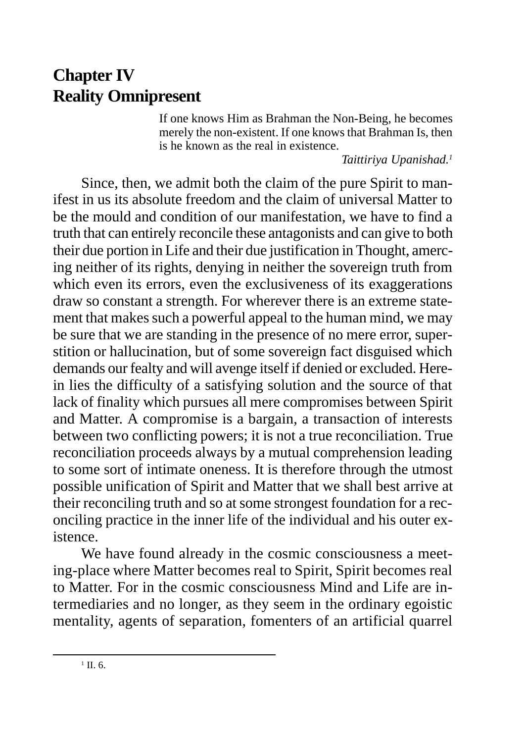# Chapter IV
# Reality Omnipresent

> If one knows Him as Brahman the Non-Being, he becomes merely the non-existent. If one knows that Brahman Is, then is he known as the real in existence.
>
> *Taittiriya Upanishad.*[1]

Since, then, we admit both the claim of the pure Spirit to manifest in us its absolute freedom and the claim of universal Matter to be the mould and condition of our manifestation, we have to find a truth that can entirely reconcile these antagonists and can give to both their due portion in Life and their due justification in Thought, amercing neither of its rights, denying in neither the sovereign truth from which even its errors, even the exclusiveness of its exaggerations draw so constant a strength. For wherever there is an extreme statement that makes such a powerful appeal to the human mind, we may be sure that we are standing in the presence of no mere error, superstition or hallucination, but of some sovereign fact disguised which demands our fealty and will avenge itself if denied or excluded. Herein lies the difficulty of a satisfying solution and the source of that lack of finality which pursues all mere compromises between Spirit and Matter. A compromise is a bargain, a transaction of interests between two conflicting powers; it is not a true reconciliation. True reconciliation proceeds always by a mutual comprehension leading to some sort of intimate oneness. It is therefore through the utmost possible unification of Spirit and Matter that we shall best arrive at their reconciling truth and so at some strongest foundation for a reconciling practice in the inner life of the individual and his outer existence.

We have found already in the cosmic consciousness a meeting-place where Matter becomes real to Spirit, Spirit becomes real to Matter. For in the cosmic consciousness Mind and Life are intermediaries and no longer, as they seem in the ordinary egoistic mentality, agents of separation, fomenters of an artificial quarrel

---

[1] II. 6.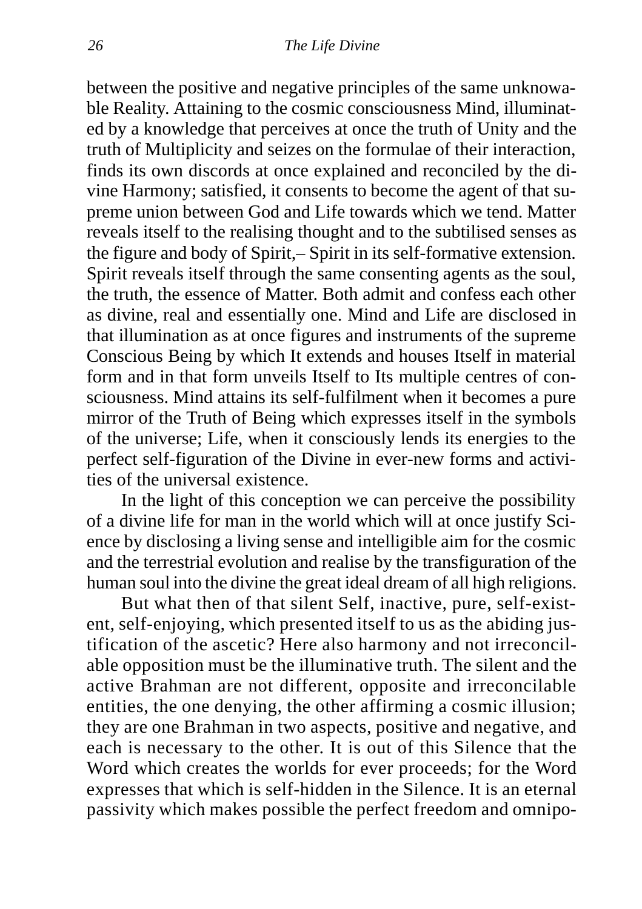between the positive and negative principles of the same unknowable Reality. Attaining to the cosmic consciousness Mind, illuminated by a knowledge that perceives at once the truth of Unity and the truth of Multiplicity and seizes on the formulae of their interaction, finds its own discords at once explained and reconciled by the divine Harmony; satisfied, it consents to become the agent of that supreme union between God and Life towards which we tend. Matter reveals itself to the realising thought and to the subtilised senses as the figure and body of Spirit,– Spirit in its self-formative extension. Spirit reveals itself through the same consenting agents as the soul, the truth, the essence of Matter. Both admit and confess each other as divine, real and essentially one. Mind and Life are disclosed in that illumination as at once figures and instruments of the supreme Conscious Being by which It extends and houses Itself in material form and in that form unveils Itself to Its multiple centres of consciousness. Mind attains its self-fulfilment when it becomes a pure mirror of the Truth of Being which expresses itself in the symbols of the universe; Life, when it consciously lends its energies to the perfect self-figuration of the Divine in ever-new forms and activities of the universal existence.

In the light of this conception we can perceive the possibility of a divine life for man in the world which will at once justify Science by disclosing a living sense and intelligible aim for the cosmic and the terrestrial evolution and realise by the transfiguration of the human soul into the divine the great ideal dream of all high religions.

But what then of that silent Self, inactive, pure, self-existent, self-enjoying, which presented itself to us as the abiding justification of the ascetic? Here also harmony and not irreconcilable opposition must be the illuminative truth. The silent and the active Brahman are not different, opposite and irreconcilable entities, the one denying, the other affirming a cosmic illusion; they are one Brahman in two aspects, positive and negative, and each is necessary to the other. It is out of this Silence that the Word which creates the worlds for ever proceeds; for the Word expresses that which is self-hidden in the Silence. It is an eternal passivity which makes possible the perfect freedom and omnipo-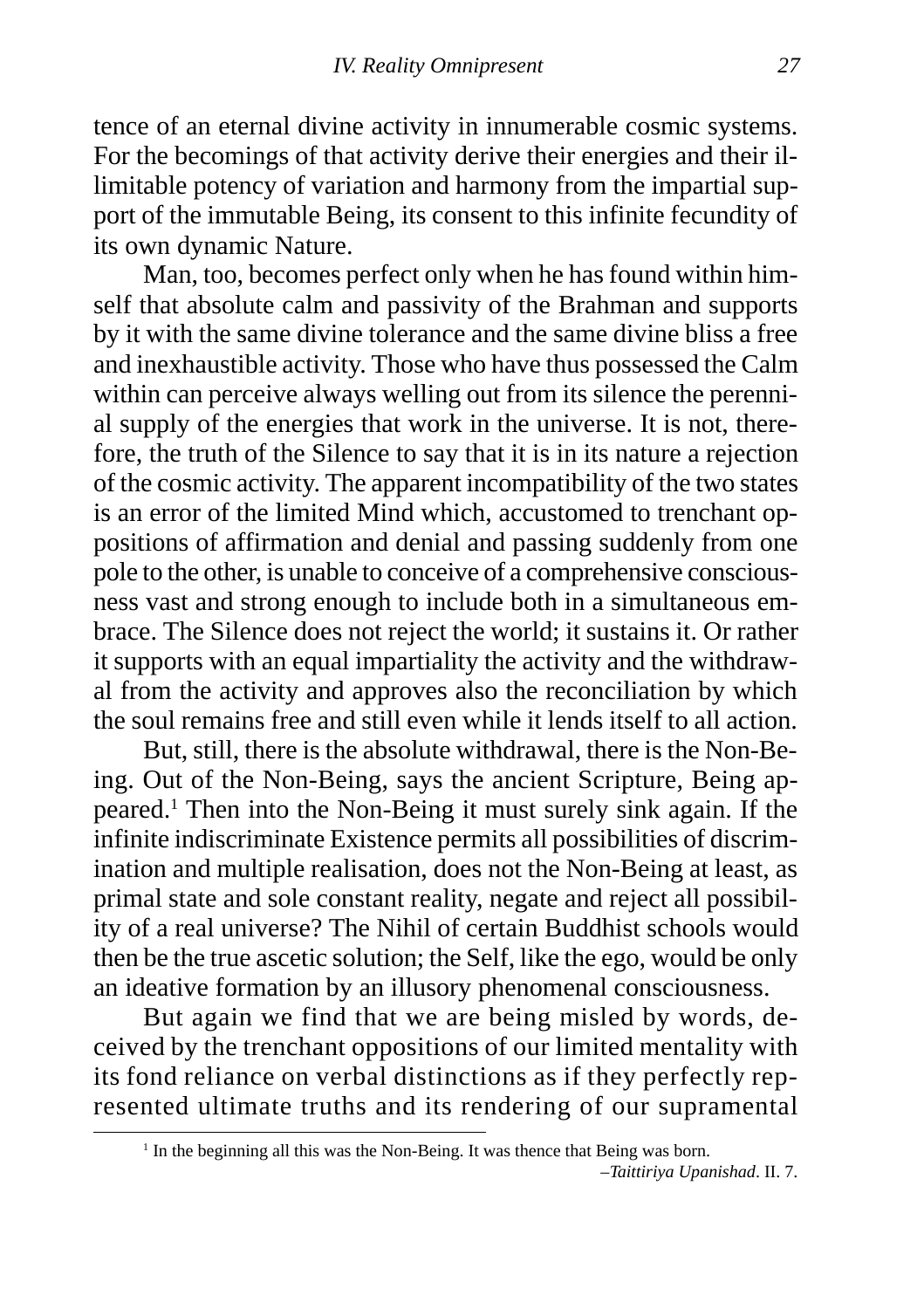tence of an eternal divine activity in innumerable cosmic systems. For the becomings of that activity derive their energies and their illimitable potency of variation and harmony from the impartial support of the immutable Being, its consent to this infinite fecundity of its own dynamic Nature.

Man, too, becomes perfect only when he has found within himself that absolute calm and passivity of the Brahman and supports by it with the same divine tolerance and the same divine bliss a free and inexhaustible activity. Those who have thus possessed the Calm within can perceive always welling out from its silence the perennial supply of the energies that work in the universe. It is not, therefore, the truth of the Silence to say that it is in its nature a rejection of the cosmic activity. The apparent incompatibility of the two states is an error of the limited Mind which, accustomed to trenchant oppositions of affirmation and denial and passing suddenly from one pole to the other, is unable to conceive of a comprehensive consciousness vast and strong enough to include both in a simultaneous embrace. The Silence does not reject the world; it sustains it. Or rather it supports with an equal impartiality the activity and the withdrawal from the activity and approves also the reconciliation by which the soul remains free and still even while it lends itself to all action.

But, still, there is the absolute withdrawal, there is the Non-Being. Out of the Non-Being, says the ancient Scripture, Being appeared.[1] Then into the Non-Being it must surely sink again. If the infinite indiscriminate Existence permits all possibilities of discrimination and multiple realisation, does not the Non-Being at least, as primal state and sole constant reality, negate and reject all possibility of a real universe? The Nihil of certain Buddhist schools would then be the true ascetic solution; the Self, like the ego, would be only an ideative formation by an illusory phenomenal consciousness.

But again we find that we are being misled by words, deceived by the trenchant oppositions of our limited mentality with its fond reliance on verbal distinctions as if they perfectly represented ultimate truths and its rendering of our supramental

---

[1] In the beginning all this was the Non-Being. It was thence that Being was born.

–*Taittiriya Upanishad*. II. 7.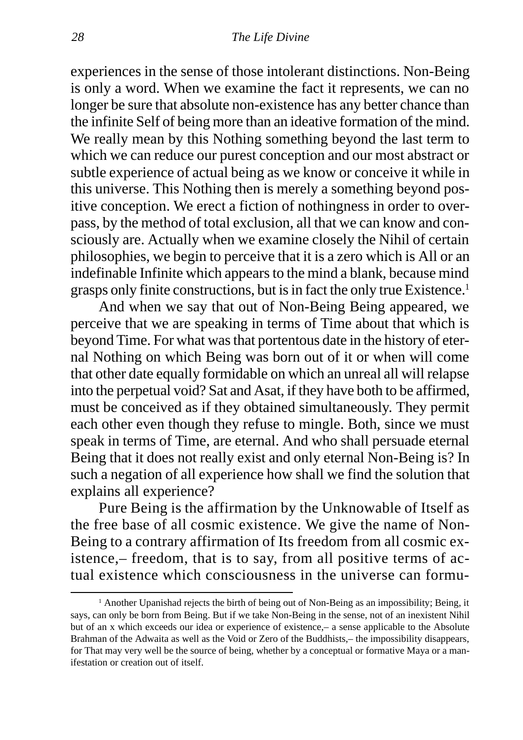experiences in the sense of those intolerant distinctions. Non-Being is only a word. When we examine the fact it represents, we can no longer be sure that absolute non-existence has any better chance than the infinite Self of being more than an ideative formation of the mind. We really mean by this Nothing something beyond the last term to which we can reduce our purest conception and our most abstract or subtle experience of actual being as we know or conceive it while in this universe. This Nothing then is merely a something beyond positive conception. We erect a fiction of nothingness in order to overpass, by the method of total exclusion, all that we can know and consciously are. Actually when we examine closely the Nihil of certain philosophies, we begin to perceive that it is a zero which is All or an indefinable Infinite which appears to the mind a blank, because mind grasps only finite constructions, but is in fact the only true Existence.[1]

And when we say that out of Non-Being Being appeared, we perceive that we are speaking in terms of Time about that which is beyond Time. For what was that portentous date in the history of eternal Nothing on which Being was born out of it or when will come that other date equally formidable on which an unreal all will relapse into the perpetual void? Sat and Asat, if they have both to be affirmed, must be conceived as if they obtained simultaneously. They permit each other even though they refuse to mingle. Both, since we must speak in terms of Time, are eternal. And who shall persuade eternal Being that it does not really exist and only eternal Non-Being is? In such a negation of all experience how shall we find the solution that explains all experience?

Pure Being is the affirmation by the Unknowable of Itself as the free base of all cosmic existence. We give the name of Non-Being to a contrary affirmation of Its freedom from all cosmic existence,– freedom, that is to say, from all positive terms of actual existence which consciousness in the universe can formu-

---

[1] Another Upanishad rejects the birth of being out of Non-Being as an impossibility; Being, it says, can only be born from Being. But if we take Non-Being in the sense, not of an inexistent Nihil but of an x which exceeds our idea or experience of existence,– a sense applicable to the Absolute Brahman of the Adwaita as well as the Void or Zero of the Buddhists,– the impossibility disappears, for That may very well be the source of being, whether by a conceptual or formative Maya or a manifestation or creation out of itself.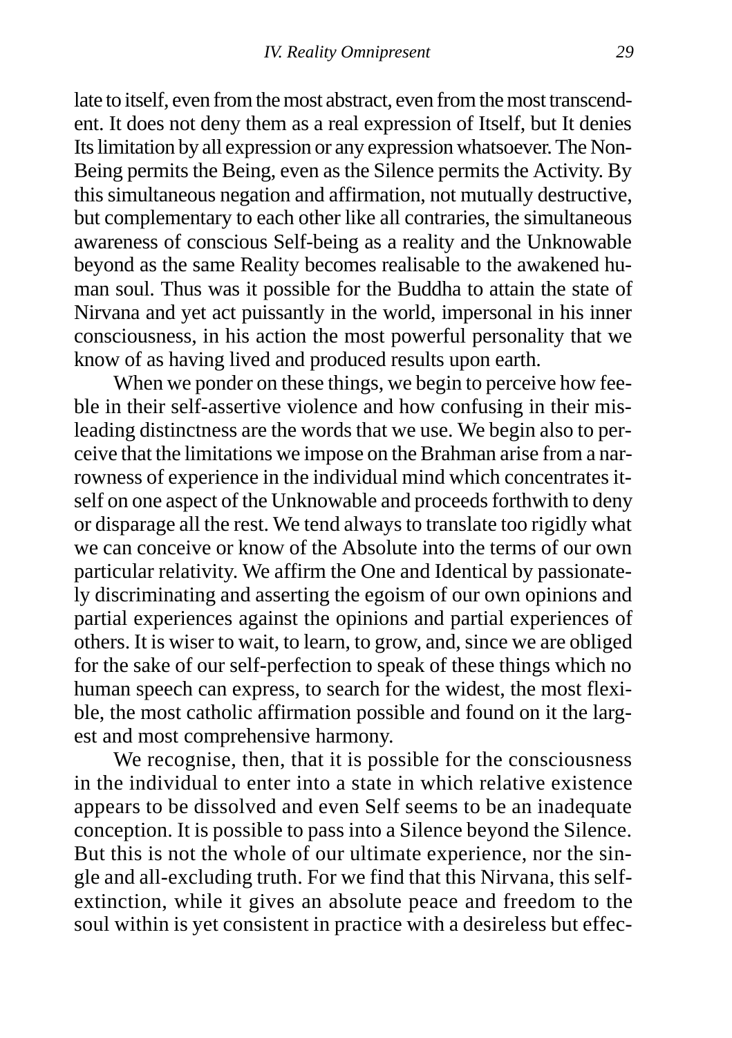late to itself, even from the most abstract, even from the most transcendent. It does not deny them as a real expression of Itself, but It denies Its limitation by all expression or any expression whatsoever. The Non-Being permits the Being, even as the Silence permits the Activity. By this simultaneous negation and affirmation, not mutually destructive, but complementary to each other like all contraries, the simultaneous awareness of conscious Self-being as a reality and the Unknowable beyond as the same Reality becomes realisable to the awakened human soul. Thus was it possible for the Buddha to attain the state of Nirvana and yet act puissantly in the world, impersonal in his inner consciousness, in his action the most powerful personality that we know of as having lived and produced results upon earth.

When we ponder on these things, we begin to perceive how feeble in their self-assertive violence and how confusing in their misleading distinctness are the words that we use. We begin also to perceive that the limitations we impose on the Brahman arise from a narrowness of experience in the individual mind which concentrates itself on one aspect of the Unknowable and proceeds forthwith to deny or disparage all the rest. We tend always to translate too rigidly what we can conceive or know of the Absolute into the terms of our own particular relativity. We affirm the One and Identical by passionately discriminating and asserting the egoism of our own opinions and partial experiences against the opinions and partial experiences of others. It is wiser to wait, to learn, to grow, and, since we are obliged for the sake of our self-perfection to speak of these things which no human speech can express, to search for the widest, the most flexible, the most catholic affirmation possible and found on it the largest and most comprehensive harmony.

We recognise, then, that it is possible for the consciousness in the individual to enter into a state in which relative existence appears to be dissolved and even Self seems to be an inadequate conception. It is possible to pass into a Silence beyond the Silence. But this is not the whole of our ultimate experience, nor the single and all-excluding truth. For we find that this Nirvana, this self-extinction, while it gives an absolute peace and freedom to the soul within is yet consistent in practice with a desireless but effec-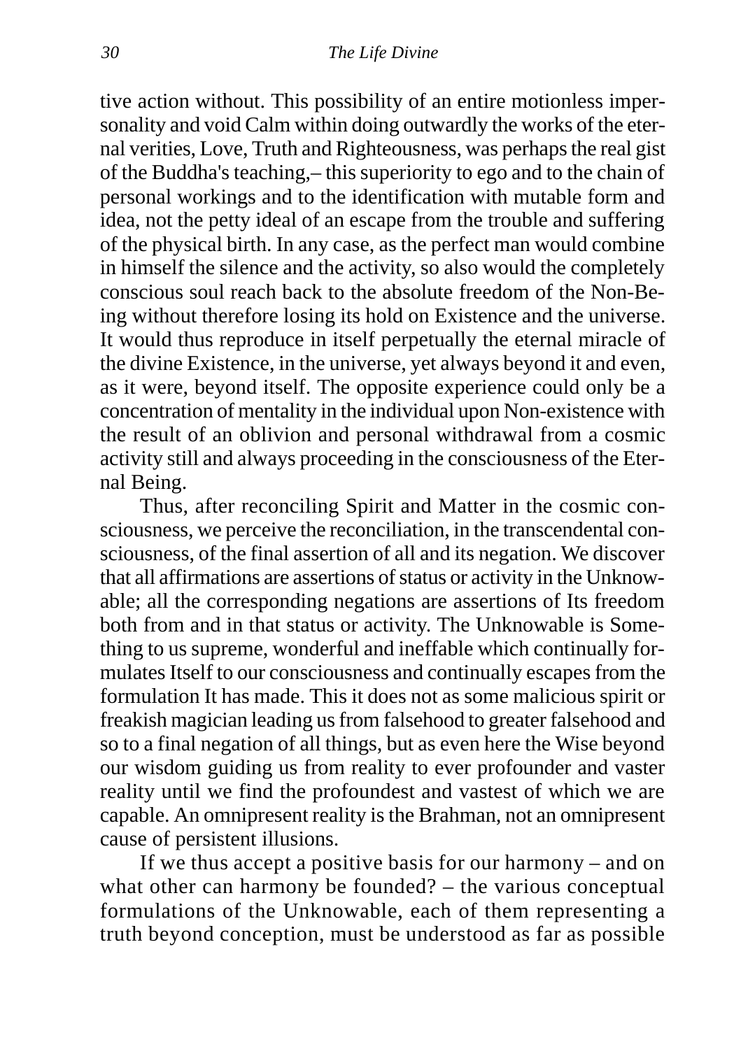tive action without. This possibility of an entire motionless impersonality and void Calm within doing outwardly the works of the eternal verities, Love, Truth and Righteousness, was perhaps the real gist of the Buddha's teaching,– this superiority to ego and to the chain of personal workings and to the identification with mutable form and idea, not the petty ideal of an escape from the trouble and suffering of the physical birth. In any case, as the perfect man would combine in himself the silence and the activity, so also would the completely conscious soul reach back to the absolute freedom of the Non-Being without therefore losing its hold on Existence and the universe. It would thus reproduce in itself perpetually the eternal miracle of the divine Existence, in the universe, yet always beyond it and even, as it were, beyond itself. The opposite experience could only be a concentration of mentality in the individual upon Non-existence with the result of an oblivion and personal withdrawal from a cosmic activity still and always proceeding in the consciousness of the Eternal Being.

Thus, after reconciling Spirit and Matter in the cosmic consciousness, we perceive the reconciliation, in the transcendental consciousness, of the final assertion of all and its negation. We discover that all affirmations are assertions of status or activity in the Unknowable; all the corresponding negations are assertions of Its freedom both from and in that status or activity. The Unknowable is Something to us supreme, wonderful and ineffable which continually formulates Itself to our consciousness and continually escapes from the formulation It has made. This it does not as some malicious spirit or freakish magician leading us from falsehood to greater falsehood and so to a final negation of all things, but as even here the Wise beyond our wisdom guiding us from reality to ever profounder and vaster reality until we find the profoundest and vastest of which we are capable. An omnipresent reality is the Brahman, not an omnipresent cause of persistent illusions.

If we thus accept a positive basis for our harmony – and on what other can harmony be founded? – the various conceptual formulations of the Unknowable, each of them representing a truth beyond conception, must be understood as far as possible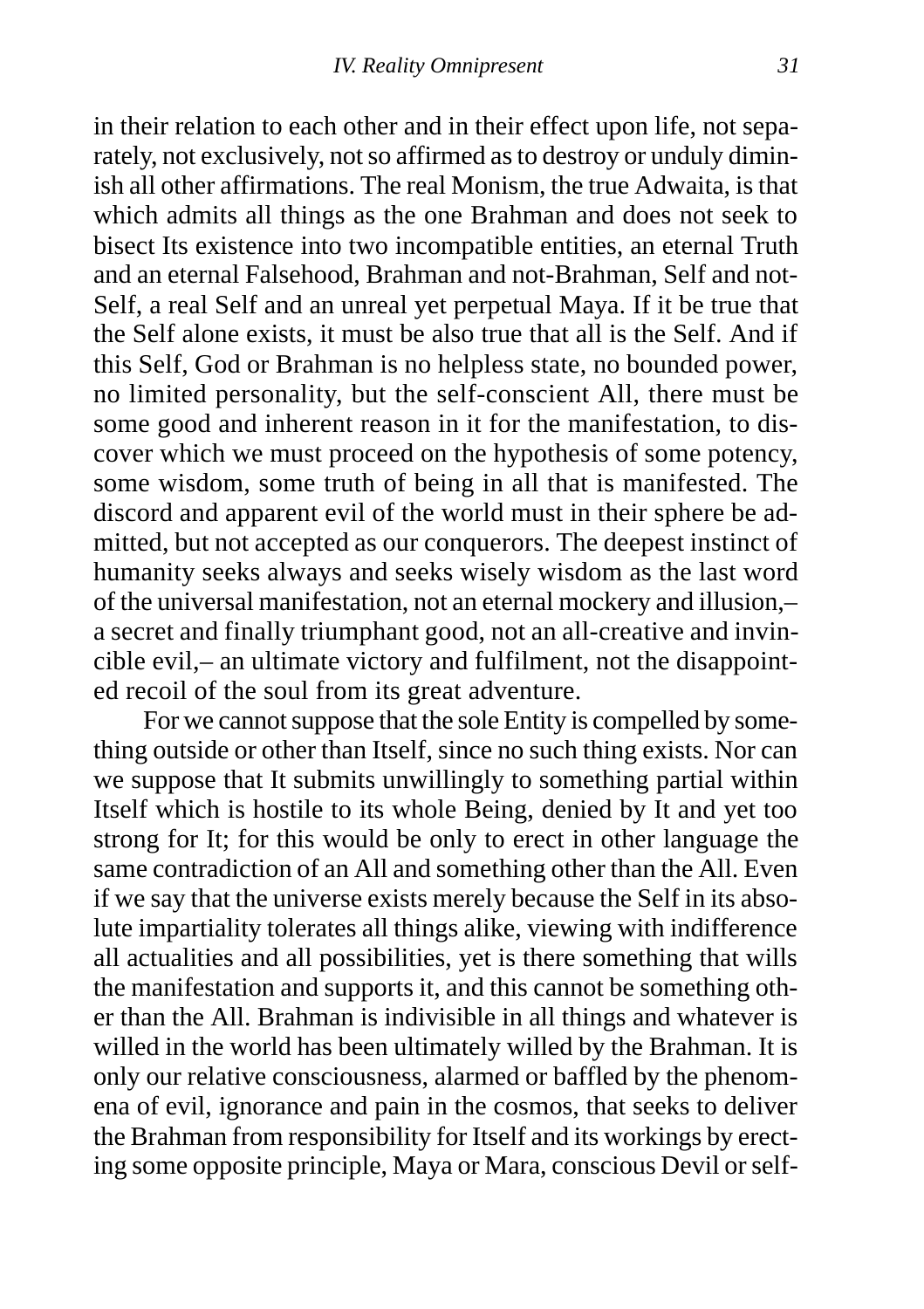in their relation to each other and in their effect upon life, not separately, not exclusively, not so affirmed as to destroy or unduly diminish all other affirmations. The real Monism, the true Adwaita, is that which admits all things as the one Brahman and does not seek to bisect Its existence into two incompatible entities, an eternal Truth and an eternal Falsehood, Brahman and not-Brahman, Self and not-Self, a real Self and an unreal yet perpetual Maya. If it be true that the Self alone exists, it must be also true that all is the Self. And if this Self, God or Brahman is no helpless state, no bounded power, no limited personality, but the self-conscient All, there must be some good and inherent reason in it for the manifestation, to discover which we must proceed on the hypothesis of some potency, some wisdom, some truth of being in all that is manifested. The discord and apparent evil of the world must in their sphere be admitted, but not accepted as our conquerors. The deepest instinct of humanity seeks always and seeks wisely wisdom as the last word of the universal manifestation, not an eternal mockery and illusion,– a secret and finally triumphant good, not an all-creative and invincible evil,– an ultimate victory and fulfilment, not the disappointed recoil of the soul from its great adventure.

For we cannot suppose that the sole Entity is compelled by something outside or other than Itself, since no such thing exists. Nor can we suppose that It submits unwillingly to something partial within Itself which is hostile to its whole Being, denied by It and yet too strong for It; for this would be only to erect in other language the same contradiction of an All and something other than the All. Even if we say that the universe exists merely because the Self in its absolute impartiality tolerates all things alike, viewing with indifference all actualities and all possibilities, yet is there something that wills the manifestation and supports it, and this cannot be something other than the All. Brahman is indivisible in all things and whatever is willed in the world has been ultimately willed by the Brahman. It is only our relative consciousness, alarmed or baffled by the phenomena of evil, ignorance and pain in the cosmos, that seeks to deliver the Brahman from responsibility for Itself and its workings by erecting some opposite principle, Maya or Mara, conscious Devil or self-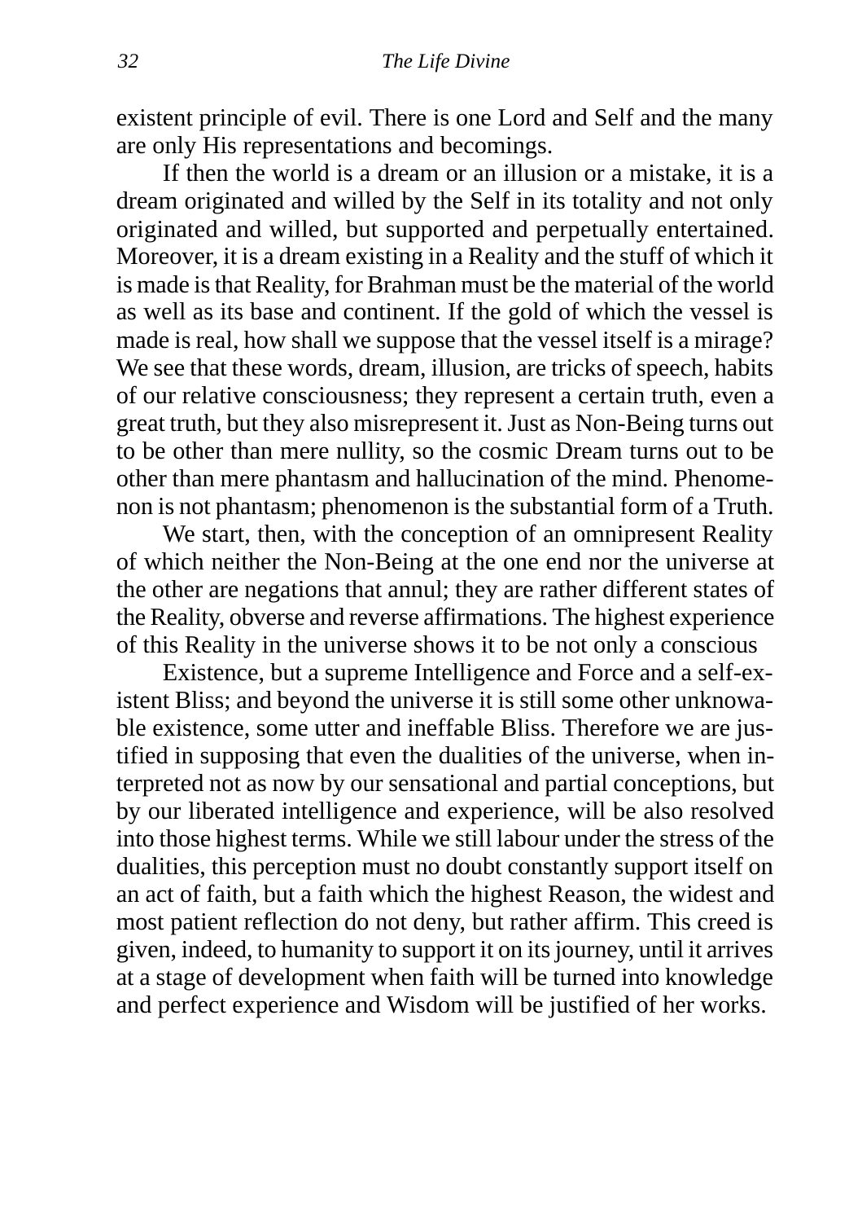existent principle of evil. There is one Lord and Self and the many are only His representations and becomings.

If then the world is a dream or an illusion or a mistake, it is a dream originated and willed by the Self in its totality and not only originated and willed, but supported and perpetually entertained. Moreover, it is a dream existing in a Reality and the stuff of which it is made is that Reality, for Brahman must be the material of the world as well as its base and continent. If the gold of which the vessel is made is real, how shall we suppose that the vessel itself is a mirage? We see that these words, dream, illusion, are tricks of speech, habits of our relative consciousness; they represent a certain truth, even a great truth, but they also misrepresent it. Just as Non-Being turns out to be other than mere nullity, so the cosmic Dream turns out to be other than mere phantasm and hallucination of the mind. Phenomenon is not phantasm; phenomenon is the substantial form of a Truth.

We start, then, with the conception of an omnipresent Reality of which neither the Non-Being at the one end nor the universe at the other are negations that annul; they are rather different states of the Reality, obverse and reverse affirmations. The highest experience of this Reality in the universe shows it to be not only a conscious Existence, but a supreme Intelligence and Force and a self-existent Bliss; and beyond the universe it is still some other unknowable existence, some utter and ineffable Bliss. Therefore we are justified in supposing that even the dualities of the universe, when interpreted not as now by our sensational and partial conceptions, but by our liberated intelligence and experience, will be also resolved into those highest terms. While we still labour under the stress of the dualities, this perception must no doubt constantly support itself on an act of faith, but a faith which the highest Reason, the widest and most patient reflection do not deny, but rather affirm. This creed is given, indeed, to humanity to support it on its journey, until it arrives at a stage of development when faith will be turned into knowledge and perfect experience and Wisdom will be justified of her works.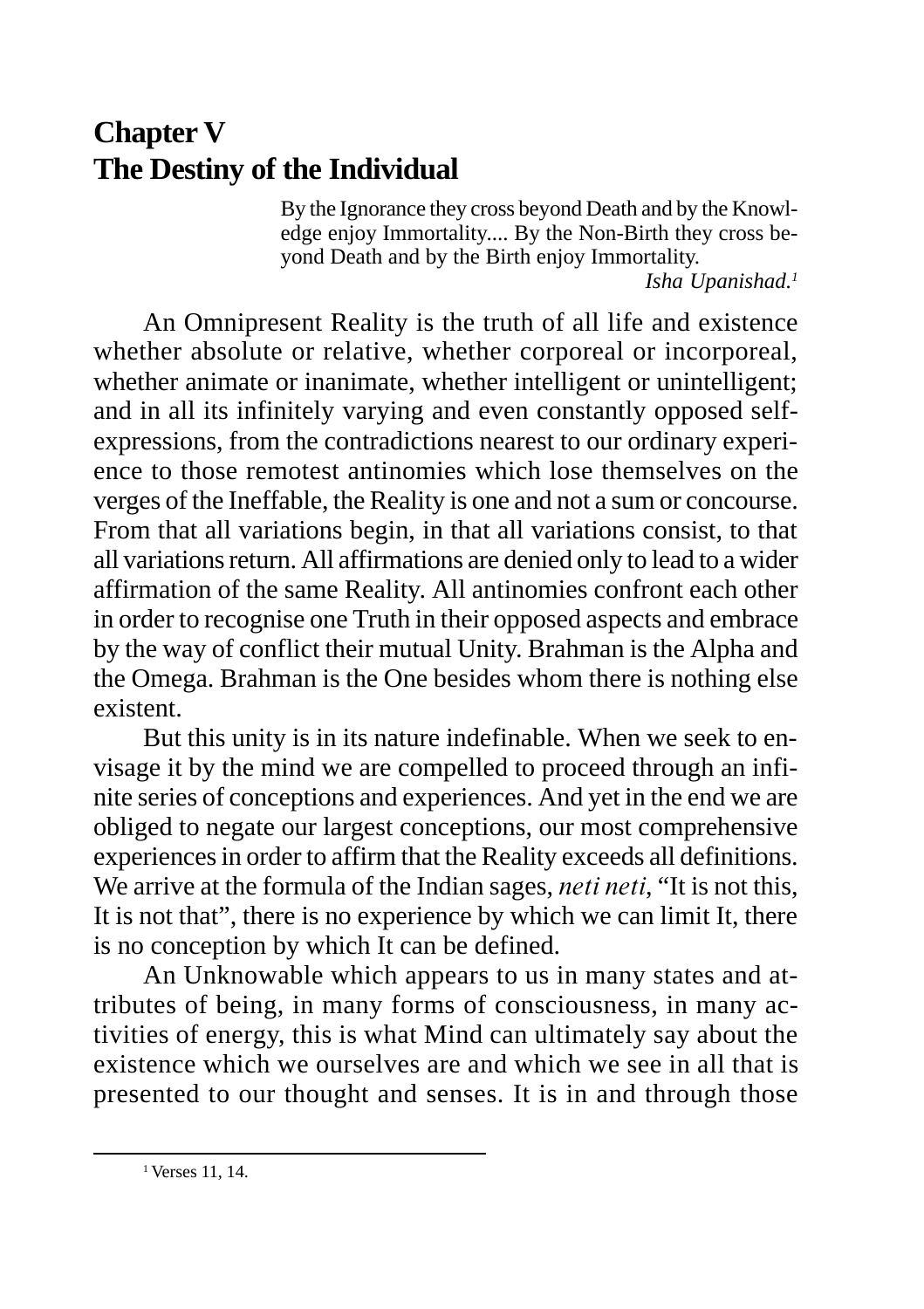# Chapter V
# The Destiny of the Individual

> By the Ignorance they cross beyond Death and by the Knowledge enjoy Immortality.... By the Non-Birth they cross beyond Death and by the Birth enjoy Immortality.
>
> *Isha Upanishad.*[1]

An Omnipresent Reality is the truth of all life and existence whether absolute or relative, whether corporeal or incorporeal, whether animate or inanimate, whether intelligent or unintelligent; and in all its infinitely varying and even constantly opposed self-expressions, from the contradictions nearest to our ordinary experience to those remotest antinomies which lose themselves on the verges of the Ineffable, the Reality is one and not a sum or concourse. From that all variations begin, in that all variations consist, to that all variations return. All affirmations are denied only to lead to a wider affirmation of the same Reality. All antinomies confront each other in order to recognise one Truth in their opposed aspects and embrace by the way of conflict their mutual Unity. Brahman is the Alpha and the Omega. Brahman is the One besides whom there is nothing else existent.

But this unity is in its nature indefinable. When we seek to envisage it by the mind we are compelled to proceed through an infinite series of conceptions and experiences. And yet in the end we are obliged to negate our largest conceptions, our most comprehensive experiences in order to affirm that the Reality exceeds all definitions. We arrive at the formula of the Indian sages, *neti neti*, "It is not this, It is not that", there is no experience by which we can limit It, there is no conception by which It can be defined.

An Unknowable which appears to us in many states and attributes of being, in many forms of consciousness, in many activities of energy, this is what Mind can ultimately say about the existence which we ourselves are and which we see in all that is presented to our thought and senses. It is in and through those

---

[1] Verses 11, 14.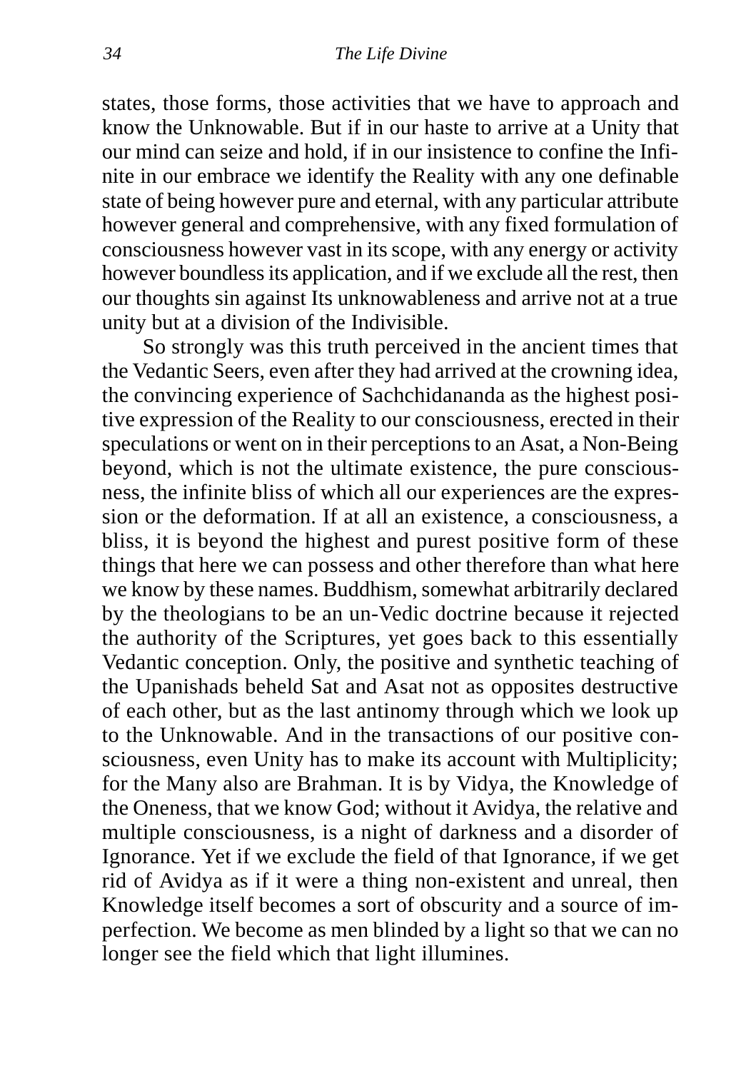states, those forms, those activities that we have to approach and know the Unknowable. But if in our haste to arrive at a Unity that our mind can seize and hold, if in our insistence to confine the Infinite in our embrace we identify the Reality with any one definable state of being however pure and eternal, with any particular attribute however general and comprehensive, with any fixed formulation of consciousness however vast in its scope, with any energy or activity however boundless its application, and if we exclude all the rest, then our thoughts sin against Its unknowableness and arrive not at a true unity but at a division of the Indivisible.

So strongly was this truth perceived in the ancient times that the Vedantic Seers, even after they had arrived at the crowning idea, the convincing experience of Sachchidananda as the highest positive expression of the Reality to our consciousness, erected in their speculations or went on in their perceptions to an Asat, a Non-Being beyond, which is not the ultimate existence, the pure consciousness, the infinite bliss of which all our experiences are the expression or the deformation. If at all an existence, a consciousness, a bliss, it is beyond the highest and purest positive form of these things that here we can possess and other therefore than what here we know by these names. Buddhism, somewhat arbitrarily declared by the theologians to be an un-Vedic doctrine because it rejected the authority of the Scriptures, yet goes back to this essentially Vedantic conception. Only, the positive and synthetic teaching of the Upanishads beheld Sat and Asat not as opposites destructive of each other, but as the last antinomy through which we look up to the Unknowable. And in the transactions of our positive consciousness, even Unity has to make its account with Multiplicity; for the Many also are Brahman. It is by Vidya, the Knowledge of the Oneness, that we know God; without it Avidya, the relative and multiple consciousness, is a night of darkness and a disorder of Ignorance. Yet if we exclude the field of that Ignorance, if we get rid of Avidya as if it were a thing non-existent and unreal, then Knowledge itself becomes a sort of obscurity and a source of imperfection. We become as men blinded by a light so that we can no longer see the field which that light illumines.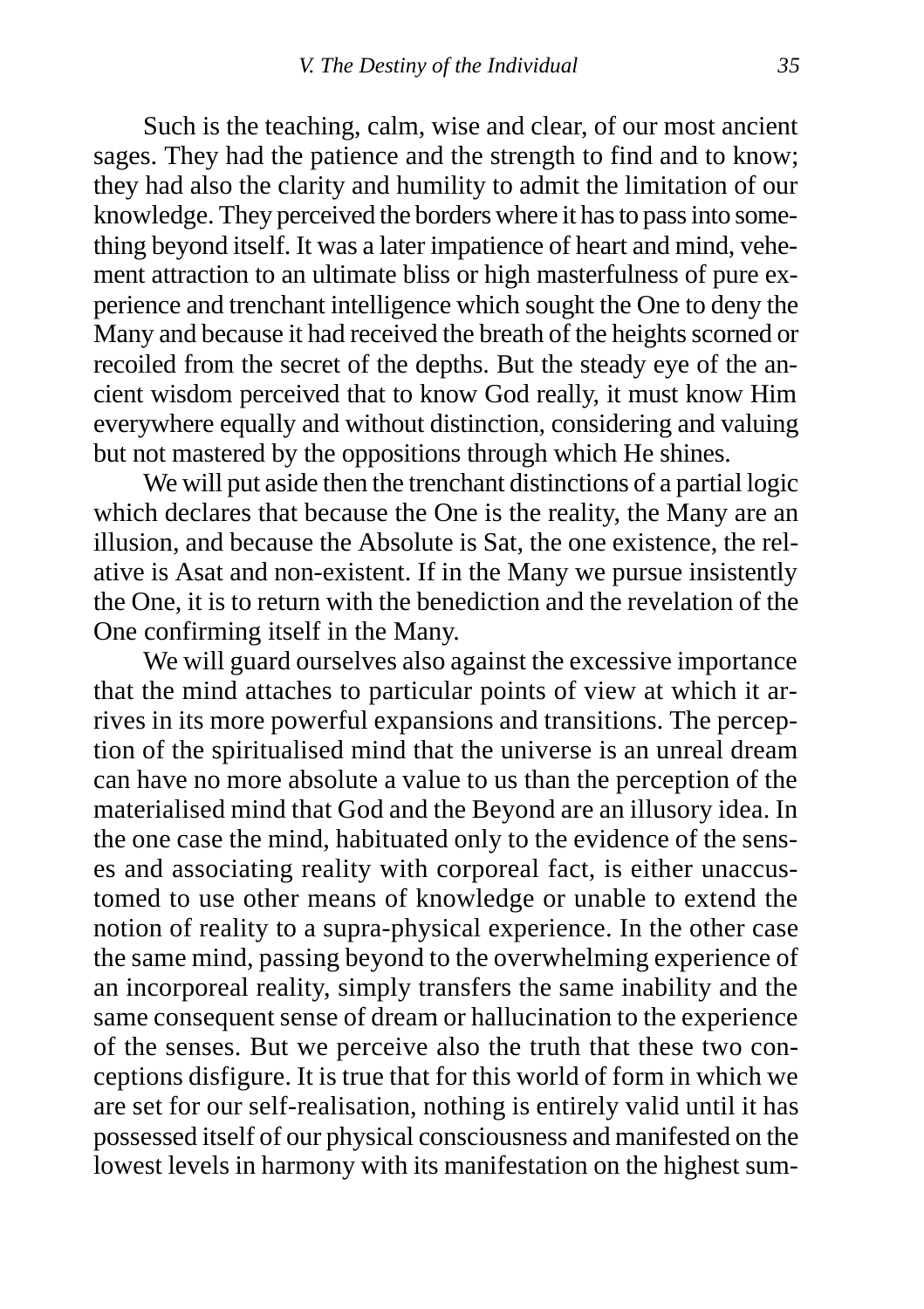Such is the teaching, calm, wise and clear, of our most ancient sages. They had the patience and the strength to find and to know; they had also the clarity and humility to admit the limitation of our knowledge. They perceived the borders where it has to pass into something beyond itself. It was a later impatience of heart and mind, vehement attraction to an ultimate bliss or high masterfulness of pure experience and trenchant intelligence which sought the One to deny the Many and because it had received the breath of the heights scorned or recoiled from the secret of the depths. But the steady eye of the ancient wisdom perceived that to know God really, it must know Him everywhere equally and without distinction, considering and valuing but not mastered by the oppositions through which He shines.

We will put aside then the trenchant distinctions of a partial logic which declares that because the One is the reality, the Many are an illusion, and because the Absolute is Sat, the one existence, the relative is Asat and non-existent. If in the Many we pursue insistently the One, it is to return with the benediction and the revelation of the One confirming itself in the Many.

We will guard ourselves also against the excessive importance that the mind attaches to particular points of view at which it arrives in its more powerful expansions and transitions. The perception of the spiritualised mind that the universe is an unreal dream can have no more absolute a value to us than the perception of the materialised mind that God and the Beyond are an illusory idea. In the one case the mind, habituated only to the evidence of the senses and associating reality with corporeal fact, is either unaccustomed to use other means of knowledge or unable to extend the notion of reality to a supra-physical experience. In the other case the same mind, passing beyond to the overwhelming experience of an incorporeal reality, simply transfers the same inability and the same consequent sense of dream or hallucination to the experience of the senses. But we perceive also the truth that these two conceptions disfigure. It is true that for this world of form in which we are set for our self-realisation, nothing is entirely valid until it has possessed itself of our physical consciousness and manifested on the lowest levels in harmony with its manifestation on the highest sum-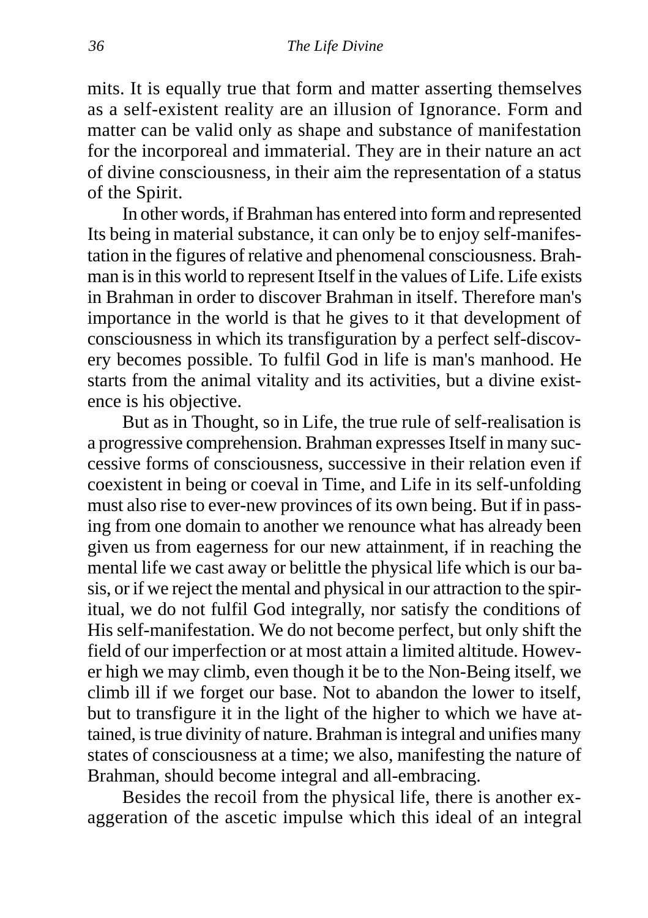mits. It is equally true that form and matter asserting themselves as a self-existent reality are an illusion of Ignorance. Form and matter can be valid only as shape and substance of manifestation for the incorporeal and immaterial. They are in their nature an act of divine consciousness, in their aim the representation of a status of the Spirit.

In other words, if Brahman has entered into form and represented Its being in material substance, it can only be to enjoy self-manifestation in the figures of relative and phenomenal consciousness. Brahman is in this world to represent Itself in the values of Life. Life exists in Brahman in order to discover Brahman in itself. Therefore man's importance in the world is that he gives to it that development of consciousness in which its transfiguration by a perfect self-discovery becomes possible. To fulfil God in life is man's manhood. He starts from the animal vitality and its activities, but a divine existence is his objective.

But as in Thought, so in Life, the true rule of self-realisation is a progressive comprehension. Brahman expresses Itself in many successive forms of consciousness, successive in their relation even if coexistent in being or coeval in Time, and Life in its self-unfolding must also rise to ever-new provinces of its own being. But if in passing from one domain to another we renounce what has already been given us from eagerness for our new attainment, if in reaching the mental life we cast away or belittle the physical life which is our basis, or if we reject the mental and physical in our attraction to the spiritual, we do not fulfil God integrally, nor satisfy the conditions of His self-manifestation. We do not become perfect, but only shift the field of our imperfection or at most attain a limited altitude. However high we may climb, even though it be to the Non-Being itself, we climb ill if we forget our base. Not to abandon the lower to itself, but to transfigure it in the light of the higher to which we have attained, is true divinity of nature. Brahman is integral and unifies many states of consciousness at a time; we also, manifesting the nature of Brahman, should become integral and all-embracing.

Besides the recoil from the physical life, there is another exaggeration of the ascetic impulse which this ideal of an integral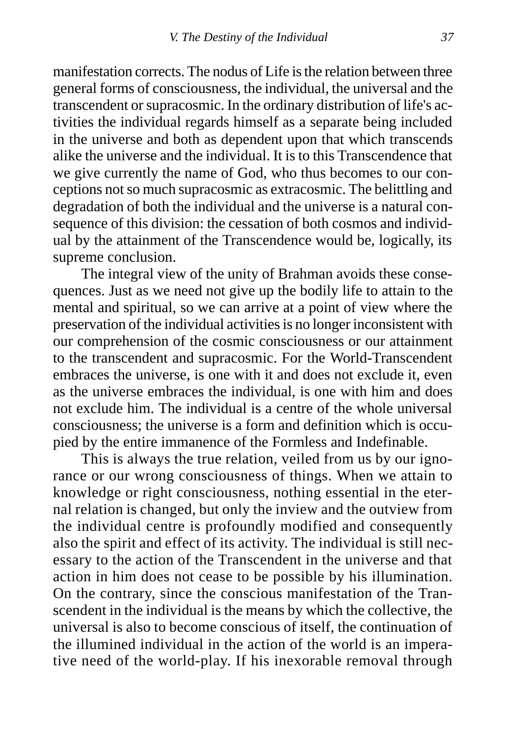manifestation corrects. The nodus of Life is the relation between three general forms of consciousness, the individual, the universal and the transcendent or supracosmic. In the ordinary distribution of life's activities the individual regards himself as a separate being included in the universe and both as dependent upon that which transcends alike the universe and the individual. It is to this Transcendence that we give currently the name of God, who thus becomes to our conceptions not so much supracosmic as extracosmic. The belittling and degradation of both the individual and the universe is a natural consequence of this division: the cessation of both cosmos and individual by the attainment of the Transcendence would be, logically, its supreme conclusion.

The integral view of the unity of Brahman avoids these consequences. Just as we need not give up the bodily life to attain to the mental and spiritual, so we can arrive at a point of view where the preservation of the individual activities is no longer inconsistent with our comprehension of the cosmic consciousness or our attainment to the transcendent and supracosmic. For the World-Transcendent embraces the universe, is one with it and does not exclude it, even as the universe embraces the individual, is one with him and does not exclude him. The individual is a centre of the whole universal consciousness; the universe is a form and definition which is occupied by the entire immanence of the Formless and Indefinable.

This is always the true relation, veiled from us by our ignorance or our wrong consciousness of things. When we attain to knowledge or right consciousness, nothing essential in the eternal relation is changed, but only the inview and the outview from the individual centre is profoundly modified and consequently also the spirit and effect of its activity. The individual is still necessary to the action of the Transcendent in the universe and that action in him does not cease to be possible by his illumination. On the contrary, since the conscious manifestation of the Transcendent in the individual is the means by which the collective, the universal is also to become conscious of itself, the continuation of the illumined individual in the action of the world is an imperative need of the world-play. If his inexorable removal through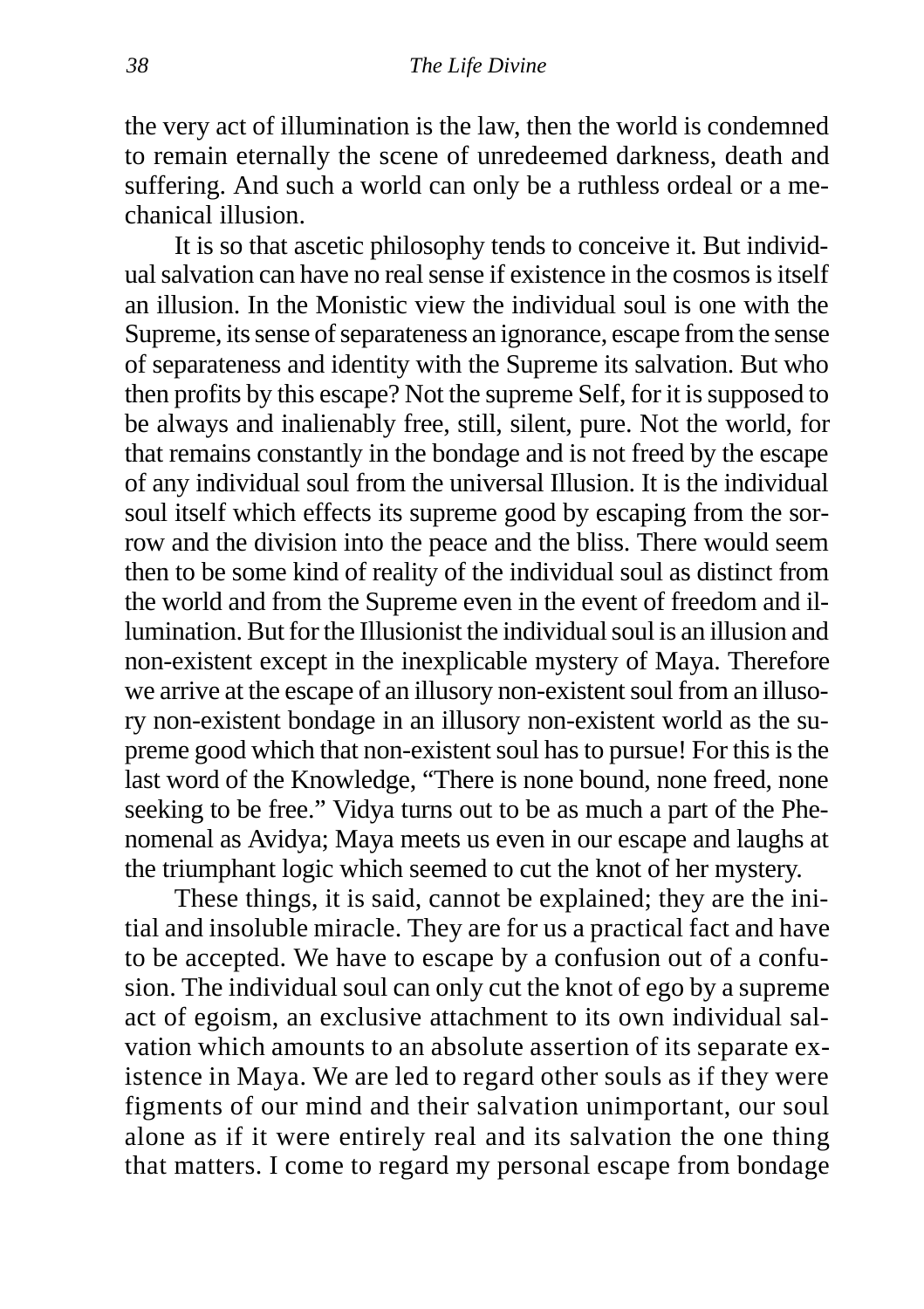the very act of illumination is the law, then the world is condemned to remain eternally the scene of unredeemed darkness, death and suffering. And such a world can only be a ruthless ordeal or a mechanical illusion.

It is so that ascetic philosophy tends to conceive it. But individual salvation can have no real sense if existence in the cosmos is itself an illusion. In the Monistic view the individual soul is one with the Supreme, its sense of separateness an ignorance, escape from the sense of separateness and identity with the Supreme its salvation. But who then profits by this escape? Not the supreme Self, for it is supposed to be always and inalienably free, still, silent, pure. Not the world, for that remains constantly in the bondage and is not freed by the escape of any individual soul from the universal Illusion. It is the individual soul itself which effects its supreme good by escaping from the sorrow and the division into the peace and the bliss. There would seem then to be some kind of reality of the individual soul as distinct from the world and from the Supreme even in the event of freedom and illumination. But for the Illusionist the individual soul is an illusion and non-existent except in the inexplicable mystery of Maya. Therefore we arrive at the escape of an illusory non-existent soul from an illusory non-existent bondage in an illusory non-existent world as the supreme good which that non-existent soul has to pursue! For this is the last word of the Knowledge, "There is none bound, none freed, none seeking to be free." Vidya turns out to be as much a part of the Phenomenal as Avidya; Maya meets us even in our escape and laughs at the triumphant logic which seemed to cut the knot of her mystery.

These things, it is said, cannot be explained; they are the initial and insoluble miracle. They are for us a practical fact and have to be accepted. We have to escape by a confusion out of a confusion. The individual soul can only cut the knot of ego by a supreme act of egoism, an exclusive attachment to its own individual salvation which amounts to an absolute assertion of its separate existence in Maya. We are led to regard other souls as if they were figments of our mind and their salvation unimportant, our soul alone as if it were entirely real and its salvation the one thing that matters. I come to regard my personal escape from bondage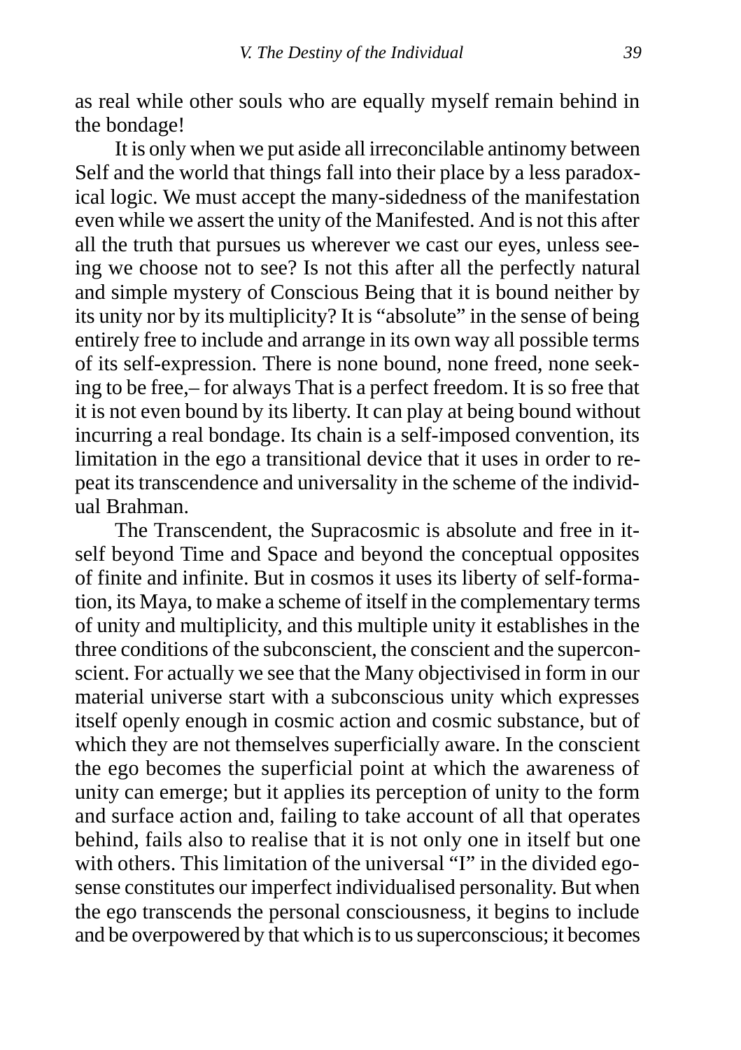as real while other souls who are equally myself remain behind in the bondage!

It is only when we put aside all irreconcilable antinomy between Self and the world that things fall into their place by a less paradoxical logic. We must accept the many-sidedness of the manifestation even while we assert the unity of the Manifested. And is not this after all the truth that pursues us wherever we cast our eyes, unless seeing we choose not to see? Is not this after all the perfectly natural and simple mystery of Conscious Being that it is bound neither by its unity nor by its multiplicity? It is "absolute" in the sense of being entirely free to include and arrange in its own way all possible terms of its self-expression. There is none bound, none freed, none seeking to be free,– for always That is a perfect freedom. It is so free that it is not even bound by its liberty. It can play at being bound without incurring a real bondage. Its chain is a self-imposed convention, its limitation in the ego a transitional device that it uses in order to repeat its transcendence and universality in the scheme of the individual Brahman.

The Transcendent, the Supracosmic is absolute and free in itself beyond Time and Space and beyond the conceptual opposites of finite and infinite. But in cosmos it uses its liberty of self-formation, its Maya, to make a scheme of itself in the complementary terms of unity and multiplicity, and this multiple unity it establishes in the three conditions of the subconscient, the conscient and the superconscient. For actually we see that the Many objectivised in form in our material universe start with a subconscious unity which expresses itself openly enough in cosmic action and cosmic substance, but of which they are not themselves superficially aware. In the conscient the ego becomes the superficial point at which the awareness of unity can emerge; but it applies its perception of unity to the form and surface action and, failing to take account of all that operates behind, fails also to realise that it is not only one in itself but one with others. This limitation of the universal "I" in the divided ego-sense constitutes our imperfect individualised personality. But when the ego transcends the personal consciousness, it begins to include and be overpowered by that which is to us superconscious; it becomes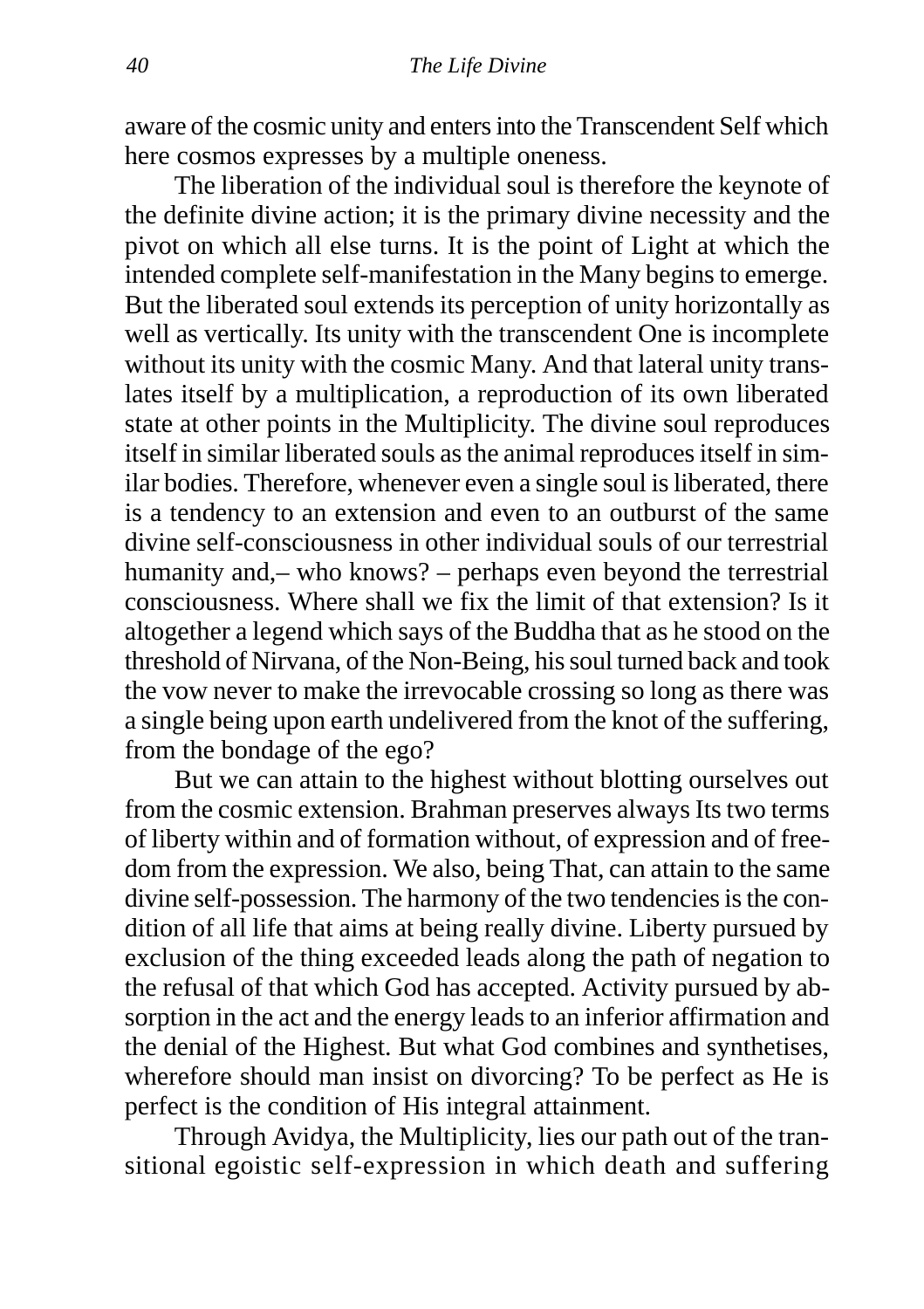aware of the cosmic unity and enters into the Transcendent Self which here cosmos expresses by a multiple oneness.

The liberation of the individual soul is therefore the keynote of the definite divine action; it is the primary divine necessity and the pivot on which all else turns. It is the point of Light at which the intended complete self-manifestation in the Many begins to emerge. But the liberated soul extends its perception of unity horizontally as well as vertically. Its unity with the transcendent One is incomplete without its unity with the cosmic Many. And that lateral unity translates itself by a multiplication, a reproduction of its own liberated state at other points in the Multiplicity. The divine soul reproduces itself in similar liberated souls as the animal reproduces itself in similar bodies. Therefore, whenever even a single soul is liberated, there is a tendency to an extension and even to an outburst of the same divine self-consciousness in other individual souls of our terrestrial humanity and,– who knows? – perhaps even beyond the terrestrial consciousness. Where shall we fix the limit of that extension? Is it altogether a legend which says of the Buddha that as he stood on the threshold of Nirvana, of the Non-Being, his soul turned back and took the vow never to make the irrevocable crossing so long as there was a single being upon earth undelivered from the knot of the suffering, from the bondage of the ego?

But we can attain to the highest without blotting ourselves out from the cosmic extension. Brahman preserves always Its two terms of liberty within and of formation without, of expression and of freedom from the expression. We also, being That, can attain to the same divine self-possession. The harmony of the two tendencies is the condition of all life that aims at being really divine. Liberty pursued by exclusion of the thing exceeded leads along the path of negation to the refusal of that which God has accepted. Activity pursued by absorption in the act and the energy leads to an inferior affirmation and the denial of the Highest. But what God combines and synthetises, wherefore should man insist on divorcing? To be perfect as He is perfect is the condition of His integral attainment.

Through Avidya, the Multiplicity, lies our path out of the transitional egoistic self-expression in which death and suffering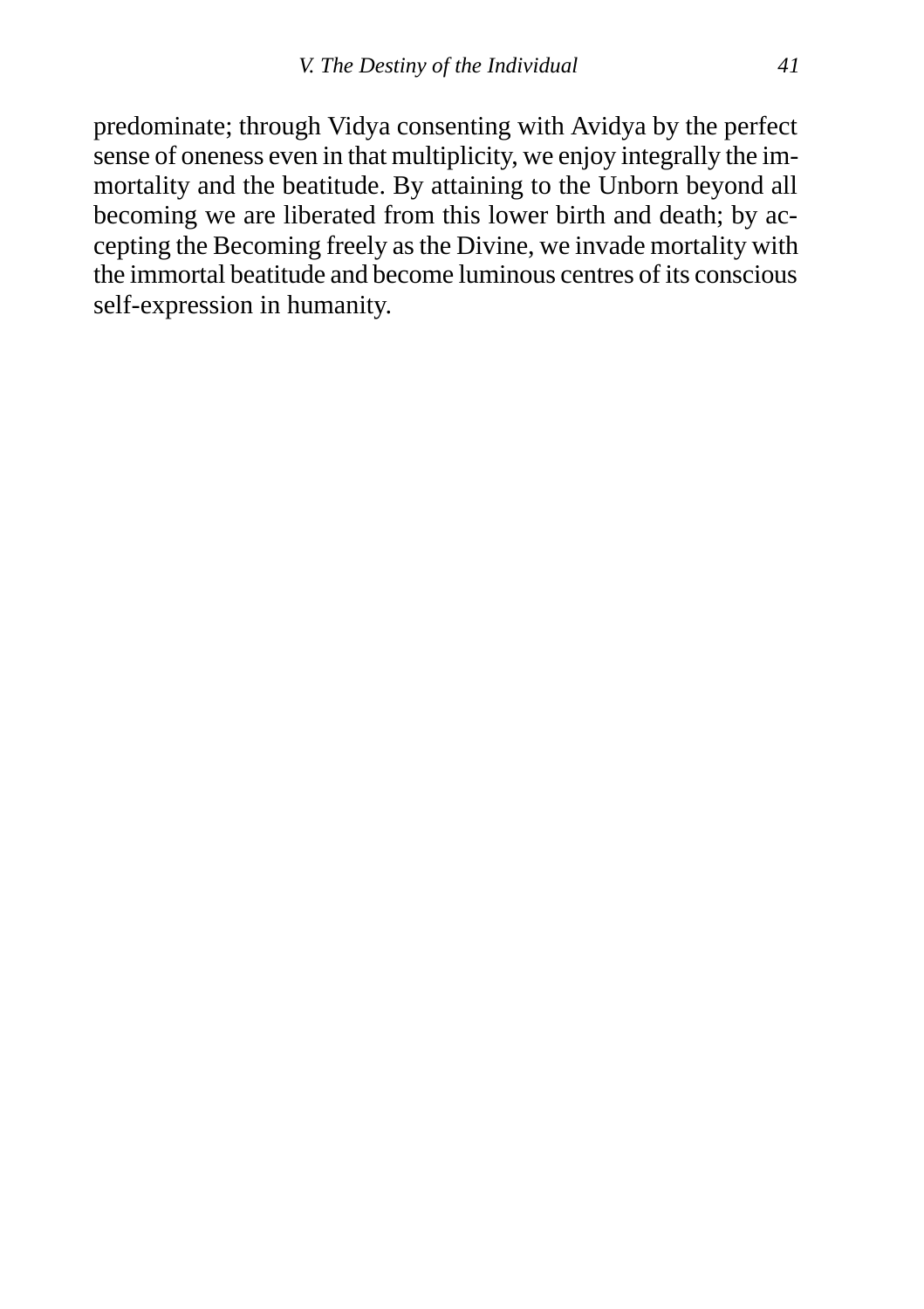predominate; through Vidya consenting with Avidya by the perfect sense of oneness even in that multiplicity, we enjoy integrally the immortality and the beatitude. By attaining to the Unborn beyond all becoming we are liberated from this lower birth and death; by accepting the Becoming freely as the Divine, we invade mortality with the immortal beatitude and become luminous centres of its conscious self-expression in humanity.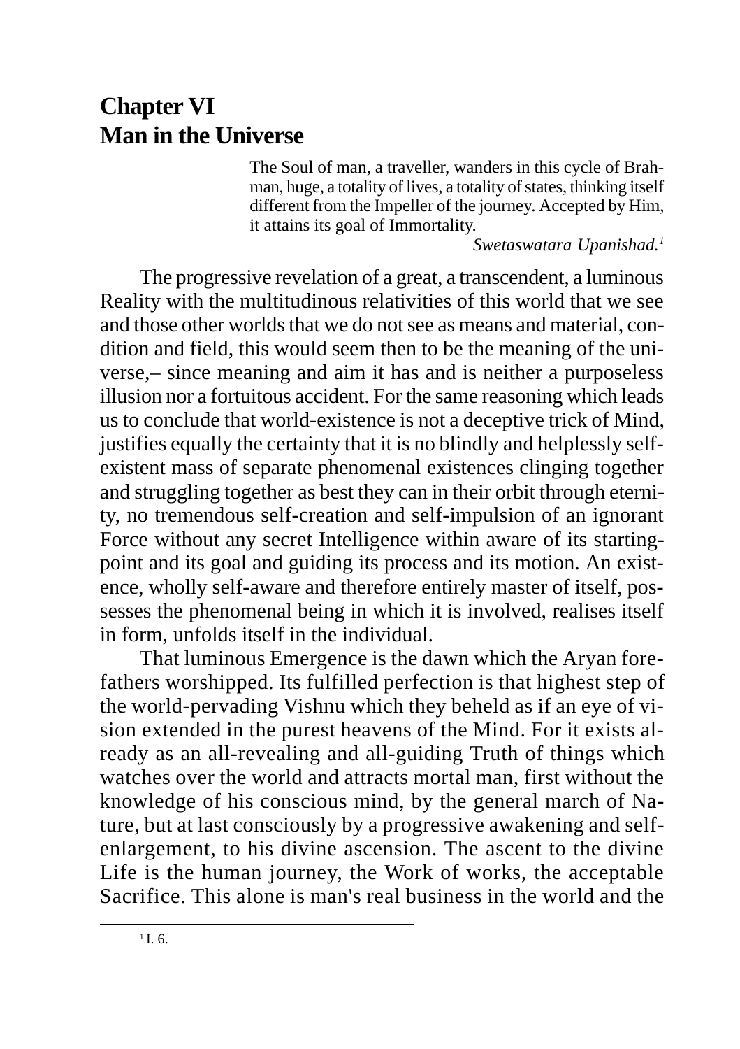# Chapter VI
# Man in the Universe

> The Soul of man, a traveller, wanders in this cycle of Brahman, huge, a totality of lives, a totality of states, thinking itself different from the Impeller of the journey. Accepted by Him, it attains its goal of Immortality.
>
> *Swetaswatara Upanishad.*[1]

The progressive revelation of a great, a transcendent, a luminous Reality with the multitudinous relativities of this world that we see and those other worlds that we do not see as means and material, condition and field, this would seem then to be the meaning of the universe,– since meaning and aim it has and is neither a purposeless illusion nor a fortuitous accident. For the same reasoning which leads us to conclude that world-existence is not a deceptive trick of Mind, justifies equally the certainty that it is no blindly and helplessly self-existent mass of separate phenomenal existences clinging together and struggling together as best they can in their orbit through eternity, no tremendous self-creation and self-impulsion of an ignorant Force without any secret Intelligence within aware of its starting-point and its goal and guiding its process and its motion. An existence, wholly self-aware and therefore entirely master of itself, possesses the phenomenal being in which it is involved, realises itself in form, unfolds itself in the individual.

That luminous Emergence is the dawn which the Aryan forefathers worshipped. Its fulfilled perfection is that highest step of the world-pervading Vishnu which they beheld as if an eye of vision extended in the purest heavens of the Mind. For it exists already as an all-revealing and all-guiding Truth of things which watches over the world and attracts mortal man, first without the knowledge of his conscious mind, by the general march of Nature, but at last consciously by a progressive awakening and self-enlargement, to his divine ascension. The ascent to the divine Life is the human journey, the Work of works, the acceptable Sacrifice. This alone is man's real business in the world and the

[1] I. 6.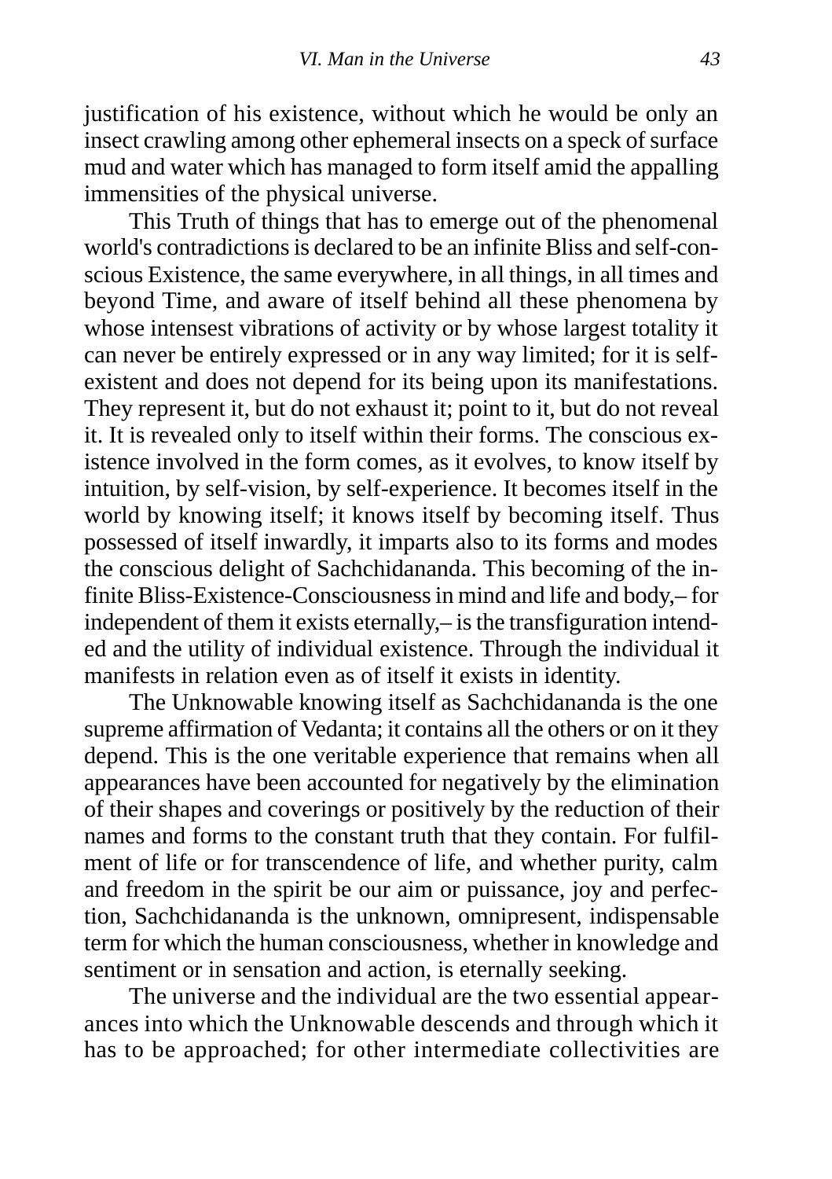justification of his existence, without which he would be only an insect crawling among other ephemeral insects on a speck of surface mud and water which has managed to form itself amid the appalling immensities of the physical universe.

This Truth of things that has to emerge out of the phenomenal world's contradictions is declared to be an infinite Bliss and self-conscious Existence, the same everywhere, in all things, in all times and beyond Time, and aware of itself behind all these phenomena by whose intensest vibrations of activity or by whose largest totality it can never be entirely expressed or in any way limited; for it is self-existent and does not depend for its being upon its manifestations. They represent it, but do not exhaust it; point to it, but do not reveal it. It is revealed only to itself within their forms. The conscious existence involved in the form comes, as it evolves, to know itself by intuition, by self-vision, by self-experience. It becomes itself in the world by knowing itself; it knows itself by becoming itself. Thus possessed of itself inwardly, it imparts also to its forms and modes the conscious delight of Sachchidananda. This becoming of the infinite Bliss-Existence-Consciousness in mind and life and body,– for independent of them it exists eternally,– is the transfiguration intended and the utility of individual existence. Through the individual it manifests in relation even as of itself it exists in identity.

The Unknowable knowing itself as Sachchidananda is the one supreme affirmation of Vedanta; it contains all the others or on it they depend. This is the one veritable experience that remains when all appearances have been accounted for negatively by the elimination of their shapes and coverings or positively by the reduction of their names and forms to the constant truth that they contain. For fulfilment of life or for transcendence of life, and whether purity, calm and freedom in the spirit be our aim or puissance, joy and perfection, Sachchidananda is the unknown, omnipresent, indispensable term for which the human consciousness, whether in knowledge and sentiment or in sensation and action, is eternally seeking.

The universe and the individual are the two essential appearances into which the Unknowable descends and through which it has to be approached; for other intermediate collectivities are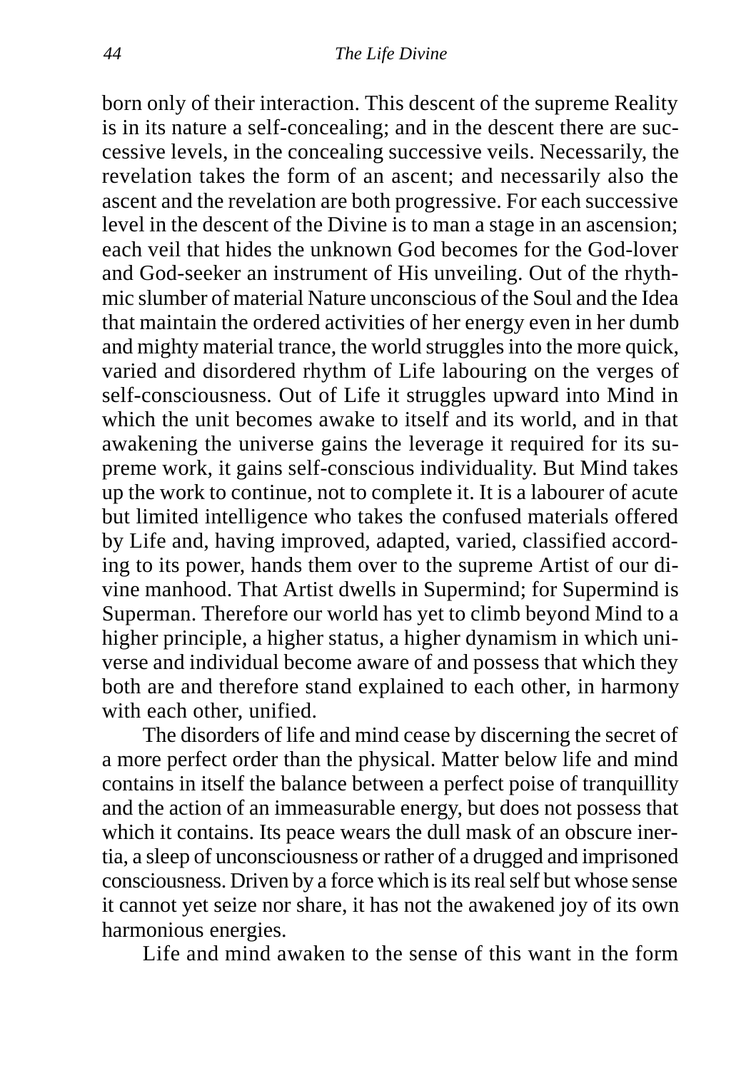born only of their interaction. This descent of the supreme Reality is in its nature a self-concealing; and in the descent there are successive levels, in the concealing successive veils. Necessarily, the revelation takes the form of an ascent; and necessarily also the ascent and the revelation are both progressive. For each successive level in the descent of the Divine is to man a stage in an ascension; each veil that hides the unknown God becomes for the God-lover and God-seeker an instrument of His unveiling. Out of the rhythmic slumber of material Nature unconscious of the Soul and the Idea that maintain the ordered activities of her energy even in her dumb and mighty material trance, the world struggles into the more quick, varied and disordered rhythm of Life labouring on the verges of self-consciousness. Out of Life it struggles upward into Mind in which the unit becomes awake to itself and its world, and in that awakening the universe gains the leverage it required for its supreme work, it gains self-conscious individuality. But Mind takes up the work to continue, not to complete it. It is a labourer of acute but limited intelligence who takes the confused materials offered by Life and, having improved, adapted, varied, classified according to its power, hands them over to the supreme Artist of our divine manhood. That Artist dwells in Supermind; for Supermind is Superman. Therefore our world has yet to climb beyond Mind to a higher principle, a higher status, a higher dynamism in which universe and individual become aware of and possess that which they both are and therefore stand explained to each other, in harmony with each other, unified.

The disorders of life and mind cease by discerning the secret of a more perfect order than the physical. Matter below life and mind contains in itself the balance between a perfect poise of tranquillity and the action of an immeasurable energy, but does not possess that which it contains. Its peace wears the dull mask of an obscure inertia, a sleep of unconsciousness or rather of a drugged and imprisoned consciousness. Driven by a force which is its real self but whose sense it cannot yet seize nor share, it has not the awakened joy of its own harmonious energies.

Life and mind awaken to the sense of this want in the form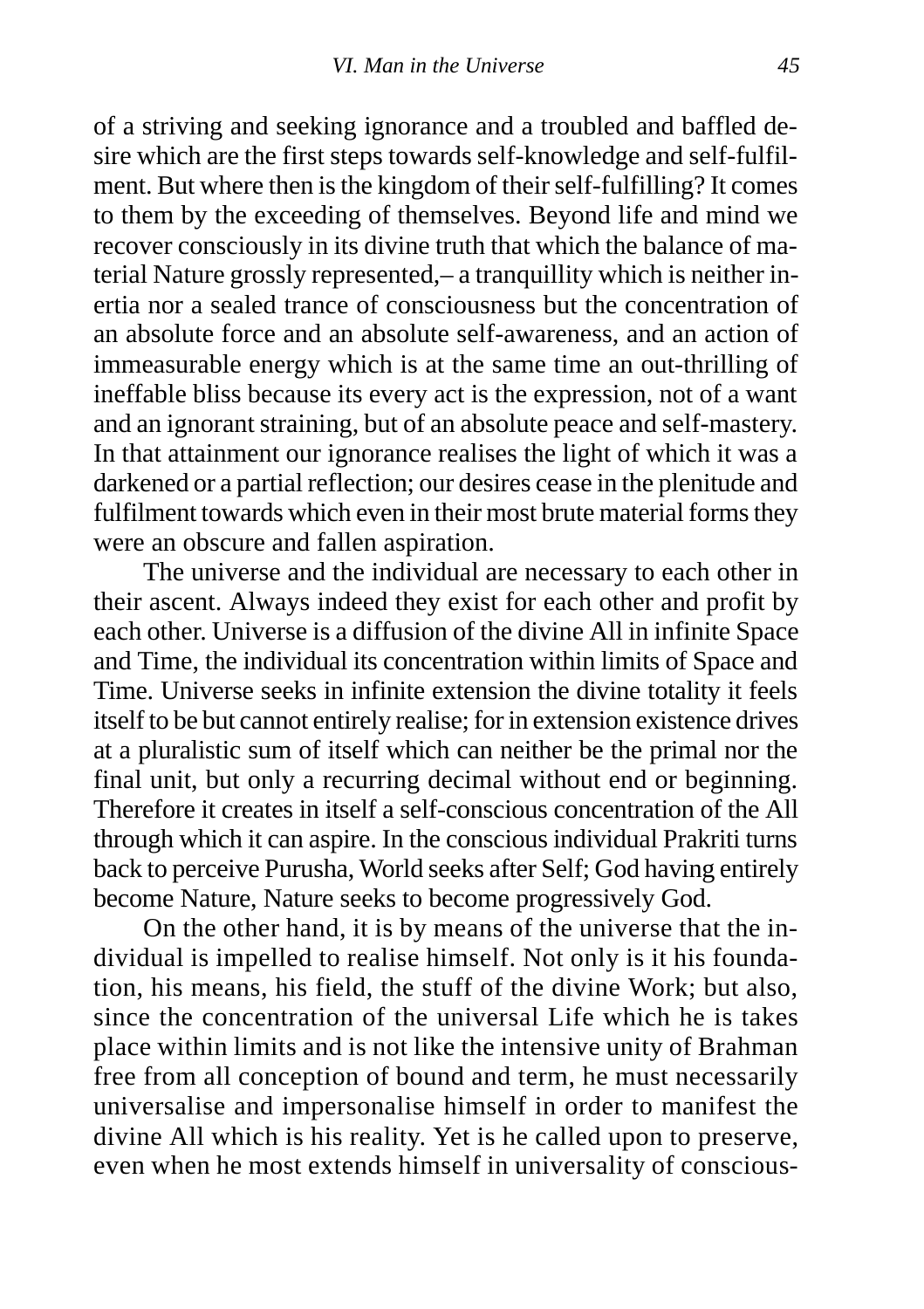of a striving and seeking ignorance and a troubled and baffled desire which are the first steps towards self-knowledge and self-fulfilment. But where then is the kingdom of their self-fulfilling? It comes to them by the exceeding of themselves. Beyond life and mind we recover consciously in its divine truth that which the balance of material Nature grossly represented,– a tranquillity which is neither inertia nor a sealed trance of consciousness but the concentration of an absolute force and an absolute self-awareness, and an action of immeasurable energy which is at the same time an out-thrilling of ineffable bliss because its every act is the expression, not of a want and an ignorant straining, but of an absolute peace and self-mastery. In that attainment our ignorance realises the light of which it was a darkened or a partial reflection; our desires cease in the plenitude and fulfilment towards which even in their most brute material forms they were an obscure and fallen aspiration.

The universe and the individual are necessary to each other in their ascent. Always indeed they exist for each other and profit by each other. Universe is a diffusion of the divine All in infinite Space and Time, the individual its concentration within limits of Space and Time. Universe seeks in infinite extension the divine totality it feels itself to be but cannot entirely realise; for in extension existence drives at a pluralistic sum of itself which can neither be the primal nor the final unit, but only a recurring decimal without end or beginning. Therefore it creates in itself a self-conscious concentration of the All through which it can aspire. In the conscious individual Prakriti turns back to perceive Purusha, World seeks after Self; God having entirely become Nature, Nature seeks to become progressively God.

On the other hand, it is by means of the universe that the individual is impelled to realise himself. Not only is it his foundation, his means, his field, the stuff of the divine Work; but also, since the concentration of the universal Life which he is takes place within limits and is not like the intensive unity of Brahman free from all conception of bound and term, he must necessarily universalise and impersonalise himself in order to manifest the divine All which is his reality. Yet is he called upon to preserve, even when he most extends himself in universality of conscious-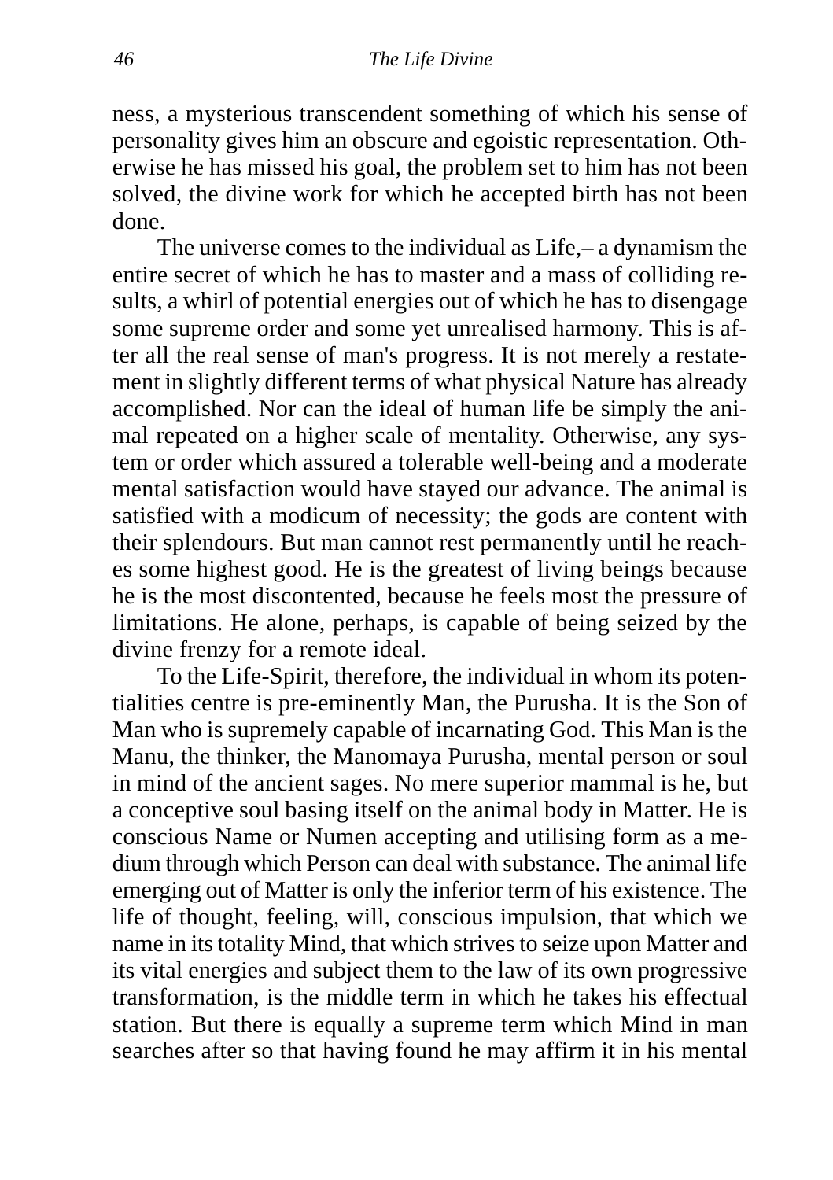ness, a mysterious transcendent something of which his sense of personality gives him an obscure and egoistic representation. Otherwise he has missed his goal, the problem set to him has not been solved, the divine work for which he accepted birth has not been done.

The universe comes to the individual as Life,– a dynamism the entire secret of which he has to master and a mass of colliding results, a whirl of potential energies out of which he has to disengage some supreme order and some yet unrealised harmony. This is after all the real sense of man's progress. It is not merely a restatement in slightly different terms of what physical Nature has already accomplished. Nor can the ideal of human life be simply the animal repeated on a higher scale of mentality. Otherwise, any system or order which assured a tolerable well-being and a moderate mental satisfaction would have stayed our advance. The animal is satisfied with a modicum of necessity; the gods are content with their splendours. But man cannot rest permanently until he reaches some highest good. He is the greatest of living beings because he is the most discontented, because he feels most the pressure of limitations. He alone, perhaps, is capable of being seized by the divine frenzy for a remote ideal.

To the Life-Spirit, therefore, the individual in whom its potentialities centre is pre-eminently Man, the Purusha. It is the Son of Man who is supremely capable of incarnating God. This Man is the Manu, the thinker, the Manomaya Purusha, mental person or soul in mind of the ancient sages. No mere superior mammal is he, but a conceptive soul basing itself on the animal body in Matter. He is conscious Name or Numen accepting and utilising form as a medium through which Person can deal with substance. The animal life emerging out of Matter is only the inferior term of his existence. The life of thought, feeling, will, conscious impulsion, that which we name in its totality Mind, that which strives to seize upon Matter and its vital energies and subject them to the law of its own progressive transformation, is the middle term in which he takes his effectual station. But there is equally a supreme term which Mind in man searches after so that having found he may affirm it in his mental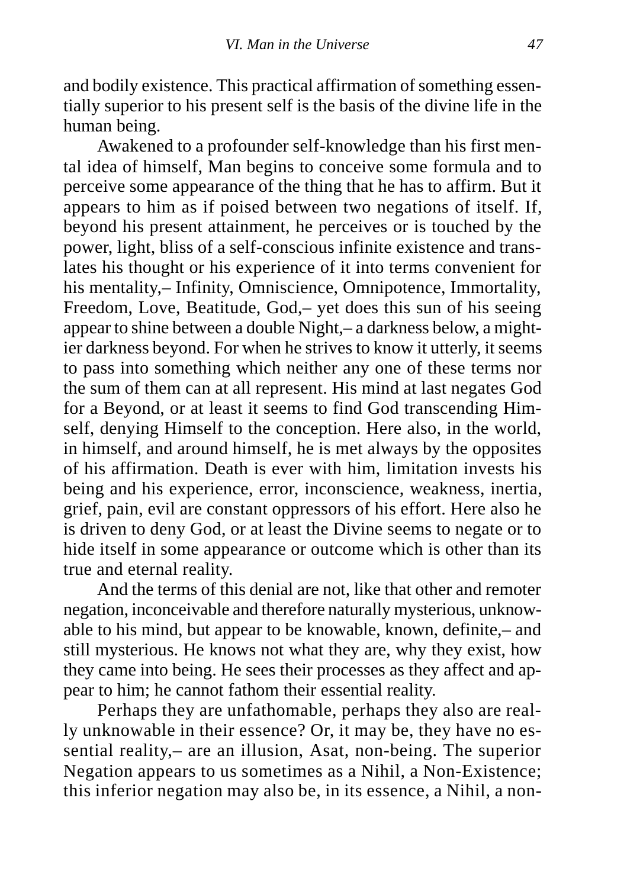and bodily existence. This practical affirmation of something essentially superior to his present self is the basis of the divine life in the human being.

Awakened to a profounder self-knowledge than his first mental idea of himself, Man begins to conceive some formula and to perceive some appearance of the thing that he has to affirm. But it appears to him as if poised between two negations of itself. If, beyond his present attainment, he perceives or is touched by the power, light, bliss of a self-conscious infinite existence and translates his thought or his experience of it into terms convenient for his mentality,– Infinity, Omniscience, Omnipotence, Immortality, Freedom, Love, Beatitude, God,– yet does this sun of his seeing appear to shine between a double Night,– a darkness below, a mightier darkness beyond. For when he strives to know it utterly, it seems to pass into something which neither any one of these terms nor the sum of them can at all represent. His mind at last negates God for a Beyond, or at least it seems to find God transcending Himself, denying Himself to the conception. Here also, in the world, in himself, and around himself, he is met always by the opposites of his affirmation. Death is ever with him, limitation invests his being and his experience, error, inconscience, weakness, inertia, grief, pain, evil are constant oppressors of his effort. Here also he is driven to deny God, or at least the Divine seems to negate or to hide itself in some appearance or outcome which is other than its true and eternal reality.

And the terms of this denial are not, like that other and remoter negation, inconceivable and therefore naturally mysterious, unknowable to his mind, but appear to be knowable, known, definite,– and still mysterious. He knows not what they are, why they exist, how they came into being. He sees their processes as they affect and appear to him; he cannot fathom their essential reality.

Perhaps they are unfathomable, perhaps they also are really unknowable in their essence? Or, it may be, they have no essential reality,– are an illusion, Asat, non-being. The superior Negation appears to us sometimes as a Nihil, a Non-Existence; this inferior negation may also be, in its essence, a Nihil, a non-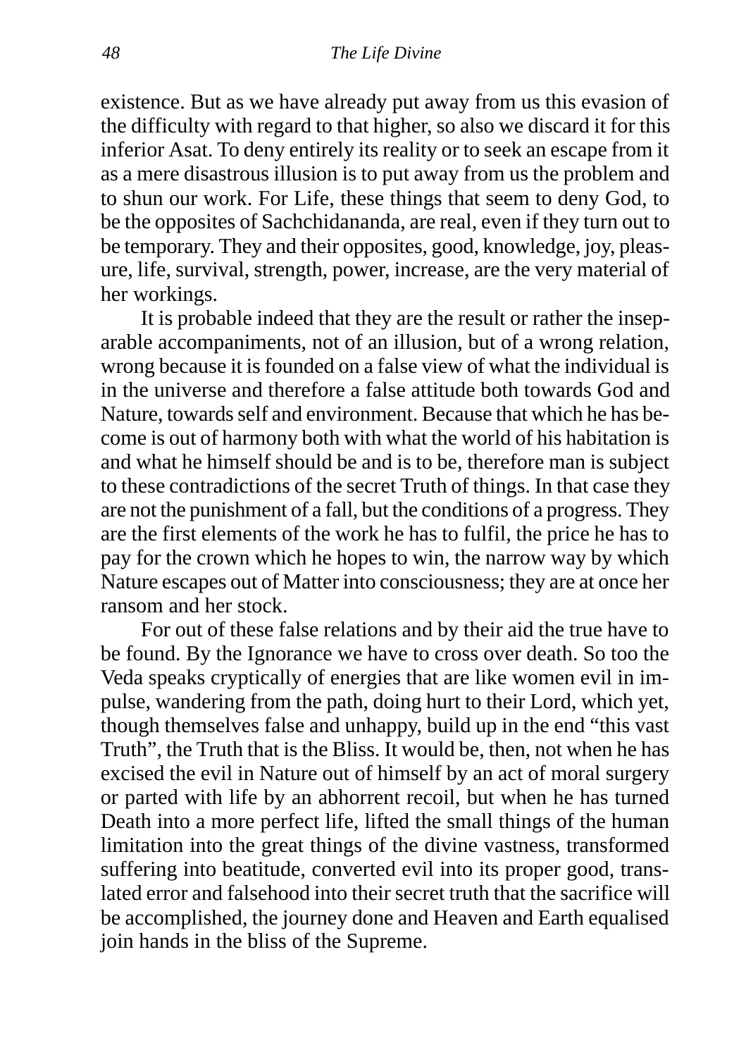existence. But as we have already put away from us this evasion of the difficulty with regard to that higher, so also we discard it for this inferior Asat. To deny entirely its reality or to seek an escape from it as a mere disastrous illusion is to put away from us the problem and to shun our work. For Life, these things that seem to deny God, to be the opposites of Sachchidananda, are real, even if they turn out to be temporary. They and their opposites, good, knowledge, joy, pleasure, life, survival, strength, power, increase, are the very material of her workings.

It is probable indeed that they are the result or rather the inseparable accompaniments, not of an illusion, but of a wrong relation, wrong because it is founded on a false view of what the individual is in the universe and therefore a false attitude both towards God and Nature, towards self and environment. Because that which he has become is out of harmony both with what the world of his habitation is and what he himself should be and is to be, therefore man is subject to these contradictions of the secret Truth of things. In that case they are not the punishment of a fall, but the conditions of a progress. They are the first elements of the work he has to fulfil, the price he has to pay for the crown which he hopes to win, the narrow way by which Nature escapes out of Matter into consciousness; they are at once her ransom and her stock.

For out of these false relations and by their aid the true have to be found. By the Ignorance we have to cross over death. So too the Veda speaks cryptically of energies that are like women evil in impulse, wandering from the path, doing hurt to their Lord, which yet, though themselves false and unhappy, build up in the end "this vast Truth", the Truth that is the Bliss. It would be, then, not when he has excised the evil in Nature out of himself by an act of moral surgery or parted with life by an abhorrent recoil, but when he has turned Death into a more perfect life, lifted the small things of the human limitation into the great things of the divine vastness, transformed suffering into beatitude, converted evil into its proper good, translated error and falsehood into their secret truth that the sacrifice will be accomplished, the journey done and Heaven and Earth equalised join hands in the bliss of the Supreme.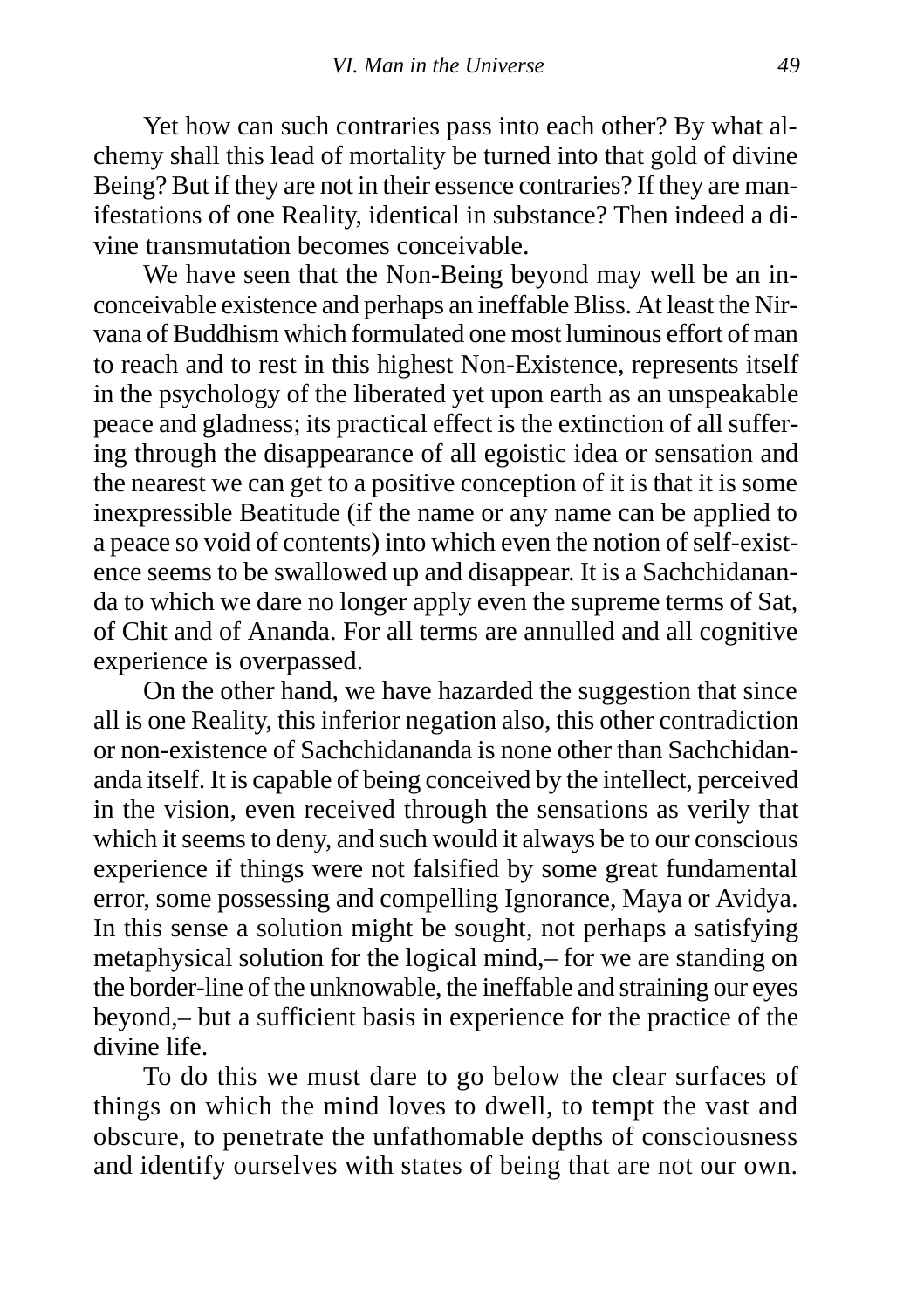Yet how can such contraries pass into each other? By what alchemy shall this lead of mortality be turned into that gold of divine Being? But if they are not in their essence contraries? If they are manifestations of one Reality, identical in substance? Then indeed a divine transmutation becomes conceivable.

We have seen that the Non-Being beyond may well be an inconceivable existence and perhaps an ineffable Bliss. At least the Nirvana of Buddhism which formulated one most luminous effort of man to reach and to rest in this highest Non-Existence, represents itself in the psychology of the liberated yet upon earth as an unspeakable peace and gladness; its practical effect is the extinction of all suffering through the disappearance of all egoistic idea or sensation and the nearest we can get to a positive conception of it is that it is some inexpressible Beatitude (if the name or any name can be applied to a peace so void of contents) into which even the notion of self-existence seems to be swallowed up and disappear. It is a Sachchidananda to which we dare no longer apply even the supreme terms of Sat, of Chit and of Ananda. For all terms are annulled and all cognitive experience is overpassed.

On the other hand, we have hazarded the suggestion that since all is one Reality, this inferior negation also, this other contradiction or non-existence of Sachchidananda is none other than Sachchidananda itself. It is capable of being conceived by the intellect, perceived in the vision, even received through the sensations as verily that which it seems to deny, and such would it always be to our conscious experience if things were not falsified by some great fundamental error, some possessing and compelling Ignorance, Maya or Avidya. In this sense a solution might be sought, not perhaps a satisfying metaphysical solution for the logical mind,– for we are standing on the border-line of the unknowable, the ineffable and straining our eyes beyond,– but a sufficient basis in experience for the practice of the divine life.

To do this we must dare to go below the clear surfaces of things on which the mind loves to dwell, to tempt the vast and obscure, to penetrate the unfathomable depths of consciousness and identify ourselves with states of being that are not our own.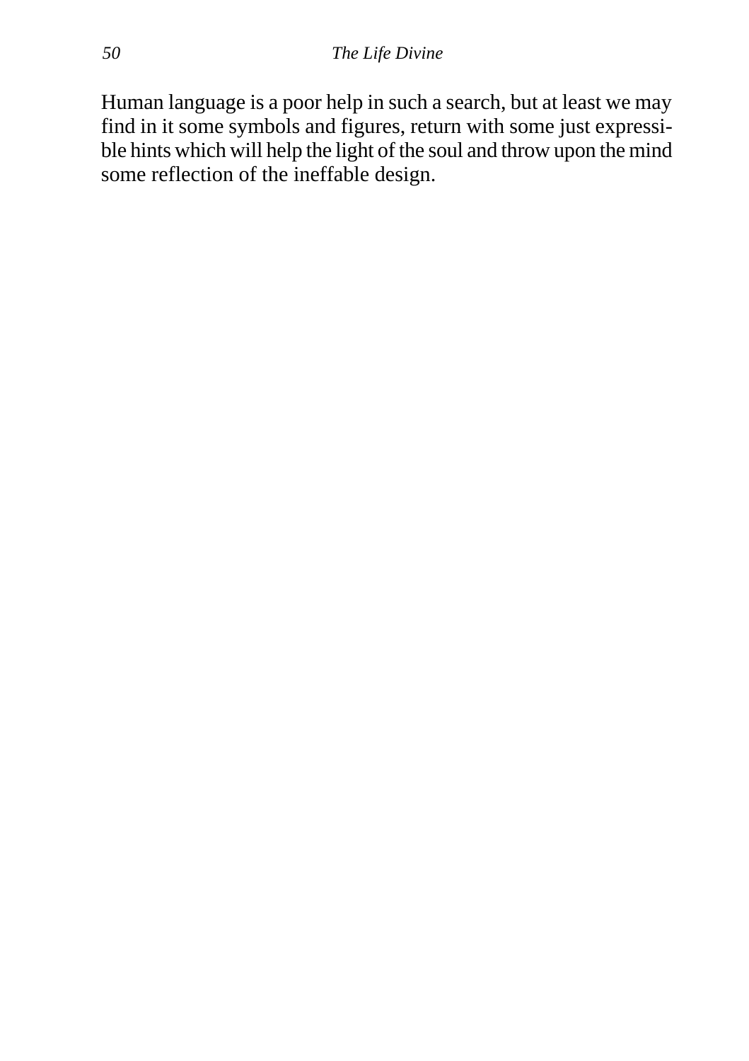Human language is a poor help in such a search, but at least we may find in it some symbols and figures, return with some just expressible hints which will help the light of the soul and throw upon the mind some reflection of the ineffable design.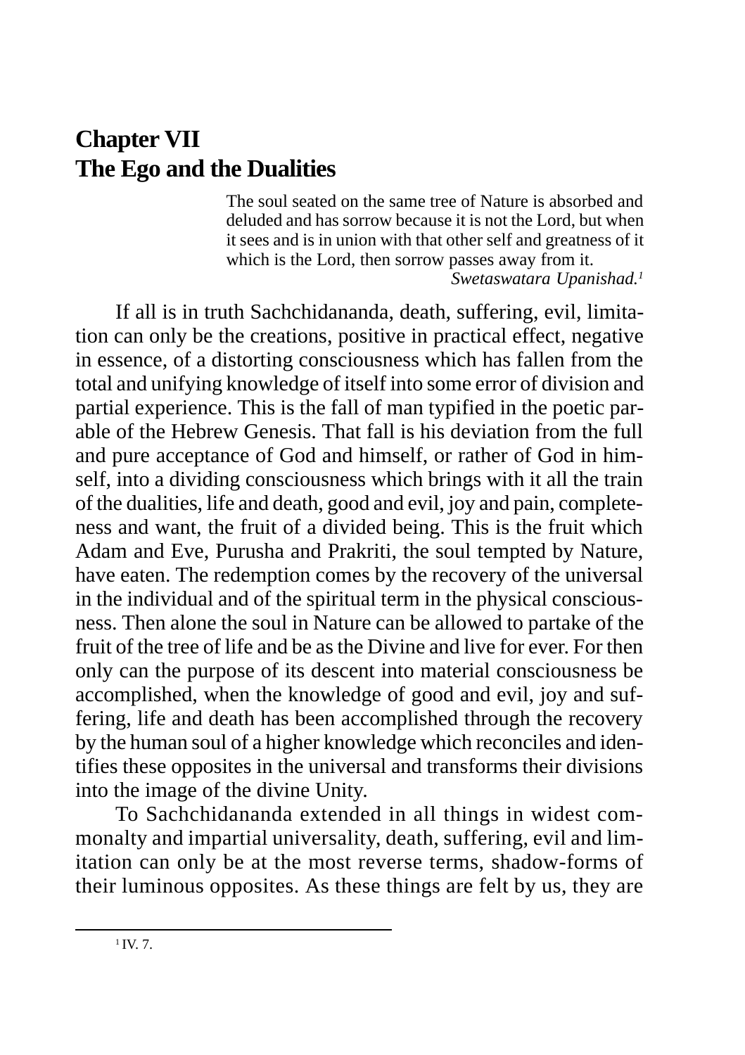# Chapter VII
# The Ego and the Dualities

> The soul seated on the same tree of Nature is absorbed and deluded and has sorrow because it is not the Lord, but when it sees and is in union with that other self and greatness of it which is the Lord, then sorrow passes away from it.
>
> *Swetaswatara Upanishad.*[1]

If all is in truth Sachchidananda, death, suffering, evil, limitation can only be the creations, positive in practical effect, negative in essence, of a distorting consciousness which has fallen from the total and unifying knowledge of itself into some error of division and partial experience. This is the fall of man typified in the poetic parable of the Hebrew Genesis. That fall is his deviation from the full and pure acceptance of God and himself, or rather of God in himself, into a dividing consciousness which brings with it all the train of the dualities, life and death, good and evil, joy and pain, completeness and want, the fruit of a divided being. This is the fruit which Adam and Eve, Purusha and Prakriti, the soul tempted by Nature, have eaten. The redemption comes by the recovery of the universal in the individual and of the spiritual term in the physical consciousness. Then alone the soul in Nature can be allowed to partake of the fruit of the tree of life and be as the Divine and live for ever. For then only can the purpose of its descent into material consciousness be accomplished, when the knowledge of good and evil, joy and suffering, life and death has been accomplished through the recovery by the human soul of a higher knowledge which reconciles and identifies these opposites in the universal and transforms their divisions into the image of the divine Unity.

To Sachchidananda extended in all things in widest commonalty and impartial universality, death, suffering, evil and limitation can only be at the most reverse terms, shadow-forms of their luminous opposites. As these things are felt by us, they are

[1] IV. 7.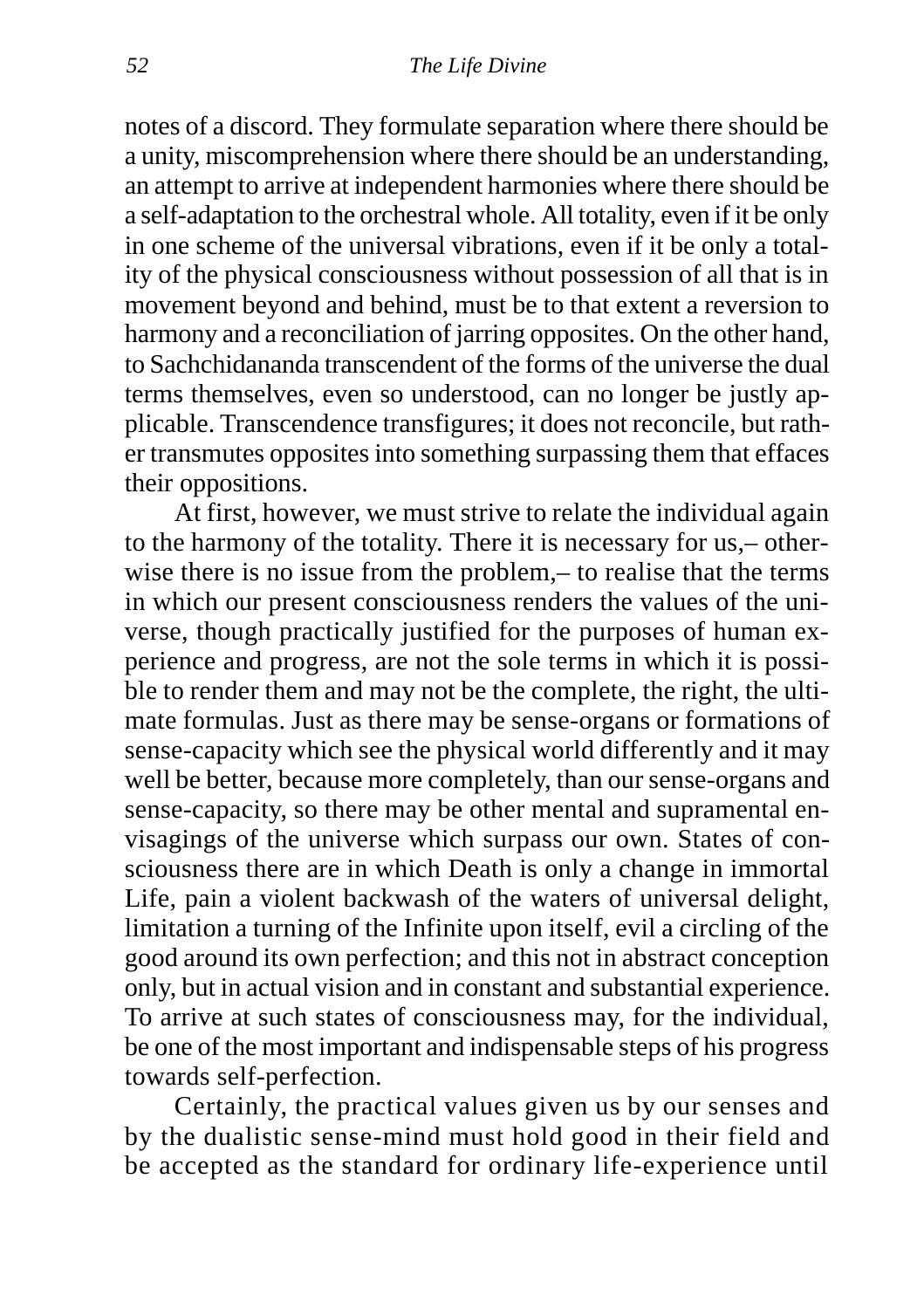notes of a discord. They formulate separation where there should be a unity, miscomprehension where there should be an understanding, an attempt to arrive at independent harmonies where there should be a self-adaptation to the orchestral whole. All totality, even if it be only in one scheme of the universal vibrations, even if it be only a totality of the physical consciousness without possession of all that is in movement beyond and behind, must be to that extent a reversion to harmony and a reconciliation of jarring opposites. On the other hand, to Sachchidananda transcendent of the forms of the universe the dual terms themselves, even so understood, can no longer be justly applicable. Transcendence transfigures; it does not reconcile, but rather transmutes opposites into something surpassing them that effaces their oppositions.

At first, however, we must strive to relate the individual again to the harmony of the totality. There it is necessary for us,– otherwise there is no issue from the problem,– to realise that the terms in which our present consciousness renders the values of the universe, though practically justified for the purposes of human experience and progress, are not the sole terms in which it is possible to render them and may not be the complete, the right, the ultimate formulas. Just as there may be sense-organs or formations of sense-capacity which see the physical world differently and it may well be better, because more completely, than our sense-organs and sense-capacity, so there may be other mental and supramental envisagings of the universe which surpass our own. States of consciousness there are in which Death is only a change in immortal Life, pain a violent backwash of the waters of universal delight, limitation a turning of the Infinite upon itself, evil a circling of the good around its own perfection; and this not in abstract conception only, but in actual vision and in constant and substantial experience. To arrive at such states of consciousness may, for the individual, be one of the most important and indispensable steps of his progress towards self-perfection.

Certainly, the practical values given us by our senses and by the dualistic sense-mind must hold good in their field and be accepted as the standard for ordinary life-experience until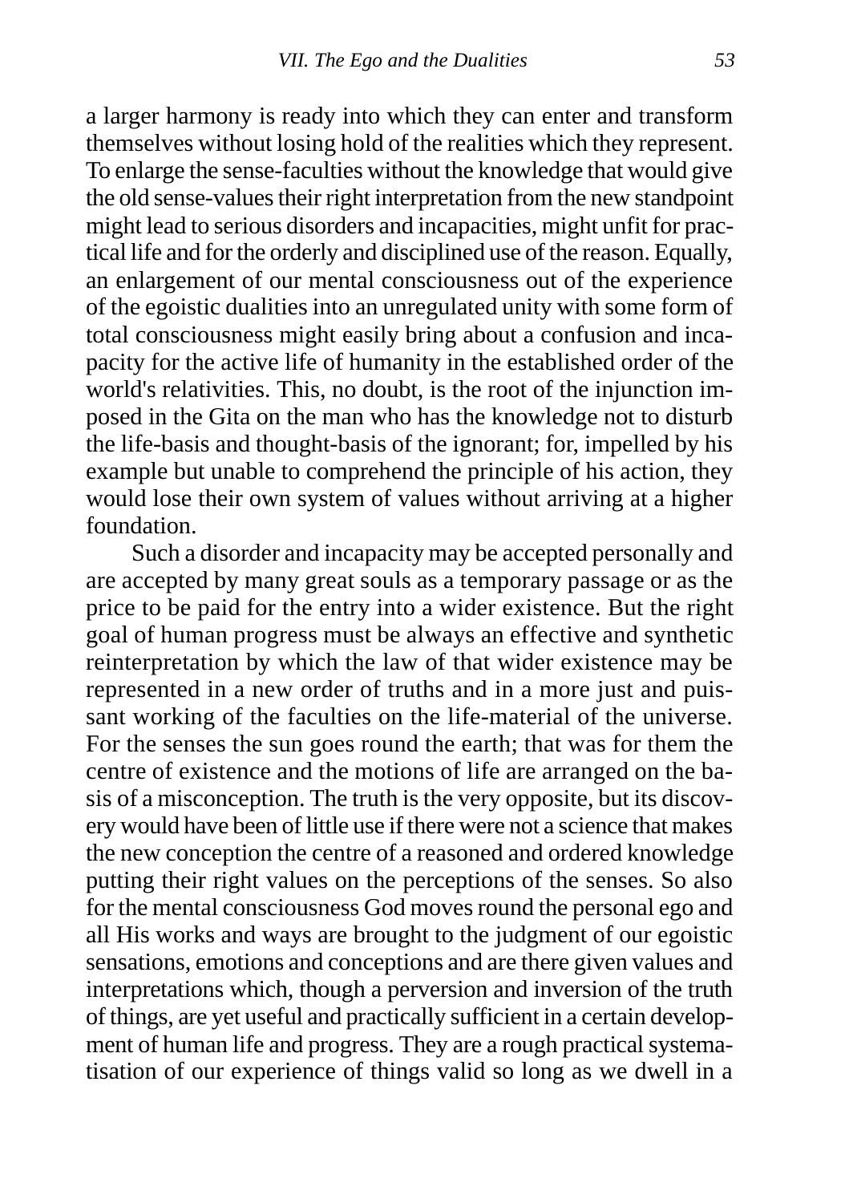a larger harmony is ready into which they can enter and transform themselves without losing hold of the realities which they represent. To enlarge the sense-faculties without the knowledge that would give the old sense-values their right interpretation from the new standpoint might lead to serious disorders and incapacities, might unfit for practical life and for the orderly and disciplined use of the reason. Equally, an enlargement of our mental consciousness out of the experience of the egoistic dualities into an unregulated unity with some form of total consciousness might easily bring about a confusion and incapacity for the active life of humanity in the established order of the world's relativities. This, no doubt, is the root of the injunction imposed in the Gita on the man who has the knowledge not to disturb the life-basis and thought-basis of the ignorant; for, impelled by his example but unable to comprehend the principle of his action, they would lose their own system of values without arriving at a higher foundation.

Such a disorder and incapacity may be accepted personally and are accepted by many great souls as a temporary passage or as the price to be paid for the entry into a wider existence. But the right goal of human progress must be always an effective and synthetic reinterpretation by which the law of that wider existence may be represented in a new order of truths and in a more just and puissant working of the faculties on the life-material of the universe. For the senses the sun goes round the earth; that was for them the centre of existence and the motions of life are arranged on the basis of a misconception. The truth is the very opposite, but its discovery would have been of little use if there were not a science that makes the new conception the centre of a reasoned and ordered knowledge putting their right values on the perceptions of the senses. So also for the mental consciousness God moves round the personal ego and all His works and ways are brought to the judgment of our egoistic sensations, emotions and conceptions and are there given values and interpretations which, though a perversion and inversion of the truth of things, are yet useful and practically sufficient in a certain development of human life and progress. They are a rough practical systematisation of our experience of things valid so long as we dwell in a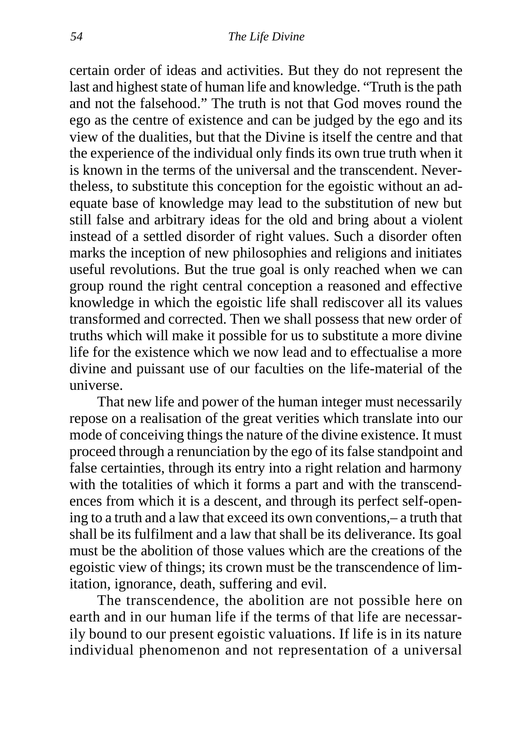certain order of ideas and activities. But they do not represent the last and highest state of human life and knowledge. "Truth is the path and not the falsehood." The truth is not that God moves round the ego as the centre of existence and can be judged by the ego and its view of the dualities, but that the Divine is itself the centre and that the experience of the individual only finds its own true truth when it is known in the terms of the universal and the transcendent. Nevertheless, to substitute this conception for the egoistic without an adequate base of knowledge may lead to the substitution of new but still false and arbitrary ideas for the old and bring about a violent instead of a settled disorder of right values. Such a disorder often marks the inception of new philosophies and religions and initiates useful revolutions. But the true goal is only reached when we can group round the right central conception a reasoned and effective knowledge in which the egoistic life shall rediscover all its values transformed and corrected. Then we shall possess that new order of truths which will make it possible for us to substitute a more divine life for the existence which we now lead and to effectualise a more divine and puissant use of our faculties on the life-material of the universe.

That new life and power of the human integer must necessarily repose on a realisation of the great verities which translate into our mode of conceiving things the nature of the divine existence. It must proceed through a renunciation by the ego of its false standpoint and false certainties, through its entry into a right relation and harmony with the totalities of which it forms a part and with the transcendences from which it is a descent, and through its perfect self-opening to a truth and a law that exceed its own conventions,– a truth that shall be its fulfilment and a law that shall be its deliverance. Its goal must be the abolition of those values which are the creations of the egoistic view of things; its crown must be the transcendence of limitation, ignorance, death, suffering and evil.

The transcendence, the abolition are not possible here on earth and in our human life if the terms of that life are necessarily bound to our present egoistic valuations. If life is in its nature individual phenomenon and not representation of a universal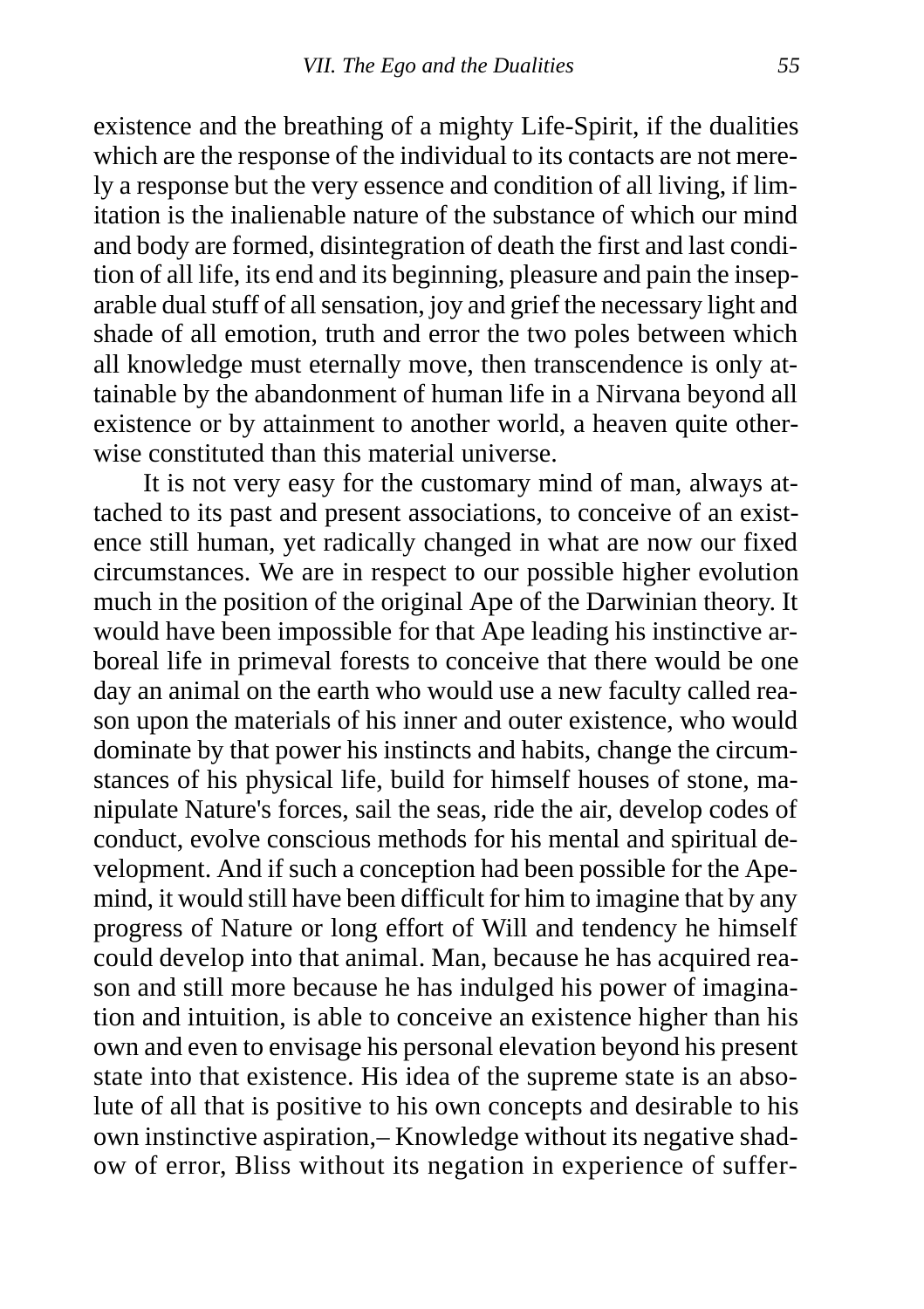existence and the breathing of a mighty Life-Spirit, if the dualities which are the response of the individual to its contacts are not merely a response but the very essence and condition of all living, if limitation is the inalienable nature of the substance of which our mind and body are formed, disintegration of death the first and last condition of all life, its end and its beginning, pleasure and pain the inseparable dual stuff of all sensation, joy and grief the necessary light and shade of all emotion, truth and error the two poles between which all knowledge must eternally move, then transcendence is only attainable by the abandonment of human life in a Nirvana beyond all existence or by attainment to another world, a heaven quite otherwise constituted than this material universe.

It is not very easy for the customary mind of man, always attached to its past and present associations, to conceive of an existence still human, yet radically changed in what are now our fixed circumstances. We are in respect to our possible higher evolution much in the position of the original Ape of the Darwinian theory. It would have been impossible for that Ape leading his instinctive arboreal life in primeval forests to conceive that there would be one day an animal on the earth who would use a new faculty called reason upon the materials of his inner and outer existence, who would dominate by that power his instincts and habits, change the circumstances of his physical life, build for himself houses of stone, manipulate Nature's forces, sail the seas, ride the air, develop codes of conduct, evolve conscious methods for his mental and spiritual development. And if such a conception had been possible for the Ape-mind, it would still have been difficult for him to imagine that by any progress of Nature or long effort of Will and tendency he himself could develop into that animal. Man, because he has acquired reason and still more because he has indulged his power of imagination and intuition, is able to conceive an existence higher than his own and even to envisage his personal elevation beyond his present state into that existence. His idea of the supreme state is an absolute of all that is positive to his own concepts and desirable to his own instinctive aspiration,– Knowledge without its negative shadow of error, Bliss without its negation in experience of suffer-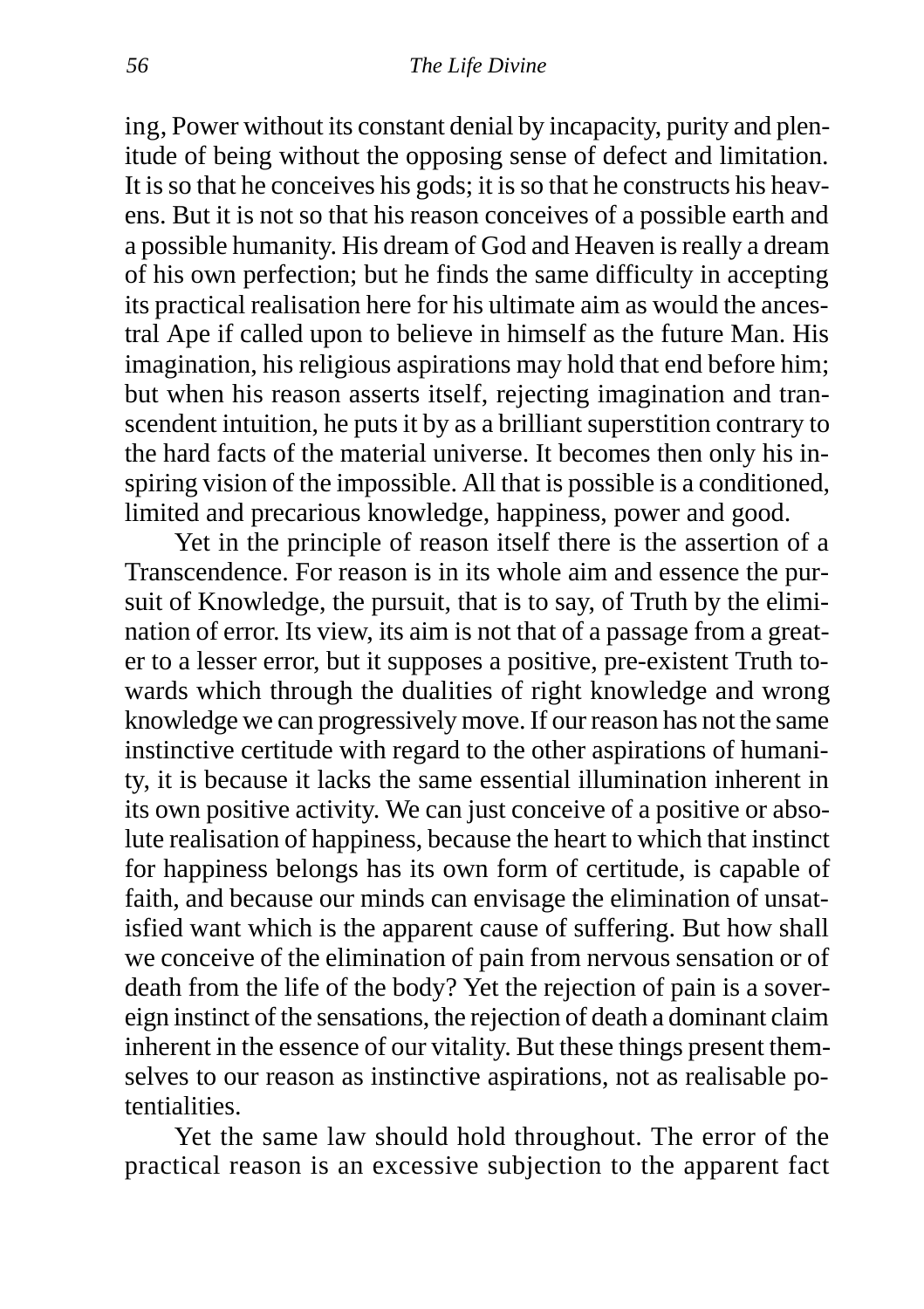ing, Power without its constant denial by incapacity, purity and plenitude of being without the opposing sense of defect and limitation. It is so that he conceives his gods; it is so that he constructs his heavens. But it is not so that his reason conceives of a possible earth and a possible humanity. His dream of God and Heaven is really a dream of his own perfection; but he finds the same difficulty in accepting its practical realisation here for his ultimate aim as would the ancestral Ape if called upon to believe in himself as the future Man. His imagination, his religious aspirations may hold that end before him; but when his reason asserts itself, rejecting imagination and transcendent intuition, he puts it by as a brilliant superstition contrary to the hard facts of the material universe. It becomes then only his inspiring vision of the impossible. All that is possible is a conditioned, limited and precarious knowledge, happiness, power and good.

Yet in the principle of reason itself there is the assertion of a Transcendence. For reason is in its whole aim and essence the pursuit of Knowledge, the pursuit, that is to say, of Truth by the elimination of error. Its view, its aim is not that of a passage from a greater to a lesser error, but it supposes a positive, pre-existent Truth towards which through the dualities of right knowledge and wrong knowledge we can progressively move. If our reason has not the same instinctive certitude with regard to the other aspirations of humanity, it is because it lacks the same essential illumination inherent in its own positive activity. We can just conceive of a positive or absolute realisation of happiness, because the heart to which that instinct for happiness belongs has its own form of certitude, is capable of faith, and because our minds can envisage the elimination of unsatisfied want which is the apparent cause of suffering. But how shall we conceive of the elimination of pain from nervous sensation or of death from the life of the body? Yet the rejection of pain is a sovereign instinct of the sensations, the rejection of death a dominant claim inherent in the essence of our vitality. But these things present themselves to our reason as instinctive aspirations, not as realisable potentialities.

Yet the same law should hold throughout. The error of the practical reason is an excessive subjection to the apparent fact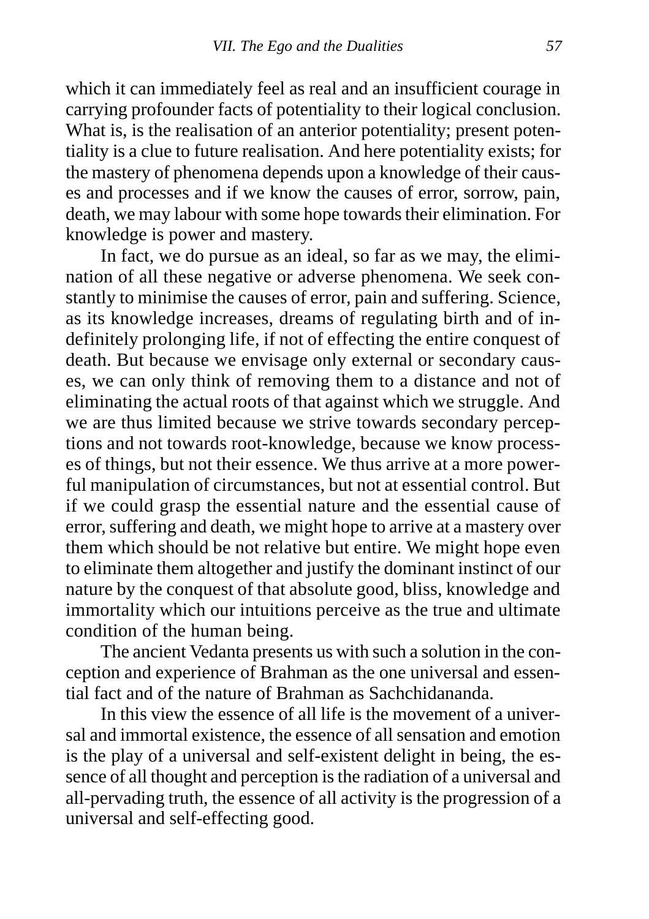which it can immediately feel as real and an insufficient courage in carrying profounder facts of potentiality to their logical conclusion. What is, is the realisation of an anterior potentiality; present potentiality is a clue to future realisation. And here potentiality exists; for the mastery of phenomena depends upon a knowledge of their causes and processes and if we know the causes of error, sorrow, pain, death, we may labour with some hope towards their elimination. For knowledge is power and mastery.

In fact, we do pursue as an ideal, so far as we may, the elimination of all these negative or adverse phenomena. We seek constantly to minimise the causes of error, pain and suffering. Science, as its knowledge increases, dreams of regulating birth and of indefinitely prolonging life, if not of effecting the entire conquest of death. But because we envisage only external or secondary causes, we can only think of removing them to a distance and not of eliminating the actual roots of that against which we struggle. And we are thus limited because we strive towards secondary perceptions and not towards root-knowledge, because we know processes of things, but not their essence. We thus arrive at a more powerful manipulation of circumstances, but not at essential control. But if we could grasp the essential nature and the essential cause of error, suffering and death, we might hope to arrive at a mastery over them which should be not relative but entire. We might hope even to eliminate them altogether and justify the dominant instinct of our nature by the conquest of that absolute good, bliss, knowledge and immortality which our intuitions perceive as the true and ultimate condition of the human being.

The ancient Vedanta presents us with such a solution in the conception and experience of Brahman as the one universal and essential fact and of the nature of Brahman as Sachchidananda.

In this view the essence of all life is the movement of a universal and immortal existence, the essence of all sensation and emotion is the play of a universal and self-existent delight in being, the essence of all thought and perception is the radiation of a universal and all-pervading truth, the essence of all activity is the progression of a universal and self-effecting good.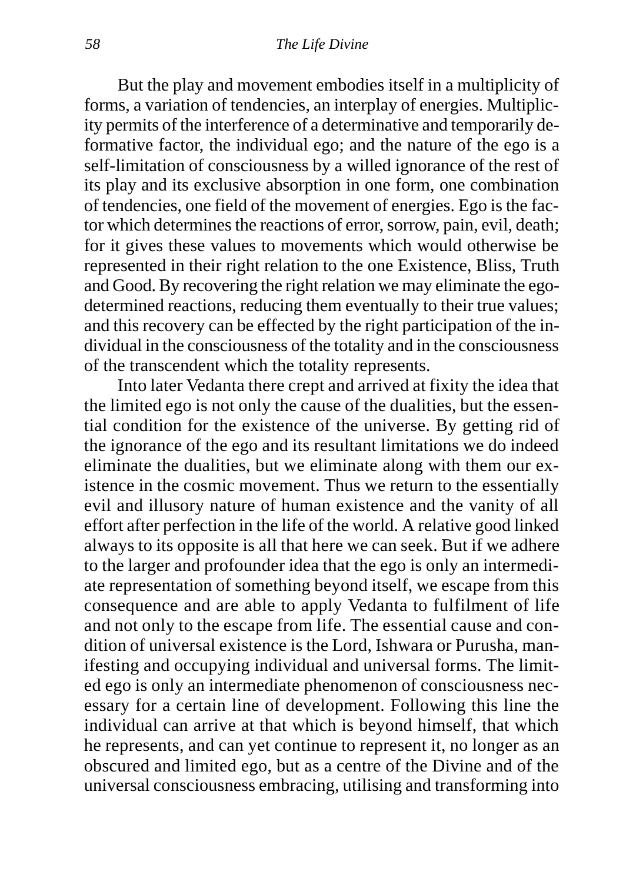But the play and movement embodies itself in a multiplicity of forms, a variation of tendencies, an interplay of energies. Multiplicity permits of the interference of a determinative and temporarily deformative factor, the individual ego; and the nature of the ego is a self-limitation of consciousness by a willed ignorance of the rest of its play and its exclusive absorption in one form, one combination of tendencies, one field of the movement of energies. Ego is the factor which determines the reactions of error, sorrow, pain, evil, death; for it gives these values to movements which would otherwise be represented in their right relation to the one Existence, Bliss, Truth and Good. By recovering the right relation we may eliminate the ego-determined reactions, reducing them eventually to their true values; and this recovery can be effected by the right participation of the individual in the consciousness of the totality and in the consciousness of the transcendent which the totality represents.

Into later Vedanta there crept and arrived at fixity the idea that the limited ego is not only the cause of the dualities, but the essential condition for the existence of the universe. By getting rid of the ignorance of the ego and its resultant limitations we do indeed eliminate the dualities, but we eliminate along with them our existence in the cosmic movement. Thus we return to the essentially evil and illusory nature of human existence and the vanity of all effort after perfection in the life of the world. A relative good linked always to its opposite is all that here we can seek. But if we adhere to the larger and profounder idea that the ego is only an intermediate representation of something beyond itself, we escape from this consequence and are able to apply Vedanta to fulfilment of life and not only to the escape from life. The essential cause and condition of universal existence is the Lord, Ishwara or Purusha, manifesting and occupying individual and universal forms. The limited ego is only an intermediate phenomenon of consciousness necessary for a certain line of development. Following this line the individual can arrive at that which is beyond himself, that which he represents, and can yet continue to represent it, no longer as an obscured and limited ego, but as a centre of the Divine and of the universal consciousness embracing, utilising and transforming into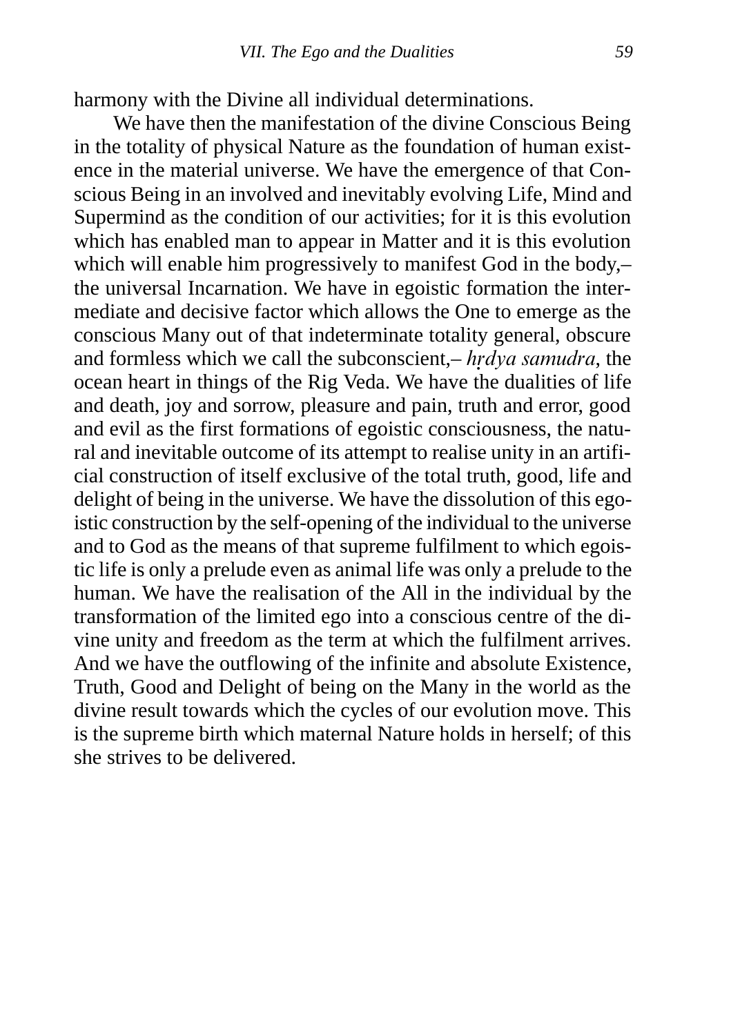harmony with the Divine all individual determinations.

We have then the manifestation of the divine Conscious Being in the totality of physical Nature as the foundation of human existence in the material universe. We have the emergence of that Conscious Being in an involved and inevitably evolving Life, Mind and Supermind as the condition of our activities; for it is this evolution which has enabled man to appear in Matter and it is this evolution which will enable him progressively to manifest God in the body,– the universal Incarnation. We have in egoistic formation the intermediate and decisive factor which allows the One to emerge as the conscious Many out of that indeterminate totality general, obscure and formless which we call the subconscient,– *hṛdya samudra*, the ocean heart in things of the Rig Veda. We have the dualities of life and death, joy and sorrow, pleasure and pain, truth and error, good and evil as the first formations of egoistic consciousness, the natural and inevitable outcome of its attempt to realise unity in an artificial construction of itself exclusive of the total truth, good, life and delight of being in the universe. We have the dissolution of this egoistic construction by the self-opening of the individual to the universe and to God as the means of that supreme fulfilment to which egoistic life is only a prelude even as animal life was only a prelude to the human. We have the realisation of the All in the individual by the transformation of the limited ego into a conscious centre of the divine unity and freedom as the term at which the fulfilment arrives. And we have the outflowing of the infinite and absolute Existence, Truth, Good and Delight of being on the Many in the world as the divine result towards which the cycles of our evolution move. This is the supreme birth which maternal Nature holds in herself; of this she strives to be delivered.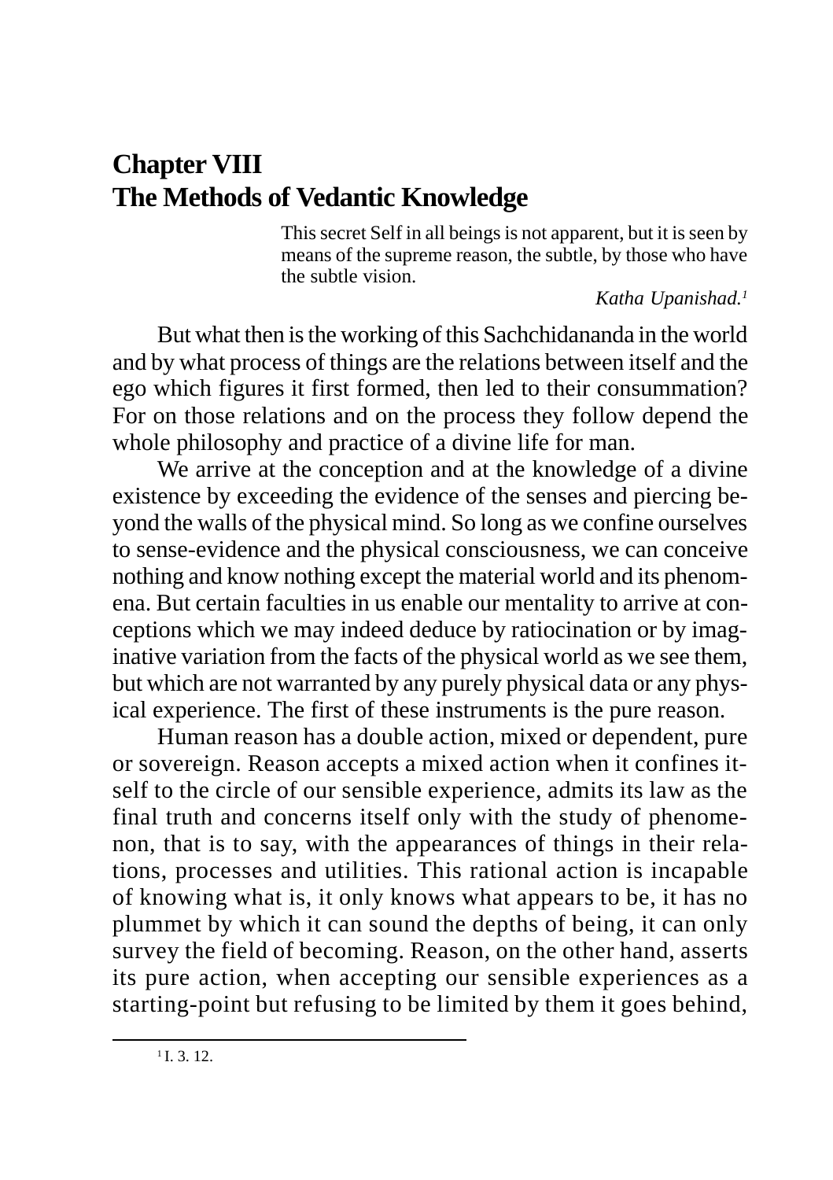# Chapter VIII
# The Methods of Vedantic Knowledge

> This secret Self in all beings is not apparent, but it is seen by means of the supreme reason, the subtle, by those who have the subtle vision.
>
> *Katha Upanishad.*[1]

But what then is the working of this Sachchidananda in the world and by what process of things are the relations between itself and the ego which figures it first formed, then led to their consummation? For on those relations and on the process they follow depend the whole philosophy and practice of a divine life for man.

We arrive at the conception and at the knowledge of a divine existence by exceeding the evidence of the senses and piercing beyond the walls of the physical mind. So long as we confine ourselves to sense-evidence and the physical consciousness, we can conceive nothing and know nothing except the material world and its phenomena. But certain faculties in us enable our mentality to arrive at conceptions which we may indeed deduce by ratiocination or by imaginative variation from the facts of the physical world as we see them, but which are not warranted by any purely physical data or any physical experience. The first of these instruments is the pure reason.

Human reason has a double action, mixed or dependent, pure or sovereign. Reason accepts a mixed action when it confines itself to the circle of our sensible experience, admits its law as the final truth and concerns itself only with the study of phenomenon, that is to say, with the appearances of things in their relations, processes and utilities. This rational action is incapable of knowing what is, it only knows what appears to be, it has no plummet by which it can sound the depths of being, it can only survey the field of becoming. Reason, on the other hand, asserts its pure action, when accepting our sensible experiences as a starting-point but refusing to be limited by them it goes behind,

[1] I. 3. 12.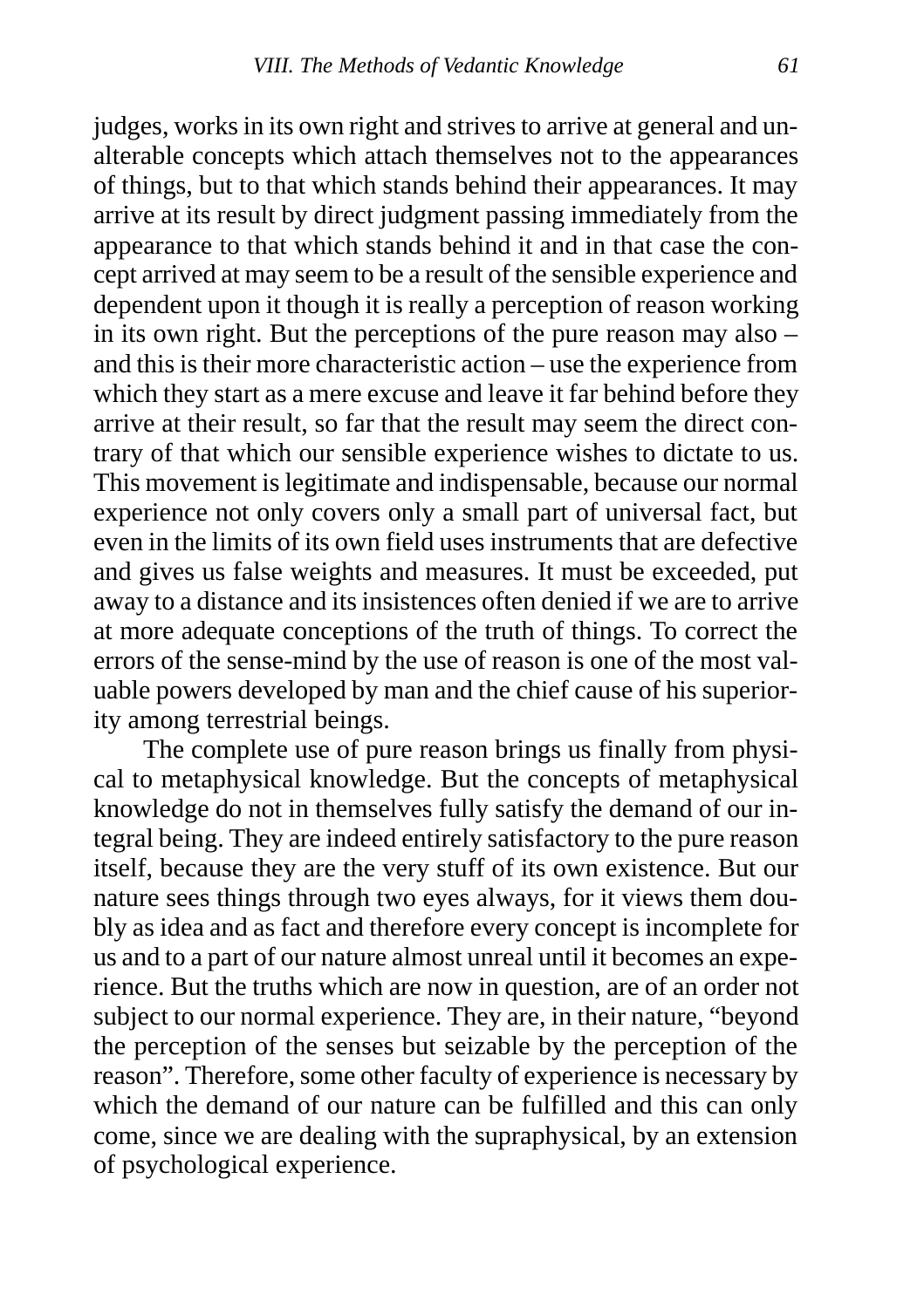judges, works in its own right and strives to arrive at general and unalterable concepts which attach themselves not to the appearances of things, but to that which stands behind their appearances. It may arrive at its result by direct judgment passing immediately from the appearance to that which stands behind it and in that case the concept arrived at may seem to be a result of the sensible experience and dependent upon it though it is really a perception of reason working in its own right. But the perceptions of the pure reason may also – and this is their more characteristic action – use the experience from which they start as a mere excuse and leave it far behind before they arrive at their result, so far that the result may seem the direct contrary of that which our sensible experience wishes to dictate to us. This movement is legitimate and indispensable, because our normal experience not only covers only a small part of universal fact, but even in the limits of its own field uses instruments that are defective and gives us false weights and measures. It must be exceeded, put away to a distance and its insistences often denied if we are to arrive at more adequate conceptions of the truth of things. To correct the errors of the sense-mind by the use of reason is one of the most valuable powers developed by man and the chief cause of his superiority among terrestrial beings.

The complete use of pure reason brings us finally from physical to metaphysical knowledge. But the concepts of metaphysical knowledge do not in themselves fully satisfy the demand of our integral being. They are indeed entirely satisfactory to the pure reason itself, because they are the very stuff of its own existence. But our nature sees things through two eyes always, for it views them doubly as idea and as fact and therefore every concept is incomplete for us and to a part of our nature almost unreal until it becomes an experience. But the truths which are now in question, are of an order not subject to our normal experience. They are, in their nature, "beyond the perception of the senses but seizable by the perception of the reason". Therefore, some other faculty of experience is necessary by which the demand of our nature can be fulfilled and this can only come, since we are dealing with the supraphysical, by an extension of psychological experience.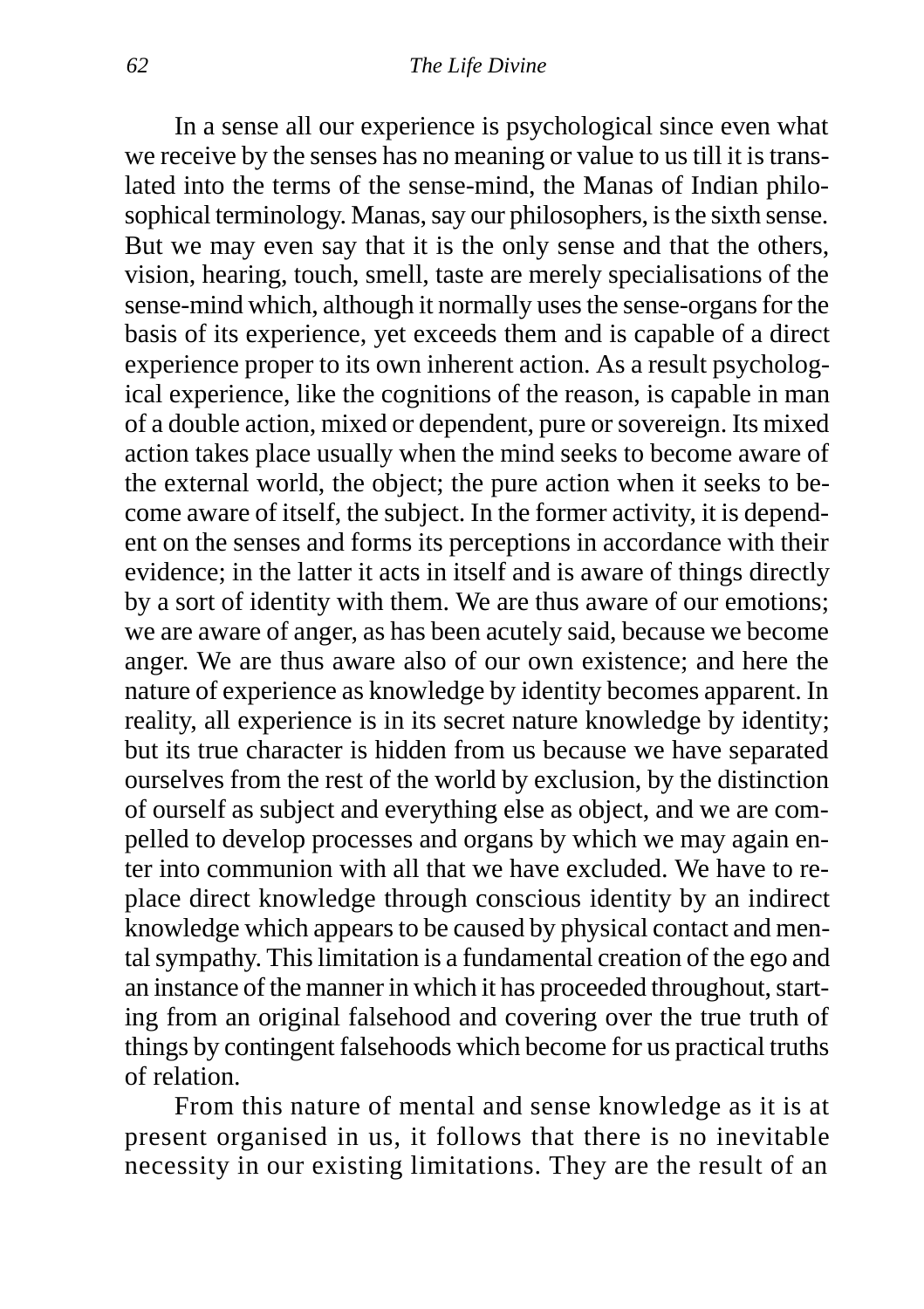In a sense all our experience is psychological since even what we receive by the senses has no meaning or value to us till it is translated into the terms of the sense-mind, the Manas of Indian philosophical terminology. Manas, say our philosophers, is the sixth sense. But we may even say that it is the only sense and that the others, vision, hearing, touch, smell, taste are merely specialisations of the sense-mind which, although it normally uses the sense-organs for the basis of its experience, yet exceeds them and is capable of a direct experience proper to its own inherent action. As a result psychological experience, like the cognitions of the reason, is capable in man of a double action, mixed or dependent, pure or sovereign. Its mixed action takes place usually when the mind seeks to become aware of the external world, the object; the pure action when it seeks to become aware of itself, the subject. In the former activity, it is dependent on the senses and forms its perceptions in accordance with their evidence; in the latter it acts in itself and is aware of things directly by a sort of identity with them. We are thus aware of our emotions; we are aware of anger, as has been acutely said, because we become anger. We are thus aware also of our own existence; and here the nature of experience as knowledge by identity becomes apparent. In reality, all experience is in its secret nature knowledge by identity; but its true character is hidden from us because we have separated ourselves from the rest of the world by exclusion, by the distinction of ourself as subject and everything else as object, and we are compelled to develop processes and organs by which we may again enter into communion with all that we have excluded. We have to replace direct knowledge through conscious identity by an indirect knowledge which appears to be caused by physical contact and mental sympathy. This limitation is a fundamental creation of the ego and an instance of the manner in which it has proceeded throughout, starting from an original falsehood and covering over the true truth of things by contingent falsehoods which become for us practical truths of relation.

From this nature of mental and sense knowledge as it is at present organised in us, it follows that there is no inevitable necessity in our existing limitations. They are the result of an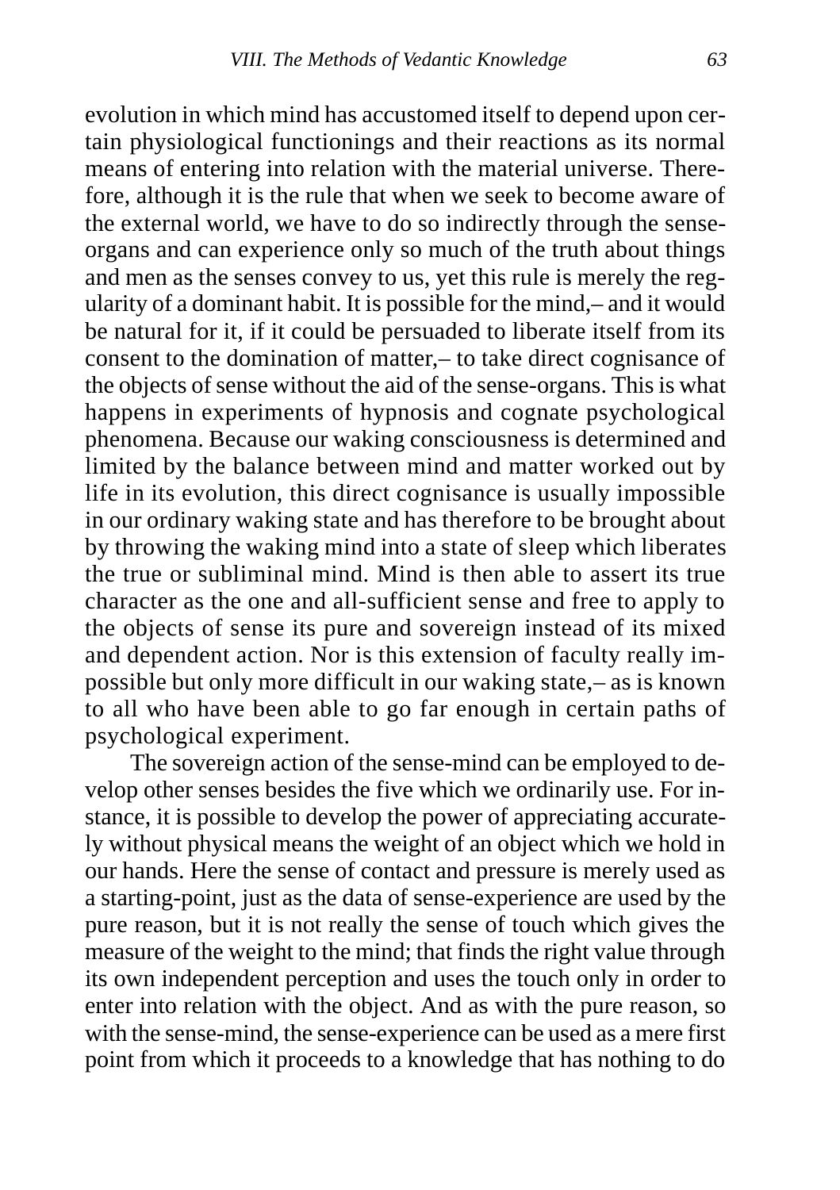evolution in which mind has accustomed itself to depend upon certain physiological functionings and their reactions as its normal means of entering into relation with the material universe. Therefore, although it is the rule that when we seek to become aware of the external world, we have to do so indirectly through the sense-organs and can experience only so much of the truth about things and men as the senses convey to us, yet this rule is merely the regularity of a dominant habit. It is possible for the mind,– and it would be natural for it, if it could be persuaded to liberate itself from its consent to the domination of matter,– to take direct cognisance of the objects of sense without the aid of the sense-organs. This is what happens in experiments of hypnosis and cognate psychological phenomena. Because our waking consciousness is determined and limited by the balance between mind and matter worked out by life in its evolution, this direct cognisance is usually impossible in our ordinary waking state and has therefore to be brought about by throwing the waking mind into a state of sleep which liberates the true or subliminal mind. Mind is then able to assert its true character as the one and all-sufficient sense and free to apply to the objects of sense its pure and sovereign instead of its mixed and dependent action. Nor is this extension of faculty really impossible but only more difficult in our waking state,– as is known to all who have been able to go far enough in certain paths of psychological experiment.

The sovereign action of the sense-mind can be employed to develop other senses besides the five which we ordinarily use. For instance, it is possible to develop the power of appreciating accurately without physical means the weight of an object which we hold in our hands. Here the sense of contact and pressure is merely used as a starting-point, just as the data of sense-experience are used by the pure reason, but it is not really the sense of touch which gives the measure of the weight to the mind; that finds the right value through its own independent perception and uses the touch only in order to enter into relation with the object. And as with the pure reason, so with the sense-mind, the sense-experience can be used as a mere first point from which it proceeds to a knowledge that has nothing to do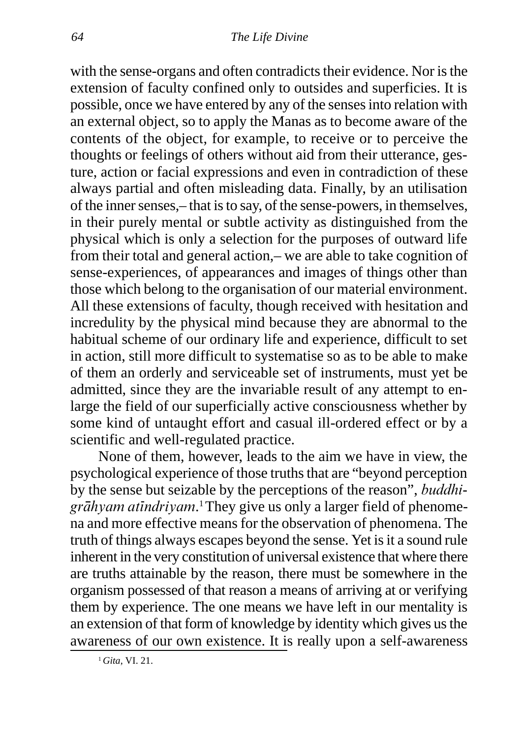with the sense-organs and often contradicts their evidence. Nor is the extension of faculty confined only to outsides and superficies. It is possible, once we have entered by any of the senses into relation with an external object, so to apply the Manas as to become aware of the contents of the object, for example, to receive or to perceive the thoughts or feelings of others without aid from their utterance, gesture, action or facial expressions and even in contradiction of these always partial and often misleading data. Finally, by an utilisation of the inner senses,– that is to say, of the sense-powers, in themselves, in their purely mental or subtle activity as distinguished from the physical which is only a selection for the purposes of outward life from their total and general action,– we are able to take cognition of sense-experiences, of appearances and images of things other than those which belong to the organisation of our material environment. All these extensions of faculty, though received with hesitation and incredulity by the physical mind because they are abnormal to the habitual scheme of our ordinary life and experience, difficult to set in action, still more difficult to systematise so as to be able to make of them an orderly and serviceable set of instruments, must yet be admitted, since they are the invariable result of any attempt to enlarge the field of our superficially active consciousness whether by some kind of untaught effort and casual ill-ordered effect or by a scientific and well-regulated practice.

None of them, however, leads to the aim we have in view, the psychological experience of those truths that are "beyond perception by the sense but seizable by the perceptions of the reason", *buddhi-grāhyam atīndriyam*.[1] They give us only a larger field of phenomena and more effective means for the observation of phenomena. The truth of things always escapes beyond the sense. Yet is it a sound rule inherent in the very constitution of universal existence that where there are truths attainable by the reason, there must be somewhere in the organism possessed of that reason a means of arriving at or verifying them by experience. The one means we have left in our mentality is an extension of that form of knowledge by identity which gives us the awareness of our own existence. It is really upon a self-awareness

[1] *Gita*, VI. 21.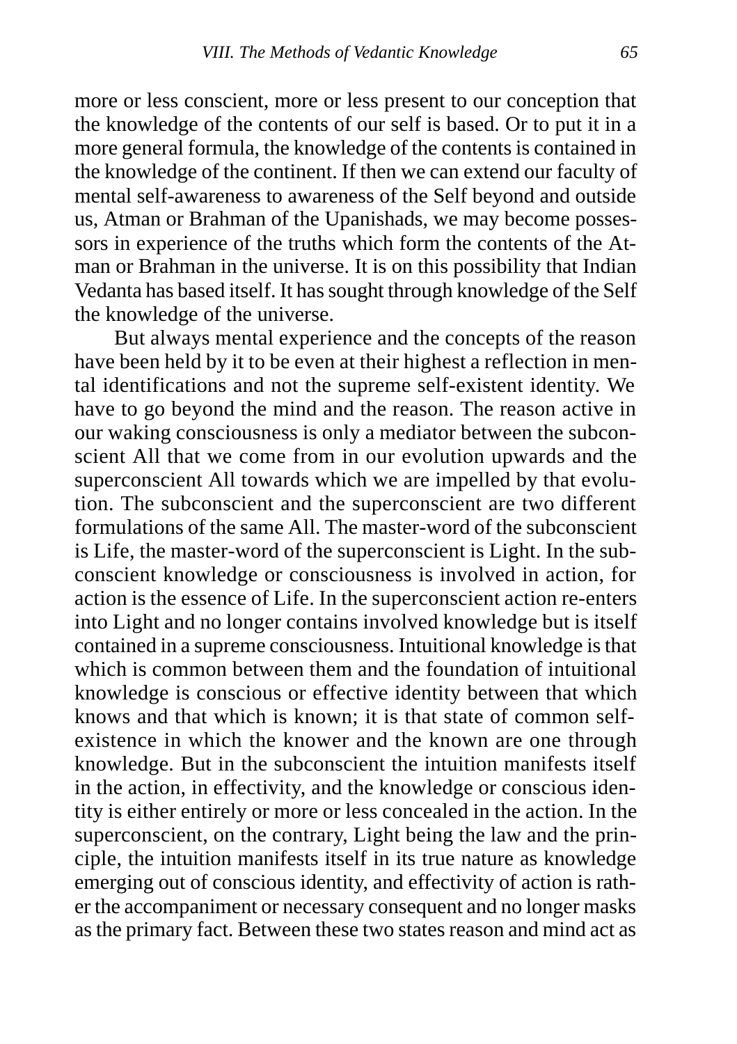more or less conscient, more or less present to our conception that the knowledge of the contents of our self is based. Or to put it in a more general formula, the knowledge of the contents is contained in the knowledge of the continent. If then we can extend our faculty of mental self-awareness to awareness of the Self beyond and outside us, Atman or Brahman of the Upanishads, we may become possessors in experience of the truths which form the contents of the Atman or Brahman in the universe. It is on this possibility that Indian Vedanta has based itself. It has sought through knowledge of the Self the knowledge of the universe.

But always mental experience and the concepts of the reason have been held by it to be even at their highest a reflection in mental identifications and not the supreme self-existent identity. We have to go beyond the mind and the reason. The reason active in our waking consciousness is only a mediator between the subconscient All that we come from in our evolution upwards and the superconscient All towards which we are impelled by that evolution. The subconscient and the superconscient are two different formulations of the same All. The master-word of the subconscient is Life, the master-word of the superconscient is Light. In the subconscient knowledge or consciousness is involved in action, for action is the essence of Life. In the superconscient action re-enters into Light and no longer contains involved knowledge but is itself contained in a supreme consciousness. Intuitional knowledge is that which is common between them and the foundation of intuitional knowledge is conscious or effective identity between that which knows and that which is known; it is that state of common self-existence in which the knower and the known are one through knowledge. But in the subconscient the intuition manifests itself in the action, in effectivity, and the knowledge or conscious identity is either entirely or more or less concealed in the action. In the superconscient, on the contrary, Light being the law and the principle, the intuition manifests itself in its true nature as knowledge emerging out of conscious identity, and effectivity of action is rather the accompaniment or necessary consequent and no longer masks as the primary fact. Between these two states reason and mind act as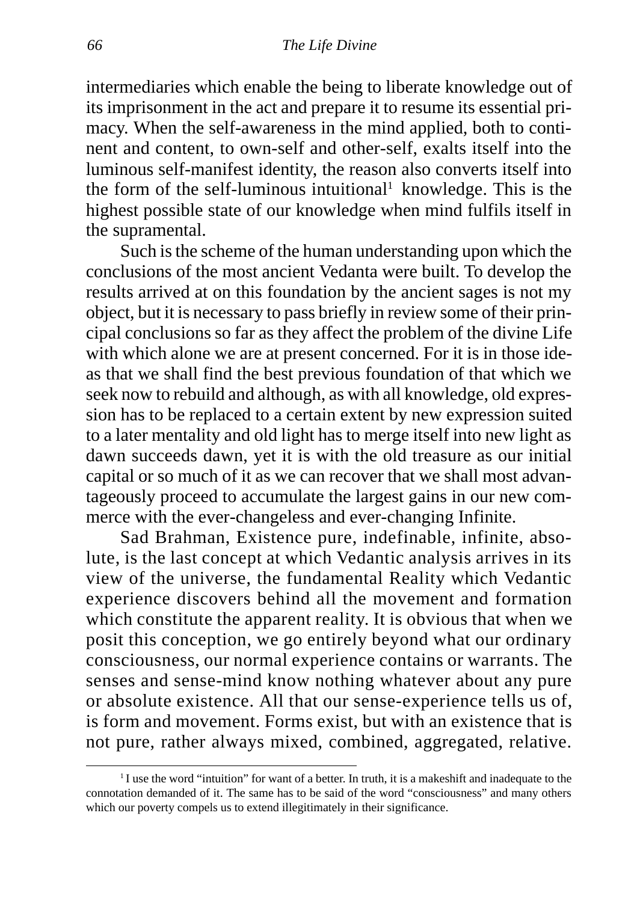intermediaries which enable the being to liberate knowledge out of its imprisonment in the act and prepare it to resume its essential primacy. When the self-awareness in the mind applied, both to continent and content, to own-self and other-self, exalts itself into the luminous self-manifest identity, the reason also converts itself into the form of the self-luminous intuitional[1] knowledge. This is the highest possible state of our knowledge when mind fulfils itself in the supramental.

Such is the scheme of the human understanding upon which the conclusions of the most ancient Vedanta were built. To develop the results arrived at on this foundation by the ancient sages is not my object, but it is necessary to pass briefly in review some of their principal conclusions so far as they affect the problem of the divine Life with which alone we are at present concerned. For it is in those ideas that we shall find the best previous foundation of that which we seek now to rebuild and although, as with all knowledge, old expression has to be replaced to a certain extent by new expression suited to a later mentality and old light has to merge itself into new light as dawn succeeds dawn, yet it is with the old treasure as our initial capital or so much of it as we can recover that we shall most advantageously proceed to accumulate the largest gains in our new commerce with the ever-changeless and ever-changing Infinite.

Sad Brahman, Existence pure, indefinable, infinite, absolute, is the last concept at which Vedantic analysis arrives in its view of the universe, the fundamental Reality which Vedantic experience discovers behind all the movement and formation which constitute the apparent reality. It is obvious that when we posit this conception, we go entirely beyond what our ordinary consciousness, our normal experience contains or warrants. The senses and sense-mind know nothing whatever about any pure or absolute existence. All that our sense-experience tells us of, is form and movement. Forms exist, but with an existence that is not pure, rather always mixed, combined, aggregated, relative.

---

[1] I use the word "intuition" for want of a better. In truth, it is a makeshift and inadequate to the connotation demanded of it. The same has to be said of the word "consciousness" and many others which our poverty compels us to extend illegitimately in their significance.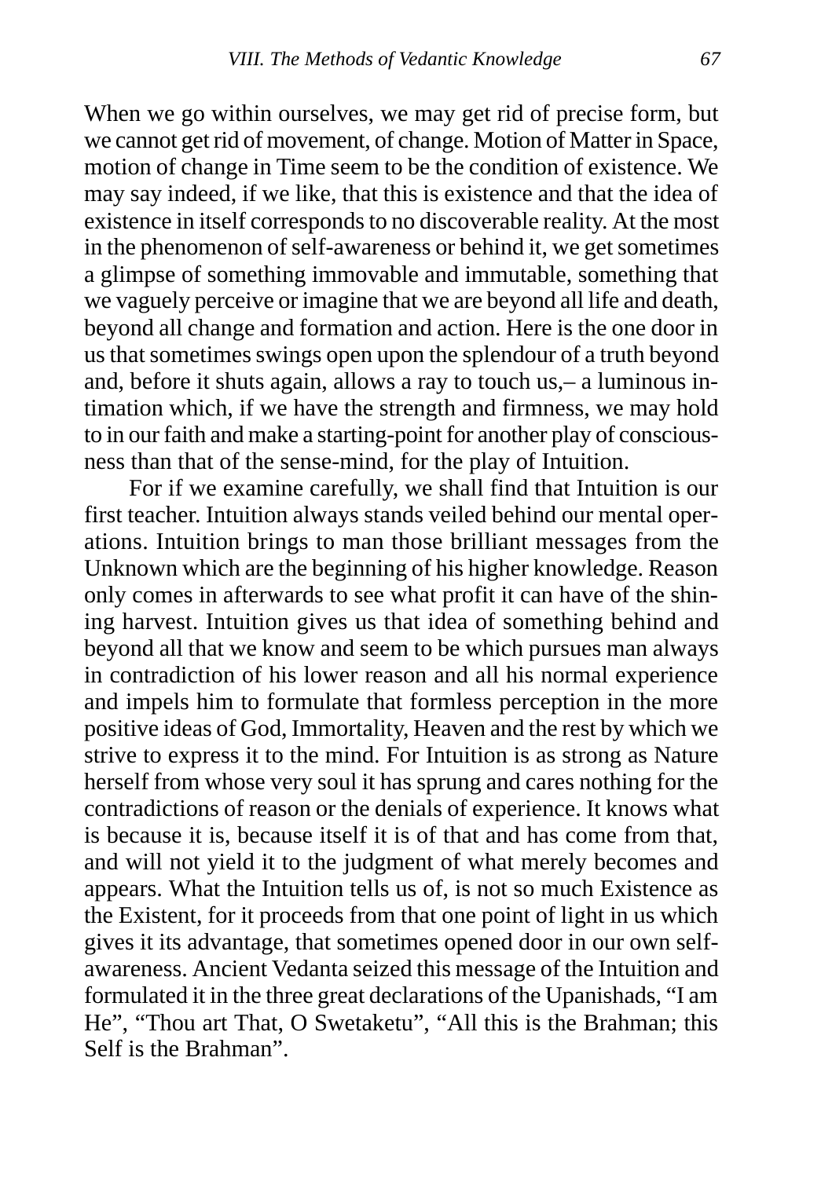When we go within ourselves, we may get rid of precise form, but we cannot get rid of movement, of change. Motion of Matter in Space, motion of change in Time seem to be the condition of existence. We may say indeed, if we like, that this is existence and that the idea of existence in itself corresponds to no discoverable reality. At the most in the phenomenon of self-awareness or behind it, we get sometimes a glimpse of something immovable and immutable, something that we vaguely perceive or imagine that we are beyond all life and death, beyond all change and formation and action. Here is the one door in us that sometimes swings open upon the splendour of a truth beyond and, before it shuts again, allows a ray to touch us,– a luminous intimation which, if we have the strength and firmness, we may hold to in our faith and make a starting-point for another play of consciousness than that of the sense-mind, for the play of Intuition.

For if we examine carefully, we shall find that Intuition is our first teacher. Intuition always stands veiled behind our mental operations. Intuition brings to man those brilliant messages from the Unknown which are the beginning of his higher knowledge. Reason only comes in afterwards to see what profit it can have of the shining harvest. Intuition gives us that idea of something behind and beyond all that we know and seem to be which pursues man always in contradiction of his lower reason and all his normal experience and impels him to formulate that formless perception in the more positive ideas of God, Immortality, Heaven and the rest by which we strive to express it to the mind. For Intuition is as strong as Nature herself from whose very soul it has sprung and cares nothing for the contradictions of reason or the denials of experience. It knows what is because it is, because itself it is of that and has come from that, and will not yield it to the judgment of what merely becomes and appears. What the Intuition tells us of, is not so much Existence as the Existent, for it proceeds from that one point of light in us which gives it its advantage, that sometimes opened door in our own self-awareness. Ancient Vedanta seized this message of the Intuition and formulated it in the three great declarations of the Upanishads, "I am He", "Thou art That, O Swetaketu", "All this is the Brahman; this Self is the Brahman".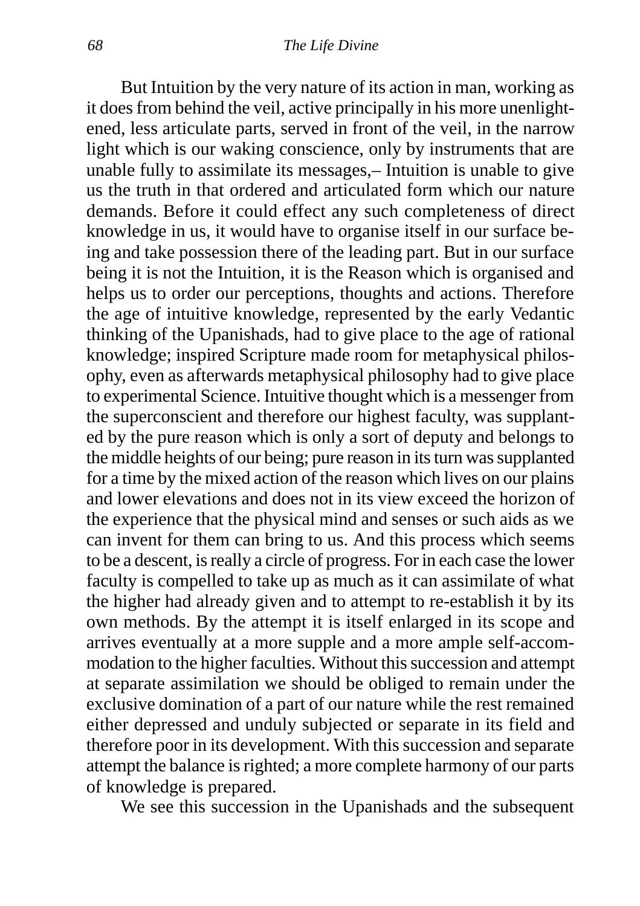But Intuition by the very nature of its action in man, working as it does from behind the veil, active principally in his more unenlightened, less articulate parts, served in front of the veil, in the narrow light which is our waking conscience, only by instruments that are unable fully to assimilate its messages,– Intuition is unable to give us the truth in that ordered and articulated form which our nature demands. Before it could effect any such completeness of direct knowledge in us, it would have to organise itself in our surface being and take possession there of the leading part. But in our surface being it is not the Intuition, it is the Reason which is organised and helps us to order our perceptions, thoughts and actions. Therefore the age of intuitive knowledge, represented by the early Vedantic thinking of the Upanishads, had to give place to the age of rational knowledge; inspired Scripture made room for metaphysical philosophy, even as afterwards metaphysical philosophy had to give place to experimental Science. Intuitive thought which is a messenger from the superconscient and therefore our highest faculty, was supplanted by the pure reason which is only a sort of deputy and belongs to the middle heights of our being; pure reason in its turn was supplanted for a time by the mixed action of the reason which lives on our plains and lower elevations and does not in its view exceed the horizon of the experience that the physical mind and senses or such aids as we can invent for them can bring to us. And this process which seems to be a descent, is really a circle of progress. For in each case the lower faculty is compelled to take up as much as it can assimilate of what the higher had already given and to attempt to re-establish it by its own methods. By the attempt it is itself enlarged in its scope and arrives eventually at a more supple and a more ample self-accommodation to the higher faculties. Without this succession and attempt at separate assimilation we should be obliged to remain under the exclusive domination of a part of our nature while the rest remained either depressed and unduly subjected or separate in its field and therefore poor in its development. With this succession and separate attempt the balance is righted; a more complete harmony of our parts of knowledge is prepared.

We see this succession in the Upanishads and the subsequent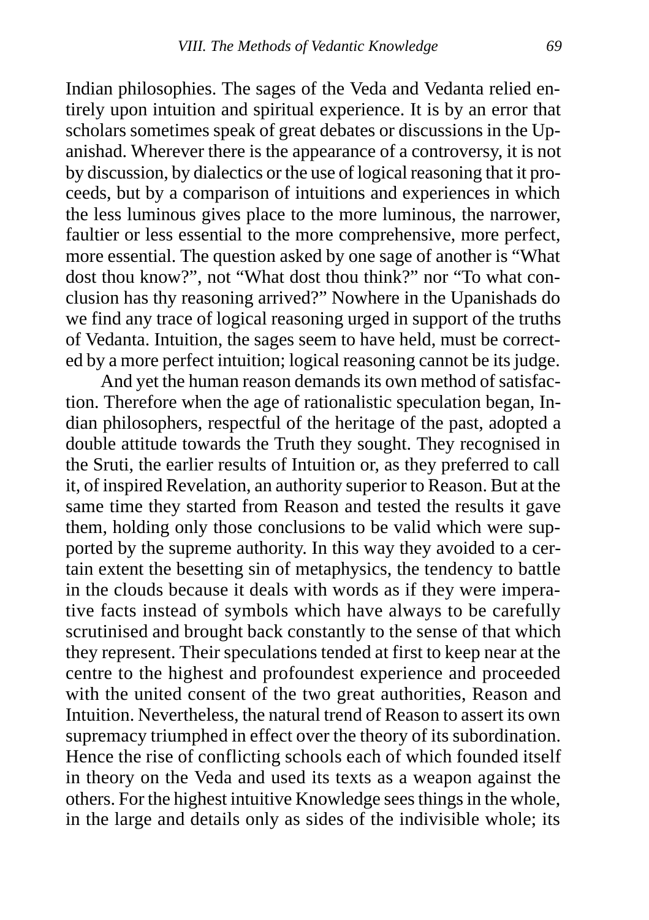Indian philosophies. The sages of the Veda and Vedanta relied entirely upon intuition and spiritual experience. It is by an error that scholars sometimes speak of great debates or discussions in the Upanishad. Wherever there is the appearance of a controversy, it is not by discussion, by dialectics or the use of logical reasoning that it proceeds, but by a comparison of intuitions and experiences in which the less luminous gives place to the more luminous, the narrower, faultier or less essential to the more comprehensive, more perfect, more essential. The question asked by one sage of another is "What dost thou know?", not "What dost thou think?" nor "To what conclusion has thy reasoning arrived?" Nowhere in the Upanishads do we find any trace of logical reasoning urged in support of the truths of Vedanta. Intuition, the sages seem to have held, must be corrected by a more perfect intuition; logical reasoning cannot be its judge.

And yet the human reason demands its own method of satisfaction. Therefore when the age of rationalistic speculation began, Indian philosophers, respectful of the heritage of the past, adopted a double attitude towards the Truth they sought. They recognised in the Sruti, the earlier results of Intuition or, as they preferred to call it, of inspired Revelation, an authority superior to Reason. But at the same time they started from Reason and tested the results it gave them, holding only those conclusions to be valid which were supported by the supreme authority. In this way they avoided to a certain extent the besetting sin of metaphysics, the tendency to battle in the clouds because it deals with words as if they were imperative facts instead of symbols which have always to be carefully scrutinised and brought back constantly to the sense of that which they represent. Their speculations tended at first to keep near at the centre to the highest and profoundest experience and proceeded with the united consent of the two great authorities, Reason and Intuition. Nevertheless, the natural trend of Reason to assert its own supremacy triumphed in effect over the theory of its subordination. Hence the rise of conflicting schools each of which founded itself in theory on the Veda and used its texts as a weapon against the others. For the highest intuitive Knowledge sees things in the whole, in the large and details only as sides of the indivisible whole; its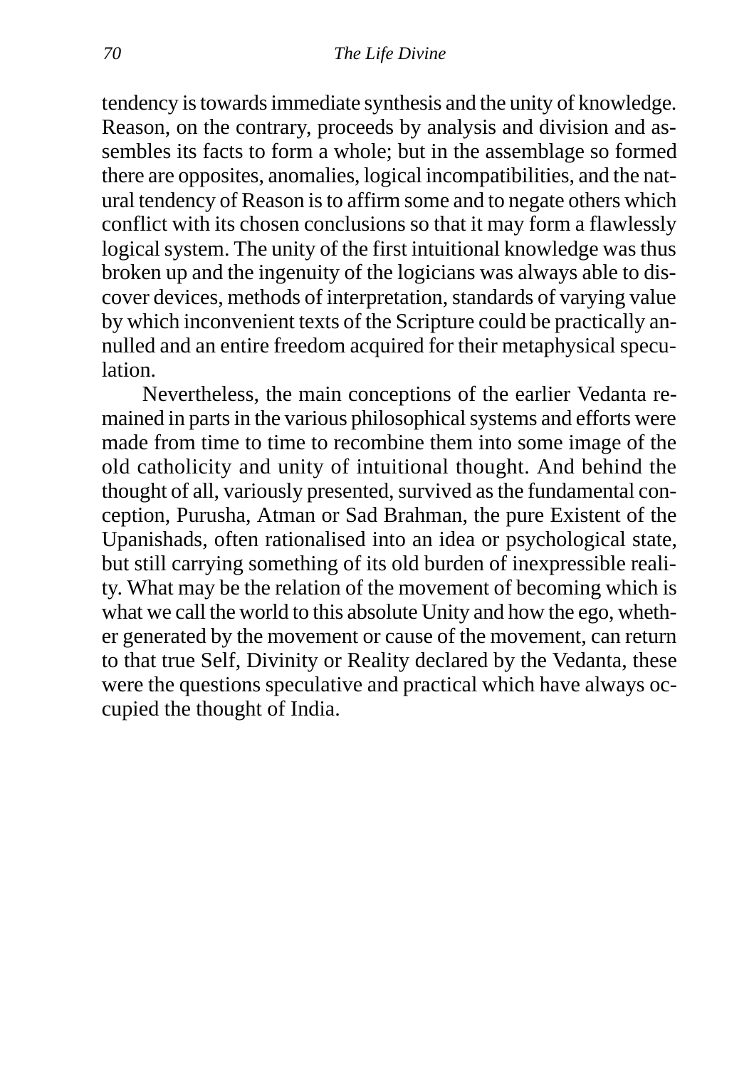tendency is towards immediate synthesis and the unity of knowledge. Reason, on the contrary, proceeds by analysis and division and assembles its facts to form a whole; but in the assemblage so formed there are opposites, anomalies, logical incompatibilities, and the natural tendency of Reason is to affirm some and to negate others which conflict with its chosen conclusions so that it may form a flawlessly logical system. The unity of the first intuitional knowledge was thus broken up and the ingenuity of the logicians was always able to discover devices, methods of interpretation, standards of varying value by which inconvenient texts of the Scripture could be practically annulled and an entire freedom acquired for their metaphysical speculation.

Nevertheless, the main conceptions of the earlier Vedanta remained in parts in the various philosophical systems and efforts were made from time to time to recombine them into some image of the old catholicity and unity of intuitional thought. And behind the thought of all, variously presented, survived as the fundamental conception, Purusha, Atman or Sad Brahman, the pure Existent of the Upanishads, often rationalised into an idea or psychological state, but still carrying something of its old burden of inexpressible reality. What may be the relation of the movement of becoming which is what we call the world to this absolute Unity and how the ego, whether generated by the movement or cause of the movement, can return to that true Self, Divinity or Reality declared by the Vedanta, these were the questions speculative and practical which have always occupied the thought of India.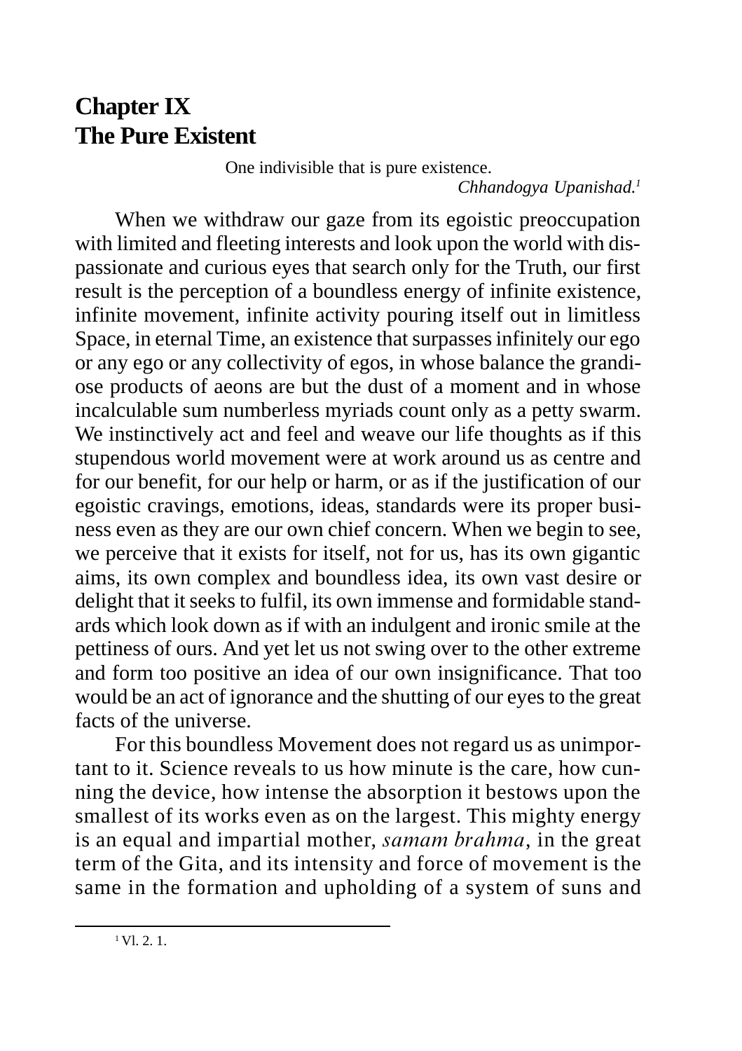# Chapter IX
# The Pure Existent

One indivisible that is pure existence.

*Chhandogya Upanishad.*[1]

When we withdraw our gaze from its egoistic preoccupation with limited and fleeting interests and look upon the world with dispassionate and curious eyes that search only for the Truth, our first result is the perception of a boundless energy of infinite existence, infinite movement, infinite activity pouring itself out in limitless Space, in eternal Time, an existence that surpasses infinitely our ego or any ego or any collectivity of egos, in whose balance the grandiose products of aeons are but the dust of a moment and in whose incalculable sum numberless myriads count only as a petty swarm. We instinctively act and feel and weave our life thoughts as if this stupendous world movement were at work around us as centre and for our benefit, for our help or harm, or as if the justification of our egoistic cravings, emotions, ideas, standards were its proper business even as they are our own chief concern. When we begin to see, we perceive that it exists for itself, not for us, has its own gigantic aims, its own complex and boundless idea, its own vast desire or delight that it seeks to fulfil, its own immense and formidable standards which look down as if with an indulgent and ironic smile at the pettiness of ours. And yet let us not swing over to the other extreme and form too positive an idea of our own insignificance. That too would be an act of ignorance and the shutting of our eyes to the great facts of the universe.

For this boundless Movement does not regard us as unimportant to it. Science reveals to us how minute is the care, how cunning the device, how intense the absorption it bestows upon the smallest of its works even as on the largest. This mighty energy is an equal and impartial mother, *samam brahma*, in the great term of the Gita, and its intensity and force of movement is the same in the formation and upholding of a system of suns and

---

[1] VI. 2. 1.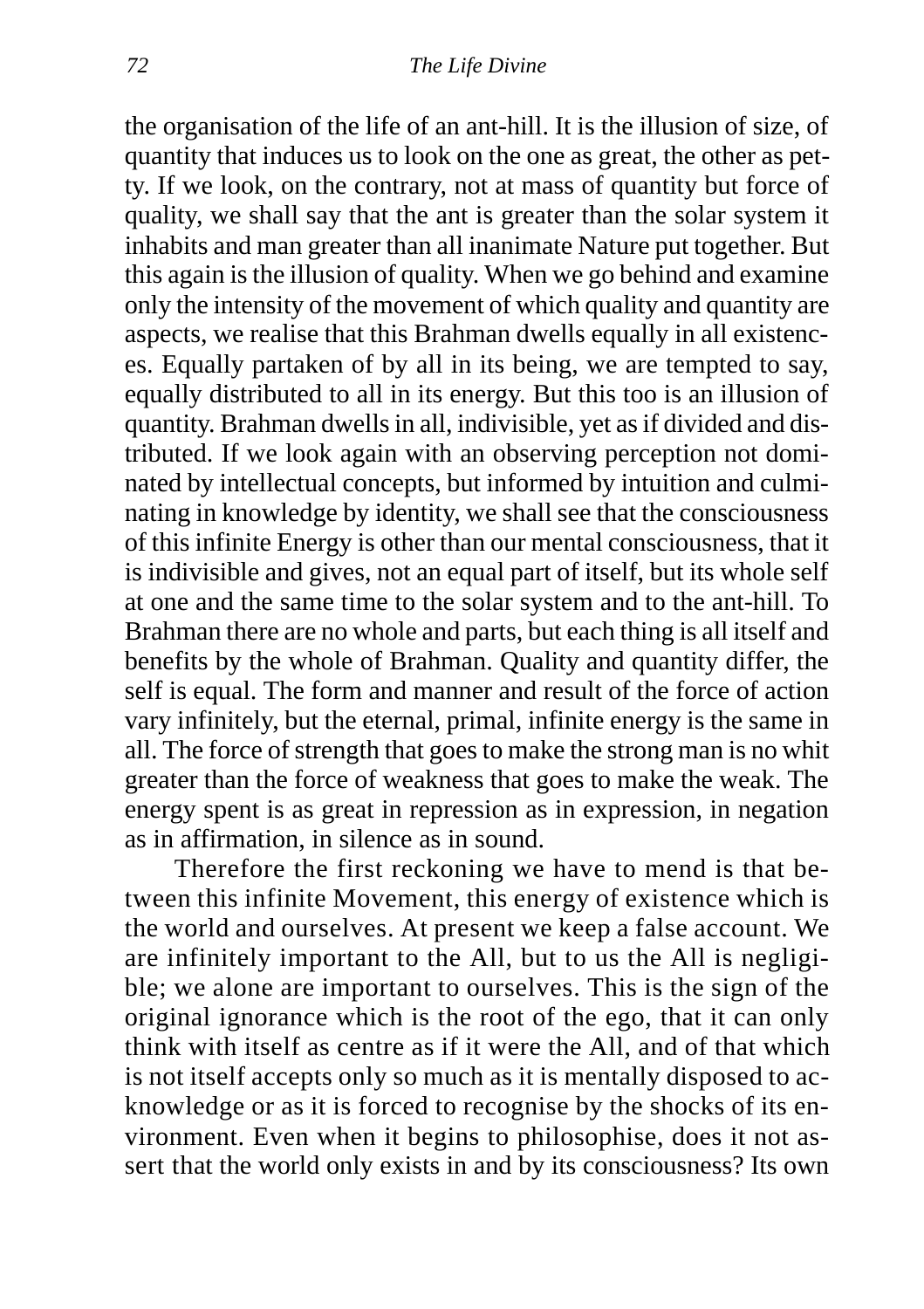the organisation of the life of an ant-hill. It is the illusion of size, of quantity that induces us to look on the one as great, the other as petty. If we look, on the contrary, not at mass of quantity but force of quality, we shall say that the ant is greater than the solar system it inhabits and man greater than all inanimate Nature put together. But this again is the illusion of quality. When we go behind and examine only the intensity of the movement of which quality and quantity are aspects, we realise that this Brahman dwells equally in all existences. Equally partaken of by all in its being, we are tempted to say, equally distributed to all in its energy. But this too is an illusion of quantity. Brahman dwells in all, indivisible, yet as if divided and distributed. If we look again with an observing perception not dominated by intellectual concepts, but informed by intuition and culminating in knowledge by identity, we shall see that the consciousness of this infinite Energy is other than our mental consciousness, that it is indivisible and gives, not an equal part of itself, but its whole self at one and the same time to the solar system and to the ant-hill. To Brahman there are no whole and parts, but each thing is all itself and benefits by the whole of Brahman. Quality and quantity differ, the self is equal. The form and manner and result of the force of action vary infinitely, but the eternal, primal, infinite energy is the same in all. The force of strength that goes to make the strong man is no whit greater than the force of weakness that goes to make the weak. The energy spent is as great in repression as in expression, in negation as in affirmation, in silence as in sound.

Therefore the first reckoning we have to mend is that between this infinite Movement, this energy of existence which is the world and ourselves. At present we keep a false account. We are infinitely important to the All, but to us the All is negligible; we alone are important to ourselves. This is the sign of the original ignorance which is the root of the ego, that it can only think with itself as centre as if it were the All, and of that which is not itself accepts only so much as it is mentally disposed to acknowledge or as it is forced to recognise by the shocks of its environment. Even when it begins to philosophise, does it not assert that the world only exists in and by its consciousness? Its own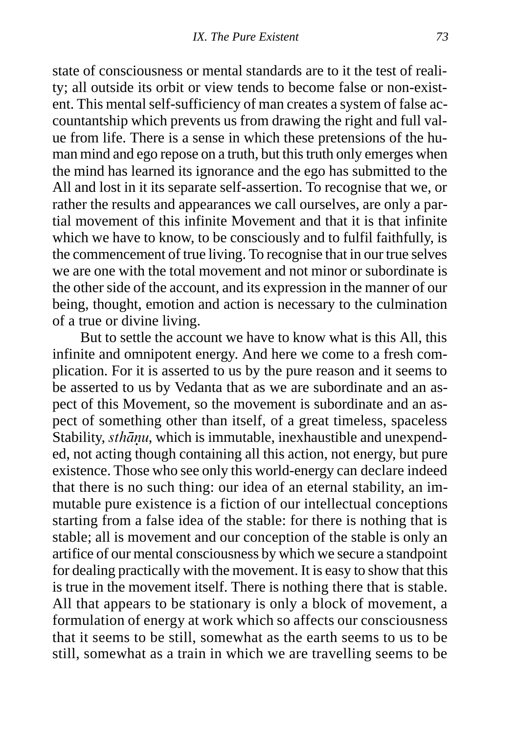state of consciousness or mental standards are to it the test of reality; all outside its orbit or view tends to become false or non-existent. This mental self-sufficiency of man creates a system of false accountantship which prevents us from drawing the right and full value from life. There is a sense in which these pretensions of the human mind and ego repose on a truth, but this truth only emerges when the mind has learned its ignorance and the ego has submitted to the All and lost in it its separate self-assertion. To recognise that we, or rather the results and appearances we call ourselves, are only a partial movement of this infinite Movement and that it is that infinite which we have to know, to be consciously and to fulfil faithfully, is the commencement of true living. To recognise that in our true selves we are one with the total movement and not minor or subordinate is the other side of the account, and its expression in the manner of our being, thought, emotion and action is necessary to the culmination of a true or divine living.

But to settle the account we have to know what is this All, this infinite and omnipotent energy. And here we come to a fresh complication. For it is asserted to us by the pure reason and it seems to be asserted to us by Vedanta that as we are subordinate and an aspect of this Movement, so the movement is subordinate and an aspect of something other than itself, of a great timeless, spaceless Stability, *sthāṇu*, which is immutable, inexhaustible and unexpended, not acting though containing all this action, not energy, but pure existence. Those who see only this world-energy can declare indeed that there is no such thing: our idea of an eternal stability, an immutable pure existence is a fiction of our intellectual conceptions starting from a false idea of the stable: for there is nothing that is stable; all is movement and our conception of the stable is only an artifice of our mental consciousness by which we secure a standpoint for dealing practically with the movement. It is easy to show that this is true in the movement itself. There is nothing there that is stable. All that appears to be stationary is only a block of movement, a formulation of energy at work which so affects our consciousness that it seems to be still, somewhat as the earth seems to us to be still, somewhat as a train in which we are travelling seems to be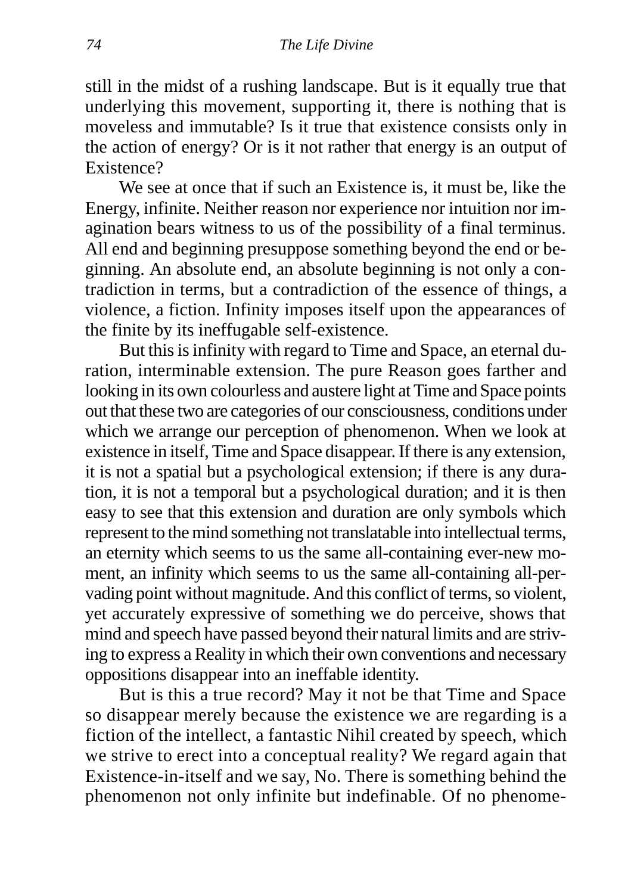still in the midst of a rushing landscape. But is it equally true that underlying this movement, supporting it, there is nothing that is moveless and immutable? Is it true that existence consists only in the action of energy? Or is it not rather that energy is an output of Existence?

We see at once that if such an Existence is, it must be, like the Energy, infinite. Neither reason nor experience nor intuition nor imagination bears witness to us of the possibility of a final terminus. All end and beginning presuppose something beyond the end or beginning. An absolute end, an absolute beginning is not only a contradiction in terms, but a contradiction of the essence of things, a violence, a fiction. Infinity imposes itself upon the appearances of the finite by its ineffugable self-existence.

But this is infinity with regard to Time and Space, an eternal duration, interminable extension. The pure Reason goes farther and looking in its own colourless and austere light at Time and Space points out that these two are categories of our consciousness, conditions under which we arrange our perception of phenomenon. When we look at existence in itself, Time and Space disappear. If there is any extension, it is not a spatial but a psychological extension; if there is any duration, it is not a temporal but a psychological duration; and it is then easy to see that this extension and duration are only symbols which represent to the mind something not translatable into intellectual terms, an eternity which seems to us the same all-containing ever-new moment, an infinity which seems to us the same all-containing all-pervading point without magnitude. And this conflict of terms, so violent, yet accurately expressive of something we do perceive, shows that mind and speech have passed beyond their natural limits and are striving to express a Reality in which their own conventions and necessary oppositions disappear into an ineffable identity.

But is this a true record? May it not be that Time and Space so disappear merely because the existence we are regarding is a fiction of the intellect, a fantastic Nihil created by speech, which we strive to erect into a conceptual reality? We regard again that Existence-in-itself and we say, No. There is something behind the phenomenon not only infinite but indefinable. Of no phenome-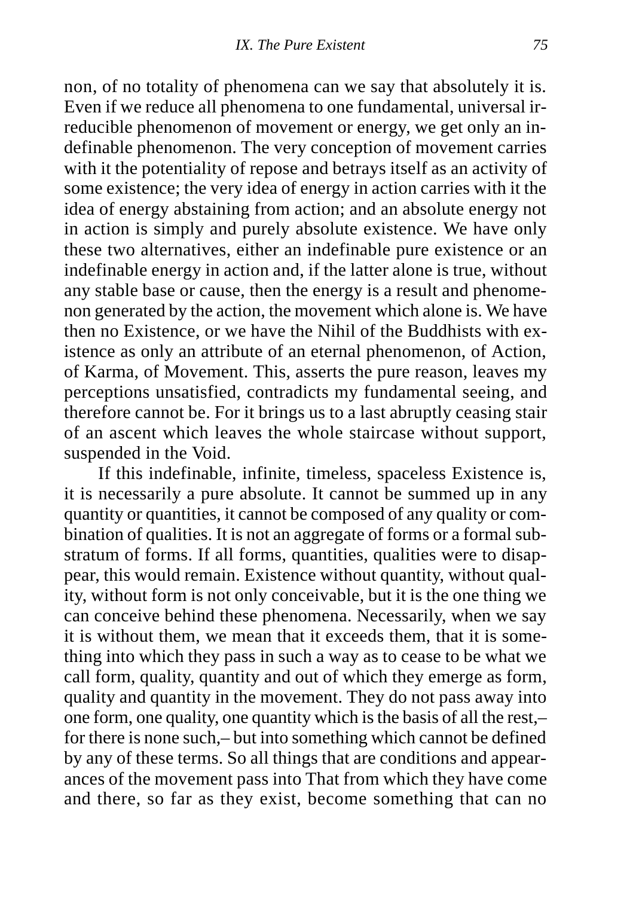non, of no totality of phenomena can we say that absolutely it is. Even if we reduce all phenomena to one fundamental, universal irreducible phenomenon of movement or energy, we get only an indefinable phenomenon. The very conception of movement carries with it the potentiality of repose and betrays itself as an activity of some existence; the very idea of energy in action carries with it the idea of energy abstaining from action; and an absolute energy not in action is simply and purely absolute existence. We have only these two alternatives, either an indefinable pure existence or an indefinable energy in action and, if the latter alone is true, without any stable base or cause, then the energy is a result and phenomenon generated by the action, the movement which alone is. We have then no Existence, or we have the Nihil of the Buddhists with existence as only an attribute of an eternal phenomenon, of Action, of Karma, of Movement. This, asserts the pure reason, leaves my perceptions unsatisfied, contradicts my fundamental seeing, and therefore cannot be. For it brings us to a last abruptly ceasing stair of an ascent which leaves the whole staircase without support, suspended in the Void.

If this indefinable, infinite, timeless, spaceless Existence is, it is necessarily a pure absolute. It cannot be summed up in any quantity or quantities, it cannot be composed of any quality or combination of qualities. It is not an aggregate of forms or a formal substratum of forms. If all forms, quantities, qualities were to disappear, this would remain. Existence without quantity, without quality, without form is not only conceivable, but it is the one thing we can conceive behind these phenomena. Necessarily, when we say it is without them, we mean that it exceeds them, that it is something into which they pass in such a way as to cease to be what we call form, quality, quantity and out of which they emerge as form, quality and quantity in the movement. They do not pass away into one form, one quality, one quantity which is the basis of all the rest,– for there is none such,– but into something which cannot be defined by any of these terms. So all things that are conditions and appearances of the movement pass into That from which they have come and there, so far as they exist, become something that can no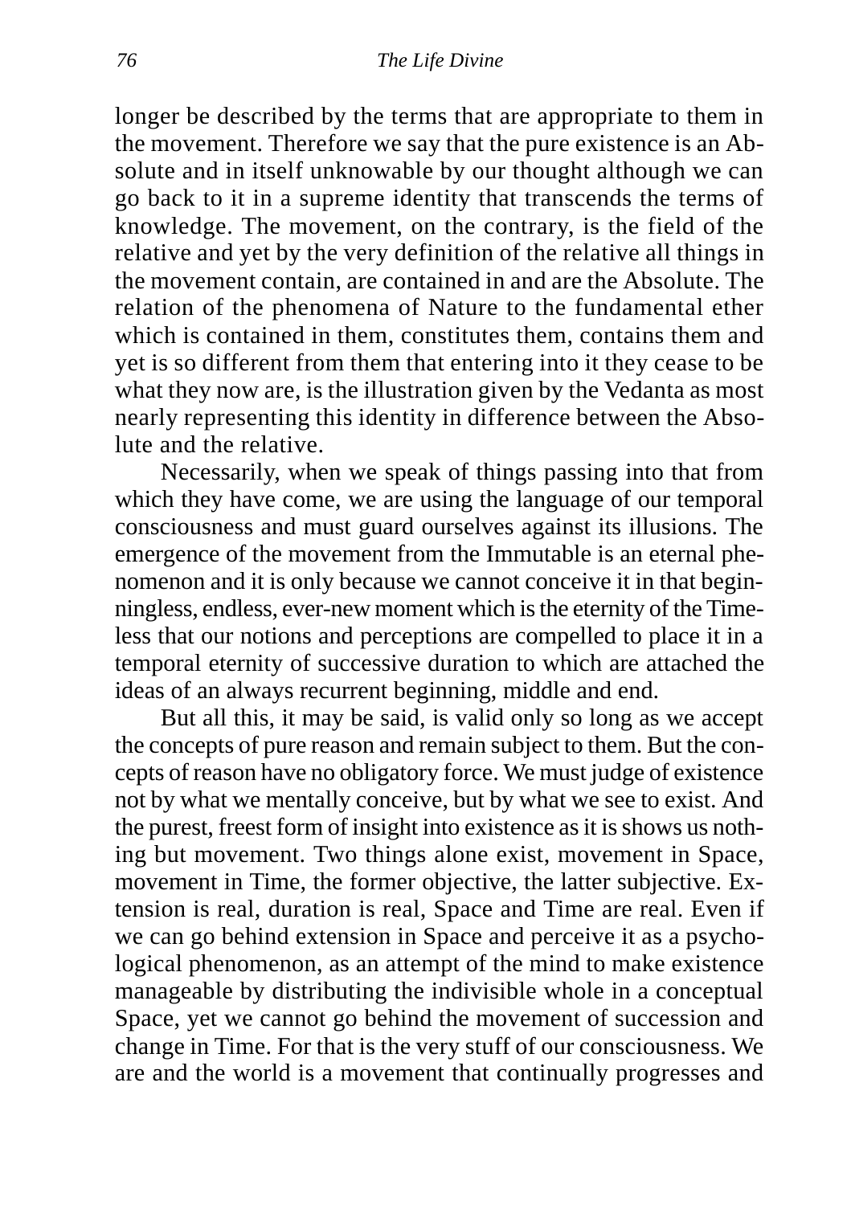longer be described by the terms that are appropriate to them in the movement. Therefore we say that the pure existence is an Absolute and in itself unknowable by our thought although we can go back to it in a supreme identity that transcends the terms of knowledge. The movement, on the contrary, is the field of the relative and yet by the very definition of the relative all things in the movement contain, are contained in and are the Absolute. The relation of the phenomena of Nature to the fundamental ether which is contained in them, constitutes them, contains them and yet is so different from them that entering into it they cease to be what they now are, is the illustration given by the Vedanta as most nearly representing this identity in difference between the Absolute and the relative.

Necessarily, when we speak of things passing into that from which they have come, we are using the language of our temporal consciousness and must guard ourselves against its illusions. The emergence of the movement from the Immutable is an eternal phenomenon and it is only because we cannot conceive it in that beginningless, endless, ever-new moment which is the eternity of the Timeless that our notions and perceptions are compelled to place it in a temporal eternity of successive duration to which are attached the ideas of an always recurrent beginning, middle and end.

But all this, it may be said, is valid only so long as we accept the concepts of pure reason and remain subject to them. But the concepts of reason have no obligatory force. We must judge of existence not by what we mentally conceive, but by what we see to exist. And the purest, freest form of insight into existence as it is shows us nothing but movement. Two things alone exist, movement in Space, movement in Time, the former objective, the latter subjective. Extension is real, duration is real, Space and Time are real. Even if we can go behind extension in Space and perceive it as a psychological phenomenon, as an attempt of the mind to make existence manageable by distributing the indivisible whole in a conceptual Space, yet we cannot go behind the movement of succession and change in Time. For that is the very stuff of our consciousness. We are and the world is a movement that continually progresses and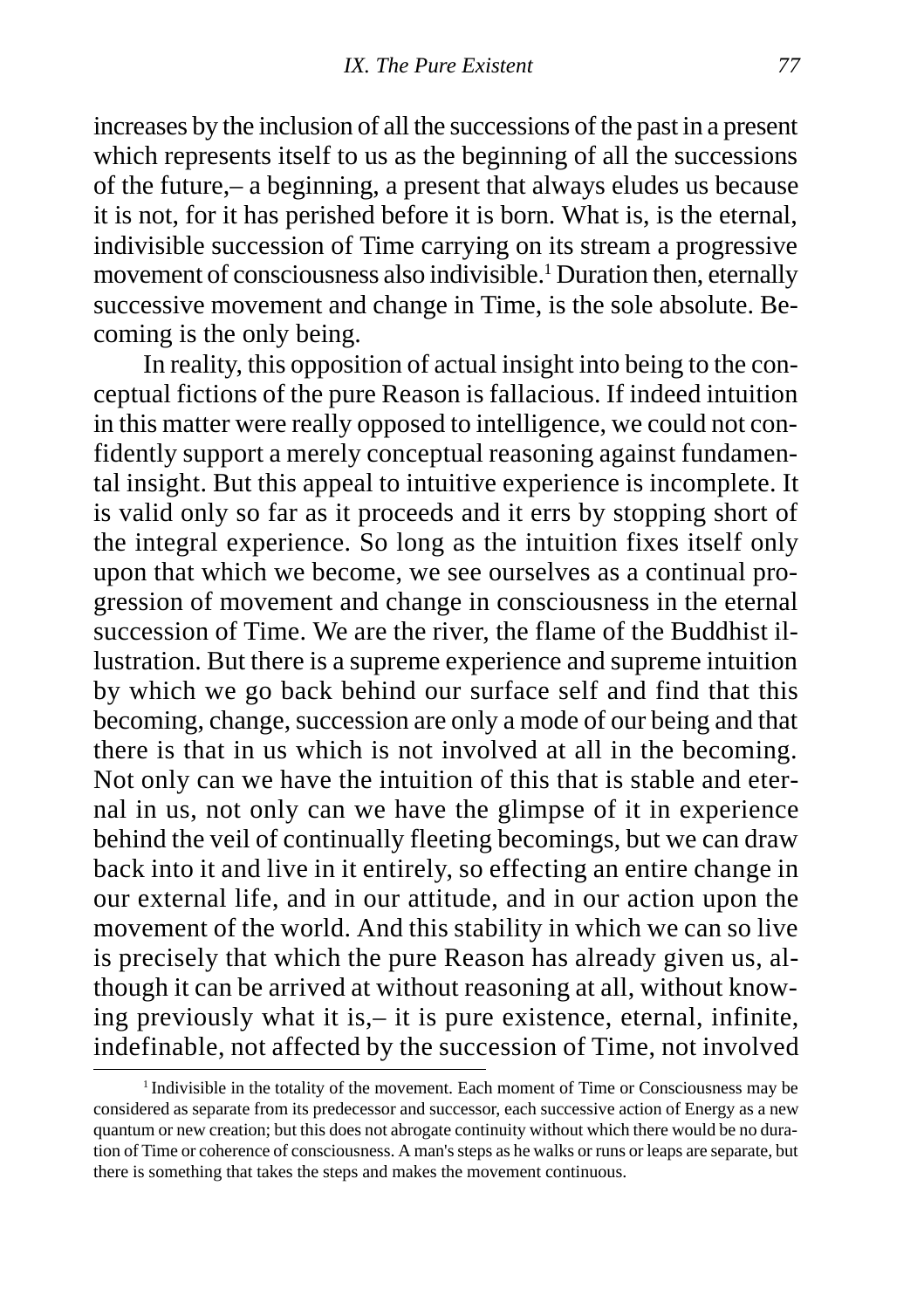increases by the inclusion of all the successions of the past in a present which represents itself to us as the beginning of all the successions of the future,– a beginning, a present that always eludes us because it is not, for it has perished before it is born. What is, is the eternal, indivisible succession of Time carrying on its stream a progressive movement of consciousness also indivisible.[1] Duration then, eternally successive movement and change in Time, is the sole absolute. Becoming is the only being.

In reality, this opposition of actual insight into being to the conceptual fictions of the pure Reason is fallacious. If indeed intuition in this matter were really opposed to intelligence, we could not confidently support a merely conceptual reasoning against fundamental insight. But this appeal to intuitive experience is incomplete. It is valid only so far as it proceeds and it errs by stopping short of the integral experience. So long as the intuition fixes itself only upon that which we become, we see ourselves as a continual progression of movement and change in consciousness in the eternal succession of Time. We are the river, the flame of the Buddhist illustration. But there is a supreme experience and supreme intuition by which we go back behind our surface self and find that this becoming, change, succession are only a mode of our being and that there is that in us which is not involved at all in the becoming. Not only can we have the intuition of this that is stable and eternal in us, not only can we have the glimpse of it in experience behind the veil of continually fleeting becomings, but we can draw back into it and live in it entirely, so effecting an entire change in our external life, and in our attitude, and in our action upon the movement of the world. And this stability in which we can so live is precisely that which the pure Reason has already given us, although it can be arrived at without reasoning at all, without knowing previously what it is,– it is pure existence, eternal, infinite, indefinable, not affected by the succession of Time, not involved

[1] Indivisible in the totality of the movement. Each moment of Time or Consciousness may be considered as separate from its predecessor and successor, each successive action of Energy as a new quantum or new creation; but this does not abrogate continuity without which there would be no duration of Time or coherence of consciousness. A man's steps as he walks or runs or leaps are separate, but there is something that takes the steps and makes the movement continuous.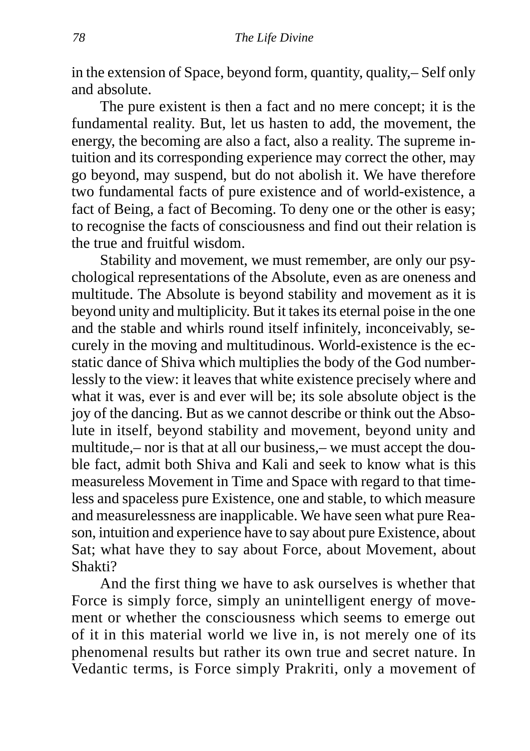in the extension of Space, beyond form, quantity, quality,– Self only and absolute.

The pure existent is then a fact and no mere concept; it is the fundamental reality. But, let us hasten to add, the movement, the energy, the becoming are also a fact, also a reality. The supreme intuition and its corresponding experience may correct the other, may go beyond, may suspend, but do not abolish it. We have therefore two fundamental facts of pure existence and of world-existence, a fact of Being, a fact of Becoming. To deny one or the other is easy; to recognise the facts of consciousness and find out their relation is the true and fruitful wisdom.

Stability and movement, we must remember, are only our psychological representations of the Absolute, even as are oneness and multitude. The Absolute is beyond stability and movement as it is beyond unity and multiplicity. But it takes its eternal poise in the one and the stable and whirls round itself infinitely, inconceivably, securely in the moving and multitudinous. World-existence is the ecstatic dance of Shiva which multiplies the body of the God numberlessly to the view: it leaves that white existence precisely where and what it was, ever is and ever will be; its sole absolute object is the joy of the dancing. But as we cannot describe or think out the Absolute in itself, beyond stability and movement, beyond unity and multitude,– nor is that at all our business,– we must accept the double fact, admit both Shiva and Kali and seek to know what is this measureless Movement in Time and Space with regard to that timeless and spaceless pure Existence, one and stable, to which measure and measurelessness are inapplicable. We have seen what pure Reason, intuition and experience have to say about pure Existence, about Sat; what have they to say about Force, about Movement, about Shakti?

And the first thing we have to ask ourselves is whether that Force is simply force, simply an unintelligent energy of movement or whether the consciousness which seems to emerge out of it in this material world we live in, is not merely one of its phenomenal results but rather its own true and secret nature. In Vedantic terms, is Force simply Prakriti, only a movement of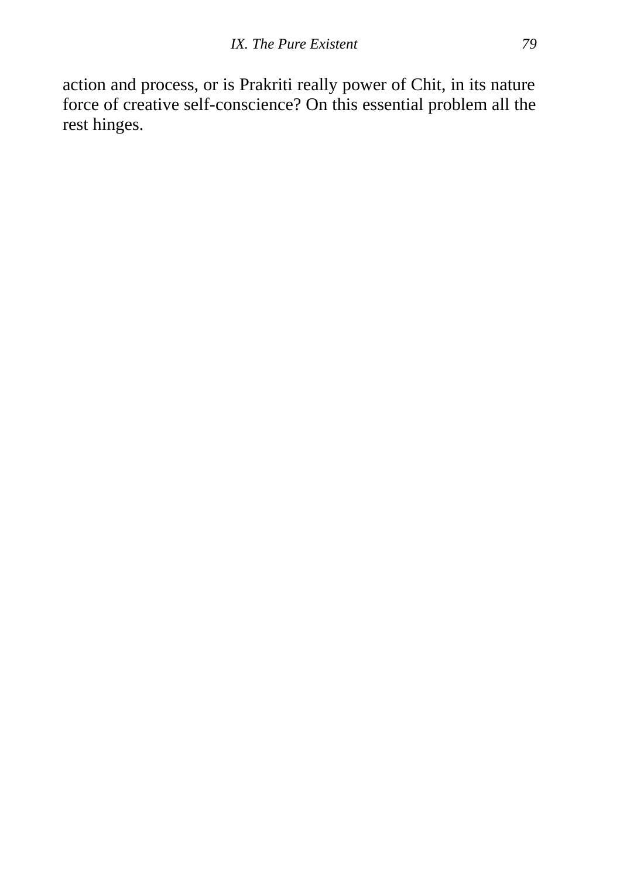action and process, or is Prakriti really power of Chit, in its nature force of creative self-conscience? On this essential problem all the rest hinges.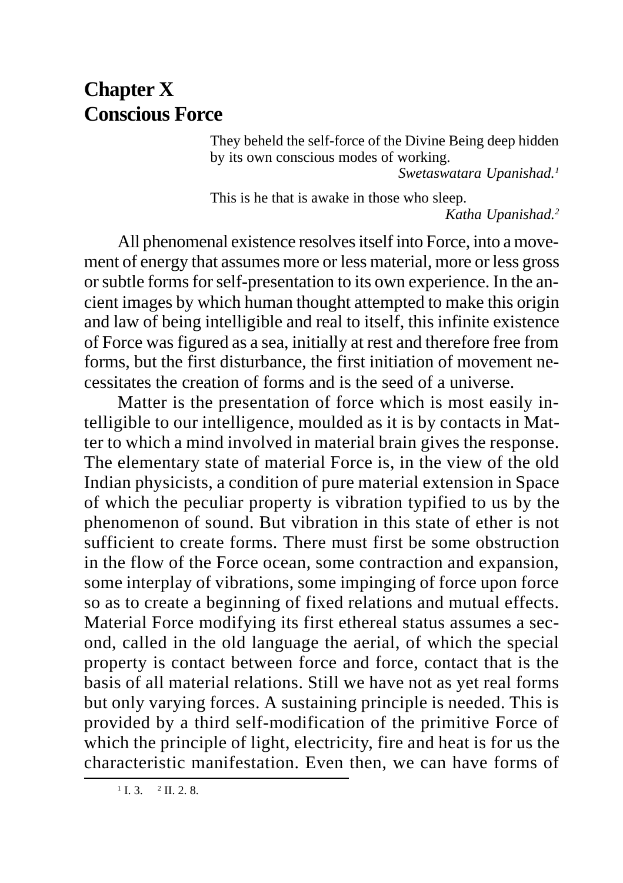# Chapter X
# Conscious Force

> They beheld the self-force of the Divine Being deep hidden by its own conscious modes of working.
>
> *Swetaswatara Upanishad.*[1]

> This is he that is awake in those who sleep.
>
> *Katha Upanishad.*[2]

All phenomenal existence resolves itself into Force, into a movement of energy that assumes more or less material, more or less gross or subtle forms for self-presentation to its own experience. In the ancient images by which human thought attempted to make this origin and law of being intelligible and real to itself, this infinite existence of Force was figured as a sea, initially at rest and therefore free from forms, but the first disturbance, the first initiation of movement necessitates the creation of forms and is the seed of a universe.

Matter is the presentation of force which is most easily intelligible to our intelligence, moulded as it is by contacts in Matter to which a mind involved in material brain gives the response. The elementary state of material Force is, in the view of the old Indian physicists, a condition of pure material extension in Space of which the peculiar property is vibration typified to us by the phenomenon of sound. But vibration in this state of ether is not sufficient to create forms. There must first be some obstruction in the flow of the Force ocean, some contraction and expansion, some interplay of vibrations, some impinging of force upon force so as to create a beginning of fixed relations and mutual effects. Material Force modifying its first ethereal status assumes a second, called in the old language the aerial, of which the special property is contact between force and force, contact that is the basis of all material relations. Still we have not as yet real forms but only varying forces. A sustaining principle is needed. This is provided by a third self-modification of the primitive Force of which the principle of light, electricity, fire and heat is for us the characteristic manifestation. Even then, we can have forms of

[1] I. 3. [2] II. 2. 8.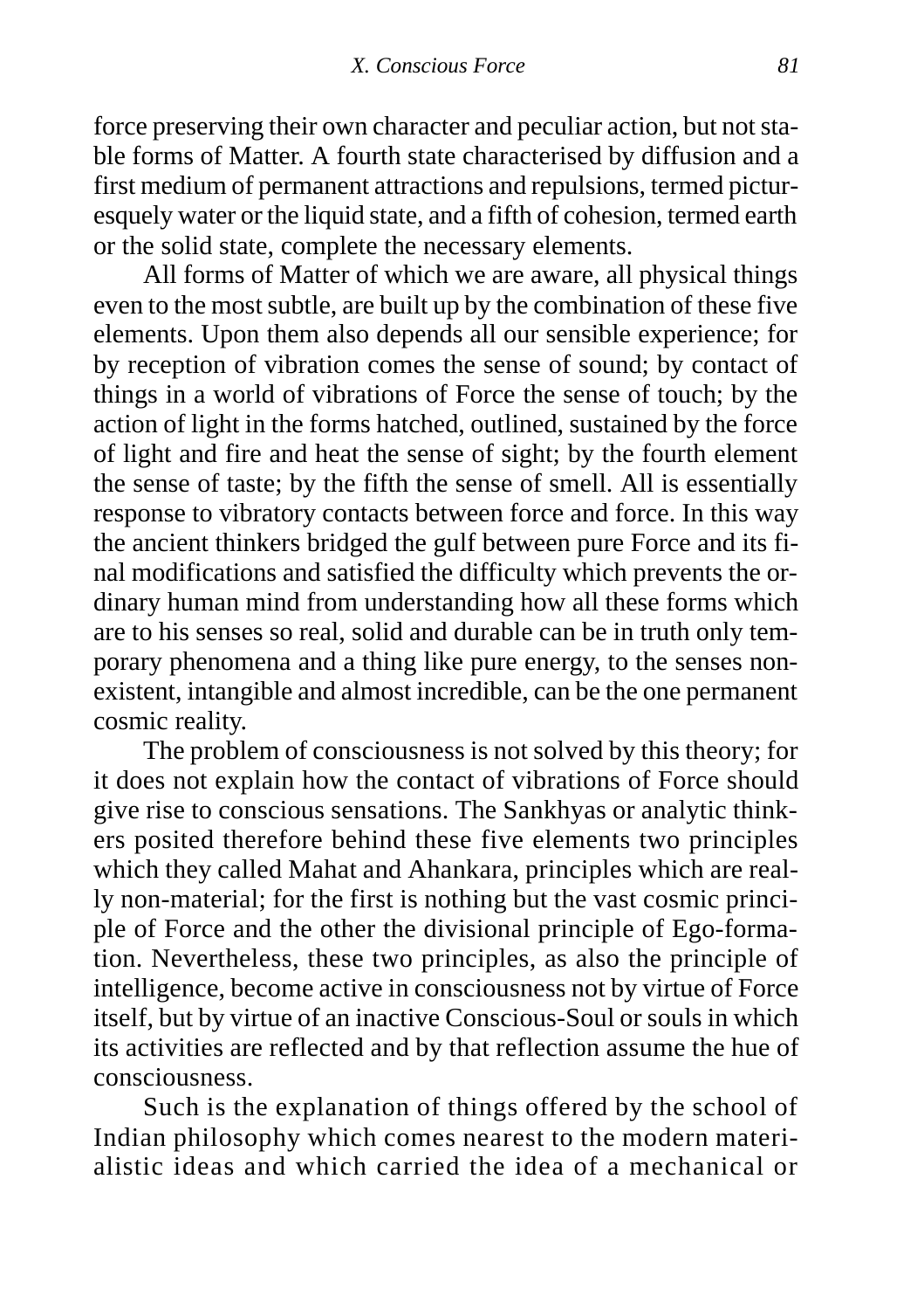force preserving their own character and peculiar action, but not stable forms of Matter. A fourth state characterised by diffusion and a first medium of permanent attractions and repulsions, termed picturesquely water or the liquid state, and a fifth of cohesion, termed earth or the solid state, complete the necessary elements.

All forms of Matter of which we are aware, all physical things even to the most subtle, are built up by the combination of these five elements. Upon them also depends all our sensible experience; for by reception of vibration comes the sense of sound; by contact of things in a world of vibrations of Force the sense of touch; by the action of light in the forms hatched, outlined, sustained by the force of light and fire and heat the sense of sight; by the fourth element the sense of taste; by the fifth the sense of smell. All is essentially response to vibratory contacts between force and force. In this way the ancient thinkers bridged the gulf between pure Force and its final modifications and satisfied the difficulty which prevents the ordinary human mind from understanding how all these forms which are to his senses so real, solid and durable can be in truth only temporary phenomena and a thing like pure energy, to the senses nonexistent, intangible and almost incredible, can be the one permanent cosmic reality.

The problem of consciousness is not solved by this theory; for it does not explain how the contact of vibrations of Force should give rise to conscious sensations. The Sankhyas or analytic thinkers posited therefore behind these five elements two principles which they called Mahat and Ahankara, principles which are really non-material; for the first is nothing but the vast cosmic principle of Force and the other the divisional principle of Ego-formation. Nevertheless, these two principles, as also the principle of intelligence, become active in consciousness not by virtue of Force itself, but by virtue of an inactive Conscious-Soul or souls in which its activities are reflected and by that reflection assume the hue of consciousness.

Such is the explanation of things offered by the school of Indian philosophy which comes nearest to the modern materialistic ideas and which carried the idea of a mechanical or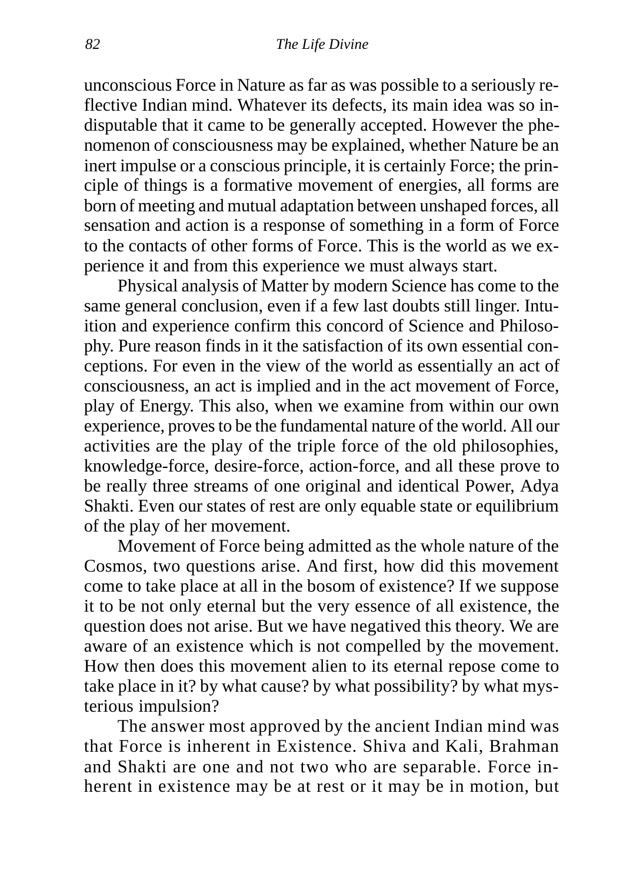unconscious Force in Nature as far as was possible to a seriously reflective Indian mind. Whatever its defects, its main idea was so indisputable that it came to be generally accepted. However the phenomenon of consciousness may be explained, whether Nature be an inert impulse or a conscious principle, it is certainly Force; the principle of things is a formative movement of energies, all forms are born of meeting and mutual adaptation between unshaped forces, all sensation and action is a response of something in a form of Force to the contacts of other forms of Force. This is the world as we experience it and from this experience we must always start.

Physical analysis of Matter by modern Science has come to the same general conclusion, even if a few last doubts still linger. Intuition and experience confirm this concord of Science and Philosophy. Pure reason finds in it the satisfaction of its own essential conceptions. For even in the view of the world as essentially an act of consciousness, an act is implied and in the act movement of Force, play of Energy. This also, when we examine from within our own experience, proves to be the fundamental nature of the world. All our activities are the play of the triple force of the old philosophies, knowledge-force, desire-force, action-force, and all these prove to be really three streams of one original and identical Power, Adya Shakti. Even our states of rest are only equable state or equilibrium of the play of her movement.

Movement of Force being admitted as the whole nature of the Cosmos, two questions arise. And first, how did this movement come to take place at all in the bosom of existence? If we suppose it to be not only eternal but the very essence of all existence, the question does not arise. But we have negatived this theory. We are aware of an existence which is not compelled by the movement. How then does this movement alien to its eternal repose come to take place in it? by what cause? by what possibility? by what mysterious impulsion?

The answer most approved by the ancient Indian mind was that Force is inherent in Existence. Shiva and Kali, Brahman and Shakti are one and not two who are separable. Force inherent in existence may be at rest or it may be in motion, but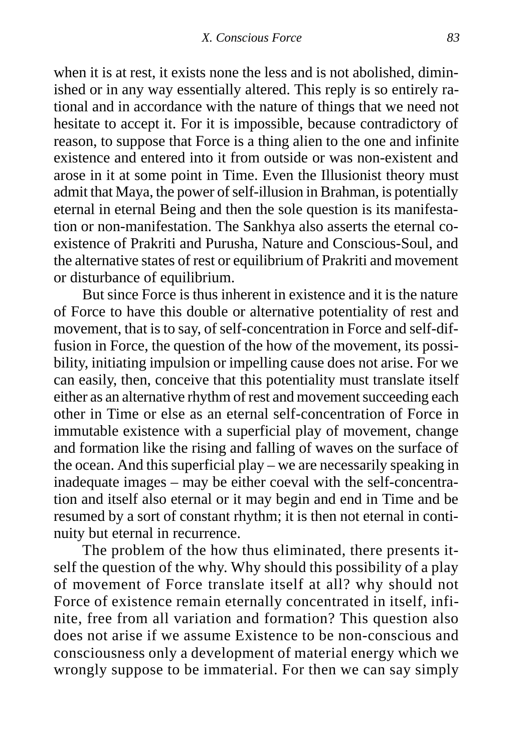when it is at rest, it exists none the less and is not abolished, diminished or in any way essentially altered. This reply is so entirely rational and in accordance with the nature of things that we need not hesitate to accept it. For it is impossible, because contradictory of reason, to suppose that Force is a thing alien to the one and infinite existence and entered into it from outside or was non-existent and arose in it at some point in Time. Even the Illusionist theory must admit that Maya, the power of self-illusion in Brahman, is potentially eternal in eternal Being and then the sole question is its manifestation or non-manifestation. The Sankhya also asserts the eternal co-existence of Prakriti and Purusha, Nature and Conscious-Soul, and the alternative states of rest or equilibrium of Prakriti and movement or disturbance of equilibrium.

But since Force is thus inherent in existence and it is the nature of Force to have this double or alternative potentiality of rest and movement, that is to say, of self-concentration in Force and self-diffusion in Force, the question of the how of the movement, its possibility, initiating impulsion or impelling cause does not arise. For we can easily, then, conceive that this potentiality must translate itself either as an alternative rhythm of rest and movement succeeding each other in Time or else as an eternal self-concentration of Force in immutable existence with a superficial play of movement, change and formation like the rising and falling of waves on the surface of the ocean. And this superficial play – we are necessarily speaking in inadequate images – may be either coeval with the self-concentration and itself also eternal or it may begin and end in Time and be resumed by a sort of constant rhythm; it is then not eternal in continuity but eternal in recurrence.

The problem of the how thus eliminated, there presents itself the question of the why. Why should this possibility of a play of movement of Force translate itself at all? why should not Force of existence remain eternally concentrated in itself, infinite, free from all variation and formation? This question also does not arise if we assume Existence to be non-conscious and consciousness only a development of material energy which we wrongly suppose to be immaterial. For then we can say simply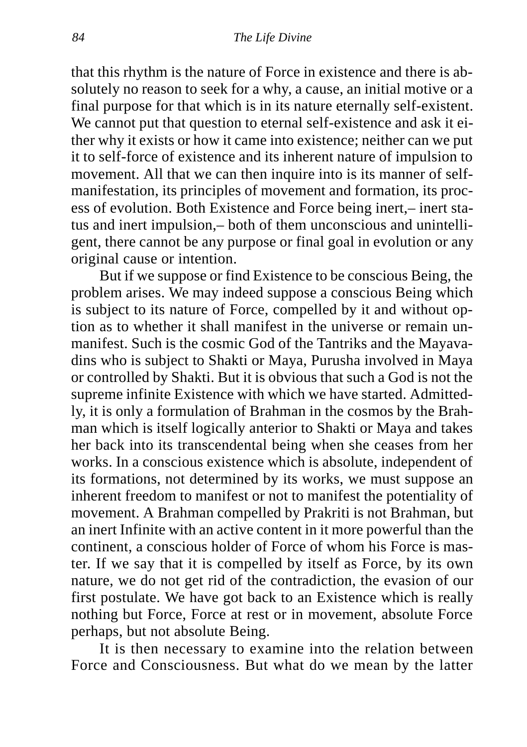that this rhythm is the nature of Force in existence and there is absolutely no reason to seek for a why, a cause, an initial motive or a final purpose for that which is in its nature eternally self-existent. We cannot put that question to eternal self-existence and ask it either why it exists or how it came into existence; neither can we put it to self-force of existence and its inherent nature of impulsion to movement. All that we can then inquire into is its manner of self-manifestation, its principles of movement and formation, its process of evolution. Both Existence and Force being inert,– inert status and inert impulsion,– both of them unconscious and unintelligent, there cannot be any purpose or final goal in evolution or any original cause or intention.

But if we suppose or find Existence to be conscious Being, the problem arises. We may indeed suppose a conscious Being which is subject to its nature of Force, compelled by it and without option as to whether it shall manifest in the universe or remain unmanifest. Such is the cosmic God of the Tantriks and the Mayavadins who is subject to Shakti or Maya, Purusha involved in Maya or controlled by Shakti. But it is obvious that such a God is not the supreme infinite Existence with which we have started. Admittedly, it is only a formulation of Brahman in the cosmos by the Brahman which is itself logically anterior to Shakti or Maya and takes her back into its transcendental being when she ceases from her works. In a conscious existence which is absolute, independent of its formations, not determined by its works, we must suppose an inherent freedom to manifest or not to manifest the potentiality of movement. A Brahman compelled by Prakriti is not Brahman, but an inert Infinite with an active content in it more powerful than the continent, a conscious holder of Force of whom his Force is master. If we say that it is compelled by itself as Force, by its own nature, we do not get rid of the contradiction, the evasion of our first postulate. We have got back to an Existence which is really nothing but Force, Force at rest or in movement, absolute Force perhaps, but not absolute Being.

It is then necessary to examine into the relation between Force and Consciousness. But what do we mean by the latter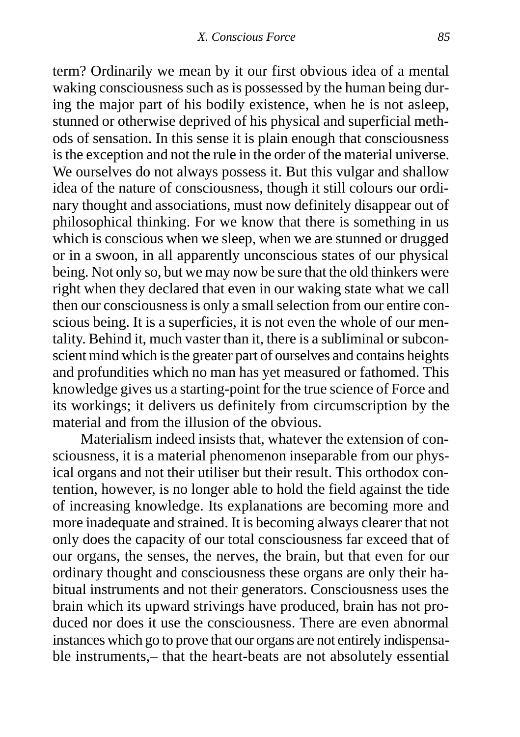term? Ordinarily we mean by it our first obvious idea of a mental waking consciousness such as is possessed by the human being during the major part of his bodily existence, when he is not asleep, stunned or otherwise deprived of his physical and superficial methods of sensation. In this sense it is plain enough that consciousness is the exception and not the rule in the order of the material universe. We ourselves do not always possess it. But this vulgar and shallow idea of the nature of consciousness, though it still colours our ordinary thought and associations, must now definitely disappear out of philosophical thinking. For we know that there is something in us which is conscious when we sleep, when we are stunned or drugged or in a swoon, in all apparently unconscious states of our physical being. Not only so, but we may now be sure that the old thinkers were right when they declared that even in our waking state what we call then our consciousness is only a small selection from our entire conscious being. It is a superficies, it is not even the whole of our mentality. Behind it, much vaster than it, there is a subliminal or subconscient mind which is the greater part of ourselves and contains heights and profundities which no man has yet measured or fathomed. This knowledge gives us a starting-point for the true science of Force and its workings; it delivers us definitely from circumscription by the material and from the illusion of the obvious.

Materialism indeed insists that, whatever the extension of consciousness, it is a material phenomenon inseparable from our physical organs and not their utiliser but their result. This orthodox contention, however, is no longer able to hold the field against the tide of increasing knowledge. Its explanations are becoming more and more inadequate and strained. It is becoming always clearer that not only does the capacity of our total consciousness far exceed that of our organs, the senses, the nerves, the brain, but that even for our ordinary thought and consciousness these organs are only their habitual instruments and not their generators. Consciousness uses the brain which its upward strivings have produced, brain has not produced nor does it use the consciousness. There are even abnormal instances which go to prove that our organs are not entirely indispensable instruments,– that the heart-beats are not absolutely essential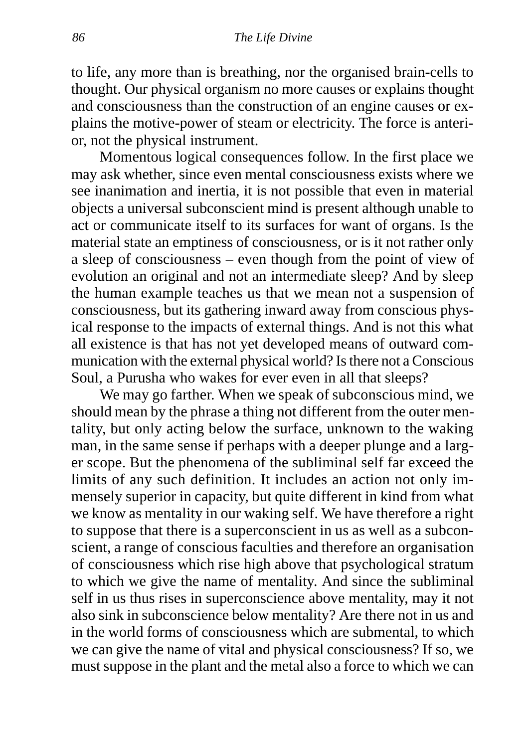to life, any more than is breathing, nor the organised brain-cells to thought. Our physical organism no more causes or explains thought and consciousness than the construction of an engine causes or explains the motive-power of steam or electricity. The force is anterior, not the physical instrument.

Momentous logical consequences follow. In the first place we may ask whether, since even mental consciousness exists where we see inanimation and inertia, it is not possible that even in material objects a universal subconscient mind is present although unable to act or communicate itself to its surfaces for want of organs. Is the material state an emptiness of consciousness, or is it not rather only a sleep of consciousness – even though from the point of view of evolution an original and not an intermediate sleep? And by sleep the human example teaches us that we mean not a suspension of consciousness, but its gathering inward away from conscious physical response to the impacts of external things. And is not this what all existence is that has not yet developed means of outward communication with the external physical world? Is there not a Conscious Soul, a Purusha who wakes for ever even in all that sleeps?

We may go farther. When we speak of subconscious mind, we should mean by the phrase a thing not different from the outer mentality, but only acting below the surface, unknown to the waking man, in the same sense if perhaps with a deeper plunge and a larger scope. But the phenomena of the subliminal self far exceed the limits of any such definition. It includes an action not only immensely superior in capacity, but quite different in kind from what we know as mentality in our waking self. We have therefore a right to suppose that there is a superconscient in us as well as a subconscient, a range of conscious faculties and therefore an organisation of consciousness which rise high above that psychological stratum to which we give the name of mentality. And since the subliminal self in us thus rises in superconscience above mentality, may it not also sink in subconscience below mentality? Are there not in us and in the world forms of consciousness which are submental, to which we can give the name of vital and physical consciousness? If so, we must suppose in the plant and the metal also a force to which we can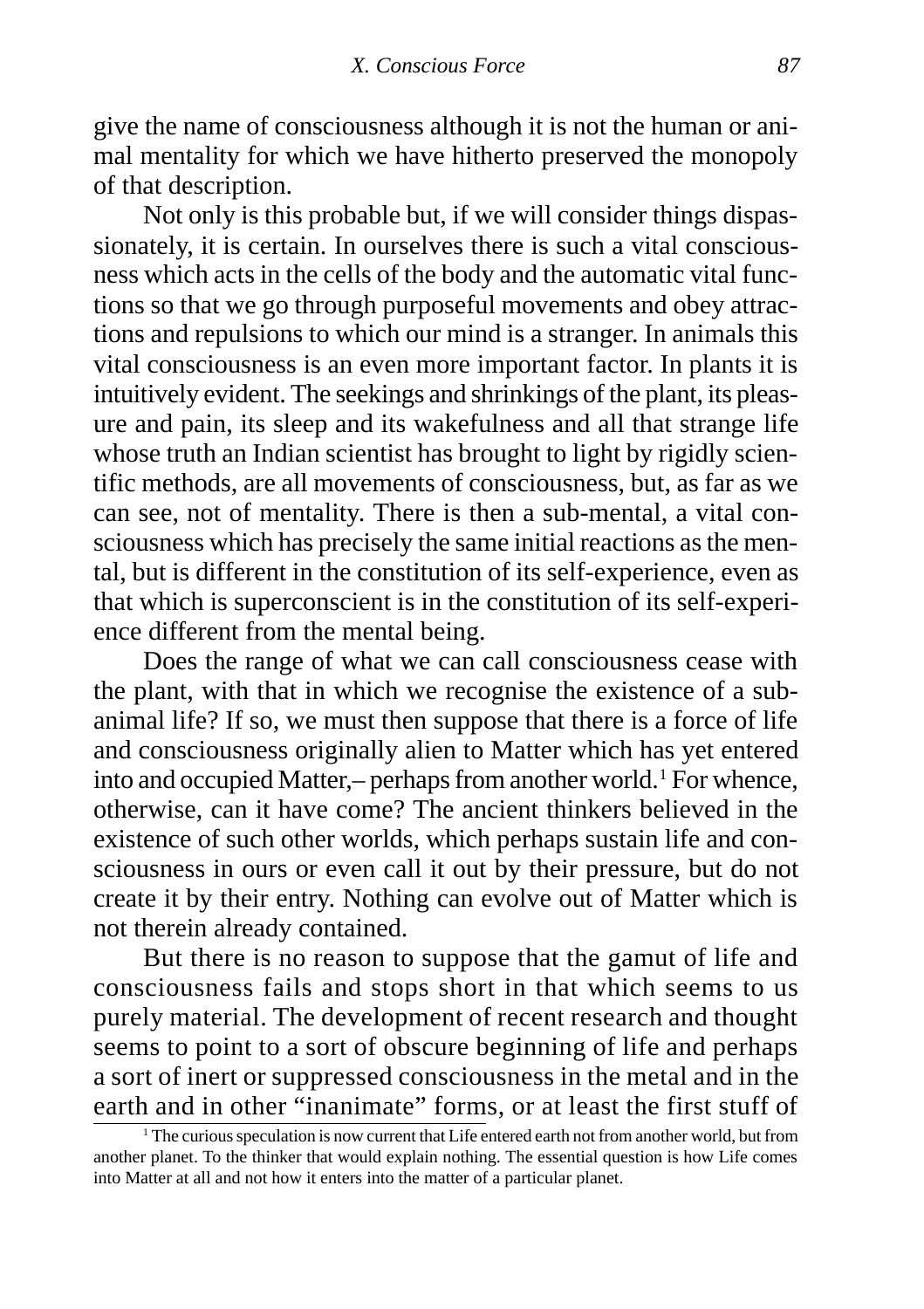give the name of consciousness although it is not the human or animal mentality for which we have hitherto preserved the monopoly of that description.

Not only is this probable but, if we will consider things dispassionately, it is certain. In ourselves there is such a vital consciousness which acts in the cells of the body and the automatic vital functions so that we go through purposeful movements and obey attractions and repulsions to which our mind is a stranger. In animals this vital consciousness is an even more important factor. In plants it is intuitively evident. The seekings and shrinkings of the plant, its pleasure and pain, its sleep and its wakefulness and all that strange life whose truth an Indian scientist has brought to light by rigidly scientific methods, are all movements of consciousness, but, as far as we can see, not of mentality. There is then a sub-mental, a vital consciousness which has precisely the same initial reactions as the mental, but is different in the constitution of its self-experience, even as that which is superconscient is in the constitution of its self-experience different from the mental being.

Does the range of what we can call consciousness cease with the plant, with that in which we recognise the existence of a sub-animal life? If so, we must then suppose that there is a force of life and consciousness originally alien to Matter which has yet entered into and occupied Matter,– perhaps from another world.[1] For whence, otherwise, can it have come? The ancient thinkers believed in the existence of such other worlds, which perhaps sustain life and consciousness in ours or even call it out by their pressure, but do not create it by their entry. Nothing can evolve out of Matter which is not therein already contained.

But there is no reason to suppose that the gamut of life and consciousness fails and stops short in that which seems to us purely material. The development of recent research and thought seems to point to a sort of obscure beginning of life and perhaps a sort of inert or suppressed consciousness in the metal and in the earth and in other "inanimate" forms, or at least the first stuff of

[1] The curious speculation is now current that Life entered earth not from another world, but from another planet. To the thinker that would explain nothing. The essential question is how Life comes into Matter at all and not how it enters into the matter of a particular planet.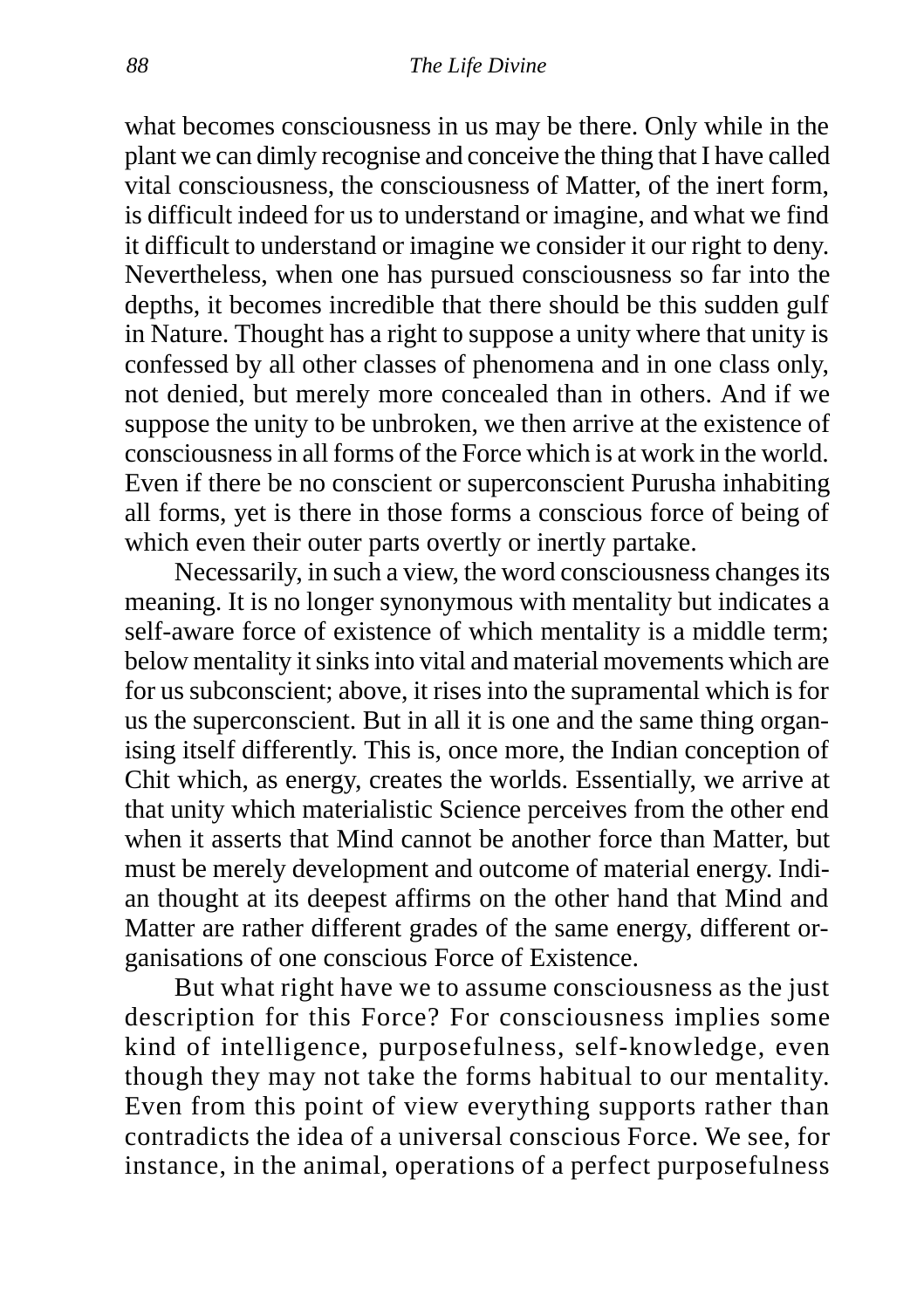what becomes consciousness in us may be there. Only while in the plant we can dimly recognise and conceive the thing that I have called vital consciousness, the consciousness of Matter, of the inert form, is difficult indeed for us to understand or imagine, and what we find it difficult to understand or imagine we consider it our right to deny. Nevertheless, when one has pursued consciousness so far into the depths, it becomes incredible that there should be this sudden gulf in Nature. Thought has a right to suppose a unity where that unity is confessed by all other classes of phenomena and in one class only, not denied, but merely more concealed than in others. And if we suppose the unity to be unbroken, we then arrive at the existence of consciousness in all forms of the Force which is at work in the world. Even if there be no conscient or superconscient Purusha inhabiting all forms, yet is there in those forms a conscious force of being of which even their outer parts overtly or inertly partake.

Necessarily, in such a view, the word consciousness changes its meaning. It is no longer synonymous with mentality but indicates a self-aware force of existence of which mentality is a middle term; below mentality it sinks into vital and material movements which are for us subconscient; above, it rises into the supramental which is for us the superconscient. But in all it is one and the same thing organising itself differently. This is, once more, the Indian conception of Chit which, as energy, creates the worlds. Essentially, we arrive at that unity which materialistic Science perceives from the other end when it asserts that Mind cannot be another force than Matter, but must be merely development and outcome of material energy. Indian thought at its deepest affirms on the other hand that Mind and Matter are rather different grades of the same energy, different organisations of one conscious Force of Existence.

But what right have we to assume consciousness as the just description for this Force? For consciousness implies some kind of intelligence, purposefulness, self-knowledge, even though they may not take the forms habitual to our mentality. Even from this point of view everything supports rather than contradicts the idea of a universal conscious Force. We see, for instance, in the animal, operations of a perfect purposefulness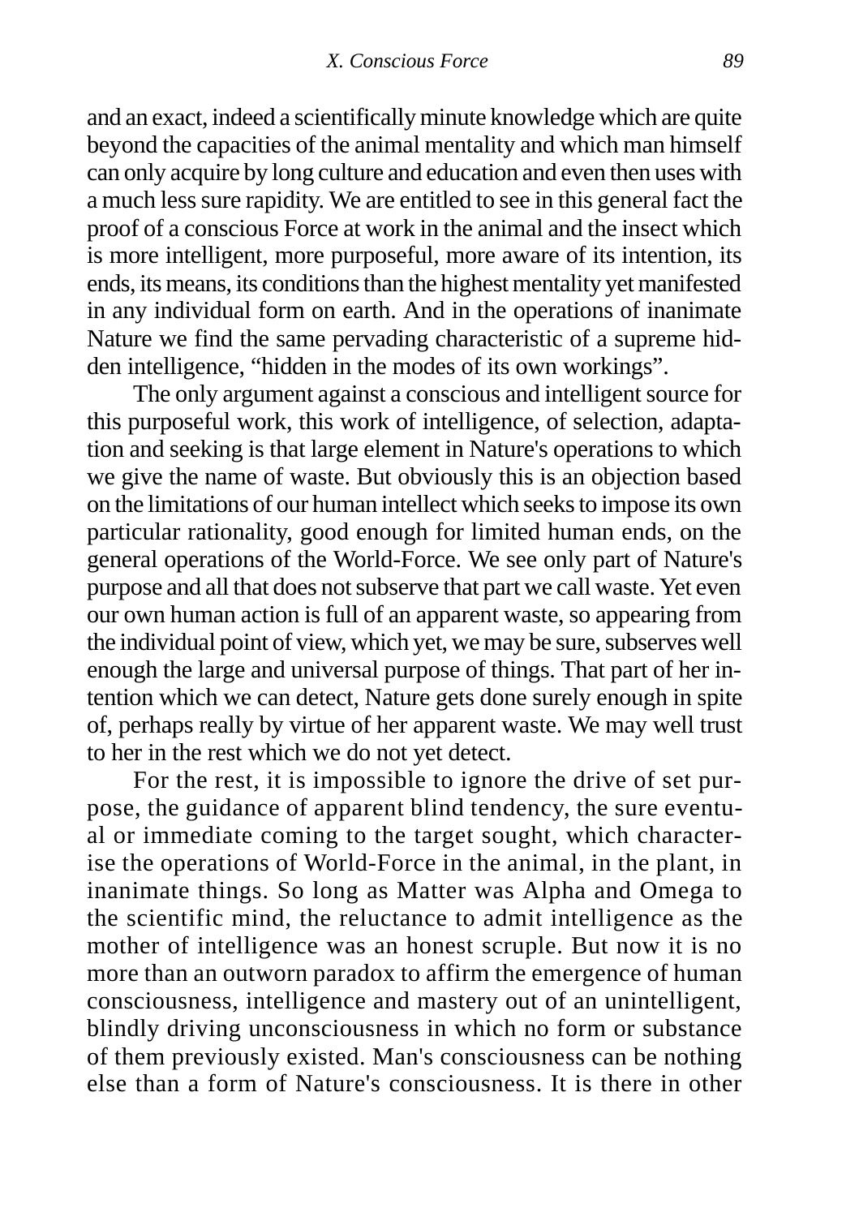and an exact, indeed a scientifically minute knowledge which are quite beyond the capacities of the animal mentality and which man himself can only acquire by long culture and education and even then uses with a much less sure rapidity. We are entitled to see in this general fact the proof of a conscious Force at work in the animal and the insect which is more intelligent, more purposeful, more aware of its intention, its ends, its means, its conditions than the highest mentality yet manifested in any individual form on earth. And in the operations of inanimate Nature we find the same pervading characteristic of a supreme hidden intelligence, "hidden in the modes of its own workings".

The only argument against a conscious and intelligent source for this purposeful work, this work of intelligence, of selection, adaptation and seeking is that large element in Nature's operations to which we give the name of waste. But obviously this is an objection based on the limitations of our human intellect which seeks to impose its own particular rationality, good enough for limited human ends, on the general operations of the World-Force. We see only part of Nature's purpose and all that does not subserve that part we call waste. Yet even our own human action is full of an apparent waste, so appearing from the individual point of view, which yet, we may be sure, subserves well enough the large and universal purpose of things. That part of her intention which we can detect, Nature gets done surely enough in spite of, perhaps really by virtue of her apparent waste. We may well trust to her in the rest which we do not yet detect.

For the rest, it is impossible to ignore the drive of set purpose, the guidance of apparent blind tendency, the sure eventual or immediate coming to the target sought, which characterise the operations of World-Force in the animal, in the plant, in inanimate things. So long as Matter was Alpha and Omega to the scientific mind, the reluctance to admit intelligence as the mother of intelligence was an honest scruple. But now it is no more than an outworn paradox to affirm the emergence of human consciousness, intelligence and mastery out of an unintelligent, blindly driving unconsciousness in which no form or substance of them previously existed. Man's consciousness can be nothing else than a form of Nature's consciousness. It is there in other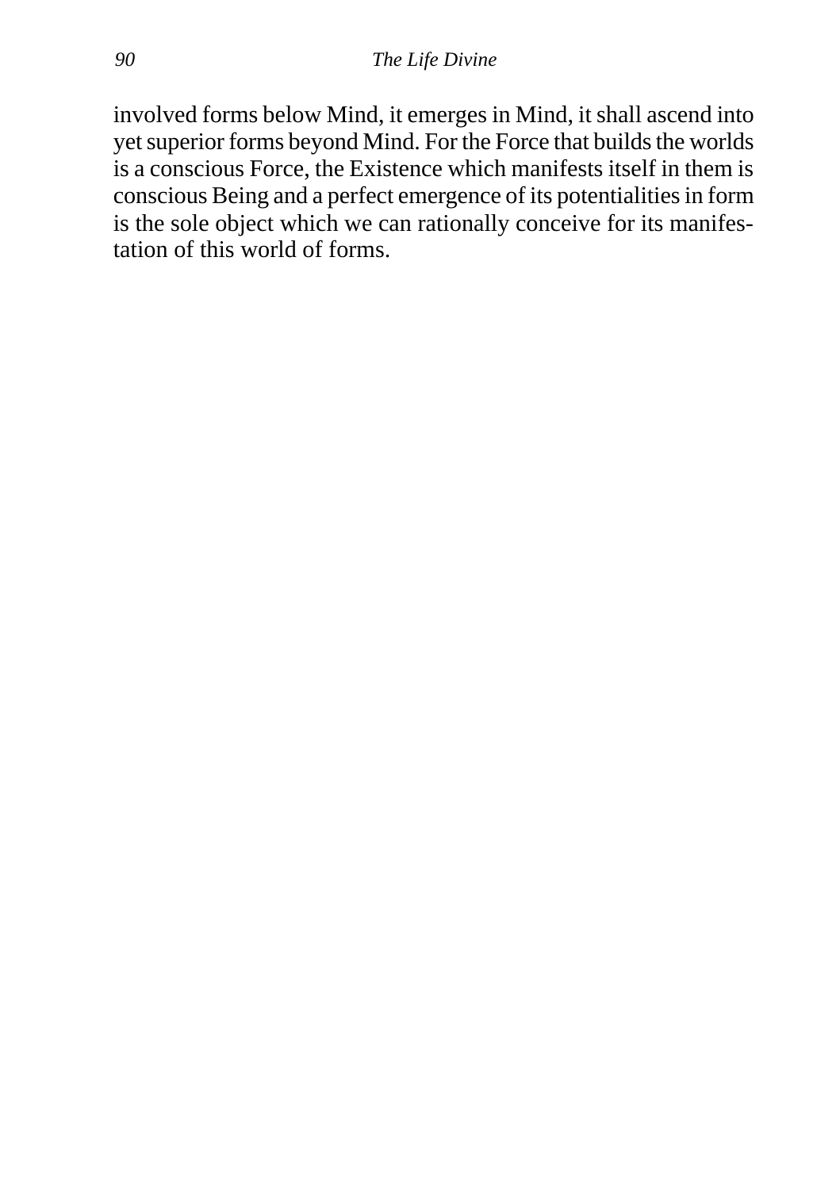involved forms below Mind, it emerges in Mind, it shall ascend into yet superior forms beyond Mind. For the Force that builds the worlds is a conscious Force, the Existence which manifests itself in them is conscious Being and a perfect emergence of its potentialities in form is the sole object which we can rationally conceive for its manifestation of this world of forms.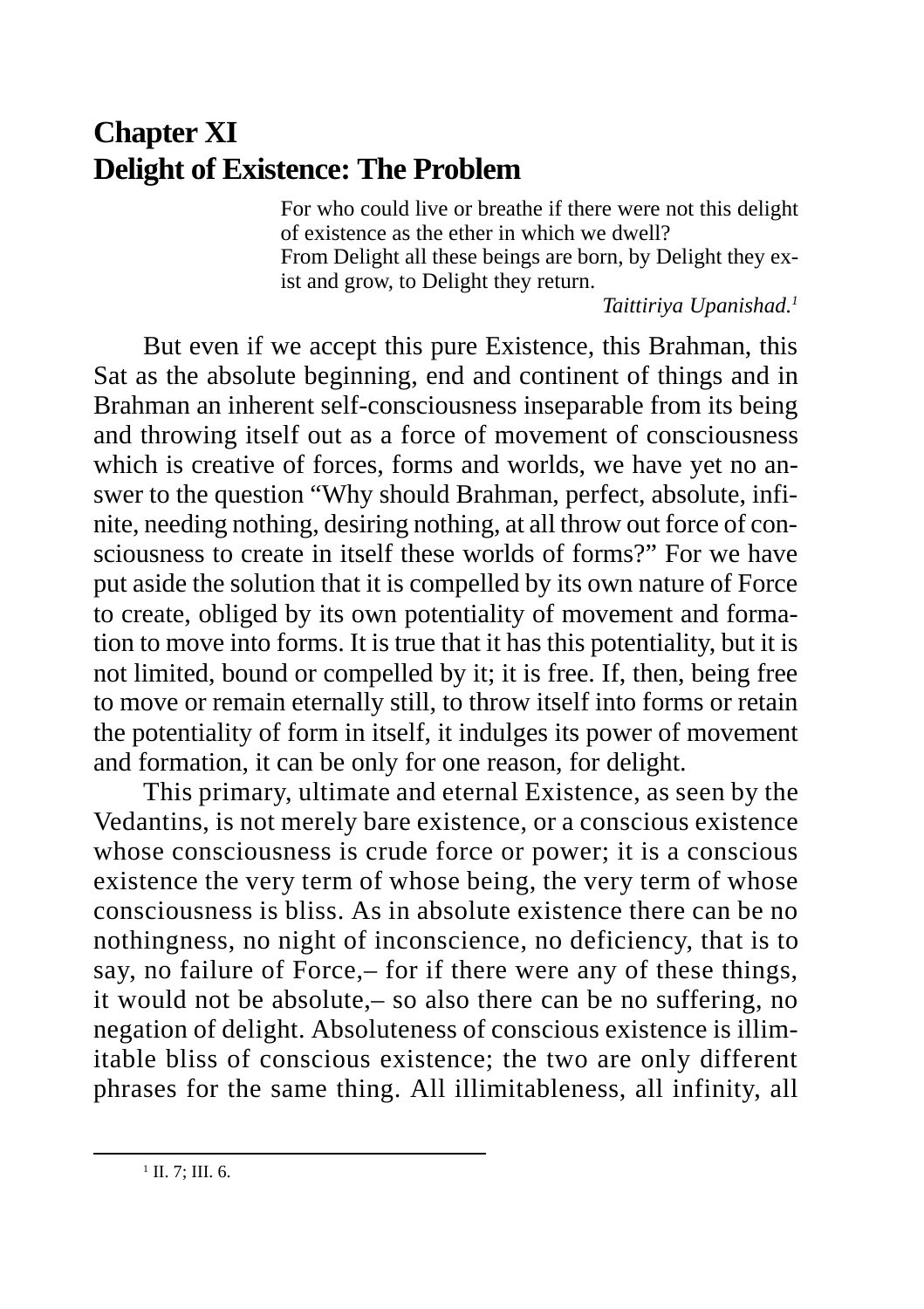# Chapter XI
# Delight of Existence: The Problem

> For who could live or breathe if there were not this delight of existence as the ether in which we dwell?
> From Delight all these beings are born, by Delight they exist and grow, to Delight they return.
>
> *Taittiriya Upanishad.*[1]

But even if we accept this pure Existence, this Brahman, this Sat as the absolute beginning, end and continent of things and in Brahman an inherent self-consciousness inseparable from its being and throwing itself out as a force of movement of consciousness which is creative of forces, forms and worlds, we have yet no answer to the question "Why should Brahman, perfect, absolute, infinite, needing nothing, desiring nothing, at all throw out force of consciousness to create in itself these worlds of forms?" For we have put aside the solution that it is compelled by its own nature of Force to create, obliged by its own potentiality of movement and formation to move into forms. It is true that it has this potentiality, but it is not limited, bound or compelled by it; it is free. If, then, being free to move or remain eternally still, to throw itself into forms or retain the potentiality of form in itself, it indulges its power of movement and formation, it can be only for one reason, for delight.

This primary, ultimate and eternal Existence, as seen by the Vedantins, is not merely bare existence, or a conscious existence whose consciousness is crude force or power; it is a conscious existence the very term of whose being, the very term of whose consciousness is bliss. As in absolute existence there can be no nothingness, no night of inconscience, no deficiency, that is to say, no failure of Force,– for if there were any of these things, it would not be absolute,– so also there can be no suffering, no negation of delight. Absoluteness of conscious existence is illimitable bliss of conscious existence; the two are only different phrases for the same thing. All illimitableness, all infinity, all

---

[1] II. 7; III. 6.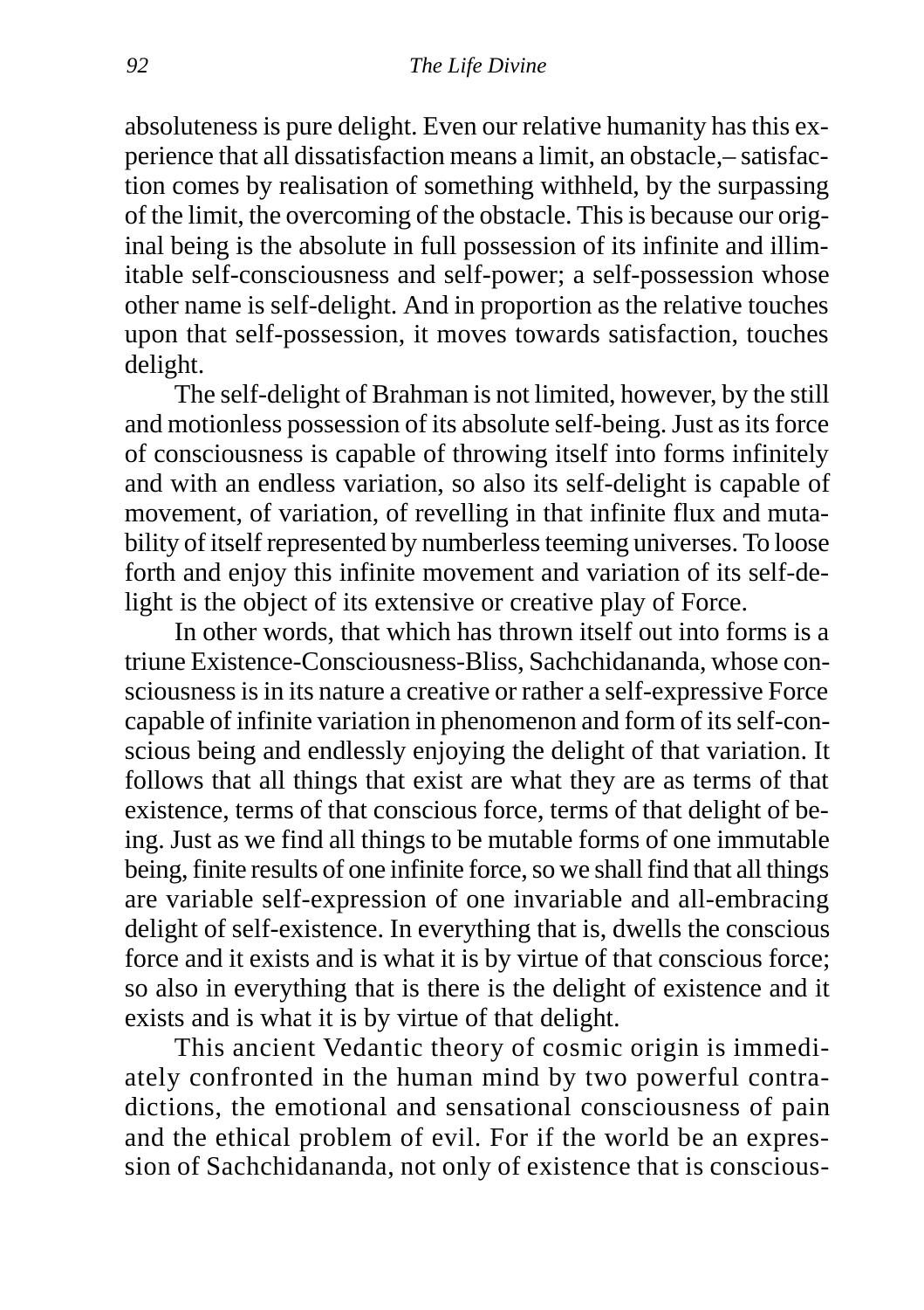absoluteness is pure delight. Even our relative humanity has this experience that all dissatisfaction means a limit, an obstacle,– satisfaction comes by realisation of something withheld, by the surpassing of the limit, the overcoming of the obstacle. This is because our original being is the absolute in full possession of its infinite and illimitable self-consciousness and self-power; a self-possession whose other name is self-delight. And in proportion as the relative touches upon that self-possession, it moves towards satisfaction, touches delight.

The self-delight of Brahman is not limited, however, by the still and motionless possession of its absolute self-being. Just as its force of consciousness is capable of throwing itself into forms infinitely and with an endless variation, so also its self-delight is capable of movement, of variation, of revelling in that infinite flux and mutability of itself represented by numberless teeming universes. To loose forth and enjoy this infinite movement and variation of its self-delight is the object of its extensive or creative play of Force.

In other words, that which has thrown itself out into forms is a triune Existence-Consciousness-Bliss, Sachchidananda, whose consciousness is in its nature a creative or rather a self-expressive Force capable of infinite variation in phenomenon and form of its self-conscious being and endlessly enjoying the delight of that variation. It follows that all things that exist are what they are as terms of that existence, terms of that conscious force, terms of that delight of being. Just as we find all things to be mutable forms of one immutable being, finite results of one infinite force, so we shall find that all things are variable self-expression of one invariable and all-embracing delight of self-existence. In everything that is, dwells the conscious force and it exists and is what it is by virtue of that conscious force; so also in everything that is there is the delight of existence and it exists and is what it is by virtue of that delight.

This ancient Vedantic theory of cosmic origin is immediately confronted in the human mind by two powerful contradictions, the emotional and sensational consciousness of pain and the ethical problem of evil. For if the world be an expression of Sachchidananda, not only of existence that is conscious-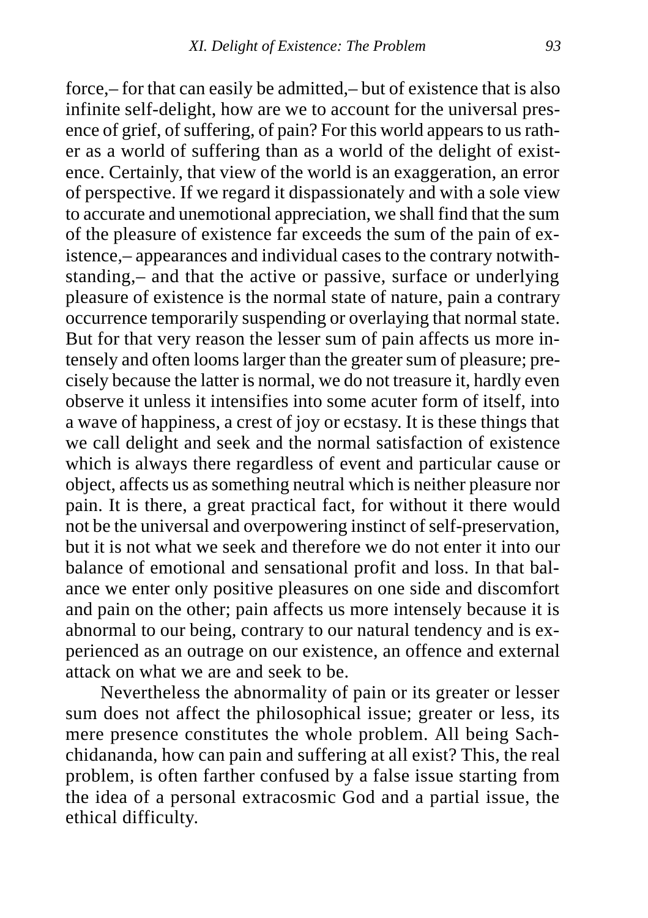force,– for that can easily be admitted,– but of existence that is also infinite self-delight, how are we to account for the universal presence of grief, of suffering, of pain? For this world appears to us rather as a world of suffering than as a world of the delight of existence. Certainly, that view of the world is an exaggeration, an error of perspective. If we regard it dispassionately and with a sole view to accurate and unemotional appreciation, we shall find that the sum of the pleasure of existence far exceeds the sum of the pain of existence,– appearances and individual cases to the contrary notwithstanding,– and that the active or passive, surface or underlying pleasure of existence is the normal state of nature, pain a contrary occurrence temporarily suspending or overlaying that normal state. But for that very reason the lesser sum of pain affects us more intensely and often looms larger than the greater sum of pleasure; precisely because the latter is normal, we do not treasure it, hardly even observe it unless it intensifies into some acuter form of itself, into a wave of happiness, a crest of joy or ecstasy. It is these things that we call delight and seek and the normal satisfaction of existence which is always there regardless of event and particular cause or object, affects us as something neutral which is neither pleasure nor pain. It is there, a great practical fact, for without it there would not be the universal and overpowering instinct of self-preservation, but it is not what we seek and therefore we do not enter it into our balance of emotional and sensational profit and loss. In that balance we enter only positive pleasures on one side and discomfort and pain on the other; pain affects us more intensely because it is abnormal to our being, contrary to our natural tendency and is experienced as an outrage on our existence, an offence and external attack on what we are and seek to be.

Nevertheless the abnormality of pain or its greater or lesser sum does not affect the philosophical issue; greater or less, its mere presence constitutes the whole problem. All being Sachchidananda, how can pain and suffering at all exist? This, the real problem, is often farther confused by a false issue starting from the idea of a personal extracosmic God and a partial issue, the ethical difficulty.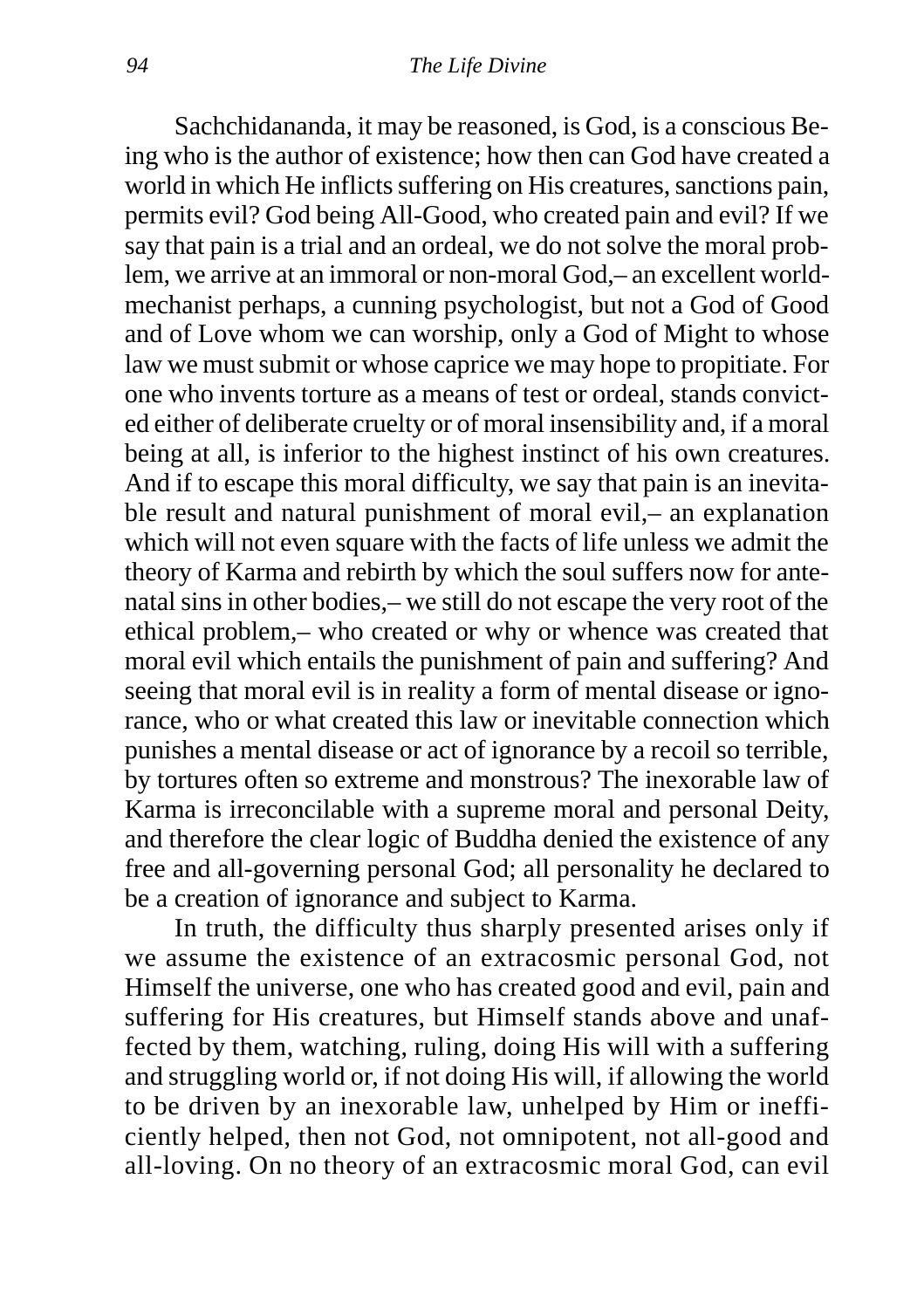Sachchidananda, it may be reasoned, is God, is a conscious Being who is the author of existence; how then can God have created a world in which He inflicts suffering on His creatures, sanctions pain, permits evil? God being All-Good, who created pain and evil? If we say that pain is a trial and an ordeal, we do not solve the moral problem, we arrive at an immoral or non-moral God,– an excellent world-mechanist perhaps, a cunning psychologist, but not a God of Good and of Love whom we can worship, only a God of Might to whose law we must submit or whose caprice we may hope to propitiate. For one who invents torture as a means of test or ordeal, stands convicted either of deliberate cruelty or of moral insensibility and, if a moral being at all, is inferior to the highest instinct of his own creatures. And if to escape this moral difficulty, we say that pain is an inevitable result and natural punishment of moral evil,– an explanation which will not even square with the facts of life unless we admit the theory of Karma and rebirth by which the soul suffers now for antenatal sins in other bodies,– we still do not escape the very root of the ethical problem,– who created or why or whence was created that moral evil which entails the punishment of pain and suffering? And seeing that moral evil is in reality a form of mental disease or ignorance, who or what created this law or inevitable connection which punishes a mental disease or act of ignorance by a recoil so terrible, by tortures often so extreme and monstrous? The inexorable law of Karma is irreconcilable with a supreme moral and personal Deity, and therefore the clear logic of Buddha denied the existence of any free and all-governing personal God; all personality he declared to be a creation of ignorance and subject to Karma.

In truth, the difficulty thus sharply presented arises only if we assume the existence of an extracosmic personal God, not Himself the universe, one who has created good and evil, pain and suffering for His creatures, but Himself stands above and unaffected by them, watching, ruling, doing His will with a suffering and struggling world or, if not doing His will, if allowing the world to be driven by an inexorable law, unhelped by Him or inefficiently helped, then not God, not omnipotent, not all-good and all-loving. On no theory of an extracosmic moral God, can evil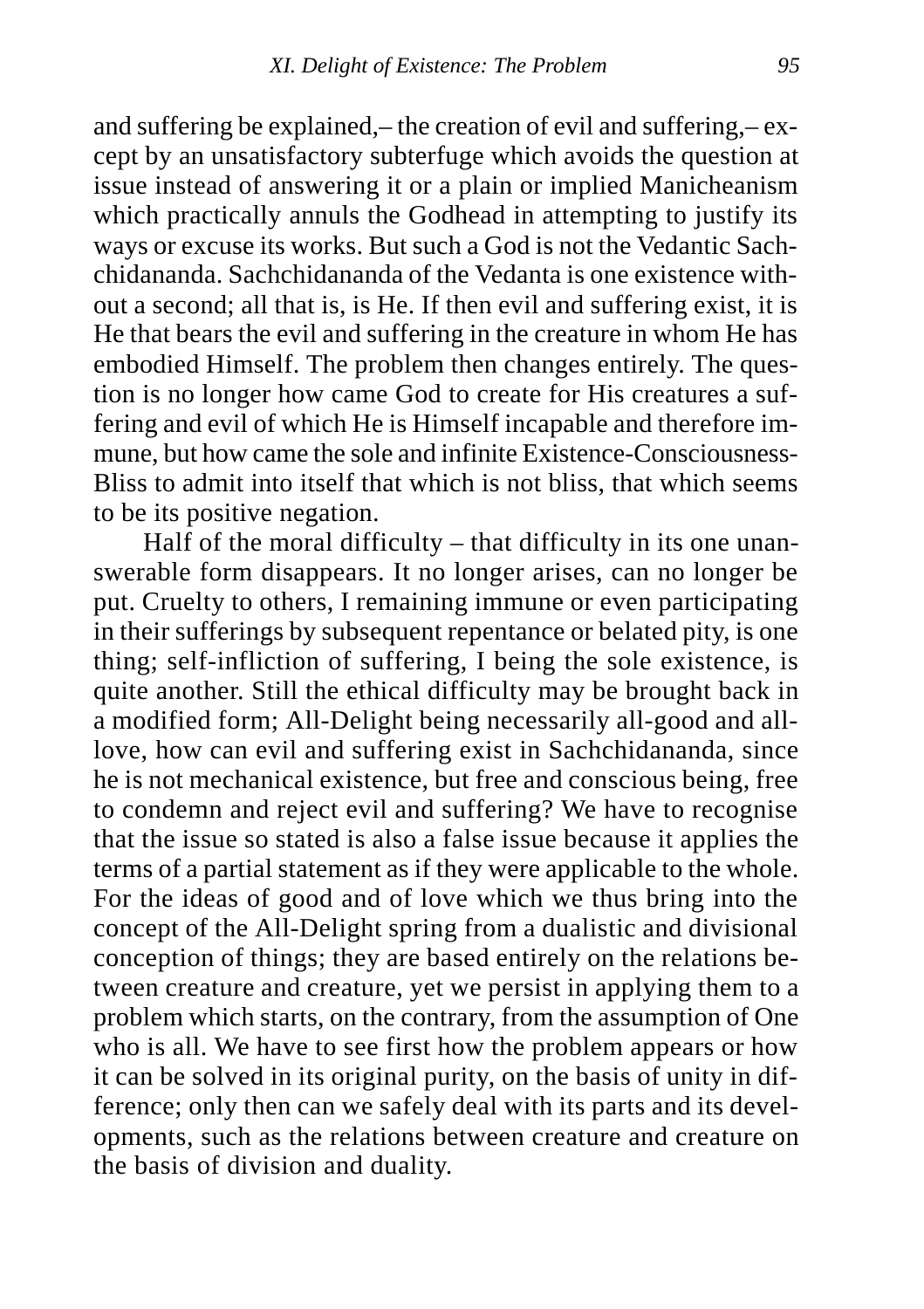and suffering be explained,– the creation of evil and suffering,– except by an unsatisfactory subterfuge which avoids the question at issue instead of answering it or a plain or implied Manicheanism which practically annuls the Godhead in attempting to justify its ways or excuse its works. But such a God is not the Vedantic Sachchidananda. Sachchidananda of the Vedanta is one existence without a second; all that is, is He. If then evil and suffering exist, it is He that bears the evil and suffering in the creature in whom He has embodied Himself. The problem then changes entirely. The question is no longer how came God to create for His creatures a suffering and evil of which He is Himself incapable and therefore immune, but how came the sole and infinite Existence-Consciousness-Bliss to admit into itself that which is not bliss, that which seems to be its positive negation.

Half of the moral difficulty – that difficulty in its one unanswerable form disappears. It no longer arises, can no longer be put. Cruelty to others, I remaining immune or even participating in their sufferings by subsequent repentance or belated pity, is one thing; self-infliction of suffering, I being the sole existence, is quite another. Still the ethical difficulty may be brought back in a modified form; All-Delight being necessarily all-good and all-love, how can evil and suffering exist in Sachchidananda, since he is not mechanical existence, but free and conscious being, free to condemn and reject evil and suffering? We have to recognise that the issue so stated is also a false issue because it applies the terms of a partial statement as if they were applicable to the whole. For the ideas of good and of love which we thus bring into the concept of the All-Delight spring from a dualistic and divisional conception of things; they are based entirely on the relations between creature and creature, yet we persist in applying them to a problem which starts, on the contrary, from the assumption of One who is all. We have to see first how the problem appears or how it can be solved in its original purity, on the basis of unity in difference; only then can we safely deal with its parts and its developments, such as the relations between creature and creature on the basis of division and duality.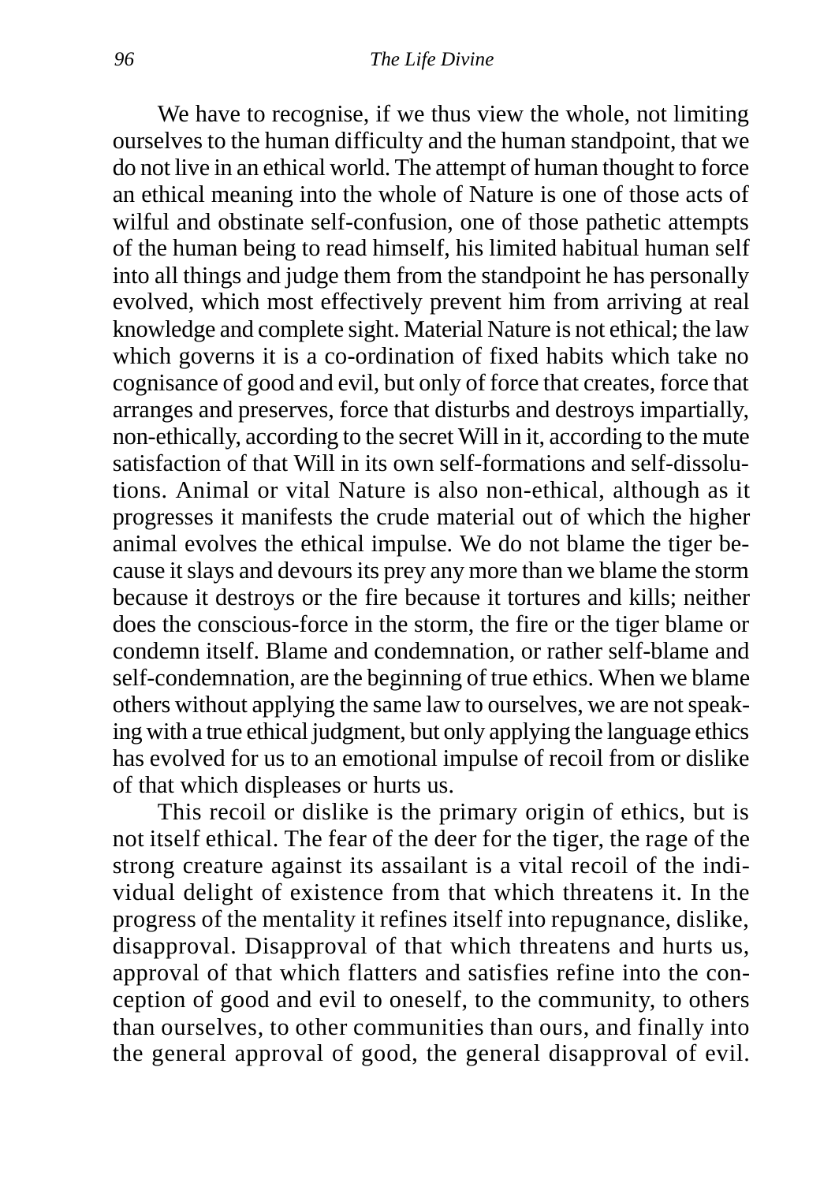We have to recognise, if we thus view the whole, not limiting ourselves to the human difficulty and the human standpoint, that we do not live in an ethical world. The attempt of human thought to force an ethical meaning into the whole of Nature is one of those acts of wilful and obstinate self-confusion, one of those pathetic attempts of the human being to read himself, his limited habitual human self into all things and judge them from the standpoint he has personally evolved, which most effectively prevent him from arriving at real knowledge and complete sight. Material Nature is not ethical; the law which governs it is a co-ordination of fixed habits which take no cognisance of good and evil, but only of force that creates, force that arranges and preserves, force that disturbs and destroys impartially, non-ethically, according to the secret Will in it, according to the mute satisfaction of that Will in its own self-formations and self-dissolutions. Animal or vital Nature is also non-ethical, although as it progresses it manifests the crude material out of which the higher animal evolves the ethical impulse. We do not blame the tiger because it slays and devours its prey any more than we blame the storm because it destroys or the fire because it tortures and kills; neither does the conscious-force in the storm, the fire or the tiger blame or condemn itself. Blame and condemnation, or rather self-blame and self-condemnation, are the beginning of true ethics. When we blame others without applying the same law to ourselves, we are not speaking with a true ethical judgment, but only applying the language ethics has evolved for us to an emotional impulse of recoil from or dislike of that which displeases or hurts us.

This recoil or dislike is the primary origin of ethics, but is not itself ethical. The fear of the deer for the tiger, the rage of the strong creature against its assailant is a vital recoil of the individual delight of existence from that which threatens it. In the progress of the mentality it refines itself into repugnance, dislike, disapproval. Disapproval of that which threatens and hurts us, approval of that which flatters and satisfies refine into the conception of good and evil to oneself, to the community, to others than ourselves, to other communities than ours, and finally into the general approval of good, the general disapproval of evil.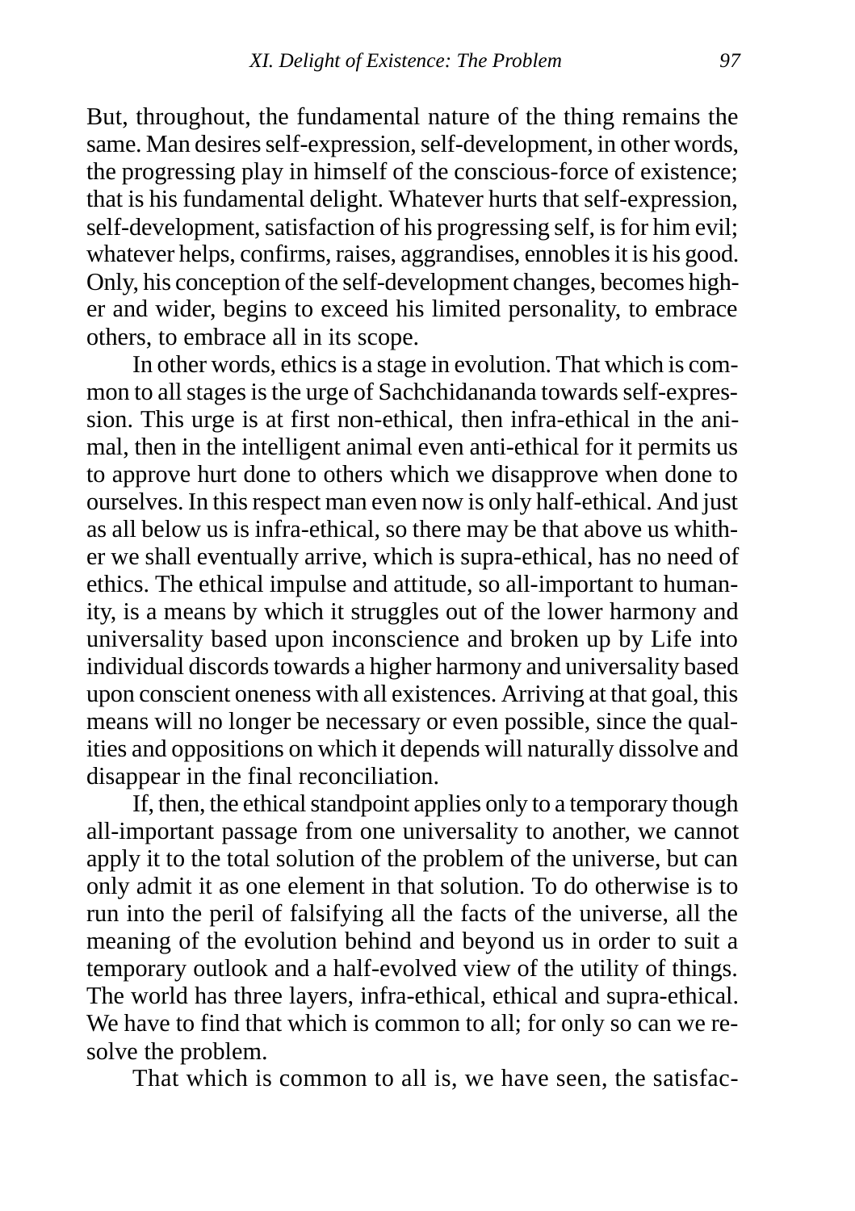But, throughout, the fundamental nature of the thing remains the same. Man desires self-expression, self-development, in other words, the progressing play in himself of the conscious-force of existence; that is his fundamental delight. Whatever hurts that self-expression, self-development, satisfaction of his progressing self, is for him evil; whatever helps, confirms, raises, aggrandises, ennobles it is his good. Only, his conception of the self-development changes, becomes higher and wider, begins to exceed his limited personality, to embrace others, to embrace all in its scope.

In other words, ethics is a stage in evolution. That which is common to all stages is the urge of Sachchidananda towards self-expression. This urge is at first non-ethical, then infra-ethical in the animal, then in the intelligent animal even anti-ethical for it permits us to approve hurt done to others which we disapprove when done to ourselves. In this respect man even now is only half-ethical. And just as all below us is infra-ethical, so there may be that above us whither we shall eventually arrive, which is supra-ethical, has no need of ethics. The ethical impulse and attitude, so all-important to humanity, is a means by which it struggles out of the lower harmony and universality based upon inconscience and broken up by Life into individual discords towards a higher harmony and universality based upon conscient oneness with all existences. Arriving at that goal, this means will no longer be necessary or even possible, since the qualities and oppositions on which it depends will naturally dissolve and disappear in the final reconciliation.

If, then, the ethical standpoint applies only to a temporary though all-important passage from one universality to another, we cannot apply it to the total solution of the problem of the universe, but can only admit it as one element in that solution. To do otherwise is to run into the peril of falsifying all the facts of the universe, all the meaning of the evolution behind and beyond us in order to suit a temporary outlook and a half-evolved view of the utility of things. The world has three layers, infra-ethical, ethical and supra-ethical. We have to find that which is common to all; for only so can we resolve the problem.

That which is common to all is, we have seen, the satisfac-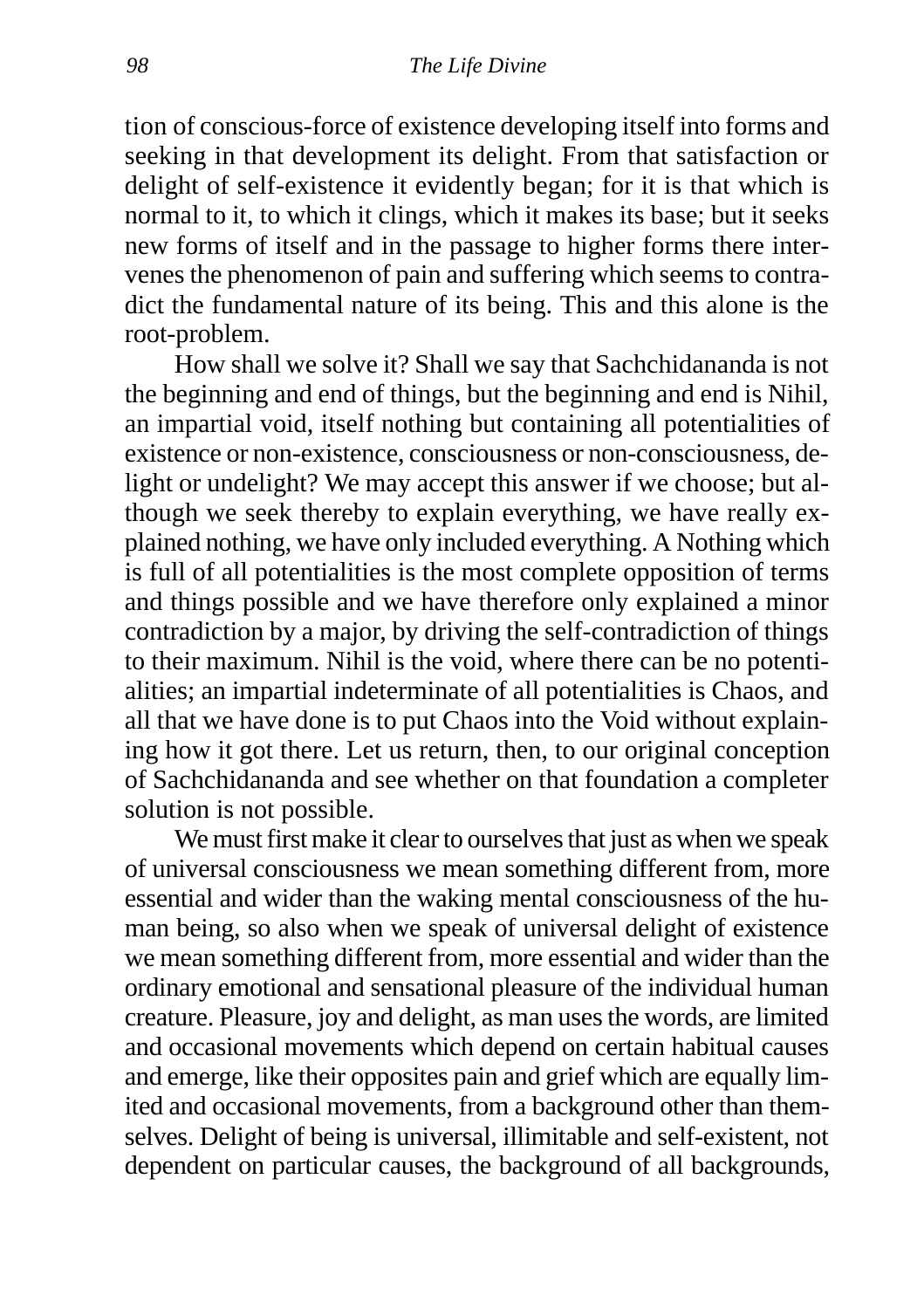tion of conscious-force of existence developing itself into forms and seeking in that development its delight. From that satisfaction or delight of self-existence it evidently began; for it is that which is normal to it, to which it clings, which it makes its base; but it seeks new forms of itself and in the passage to higher forms there intervenes the phenomenon of pain and suffering which seems to contradict the fundamental nature of its being. This and this alone is the root-problem.

How shall we solve it? Shall we say that Sachchidananda is not the beginning and end of things, but the beginning and end is Nihil, an impartial void, itself nothing but containing all potentialities of existence or non-existence, consciousness or non-consciousness, delight or undelight? We may accept this answer if we choose; but although we seek thereby to explain everything, we have really explained nothing, we have only included everything. A Nothing which is full of all potentialities is the most complete opposition of terms and things possible and we have therefore only explained a minor contradiction by a major, by driving the self-contradiction of things to their maximum. Nihil is the void, where there can be no potentialities; an impartial indeterminate of all potentialities is Chaos, and all that we have done is to put Chaos into the Void without explaining how it got there. Let us return, then, to our original conception of Sachchidananda and see whether on that foundation a completer solution is not possible.

We must first make it clear to ourselves that just as when we speak of universal consciousness we mean something different from, more essential and wider than the waking mental consciousness of the human being, so also when we speak of universal delight of existence we mean something different from, more essential and wider than the ordinary emotional and sensational pleasure of the individual human creature. Pleasure, joy and delight, as man uses the words, are limited and occasional movements which depend on certain habitual causes and emerge, like their opposites pain and grief which are equally limited and occasional movements, from a background other than themselves. Delight of being is universal, illimitable and self-existent, not dependent on particular causes, the background of all backgrounds,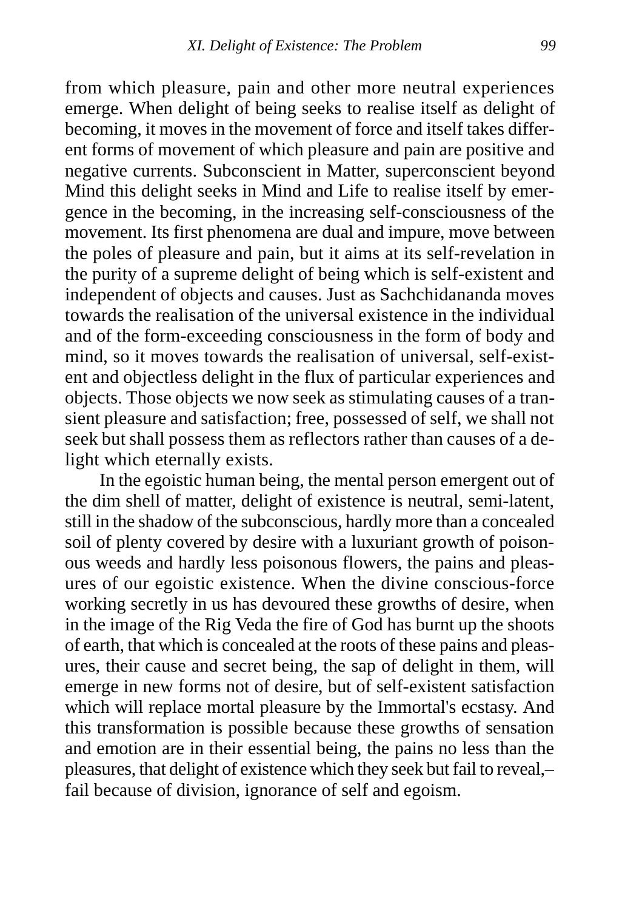from which pleasure, pain and other more neutral experiences emerge. When delight of being seeks to realise itself as delight of becoming, it moves in the movement of force and itself takes different forms of movement of which pleasure and pain are positive and negative currents. Subconscient in Matter, superconscient beyond Mind this delight seeks in Mind and Life to realise itself by emergence in the becoming, in the increasing self-consciousness of the movement. Its first phenomena are dual and impure, move between the poles of pleasure and pain, but it aims at its self-revelation in the purity of a supreme delight of being which is self-existent and independent of objects and causes. Just as Sachchidananda moves towards the realisation of the universal existence in the individual and of the form-exceeding consciousness in the form of body and mind, so it moves towards the realisation of universal, self-existent and objectless delight in the flux of particular experiences and objects. Those objects we now seek as stimulating causes of a transient pleasure and satisfaction; free, possessed of self, we shall not seek but shall possess them as reflectors rather than causes of a delight which eternally exists.

In the egoistic human being, the mental person emergent out of the dim shell of matter, delight of existence is neutral, semi-latent, still in the shadow of the subconscious, hardly more than a concealed soil of plenty covered by desire with a luxuriant growth of poisonous weeds and hardly less poisonous flowers, the pains and pleasures of our egoistic existence. When the divine conscious-force working secretly in us has devoured these growths of desire, when in the image of the Rig Veda the fire of God has burnt up the shoots of earth, that which is concealed at the roots of these pains and pleasures, their cause and secret being, the sap of delight in them, will emerge in new forms not of desire, but of self-existent satisfaction which will replace mortal pleasure by the Immortal's ecstasy. And this transformation is possible because these growths of sensation and emotion are in their essential being, the pains no less than the pleasures, that delight of existence which they seek but fail to reveal,– fail because of division, ignorance of self and egoism.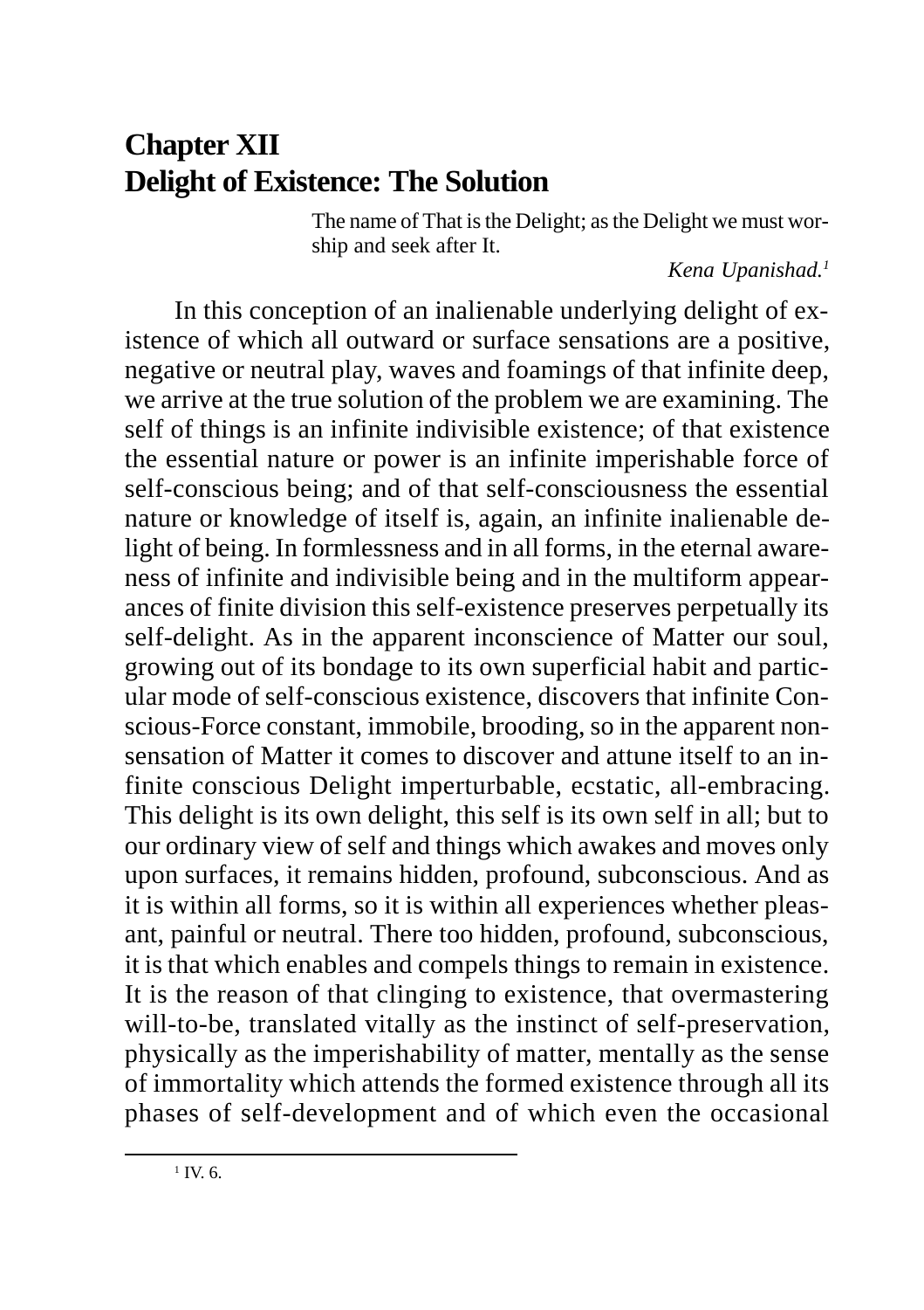# Chapter XII
# Delight of Existence: The Solution

> The name of That is the Delight; as the Delight we must worship and seek after It.
>
> *Kena Upanishad.*[1]

In this conception of an inalienable underlying delight of existence of which all outward or surface sensations are a positive, negative or neutral play, waves and foamings of that infinite deep, we arrive at the true solution of the problem we are examining. The self of things is an infinite indivisible existence; of that existence the essential nature or power is an infinite imperishable force of self-conscious being; and of that self-consciousness the essential nature or knowledge of itself is, again, an infinite inalienable delight of being. In formlessness and in all forms, in the eternal awareness of infinite and indivisible being and in the multiform appearances of finite division this self-existence preserves perpetually its self-delight. As in the apparent inconscience of Matter our soul, growing out of its bondage to its own superficial habit and particular mode of self-conscious existence, discovers that infinite Conscious-Force constant, immobile, brooding, so in the apparent nonsensation of Matter it comes to discover and attune itself to an infinite conscious Delight imperturbable, ecstatic, all-embracing. This delight is its own delight, this self is its own self in all; but to our ordinary view of self and things which awakes and moves only upon surfaces, it remains hidden, profound, subconscious. And as it is within all forms, so it is within all experiences whether pleasant, painful or neutral. There too hidden, profound, subconscious, it is that which enables and compels things to remain in existence. It is the reason of that clinging to existence, that overmastering will-to-be, translated vitally as the instinct of self-preservation, physically as the imperishability of matter, mentally as the sense of immortality which attends the formed existence through all its phases of self-development and of which even the occasional

---

[1] IV. 6.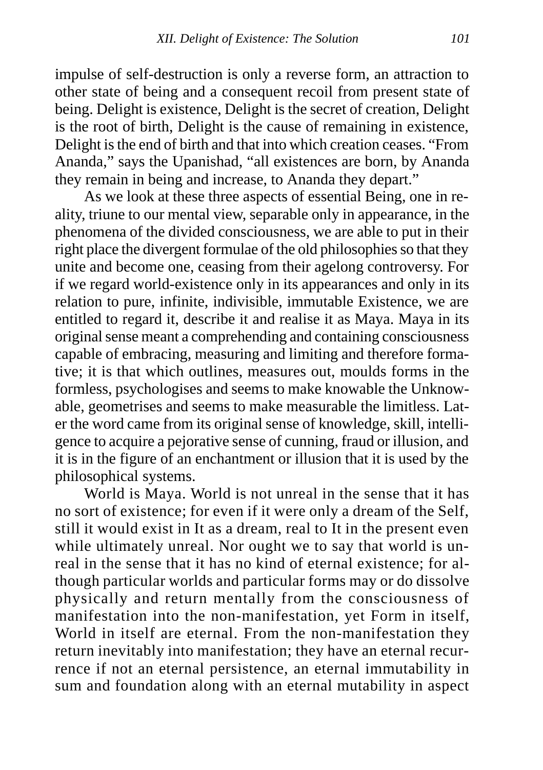impulse of self-destruction is only a reverse form, an attraction to other state of being and a consequent recoil from present state of being. Delight is existence, Delight is the secret of creation, Delight is the root of birth, Delight is the cause of remaining in existence, Delight is the end of birth and that into which creation ceases. "From Ananda," says the Upanishad, "all existences are born, by Ananda they remain in being and increase, to Ananda they depart."

As we look at these three aspects of essential Being, one in reality, triune to our mental view, separable only in appearance, in the phenomena of the divided consciousness, we are able to put in their right place the divergent formulae of the old philosophies so that they unite and become one, ceasing from their agelong controversy. For if we regard world-existence only in its appearances and only in its relation to pure, infinite, indivisible, immutable Existence, we are entitled to regard it, describe it and realise it as Maya. Maya in its original sense meant a comprehending and containing consciousness capable of embracing, measuring and limiting and therefore formative; it is that which outlines, measures out, moulds forms in the formless, psychologises and seems to make knowable the Unknowable, geometrises and seems to make measurable the limitless. Later the word came from its original sense of knowledge, skill, intelligence to acquire a pejorative sense of cunning, fraud or illusion, and it is in the figure of an enchantment or illusion that it is used by the philosophical systems.

World is Maya. World is not unreal in the sense that it has no sort of existence; for even if it were only a dream of the Self, still it would exist in It as a dream, real to It in the present even while ultimately unreal. Nor ought we to say that world is unreal in the sense that it has no kind of eternal existence; for although particular worlds and particular forms may or do dissolve physically and return mentally from the consciousness of manifestation into the non-manifestation, yet Form in itself, World in itself are eternal. From the non-manifestation they return inevitably into manifestation; they have an eternal recurrence if not an eternal persistence, an eternal immutability in sum and foundation along with an eternal mutability in aspect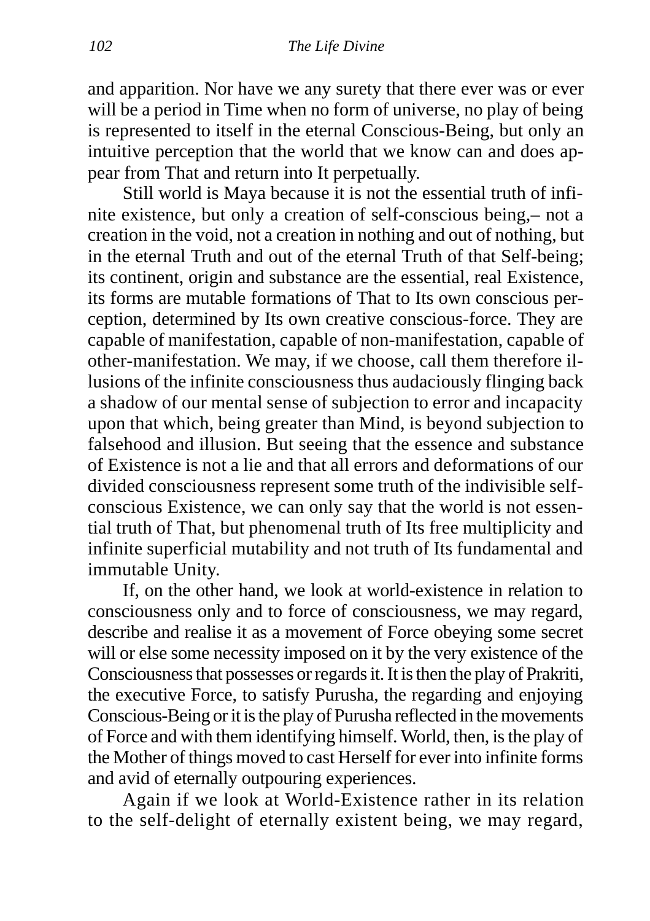and apparition. Nor have we any surety that there ever was or ever will be a period in Time when no form of universe, no play of being is represented to itself in the eternal Conscious-Being, but only an intuitive perception that the world that we know can and does appear from That and return into It perpetually.

Still world is Maya because it is not the essential truth of infinite existence, but only a creation of self-conscious being,– not a creation in the void, not a creation in nothing and out of nothing, but in the eternal Truth and out of the eternal Truth of that Self-being; its continent, origin and substance are the essential, real Existence, its forms are mutable formations of That to Its own conscious perception, determined by Its own creative conscious-force. They are capable of manifestation, capable of non-manifestation, capable of other-manifestation. We may, if we choose, call them therefore illusions of the infinite consciousness thus audaciously flinging back a shadow of our mental sense of subjection to error and incapacity upon that which, being greater than Mind, is beyond subjection to falsehood and illusion. But seeing that the essence and substance of Existence is not a lie and that all errors and deformations of our divided consciousness represent some truth of the indivisible self-conscious Existence, we can only say that the world is not essential truth of That, but phenomenal truth of Its free multiplicity and infinite superficial mutability and not truth of Its fundamental and immutable Unity.

If, on the other hand, we look at world-existence in relation to consciousness only and to force of consciousness, we may regard, describe and realise it as a movement of Force obeying some secret will or else some necessity imposed on it by the very existence of the Consciousness that possesses or regards it. It is then the play of Prakriti, the executive Force, to satisfy Purusha, the regarding and enjoying Conscious-Being or it is the play of Purusha reflected in the movements of Force and with them identifying himself. World, then, is the play of the Mother of things moved to cast Herself for ever into infinite forms and avid of eternally outpouring experiences.

Again if we look at World-Existence rather in its relation to the self-delight of eternally existent being, we may regard,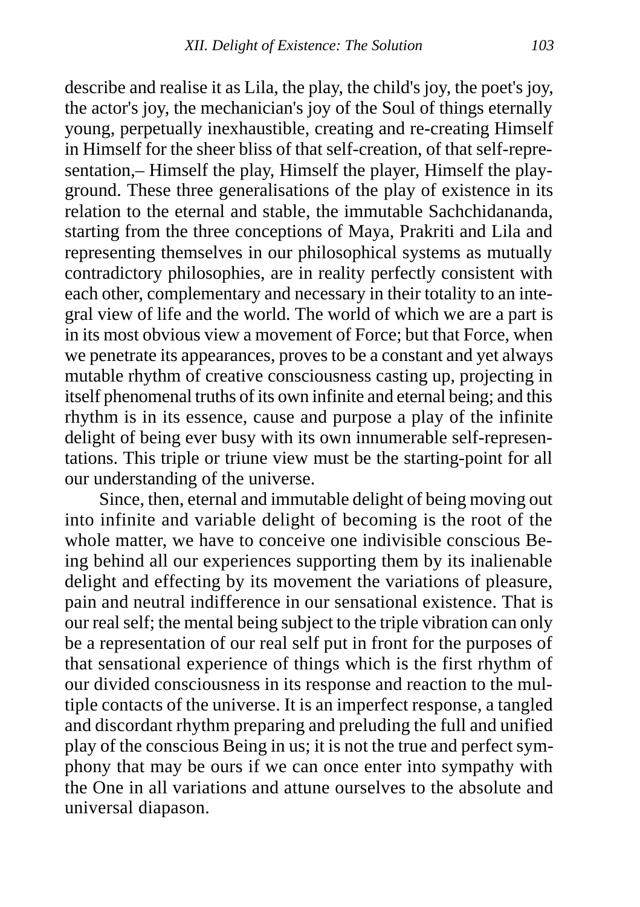describe and realise it as Lila, the play, the child's joy, the poet's joy, the actor's joy, the mechanician's joy of the Soul of things eternally young, perpetually inexhaustible, creating and re-creating Himself in Himself for the sheer bliss of that self-creation, of that self-representation,– Himself the play, Himself the player, Himself the playground. These three generalisations of the play of existence in its relation to the eternal and stable, the immutable Sachchidananda, starting from the three conceptions of Maya, Prakriti and Lila and representing themselves in our philosophical systems as mutually contradictory philosophies, are in reality perfectly consistent with each other, complementary and necessary in their totality to an integral view of life and the world. The world of which we are a part is in its most obvious view a movement of Force; but that Force, when we penetrate its appearances, proves to be a constant and yet always mutable rhythm of creative consciousness casting up, projecting in itself phenomenal truths of its own infinite and eternal being; and this rhythm is in its essence, cause and purpose a play of the infinite delight of being ever busy with its own innumerable self-representations. This triple or triune view must be the starting-point for all our understanding of the universe.

Since, then, eternal and immutable delight of being moving out into infinite and variable delight of becoming is the root of the whole matter, we have to conceive one indivisible conscious Being behind all our experiences supporting them by its inalienable delight and effecting by its movement the variations of pleasure, pain and neutral indifference in our sensational existence. That is our real self; the mental being subject to the triple vibration can only be a representation of our real self put in front for the purposes of that sensational experience of things which is the first rhythm of our divided consciousness in its response and reaction to the multiple contacts of the universe. It is an imperfect response, a tangled and discordant rhythm preparing and preluding the full and unified play of the conscious Being in us; it is not the true and perfect symphony that may be ours if we can once enter into sympathy with the One in all variations and attune ourselves to the absolute and universal diapason.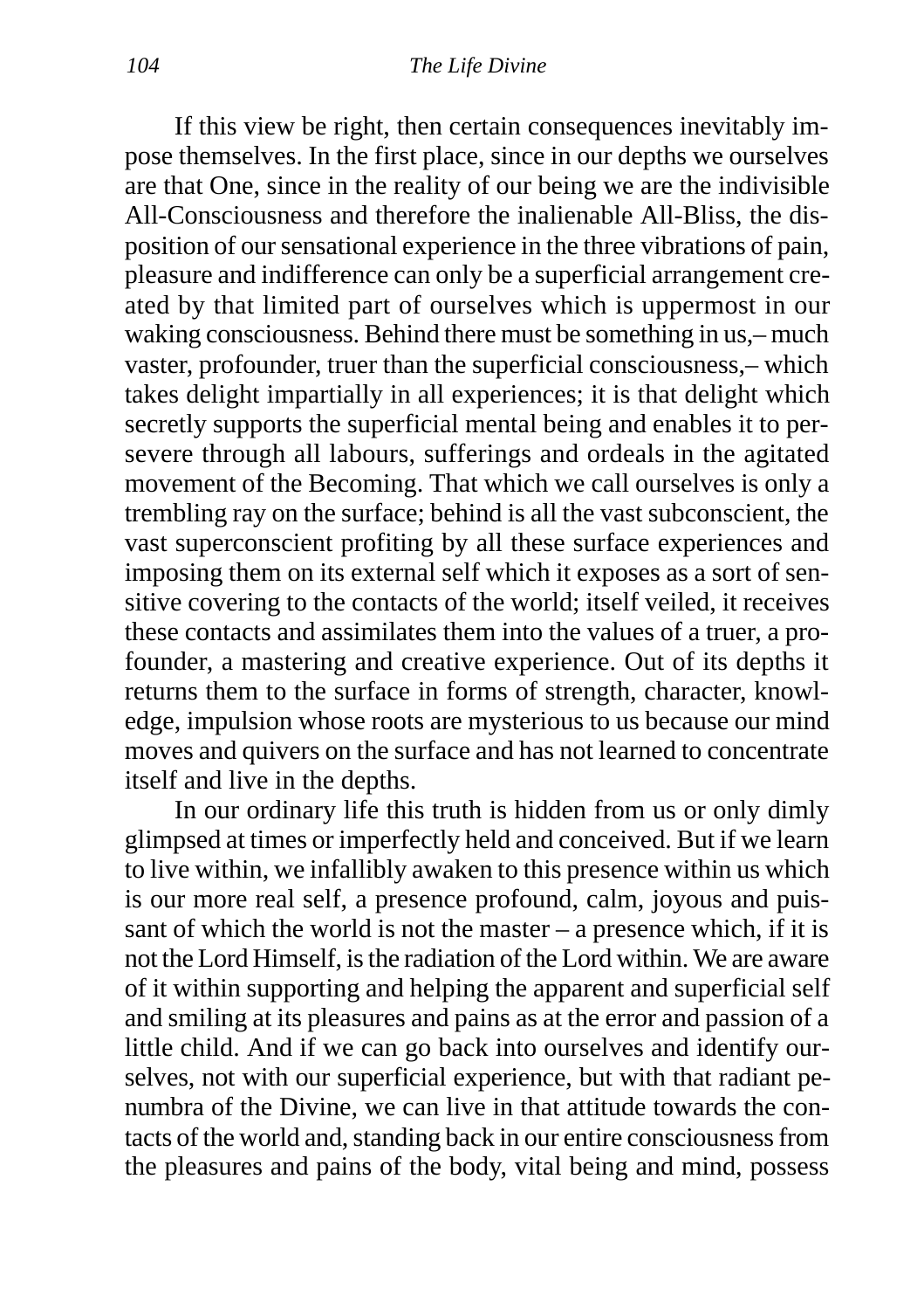If this view be right, then certain consequences inevitably impose themselves. In the first place, since in our depths we ourselves are that One, since in the reality of our being we are the indivisible All-Consciousness and therefore the inalienable All-Bliss, the disposition of our sensational experience in the three vibrations of pain, pleasure and indifference can only be a superficial arrangement created by that limited part of ourselves which is uppermost in our waking consciousness. Behind there must be something in us,– much vaster, profounder, truer than the superficial consciousness,– which takes delight impartially in all experiences; it is that delight which secretly supports the superficial mental being and enables it to persevere through all labours, sufferings and ordeals in the agitated movement of the Becoming. That which we call ourselves is only a trembling ray on the surface; behind is all the vast subconscient, the vast superconscient profiting by all these surface experiences and imposing them on its external self which it exposes as a sort of sensitive covering to the contacts of the world; itself veiled, it receives these contacts and assimilates them into the values of a truer, a profounder, a mastering and creative experience. Out of its depths it returns them to the surface in forms of strength, character, knowledge, impulsion whose roots are mysterious to us because our mind moves and quivers on the surface and has not learned to concentrate itself and live in the depths.

In our ordinary life this truth is hidden from us or only dimly glimpsed at times or imperfectly held and conceived. But if we learn to live within, we infallibly awaken to this presence within us which is our more real self, a presence profound, calm, joyous and puissant of which the world is not the master – a presence which, if it is not the Lord Himself, is the radiation of the Lord within. We are aware of it within supporting and helping the apparent and superficial self and smiling at its pleasures and pains as at the error and passion of a little child. And if we can go back into ourselves and identify ourselves, not with our superficial experience, but with that radiant penumbra of the Divine, we can live in that attitude towards the contacts of the world and, standing back in our entire consciousness from the pleasures and pains of the body, vital being and mind, possess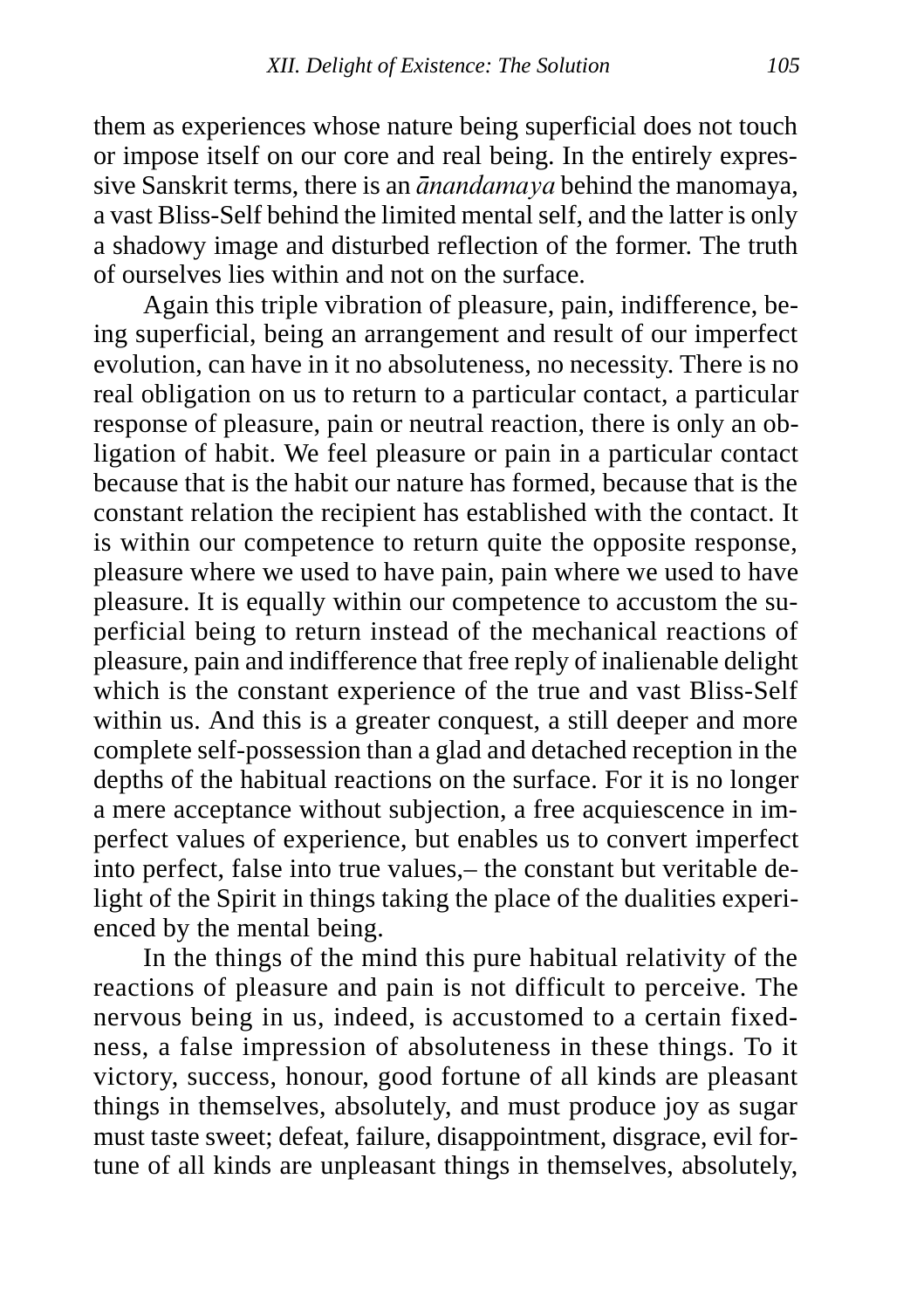them as experiences whose nature being superficial does not touch or impose itself on our core and real being. In the entirely expressive Sanskrit terms, there is an *ānandamaya* behind the manomaya, a vast Bliss-Self behind the limited mental self, and the latter is only a shadowy image and disturbed reflection of the former. The truth of ourselves lies within and not on the surface.

Again this triple vibration of pleasure, pain, indifference, being superficial, being an arrangement and result of our imperfect evolution, can have in it no absoluteness, no necessity. There is no real obligation on us to return to a particular contact, a particular response of pleasure, pain or neutral reaction, there is only an obligation of habit. We feel pleasure or pain in a particular contact because that is the habit our nature has formed, because that is the constant relation the recipient has established with the contact. It is within our competence to return quite the opposite response, pleasure where we used to have pain, pain where we used to have pleasure. It is equally within our competence to accustom the superficial being to return instead of the mechanical reactions of pleasure, pain and indifference that free reply of inalienable delight which is the constant experience of the true and vast Bliss-Self within us. And this is a greater conquest, a still deeper and more complete self-possession than a glad and detached reception in the depths of the habitual reactions on the surface. For it is no longer a mere acceptance without subjection, a free acquiescence in imperfect values of experience, but enables us to convert imperfect into perfect, false into true values,– the constant but veritable delight of the Spirit in things taking the place of the dualities experienced by the mental being.

In the things of the mind this pure habitual relativity of the reactions of pleasure and pain is not difficult to perceive. The nervous being in us, indeed, is accustomed to a certain fixedness, a false impression of absoluteness in these things. To it victory, success, honour, good fortune of all kinds are pleasant things in themselves, absolutely, and must produce joy as sugar must taste sweet; defeat, failure, disappointment, disgrace, evil fortune of all kinds are unpleasant things in themselves, absolutely,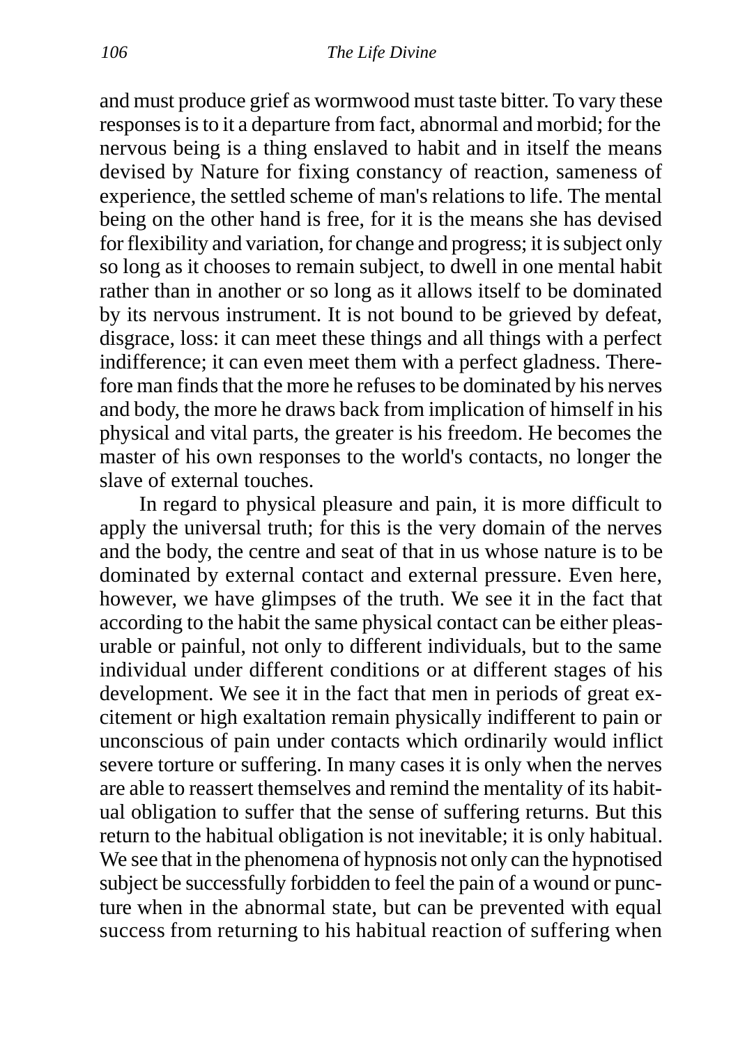and must produce grief as wormwood must taste bitter. To vary these responses is to it a departure from fact, abnormal and morbid; for the nervous being is a thing enslaved to habit and in itself the means devised by Nature for fixing constancy of reaction, sameness of experience, the settled scheme of man's relations to life. The mental being on the other hand is free, for it is the means she has devised for flexibility and variation, for change and progress; it is subject only so long as it chooses to remain subject, to dwell in one mental habit rather than in another or so long as it allows itself to be dominated by its nervous instrument. It is not bound to be grieved by defeat, disgrace, loss: it can meet these things and all things with a perfect indifference; it can even meet them with a perfect gladness. Therefore man finds that the more he refuses to be dominated by his nerves and body, the more he draws back from implication of himself in his physical and vital parts, the greater is his freedom. He becomes the master of his own responses to the world's contacts, no longer the slave of external touches.

In regard to physical pleasure and pain, it is more difficult to apply the universal truth; for this is the very domain of the nerves and the body, the centre and seat of that in us whose nature is to be dominated by external contact and external pressure. Even here, however, we have glimpses of the truth. We see it in the fact that according to the habit the same physical contact can be either pleasurable or painful, not only to different individuals, but to the same individual under different conditions or at different stages of his development. We see it in the fact that men in periods of great excitement or high exaltation remain physically indifferent to pain or unconscious of pain under contacts which ordinarily would inflict severe torture or suffering. In many cases it is only when the nerves are able to reassert themselves and remind the mentality of its habitual obligation to suffer that the sense of suffering returns. But this return to the habitual obligation is not inevitable; it is only habitual. We see that in the phenomena of hypnosis not only can the hypnotised subject be successfully forbidden to feel the pain of a wound or puncture when in the abnormal state, but can be prevented with equal success from returning to his habitual reaction of suffering when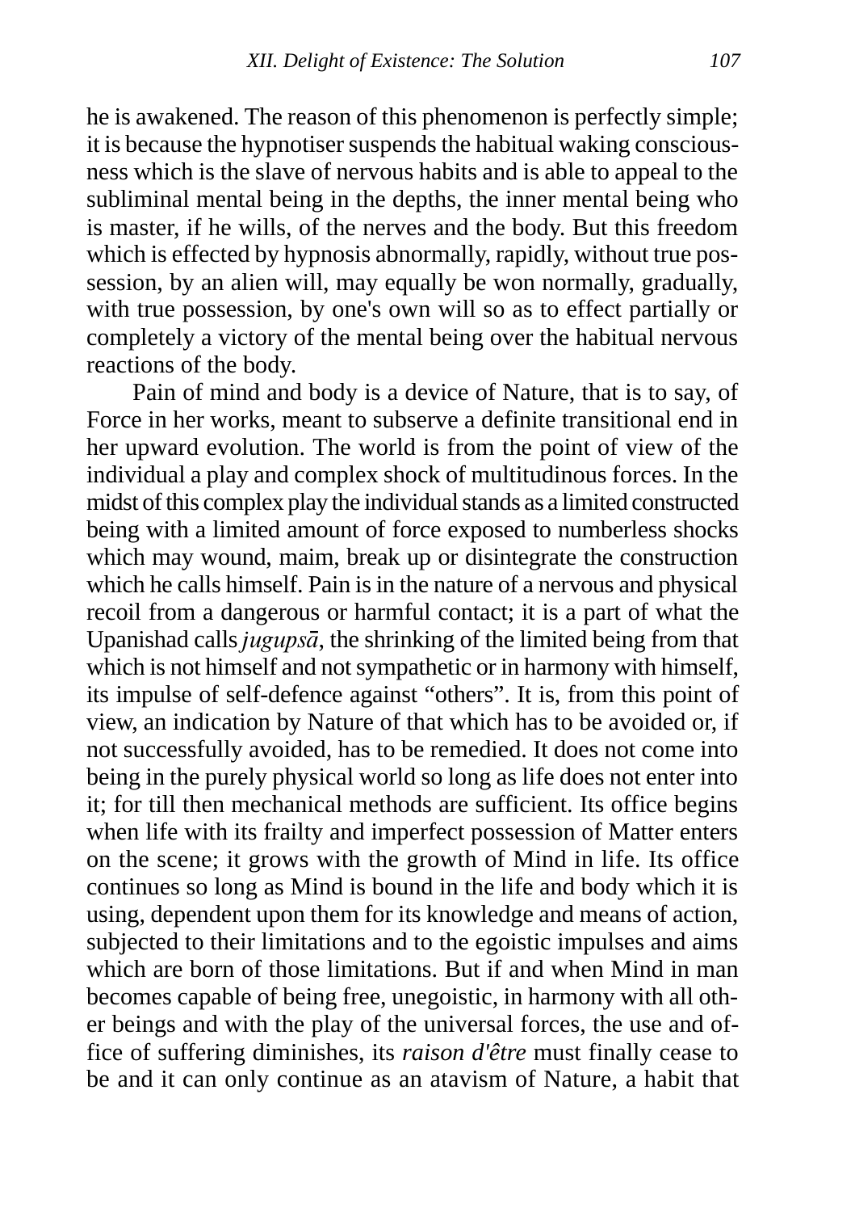he is awakened. The reason of this phenomenon is perfectly simple; it is because the hypnotiser suspends the habitual waking consciousness which is the slave of nervous habits and is able to appeal to the subliminal mental being in the depths, the inner mental being who is master, if he wills, of the nerves and the body. But this freedom which is effected by hypnosis abnormally, rapidly, without true possession, by an alien will, may equally be won normally, gradually, with true possession, by one's own will so as to effect partially or completely a victory of the mental being over the habitual nervous reactions of the body.

Pain of mind and body is a device of Nature, that is to say, of Force in her works, meant to subserve a definite transitional end in her upward evolution. The world is from the point of view of the individual a play and complex shock of multitudinous forces. In the midst of this complex play the individual stands as a limited constructed being with a limited amount of force exposed to numberless shocks which may wound, maim, break up or disintegrate the construction which he calls himself. Pain is in the nature of a nervous and physical recoil from a dangerous or harmful contact; it is a part of what the Upanishad calls *jugupsā*, the shrinking of the limited being from that which is not himself and not sympathetic or in harmony with himself, its impulse of self-defence against "others". It is, from this point of view, an indication by Nature of that which has to be avoided or, if not successfully avoided, has to be remedied. It does not come into being in the purely physical world so long as life does not enter into it; for till then mechanical methods are sufficient. Its office begins when life with its frailty and imperfect possession of Matter enters on the scene; it grows with the growth of Mind in life. Its office continues so long as Mind is bound in the life and body which it is using, dependent upon them for its knowledge and means of action, subjected to their limitations and to the egoistic impulses and aims which are born of those limitations. But if and when Mind in man becomes capable of being free, unegoistic, in harmony with all other beings and with the play of the universal forces, the use and office of suffering diminishes, its *raison d'être* must finally cease to be and it can only continue as an atavism of Nature, a habit that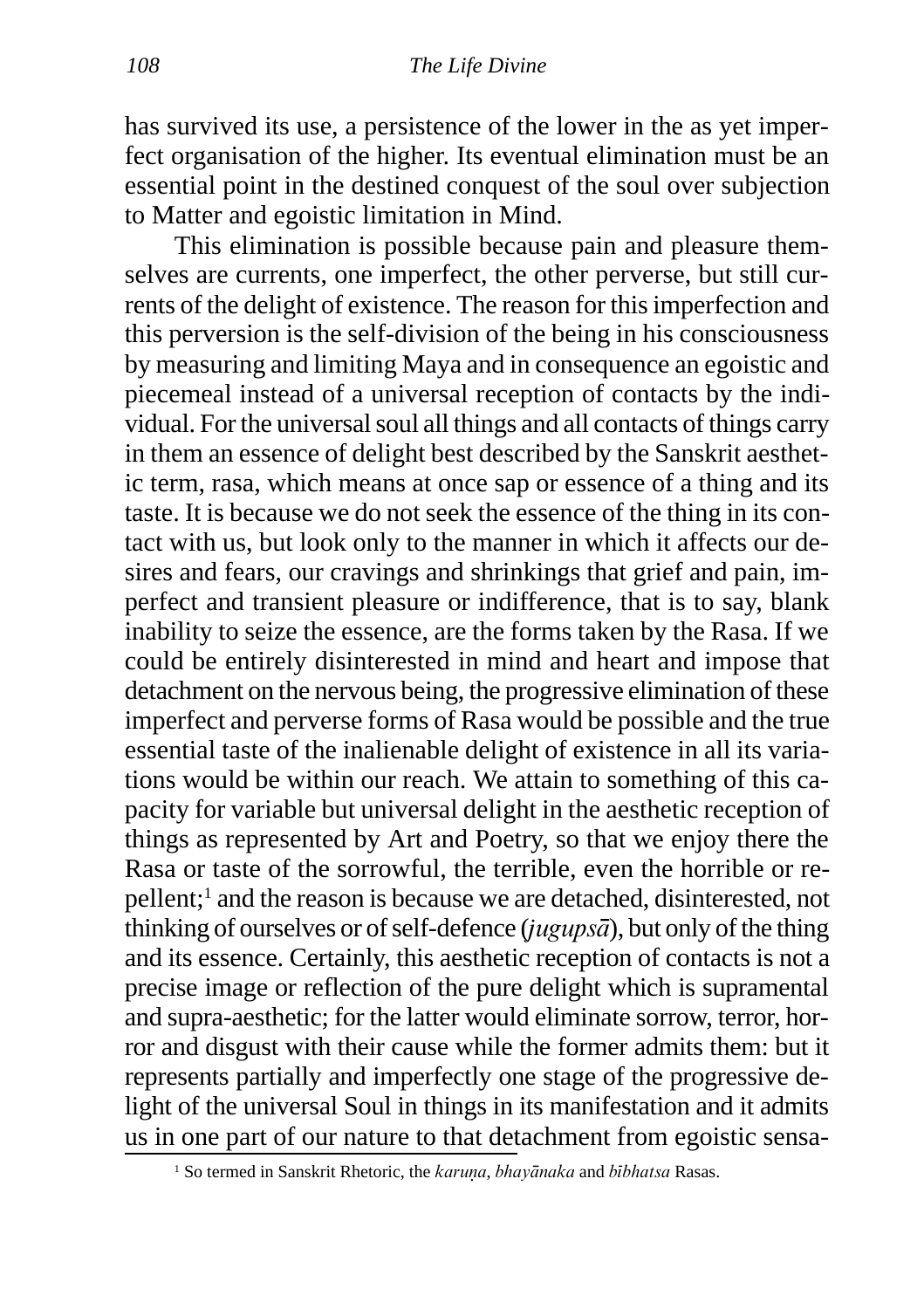has survived its use, a persistence of the lower in the as yet imperfect organisation of the higher. Its eventual elimination must be an essential point in the destined conquest of the soul over subjection to Matter and egoistic limitation in Mind.

This elimination is possible because pain and pleasure themselves are currents, one imperfect, the other perverse, but still currents of the delight of existence. The reason for this imperfection and this perversion is the self-division of the being in his consciousness by measuring and limiting Maya and in consequence an egoistic and piecemeal instead of a universal reception of contacts by the individual. For the universal soul all things and all contacts of things carry in them an essence of delight best described by the Sanskrit aesthetic term, rasa, which means at once sap or essence of a thing and its taste. It is because we do not seek the essence of the thing in its contact with us, but look only to the manner in which it affects our desires and fears, our cravings and shrinkings that grief and pain, imperfect and transient pleasure or indifference, that is to say, blank inability to seize the essence, are the forms taken by the Rasa. If we could be entirely disinterested in mind and heart and impose that detachment on the nervous being, the progressive elimination of these imperfect and perverse forms of Rasa would be possible and the true essential taste of the inalienable delight of existence in all its variations would be within our reach. We attain to something of this capacity for variable but universal delight in the aesthetic reception of things as represented by Art and Poetry, so that we enjoy there the Rasa or taste of the sorrowful, the terrible, even the horrible or repellent;[1] and the reason is because we are detached, disinterested, not thinking of ourselves or of self-defence (*jugupsā*), but only of the thing and its essence. Certainly, this aesthetic reception of contacts is not a precise image or reflection of the pure delight which is supramental and supra-aesthetic; for the latter would eliminate sorrow, terror, horror and disgust with their cause while the former admits them: but it represents partially and imperfectly one stage of the progressive delight of the universal Soul in things in its manifestation and it admits us in one part of our nature to that detachment from egoistic sensa-

[1] So termed in Sanskrit Rhetoric, the *karuṇa*, *bhayānaka* and *bībhatsa* Rasas.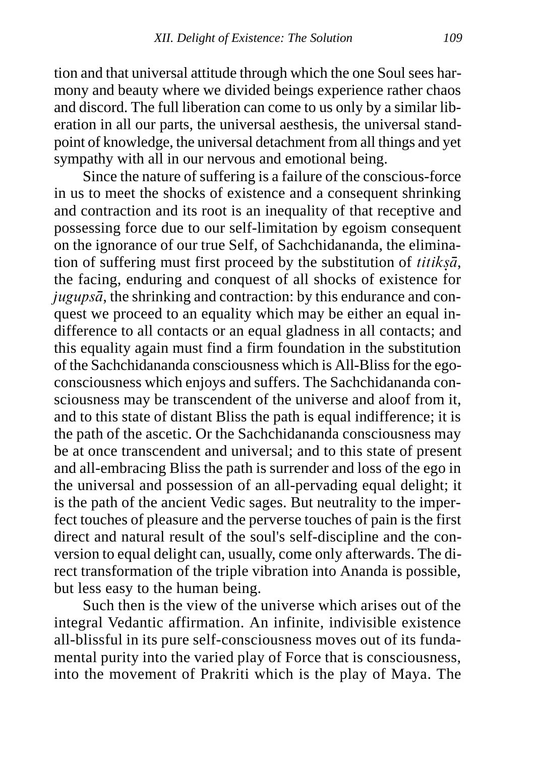tion and that universal attitude through which the one Soul sees harmony and beauty where we divided beings experience rather chaos and discord. The full liberation can come to us only by a similar liberation in all our parts, the universal aesthesis, the universal standpoint of knowledge, the universal detachment from all things and yet sympathy with all in our nervous and emotional being.

Since the nature of suffering is a failure of the conscious-force in us to meet the shocks of existence and a consequent shrinking and contraction and its root is an inequality of that receptive and possessing force due to our self-limitation by egoism consequent on the ignorance of our true Self, of Sachchidananda, the elimination of suffering must first proceed by the substitution of *titikṣā*, the facing, enduring and conquest of all shocks of existence for *jugupsā*, the shrinking and contraction: by this endurance and conquest we proceed to an equality which may be either an equal indifference to all contacts or an equal gladness in all contacts; and this equality again must find a firm foundation in the substitution of the Sachchidananda consciousness which is All-Bliss for the ego-consciousness which enjoys and suffers. The Sachchidananda consciousness may be transcendent of the universe and aloof from it, and to this state of distant Bliss the path is equal indifference; it is the path of the ascetic. Or the Sachchidananda consciousness may be at once transcendent and universal; and to this state of present and all-embracing Bliss the path is surrender and loss of the ego in the universal and possession of an all-pervading equal delight; it is the path of the ancient Vedic sages. But neutrality to the imperfect touches of pleasure and the perverse touches of pain is the first direct and natural result of the soul's self-discipline and the conversion to equal delight can, usually, come only afterwards. The direct transformation of the triple vibration into Ananda is possible, but less easy to the human being.

Such then is the view of the universe which arises out of the integral Vedantic affirmation. An infinite, indivisible existence all-blissful in its pure self-consciousness moves out of its fundamental purity into the varied play of Force that is consciousness, into the movement of Prakriti which is the play of Maya. The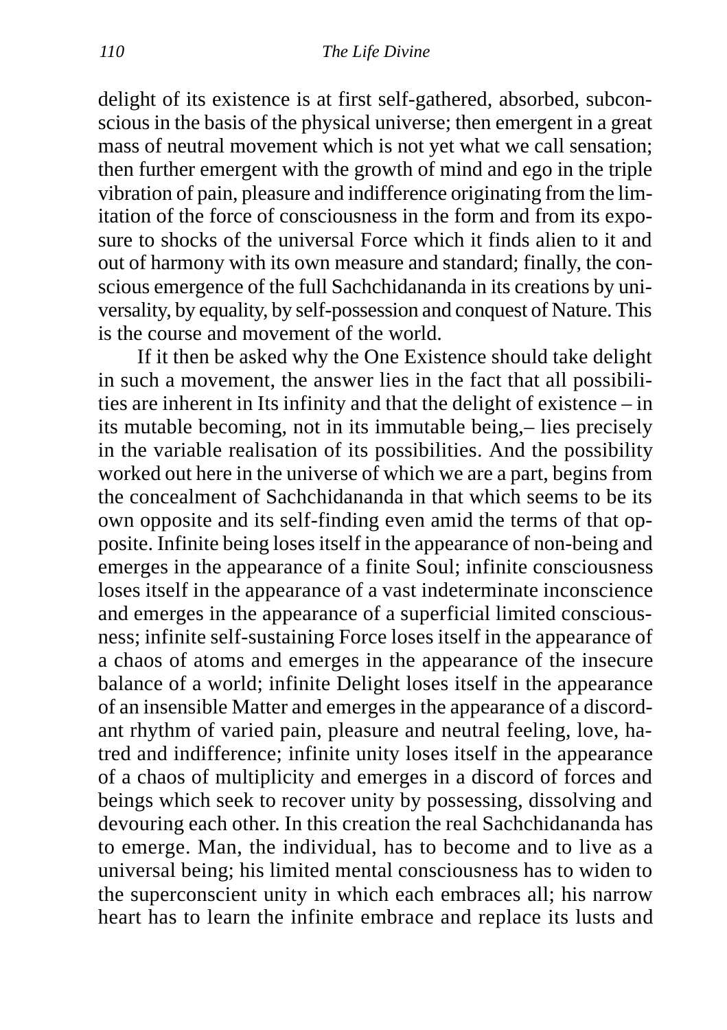delight of its existence is at first self-gathered, absorbed, subconscious in the basis of the physical universe; then emergent in a great mass of neutral movement which is not yet what we call sensation; then further emergent with the growth of mind and ego in the triple vibration of pain, pleasure and indifference originating from the limitation of the force of consciousness in the form and from its exposure to shocks of the universal Force which it finds alien to it and out of harmony with its own measure and standard; finally, the conscious emergence of the full Sachchidananda in its creations by universality, by equality, by self-possession and conquest of Nature. This is the course and movement of the world.

If it then be asked why the One Existence should take delight in such a movement, the answer lies in the fact that all possibilities are inherent in Its infinity and that the delight of existence – in its mutable becoming, not in its immutable being,– lies precisely in the variable realisation of its possibilities. And the possibility worked out here in the universe of which we are a part, begins from the concealment of Sachchidananda in that which seems to be its own opposite and its self-finding even amid the terms of that opposite. Infinite being loses itself in the appearance of non-being and emerges in the appearance of a finite Soul; infinite consciousness loses itself in the appearance of a vast indeterminate inconscience and emerges in the appearance of a superficial limited consciousness; infinite self-sustaining Force loses itself in the appearance of a chaos of atoms and emerges in the appearance of the insecure balance of a world; infinite Delight loses itself in the appearance of an insensible Matter and emerges in the appearance of a discordant rhythm of varied pain, pleasure and neutral feeling, love, hatred and indifference; infinite unity loses itself in the appearance of a chaos of multiplicity and emerges in a discord of forces and beings which seek to recover unity by possessing, dissolving and devouring each other. In this creation the real Sachchidananda has to emerge. Man, the individual, has to become and to live as a universal being; his limited mental consciousness has to widen to the superconscient unity in which each embraces all; his narrow heart has to learn the infinite embrace and replace its lusts and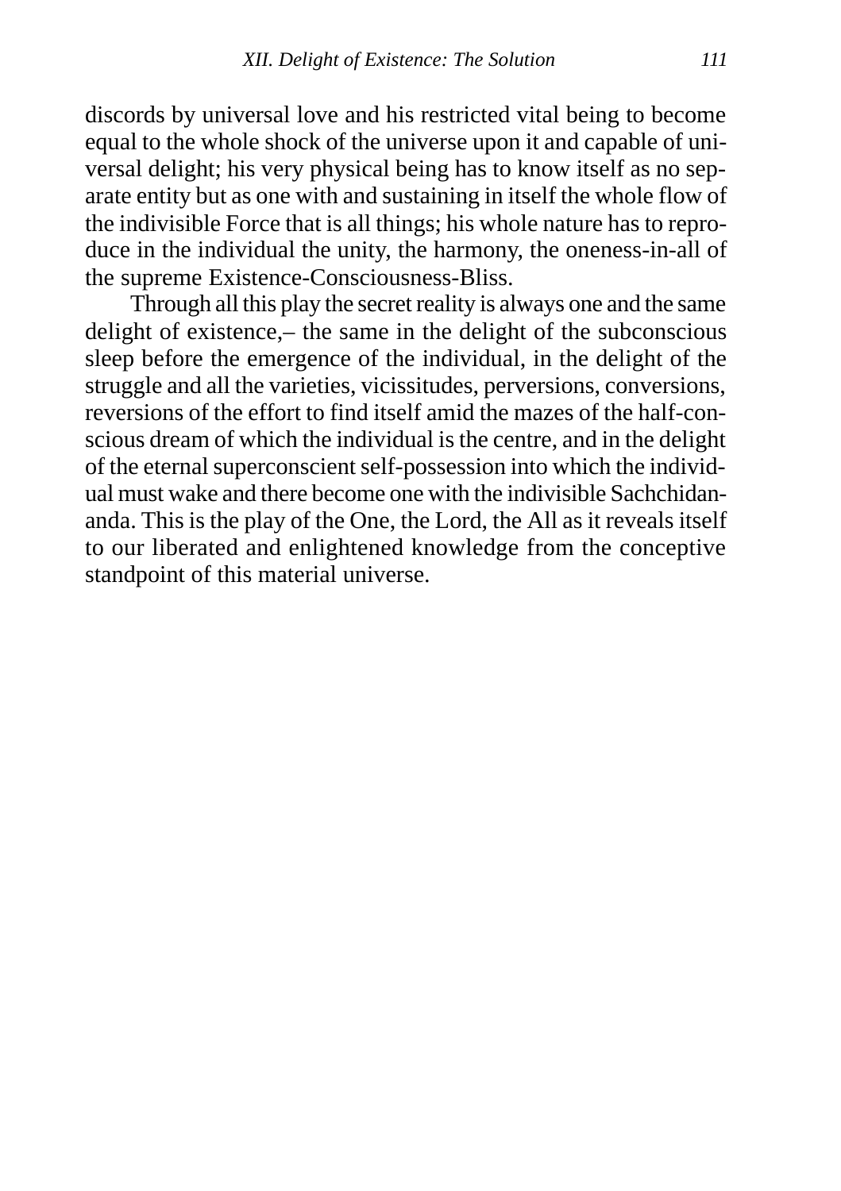discords by universal love and his restricted vital being to become equal to the whole shock of the universe upon it and capable of universal delight; his very physical being has to know itself as no separate entity but as one with and sustaining in itself the whole flow of the indivisible Force that is all things; his whole nature has to reproduce in the individual the unity, the harmony, the oneness-in-all of the supreme Existence-Consciousness-Bliss.

Through all this play the secret reality is always one and the same delight of existence,– the same in the delight of the subconscious sleep before the emergence of the individual, in the delight of the struggle and all the varieties, vicissitudes, perversions, conversions, reversions of the effort to find itself amid the mazes of the half-conscious dream of which the individual is the centre, and in the delight of the eternal superconscient self-possession into which the individual must wake and there become one with the indivisible Sachchidananda. This is the play of the One, the Lord, the All as it reveals itself to our liberated and enlightened knowledge from the conceptive standpoint of this material universe.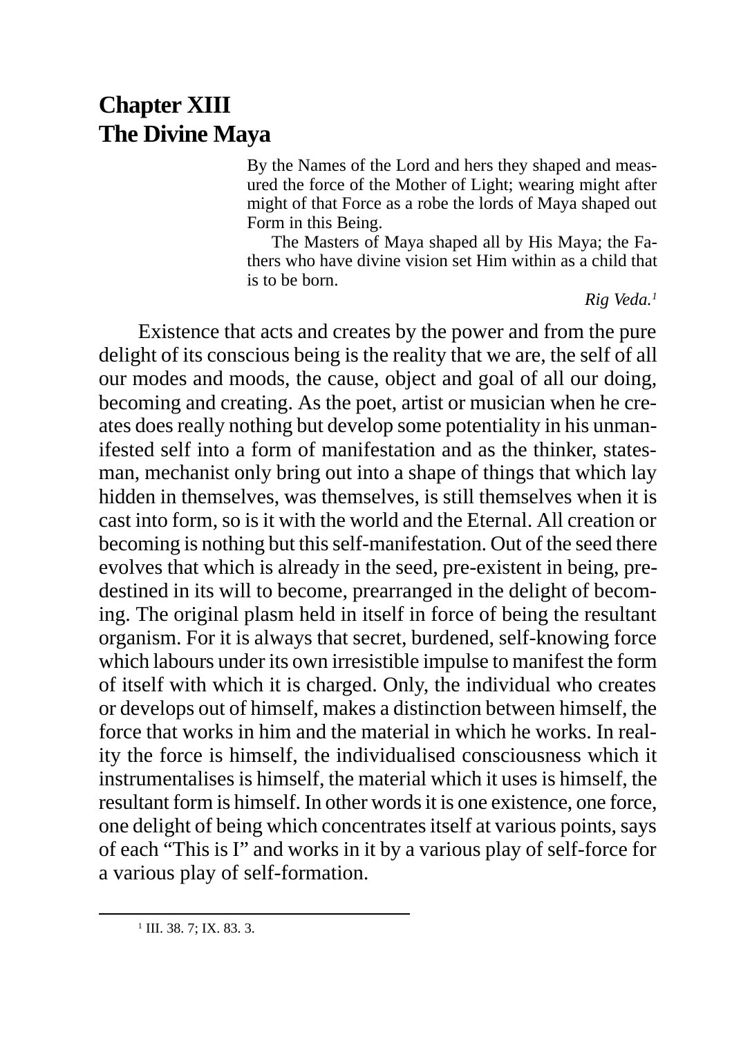# Chapter XIII
# The Divine Maya

> By the Names of the Lord and hers they shaped and measured the force of the Mother of Light; wearing might after might of that Force as a robe the lords of Maya shaped out Form in this Being.
>
> The Masters of Maya shaped all by His Maya; the Fathers who have divine vision set Him within as a child that is to be born.
>
> *Rig Veda.*[1]

Existence that acts and creates by the power and from the pure delight of its conscious being is the reality that we are, the self of all our modes and moods, the cause, object and goal of all our doing, becoming and creating. As the poet, artist or musician when he creates does really nothing but develop some potentiality in his unmanifested self into a form of manifestation and as the thinker, statesman, mechanist only bring out into a shape of things that which lay hidden in themselves, was themselves, is still themselves when it is cast into form, so is it with the world and the Eternal. All creation or becoming is nothing but this self-manifestation. Out of the seed there evolves that which is already in the seed, pre-existent in being, predestined in its will to become, prearranged in the delight of becoming. The original plasm held in itself in force of being the resultant organism. For it is always that secret, burdened, self-knowing force which labours under its own irresistible impulse to manifest the form of itself with which it is charged. Only, the individual who creates or develops out of himself, makes a distinction between himself, the force that works in him and the material in which he works. In reality the force is himself, the individualised consciousness which it instrumentalises is himself, the material which it uses is himself, the resultant form is himself. In other words it is one existence, one force, one delight of being which concentrates itself at various points, says of each "This is I" and works in it by a various play of self-force for a various play of self-formation.

---

[1] III. 38. 7; IX. 83. 3.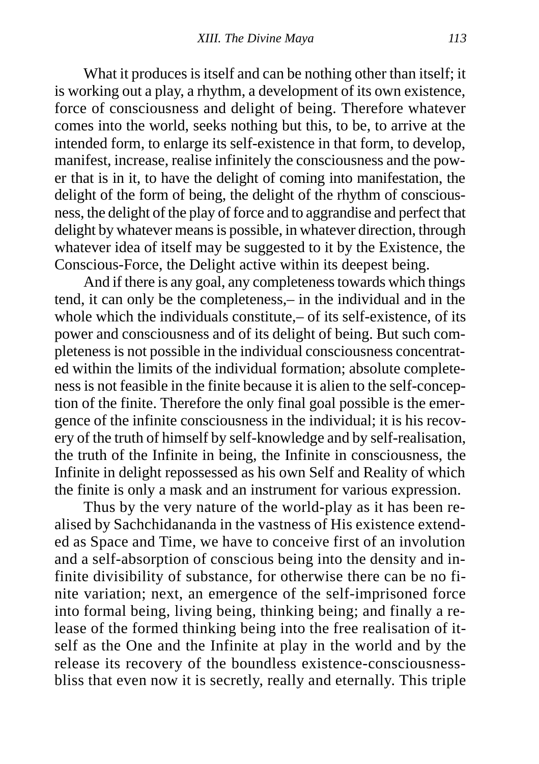What it produces is itself and can be nothing other than itself; it is working out a play, a rhythm, a development of its own existence, force of consciousness and delight of being. Therefore whatever comes into the world, seeks nothing but this, to be, to arrive at the intended form, to enlarge its self-existence in that form, to develop, manifest, increase, realise infinitely the consciousness and the power that is in it, to have the delight of coming into manifestation, the delight of the form of being, the delight of the rhythm of consciousness, the delight of the play of force and to aggrandise and perfect that delight by whatever means is possible, in whatever direction, through whatever idea of itself may be suggested to it by the Existence, the Conscious-Force, the Delight active within its deepest being.

And if there is any goal, any completeness towards which things tend, it can only be the completeness,– in the individual and in the whole which the individuals constitute,– of its self-existence, of its power and consciousness and of its delight of being. But such completeness is not possible in the individual consciousness concentrated within the limits of the individual formation; absolute completeness is not feasible in the finite because it is alien to the self-conception of the finite. Therefore the only final goal possible is the emergence of the infinite consciousness in the individual; it is his recovery of the truth of himself by self-knowledge and by self-realisation, the truth of the Infinite in being, the Infinite in consciousness, the Infinite in delight repossessed as his own Self and Reality of which the finite is only a mask and an instrument for various expression.

Thus by the very nature of the world-play as it has been realised by Sachchidananda in the vastness of His existence extended as Space and Time, we have to conceive first of an involution and a self-absorption of conscious being into the density and infinite divisibility of substance, for otherwise there can be no finite variation; next, an emergence of the self-imprisoned force into formal being, living being, thinking being; and finally a release of the formed thinking being into the free realisation of itself as the One and the Infinite at play in the world and by the release its recovery of the boundless existence-consciousness-bliss that even now it is secretly, really and eternally. This triple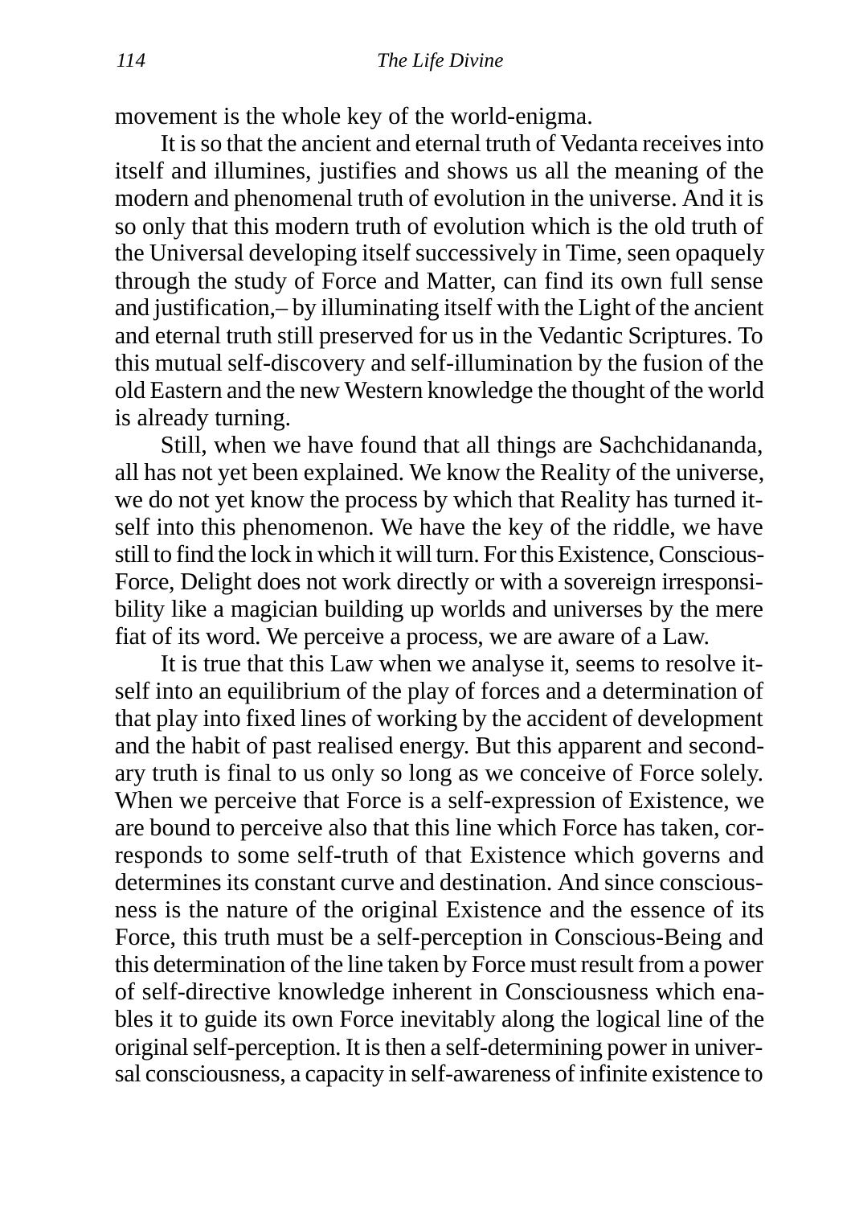movement is the whole key of the world-enigma.

It is so that the ancient and eternal truth of Vedanta receives into itself and illumines, justifies and shows us all the meaning of the modern and phenomenal truth of evolution in the universe. And it is so only that this modern truth of evolution which is the old truth of the Universal developing itself successively in Time, seen opaquely through the study of Force and Matter, can find its own full sense and justification,– by illuminating itself with the Light of the ancient and eternal truth still preserved for us in the Vedantic Scriptures. To this mutual self-discovery and self-illumination by the fusion of the old Eastern and the new Western knowledge the thought of the world is already turning.

Still, when we have found that all things are Sachchidananda, all has not yet been explained. We know the Reality of the universe, we do not yet know the process by which that Reality has turned itself into this phenomenon. We have the key of the riddle, we have still to find the lock in which it will turn. For this Existence, Conscious-Force, Delight does not work directly or with a sovereign irresponsibility like a magician building up worlds and universes by the mere fiat of its word. We perceive a process, we are aware of a Law.

It is true that this Law when we analyse it, seems to resolve itself into an equilibrium of the play of forces and a determination of that play into fixed lines of working by the accident of development and the habit of past realised energy. But this apparent and secondary truth is final to us only so long as we conceive of Force solely. When we perceive that Force is a self-expression of Existence, we are bound to perceive also that this line which Force has taken, corresponds to some self-truth of that Existence which governs and determines its constant curve and destination. And since consciousness is the nature of the original Existence and the essence of its Force, this truth must be a self-perception in Conscious-Being and this determination of the line taken by Force must result from a power of self-directive knowledge inherent in Consciousness which enables it to guide its own Force inevitably along the logical line of the original self-perception. It is then a self-determining power in universal consciousness, a capacity in self-awareness of infinite existence to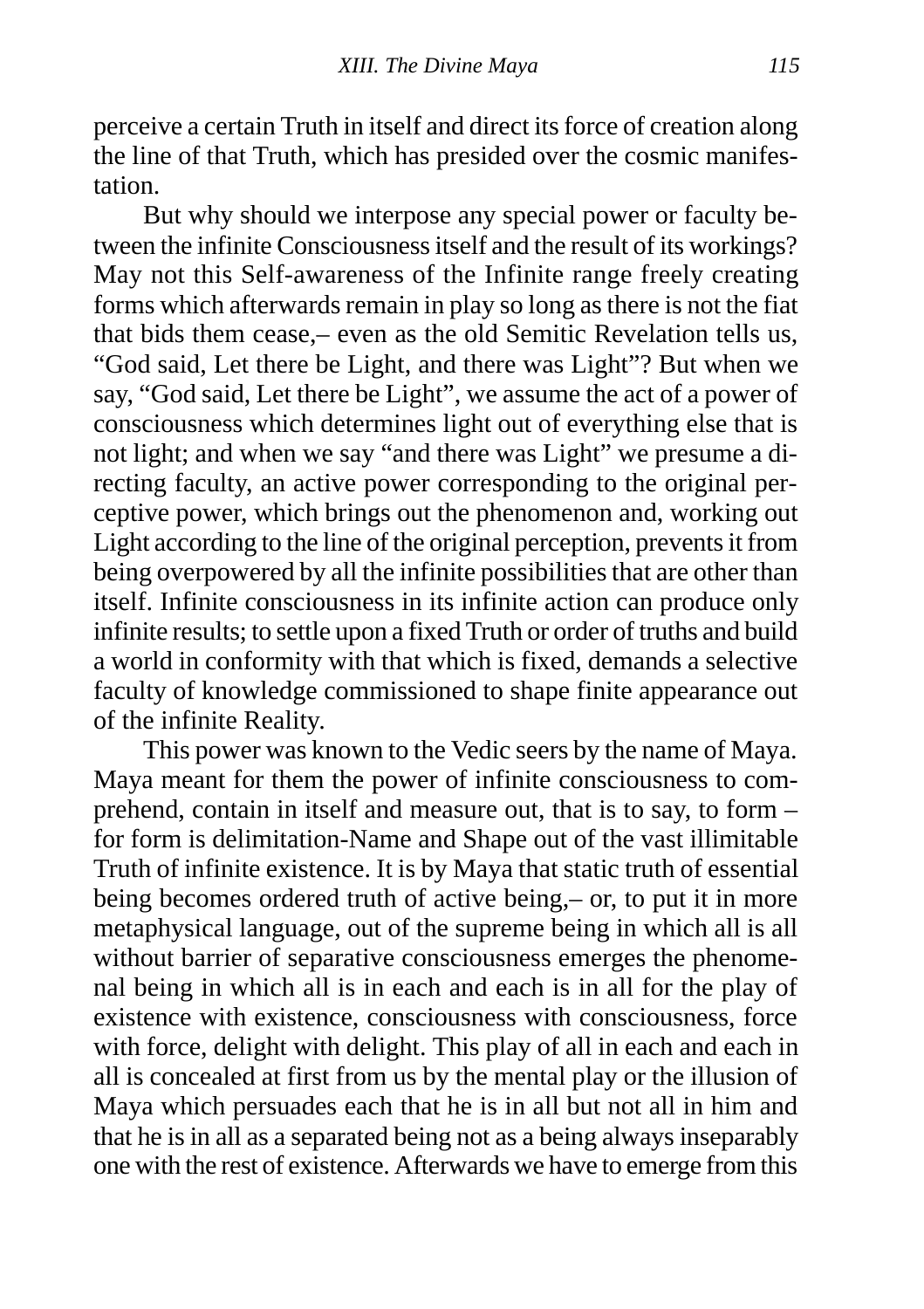perceive a certain Truth in itself and direct its force of creation along the line of that Truth, which has presided over the cosmic manifestation.

But why should we interpose any special power or faculty between the infinite Consciousness itself and the result of its workings? May not this Self-awareness of the Infinite range freely creating forms which afterwards remain in play so long as there is not the fiat that bids them cease,– even as the old Semitic Revelation tells us, "God said, Let there be Light, and there was Light"? But when we say, "God said, Let there be Light", we assume the act of a power of consciousness which determines light out of everything else that is not light; and when we say "and there was Light" we presume a directing faculty, an active power corresponding to the original perceptive power, which brings out the phenomenon and, working out Light according to the line of the original perception, prevents it from being overpowered by all the infinite possibilities that are other than itself. Infinite consciousness in its infinite action can produce only infinite results; to settle upon a fixed Truth or order of truths and build a world in conformity with that which is fixed, demands a selective faculty of knowledge commissioned to shape finite appearance out of the infinite Reality.

This power was known to the Vedic seers by the name of Maya. Maya meant for them the power of infinite consciousness to comprehend, contain in itself and measure out, that is to say, to form – for form is delimitation-Name and Shape out of the vast illimitable Truth of infinite existence. It is by Maya that static truth of essential being becomes ordered truth of active being,– or, to put it in more metaphysical language, out of the supreme being in which all is all without barrier of separative consciousness emerges the phenomenal being in which all is in each and each is in all for the play of existence with existence, consciousness with consciousness, force with force, delight with delight. This play of all in each and each in all is concealed at first from us by the mental play or the illusion of Maya which persuades each that he is in all but not all in him and that he is in all as a separated being not as a being always inseparably one with the rest of existence. Afterwards we have to emerge from this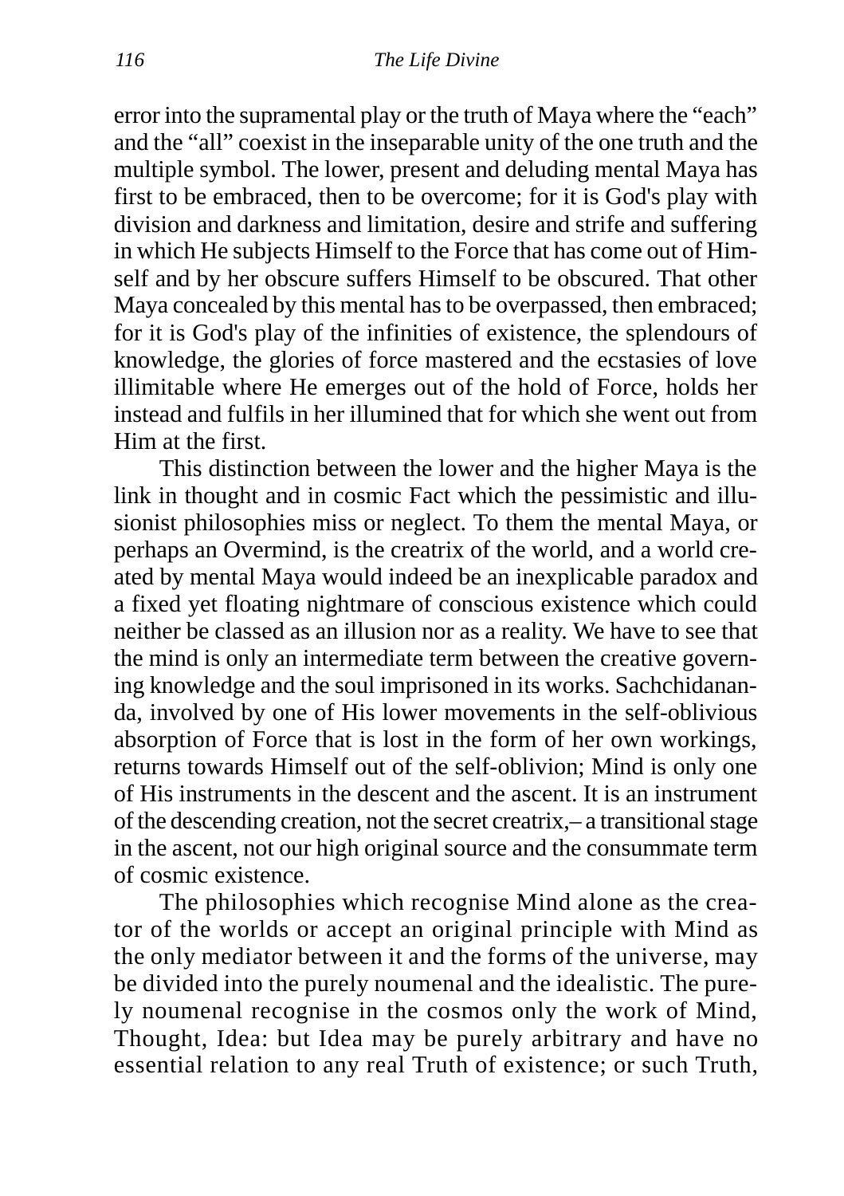error into the supramental play or the truth of Maya where the "each" and the "all" coexist in the inseparable unity of the one truth and the multiple symbol. The lower, present and deluding mental Maya has first to be embraced, then to be overcome; for it is God's play with division and darkness and limitation, desire and strife and suffering in which He subjects Himself to the Force that has come out of Himself and by her obscure suffers Himself to be obscured. That other Maya concealed by this mental has to be overpassed, then embraced; for it is God's play of the infinities of existence, the splendours of knowledge, the glories of force mastered and the ecstasies of love illimitable where He emerges out of the hold of Force, holds her instead and fulfils in her illumined that for which she went out from Him at the first.

This distinction between the lower and the higher Maya is the link in thought and in cosmic Fact which the pessimistic and illusionist philosophies miss or neglect. To them the mental Maya, or perhaps an Overmind, is the creatrix of the world, and a world created by mental Maya would indeed be an inexplicable paradox and a fixed yet floating nightmare of conscious existence which could neither be classed as an illusion nor as a reality. We have to see that the mind is only an intermediate term between the creative governing knowledge and the soul imprisoned in its works. Sachchidananda, involved by one of His lower movements in the self-oblivious absorption of Force that is lost in the form of her own workings, returns towards Himself out of the self-oblivion; Mind is only one of His instruments in the descent and the ascent. It is an instrument of the descending creation, not the secret creatrix,– a transitional stage in the ascent, not our high original source and the consummate term of cosmic existence.

The philosophies which recognise Mind alone as the creator of the worlds or accept an original principle with Mind as the only mediator between it and the forms of the universe, may be divided into the purely noumenal and the idealistic. The purely noumenal recognise in the cosmos only the work of Mind, Thought, Idea: but Idea may be purely arbitrary and have no essential relation to any real Truth of existence; or such Truth,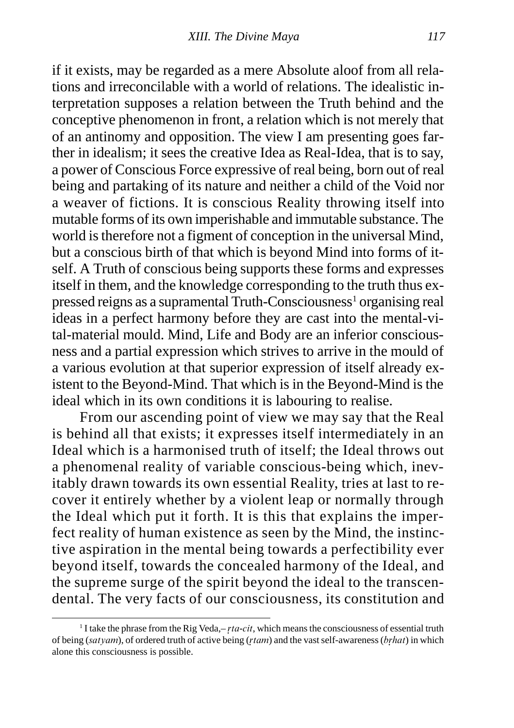if it exists, may be regarded as a mere Absolute aloof from all relations and irreconcilable with a world of relations. The idealistic interpretation supposes a relation between the Truth behind and the conceptive phenomenon in front, a relation which is not merely that of an antinomy and opposition. The view I am presenting goes farther in idealism; it sees the creative Idea as Real-Idea, that is to say, a power of Conscious Force expressive of real being, born out of real being and partaking of its nature and neither a child of the Void nor a weaver of fictions. It is conscious Reality throwing itself into mutable forms of its own imperishable and immutable substance. The world is therefore not a figment of conception in the universal Mind, but a conscious birth of that which is beyond Mind into forms of itself. A Truth of conscious being supports these forms and expresses itself in them, and the knowledge corresponding to the truth thus expressed reigns as a supramental Truth-Consciousness[1] organising real ideas in a perfect harmony before they are cast into the mental-vital-material mould. Mind, Life and Body are an inferior consciousness and a partial expression which strives to arrive in the mould of a various evolution at that superior expression of itself already existent to the Beyond-Mind. That which is in the Beyond-Mind is the ideal which in its own conditions it is labouring to realise.

From our ascending point of view we may say that the Real is behind all that exists; it expresses itself intermediately in an Ideal which is a harmonised truth of itself; the Ideal throws out a phenomenal reality of variable conscious-being which, inevitably drawn towards its own essential Reality, tries at last to recover it entirely whether by a violent leap or normally through the Ideal which put it forth. It is this that explains the imperfect reality of human existence as seen by the Mind, the instinctive aspiration in the mental being towards a perfectibility ever beyond itself, towards the concealed harmony of the Ideal, and the supreme surge of the spirit beyond the ideal to the transcendental. The very facts of our consciousness, its constitution and

[1] I take the phrase from the Rig Veda,– *ṛta-cit*, which means the consciousness of essential truth of being (*satyam*), of ordered truth of active being (*ṛtam*) and the vast self-awareness (*bṛhat*) in which alone this consciousness is possible.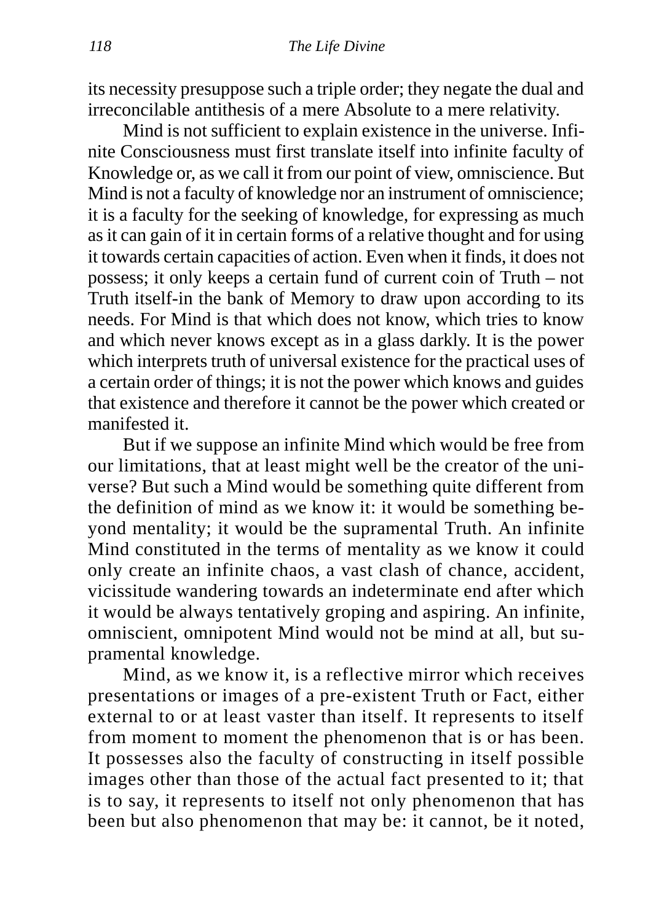its necessity presuppose such a triple order; they negate the dual and irreconcilable antithesis of a mere Absolute to a mere relativity.

Mind is not sufficient to explain existence in the universe. Infinite Consciousness must first translate itself into infinite faculty of Knowledge or, as we call it from our point of view, omniscience. But Mind is not a faculty of knowledge nor an instrument of omniscience; it is a faculty for the seeking of knowledge, for expressing as much as it can gain of it in certain forms of a relative thought and for using it towards certain capacities of action. Even when it finds, it does not possess; it only keeps a certain fund of current coin of Truth – not Truth itself-in the bank of Memory to draw upon according to its needs. For Mind is that which does not know, which tries to know and which never knows except as in a glass darkly. It is the power which interprets truth of universal existence for the practical uses of a certain order of things; it is not the power which knows and guides that existence and therefore it cannot be the power which created or manifested it.

But if we suppose an infinite Mind which would be free from our limitations, that at least might well be the creator of the universe? But such a Mind would be something quite different from the definition of mind as we know it: it would be something beyond mentality; it would be the supramental Truth. An infinite Mind constituted in the terms of mentality as we know it could only create an infinite chaos, a vast clash of chance, accident, vicissitude wandering towards an indeterminate end after which it would be always tentatively groping and aspiring. An infinite, omniscient, omnipotent Mind would not be mind at all, but supramental knowledge.

Mind, as we know it, is a reflective mirror which receives presentations or images of a pre-existent Truth or Fact, either external to or at least vaster than itself. It represents to itself from moment to moment the phenomenon that is or has been. It possesses also the faculty of constructing in itself possible images other than those of the actual fact presented to it; that is to say, it represents to itself not only phenomenon that has been but also phenomenon that may be: it cannot, be it noted,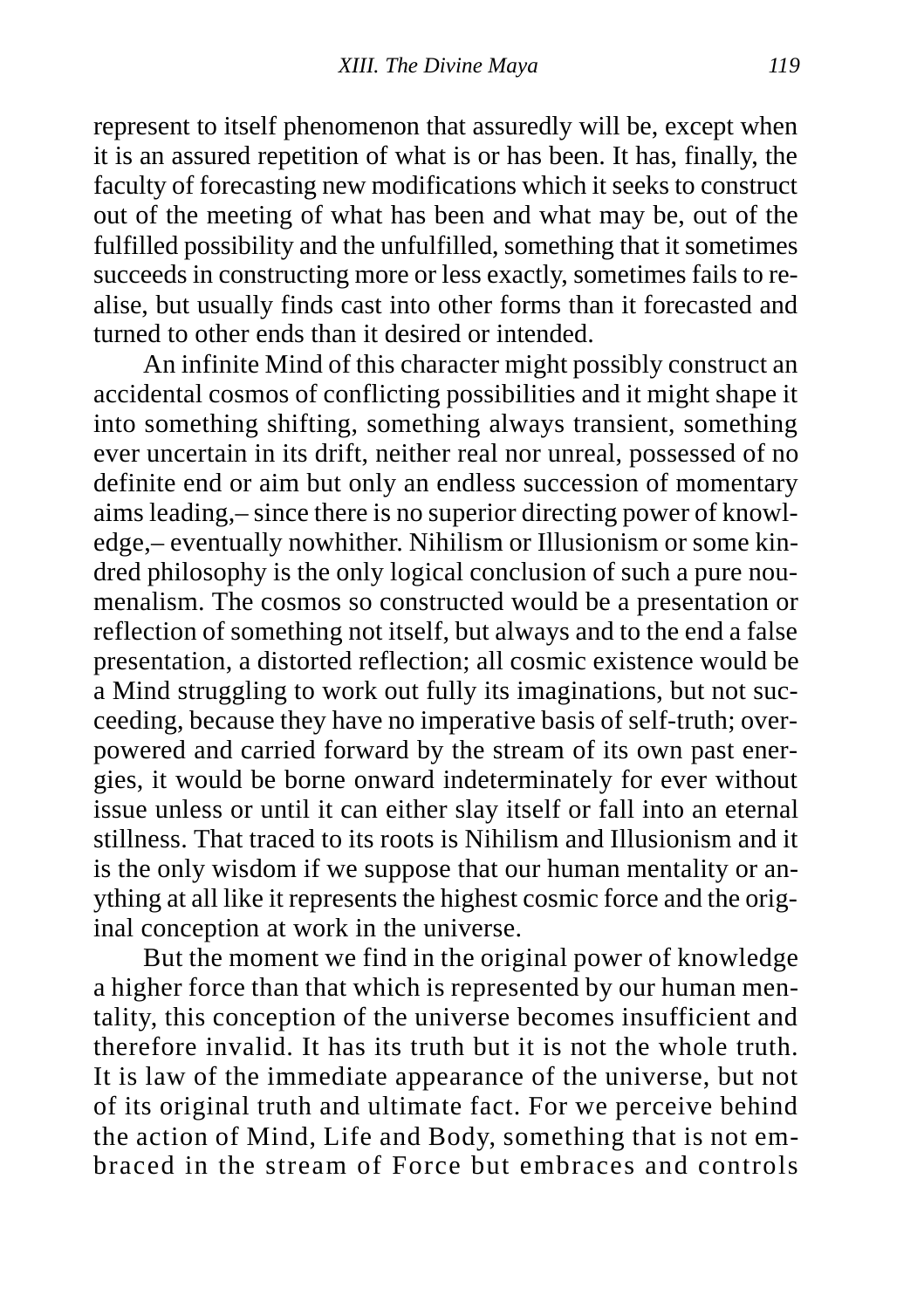represent to itself phenomenon that assuredly will be, except when it is an assured repetition of what is or has been. It has, finally, the faculty of forecasting new modifications which it seeks to construct out of the meeting of what has been and what may be, out of the fulfilled possibility and the unfulfilled, something that it sometimes succeeds in constructing more or less exactly, sometimes fails to realise, but usually finds cast into other forms than it forecasted and turned to other ends than it desired or intended.

An infinite Mind of this character might possibly construct an accidental cosmos of conflicting possibilities and it might shape it into something shifting, something always transient, something ever uncertain in its drift, neither real nor unreal, possessed of no definite end or aim but only an endless succession of momentary aims leading,– since there is no superior directing power of knowledge,– eventually nowhither. Nihilism or Illusionism or some kindred philosophy is the only logical conclusion of such a pure noumenalism. The cosmos so constructed would be a presentation or reflection of something not itself, but always and to the end a false presentation, a distorted reflection; all cosmic existence would be a Mind struggling to work out fully its imaginations, but not succeeding, because they have no imperative basis of self-truth; overpowered and carried forward by the stream of its own past energies, it would be borne onward indeterminately for ever without issue unless or until it can either slay itself or fall into an eternal stillness. That traced to its roots is Nihilism and Illusionism and it is the only wisdom if we suppose that our human mentality or anything at all like it represents the highest cosmic force and the original conception at work in the universe.

But the moment we find in the original power of knowledge a higher force than that which is represented by our human mentality, this conception of the universe becomes insufficient and therefore invalid. It has its truth but it is not the whole truth. It is law of the immediate appearance of the universe, but not of its original truth and ultimate fact. For we perceive behind the action of Mind, Life and Body, something that is not embraced in the stream of Force but embraces and controls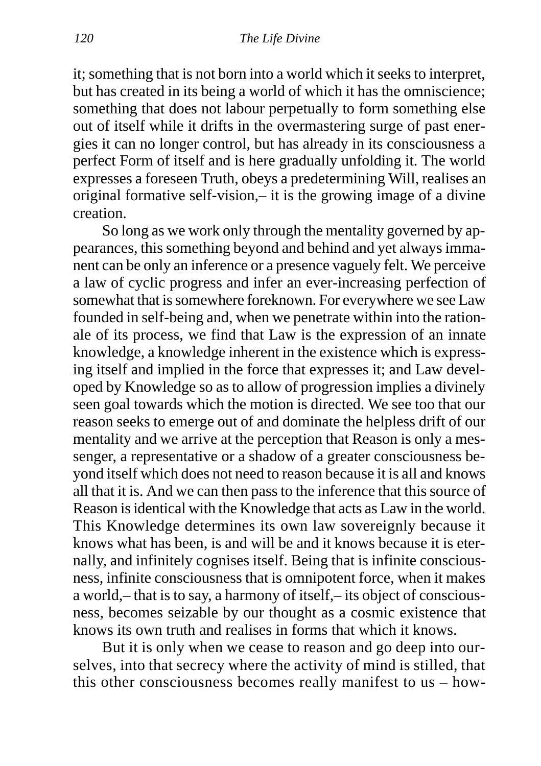it; something that is not born into a world which it seeks to interpret, but has created in its being a world of which it has the omniscience; something that does not labour perpetually to form something else out of itself while it drifts in the overmastering surge of past energies it can no longer control, but has already in its consciousness a perfect Form of itself and is here gradually unfolding it. The world expresses a foreseen Truth, obeys a predetermining Will, realises an original formative self-vision,– it is the growing image of a divine creation.

So long as we work only through the mentality governed by appearances, this something beyond and behind and yet always immanent can be only an inference or a presence vaguely felt. We perceive a law of cyclic progress and infer an ever-increasing perfection of somewhat that is somewhere foreknown. For everywhere we see Law founded in self-being and, when we penetrate within into the rationale of its process, we find that Law is the expression of an innate knowledge, a knowledge inherent in the existence which is expressing itself and implied in the force that expresses it; and Law developed by Knowledge so as to allow of progression implies a divinely seen goal towards which the motion is directed. We see too that our reason seeks to emerge out of and dominate the helpless drift of our mentality and we arrive at the perception that Reason is only a messenger, a representative or a shadow of a greater consciousness beyond itself which does not need to reason because it is all and knows all that it is. And we can then pass to the inference that this source of Reason is identical with the Knowledge that acts as Law in the world. This Knowledge determines its own law sovereignly because it knows what has been, is and will be and it knows because it is eternally, and infinitely cognises itself. Being that is infinite consciousness, infinite consciousness that is omnipotent force, when it makes a world,– that is to say, a harmony of itself,– its object of consciousness, becomes seizable by our thought as a cosmic existence that knows its own truth and realises in forms that which it knows.

But it is only when we cease to reason and go deep into ourselves, into that secrecy where the activity of mind is stilled, that this other consciousness becomes really manifest to us – how-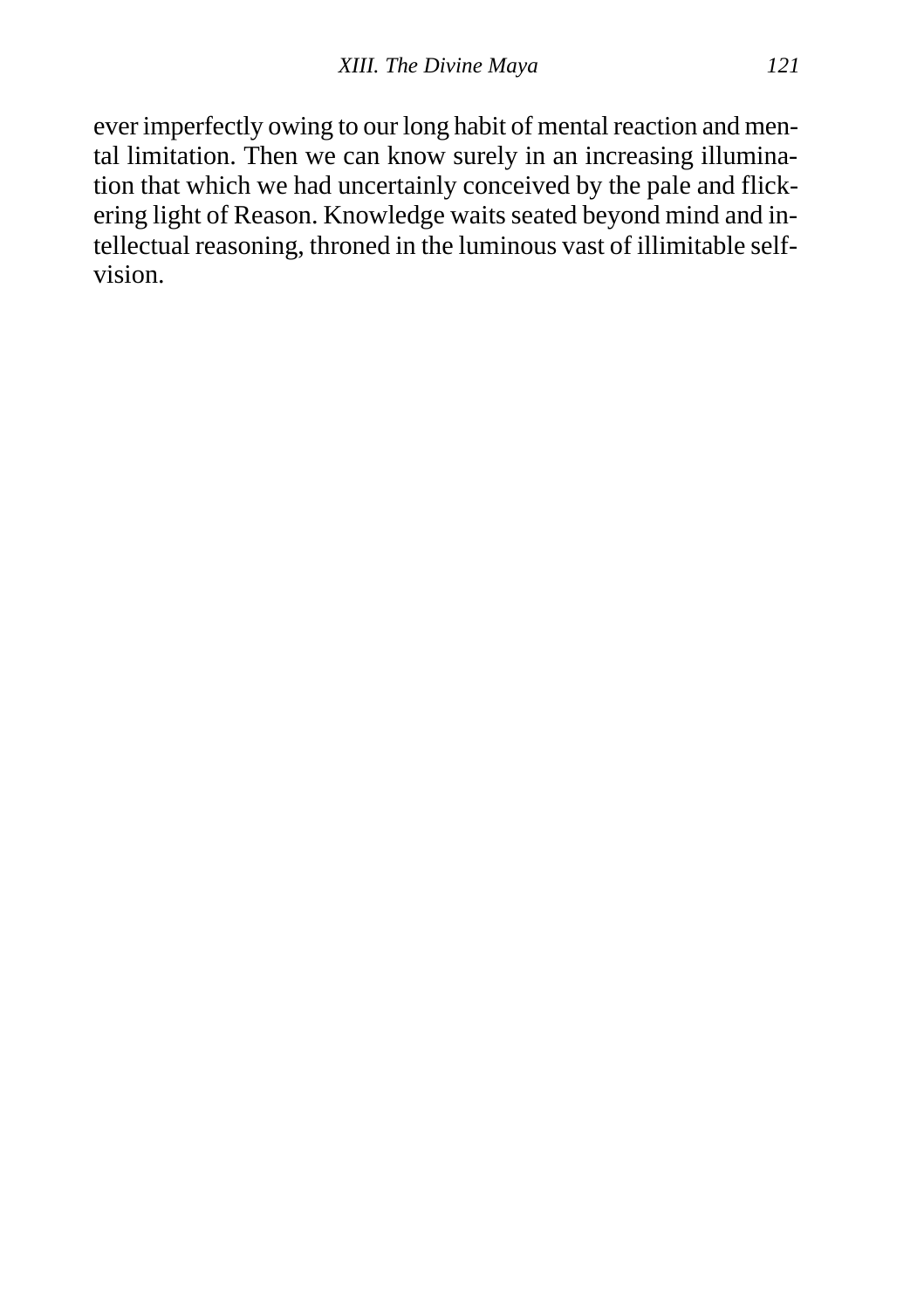ever imperfectly owing to our long habit of mental reaction and mental limitation. Then we can know surely in an increasing illumination that which we had uncertainly conceived by the pale and flickering light of Reason. Knowledge waits seated beyond mind and intellectual reasoning, throned in the luminous vast of illimitable self-vision.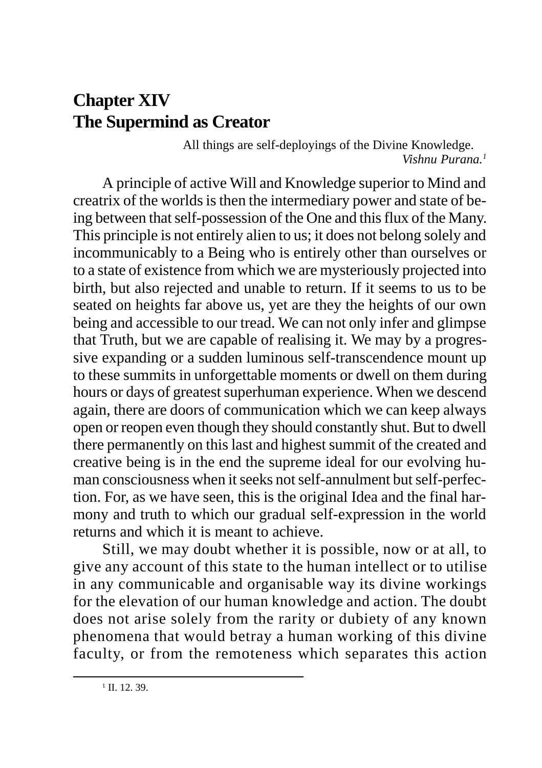# Chapter XIV
# The Supermind as Creator

All things are self-deployings of the Divine Knowledge.
*Vishnu Purana.*[1]

A principle of active Will and Knowledge superior to Mind and creatrix of the worlds is then the intermediary power and state of being between that self-possession of the One and this flux of the Many. This principle is not entirely alien to us; it does not belong solely and incommunicably to a Being who is entirely other than ourselves or to a state of existence from which we are mysteriously projected into birth, but also rejected and unable to return. If it seems to us to be seated on heights far above us, yet are they the heights of our own being and accessible to our tread. We can not only infer and glimpse that Truth, but we are capable of realising it. We may by a progressive expanding or a sudden luminous self-transcendence mount up to these summits in unforgettable moments or dwell on them during hours or days of greatest superhuman experience. When we descend again, there are doors of communication which we can keep always open or reopen even though they should constantly shut. But to dwell there permanently on this last and highest summit of the created and creative being is in the end the supreme ideal for our evolving human consciousness when it seeks not self-annulment but self-perfection. For, as we have seen, this is the original Idea and the final harmony and truth to which our gradual self-expression in the world returns and which it is meant to achieve.

Still, we may doubt whether it is possible, now or at all, to give any account of this state to the human intellect or to utilise in any communicable and organisable way its divine workings for the elevation of our human knowledge and action. The doubt does not arise solely from the rarity or dubiety of any known phenomena that would betray a human working of this divine faculty, or from the remoteness which separates this action

[1] II. 12. 39.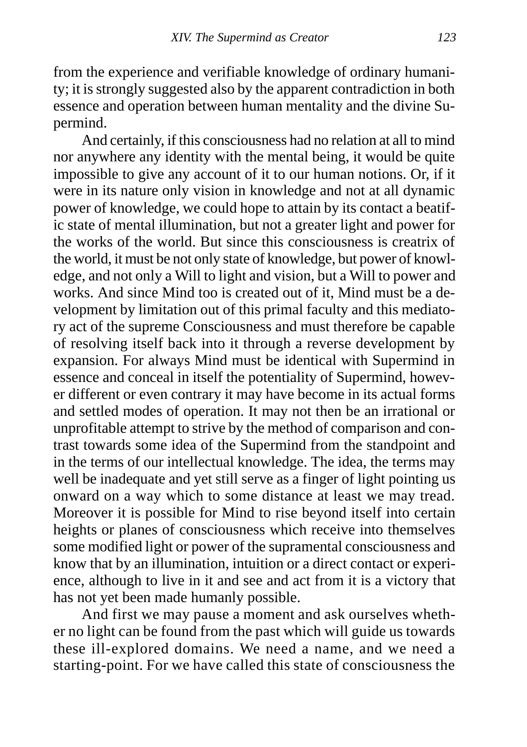from the experience and verifiable knowledge of ordinary humanity; it is strongly suggested also by the apparent contradiction in both essence and operation between human mentality and the divine Supermind.

And certainly, if this consciousness had no relation at all to mind nor anywhere any identity with the mental being, it would be quite impossible to give any account of it to our human notions. Or, if it were in its nature only vision in knowledge and not at all dynamic power of knowledge, we could hope to attain by its contact a beatific state of mental illumination, but not a greater light and power for the works of the world. But since this consciousness is creatrix of the world, it must be not only state of knowledge, but power of knowledge, and not only a Will to light and vision, but a Will to power and works. And since Mind too is created out of it, Mind must be a development by limitation out of this primal faculty and this mediatory act of the supreme Consciousness and must therefore be capable of resolving itself back into it through a reverse development by expansion. For always Mind must be identical with Supermind in essence and conceal in itself the potentiality of Supermind, however different or even contrary it may have become in its actual forms and settled modes of operation. It may not then be an irrational or unprofitable attempt to strive by the method of comparison and contrast towards some idea of the Supermind from the standpoint and in the terms of our intellectual knowledge. The idea, the terms may well be inadequate and yet still serve as a finger of light pointing us onward on a way which to some distance at least we may tread. Moreover it is possible for Mind to rise beyond itself into certain heights or planes of consciousness which receive into themselves some modified light or power of the supramental consciousness and know that by an illumination, intuition or a direct contact or experience, although to live in it and see and act from it is a victory that has not yet been made humanly possible.

And first we may pause a moment and ask ourselves whether no light can be found from the past which will guide us towards these ill-explored domains. We need a name, and we need a starting-point. For we have called this state of consciousness the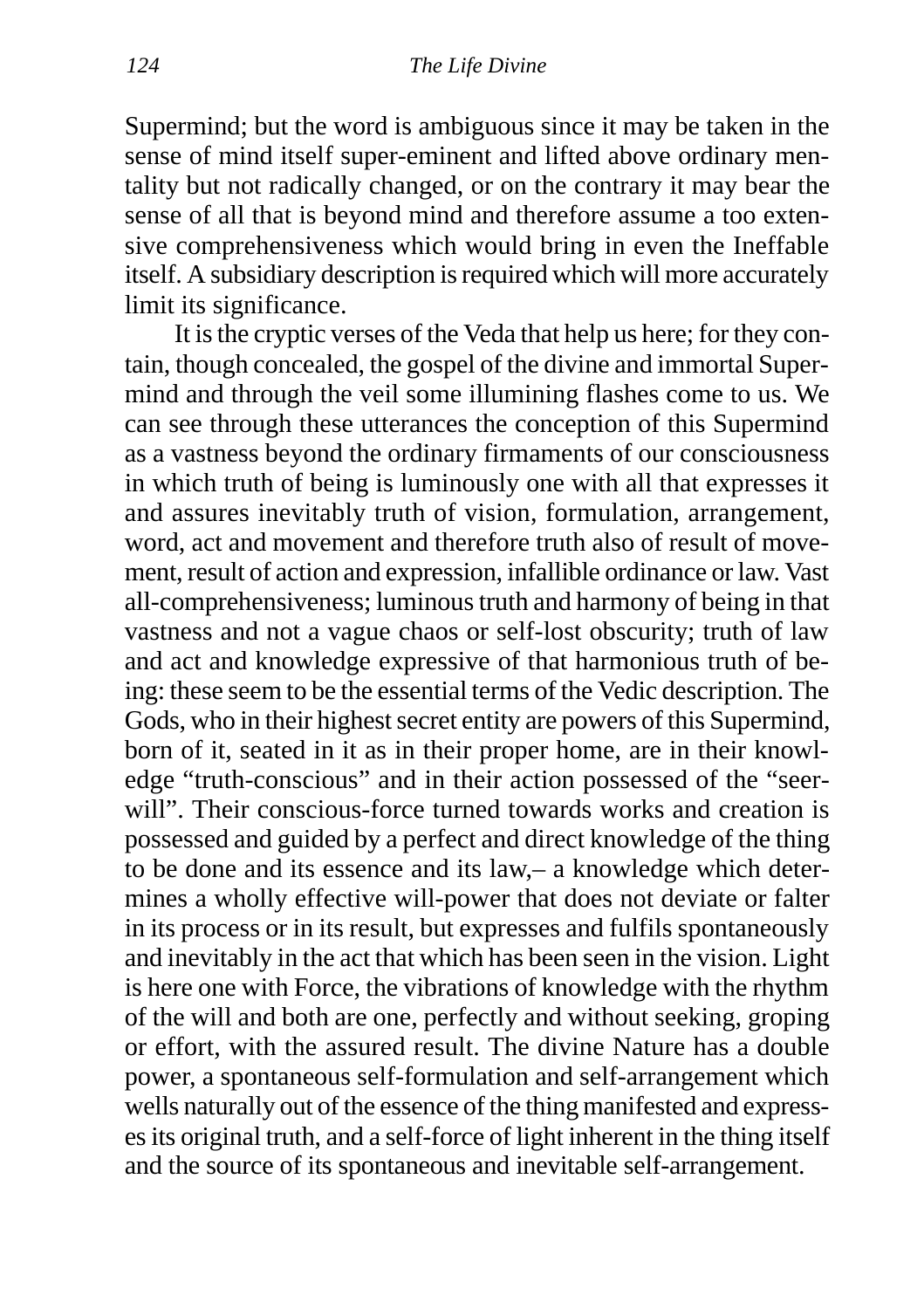Supermind; but the word is ambiguous since it may be taken in the sense of mind itself super-eminent and lifted above ordinary mentality but not radically changed, or on the contrary it may bear the sense of all that is beyond mind and therefore assume a too extensive comprehensiveness which would bring in even the Ineffable itself. A subsidiary description is required which will more accurately limit its significance.

It is the cryptic verses of the Veda that help us here; for they contain, though concealed, the gospel of the divine and immortal Supermind and through the veil some illumining flashes come to us. We can see through these utterances the conception of this Supermind as a vastness beyond the ordinary firmaments of our consciousness in which truth of being is luminously one with all that expresses it and assures inevitably truth of vision, formulation, arrangement, word, act and movement and therefore truth also of result of movement, result of action and expression, infallible ordinance or law. Vast all-comprehensiveness; luminous truth and harmony of being in that vastness and not a vague chaos or self-lost obscurity; truth of law and act and knowledge expressive of that harmonious truth of being: these seem to be the essential terms of the Vedic description. The Gods, who in their highest secret entity are powers of this Supermind, born of it, seated in it as in their proper home, are in their knowledge "truth-conscious" and in their action possessed of the "seer-will". Their conscious-force turned towards works and creation is possessed and guided by a perfect and direct knowledge of the thing to be done and its essence and its law,– a knowledge which determines a wholly effective will-power that does not deviate or falter in its process or in its result, but expresses and fulfils spontaneously and inevitably in the act that which has been seen in the vision. Light is here one with Force, the vibrations of knowledge with the rhythm of the will and both are one, perfectly and without seeking, groping or effort, with the assured result. The divine Nature has a double power, a spontaneous self-formulation and self-arrangement which wells naturally out of the essence of the thing manifested and expresses its original truth, and a self-force of light inherent in the thing itself and the source of its spontaneous and inevitable self-arrangement.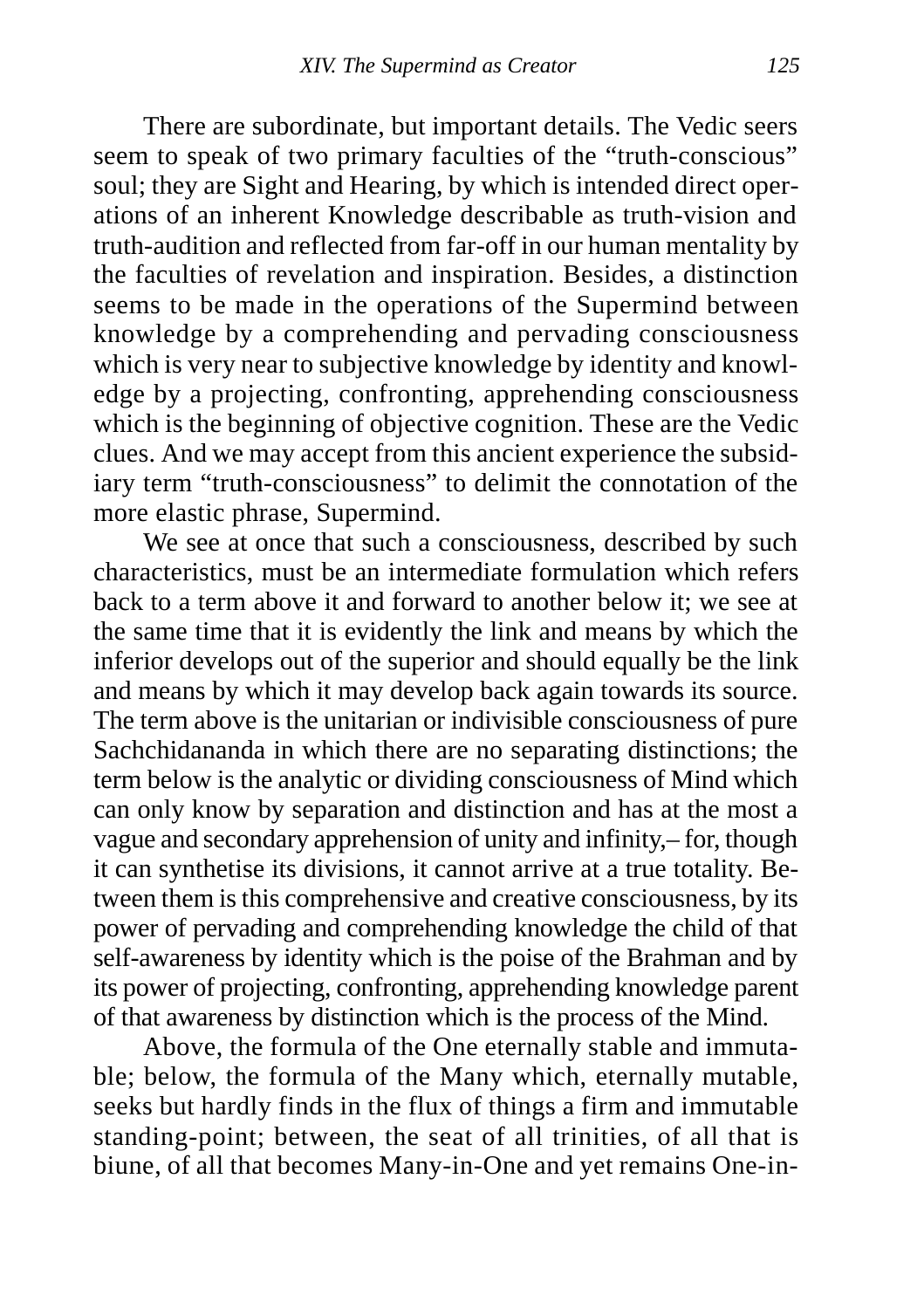There are subordinate, but important details. The Vedic seers seem to speak of two primary faculties of the "truth-conscious" soul; they are Sight and Hearing, by which is intended direct operations of an inherent Knowledge describable as truth-vision and truth-audition and reflected from far-off in our human mentality by the faculties of revelation and inspiration. Besides, a distinction seems to be made in the operations of the Supermind between knowledge by a comprehending and pervading consciousness which is very near to subjective knowledge by identity and knowledge by a projecting, confronting, apprehending consciousness which is the beginning of objective cognition. These are the Vedic clues. And we may accept from this ancient experience the subsidiary term "truth-consciousness" to delimit the connotation of the more elastic phrase, Supermind.

We see at once that such a consciousness, described by such characteristics, must be an intermediate formulation which refers back to a term above it and forward to another below it; we see at the same time that it is evidently the link and means by which the inferior develops out of the superior and should equally be the link and means by which it may develop back again towards its source. The term above is the unitarian or indivisible consciousness of pure Sachchidananda in which there are no separating distinctions; the term below is the analytic or dividing consciousness of Mind which can only know by separation and distinction and has at the most a vague and secondary apprehension of unity and infinity,– for, though it can synthetise its divisions, it cannot arrive at a true totality. Between them is this comprehensive and creative consciousness, by its power of pervading and comprehending knowledge the child of that self-awareness by identity which is the poise of the Brahman and by its power of projecting, confronting, apprehending knowledge parent of that awareness by distinction which is the process of the Mind.

Above, the formula of the One eternally stable and immutable; below, the formula of the Many which, eternally mutable, seeks but hardly finds in the flux of things a firm and immutable standing-point; between, the seat of all trinities, of all that is biune, of all that becomes Many-in-One and yet remains One-in-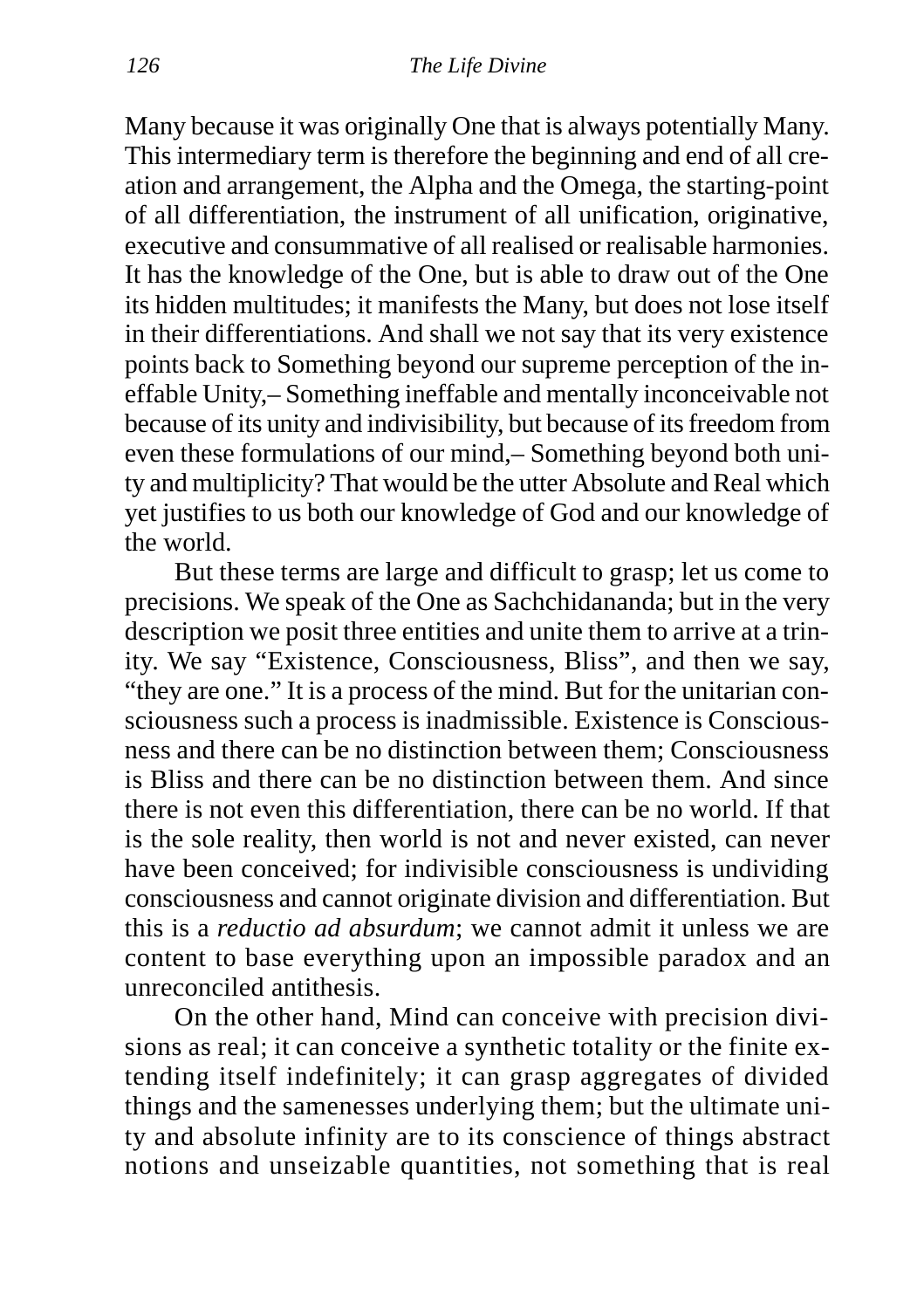Many because it was originally One that is always potentially Many. This intermediary term is therefore the beginning and end of all creation and arrangement, the Alpha and the Omega, the starting-point of all differentiation, the instrument of all unification, originative, executive and consummative of all realised or realisable harmonies. It has the knowledge of the One, but is able to draw out of the One its hidden multitudes; it manifests the Many, but does not lose itself in their differentiations. And shall we not say that its very existence points back to Something beyond our supreme perception of the ineffable Unity,– Something ineffable and mentally inconceivable not because of its unity and indivisibility, but because of its freedom from even these formulations of our mind,– Something beyond both unity and multiplicity? That would be the utter Absolute and Real which yet justifies to us both our knowledge of God and our knowledge of the world.

But these terms are large and difficult to grasp; let us come to precisions. We speak of the One as Sachchidananda; but in the very description we posit three entities and unite them to arrive at a trinity. We say "Existence, Consciousness, Bliss", and then we say, "they are one." It is a process of the mind. But for the unitarian consciousness such a process is inadmissible. Existence is Consciousness and there can be no distinction between them; Consciousness is Bliss and there can be no distinction between them. And since there is not even this differentiation, there can be no world. If that is the sole reality, then world is not and never existed, can never have been conceived; for indivisible consciousness is undividing consciousness and cannot originate division and differentiation. But this is a *reductio ad absurdum*; we cannot admit it unless we are content to base everything upon an impossible paradox and an unreconciled antithesis.

On the other hand, Mind can conceive with precision divisions as real; it can conceive a synthetic totality or the finite extending itself indefinitely; it can grasp aggregates of divided things and the samenesses underlying them; but the ultimate unity and absolute infinity are to its conscience of things abstract notions and unseizable quantities, not something that is real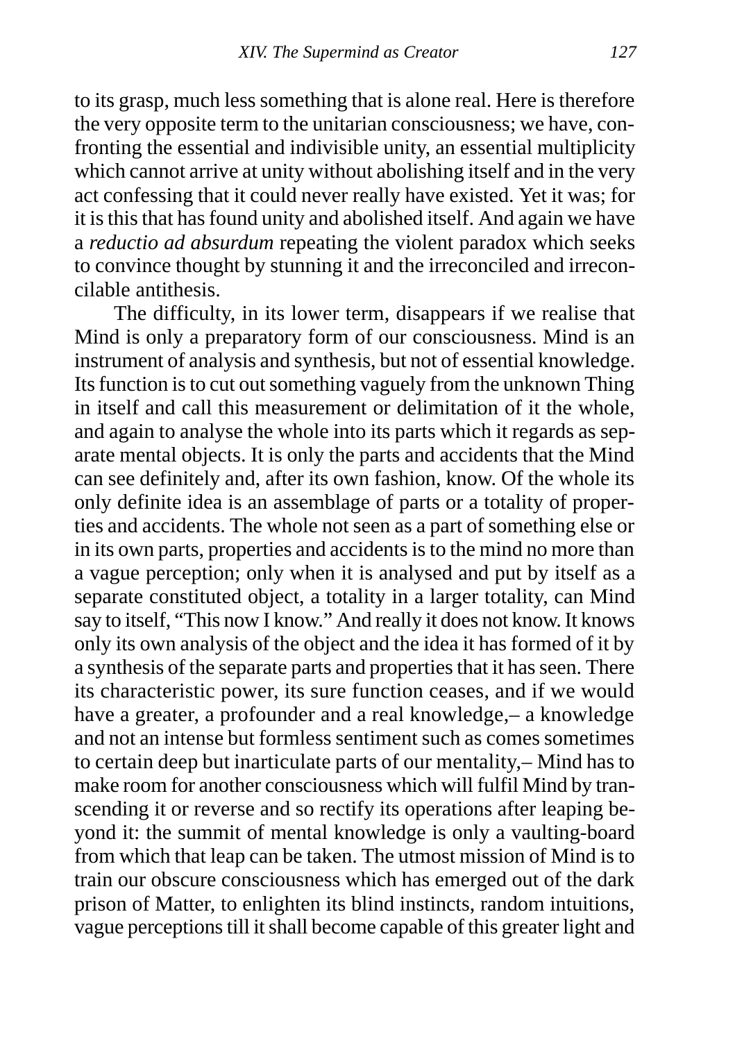to its grasp, much less something that is alone real. Here is therefore the very opposite term to the unitarian consciousness; we have, confronting the essential and indivisible unity, an essential multiplicity which cannot arrive at unity without abolishing itself and in the very act confessing that it could never really have existed. Yet it was; for it is this that has found unity and abolished itself. And again we have a *reductio ad absurdum* repeating the violent paradox which seeks to convince thought by stunning it and the irreconciled and irreconcilable antithesis.

The difficulty, in its lower term, disappears if we realise that Mind is only a preparatory form of our consciousness. Mind is an instrument of analysis and synthesis, but not of essential knowledge. Its function is to cut out something vaguely from the unknown Thing in itself and call this measurement or delimitation of it the whole, and again to analyse the whole into its parts which it regards as separate mental objects. It is only the parts and accidents that the Mind can see definitely and, after its own fashion, know. Of the whole its only definite idea is an assemblage of parts or a totality of properties and accidents. The whole not seen as a part of something else or in its own parts, properties and accidents is to the mind no more than a vague perception; only when it is analysed and put by itself as a separate constituted object, a totality in a larger totality, can Mind say to itself, "This now I know." And really it does not know. It knows only its own analysis of the object and the idea it has formed of it by a synthesis of the separate parts and properties that it has seen. There its characteristic power, its sure function ceases, and if we would have a greater, a profounder and a real knowledge,– a knowledge and not an intense but formless sentiment such as comes sometimes to certain deep but inarticulate parts of our mentality,– Mind has to make room for another consciousness which will fulfil Mind by transcending it or reverse and so rectify its operations after leaping beyond it: the summit of mental knowledge is only a vaulting-board from which that leap can be taken. The utmost mission of Mind is to train our obscure consciousness which has emerged out of the dark prison of Matter, to enlighten its blind instincts, random intuitions, vague perceptions till it shall become capable of this greater light and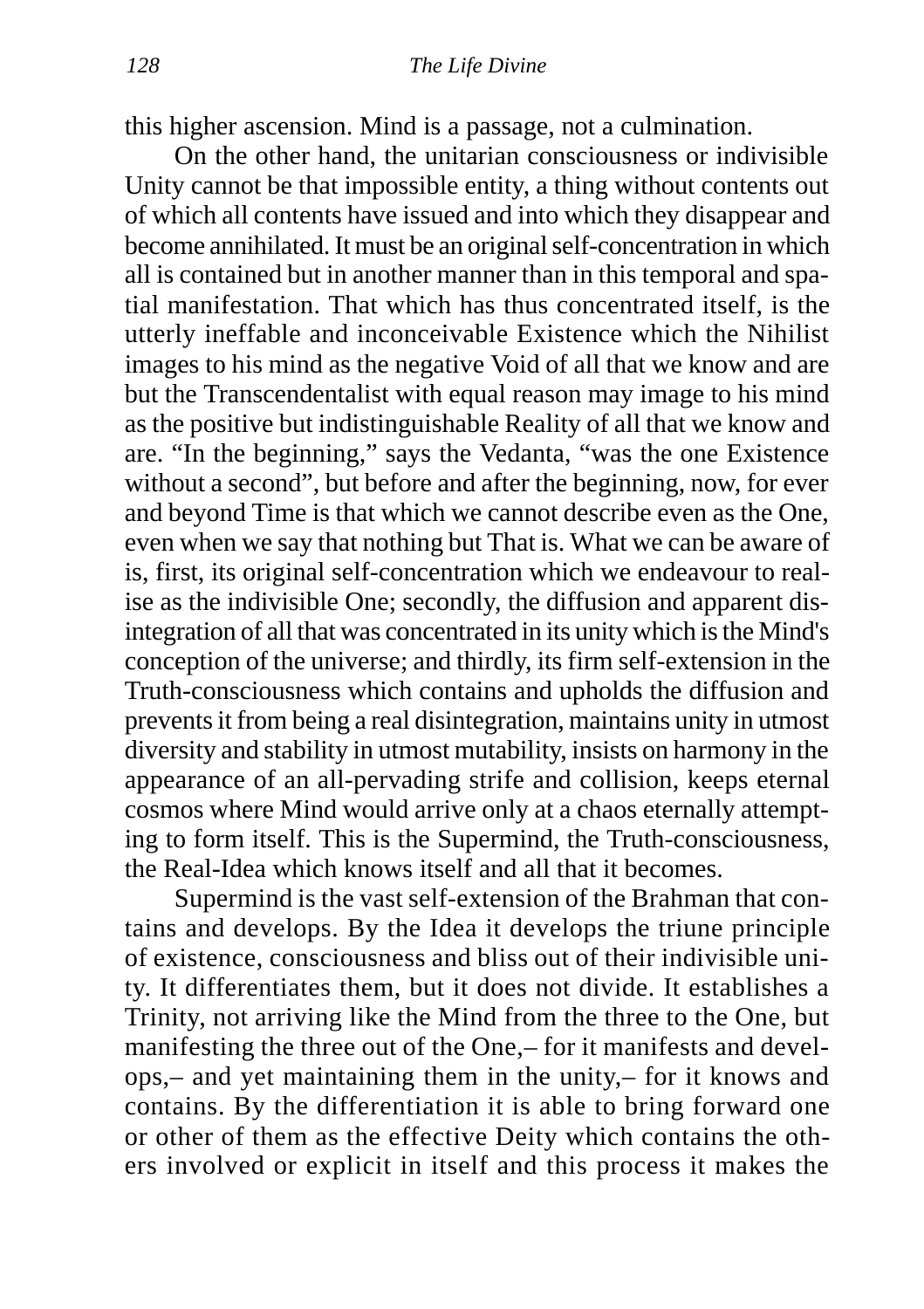this higher ascension. Mind is a passage, not a culmination.

On the other hand, the unitarian consciousness or indivisible Unity cannot be that impossible entity, a thing without contents out of which all contents have issued and into which they disappear and become annihilated. It must be an original self-concentration in which all is contained but in another manner than in this temporal and spatial manifestation. That which has thus concentrated itself, is the utterly ineffable and inconceivable Existence which the Nihilist images to his mind as the negative Void of all that we know and are but the Transcendentalist with equal reason may image to his mind as the positive but indistinguishable Reality of all that we know and are. "In the beginning," says the Vedanta, "was the one Existence without a second", but before and after the beginning, now, for ever and beyond Time is that which we cannot describe even as the One, even when we say that nothing but That is. What we can be aware of is, first, its original self-concentration which we endeavour to realise as the indivisible One; secondly, the diffusion and apparent disintegration of all that was concentrated in its unity which is the Mind's conception of the universe; and thirdly, its firm self-extension in the Truth-consciousness which contains and upholds the diffusion and prevents it from being a real disintegration, maintains unity in utmost diversity and stability in utmost mutability, insists on harmony in the appearance of an all-pervading strife and collision, keeps eternal cosmos where Mind would arrive only at a chaos eternally attempting to form itself. This is the Supermind, the Truth-consciousness, the Real-Idea which knows itself and all that it becomes.

Supermind is the vast self-extension of the Brahman that contains and develops. By the Idea it develops the triune principle of existence, consciousness and bliss out of their indivisible unity. It differentiates them, but it does not divide. It establishes a Trinity, not arriving like the Mind from the three to the One, but manifesting the three out of the One,– for it manifests and develops,– and yet maintaining them in the unity,– for it knows and contains. By the differentiation it is able to bring forward one or other of them as the effective Deity which contains the others involved or explicit in itself and this process it makes the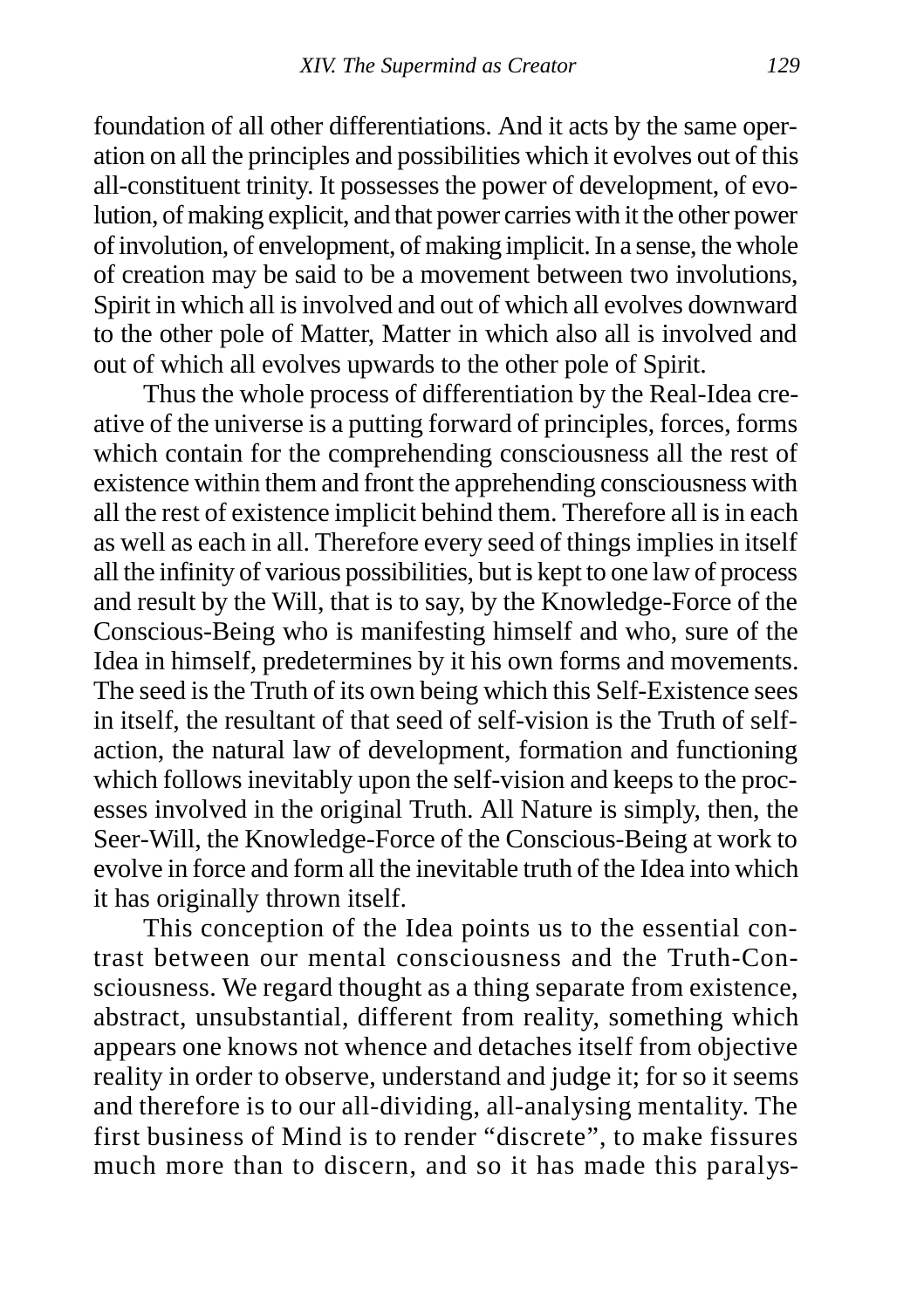foundation of all other differentiations. And it acts by the same operation on all the principles and possibilities which it evolves out of this all-constituent trinity. It possesses the power of development, of evolution, of making explicit, and that power carries with it the other power of involution, of envelopment, of making implicit. In a sense, the whole of creation may be said to be a movement between two involutions, Spirit in which all is involved and out of which all evolves downward to the other pole of Matter, Matter in which also all is involved and out of which all evolves upwards to the other pole of Spirit.

Thus the whole process of differentiation by the Real-Idea creative of the universe is a putting forward of principles, forces, forms which contain for the comprehending consciousness all the rest of existence within them and front the apprehending consciousness with all the rest of existence implicit behind them. Therefore all is in each as well as each in all. Therefore every seed of things implies in itself all the infinity of various possibilities, but is kept to one law of process and result by the Will, that is to say, by the Knowledge-Force of the Conscious-Being who is manifesting himself and who, sure of the Idea in himself, predetermines by it his own forms and movements. The seed is the Truth of its own being which this Self-Existence sees in itself, the resultant of that seed of self-vision is the Truth of self-action, the natural law of development, formation and functioning which follows inevitably upon the self-vision and keeps to the processes involved in the original Truth. All Nature is simply, then, the Seer-Will, the Knowledge-Force of the Conscious-Being at work to evolve in force and form all the inevitable truth of the Idea into which it has originally thrown itself.

This conception of the Idea points us to the essential contrast between our mental consciousness and the Truth-Consciousness. We regard thought as a thing separate from existence, abstract, unsubstantial, different from reality, something which appears one knows not whence and detaches itself from objective reality in order to observe, understand and judge it; for so it seems and therefore is to our all-dividing, all-analysing mentality. The first business of Mind is to render "discrete", to make fissures much more than to discern, and so it has made this paralys-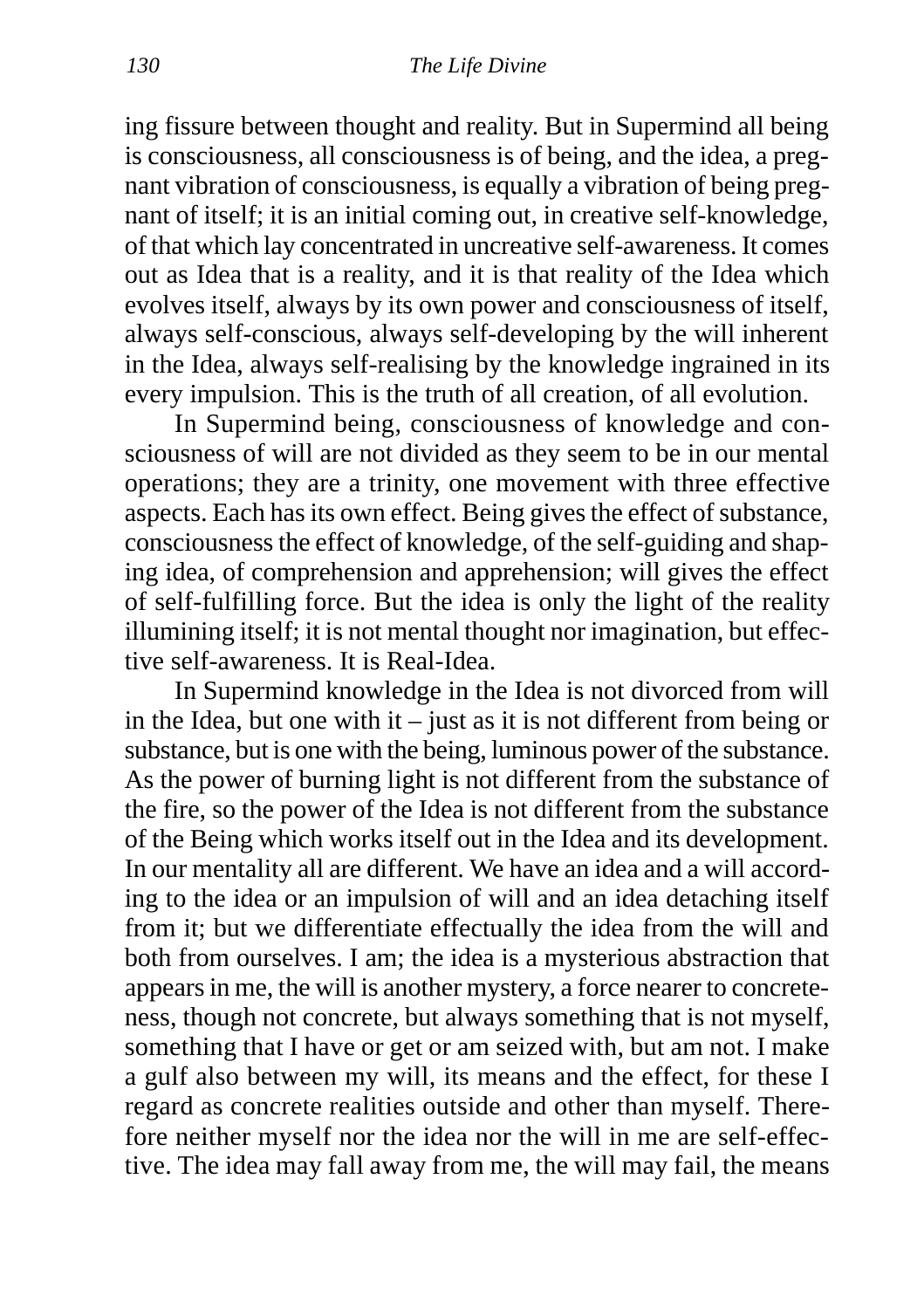ing fissure between thought and reality. But in Supermind all being is consciousness, all consciousness is of being, and the idea, a pregnant vibration of consciousness, is equally a vibration of being pregnant of itself; it is an initial coming out, in creative self-knowledge, of that which lay concentrated in uncreative self-awareness. It comes out as Idea that is a reality, and it is that reality of the Idea which evolves itself, always by its own power and consciousness of itself, always self-conscious, always self-developing by the will inherent in the Idea, always self-realising by the knowledge ingrained in its every impulsion. This is the truth of all creation, of all evolution.

In Supermind being, consciousness of knowledge and consciousness of will are not divided as they seem to be in our mental operations; they are a trinity, one movement with three effective aspects. Each has its own effect. Being gives the effect of substance, consciousness the effect of knowledge, of the self-guiding and shaping idea, of comprehension and apprehension; will gives the effect of self-fulfilling force. But the idea is only the light of the reality illumining itself; it is not mental thought nor imagination, but effective self-awareness. It is Real-Idea.

In Supermind knowledge in the Idea is not divorced from will in the Idea, but one with it – just as it is not different from being or substance, but is one with the being, luminous power of the substance. As the power of burning light is not different from the substance of the fire, so the power of the Idea is not different from the substance of the Being which works itself out in the Idea and its development. In our mentality all are different. We have an idea and a will according to the idea or an impulsion of will and an idea detaching itself from it; but we differentiate effectually the idea from the will and both from ourselves. I am; the idea is a mysterious abstraction that appears in me, the will is another mystery, a force nearer to concreteness, though not concrete, but always something that is not myself, something that I have or get or am seized with, but am not. I make a gulf also between my will, its means and the effect, for these I regard as concrete realities outside and other than myself. Therefore neither myself nor the idea nor the will in me are self-effective. The idea may fall away from me, the will may fail, the means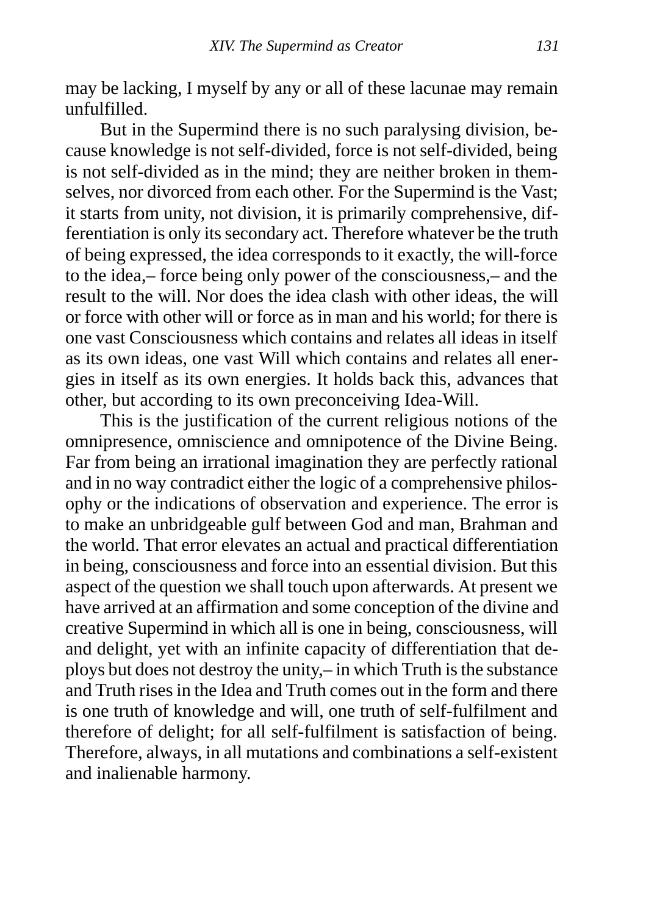may be lacking, I myself by any or all of these lacunae may remain unfulfilled.

But in the Supermind there is no such paralysing division, because knowledge is not self-divided, force is not self-divided, being is not self-divided as in the mind; they are neither broken in themselves, nor divorced from each other. For the Supermind is the Vast; it starts from unity, not division, it is primarily comprehensive, differentiation is only its secondary act. Therefore whatever be the truth of being expressed, the idea corresponds to it exactly, the will-force to the idea,– force being only power of the consciousness,– and the result to the will. Nor does the idea clash with other ideas, the will or force with other will or force as in man and his world; for there is one vast Consciousness which contains and relates all ideas in itself as its own ideas, one vast Will which contains and relates all energies in itself as its own energies. It holds back this, advances that other, but according to its own preconceiving Idea-Will.

This is the justification of the current religious notions of the omnipresence, omniscience and omnipotence of the Divine Being. Far from being an irrational imagination they are perfectly rational and in no way contradict either the logic of a comprehensive philosophy or the indications of observation and experience. The error is to make an unbridgeable gulf between God and man, Brahman and the world. That error elevates an actual and practical differentiation in being, consciousness and force into an essential division. But this aspect of the question we shall touch upon afterwards. At present we have arrived at an affirmation and some conception of the divine and creative Supermind in which all is one in being, consciousness, will and delight, yet with an infinite capacity of differentiation that deploys but does not destroy the unity,– in which Truth is the substance and Truth rises in the Idea and Truth comes out in the form and there is one truth of knowledge and will, one truth of self-fulfilment and therefore of delight; for all self-fulfilment is satisfaction of being. Therefore, always, in all mutations and combinations a self-existent and inalienable harmony.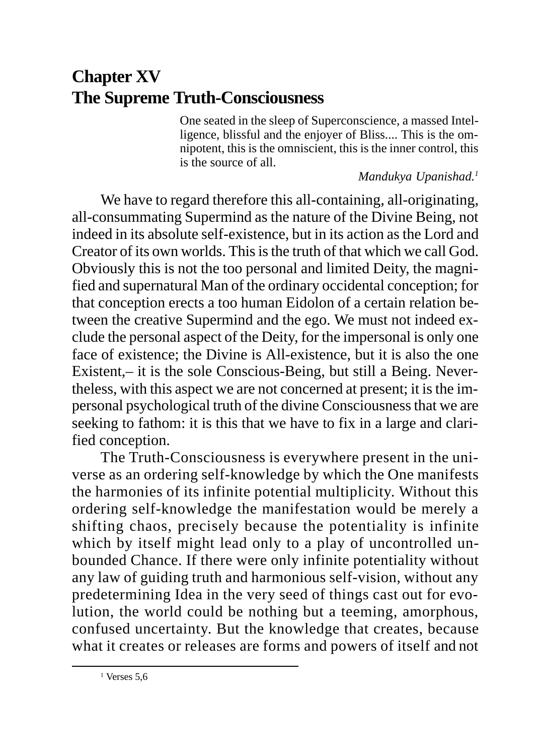# Chapter XV
# The Supreme Truth-Consciousness

> One seated in the sleep of Superconscience, a massed Intelligence, blissful and the enjoyer of Bliss.... This is the omnipotent, this is the omniscient, this is the inner control, this is the source of all.
>
> *Mandukya Upanishad.*[1]

We have to regard therefore this all-containing, all-originating, all-consummating Supermind as the nature of the Divine Being, not indeed in its absolute self-existence, but in its action as the Lord and Creator of its own worlds. This is the truth of that which we call God. Obviously this is not the too personal and limited Deity, the magnified and supernatural Man of the ordinary occidental conception; for that conception erects a too human Eidolon of a certain relation between the creative Supermind and the ego. We must not indeed exclude the personal aspect of the Deity, for the impersonal is only one face of existence; the Divine is All-existence, but it is also the one Existent,– it is the sole Conscious-Being, but still a Being. Nevertheless, with this aspect we are not concerned at present; it is the impersonal psychological truth of the divine Consciousness that we are seeking to fathom: it is this that we have to fix in a large and clarified conception.

The Truth-Consciousness is everywhere present in the universe as an ordering self-knowledge by which the One manifests the harmonies of its infinite potential multiplicity. Without this ordering self-knowledge the manifestation would be merely a shifting chaos, precisely because the potentiality is infinite which by itself might lead only to a play of uncontrolled unbounded Chance. If there were only infinite potentiality without any law of guiding truth and harmonious self-vision, without any predetermining Idea in the very seed of things cast out for evolution, the world could be nothing but a teeming, amorphous, confused uncertainty. But the knowledge that creates, because what it creates or releases are forms and powers of itself and not

[1] Verses 5,6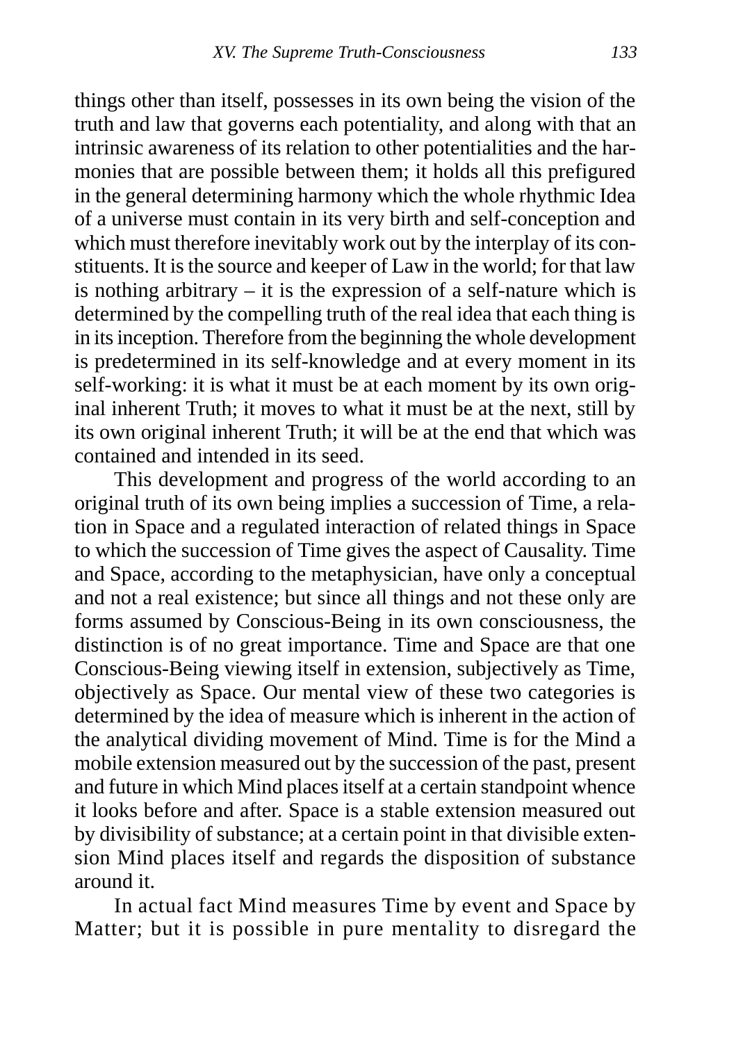things other than itself, possesses in its own being the vision of the truth and law that governs each potentiality, and along with that an intrinsic awareness of its relation to other potentialities and the harmonies that are possible between them; it holds all this prefigured in the general determining harmony which the whole rhythmic Idea of a universe must contain in its very birth and self-conception and which must therefore inevitably work out by the interplay of its constituents. It is the source and keeper of Law in the world; for that law is nothing arbitrary – it is the expression of a self-nature which is determined by the compelling truth of the real idea that each thing is in its inception. Therefore from the beginning the whole development is predetermined in its self-knowledge and at every moment in its self-working: it is what it must be at each moment by its own original inherent Truth; it moves to what it must be at the next, still by its own original inherent Truth; it will be at the end that which was contained and intended in its seed.

This development and progress of the world according to an original truth of its own being implies a succession of Time, a relation in Space and a regulated interaction of related things in Space to which the succession of Time gives the aspect of Causality. Time and Space, according to the metaphysician, have only a conceptual and not a real existence; but since all things and not these only are forms assumed by Conscious-Being in its own consciousness, the distinction is of no great importance. Time and Space are that one Conscious-Being viewing itself in extension, subjectively as Time, objectively as Space. Our mental view of these two categories is determined by the idea of measure which is inherent in the action of the analytical dividing movement of Mind. Time is for the Mind a mobile extension measured out by the succession of the past, present and future in which Mind places itself at a certain standpoint whence it looks before and after. Space is a stable extension measured out by divisibility of substance; at a certain point in that divisible extension Mind places itself and regards the disposition of substance around it.

In actual fact Mind measures Time by event and Space by Matter; but it is possible in pure mentality to disregard the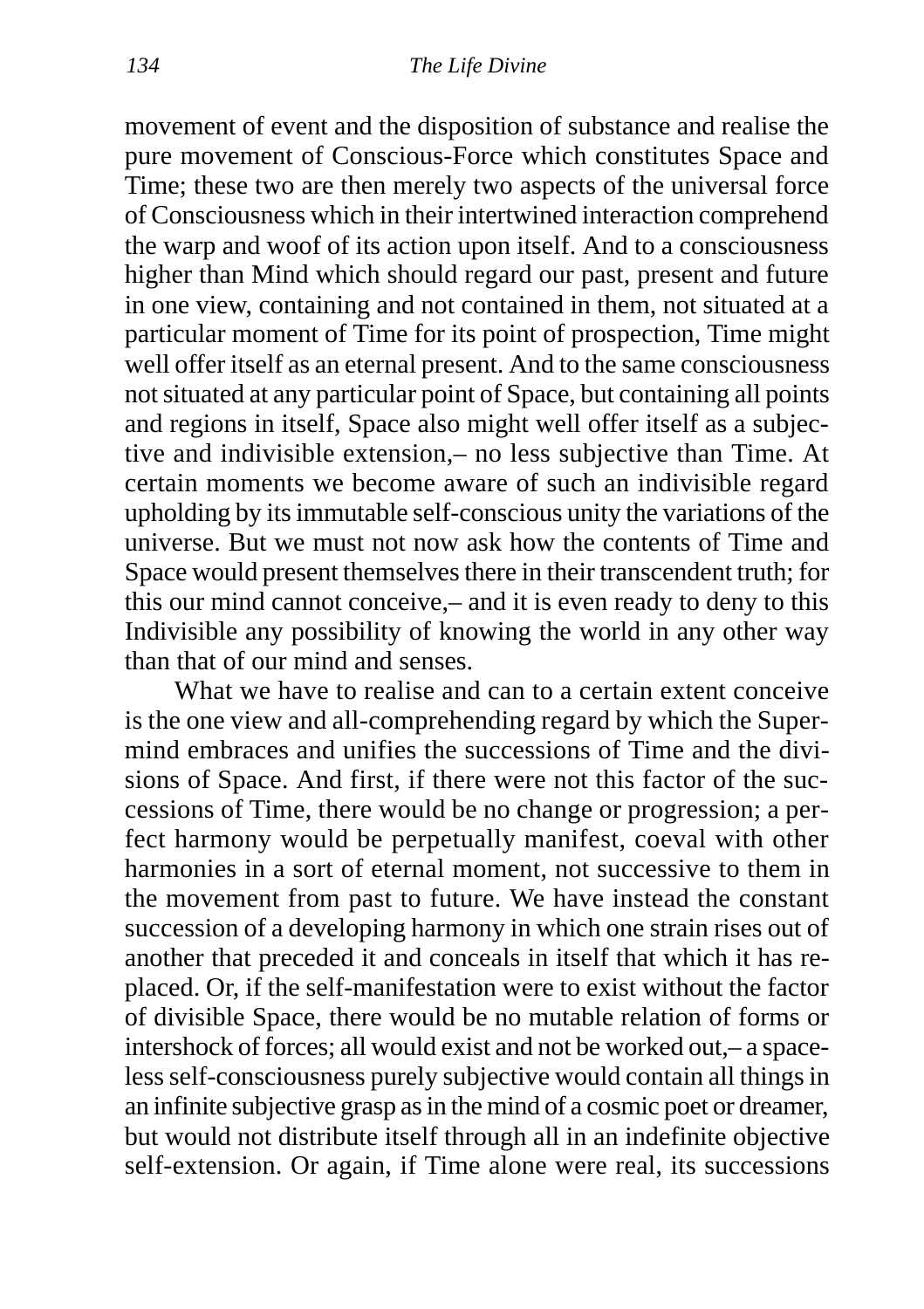movement of event and the disposition of substance and realise the pure movement of Conscious-Force which constitutes Space and Time; these two are then merely two aspects of the universal force of Consciousness which in their intertwined interaction comprehend the warp and woof of its action upon itself. And to a consciousness higher than Mind which should regard our past, present and future in one view, containing and not contained in them, not situated at a particular moment of Time for its point of prospection, Time might well offer itself as an eternal present. And to the same consciousness not situated at any particular point of Space, but containing all points and regions in itself, Space also might well offer itself as a subjective and indivisible extension,– no less subjective than Time. At certain moments we become aware of such an indivisible regard upholding by its immutable self-conscious unity the variations of the universe. But we must not now ask how the contents of Time and Space would present themselves there in their transcendent truth; for this our mind cannot conceive,– and it is even ready to deny to this Indivisible any possibility of knowing the world in any other way than that of our mind and senses.

What we have to realise and can to a certain extent conceive is the one view and all-comprehending regard by which the Supermind embraces and unifies the successions of Time and the divisions of Space. And first, if there were not this factor of the successions of Time, there would be no change or progression; a perfect harmony would be perpetually manifest, coeval with other harmonies in a sort of eternal moment, not successive to them in the movement from past to future. We have instead the constant succession of a developing harmony in which one strain rises out of another that preceded it and conceals in itself that which it has replaced. Or, if the self-manifestation were to exist without the factor of divisible Space, there would be no mutable relation of forms or intershock of forces; all would exist and not be worked out,– a spaceless self-consciousness purely subjective would contain all things in an infinite subjective grasp as in the mind of a cosmic poet or dreamer, but would not distribute itself through all in an indefinite objective self-extension. Or again, if Time alone were real, its successions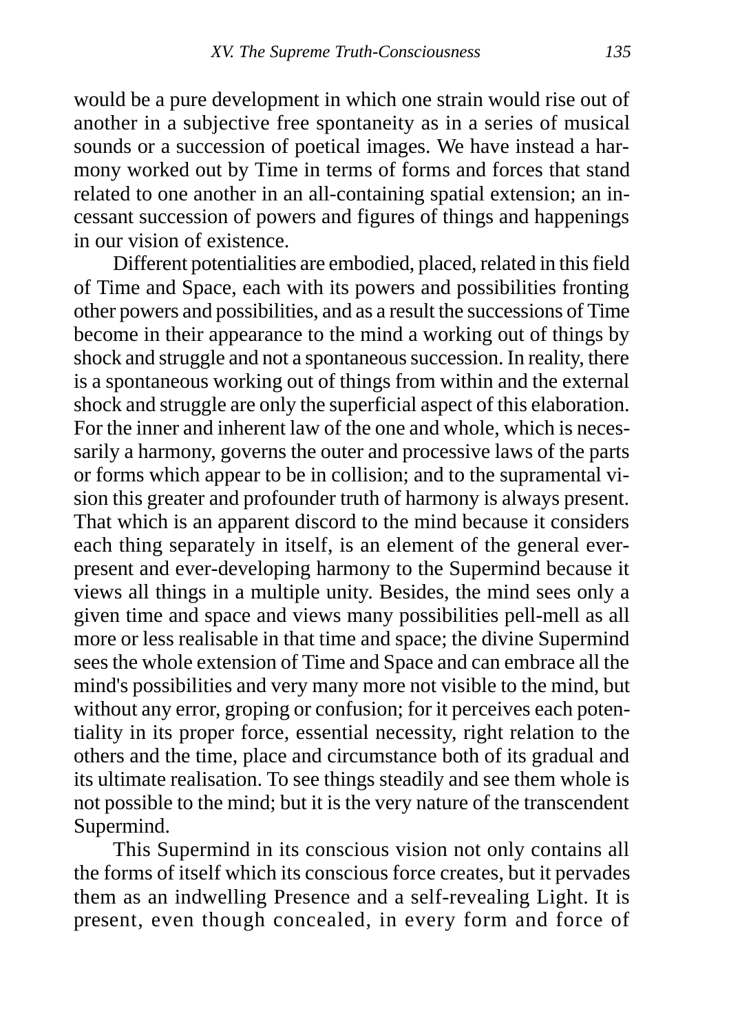would be a pure development in which one strain would rise out of another in a subjective free spontaneity as in a series of musical sounds or a succession of poetical images. We have instead a harmony worked out by Time in terms of forms and forces that stand related to one another in an all-containing spatial extension; an incessant succession of powers and figures of things and happenings in our vision of existence.

Different potentialities are embodied, placed, related in this field of Time and Space, each with its powers and possibilities fronting other powers and possibilities, and as a result the successions of Time become in their appearance to the mind a working out of things by shock and struggle and not a spontaneous succession. In reality, there is a spontaneous working out of things from within and the external shock and struggle are only the superficial aspect of this elaboration. For the inner and inherent law of the one and whole, which is necessarily a harmony, governs the outer and processive laws of the parts or forms which appear to be in collision; and to the supramental vision this greater and profounder truth of harmony is always present. That which is an apparent discord to the mind because it considers each thing separately in itself, is an element of the general ever-present and ever-developing harmony to the Supermind because it views all things in a multiple unity. Besides, the mind sees only a given time and space and views many possibilities pell-mell as all more or less realisable in that time and space; the divine Supermind sees the whole extension of Time and Space and can embrace all the mind's possibilities and very many more not visible to the mind, but without any error, groping or confusion; for it perceives each potentiality in its proper force, essential necessity, right relation to the others and the time, place and circumstance both of its gradual and its ultimate realisation. To see things steadily and see them whole is not possible to the mind; but it is the very nature of the transcendent Supermind.

This Supermind in its conscious vision not only contains all the forms of itself which its conscious force creates, but it pervades them as an indwelling Presence and a self-revealing Light. It is present, even though concealed, in every form and force of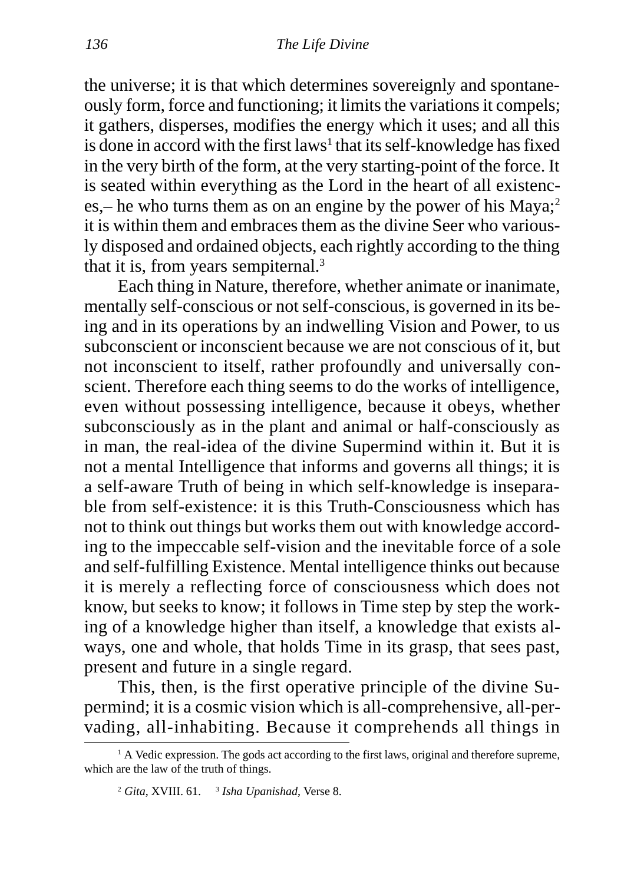the universe; it is that which determines sovereignly and spontaneously form, force and functioning; it limits the variations it compels; it gathers, disperses, modifies the energy which it uses; and all this is done in accord with the first laws[1] that its self-knowledge has fixed in the very birth of the form, at the very starting-point of the force. It is seated within everything as the Lord in the heart of all existences,– he who turns them as on an engine by the power of his Maya;[2] it is within them and embraces them as the divine Seer who variously disposed and ordained objects, each rightly according to the thing that it is, from years sempiternal.[3]

Each thing in Nature, therefore, whether animate or inanimate, mentally self-conscious or not self-conscious, is governed in its being and in its operations by an indwelling Vision and Power, to us subconscient or inconscient because we are not conscious of it, but not inconscient to itself, rather profoundly and universally conscient. Therefore each thing seems to do the works of intelligence, even without possessing intelligence, because it obeys, whether subconsciously as in the plant and animal or half-consciously as in man, the real-idea of the divine Supermind within it. But it is not a mental Intelligence that informs and governs all things; it is a self-aware Truth of being in which self-knowledge is inseparable from self-existence: it is this Truth-Consciousness which has not to think out things but works them out with knowledge according to the impeccable self-vision and the inevitable force of a sole and self-fulfilling Existence. Mental intelligence thinks out because it is merely a reflecting force of consciousness which does not know, but seeks to know; it follows in Time step by step the working of a knowledge higher than itself, a knowledge that exists always, one and whole, that holds Time in its grasp, that sees past, present and future in a single regard.

This, then, is the first operative principle of the divine Supermind; it is a cosmic vision which is all-comprehensive, all-pervading, all-inhabiting. Because it comprehends all things in

---

[1] A Vedic expression. The gods act according to the first laws, original and therefore supreme, which are the law of the truth of things.

[2] *Gita*, XVIII. 61. [3] *Isha Upanishad*, Verse 8.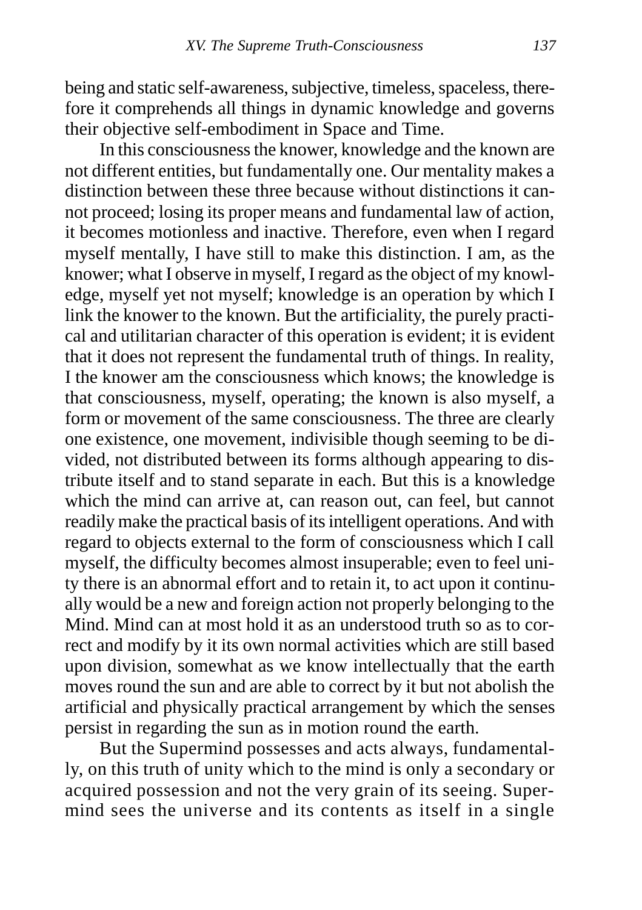being and static self-awareness, subjective, timeless, spaceless, therefore it comprehends all things in dynamic knowledge and governs their objective self-embodiment in Space and Time.

In this consciousness the knower, knowledge and the known are not different entities, but fundamentally one. Our mentality makes a distinction between these three because without distinctions it cannot proceed; losing its proper means and fundamental law of action, it becomes motionless and inactive. Therefore, even when I regard myself mentally, I have still to make this distinction. I am, as the knower; what I observe in myself, I regard as the object of my knowledge, myself yet not myself; knowledge is an operation by which I link the knower to the known. But the artificiality, the purely practical and utilitarian character of this operation is evident; it is evident that it does not represent the fundamental truth of things. In reality, I the knower am the consciousness which knows; the knowledge is that consciousness, myself, operating; the known is also myself, a form or movement of the same consciousness. The three are clearly one existence, one movement, indivisible though seeming to be divided, not distributed between its forms although appearing to distribute itself and to stand separate in each. But this is a knowledge which the mind can arrive at, can reason out, can feel, but cannot readily make the practical basis of its intelligent operations. And with regard to objects external to the form of consciousness which I call myself, the difficulty becomes almost insuperable; even to feel unity there is an abnormal effort and to retain it, to act upon it continually would be a new and foreign action not properly belonging to the Mind. Mind can at most hold it as an understood truth so as to correct and modify by it its own normal activities which are still based upon division, somewhat as we know intellectually that the earth moves round the sun and are able to correct by it but not abolish the artificial and physically practical arrangement by which the senses persist in regarding the sun as in motion round the earth.

But the Supermind possesses and acts always, fundamentally, on this truth of unity which to the mind is only a secondary or acquired possession and not the very grain of its seeing. Supermind sees the universe and its contents as itself in a single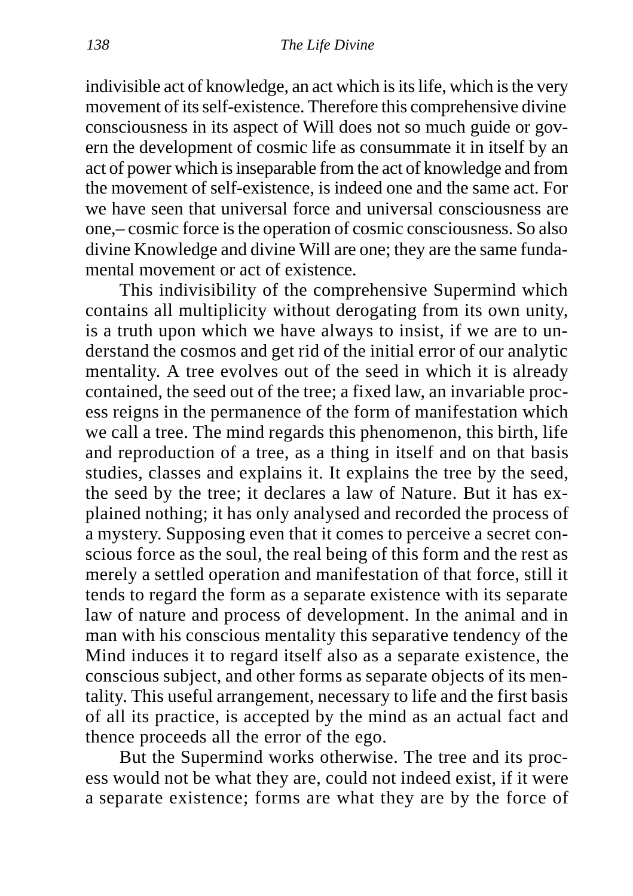indivisible act of knowledge, an act which is its life, which is the very movement of its self-existence. Therefore this comprehensive divine consciousness in its aspect of Will does not so much guide or govern the development of cosmic life as consummate it in itself by an act of power which is inseparable from the act of knowledge and from the movement of self-existence, is indeed one and the same act. For we have seen that universal force and universal consciousness are one,– cosmic force is the operation of cosmic consciousness. So also divine Knowledge and divine Will are one; they are the same fundamental movement or act of existence.

This indivisibility of the comprehensive Supermind which contains all multiplicity without derogating from its own unity, is a truth upon which we have always to insist, if we are to understand the cosmos and get rid of the initial error of our analytic mentality. A tree evolves out of the seed in which it is already contained, the seed out of the tree; a fixed law, an invariable process reigns in the permanence of the form of manifestation which we call a tree. The mind regards this phenomenon, this birth, life and reproduction of a tree, as a thing in itself and on that basis studies, classes and explains it. It explains the tree by the seed, the seed by the tree; it declares a law of Nature. But it has explained nothing; it has only analysed and recorded the process of a mystery. Supposing even that it comes to perceive a secret conscious force as the soul, the real being of this form and the rest as merely a settled operation and manifestation of that force, still it tends to regard the form as a separate existence with its separate law of nature and process of development. In the animal and in man with his conscious mentality this separative tendency of the Mind induces it to regard itself also as a separate existence, the conscious subject, and other forms as separate objects of its mentality. This useful arrangement, necessary to life and the first basis of all its practice, is accepted by the mind as an actual fact and thence proceeds all the error of the ego.

But the Supermind works otherwise. The tree and its process would not be what they are, could not indeed exist, if it were a separate existence; forms are what they are by the force of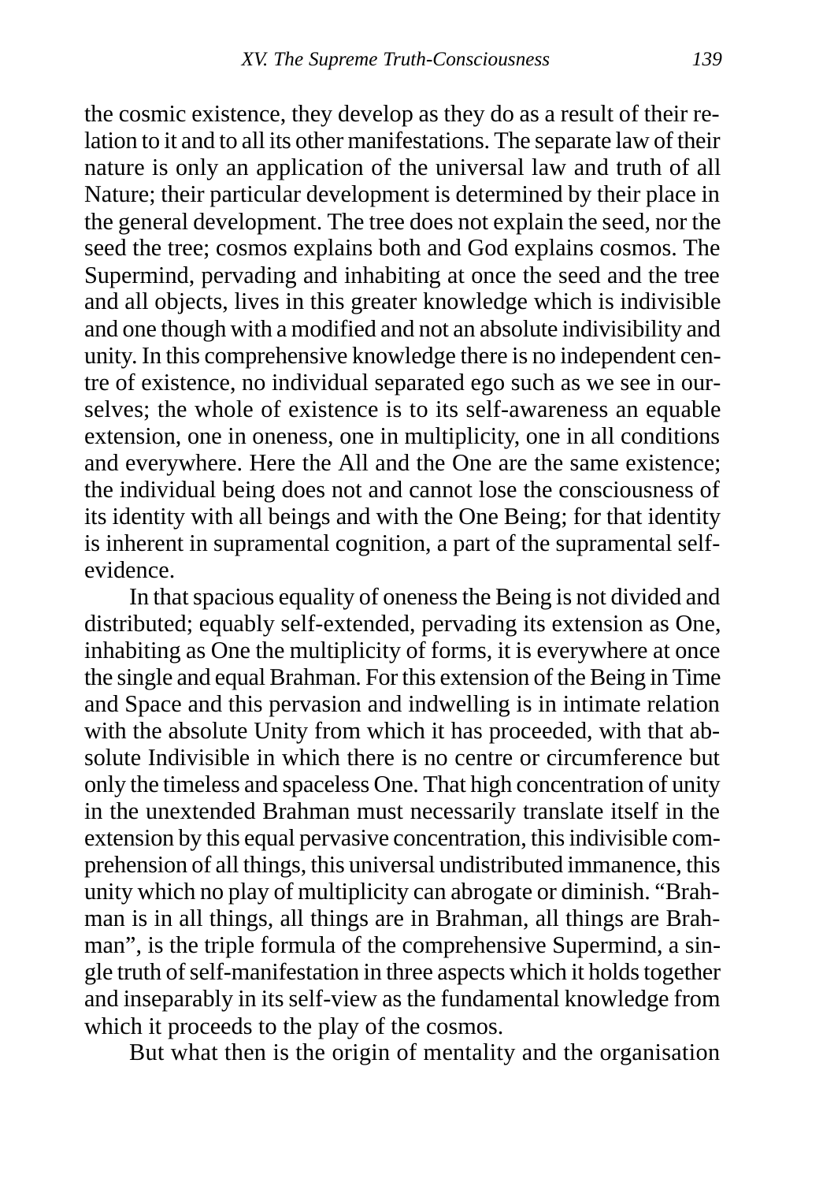the cosmic existence, they develop as they do as a result of their relation to it and to all its other manifestations. The separate law of their nature is only an application of the universal law and truth of all Nature; their particular development is determined by their place in the general development. The tree does not explain the seed, nor the seed the tree; cosmos explains both and God explains cosmos. The Supermind, pervading and inhabiting at once the seed and the tree and all objects, lives in this greater knowledge which is indivisible and one though with a modified and not an absolute indivisibility and unity. In this comprehensive knowledge there is no independent centre of existence, no individual separated ego such as we see in ourselves; the whole of existence is to its self-awareness an equable extension, one in oneness, one in multiplicity, one in all conditions and everywhere. Here the All and the One are the same existence; the individual being does not and cannot lose the consciousness of its identity with all beings and with the One Being; for that identity is inherent in supramental cognition, a part of the supramental self-evidence.

In that spacious equality of oneness the Being is not divided and distributed; equably self-extended, pervading its extension as One, inhabiting as One the multiplicity of forms, it is everywhere at once the single and equal Brahman. For this extension of the Being in Time and Space and this pervasion and indwelling is in intimate relation with the absolute Unity from which it has proceeded, with that absolute Indivisible in which there is no centre or circumference but only the timeless and spaceless One. That high concentration of unity in the unextended Brahman must necessarily translate itself in the extension by this equal pervasive concentration, this indivisible comprehension of all things, this universal undistributed immanence, this unity which no play of multiplicity can abrogate or diminish. "Brahman is in all things, all things are in Brahman, all things are Brahman", is the triple formula of the comprehensive Supermind, a single truth of self-manifestation in three aspects which it holds together and inseparably in its self-view as the fundamental knowledge from which it proceeds to the play of the cosmos.

But what then is the origin of mentality and the organisation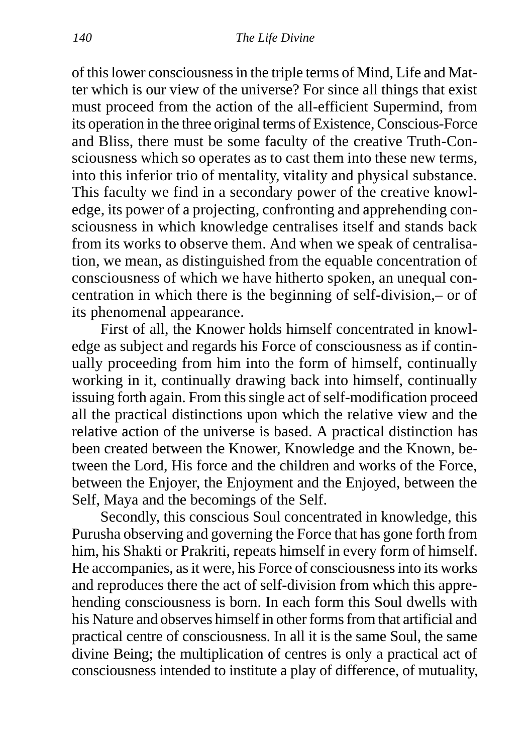of this lower consciousness in the triple terms of Mind, Life and Matter which is our view of the universe? For since all things that exist must proceed from the action of the all-efficient Supermind, from its operation in the three original terms of Existence, Conscious-Force and Bliss, there must be some faculty of the creative Truth-Consciousness which so operates as to cast them into these new terms, into this inferior trio of mentality, vitality and physical substance. This faculty we find in a secondary power of the creative knowledge, its power of a projecting, confronting and apprehending consciousness in which knowledge centralises itself and stands back from its works to observe them. And when we speak of centralisation, we mean, as distinguished from the equable concentration of consciousness of which we have hitherto spoken, an unequal concentration in which there is the beginning of self-division,– or of its phenomenal appearance.

First of all, the Knower holds himself concentrated in knowledge as subject and regards his Force of consciousness as if continually proceeding from him into the form of himself, continually working in it, continually drawing back into himself, continually issuing forth again. From this single act of self-modification proceed all the practical distinctions upon which the relative view and the relative action of the universe is based. A practical distinction has been created between the Knower, Knowledge and the Known, between the Lord, His force and the children and works of the Force, between the Enjoyer, the Enjoyment and the Enjoyed, between the Self, Maya and the becomings of the Self.

Secondly, this conscious Soul concentrated in knowledge, this Purusha observing and governing the Force that has gone forth from him, his Shakti or Prakriti, repeats himself in every form of himself. He accompanies, as it were, his Force of consciousness into its works and reproduces there the act of self-division from which this apprehending consciousness is born. In each form this Soul dwells with his Nature and observes himself in other forms from that artificial and practical centre of consciousness. In all it is the same Soul, the same divine Being; the multiplication of centres is only a practical act of consciousness intended to institute a play of difference, of mutuality,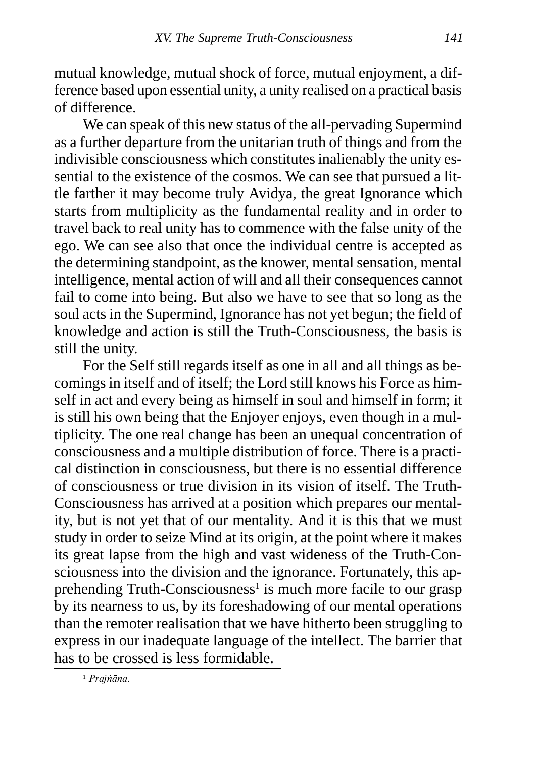mutual knowledge, mutual shock of force, mutual enjoyment, a difference based upon essential unity, a unity realised on a practical basis of difference.

We can speak of this new status of the all-pervading Supermind as a further departure from the unitarian truth of things and from the indivisible consciousness which constitutes inalienably the unity essential to the existence of the cosmos. We can see that pursued a little farther it may become truly Avidya, the great Ignorance which starts from multiplicity as the fundamental reality and in order to travel back to real unity has to commence with the false unity of the ego. We can see also that once the individual centre is accepted as the determining standpoint, as the knower, mental sensation, mental intelligence, mental action of will and all their consequences cannot fail to come into being. But also we have to see that so long as the soul acts in the Supermind, Ignorance has not yet begun; the field of knowledge and action is still the Truth-Consciousness, the basis is still the unity.

For the Self still regards itself as one in all and all things as becomings in itself and of itself; the Lord still knows his Force as himself in act and every being as himself in soul and himself in form; it is still his own being that the Enjoyer enjoys, even though in a multiplicity. The one real change has been an unequal concentration of consciousness and a multiple distribution of force. There is a practical distinction in consciousness, but there is no essential difference of consciousness or true division in its vision of itself. The Truth-Consciousness has arrived at a position which prepares our mentality, but is not yet that of our mentality. And it is this that we must study in order to seize Mind at its origin, at the point where it makes its great lapse from the high and vast wideness of the Truth-Consciousness into the division and the ignorance. Fortunately, this apprehending Truth-Consciousness[1] is much more facile to our grasp by its nearness to us, by its foreshadowing of our mental operations than the remoter realisation that we have hitherto been struggling to express in our inadequate language of the intellect. The barrier that has to be crossed is less formidable.

[1] *Prajñāna.*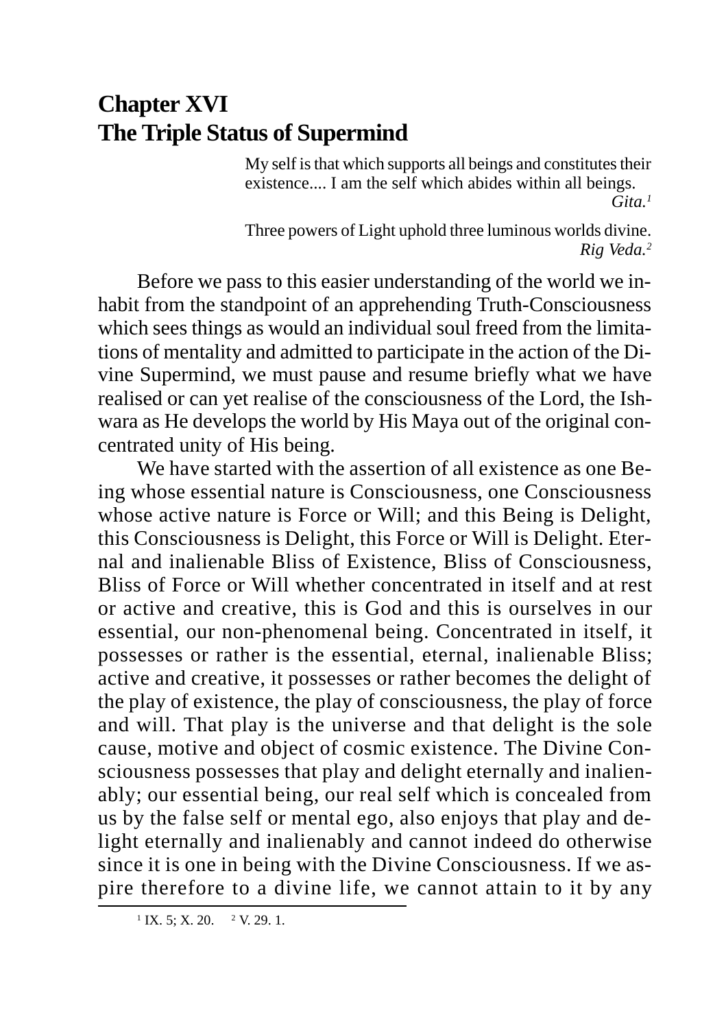# Chapter XVI
# The Triple Status of Supermind

> My self is that which supports all beings and constitutes their existence.... I am the self which abides within all beings.
> *Gita.*[1]

> Three powers of Light uphold three luminous worlds divine.
> *Rig Veda.*[2]

Before we pass to this easier understanding of the world we inhabit from the standpoint of an apprehending Truth-Consciousness which sees things as would an individual soul freed from the limitations of mentality and admitted to participate in the action of the Divine Supermind, we must pause and resume briefly what we have realised or can yet realise of the consciousness of the Lord, the Ishwara as He develops the world by His Maya out of the original concentrated unity of His being.

We have started with the assertion of all existence as one Being whose essential nature is Consciousness, one Consciousness whose active nature is Force or Will; and this Being is Delight, this Consciousness is Delight, this Force or Will is Delight. Eternal and inalienable Bliss of Existence, Bliss of Consciousness, Bliss of Force or Will whether concentrated in itself and at rest or active and creative, this is God and this is ourselves in our essential, our non-phenomenal being. Concentrated in itself, it possesses or rather is the essential, eternal, inalienable Bliss; active and creative, it possesses or rather becomes the delight of the play of existence, the play of consciousness, the play of force and will. That play is the universe and that delight is the sole cause, motive and object of cosmic existence. The Divine Consciousness possesses that play and delight eternally and inalienably; our essential being, our real self which is concealed from us by the false self or mental ego, also enjoys that play and delight eternally and inalienably and cannot indeed do otherwise since it is one in being with the Divine Consciousness. If we aspire therefore to a divine life, we cannot attain to it by any

[1] IX. 5; X. 20. [2] V. 29. 1.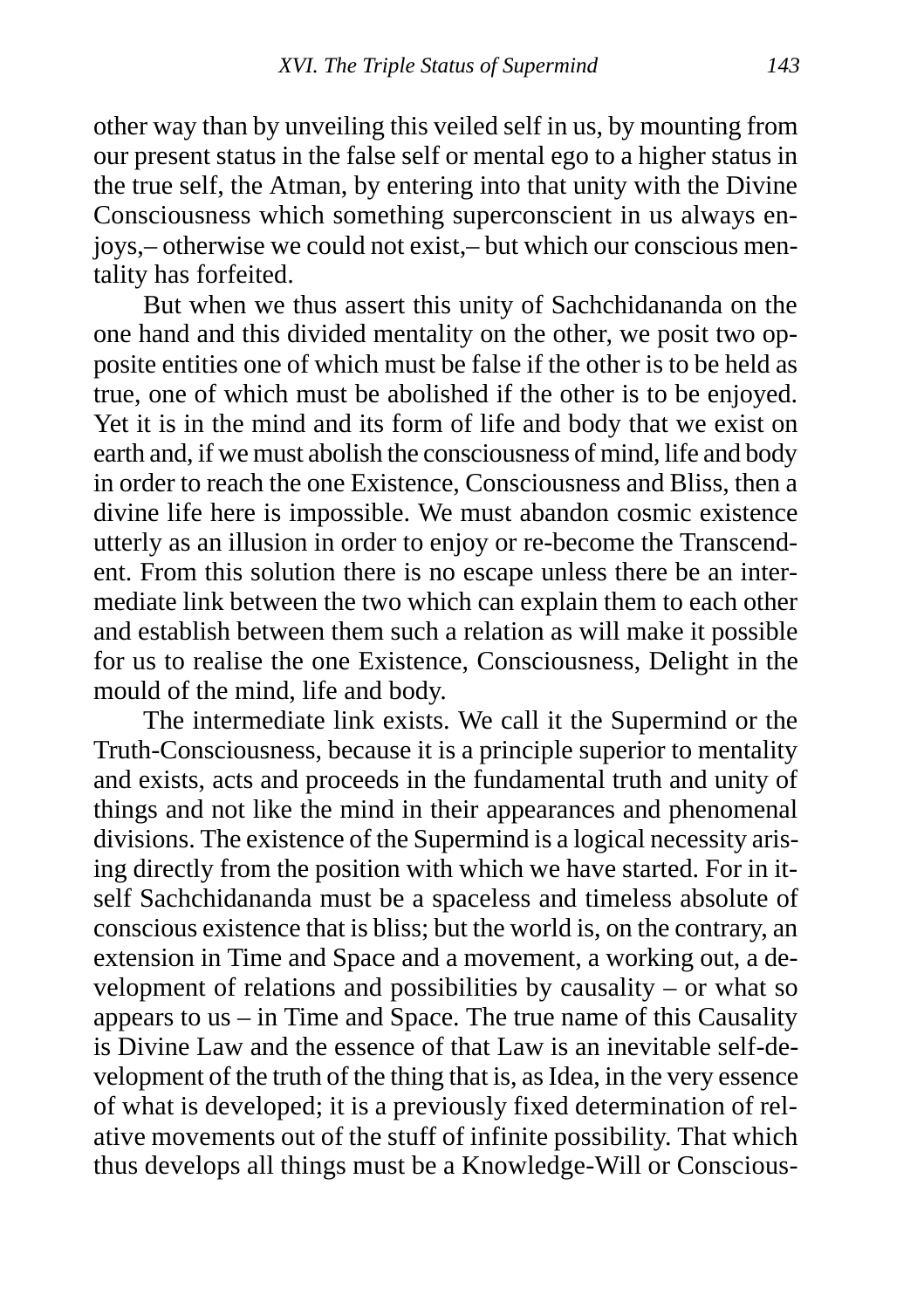other way than by unveiling this veiled self in us, by mounting from our present status in the false self or mental ego to a higher status in the true self, the Atman, by entering into that unity with the Divine Consciousness which something superconscient in us always enjoys,– otherwise we could not exist,– but which our conscious mentality has forfeited.

But when we thus assert this unity of Sachchidananda on the one hand and this divided mentality on the other, we posit two opposite entities one of which must be false if the other is to be held as true, one of which must be abolished if the other is to be enjoyed. Yet it is in the mind and its form of life and body that we exist on earth and, if we must abolish the consciousness of mind, life and body in order to reach the one Existence, Consciousness and Bliss, then a divine life here is impossible. We must abandon cosmic existence utterly as an illusion in order to enjoy or re-become the Transcendent. From this solution there is no escape unless there be an intermediate link between the two which can explain them to each other and establish between them such a relation as will make it possible for us to realise the one Existence, Consciousness, Delight in the mould of the mind, life and body.

The intermediate link exists. We call it the Supermind or the Truth-Consciousness, because it is a principle superior to mentality and exists, acts and proceeds in the fundamental truth and unity of things and not like the mind in their appearances and phenomenal divisions. The existence of the Supermind is a logical necessity arising directly from the position with which we have started. For in itself Sachchidananda must be a spaceless and timeless absolute of conscious existence that is bliss; but the world is, on the contrary, an extension in Time and Space and a movement, a working out, a development of relations and possibilities by causality – or what so appears to us – in Time and Space. The true name of this Causality is Divine Law and the essence of that Law is an inevitable self-development of the truth of the thing that is, as Idea, in the very essence of what is developed; it is a previously fixed determination of relative movements out of the stuff of infinite possibility. That which thus develops all things must be a Knowledge-Will or Conscious-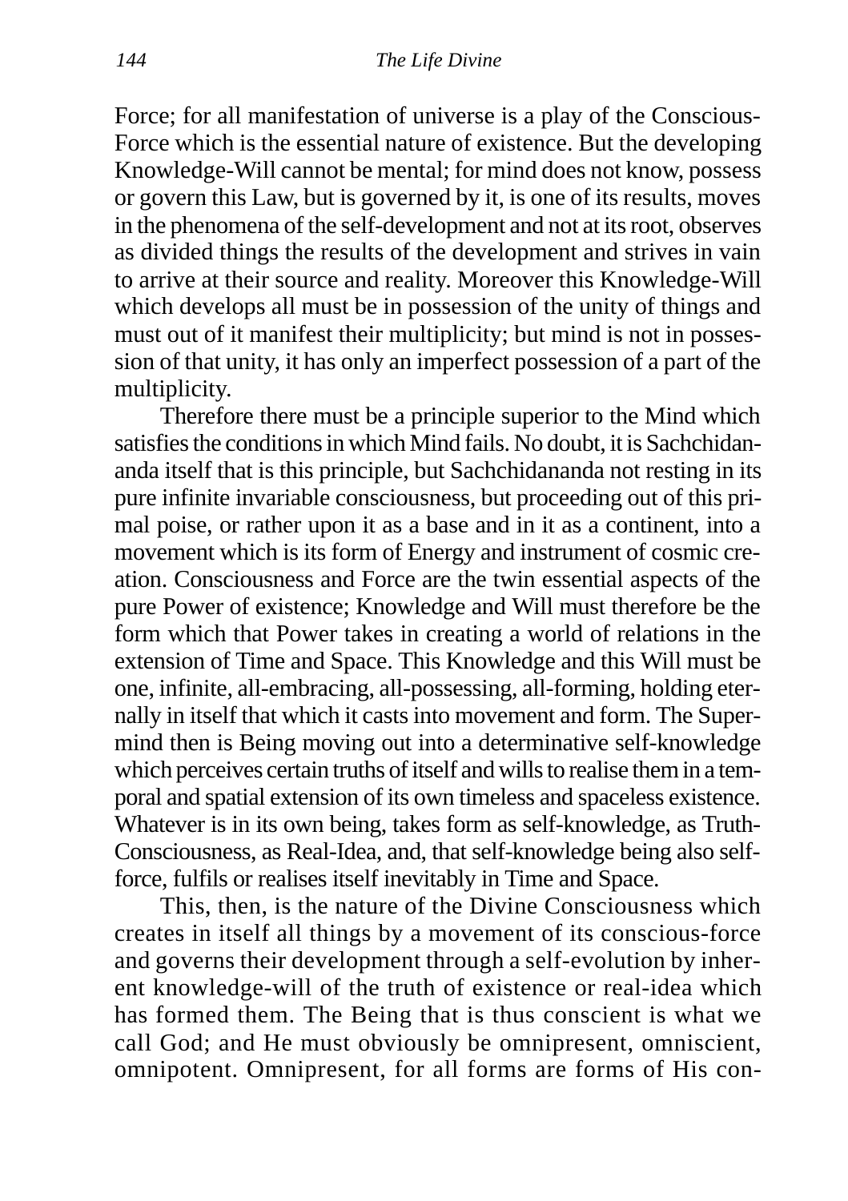Force; for all manifestation of universe is a play of the Conscious-Force which is the essential nature of existence. But the developing Knowledge-Will cannot be mental; for mind does not know, possess or govern this Law, but is governed by it, is one of its results, moves in the phenomena of the self-development and not at its root, observes as divided things the results of the development and strives in vain to arrive at their source and reality. Moreover this Knowledge-Will which develops all must be in possession of the unity of things and must out of it manifest their multiplicity; but mind is not in possession of that unity, it has only an imperfect possession of a part of the multiplicity.

Therefore there must be a principle superior to the Mind which satisfies the conditions in which Mind fails. No doubt, it is Sachchidananda itself that is this principle, but Sachchidananda not resting in its pure infinite invariable consciousness, but proceeding out of this primal poise, or rather upon it as a base and in it as a continent, into a movement which is its form of Energy and instrument of cosmic creation. Consciousness and Force are the twin essential aspects of the pure Power of existence; Knowledge and Will must therefore be the form which that Power takes in creating a world of relations in the extension of Time and Space. This Knowledge and this Will must be one, infinite, all-embracing, all-possessing, all-forming, holding eternally in itself that which it casts into movement and form. The Supermind then is Being moving out into a determinative self-knowledge which perceives certain truths of itself and wills to realise them in a temporal and spatial extension of its own timeless and spaceless existence. Whatever is in its own being, takes form as self-knowledge, as Truth-Consciousness, as Real-Idea, and, that self-knowledge being also self-force, fulfils or realises itself inevitably in Time and Space.

This, then, is the nature of the Divine Consciousness which creates in itself all things by a movement of its conscious-force and governs their development through a self-evolution by inherent knowledge-will of the truth of existence or real-idea which has formed them. The Being that is thus conscient is what we call God; and He must obviously be omnipresent, omniscient, omnipotent. Omnipresent, for all forms are forms of His con-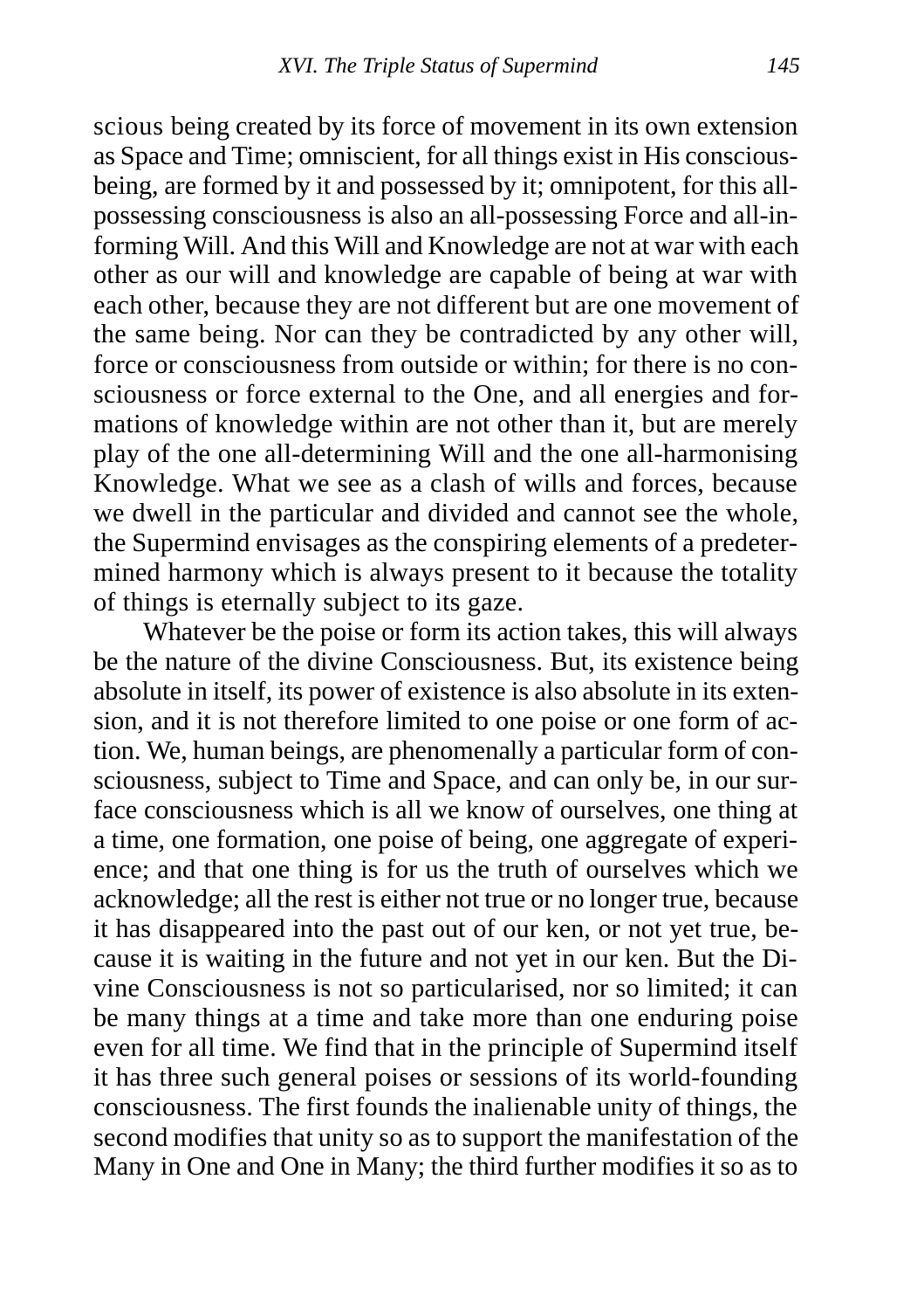scious being created by its force of movement in its own extension as Space and Time; omniscient, for all things exist in His conscious-being, are formed by it and possessed by it; omnipotent, for this all-possessing consciousness is also an all-possessing Force and all-informing Will. And this Will and Knowledge are not at war with each other as our will and knowledge are capable of being at war with each other, because they are not different but are one movement of the same being. Nor can they be contradicted by any other will, force or consciousness from outside or within; for there is no consciousness or force external to the One, and all energies and formations of knowledge within are not other than it, but are merely play of the one all-determining Will and the one all-harmonising Knowledge. What we see as a clash of wills and forces, because we dwell in the particular and divided and cannot see the whole, the Supermind envisages as the conspiring elements of a predetermined harmony which is always present to it because the totality of things is eternally subject to its gaze.

Whatever be the poise or form its action takes, this will always be the nature of the divine Consciousness. But, its existence being absolute in itself, its power of existence is also absolute in its extension, and it is not therefore limited to one poise or one form of action. We, human beings, are phenomenally a particular form of consciousness, subject to Time and Space, and can only be, in our surface consciousness which is all we know of ourselves, one thing at a time, one formation, one poise of being, one aggregate of experience; and that one thing is for us the truth of ourselves which we acknowledge; all the rest is either not true or no longer true, because it has disappeared into the past out of our ken, or not yet true, because it is waiting in the future and not yet in our ken. But the Divine Consciousness is not so particularised, nor so limited; it can be many things at a time and take more than one enduring poise even for all time. We find that in the principle of Supermind itself it has three such general poises or sessions of its world-founding consciousness. The first founds the inalienable unity of things, the second modifies that unity so as to support the manifestation of the Many in One and One in Many; the third further modifies it so as to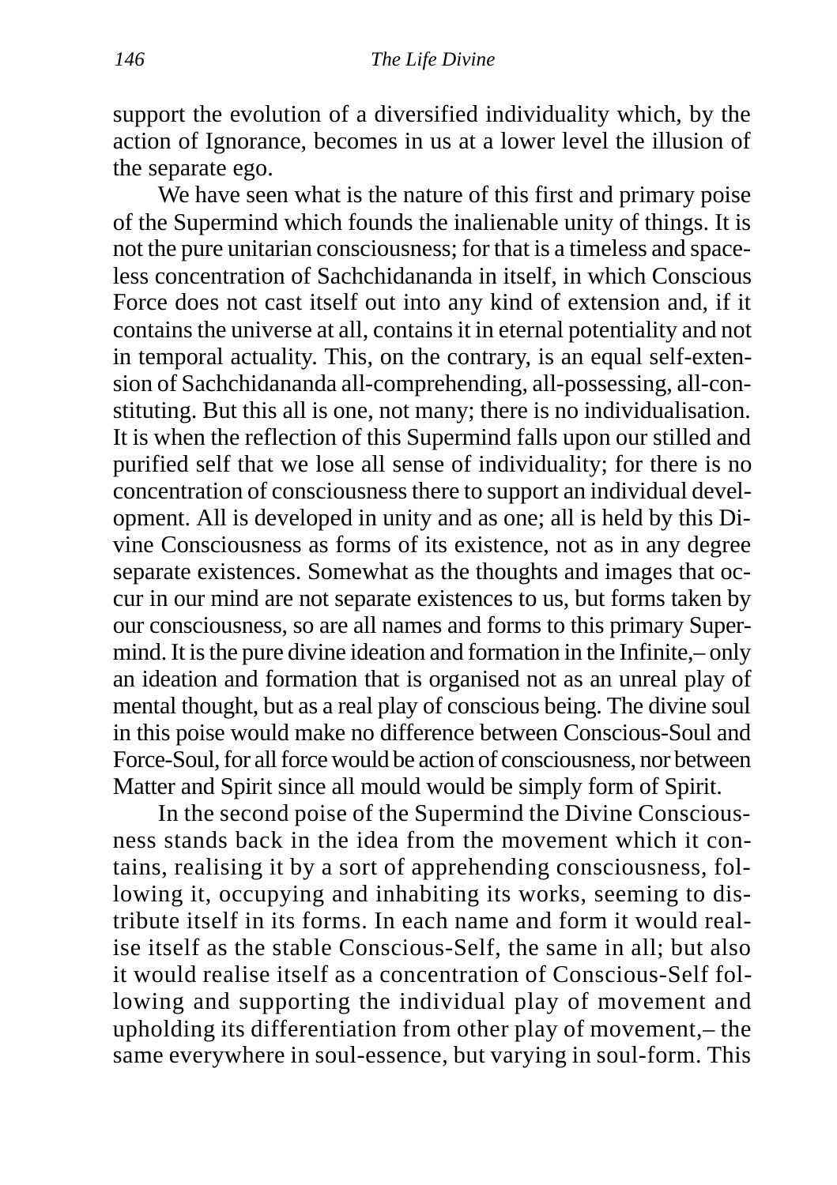support the evolution of a diversified individuality which, by the action of Ignorance, becomes in us at a lower level the illusion of the separate ego.

We have seen what is the nature of this first and primary poise of the Supermind which founds the inalienable unity of things. It is not the pure unitarian consciousness; for that is a timeless and spaceless concentration of Sachchidananda in itself, in which Conscious Force does not cast itself out into any kind of extension and, if it contains the universe at all, contains it in eternal potentiality and not in temporal actuality. This, on the contrary, is an equal self-extension of Sachchidananda all-comprehending, all-possessing, all-constituting. But this all is one, not many; there is no individualisation. It is when the reflection of this Supermind falls upon our stilled and purified self that we lose all sense of individuality; for there is no concentration of consciousness there to support an individual development. All is developed in unity and as one; all is held by this Divine Consciousness as forms of its existence, not as in any degree separate existences. Somewhat as the thoughts and images that occur in our mind are not separate existences to us, but forms taken by our consciousness, so are all names and forms to this primary Supermind. It is the pure divine ideation and formation in the Infinite,– only an ideation and formation that is organised not as an unreal play of mental thought, but as a real play of conscious being. The divine soul in this poise would make no difference between Conscious-Soul and Force-Soul, for all force would be action of consciousness, nor between Matter and Spirit since all mould would be simply form of Spirit.

In the second poise of the Supermind the Divine Consciousness stands back in the idea from the movement which it contains, realising it by a sort of apprehending consciousness, following it, occupying and inhabiting its works, seeming to distribute itself in its forms. In each name and form it would realise itself as the stable Conscious-Self, the same in all; but also it would realise itself as a concentration of Conscious-Self following and supporting the individual play of movement and upholding its differentiation from other play of movement,– the same everywhere in soul-essence, but varying in soul-form. This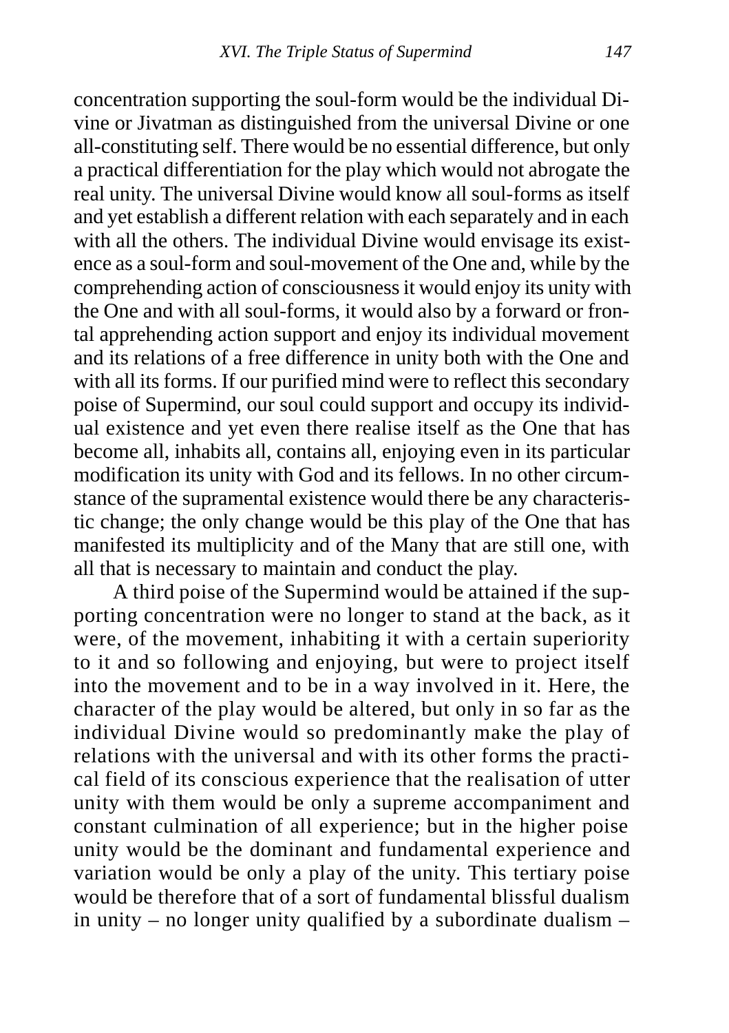concentration supporting the soul-form would be the individual Divine or Jivatman as distinguished from the universal Divine or one all-constituting self. There would be no essential difference, but only a practical differentiation for the play which would not abrogate the real unity. The universal Divine would know all soul-forms as itself and yet establish a different relation with each separately and in each with all the others. The individual Divine would envisage its existence as a soul-form and soul-movement of the One and, while by the comprehending action of consciousness it would enjoy its unity with the One and with all soul-forms, it would also by a forward or frontal apprehending action support and enjoy its individual movement and its relations of a free difference in unity both with the One and with all its forms. If our purified mind were to reflect this secondary poise of Supermind, our soul could support and occupy its individual existence and yet even there realise itself as the One that has become all, inhabits all, contains all, enjoying even in its particular modification its unity with God and its fellows. In no other circumstance of the supramental existence would there be any characteristic change; the only change would be this play of the One that has manifested its multiplicity and of the Many that are still one, with all that is necessary to maintain and conduct the play.

A third poise of the Supermind would be attained if the supporting concentration were no longer to stand at the back, as it were, of the movement, inhabiting it with a certain superiority to it and so following and enjoying, but were to project itself into the movement and to be in a way involved in it. Here, the character of the play would be altered, but only in so far as the individual Divine would so predominantly make the play of relations with the universal and with its other forms the practical field of its conscious experience that the realisation of utter unity with them would be only a supreme accompaniment and constant culmination of all experience; but in the higher poise unity would be the dominant and fundamental experience and variation would be only a play of the unity. This tertiary poise would be therefore that of a sort of fundamental blissful dualism in unity – no longer unity qualified by a subordinate dualism –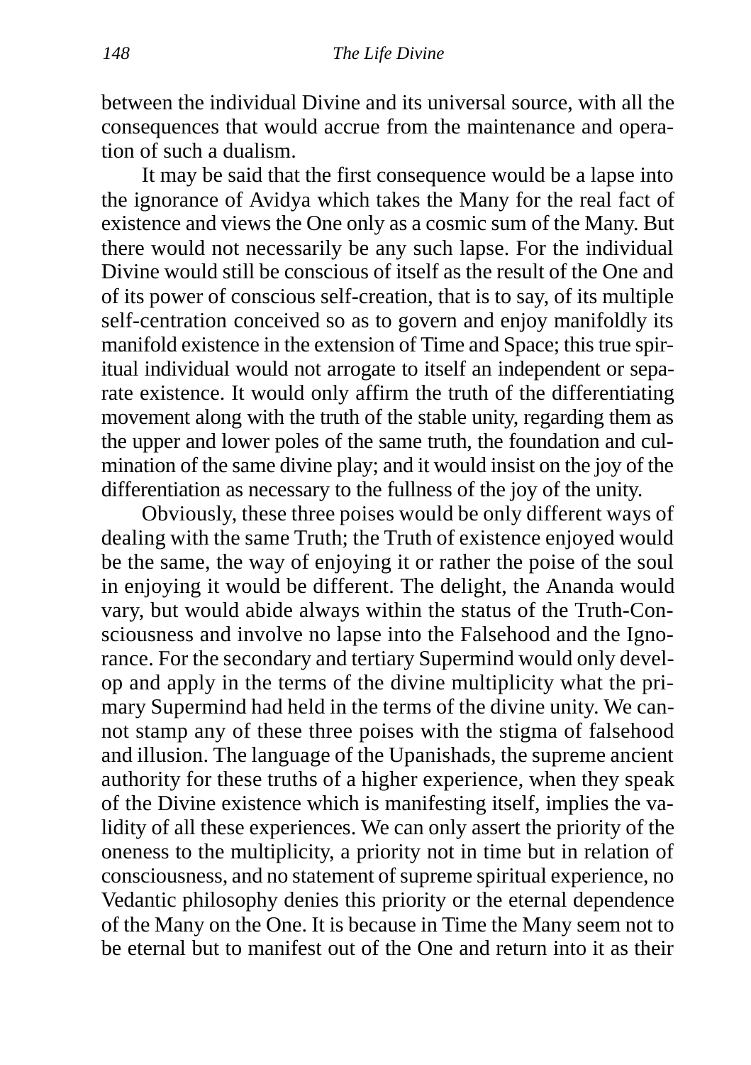between the individual Divine and its universal source, with all the consequences that would accrue from the maintenance and operation of such a dualism.

It may be said that the first consequence would be a lapse into the ignorance of Avidya which takes the Many for the real fact of existence and views the One only as a cosmic sum of the Many. But there would not necessarily be any such lapse. For the individual Divine would still be conscious of itself as the result of the One and of its power of conscious self-creation, that is to say, of its multiple self-centration conceived so as to govern and enjoy manifoldly its manifold existence in the extension of Time and Space; this true spiritual individual would not arrogate to itself an independent or separate existence. It would only affirm the truth of the differentiating movement along with the truth of the stable unity, regarding them as the upper and lower poles of the same truth, the foundation and culmination of the same divine play; and it would insist on the joy of the differentiation as necessary to the fullness of the joy of the unity.

Obviously, these three poises would be only different ways of dealing with the same Truth; the Truth of existence enjoyed would be the same, the way of enjoying it or rather the poise of the soul in enjoying it would be different. The delight, the Ananda would vary, but would abide always within the status of the Truth-Consciousness and involve no lapse into the Falsehood and the Ignorance. For the secondary and tertiary Supermind would only develop and apply in the terms of the divine multiplicity what the primary Supermind had held in the terms of the divine unity. We cannot stamp any of these three poises with the stigma of falsehood and illusion. The language of the Upanishads, the supreme ancient authority for these truths of a higher experience, when they speak of the Divine existence which is manifesting itself, implies the validity of all these experiences. We can only assert the priority of the oneness to the multiplicity, a priority not in time but in relation of consciousness, and no statement of supreme spiritual experience, no Vedantic philosophy denies this priority or the eternal dependence of the Many on the One. It is because in Time the Many seem not to be eternal but to manifest out of the One and return into it as their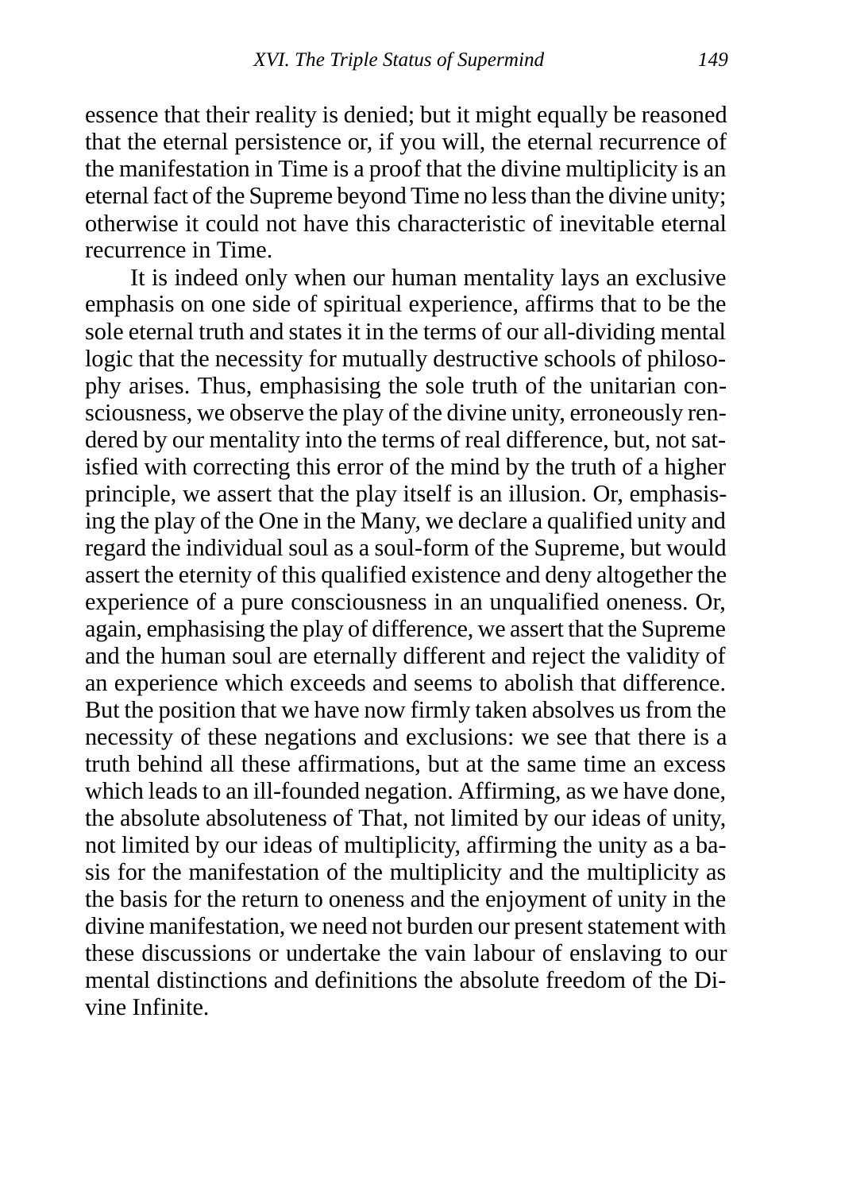essence that their reality is denied; but it might equally be reasoned that the eternal persistence or, if you will, the eternal recurrence of the manifestation in Time is a proof that the divine multiplicity is an eternal fact of the Supreme beyond Time no less than the divine unity; otherwise it could not have this characteristic of inevitable eternal recurrence in Time.

It is indeed only when our human mentality lays an exclusive emphasis on one side of spiritual experience, affirms that to be the sole eternal truth and states it in the terms of our all-dividing mental logic that the necessity for mutually destructive schools of philosophy arises. Thus, emphasising the sole truth of the unitarian consciousness, we observe the play of the divine unity, erroneously rendered by our mentality into the terms of real difference, but, not satisfied with correcting this error of the mind by the truth of a higher principle, we assert that the play itself is an illusion. Or, emphasising the play of the One in the Many, we declare a qualified unity and regard the individual soul as a soul-form of the Supreme, but would assert the eternity of this qualified existence and deny altogether the experience of a pure consciousness in an unqualified oneness. Or, again, emphasising the play of difference, we assert that the Supreme and the human soul are eternally different and reject the validity of an experience which exceeds and seems to abolish that difference. But the position that we have now firmly taken absolves us from the necessity of these negations and exclusions: we see that there is a truth behind all these affirmations, but at the same time an excess which leads to an ill-founded negation. Affirming, as we have done, the absolute absoluteness of That, not limited by our ideas of unity, not limited by our ideas of multiplicity, affirming the unity as a basis for the manifestation of the multiplicity and the multiplicity as the basis for the return to oneness and the enjoyment of unity in the divine manifestation, we need not burden our present statement with these discussions or undertake the vain labour of enslaving to our mental distinctions and definitions the absolute freedom of the Divine Infinite.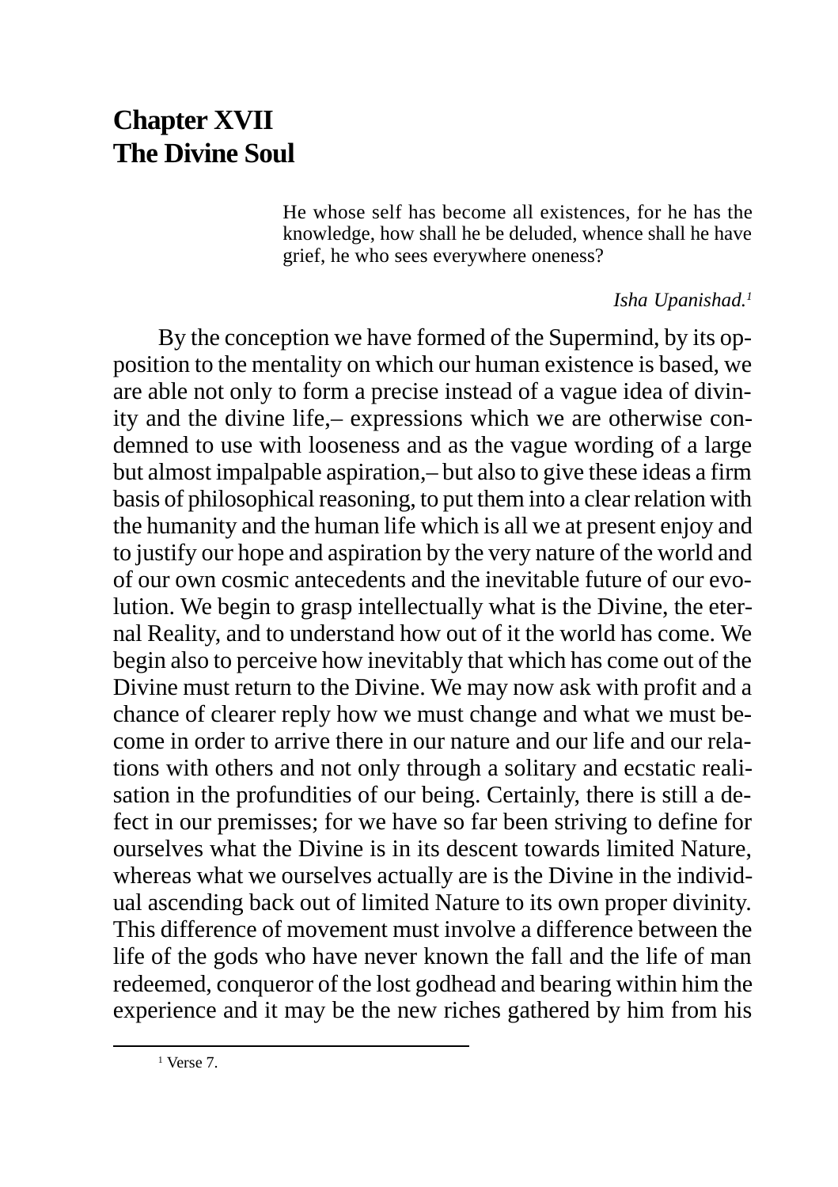# Chapter XVII
# The Divine Soul

> He whose self has become all existences, for he has the knowledge, how shall he be deluded, whence shall he have grief, he who sees everywhere oneness?
>
> *Isha Upanishad.*[1]

By the conception we have formed of the Supermind, by its opposition to the mentality on which our human existence is based, we are able not only to form a precise instead of a vague idea of divinity and the divine life,– expressions which we are otherwise condemned to use with looseness and as the vague wording of a large but almost impalpable aspiration,– but also to give these ideas a firm basis of philosophical reasoning, to put them into a clear relation with the humanity and the human life which is all we at present enjoy and to justify our hope and aspiration by the very nature of the world and of our own cosmic antecedents and the inevitable future of our evolution. We begin to grasp intellectually what is the Divine, the eternal Reality, and to understand how out of it the world has come. We begin also to perceive how inevitably that which has come out of the Divine must return to the Divine. We may now ask with profit and a chance of clearer reply how we must change and what we must become in order to arrive there in our nature and our life and our relations with others and not only through a solitary and ecstatic realisation in the profundities of our being. Certainly, there is still a defect in our premisses; for we have so far been striving to define for ourselves what the Divine is in its descent towards limited Nature, whereas what we ourselves actually are is the Divine in the individual ascending back out of limited Nature to its own proper divinity. This difference of movement must involve a difference between the life of the gods who have never known the fall and the life of man redeemed, conqueror of the lost godhead and bearing within him the experience and it may be the new riches gathered by him from his

[1] Verse 7.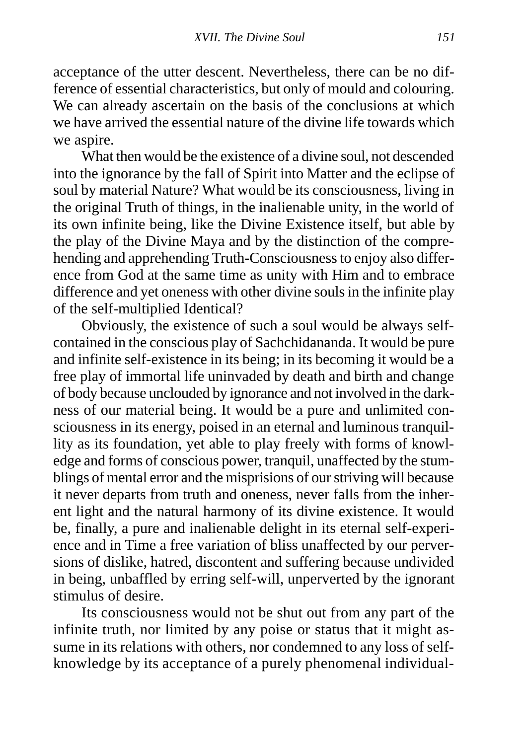acceptance of the utter descent. Nevertheless, there can be no difference of essential characteristics, but only of mould and colouring. We can already ascertain on the basis of the conclusions at which we have arrived the essential nature of the divine life towards which we aspire.

What then would be the existence of a divine soul, not descended into the ignorance by the fall of Spirit into Matter and the eclipse of soul by material Nature? What would be its consciousness, living in the original Truth of things, in the inalienable unity, in the world of its own infinite being, like the Divine Existence itself, but able by the play of the Divine Maya and by the distinction of the comprehending and apprehending Truth-Consciousness to enjoy also difference from God at the same time as unity with Him and to embrace difference and yet oneness with other divine souls in the infinite play of the self-multiplied Identical?

Obviously, the existence of such a soul would be always self-contained in the conscious play of Sachchidananda. It would be pure and infinite self-existence in its being; in its becoming it would be a free play of immortal life uninvaded by death and birth and change of body because unclouded by ignorance and not involved in the darkness of our material being. It would be a pure and unlimited consciousness in its energy, poised in an eternal and luminous tranquillity as its foundation, yet able to play freely with forms of knowledge and forms of conscious power, tranquil, unaffected by the stumblings of mental error and the misprisions of our striving will because it never departs from truth and oneness, never falls from the inherent light and the natural harmony of its divine existence. It would be, finally, a pure and inalienable delight in its eternal self-experience and in Time a free variation of bliss unaffected by our perversions of dislike, hatred, discontent and suffering because undivided in being, unbaffled by erring self-will, unperverted by the ignorant stimulus of desire.

Its consciousness would not be shut out from any part of the infinite truth, nor limited by any poise or status that it might assume in its relations with others, nor condemned to any loss of self-knowledge by its acceptance of a purely phenomenal individual-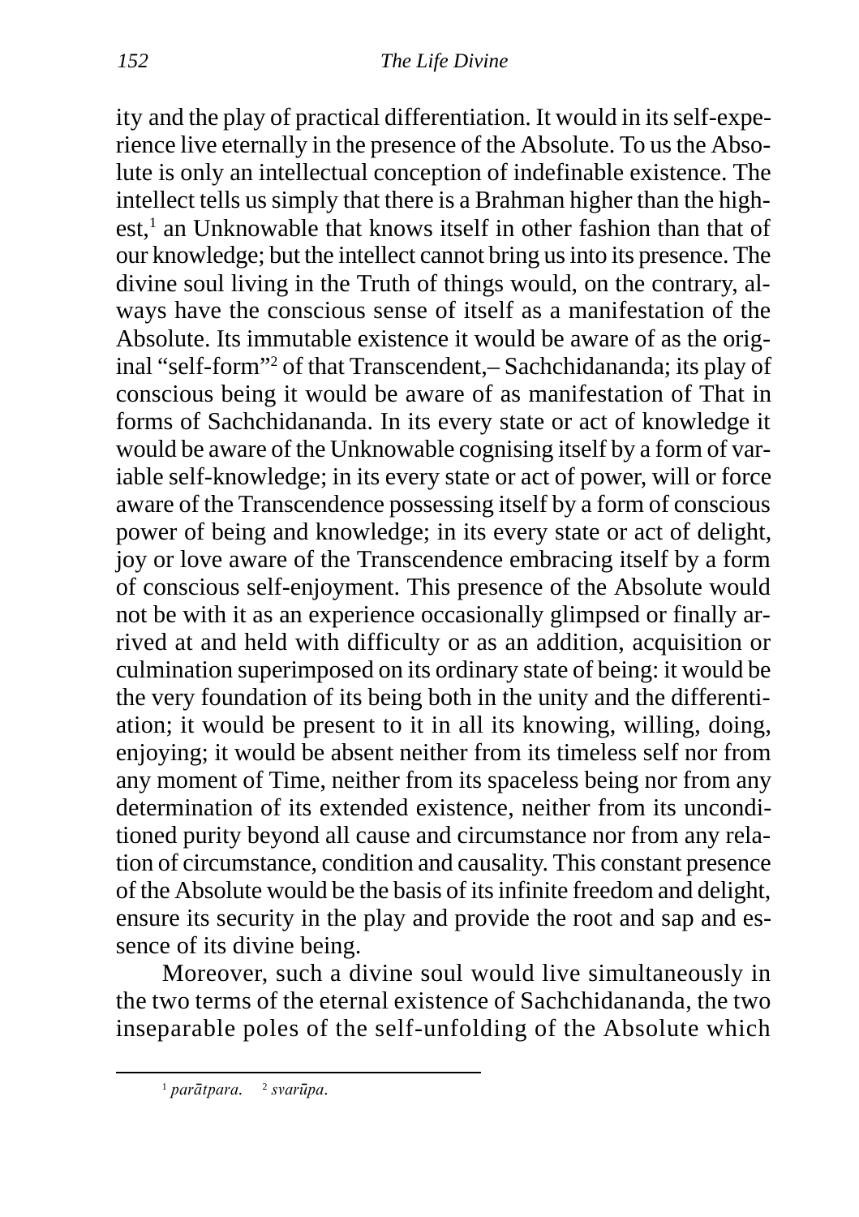ity and the play of practical differentiation. It would in its self-experience live eternally in the presence of the Absolute. To us the Absolute is only an intellectual conception of indefinable existence. The intellect tells us simply that there is a Brahman higher than the highest,[1] an Unknowable that knows itself in other fashion than that of our knowledge; but the intellect cannot bring us into its presence. The divine soul living in the Truth of things would, on the contrary, always have the conscious sense of itself as a manifestation of the Absolute. Its immutable existence it would be aware of as the original "self-form"[2] of that Transcendent,– Sachchidananda; its play of conscious being it would be aware of as manifestation of That in forms of Sachchidananda. In its every state or act of knowledge it would be aware of the Unknowable cognising itself by a form of variable self-knowledge; in its every state or act of power, will or force aware of the Transcendence possessing itself by a form of conscious power of being and knowledge; in its every state or act of delight, joy or love aware of the Transcendence embracing itself by a form of conscious self-enjoyment. This presence of the Absolute would not be with it as an experience occasionally glimpsed or finally arrived at and held with difficulty or as an addition, acquisition or culmination superimposed on its ordinary state of being: it would be the very foundation of its being both in the unity and the differentiation; it would be present to it in all its knowing, willing, doing, enjoying; it would be absent neither from its timeless self nor from any moment of Time, neither from its spaceless being nor from any determination of its extended existence, neither from its unconditioned purity beyond all cause and circumstance nor from any relation of circumstance, condition and causality. This constant presence of the Absolute would be the basis of its infinite freedom and delight, ensure its security in the play and provide the root and sap and essence of its divine being.

Moreover, such a divine soul would live simultaneously in the two terms of the eternal existence of Sachchidananda, the two inseparable poles of the self-unfolding of the Absolute which

[1] *parātpara.* [2] *svarūpa.*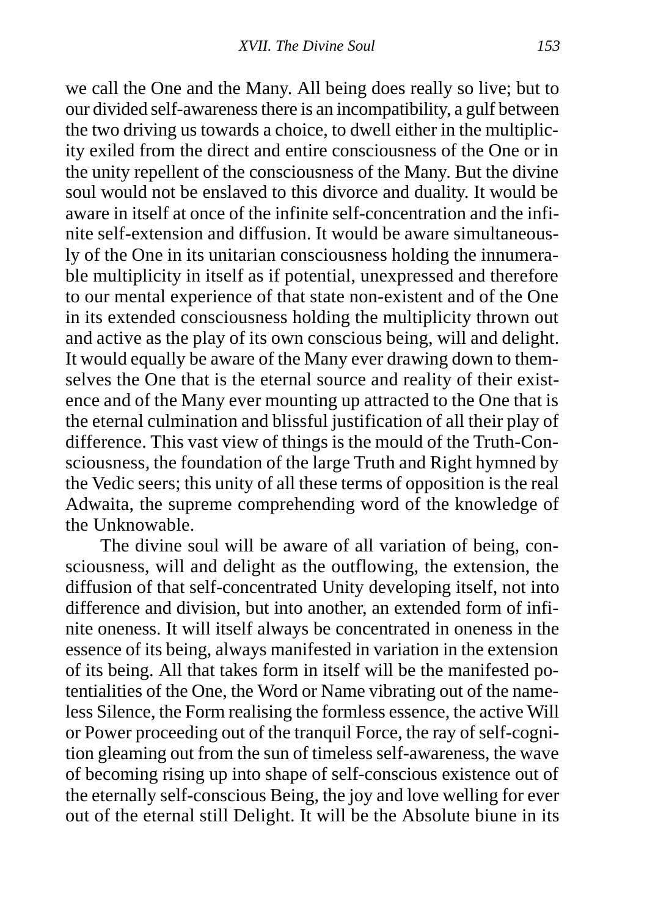we call the One and the Many. All being does really so live; but to our divided self-awareness there is an incompatibility, a gulf between the two driving us towards a choice, to dwell either in the multiplicity exiled from the direct and entire consciousness of the One or in the unity repellent of the consciousness of the Many. But the divine soul would not be enslaved to this divorce and duality. It would be aware in itself at once of the infinite self-concentration and the infinite self-extension and diffusion. It would be aware simultaneously of the One in its unitarian consciousness holding the innumerable multiplicity in itself as if potential, unexpressed and therefore to our mental experience of that state non-existent and of the One in its extended consciousness holding the multiplicity thrown out and active as the play of its own conscious being, will and delight. It would equally be aware of the Many ever drawing down to themselves the One that is the eternal source and reality of their existence and of the Many ever mounting up attracted to the One that is the eternal culmination and blissful justification of all their play of difference. This vast view of things is the mould of the Truth-Consciousness, the foundation of the large Truth and Right hymned by the Vedic seers; this unity of all these terms of opposition is the real Adwaita, the supreme comprehending word of the knowledge of the Unknowable.

The divine soul will be aware of all variation of being, consciousness, will and delight as the outflowing, the extension, the diffusion of that self-concentrated Unity developing itself, not into difference and division, but into another, an extended form of infinite oneness. It will itself always be concentrated in oneness in the essence of its being, always manifested in variation in the extension of its being. All that takes form in itself will be the manifested potentialities of the One, the Word or Name vibrating out of the nameless Silence, the Form realising the formless essence, the active Will or Power proceeding out of the tranquil Force, the ray of self-cognition gleaming out from the sun of timeless self-awareness, the wave of becoming rising up into shape of self-conscious existence out of the eternally self-conscious Being, the joy and love welling for ever out of the eternal still Delight. It will be the Absolute biune in its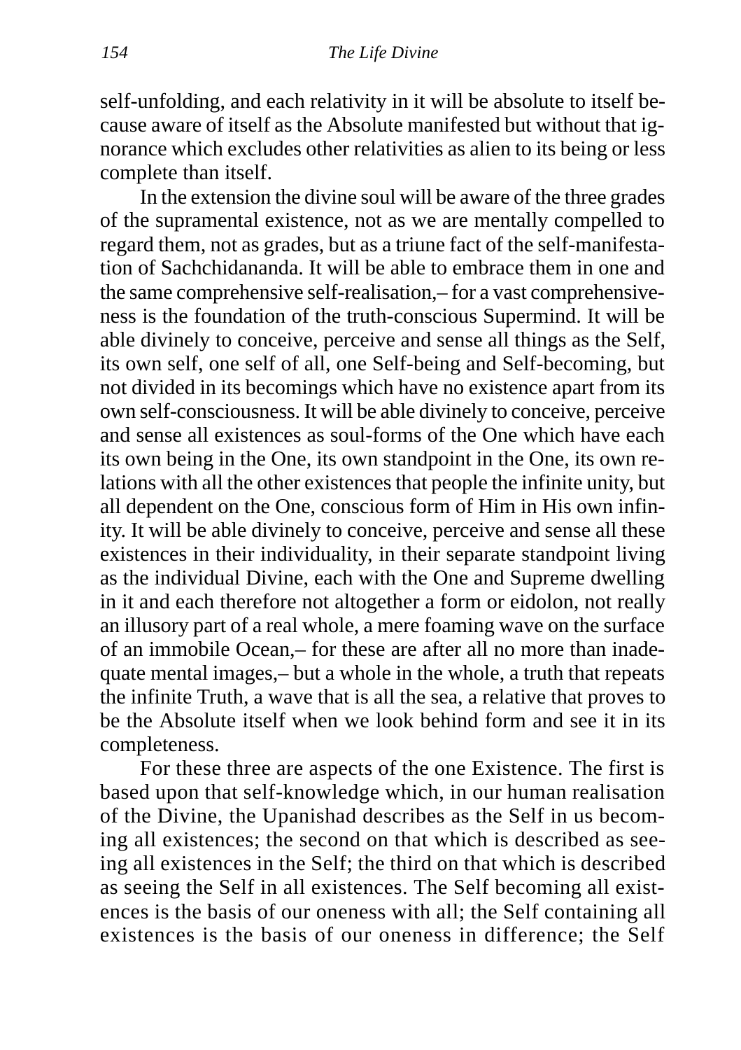self-unfolding, and each relativity in it will be absolute to itself because aware of itself as the Absolute manifested but without that ignorance which excludes other relativities as alien to its being or less complete than itself.

In the extension the divine soul will be aware of the three grades of the supramental existence, not as we are mentally compelled to regard them, not as grades, but as a triune fact of the self-manifestation of Sachchidananda. It will be able to embrace them in one and the same comprehensive self-realisation,– for a vast comprehensiveness is the foundation of the truth-conscious Supermind. It will be able divinely to conceive, perceive and sense all things as the Self, its own self, one self of all, one Self-being and Self-becoming, but not divided in its becomings which have no existence apart from its own self-consciousness. It will be able divinely to conceive, perceive and sense all existences as soul-forms of the One which have each its own being in the One, its own standpoint in the One, its own relations with all the other existences that people the infinite unity, but all dependent on the One, conscious form of Him in His own infinity. It will be able divinely to conceive, perceive and sense all these existences in their individuality, in their separate standpoint living as the individual Divine, each with the One and Supreme dwelling in it and each therefore not altogether a form or eidolon, not really an illusory part of a real whole, a mere foaming wave on the surface of an immobile Ocean,– for these are after all no more than inadequate mental images,– but a whole in the whole, a truth that repeats the infinite Truth, a wave that is all the sea, a relative that proves to be the Absolute itself when we look behind form and see it in its completeness.

For these three are aspects of the one Existence. The first is based upon that self-knowledge which, in our human realisation of the Divine, the Upanishad describes as the Self in us becoming all existences; the second on that which is described as seeing all existences in the Self; the third on that which is described as seeing the Self in all existences. The Self becoming all existences is the basis of our oneness with all; the Self containing all existences is the basis of our oneness in difference; the Self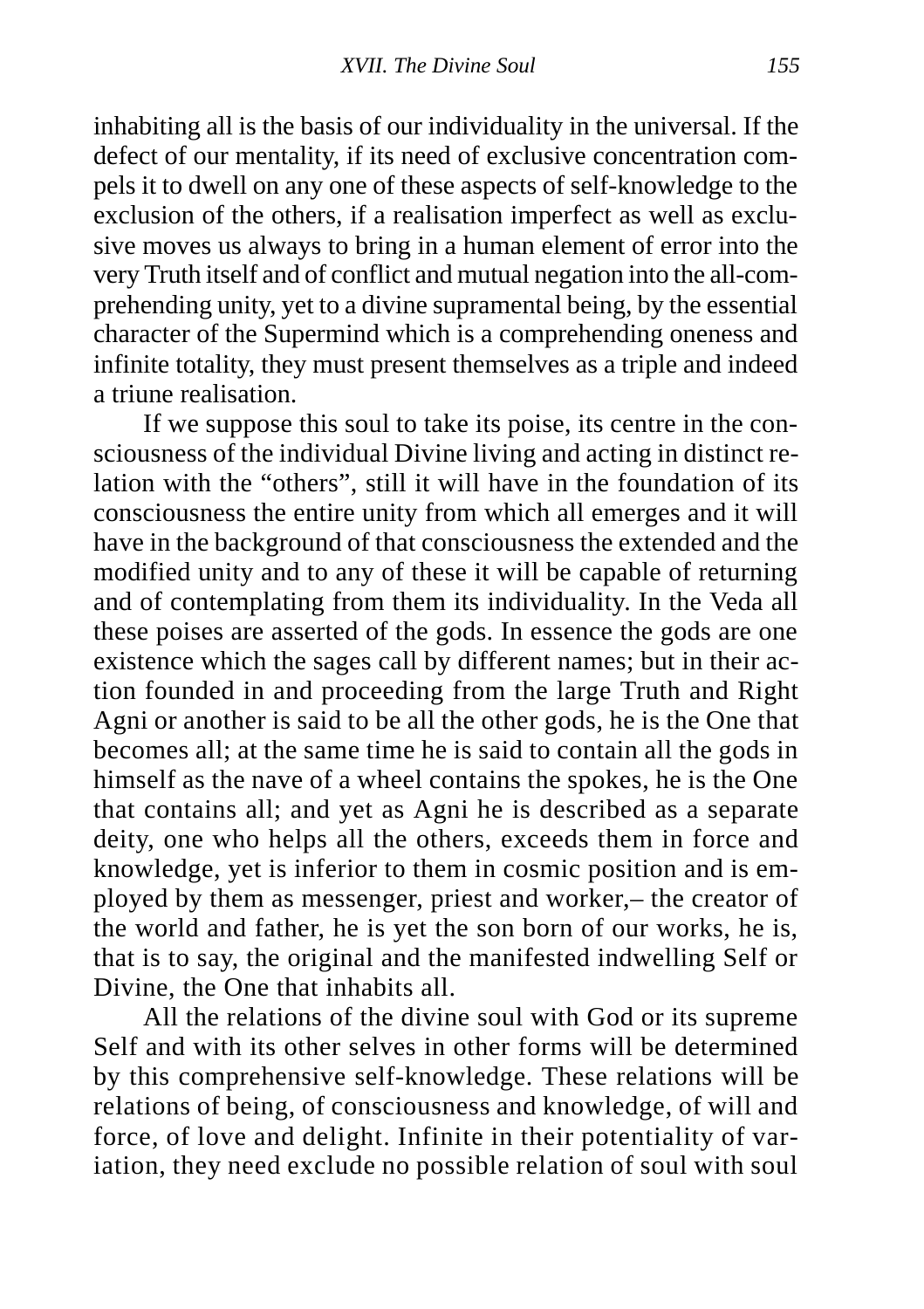inhabiting all is the basis of our individuality in the universal. If the defect of our mentality, if its need of exclusive concentration compels it to dwell on any one of these aspects of self-knowledge to the exclusion of the others, if a realisation imperfect as well as exclusive moves us always to bring in a human element of error into the very Truth itself and of conflict and mutual negation into the all-comprehending unity, yet to a divine supramental being, by the essential character of the Supermind which is a comprehending oneness and infinite totality, they must present themselves as a triple and indeed a triune realisation.

If we suppose this soul to take its poise, its centre in the consciousness of the individual Divine living and acting in distinct relation with the "others", still it will have in the foundation of its consciousness the entire unity from which all emerges and it will have in the background of that consciousness the extended and the modified unity and to any of these it will be capable of returning and of contemplating from them its individuality. In the Veda all these poises are asserted of the gods. In essence the gods are one existence which the sages call by different names; but in their action founded in and proceeding from the large Truth and Right Agni or another is said to be all the other gods, he is the One that becomes all; at the same time he is said to contain all the gods in himself as the nave of a wheel contains the spokes, he is the One that contains all; and yet as Agni he is described as a separate deity, one who helps all the others, exceeds them in force and knowledge, yet is inferior to them in cosmic position and is employed by them as messenger, priest and worker,– the creator of the world and father, he is yet the son born of our works, he is, that is to say, the original and the manifested indwelling Self or Divine, the One that inhabits all.

All the relations of the divine soul with God or its supreme Self and with its other selves in other forms will be determined by this comprehensive self-knowledge. These relations will be relations of being, of consciousness and knowledge, of will and force, of love and delight. Infinite in their potentiality of variation, they need exclude no possible relation of soul with soul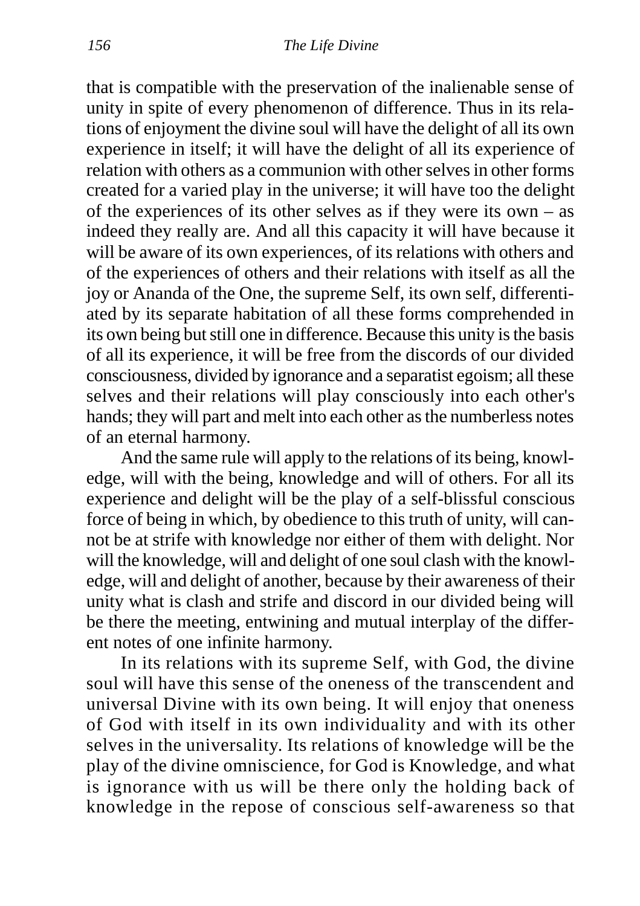that is compatible with the preservation of the inalienable sense of unity in spite of every phenomenon of difference. Thus in its relations of enjoyment the divine soul will have the delight of all its own experience in itself; it will have the delight of all its experience of relation with others as a communion with other selves in other forms created for a varied play in the universe; it will have too the delight of the experiences of its other selves as if they were its own – as indeed they really are. And all this capacity it will have because it will be aware of its own experiences, of its relations with others and of the experiences of others and their relations with itself as all the joy or Ananda of the One, the supreme Self, its own self, differentiated by its separate habitation of all these forms comprehended in its own being but still one in difference. Because this unity is the basis of all its experience, it will be free from the discords of our divided consciousness, divided by ignorance and a separatist egoism; all these selves and their relations will play consciously into each other's hands; they will part and melt into each other as the numberless notes of an eternal harmony.

And the same rule will apply to the relations of its being, knowledge, will with the being, knowledge and will of others. For all its experience and delight will be the play of a self-blissful conscious force of being in which, by obedience to this truth of unity, will cannot be at strife with knowledge nor either of them with delight. Nor will the knowledge, will and delight of one soul clash with the knowledge, will and delight of another, because by their awareness of their unity what is clash and strife and discord in our divided being will be there the meeting, entwining and mutual interplay of the different notes of one infinite harmony.

In its relations with its supreme Self, with God, the divine soul will have this sense of the oneness of the transcendent and universal Divine with its own being. It will enjoy that oneness of God with itself in its own individuality and with its other selves in the universality. Its relations of knowledge will be the play of the divine omniscience, for God is Knowledge, and what is ignorance with us will be there only the holding back of knowledge in the repose of conscious self-awareness so that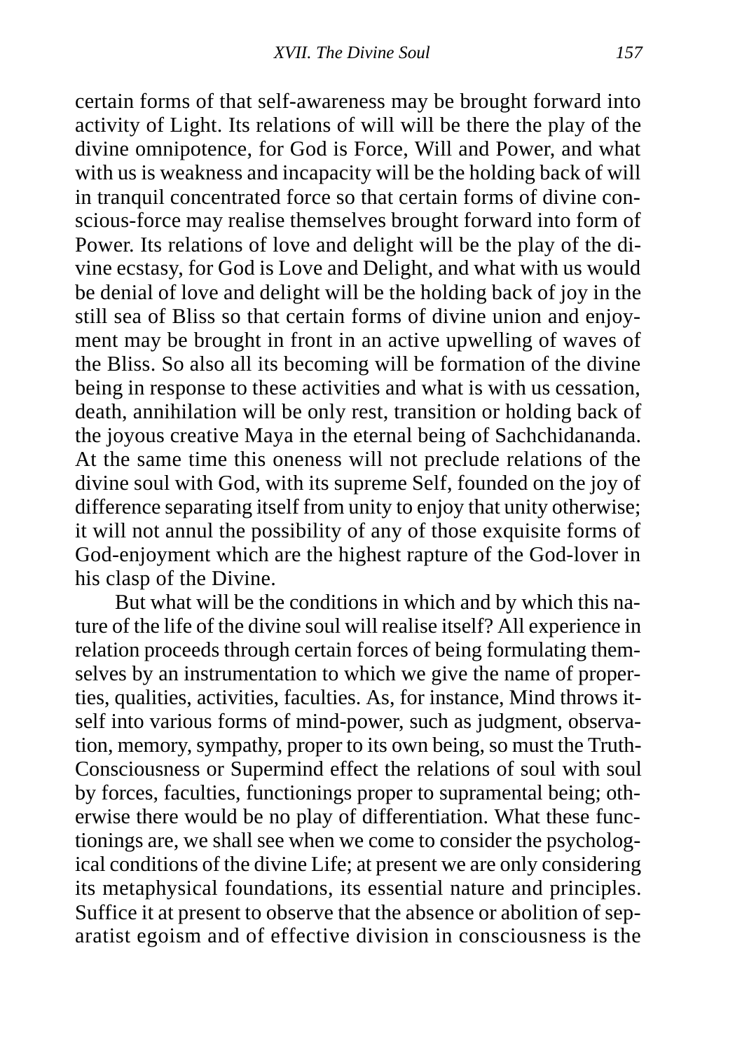certain forms of that self-awareness may be brought forward into activity of Light. Its relations of will will be there the play of the divine omnipotence, for God is Force, Will and Power, and what with us is weakness and incapacity will be the holding back of will in tranquil concentrated force so that certain forms of divine conscious-force may realise themselves brought forward into form of Power. Its relations of love and delight will be the play of the divine ecstasy, for God is Love and Delight, and what with us would be denial of love and delight will be the holding back of joy in the still sea of Bliss so that certain forms of divine union and enjoyment may be brought in front in an active upwelling of waves of the Bliss. So also all its becoming will be formation of the divine being in response to these activities and what is with us cessation, death, annihilation will be only rest, transition or holding back of the joyous creative Maya in the eternal being of Sachchidananda. At the same time this oneness will not preclude relations of the divine soul with God, with its supreme Self, founded on the joy of difference separating itself from unity to enjoy that unity otherwise; it will not annul the possibility of any of those exquisite forms of God-enjoyment which are the highest rapture of the God-lover in his clasp of the Divine.

But what will be the conditions in which and by which this nature of the life of the divine soul will realise itself? All experience in relation proceeds through certain forces of being formulating themselves by an instrumentation to which we give the name of properties, qualities, activities, faculties. As, for instance, Mind throws itself into various forms of mind-power, such as judgment, observation, memory, sympathy, proper to its own being, so must the Truth-Consciousness or Supermind effect the relations of soul with soul by forces, faculties, functionings proper to supramental being; otherwise there would be no play of differentiation. What these functionings are, we shall see when we come to consider the psychological conditions of the divine Life; at present we are only considering its metaphysical foundations, its essential nature and principles. Suffice it at present to observe that the absence or abolition of separatist egoism and of effective division in consciousness is the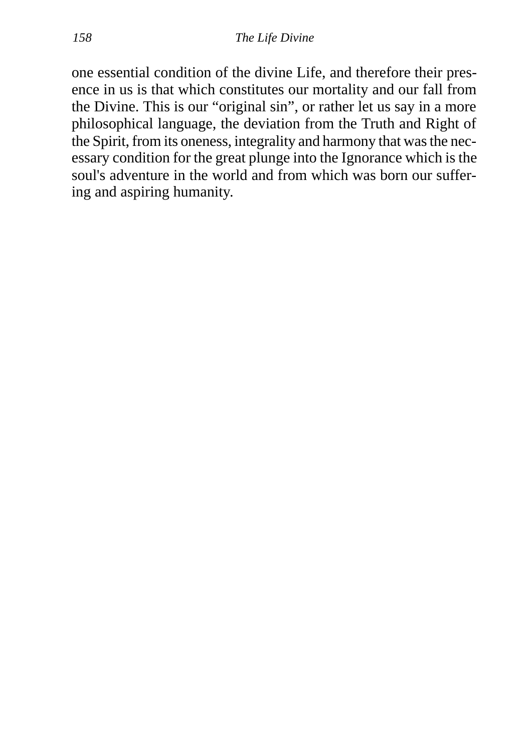one essential condition of the divine Life, and therefore their presence in us is that which constitutes our mortality and our fall from the Divine. This is our "original sin", or rather let us say in a more philosophical language, the deviation from the Truth and Right of the Spirit, from its oneness, integrality and harmony that was the necessary condition for the great plunge into the Ignorance which is the soul's adventure in the world and from which was born our suffering and aspiring humanity.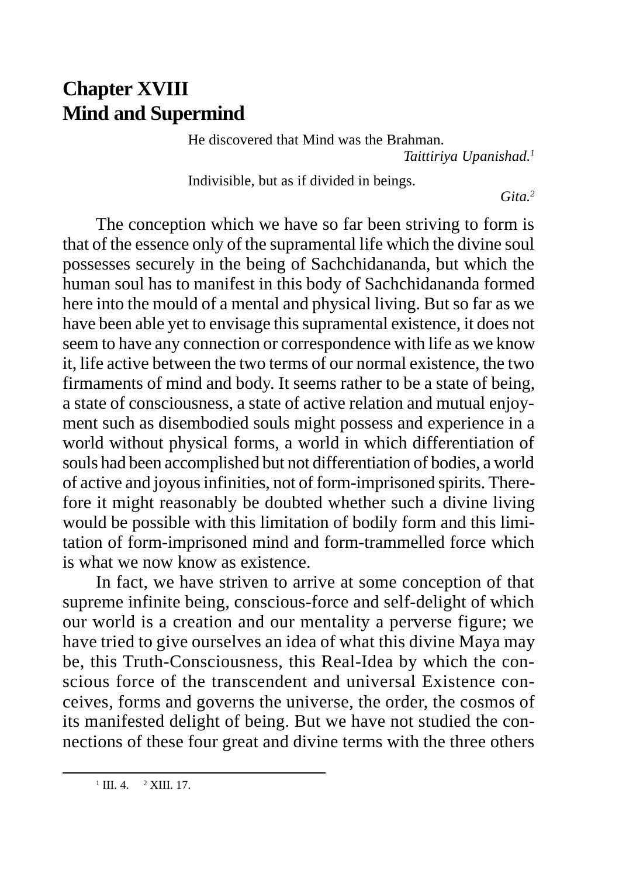# Chapter XVIII
# Mind and Supermind

> He discovered that Mind was the Brahman.
>
> *Taittiriya Upanishad.*[1]

> Indivisible, but as if divided in beings.
>
> *Gita.*[2]

The conception which we have so far been striving to form is that of the essence only of the supramental life which the divine soul possesses securely in the being of Sachchidananda, but which the human soul has to manifest in this body of Sachchidananda formed here into the mould of a mental and physical living. But so far as we have been able yet to envisage this supramental existence, it does not seem to have any connection or correspondence with life as we know it, life active between the two terms of our normal existence, the two firmaments of mind and body. It seems rather to be a state of being, a state of consciousness, a state of active relation and mutual enjoyment such as disembodied souls might possess and experience in a world without physical forms, a world in which differentiation of souls had been accomplished but not differentiation of bodies, a world of active and joyous infinities, not of form-imprisoned spirits. Therefore it might reasonably be doubted whether such a divine living would be possible with this limitation of bodily form and this limitation of form-imprisoned mind and form-trammelled force which is what we now know as existence.

In fact, we have striven to arrive at some conception of that supreme infinite being, conscious-force and self-delight of which our world is a creation and our mentality a perverse figure; we have tried to give ourselves an idea of what this divine Maya may be, this Truth-Consciousness, this Real-Idea by which the conscious force of the transcendent and universal Existence conceives, forms and governs the universe, the order, the cosmos of its manifested delight of being. But we have not studied the connections of these four great and divine terms with the three others

---

[1] III. 4. [2] XIII. 17.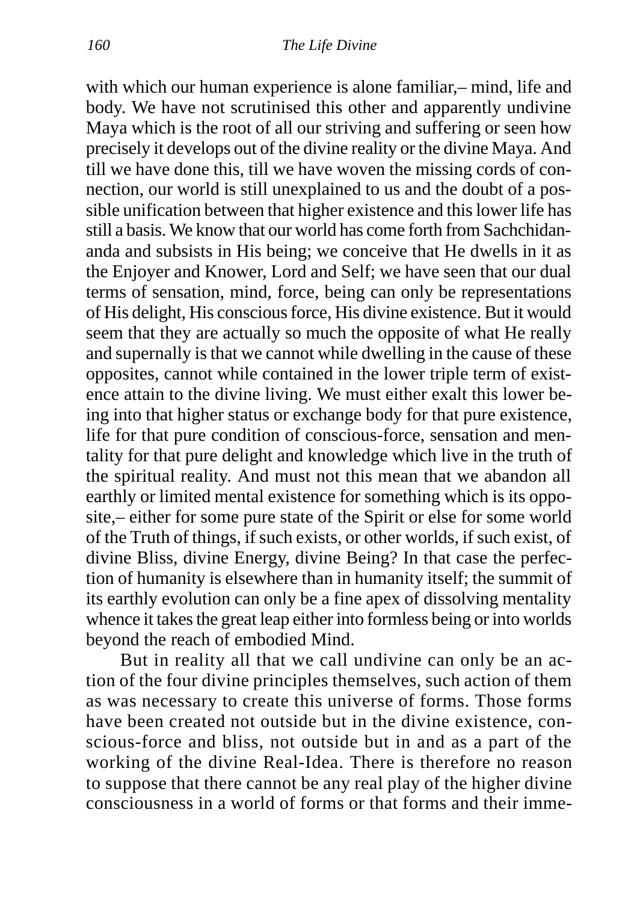with which our human experience is alone familiar,– mind, life and body. We have not scrutinised this other and apparently undivine Maya which is the root of all our striving and suffering or seen how precisely it develops out of the divine reality or the divine Maya. And till we have done this, till we have woven the missing cords of connection, our world is still unexplained to us and the doubt of a possible unification between that higher existence and this lower life has still a basis. We know that our world has come forth from Sachchidananda and subsists in His being; we conceive that He dwells in it as the Enjoyer and Knower, Lord and Self; we have seen that our dual terms of sensation, mind, force, being can only be representations of His delight, His conscious force, His divine existence. But it would seem that they are actually so much the opposite of what He really and supernally is that we cannot while dwelling in the cause of these opposites, cannot while contained in the lower triple term of existence attain to the divine living. We must either exalt this lower being into that higher status or exchange body for that pure existence, life for that pure condition of conscious-force, sensation and mentality for that pure delight and knowledge which live in the truth of the spiritual reality. And must not this mean that we abandon all earthly or limited mental existence for something which is its opposite,– either for some pure state of the Spirit or else for some world of the Truth of things, if such exists, or other worlds, if such exist, of divine Bliss, divine Energy, divine Being? In that case the perfection of humanity is elsewhere than in humanity itself; the summit of its earthly evolution can only be a fine apex of dissolving mentality whence it takes the great leap either into formless being or into worlds beyond the reach of embodied Mind.

But in reality all that we call undivine can only be an action of the four divine principles themselves, such action of them as was necessary to create this universe of forms. Those forms have been created not outside but in the divine existence, conscious-force and bliss, not outside but in and as a part of the working of the divine Real-Idea. There is therefore no reason to suppose that there cannot be any real play of the higher divine consciousness in a world of forms or that forms and their imme-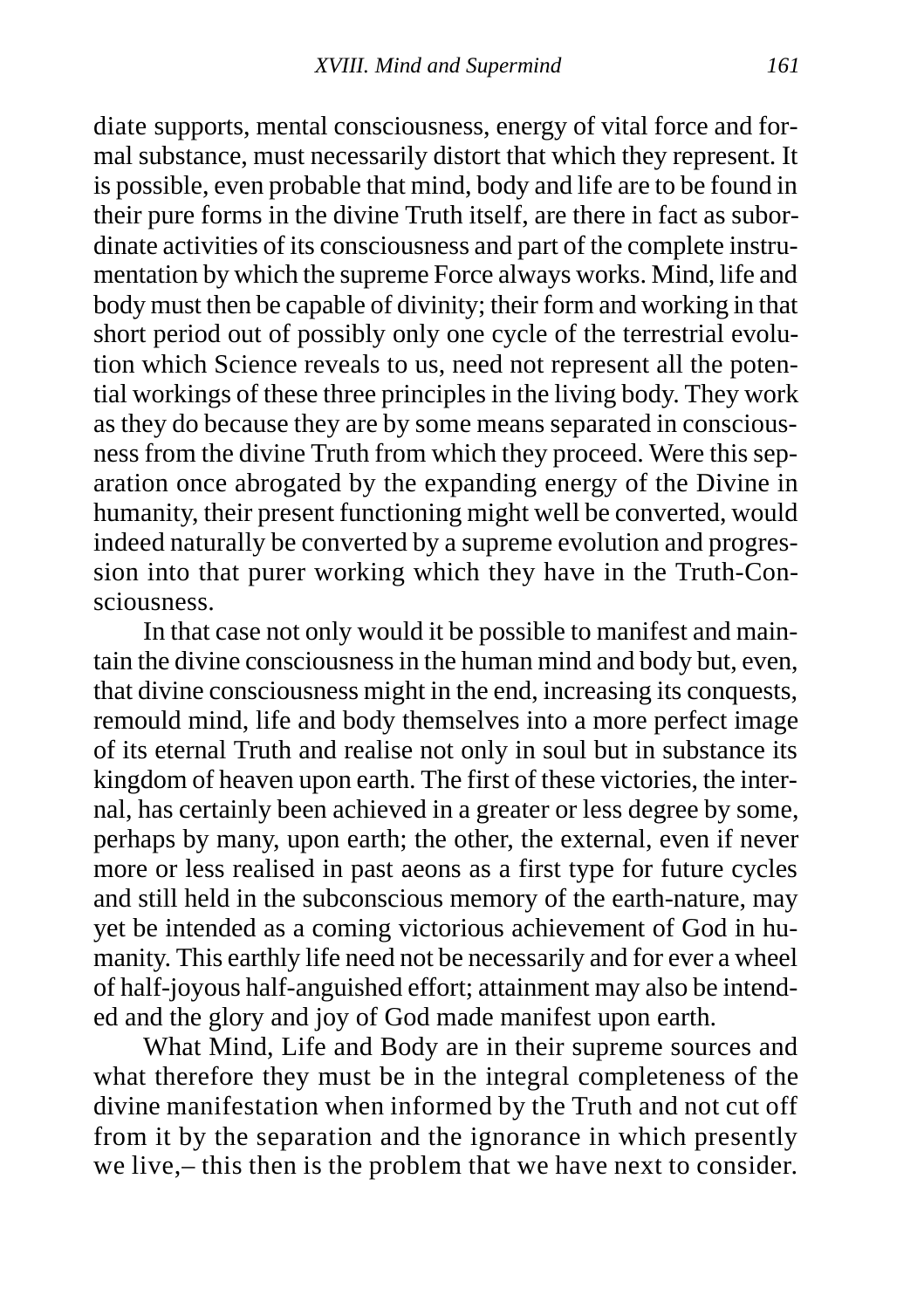diate supports, mental consciousness, energy of vital force and formal substance, must necessarily distort that which they represent. It is possible, even probable that mind, body and life are to be found in their pure forms in the divine Truth itself, are there in fact as subordinate activities of its consciousness and part of the complete instrumentation by which the supreme Force always works. Mind, life and body must then be capable of divinity; their form and working in that short period out of possibly only one cycle of the terrestrial evolution which Science reveals to us, need not represent all the potential workings of these three principles in the living body. They work as they do because they are by some means separated in consciousness from the divine Truth from which they proceed. Were this separation once abrogated by the expanding energy of the Divine in humanity, their present functioning might well be converted, would indeed naturally be converted by a supreme evolution and progression into that purer working which they have in the Truth-Consciousness.

In that case not only would it be possible to manifest and maintain the divine consciousness in the human mind and body but, even, that divine consciousness might in the end, increasing its conquests, remould mind, life and body themselves into a more perfect image of its eternal Truth and realise not only in soul but in substance its kingdom of heaven upon earth. The first of these victories, the internal, has certainly been achieved in a greater or less degree by some, perhaps by many, upon earth; the other, the external, even if never more or less realised in past aeons as a first type for future cycles and still held in the subconscious memory of the earth-nature, may yet be intended as a coming victorious achievement of God in humanity. This earthly life need not be necessarily and for ever a wheel of half-joyous half-anguished effort; attainment may also be intended and the glory and joy of God made manifest upon earth.

What Mind, Life and Body are in their supreme sources and what therefore they must be in the integral completeness of the divine manifestation when informed by the Truth and not cut off from it by the separation and the ignorance in which presently we live,– this then is the problem that we have next to consider.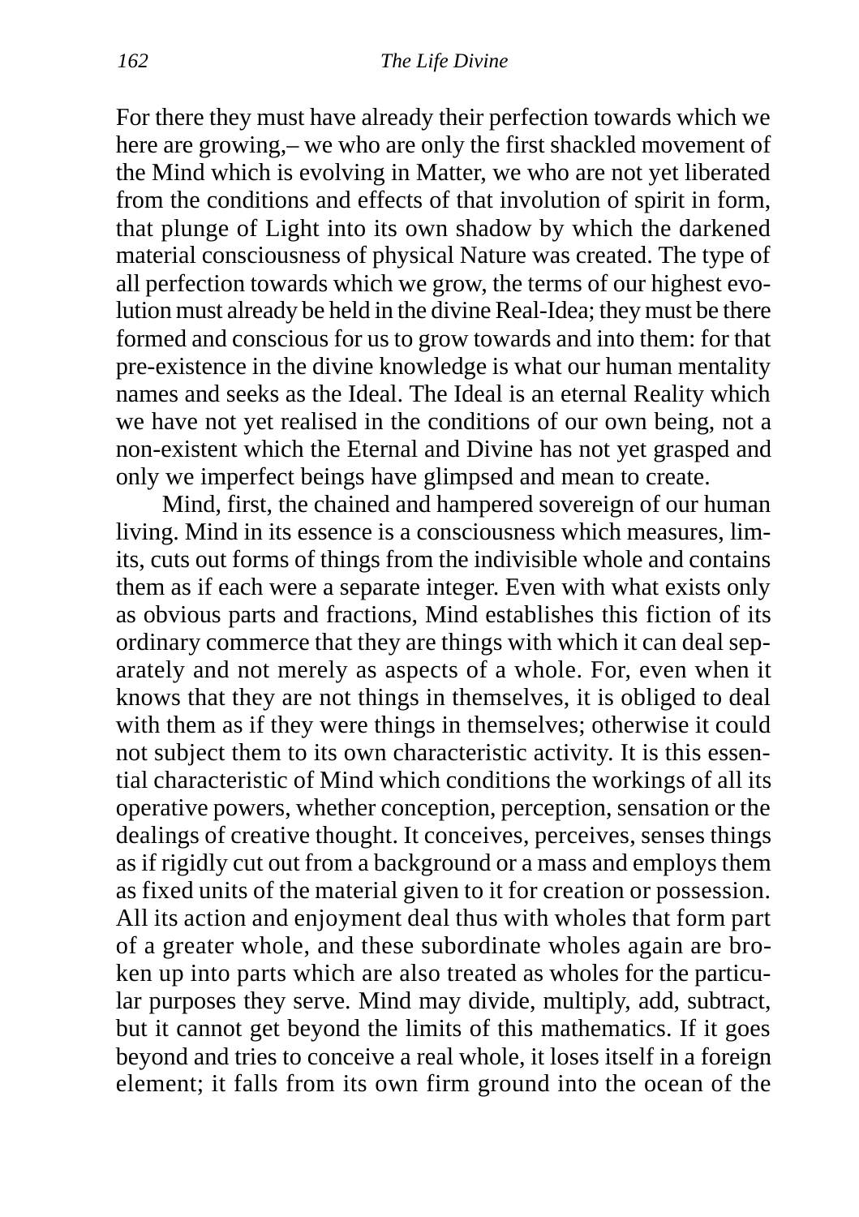For there they must have already their perfection towards which we here are growing,– we who are only the first shackled movement of the Mind which is evolving in Matter, we who are not yet liberated from the conditions and effects of that involution of spirit in form, that plunge of Light into its own shadow by which the darkened material consciousness of physical Nature was created. The type of all perfection towards which we grow, the terms of our highest evolution must already be held in the divine Real-Idea; they must be there formed and conscious for us to grow towards and into them: for that pre-existence in the divine knowledge is what our human mentality names and seeks as the Ideal. The Ideal is an eternal Reality which we have not yet realised in the conditions of our own being, not a non-existent which the Eternal and Divine has not yet grasped and only we imperfect beings have glimpsed and mean to create.

Mind, first, the chained and hampered sovereign of our human living. Mind in its essence is a consciousness which measures, limits, cuts out forms of things from the indivisible whole and contains them as if each were a separate integer. Even with what exists only as obvious parts and fractions, Mind establishes this fiction of its ordinary commerce that they are things with which it can deal separately and not merely as aspects of a whole. For, even when it knows that they are not things in themselves, it is obliged to deal with them as if they were things in themselves; otherwise it could not subject them to its own characteristic activity. It is this essential characteristic of Mind which conditions the workings of all its operative powers, whether conception, perception, sensation or the dealings of creative thought. It conceives, perceives, senses things as if rigidly cut out from a background or a mass and employs them as fixed units of the material given to it for creation or possession. All its action and enjoyment deal thus with wholes that form part of a greater whole, and these subordinate wholes again are broken up into parts which are also treated as wholes for the particular purposes they serve. Mind may divide, multiply, add, subtract, but it cannot get beyond the limits of this mathematics. If it goes beyond and tries to conceive a real whole, it loses itself in a foreign element; it falls from its own firm ground into the ocean of the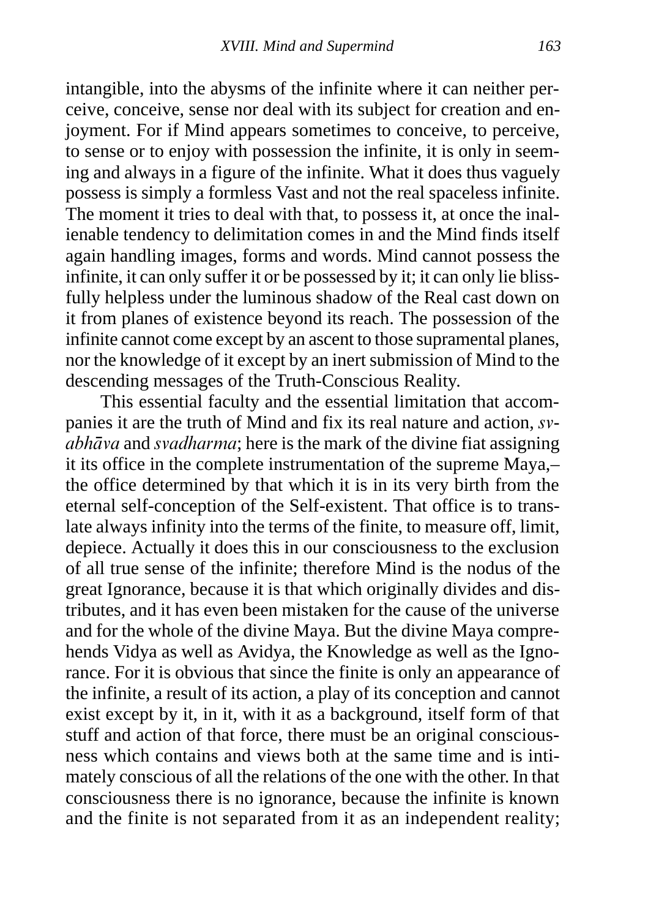intangible, into the abysms of the infinite where it can neither perceive, conceive, sense nor deal with its subject for creation and enjoyment. For if Mind appears sometimes to conceive, to perceive, to sense or to enjoy with possession the infinite, it is only in seeming and always in a figure of the infinite. What it does thus vaguely possess is simply a formless Vast and not the real spaceless infinite. The moment it tries to deal with that, to possess it, at once the inalienable tendency to delimitation comes in and the Mind finds itself again handling images, forms and words. Mind cannot possess the infinite, it can only suffer it or be possessed by it; it can only lie blissfully helpless under the luminous shadow of the Real cast down on it from planes of existence beyond its reach. The possession of the infinite cannot come except by an ascent to those supramental planes, nor the knowledge of it except by an inert submission of Mind to the descending messages of the Truth-Conscious Reality.

This essential faculty and the essential limitation that accompanies it are the truth of Mind and fix its real nature and action, *svabhāva* and *svadharma*; here is the mark of the divine fiat assigning it its office in the complete instrumentation of the supreme Maya,– the office determined by that which it is in its very birth from the eternal self-conception of the Self-existent. That office is to translate always infinity into the terms of the finite, to measure off, limit, depiece. Actually it does this in our consciousness to the exclusion of all true sense of the infinite; therefore Mind is the nodus of the great Ignorance, because it is that which originally divides and distributes, and it has even been mistaken for the cause of the universe and for the whole of the divine Maya. But the divine Maya comprehends Vidya as well as Avidya, the Knowledge as well as the Ignorance. For it is obvious that since the finite is only an appearance of the infinite, a result of its action, a play of its conception and cannot exist except by it, in it, with it as a background, itself form of that stuff and action of that force, there must be an original consciousness which contains and views both at the same time and is intimately conscious of all the relations of the one with the other. In that consciousness there is no ignorance, because the infinite is known and the finite is not separated from it as an independent reality;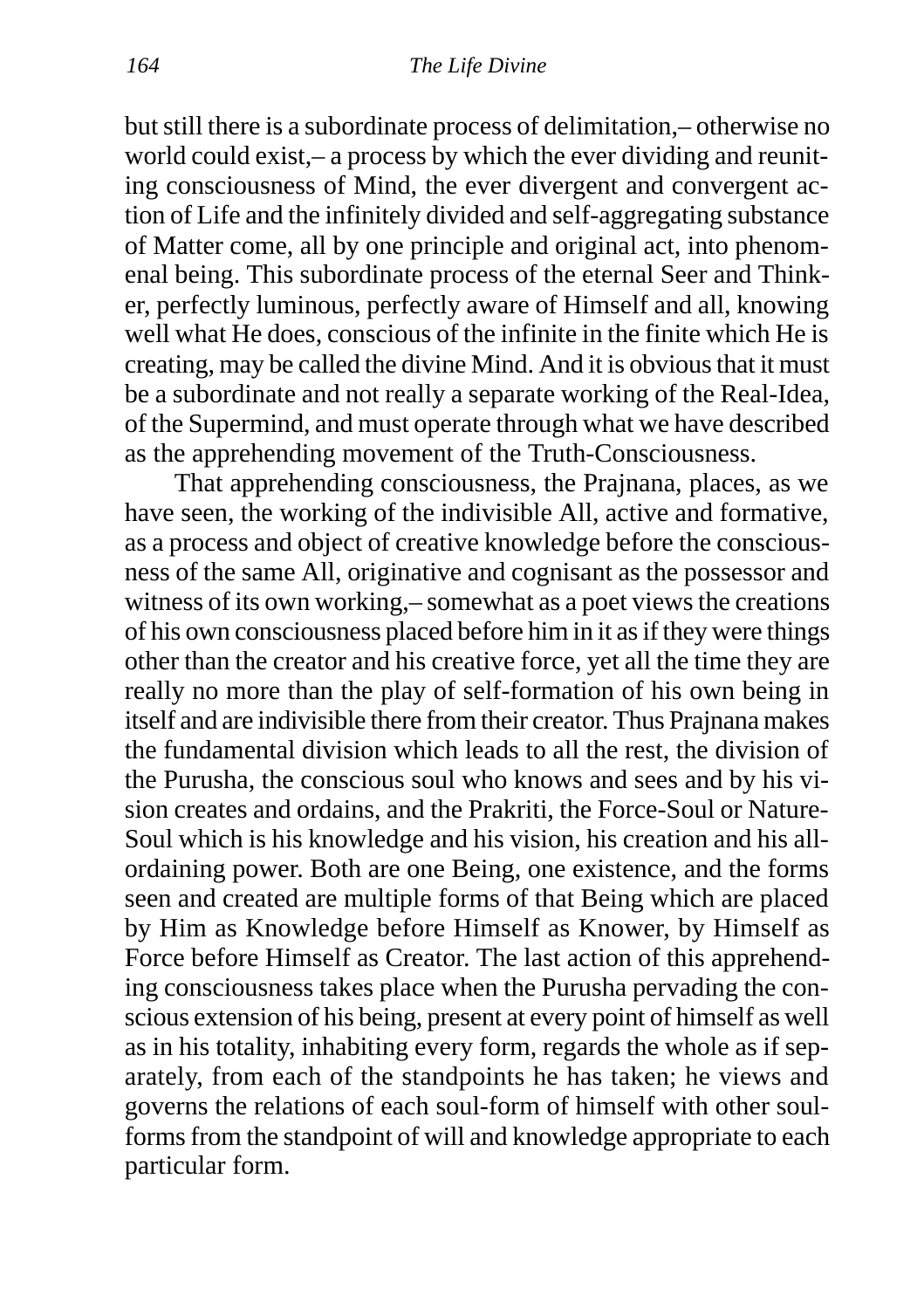but still there is a subordinate process of delimitation,– otherwise no world could exist,– a process by which the ever dividing and reuniting consciousness of Mind, the ever divergent and convergent action of Life and the infinitely divided and self-aggregating substance of Matter come, all by one principle and original act, into phenomenal being. This subordinate process of the eternal Seer and Thinker, perfectly luminous, perfectly aware of Himself and all, knowing well what He does, conscious of the infinite in the finite which He is creating, may be called the divine Mind. And it is obvious that it must be a subordinate and not really a separate working of the Real-Idea, of the Supermind, and must operate through what we have described as the apprehending movement of the Truth-Consciousness.

That apprehending consciousness, the Prajnana, places, as we have seen, the working of the indivisible All, active and formative, as a process and object of creative knowledge before the consciousness of the same All, originative and cognisant as the possessor and witness of its own working,– somewhat as a poet views the creations of his own consciousness placed before him in it as if they were things other than the creator and his creative force, yet all the time they are really no more than the play of self-formation of his own being in itself and are indivisible there from their creator. Thus Prajnana makes the fundamental division which leads to all the rest, the division of the Purusha, the conscious soul who knows and sees and by his vision creates and ordains, and the Prakriti, the Force-Soul or Nature-Soul which is his knowledge and his vision, his creation and his all-ordaining power. Both are one Being, one existence, and the forms seen and created are multiple forms of that Being which are placed by Him as Knowledge before Himself as Knower, by Himself as Force before Himself as Creator. The last action of this apprehending consciousness takes place when the Purusha pervading the conscious extension of his being, present at every point of himself as well as in his totality, inhabiting every form, regards the whole as if separately, from each of the standpoints he has taken; he views and governs the relations of each soul-form of himself with other soul-forms from the standpoint of will and knowledge appropriate to each particular form.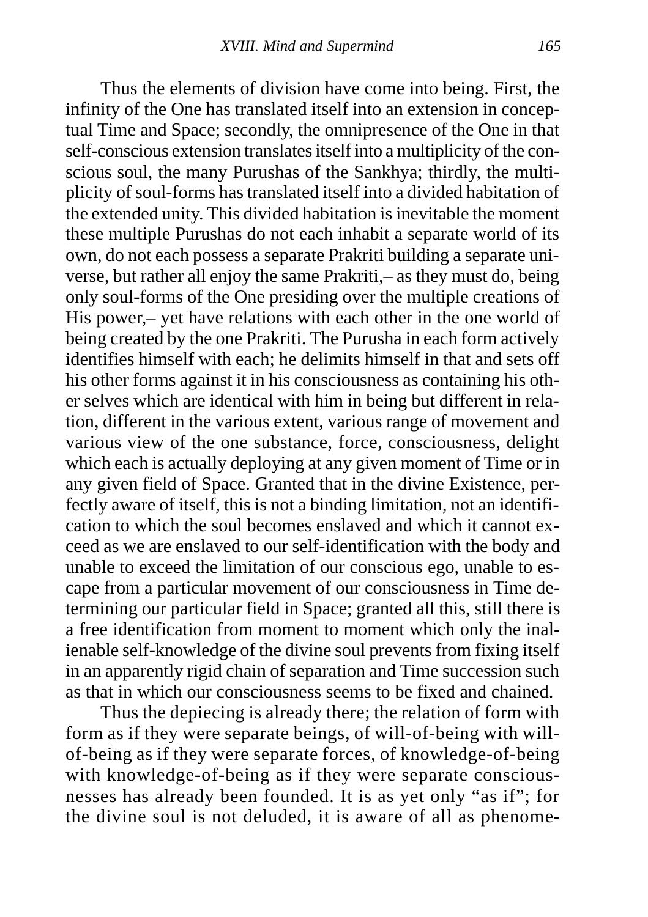Thus the elements of division have come into being. First, the infinity of the One has translated itself into an extension in conceptual Time and Space; secondly, the omnipresence of the One in that self-conscious extension translates itself into a multiplicity of the conscious soul, the many Purushas of the Sankhya; thirdly, the multiplicity of soul-forms has translated itself into a divided habitation of the extended unity. This divided habitation is inevitable the moment these multiple Purushas do not each inhabit a separate world of its own, do not each possess a separate Prakriti building a separate universe, but rather all enjoy the same Prakriti,– as they must do, being only soul-forms of the One presiding over the multiple creations of His power,– yet have relations with each other in the one world of being created by the one Prakriti. The Purusha in each form actively identifies himself with each; he delimits himself in that and sets off his other forms against it in his consciousness as containing his other selves which are identical with him in being but different in relation, different in the various extent, various range of movement and various view of the one substance, force, consciousness, delight which each is actually deploying at any given moment of Time or in any given field of Space. Granted that in the divine Existence, perfectly aware of itself, this is not a binding limitation, not an identification to which the soul becomes enslaved and which it cannot exceed as we are enslaved to our self-identification with the body and unable to exceed the limitation of our conscious ego, unable to escape from a particular movement of our consciousness in Time determining our particular field in Space; granted all this, still there is a free identification from moment to moment which only the inalienable self-knowledge of the divine soul prevents from fixing itself in an apparently rigid chain of separation and Time succession such as that in which our consciousness seems to be fixed and chained.

Thus the depiecing is already there; the relation of form with form as if they were separate beings, of will-of-being with will-of-being as if they were separate forces, of knowledge-of-being with knowledge-of-being as if they were separate consciousnesses has already been founded. It is as yet only "as if"; for the divine soul is not deluded, it is aware of all as phenome-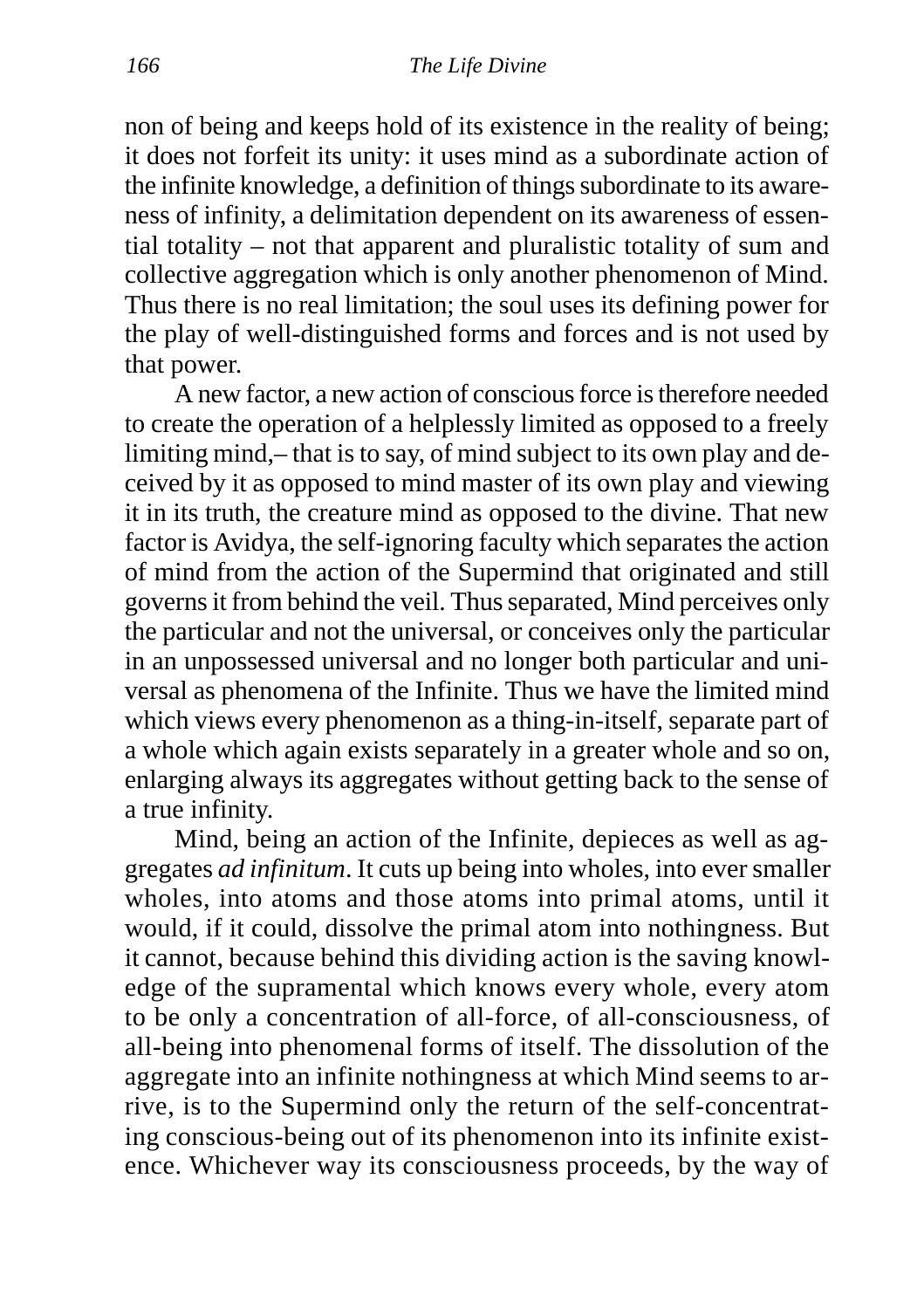non of being and keeps hold of its existence in the reality of being; it does not forfeit its unity: it uses mind as a subordinate action of the infinite knowledge, a definition of things subordinate to its awareness of infinity, a delimitation dependent on its awareness of essential totality – not that apparent and pluralistic totality of sum and collective aggregation which is only another phenomenon of Mind. Thus there is no real limitation; the soul uses its defining power for the play of well-distinguished forms and forces and is not used by that power.

A new factor, a new action of conscious force is therefore needed to create the operation of a helplessly limited as opposed to a freely limiting mind,– that is to say, of mind subject to its own play and deceived by it as opposed to mind master of its own play and viewing it in its truth, the creature mind as opposed to the divine. That new factor is Avidya, the self-ignoring faculty which separates the action of mind from the action of the Supermind that originated and still governs it from behind the veil. Thus separated, Mind perceives only the particular and not the universal, or conceives only the particular in an unpossessed universal and no longer both particular and universal as phenomena of the Infinite. Thus we have the limited mind which views every phenomenon as a thing-in-itself, separate part of a whole which again exists separately in a greater whole and so on, enlarging always its aggregates without getting back to the sense of a true infinity.

Mind, being an action of the Infinite, depieces as well as aggregates *ad infinitum*. It cuts up being into wholes, into ever smaller wholes, into atoms and those atoms into primal atoms, until it would, if it could, dissolve the primal atom into nothingness. But it cannot, because behind this dividing action is the saving knowledge of the supramental which knows every whole, every atom to be only a concentration of all-force, of all-consciousness, of all-being into phenomenal forms of itself. The dissolution of the aggregate into an infinite nothingness at which Mind seems to arrive, is to the Supermind only the return of the self-concentrating conscious-being out of its phenomenon into its infinite existence. Whichever way its consciousness proceeds, by the way of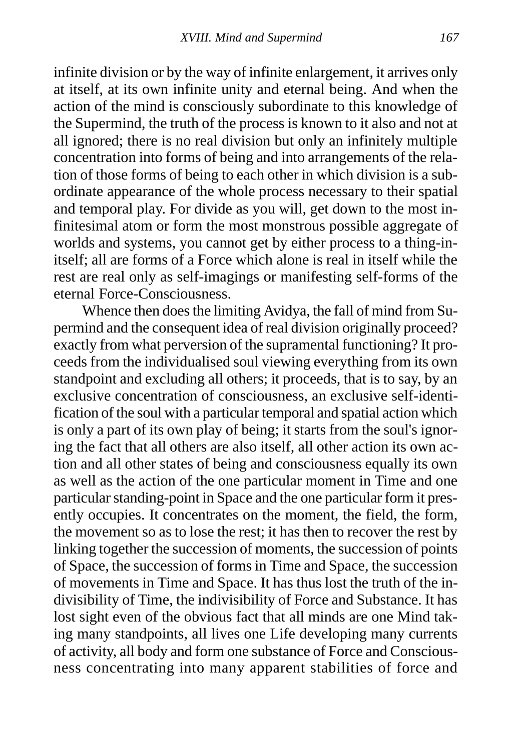infinite division or by the way of infinite enlargement, it arrives only at itself, at its own infinite unity and eternal being. And when the action of the mind is consciously subordinate to this knowledge of the Supermind, the truth of the process is known to it also and not at all ignored; there is no real division but only an infinitely multiple concentration into forms of being and into arrangements of the relation of those forms of being to each other in which division is a subordinate appearance of the whole process necessary to their spatial and temporal play. For divide as you will, get down to the most infinitesimal atom or form the most monstrous possible aggregate of worlds and systems, you cannot get by either process to a thing-in-itself; all are forms of a Force which alone is real in itself while the rest are real only as self-imagings or manifesting self-forms of the eternal Force-Consciousness.

Whence then does the limiting Avidya, the fall of mind from Supermind and the consequent idea of real division originally proceed? exactly from what perversion of the supramental functioning? It proceeds from the individualised soul viewing everything from its own standpoint and excluding all others; it proceeds, that is to say, by an exclusive concentration of consciousness, an exclusive self-identification of the soul with a particular temporal and spatial action which is only a part of its own play of being; it starts from the soul's ignoring the fact that all others are also itself, all other action its own action and all other states of being and consciousness equally its own as well as the action of the one particular moment in Time and one particular standing-point in Space and the one particular form it presently occupies. It concentrates on the moment, the field, the form, the movement so as to lose the rest; it has then to recover the rest by linking together the succession of moments, the succession of points of Space, the succession of forms in Time and Space, the succession of movements in Time and Space. It has thus lost the truth of the indivisibility of Time, the indivisibility of Force and Substance. It has lost sight even of the obvious fact that all minds are one Mind taking many standpoints, all lives one Life developing many currents of activity, all body and form one substance of Force and Consciousness concentrating into many apparent stabilities of force and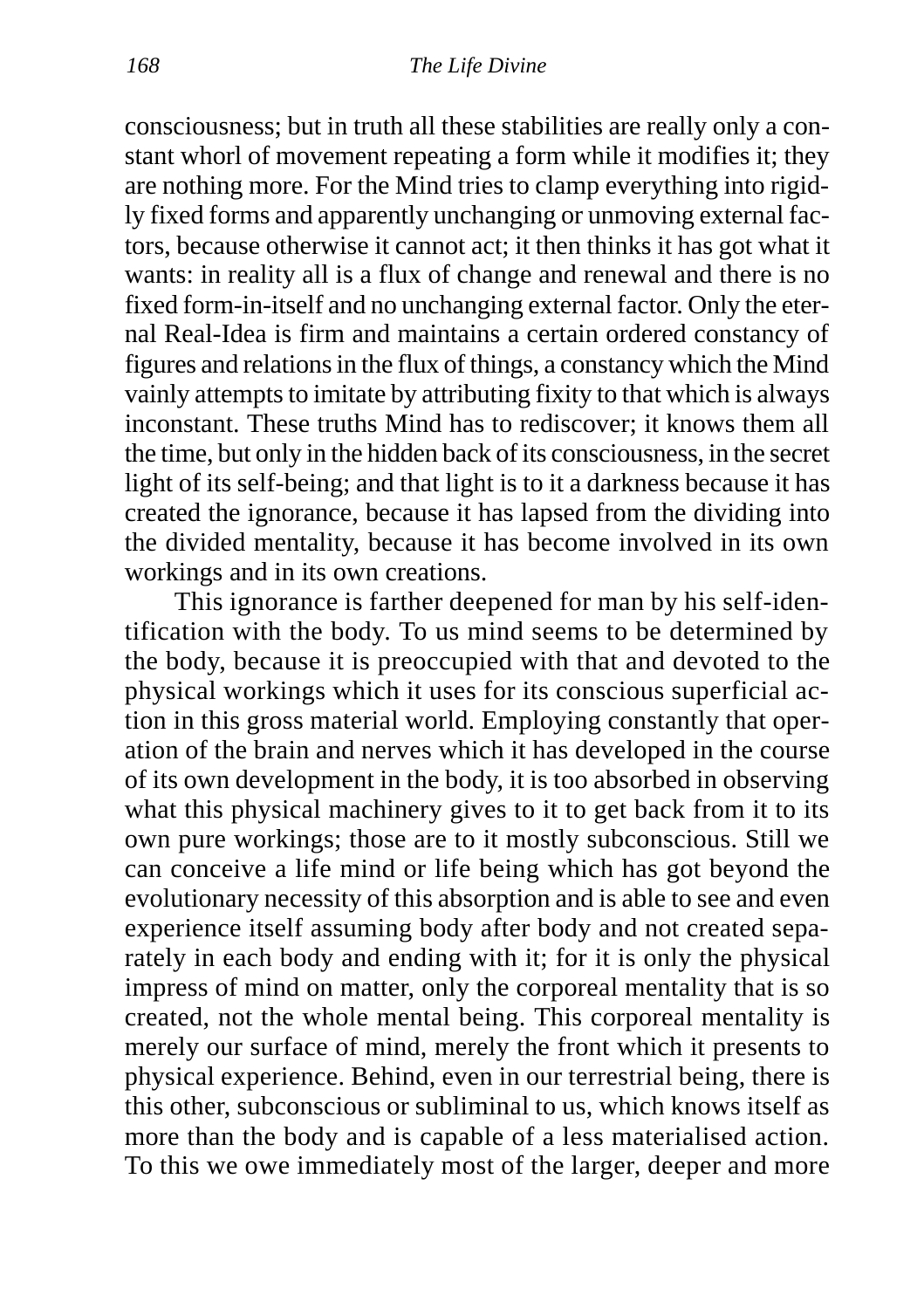consciousness; but in truth all these stabilities are really only a constant whorl of movement repeating a form while it modifies it; they are nothing more. For the Mind tries to clamp everything into rigidly fixed forms and apparently unchanging or unmoving external factors, because otherwise it cannot act; it then thinks it has got what it wants: in reality all is a flux of change and renewal and there is no fixed form-in-itself and no unchanging external factor. Only the eternal Real-Idea is firm and maintains a certain ordered constancy of figures and relations in the flux of things, a constancy which the Mind vainly attempts to imitate by attributing fixity to that which is always inconstant. These truths Mind has to rediscover; it knows them all the time, but only in the hidden back of its consciousness, in the secret light of its self-being; and that light is to it a darkness because it has created the ignorance, because it has lapsed from the dividing into the divided mentality, because it has become involved in its own workings and in its own creations.

This ignorance is farther deepened for man by his self-identification with the body. To us mind seems to be determined by the body, because it is preoccupied with that and devoted to the physical workings which it uses for its conscious superficial action in this gross material world. Employing constantly that operation of the brain and nerves which it has developed in the course of its own development in the body, it is too absorbed in observing what this physical machinery gives to it to get back from it to its own pure workings; those are to it mostly subconscious. Still we can conceive a life mind or life being which has got beyond the evolutionary necessity of this absorption and is able to see and even experience itself assuming body after body and not created separately in each body and ending with it; for it is only the physical impress of mind on matter, only the corporeal mentality that is so created, not the whole mental being. This corporeal mentality is merely our surface of mind, merely the front which it presents to physical experience. Behind, even in our terrestrial being, there is this other, subconscious or subliminal to us, which knows itself as more than the body and is capable of a less materialised action. To this we owe immediately most of the larger, deeper and more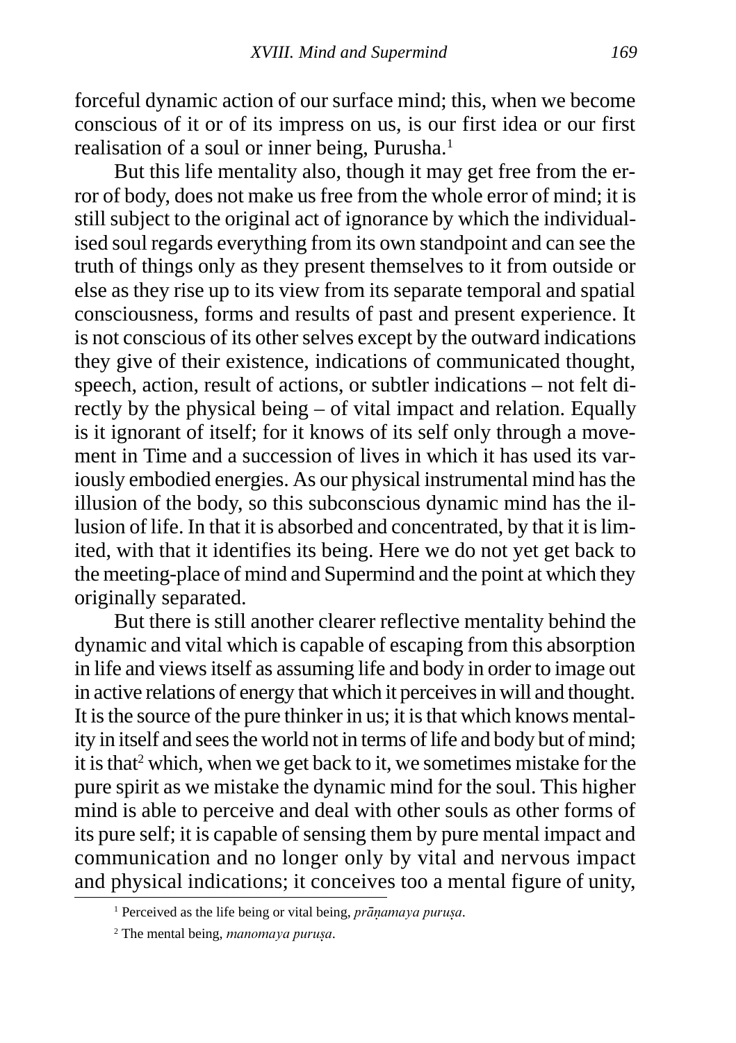forceful dynamic action of our surface mind; this, when we become conscious of it or of its impress on us, is our first idea or our first realisation of a soul or inner being, Purusha.[1]

But this life mentality also, though it may get free from the error of body, does not make us free from the whole error of mind; it is still subject to the original act of ignorance by which the individualised soul regards everything from its own standpoint and can see the truth of things only as they present themselves to it from outside or else as they rise up to its view from its separate temporal and spatial consciousness, forms and results of past and present experience. It is not conscious of its other selves except by the outward indications they give of their existence, indications of communicated thought, speech, action, result of actions, or subtler indications – not felt directly by the physical being – of vital impact and relation. Equally is it ignorant of itself; for it knows of its self only through a movement in Time and a succession of lives in which it has used its variously embodied energies. As our physical instrumental mind has the illusion of the body, so this subconscious dynamic mind has the illusion of life. In that it is absorbed and concentrated, by that it is limited, with that it identifies its being. Here we do not yet get back to the meeting-place of mind and Supermind and the point at which they originally separated.

But there is still another clearer reflective mentality behind the dynamic and vital which is capable of escaping from this absorption in life and views itself as assuming life and body in order to image out in active relations of energy that which it perceives in will and thought. It is the source of the pure thinker in us; it is that which knows mentality in itself and sees the world not in terms of life and body but of mind; it is that[2] which, when we get back to it, we sometimes mistake for the pure spirit as we mistake the dynamic mind for the soul. This higher mind is able to perceive and deal with other souls as other forms of its pure self; it is capable of sensing them by pure mental impact and communication and no longer only by vital and nervous impact and physical indications; it conceives too a mental figure of unity,

---

[1] Perceived as the life being or vital being, *prāṇamaya puruṣa*.

[2] The mental being, *manomaya puruṣa*.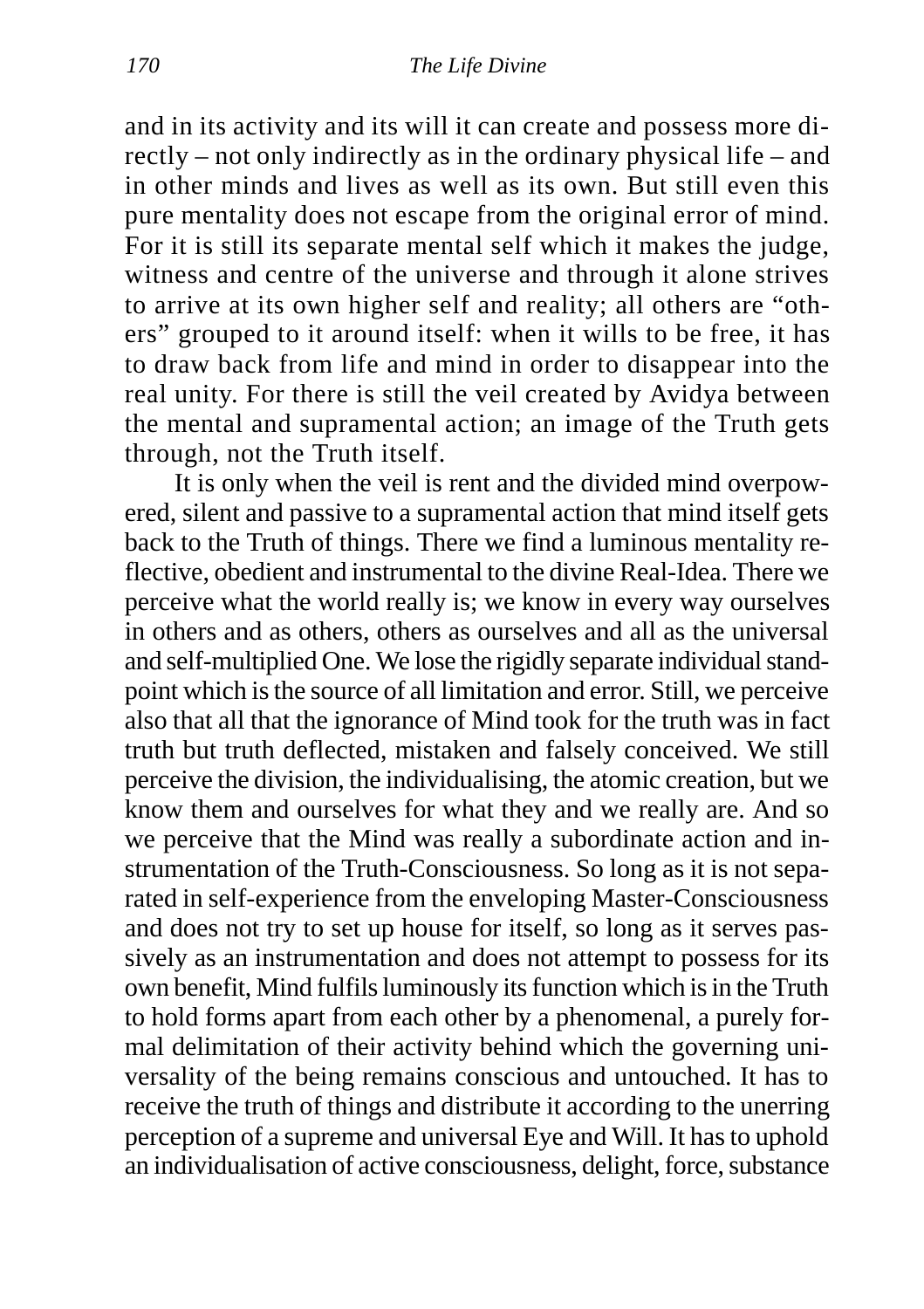and in its activity and its will it can create and possess more directly – not only indirectly as in the ordinary physical life – and in other minds and lives as well as its own. But still even this pure mentality does not escape from the original error of mind. For it is still its separate mental self which it makes the judge, witness and centre of the universe and through it alone strives to arrive at its own higher self and reality; all others are "others" grouped to it around itself: when it wills to be free, it has to draw back from life and mind in order to disappear into the real unity. For there is still the veil created by Avidya between the mental and supramental action; an image of the Truth gets through, not the Truth itself.

It is only when the veil is rent and the divided mind overpowered, silent and passive to a supramental action that mind itself gets back to the Truth of things. There we find a luminous mentality reflective, obedient and instrumental to the divine Real-Idea. There we perceive what the world really is; we know in every way ourselves in others and as others, others as ourselves and all as the universal and self-multiplied One. We lose the rigidly separate individual standpoint which is the source of all limitation and error. Still, we perceive also that all that the ignorance of Mind took for the truth was in fact truth but truth deflected, mistaken and falsely conceived. We still perceive the division, the individualising, the atomic creation, but we know them and ourselves for what they and we really are. And so we perceive that the Mind was really a subordinate action and instrumentation of the Truth-Consciousness. So long as it is not separated in self-experience from the enveloping Master-Consciousness and does not try to set up house for itself, so long as it serves passively as an instrumentation and does not attempt to possess for its own benefit, Mind fulfils luminously its function which is in the Truth to hold forms apart from each other by a phenomenal, a purely formal delimitation of their activity behind which the governing universality of the being remains conscious and untouched. It has to receive the truth of things and distribute it according to the unerring perception of a supreme and universal Eye and Will. It has to uphold an individualisation of active consciousness, delight, force, substance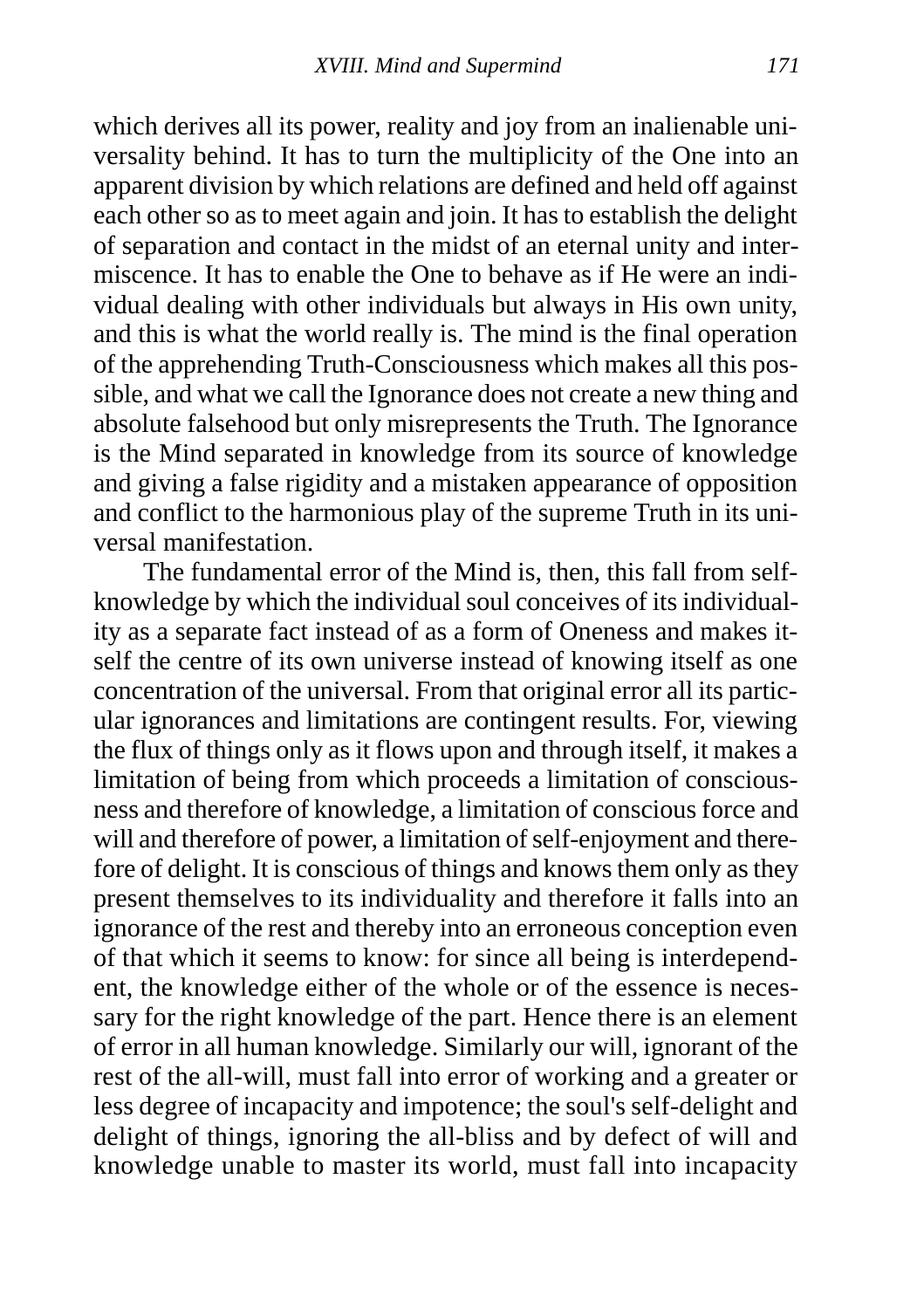which derives all its power, reality and joy from an inalienable universality behind. It has to turn the multiplicity of the One into an apparent division by which relations are defined and held off against each other so as to meet again and join. It has to establish the delight of separation and contact in the midst of an eternal unity and intermiscence. It has to enable the One to behave as if He were an individual dealing with other individuals but always in His own unity, and this is what the world really is. The mind is the final operation of the apprehending Truth-Consciousness which makes all this possible, and what we call the Ignorance does not create a new thing and absolute falsehood but only misrepresents the Truth. The Ignorance is the Mind separated in knowledge from its source of knowledge and giving a false rigidity and a mistaken appearance of opposition and conflict to the harmonious play of the supreme Truth in its universal manifestation.

The fundamental error of the Mind is, then, this fall from self-knowledge by which the individual soul conceives of its individuality as a separate fact instead of as a form of Oneness and makes itself the centre of its own universe instead of knowing itself as one concentration of the universal. From that original error all its particular ignorances and limitations are contingent results. For, viewing the flux of things only as it flows upon and through itself, it makes a limitation of being from which proceeds a limitation of consciousness and therefore of knowledge, a limitation of conscious force and will and therefore of power, a limitation of self-enjoyment and therefore of delight. It is conscious of things and knows them only as they present themselves to its individuality and therefore it falls into an ignorance of the rest and thereby into an erroneous conception even of that which it seems to know: for since all being is interdependent, the knowledge either of the whole or of the essence is necessary for the right knowledge of the part. Hence there is an element of error in all human knowledge. Similarly our will, ignorant of the rest of the all-will, must fall into error of working and a greater or less degree of incapacity and impotence; the soul's self-delight and delight of things, ignoring the all-bliss and by defect of will and knowledge unable to master its world, must fall into incapacity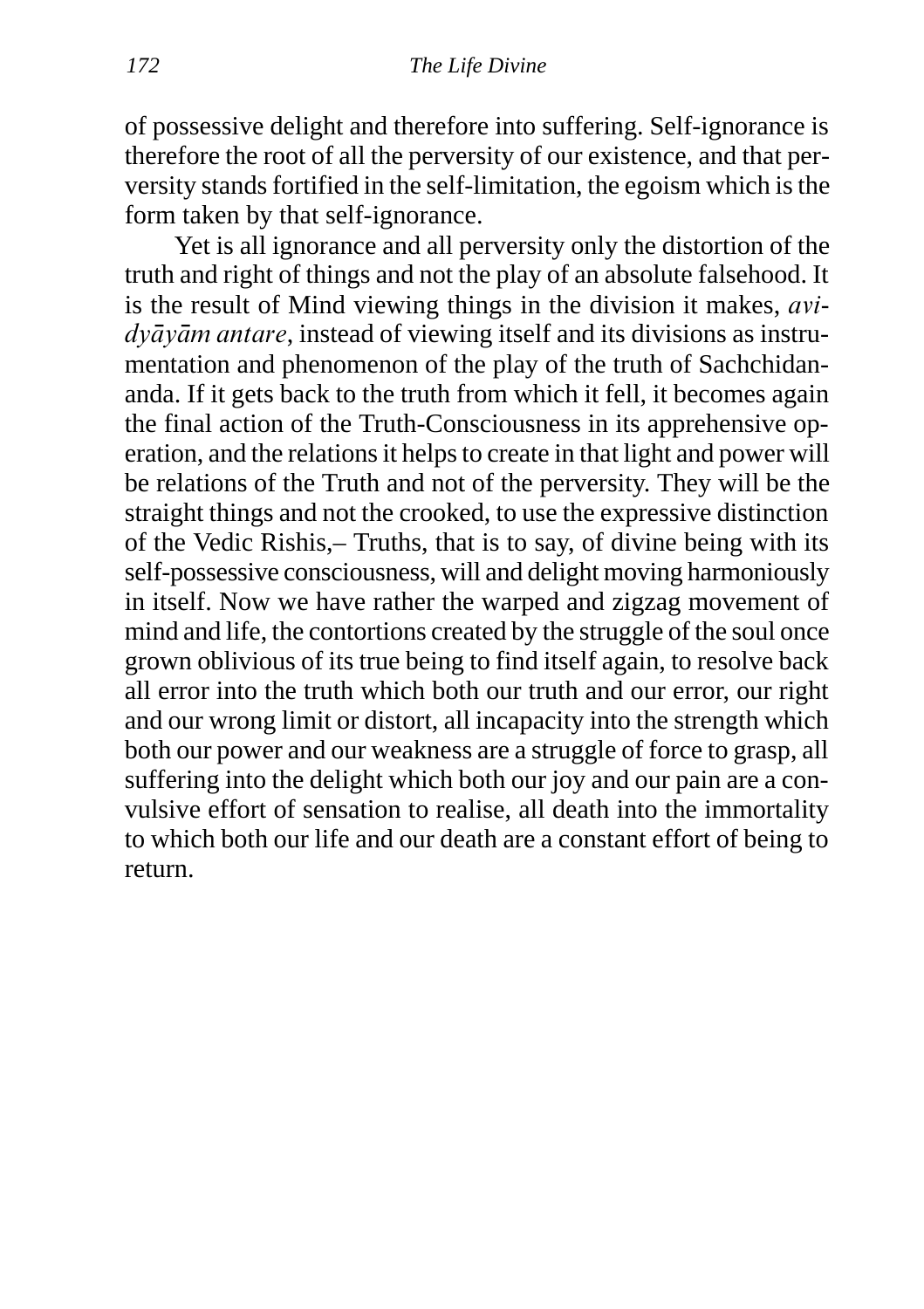of possessive delight and therefore into suffering. Self-ignorance is therefore the root of all the perversity of our existence, and that perversity stands fortified in the self-limitation, the egoism which is the form taken by that self-ignorance.

Yet is all ignorance and all perversity only the distortion of the truth and right of things and not the play of an absolute falsehood. It is the result of Mind viewing things in the division it makes, *avidyāyām antare*, instead of viewing itself and its divisions as instrumentation and phenomenon of the play of the truth of Sachchidananda. If it gets back to the truth from which it fell, it becomes again the final action of the Truth-Consciousness in its apprehensive operation, and the relations it helps to create in that light and power will be relations of the Truth and not of the perversity. They will be the straight things and not the crooked, to use the expressive distinction of the Vedic Rishis,– Truths, that is to say, of divine being with its self-possessive consciousness, will and delight moving harmoniously in itself. Now we have rather the warped and zigzag movement of mind and life, the contortions created by the struggle of the soul once grown oblivious of its true being to find itself again, to resolve back all error into the truth which both our truth and our error, our right and our wrong limit or distort, all incapacity into the strength which both our power and our weakness are a struggle of force to grasp, all suffering into the delight which both our joy and our pain are a convulsive effort of sensation to realise, all death into the immortality to which both our life and our death are a constant effort of being to return.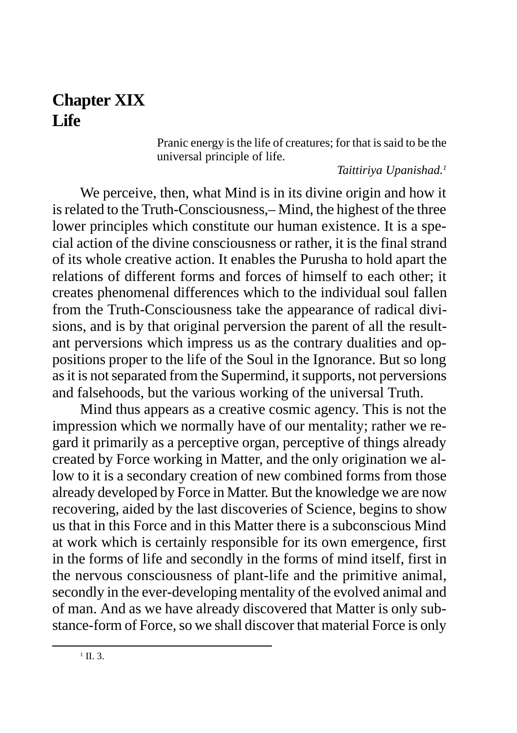# Chapter XIX
# Life

> Pranic energy is the life of creatures; for that is said to be the universal principle of life.
>
> *Taittiriya Upanishad.*[1]

We perceive, then, what Mind is in its divine origin and how it is related to the Truth-Consciousness,– Mind, the highest of the three lower principles which constitute our human existence. It is a special action of the divine consciousness or rather, it is the final strand of its whole creative action. It enables the Purusha to hold apart the relations of different forms and forces of himself to each other; it creates phenomenal differences which to the individual soul fallen from the Truth-Consciousness take the appearance of radical divisions, and is by that original perversion the parent of all the resultant perversions which impress us as the contrary dualities and oppositions proper to the life of the Soul in the Ignorance. But so long as it is not separated from the Supermind, it supports, not perversions and falsehoods, but the various working of the universal Truth.

Mind thus appears as a creative cosmic agency. This is not the impression which we normally have of our mentality; rather we regard it primarily as a perceptive organ, perceptive of things already created by Force working in Matter, and the only origination we allow to it is a secondary creation of new combined forms from those already developed by Force in Matter. But the knowledge we are now recovering, aided by the last discoveries of Science, begins to show us that in this Force and in this Matter there is a subconscious Mind at work which is certainly responsible for its own emergence, first in the forms of life and secondly in the forms of mind itself, first in the nervous consciousness of plant-life and the primitive animal, secondly in the ever-developing mentality of the evolved animal and of man. And as we have already discovered that Matter is only substance-form of Force, so we shall discover that material Force is only

---

[1] II. 3.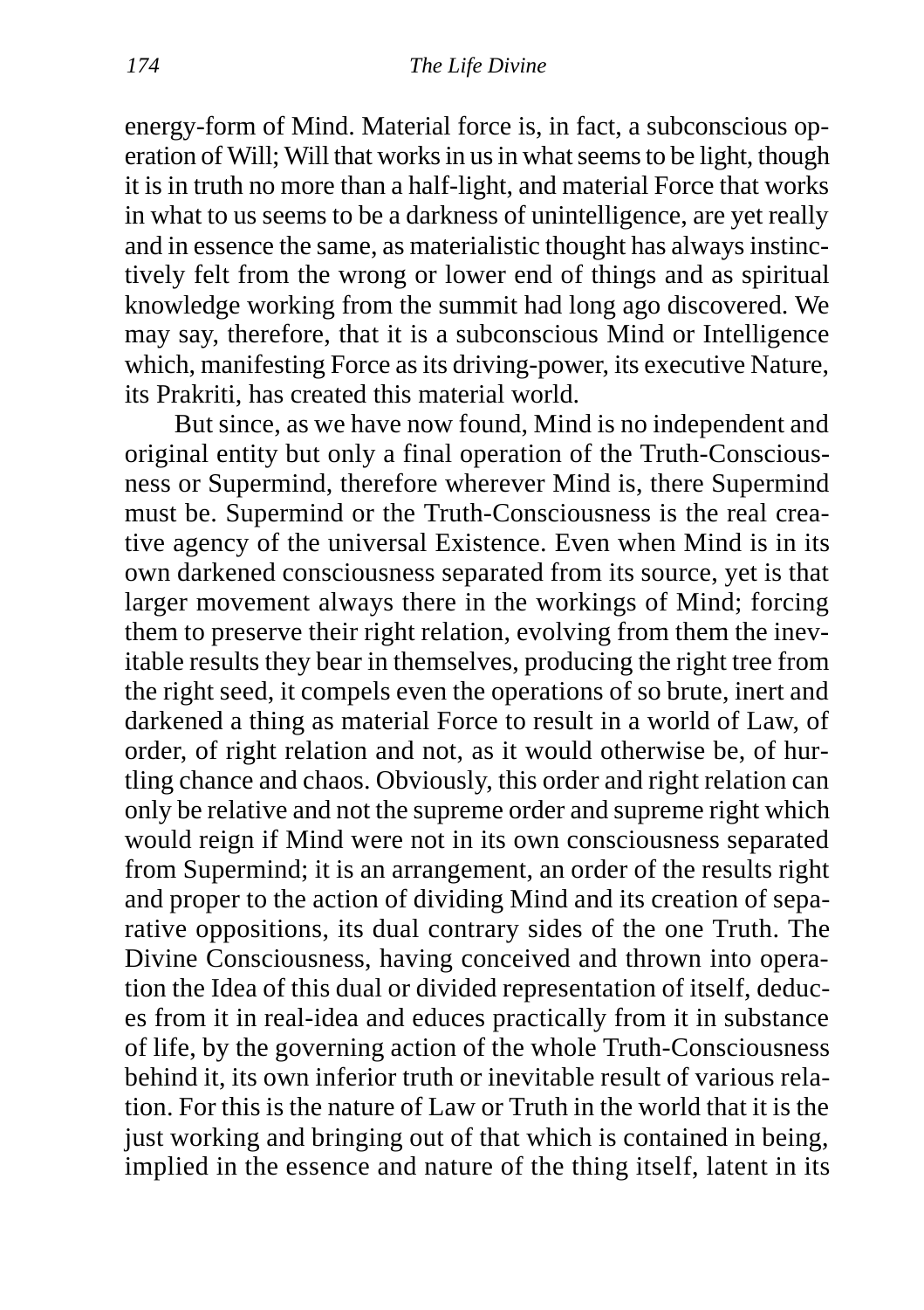energy-form of Mind. Material force is, in fact, a subconscious operation of Will; Will that works in us in what seems to be light, though it is in truth no more than a half-light, and material Force that works in what to us seems to be a darkness of unintelligence, are yet really and in essence the same, as materialistic thought has always instinctively felt from the wrong or lower end of things and as spiritual knowledge working from the summit had long ago discovered. We may say, therefore, that it is a subconscious Mind or Intelligence which, manifesting Force as its driving-power, its executive Nature, its Prakriti, has created this material world.

But since, as we have now found, Mind is no independent and original entity but only a final operation of the Truth-Consciousness or Supermind, therefore wherever Mind is, there Supermind must be. Supermind or the Truth-Consciousness is the real creative agency of the universal Existence. Even when Mind is in its own darkened consciousness separated from its source, yet is that larger movement always there in the workings of Mind; forcing them to preserve their right relation, evolving from them the inevitable results they bear in themselves, producing the right tree from the right seed, it compels even the operations of so brute, inert and darkened a thing as material Force to result in a world of Law, of order, of right relation and not, as it would otherwise be, of hurtling chance and chaos. Obviously, this order and right relation can only be relative and not the supreme order and supreme right which would reign if Mind were not in its own consciousness separated from Supermind; it is an arrangement, an order of the results right and proper to the action of dividing Mind and its creation of separative oppositions, its dual contrary sides of the one Truth. The Divine Consciousness, having conceived and thrown into operation the Idea of this dual or divided representation of itself, deduces from it in real-idea and educes practically from it in substance of life, by the governing action of the whole Truth-Consciousness behind it, its own inferior truth or inevitable result of various relation. For this is the nature of Law or Truth in the world that it is the just working and bringing out of that which is contained in being, implied in the essence and nature of the thing itself, latent in its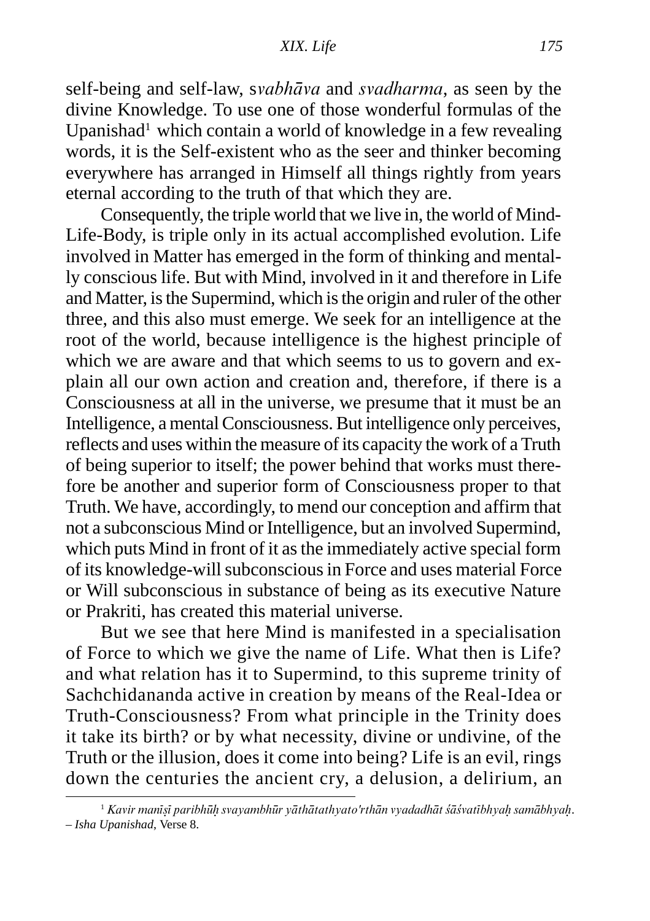self-being and self-law, *svabhāva* and *svadharma*, as seen by the divine Knowledge. To use one of those wonderful formulas of the Upanishad[1] which contain a world of knowledge in a few revealing words, it is the Self-existent who as the seer and thinker becoming everywhere has arranged in Himself all things rightly from years eternal according to the truth of that which they are.

Consequently, the triple world that we live in, the world of Mind-Life-Body, is triple only in its actual accomplished evolution. Life involved in Matter has emerged in the form of thinking and mentally conscious life. But with Mind, involved in it and therefore in Life and Matter, is the Supermind, which is the origin and ruler of the other three, and this also must emerge. We seek for an intelligence at the root of the world, because intelligence is the highest principle of which we are aware and that which seems to us to govern and explain all our own action and creation and, therefore, if there is a Consciousness at all in the universe, we presume that it must be an Intelligence, a mental Consciousness. But intelligence only perceives, reflects and uses within the measure of its capacity the work of a Truth of being superior to itself; the power behind that works must therefore be another and superior form of Consciousness proper to that Truth. We have, accordingly, to mend our conception and affirm that not a subconscious Mind or Intelligence, but an involved Supermind, which puts Mind in front of it as the immediately active special form of its knowledge-will subconscious in Force and uses material Force or Will subconscious in substance of being as its executive Nature or Prakriti, has created this material universe.

But we see that here Mind is manifested in a specialisation of Force to which we give the name of Life. What then is Life? and what relation has it to Supermind, to this supreme trinity of Sachchidananda active in creation by means of the Real-Idea or Truth-Consciousness? From what principle in the Trinity does it take its birth? or by what necessity, divine or undivine, of the Truth or the illusion, does it come into being? Life is an evil, rings down the centuries the ancient cry, a delusion, a delirium, an

[1] *Kavir manīṣī paribhūḥ svayambhūr yāthātathyato'rthān vyadadhāt śāśvatībhyaḥ samābhyaḥ.* – *Isha Upanishad,* Verse 8.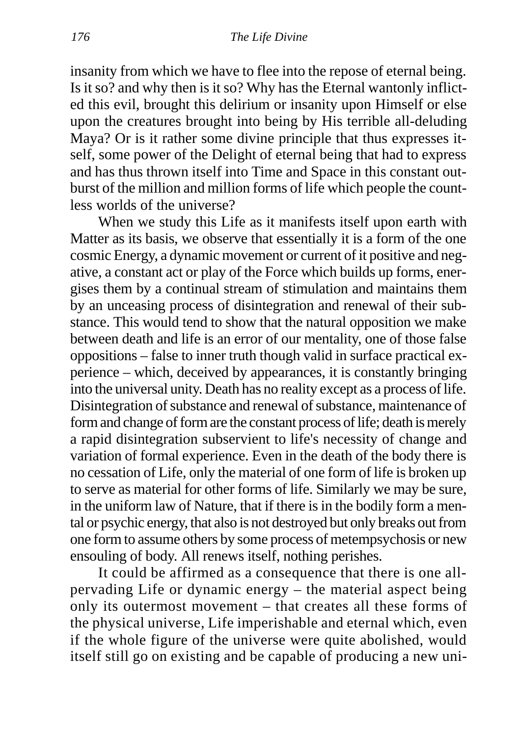insanity from which we have to flee into the repose of eternal being. Is it so? and why then is it so? Why has the Eternal wantonly inflicted this evil, brought this delirium or insanity upon Himself or else upon the creatures brought into being by His terrible all-deluding Maya? Or is it rather some divine principle that thus expresses itself, some power of the Delight of eternal being that had to express and has thus thrown itself into Time and Space in this constant outburst of the million and million forms of life which people the countless worlds of the universe?

When we study this Life as it manifests itself upon earth with Matter as its basis, we observe that essentially it is a form of the one cosmic Energy, a dynamic movement or current of it positive and negative, a constant act or play of the Force which builds up forms, energises them by a continual stream of stimulation and maintains them by an unceasing process of disintegration and renewal of their substance. This would tend to show that the natural opposition we make between death and life is an error of our mentality, one of those false oppositions – false to inner truth though valid in surface practical experience – which, deceived by appearances, it is constantly bringing into the universal unity. Death has no reality except as a process of life. Disintegration of substance and renewal of substance, maintenance of form and change of form are the constant process of life; death is merely a rapid disintegration subservient to life's necessity of change and variation of formal experience. Even in the death of the body there is no cessation of Life, only the material of one form of life is broken up to serve as material for other forms of life. Similarly we may be sure, in the uniform law of Nature, that if there is in the bodily form a mental or psychic energy, that also is not destroyed but only breaks out from one form to assume others by some process of metempsychosis or new ensouling of body. All renews itself, nothing perishes.

It could be affirmed as a consequence that there is one all-pervading Life or dynamic energy – the material aspect being only its outermost movement – that creates all these forms of the physical universe, Life imperishable and eternal which, even if the whole figure of the universe were quite abolished, would itself still go on existing and be capable of producing a new uni-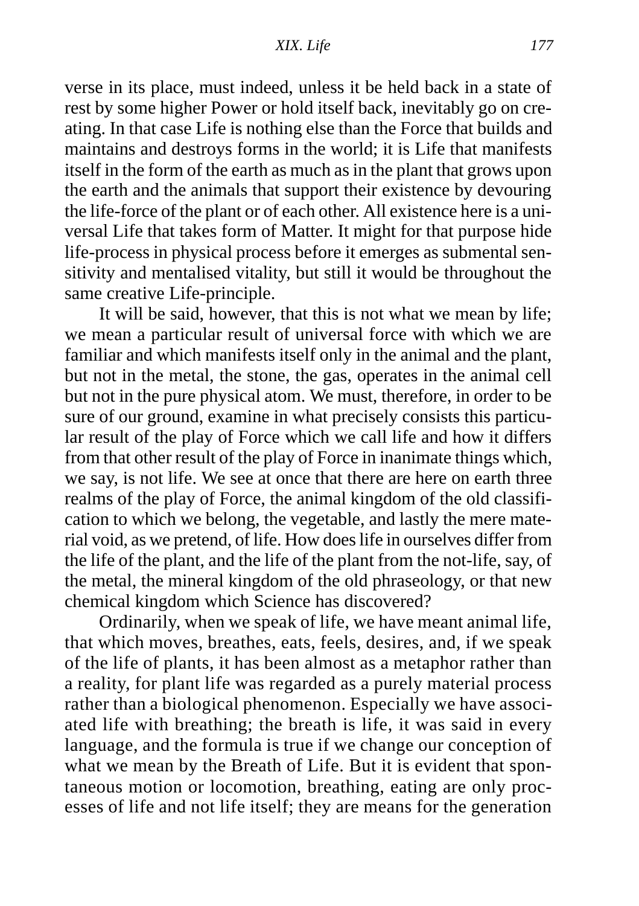verse in its place, must indeed, unless it be held back in a state of rest by some higher Power or hold itself back, inevitably go on creating. In that case Life is nothing else than the Force that builds and maintains and destroys forms in the world; it is Life that manifests itself in the form of the earth as much as in the plant that grows upon the earth and the animals that support their existence by devouring the life-force of the plant or of each other. All existence here is a universal Life that takes form of Matter. It might for that purpose hide life-process in physical process before it emerges as submental sensitivity and mentalised vitality, but still it would be throughout the same creative Life-principle.

It will be said, however, that this is not what we mean by life; we mean a particular result of universal force with which we are familiar and which manifests itself only in the animal and the plant, but not in the metal, the stone, the gas, operates in the animal cell but not in the pure physical atom. We must, therefore, in order to be sure of our ground, examine in what precisely consists this particular result of the play of Force which we call life and how it differs from that other result of the play of Force in inanimate things which, we say, is not life. We see at once that there are here on earth three realms of the play of Force, the animal kingdom of the old classification to which we belong, the vegetable, and lastly the mere material void, as we pretend, of life. How does life in ourselves differ from the life of the plant, and the life of the plant from the not-life, say, of the metal, the mineral kingdom of the old phraseology, or that new chemical kingdom which Science has discovered?

Ordinarily, when we speak of life, we have meant animal life, that which moves, breathes, eats, feels, desires, and, if we speak of the life of plants, it has been almost as a metaphor rather than a reality, for plant life was regarded as a purely material process rather than a biological phenomenon. Especially we have associated life with breathing; the breath is life, it was said in every language, and the formula is true if we change our conception of what we mean by the Breath of Life. But it is evident that spontaneous motion or locomotion, breathing, eating are only processes of life and not life itself; they are means for the generation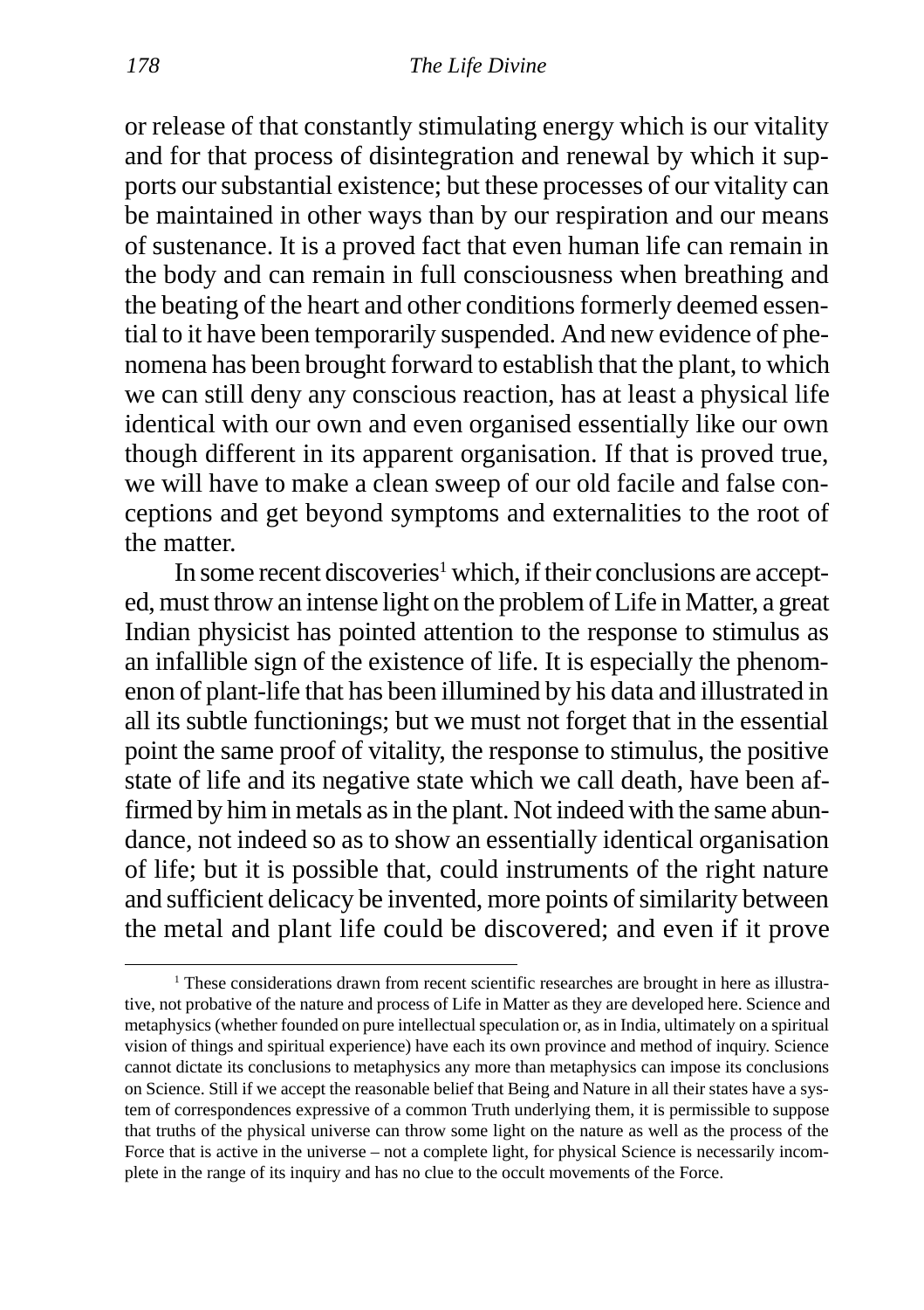or release of that constantly stimulating energy which is our vitality and for that process of disintegration and renewal by which it supports our substantial existence; but these processes of our vitality can be maintained in other ways than by our respiration and our means of sustenance. It is a proved fact that even human life can remain in the body and can remain in full consciousness when breathing and the beating of the heart and other conditions formerly deemed essential to it have been temporarily suspended. And new evidence of phenomena has been brought forward to establish that the plant, to which we can still deny any conscious reaction, has at least a physical life identical with our own and even organised essentially like our own though different in its apparent organisation. If that is proved true, we will have to make a clean sweep of our old facile and false conceptions and get beyond symptoms and externalities to the root of the matter.

In some recent discoveries[1] which, if their conclusions are accepted, must throw an intense light on the problem of Life in Matter, a great Indian physicist has pointed attention to the response to stimulus as an infallible sign of the existence of life. It is especially the phenomenon of plant-life that has been illumined by his data and illustrated in all its subtle functionings; but we must not forget that in the essential point the same proof of vitality, the response to stimulus, the positive state of life and its negative state which we call death, have been affirmed by him in metals as in the plant. Not indeed with the same abundance, not indeed so as to show an essentially identical organisation of life; but it is possible that, could instruments of the right nature and sufficient delicacy be invented, more points of similarity between the metal and plant life could be discovered; and even if it prove

[1] These considerations drawn from recent scientific researches are brought in here as illustrative, not probative of the nature and process of Life in Matter as they are developed here. Science and metaphysics (whether founded on pure intellectual speculation or, as in India, ultimately on a spiritual vision of things and spiritual experience) have each its own province and method of inquiry. Science cannot dictate its conclusions to metaphysics any more than metaphysics can impose its conclusions on Science. Still if we accept the reasonable belief that Being and Nature in all their states have a system of correspondences expressive of a common Truth underlying them, it is permissible to suppose that truths of the physical universe can throw some light on the nature as well as the process of the Force that is active in the universe – not a complete light, for physical Science is necessarily incomplete in the range of its inquiry and has no clue to the occult movements of the Force.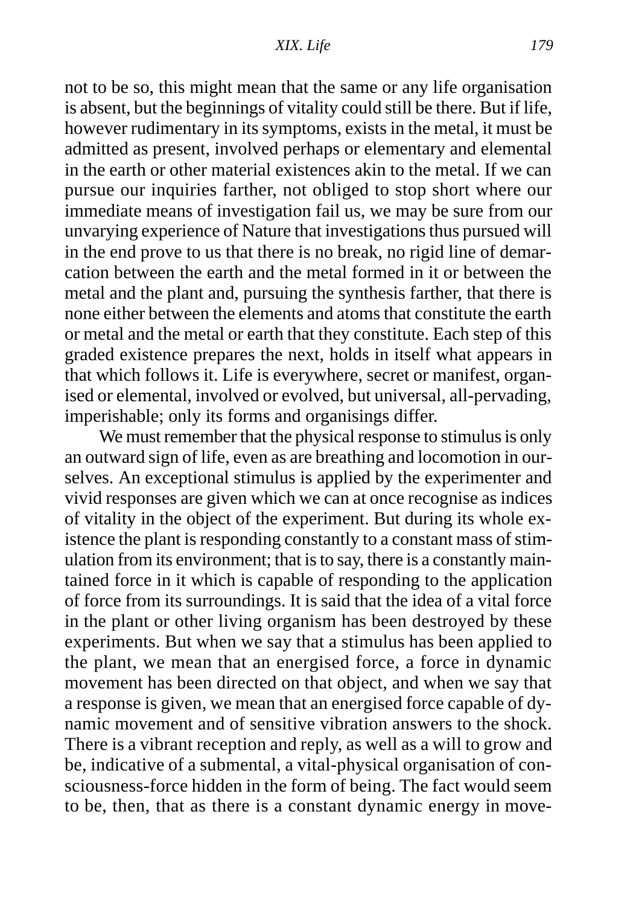not to be so, this might mean that the same or any life organisation is absent, but the beginnings of vitality could still be there. But if life, however rudimentary in its symptoms, exists in the metal, it must be admitted as present, involved perhaps or elementary and elemental in the earth or other material existences akin to the metal. If we can pursue our inquiries farther, not obliged to stop short where our immediate means of investigation fail us, we may be sure from our unvarying experience of Nature that investigations thus pursued will in the end prove to us that there is no break, no rigid line of demarcation between the earth and the metal formed in it or between the metal and the plant and, pursuing the synthesis farther, that there is none either between the elements and atoms that constitute the earth or metal and the metal or earth that they constitute. Each step of this graded existence prepares the next, holds in itself what appears in that which follows it. Life is everywhere, secret or manifest, organised or elemental, involved or evolved, but universal, all-pervading, imperishable; only its forms and organisings differ.

We must remember that the physical response to stimulus is only an outward sign of life, even as are breathing and locomotion in ourselves. An exceptional stimulus is applied by the experimenter and vivid responses are given which we can at once recognise as indices of vitality in the object of the experiment. But during its whole existence the plant is responding constantly to a constant mass of stimulation from its environment; that is to say, there is a constantly maintained force in it which is capable of responding to the application of force from its surroundings. It is said that the idea of a vital force in the plant or other living organism has been destroyed by these experiments. But when we say that a stimulus has been applied to the plant, we mean that an energised force, a force in dynamic movement has been directed on that object, and when we say that a response is given, we mean that an energised force capable of dynamic movement and of sensitive vibration answers to the shock. There is a vibrant reception and reply, as well as a will to grow and be, indicative of a submental, a vital-physical organisation of consciousness-force hidden in the form of being. The fact would seem to be, then, that as there is a constant dynamic energy in move-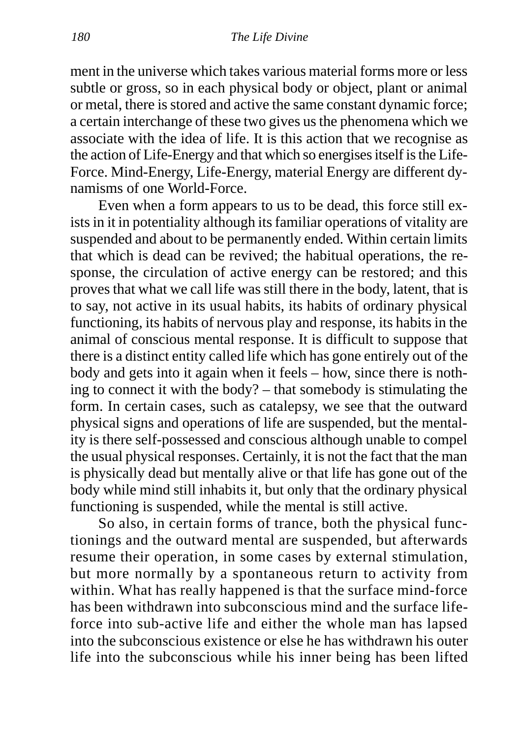ment in the universe which takes various material forms more or less subtle or gross, so in each physical body or object, plant or animal or metal, there is stored and active the same constant dynamic force; a certain interchange of these two gives us the phenomena which we associate with the idea of life. It is this action that we recognise as the action of Life-Energy and that which so energises itself is the Life-Force. Mind-Energy, Life-Energy, material Energy are different dynamisms of one World-Force.

Even when a form appears to us to be dead, this force still exists in it in potentiality although its familiar operations of vitality are suspended and about to be permanently ended. Within certain limits that which is dead can be revived; the habitual operations, the response, the circulation of active energy can be restored; and this proves that what we call life was still there in the body, latent, that is to say, not active in its usual habits, its habits of ordinary physical functioning, its habits of nervous play and response, its habits in the animal of conscious mental response. It is difficult to suppose that there is a distinct entity called life which has gone entirely out of the body and gets into it again when it feels – how, since there is nothing to connect it with the body? – that somebody is stimulating the form. In certain cases, such as catalepsy, we see that the outward physical signs and operations of life are suspended, but the mentality is there self-possessed and conscious although unable to compel the usual physical responses. Certainly, it is not the fact that the man is physically dead but mentally alive or that life has gone out of the body while mind still inhabits it, but only that the ordinary physical functioning is suspended, while the mental is still active.

So also, in certain forms of trance, both the physical functionings and the outward mental are suspended, but afterwards resume their operation, in some cases by external stimulation, but more normally by a spontaneous return to activity from within. What has really happened is that the surface mind-force has been withdrawn into subconscious mind and the surface life-force into sub-active life and either the whole man has lapsed into the subconscious existence or else he has withdrawn his outer life into the subconscious while his inner being has been lifted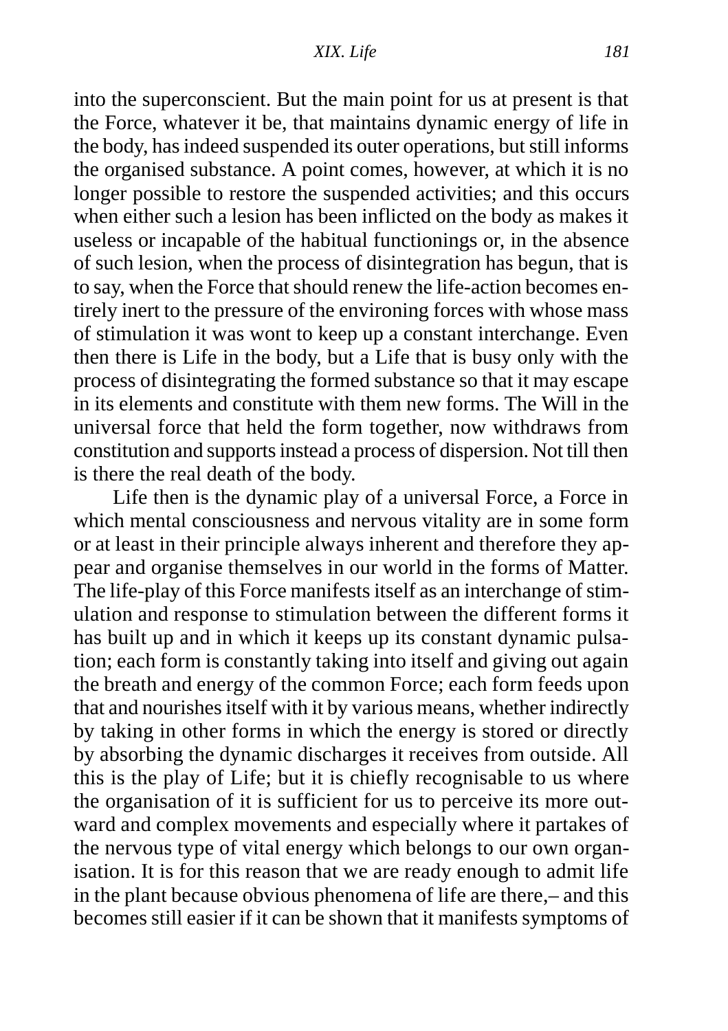into the superconscient. But the main point for us at present is that the Force, whatever it be, that maintains dynamic energy of life in the body, has indeed suspended its outer operations, but still informs the organised substance. A point comes, however, at which it is no longer possible to restore the suspended activities; and this occurs when either such a lesion has been inflicted on the body as makes it useless or incapable of the habitual functionings or, in the absence of such lesion, when the process of disintegration has begun, that is to say, when the Force that should renew the life-action becomes entirely inert to the pressure of the environing forces with whose mass of stimulation it was wont to keep up a constant interchange. Even then there is Life in the body, but a Life that is busy only with the process of disintegrating the formed substance so that it may escape in its elements and constitute with them new forms. The Will in the universal force that held the form together, now withdraws from constitution and supports instead a process of dispersion. Not till then is there the real death of the body.

Life then is the dynamic play of a universal Force, a Force in which mental consciousness and nervous vitality are in some form or at least in their principle always inherent and therefore they appear and organise themselves in our world in the forms of Matter. The life-play of this Force manifests itself as an interchange of stimulation and response to stimulation between the different forms it has built up and in which it keeps up its constant dynamic pulsation; each form is constantly taking into itself and giving out again the breath and energy of the common Force; each form feeds upon that and nourishes itself with it by various means, whether indirectly by taking in other forms in which the energy is stored or directly by absorbing the dynamic discharges it receives from outside. All this is the play of Life; but it is chiefly recognisable to us where the organisation of it is sufficient for us to perceive its more outward and complex movements and especially where it partakes of the nervous type of vital energy which belongs to our own organisation. It is for this reason that we are ready enough to admit life in the plant because obvious phenomena of life are there,– and this becomes still easier if it can be shown that it manifests symptoms of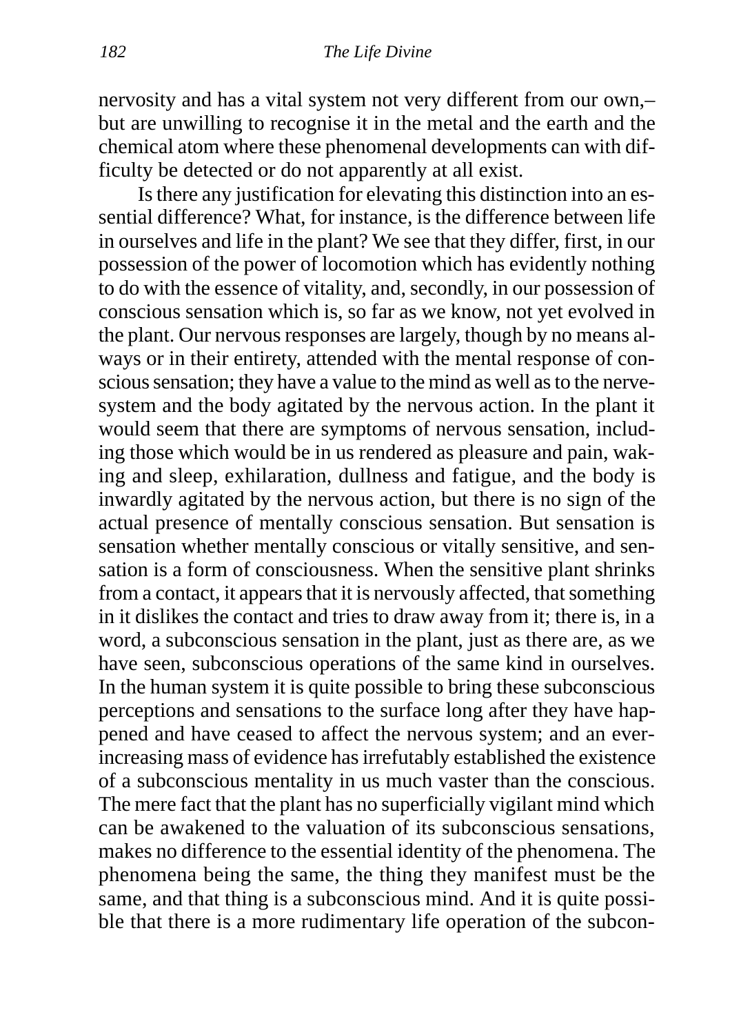nervosity and has a vital system not very different from our own,– but are unwilling to recognise it in the metal and the earth and the chemical atom where these phenomenal developments can with difficulty be detected or do not apparently at all exist.

Is there any justification for elevating this distinction into an essential difference? What, for instance, is the difference between life in ourselves and life in the plant? We see that they differ, first, in our possession of the power of locomotion which has evidently nothing to do with the essence of vitality, and, secondly, in our possession of conscious sensation which is, so far as we know, not yet evolved in the plant. Our nervous responses are largely, though by no means always or in their entirety, attended with the mental response of conscious sensation; they have a value to the mind as well as to the nerve-system and the body agitated by the nervous action. In the plant it would seem that there are symptoms of nervous sensation, including those which would be in us rendered as pleasure and pain, waking and sleep, exhilaration, dullness and fatigue, and the body is inwardly agitated by the nervous action, but there is no sign of the actual presence of mentally conscious sensation. But sensation is sensation whether mentally conscious or vitally sensitive, and sensation is a form of consciousness. When the sensitive plant shrinks from a contact, it appears that it is nervously affected, that something in it dislikes the contact and tries to draw away from it; there is, in a word, a subconscious sensation in the plant, just as there are, as we have seen, subconscious operations of the same kind in ourselves. In the human system it is quite possible to bring these subconscious perceptions and sensations to the surface long after they have happened and have ceased to affect the nervous system; and an ever-increasing mass of evidence has irrefutably established the existence of a subconscious mentality in us much vaster than the conscious. The mere fact that the plant has no superficially vigilant mind which can be awakened to the valuation of its subconscious sensations, makes no difference to the essential identity of the phenomena. The phenomena being the same, the thing they manifest must be the same, and that thing is a subconscious mind. And it is quite possible that there is a more rudimentary life operation of the subcon-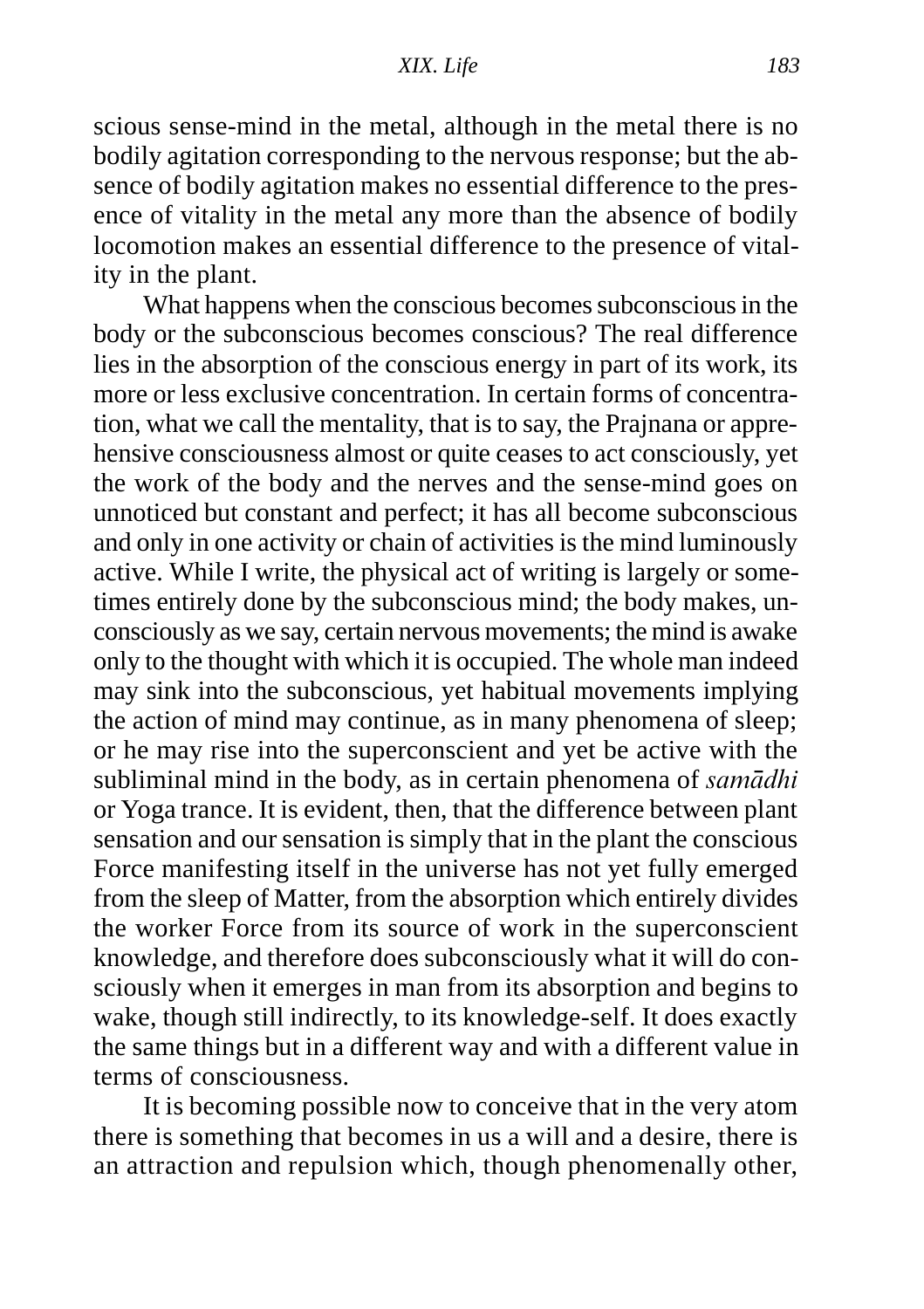scious sense-mind in the metal, although in the metal there is no bodily agitation corresponding to the nervous response; but the absence of bodily agitation makes no essential difference to the presence of vitality in the metal any more than the absence of bodily locomotion makes an essential difference to the presence of vitality in the plant.

What happens when the conscious becomes subconscious in the body or the subconscious becomes conscious? The real difference lies in the absorption of the conscious energy in part of its work, its more or less exclusive concentration. In certain forms of concentration, what we call the mentality, that is to say, the Prajnana or apprehensive consciousness almost or quite ceases to act consciously, yet the work of the body and the nerves and the sense-mind goes on unnoticed but constant and perfect; it has all become subconscious and only in one activity or chain of activities is the mind luminously active. While I write, the physical act of writing is largely or sometimes entirely done by the subconscious mind; the body makes, unconsciously as we say, certain nervous movements; the mind is awake only to the thought with which it is occupied. The whole man indeed may sink into the subconscious, yet habitual movements implying the action of mind may continue, as in many phenomena of sleep; or he may rise into the superconscient and yet be active with the subliminal mind in the body, as in certain phenomena of *samādhi* or Yoga trance. It is evident, then, that the difference between plant sensation and our sensation is simply that in the plant the conscious Force manifesting itself in the universe has not yet fully emerged from the sleep of Matter, from the absorption which entirely divides the worker Force from its source of work in the superconscient knowledge, and therefore does subconsciously what it will do consciously when it emerges in man from its absorption and begins to wake, though still indirectly, to its knowledge-self. It does exactly the same things but in a different way and with a different value in terms of consciousness.

It is becoming possible now to conceive that in the very atom there is something that becomes in us a will and a desire, there is an attraction and repulsion which, though phenomenally other,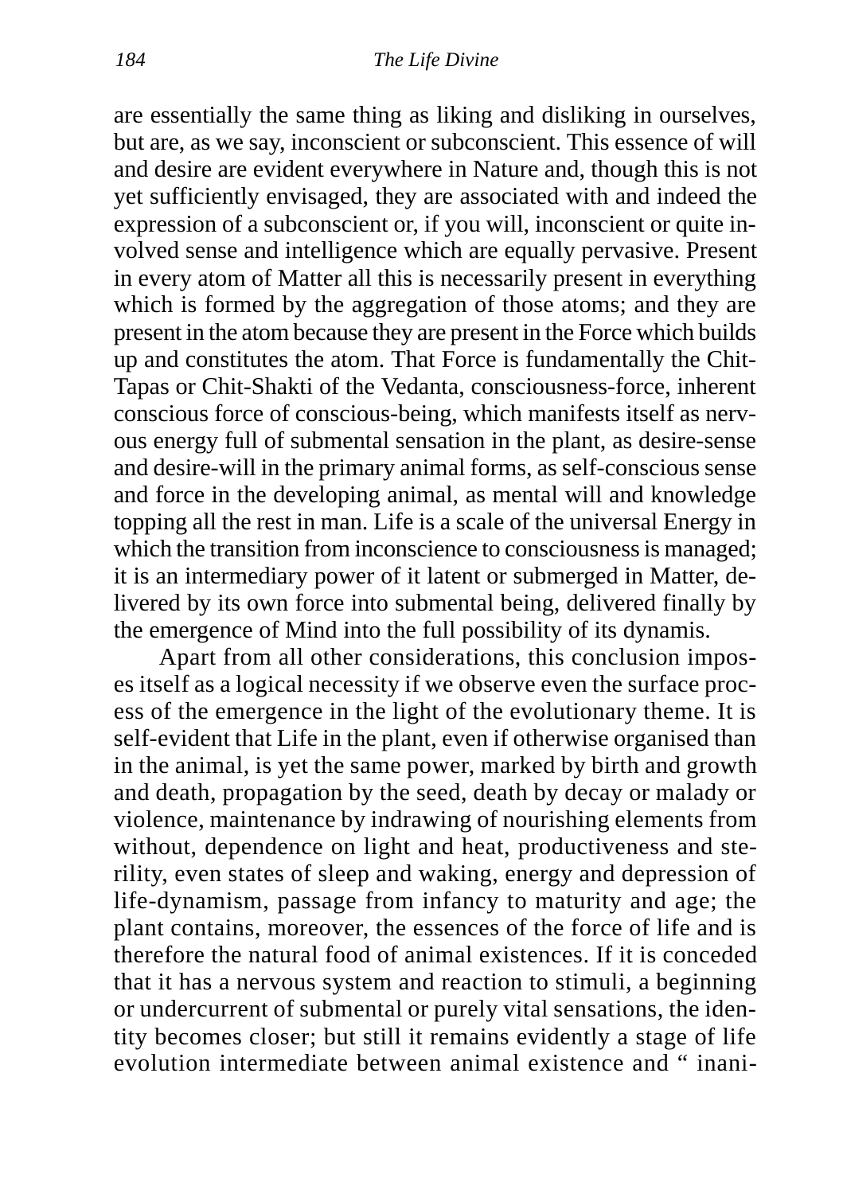are essentially the same thing as liking and disliking in ourselves, but are, as we say, inconscient or subconscient. This essence of will and desire are evident everywhere in Nature and, though this is not yet sufficiently envisaged, they are associated with and indeed the expression of a subconscient or, if you will, inconscient or quite involved sense and intelligence which are equally pervasive. Present in every atom of Matter all this is necessarily present in everything which is formed by the aggregation of those atoms; and they are present in the atom because they are present in the Force which builds up and constitutes the atom. That Force is fundamentally the Chit-Tapas or Chit-Shakti of the Vedanta, consciousness-force, inherent conscious force of conscious-being, which manifests itself as nervous energy full of submental sensation in the plant, as desire-sense and desire-will in the primary animal forms, as self-conscious sense and force in the developing animal, as mental will and knowledge topping all the rest in man. Life is a scale of the universal Energy in which the transition from inconscience to consciousness is managed; it is an intermediary power of it latent or submerged in Matter, delivered by its own force into submental being, delivered finally by the emergence of Mind into the full possibility of its dynamis.

Apart from all other considerations, this conclusion imposes itself as a logical necessity if we observe even the surface process of the emergence in the light of the evolutionary theme. It is self-evident that Life in the plant, even if otherwise organised than in the animal, is yet the same power, marked by birth and growth and death, propagation by the seed, death by decay or malady or violence, maintenance by indrawing of nourishing elements from without, dependence on light and heat, productiveness and sterility, even states of sleep and waking, energy and depression of life-dynamism, passage from infancy to maturity and age; the plant contains, moreover, the essences of the force of life and is therefore the natural food of animal existences. If it is conceded that it has a nervous system and reaction to stimuli, a beginning or undercurrent of submental or purely vital sensations, the identity becomes closer; but still it remains evidently a stage of life evolution intermediate between animal existence and " inani-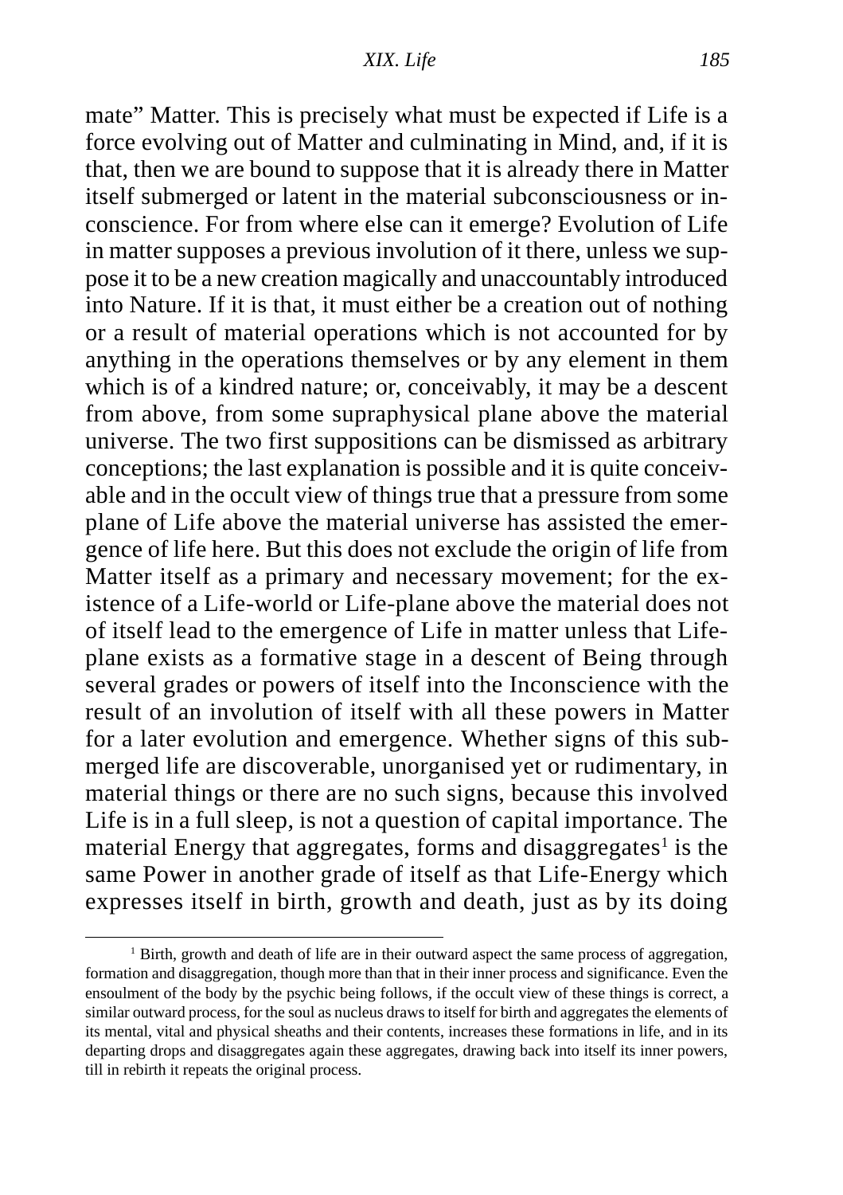mate" Matter. This is precisely what must be expected if Life is a force evolving out of Matter and culminating in Mind, and, if it is that, then we are bound to suppose that it is already there in Matter itself submerged or latent in the material subconsciousness or inconscience. For from where else can it emerge? Evolution of Life in matter supposes a previous involution of it there, unless we suppose it to be a new creation magically and unaccountably introduced into Nature. If it is that, it must either be a creation out of nothing or a result of material operations which is not accounted for by anything in the operations themselves or by any element in them which is of a kindred nature; or, conceivably, it may be a descent from above, from some supraphysical plane above the material universe. The two first suppositions can be dismissed as arbitrary conceptions; the last explanation is possible and it is quite conceivable and in the occult view of things true that a pressure from some plane of Life above the material universe has assisted the emergence of life here. But this does not exclude the origin of life from Matter itself as a primary and necessary movement; for the existence of a Life-world or Life-plane above the material does not of itself lead to the emergence of Life in matter unless that Life-plane exists as a formative stage in a descent of Being through several grades or powers of itself into the Inconscience with the result of an involution of itself with all these powers in Matter for a later evolution and emergence. Whether signs of this submerged life are discoverable, unorganised yet or rudimentary, in material things or there are no such signs, because this involved Life is in a full sleep, is not a question of capital importance. The material Energy that aggregates, forms and disaggregates[1] is the same Power in another grade of itself as that Life-Energy which expresses itself in birth, growth and death, just as by its doing

[1] Birth, growth and death of life are in their outward aspect the same process of aggregation, formation and disaggregation, though more than that in their inner process and significance. Even the ensoulment of the body by the psychic being follows, if the occult view of these things is correct, a similar outward process, for the soul as nucleus draws to itself for birth and aggregates the elements of its mental, vital and physical sheaths and their contents, increases these formations in life, and in its departing drops and disaggregates again these aggregates, drawing back into itself its inner powers, till in rebirth it repeats the original process.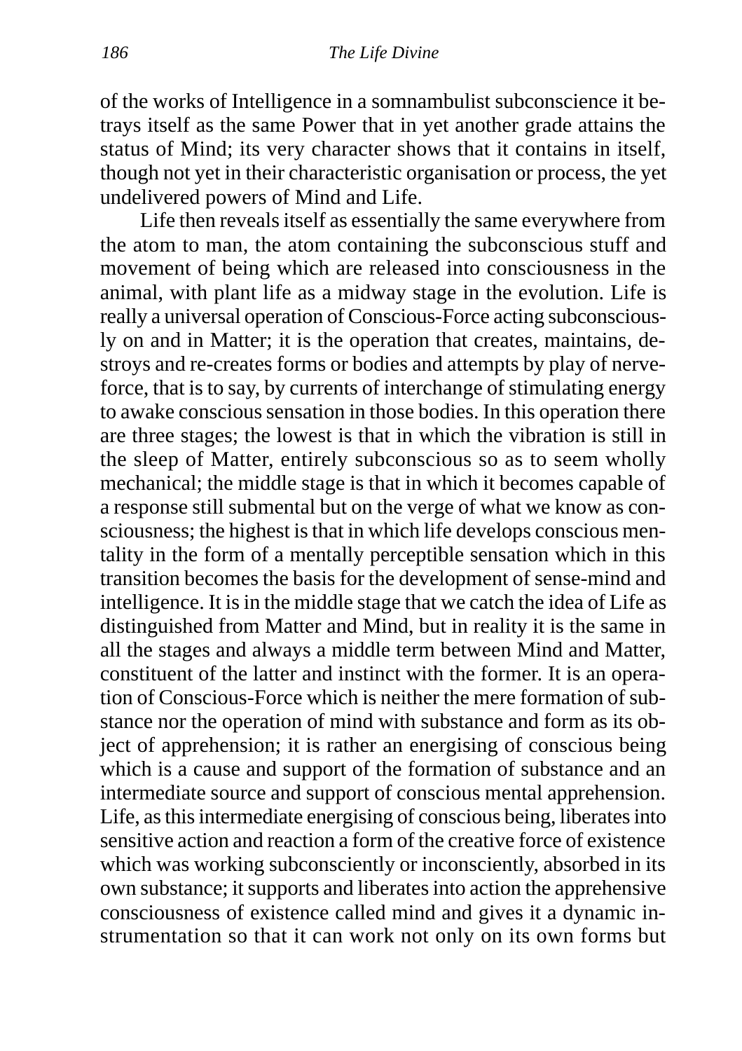of the works of Intelligence in a somnambulist subconscience it betrays itself as the same Power that in yet another grade attains the status of Mind; its very character shows that it contains in itself, though not yet in their characteristic organisation or process, the yet undelivered powers of Mind and Life.

Life then reveals itself as essentially the same everywhere from the atom to man, the atom containing the subconscious stuff and movement of being which are released into consciousness in the animal, with plant life as a midway stage in the evolution. Life is really a universal operation of Conscious-Force acting subconsciously on and in Matter; it is the operation that creates, maintains, destroys and re-creates forms or bodies and attempts by play of nerve-force, that is to say, by currents of interchange of stimulating energy to awake conscious sensation in those bodies. In this operation there are three stages; the lowest is that in which the vibration is still in the sleep of Matter, entirely subconscious so as to seem wholly mechanical; the middle stage is that in which it becomes capable of a response still submental but on the verge of what we know as consciousness; the highest is that in which life develops conscious mentality in the form of a mentally perceptible sensation which in this transition becomes the basis for the development of sense-mind and intelligence. It is in the middle stage that we catch the idea of Life as distinguished from Matter and Mind, but in reality it is the same in all the stages and always a middle term between Mind and Matter, constituent of the latter and instinct with the former. It is an operation of Conscious-Force which is neither the mere formation of substance nor the operation of mind with substance and form as its object of apprehension; it is rather an energising of conscious being which is a cause and support of the formation of substance and an intermediate source and support of conscious mental apprehension. Life, as this intermediate energising of conscious being, liberates into sensitive action and reaction a form of the creative force of existence which was working subconsciently or inconsciently, absorbed in its own substance; it supports and liberates into action the apprehensive consciousness of existence called mind and gives it a dynamic instrumentation so that it can work not only on its own forms but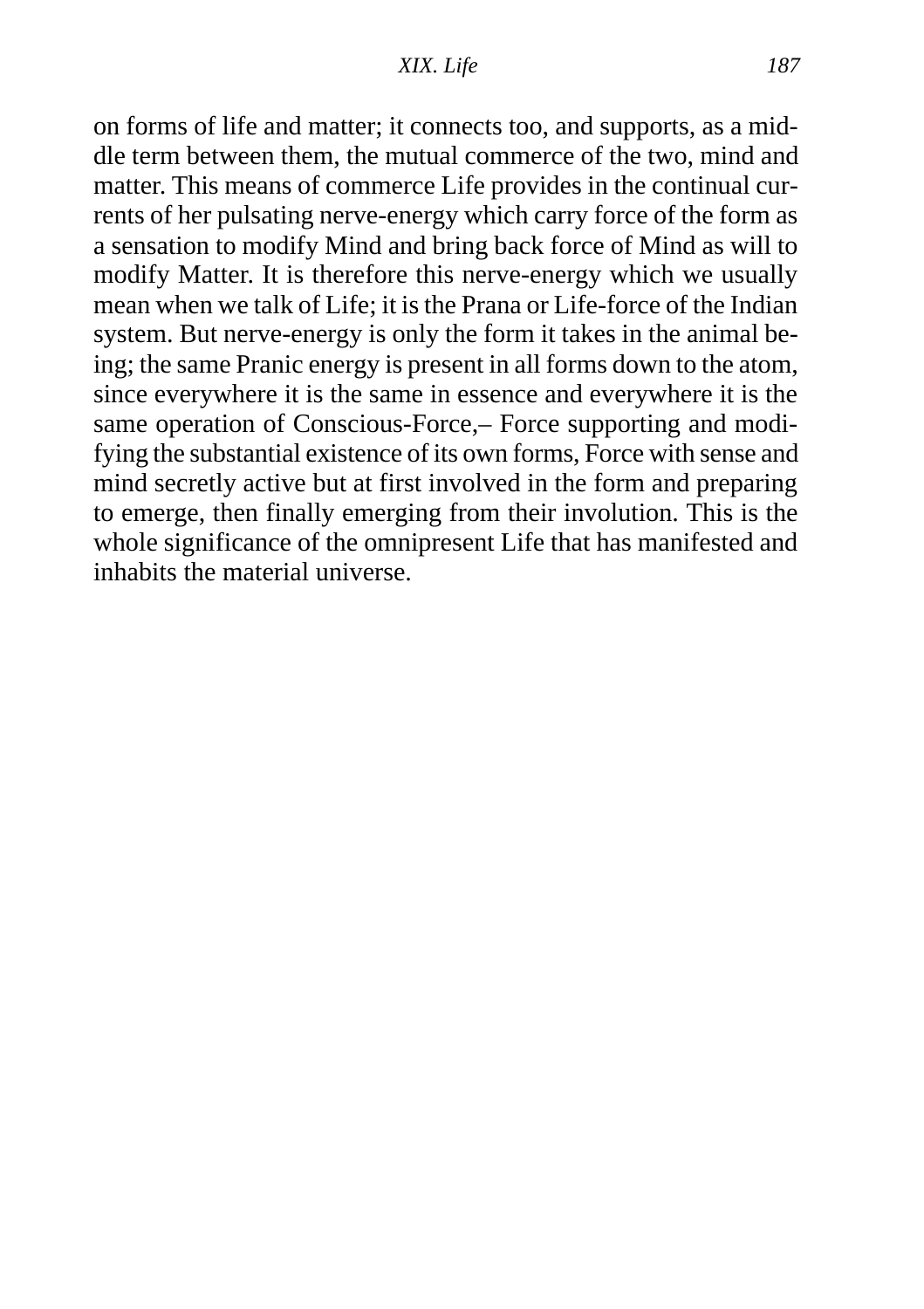on forms of life and matter; it connects too, and supports, as a middle term between them, the mutual commerce of the two, mind and matter. This means of commerce Life provides in the continual currents of her pulsating nerve-energy which carry force of the form as a sensation to modify Mind and bring back force of Mind as will to modify Matter. It is therefore this nerve-energy which we usually mean when we talk of Life; it is the Prana or Life-force of the Indian system. But nerve-energy is only the form it takes in the animal being; the same Pranic energy is present in all forms down to the atom, since everywhere it is the same in essence and everywhere it is the same operation of Conscious-Force,– Force supporting and modifying the substantial existence of its own forms, Force with sense and mind secretly active but at first involved in the form and preparing to emerge, then finally emerging from their involution. This is the whole significance of the omnipresent Life that has manifested and inhabits the material universe.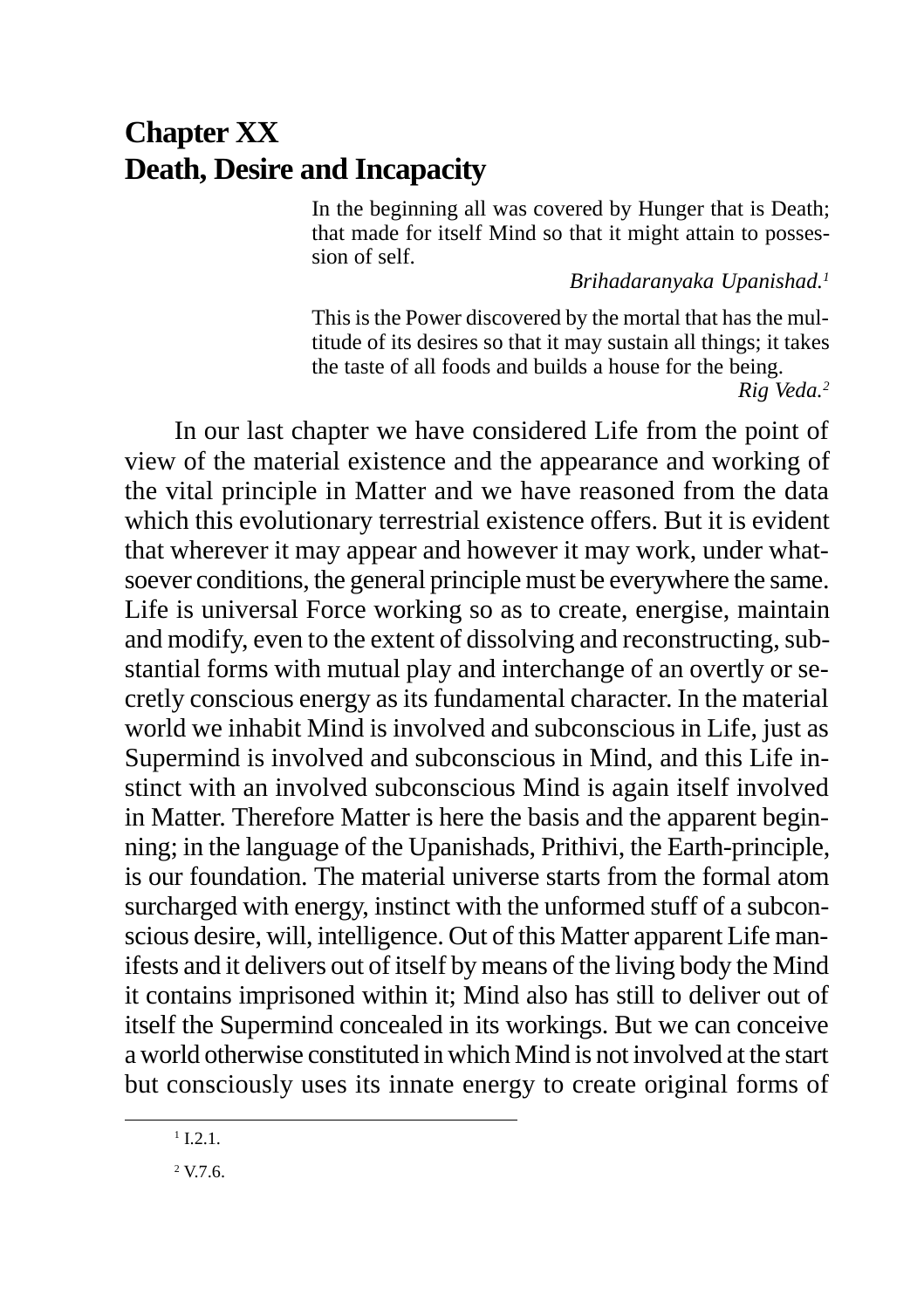# Chapter XX
# Death, Desire and Incapacity

> In the beginning all was covered by Hunger that is Death; that made for itself Mind so that it might attain to possession of self.
>
> *Brihadaranyaka Upanishad.*[1]

> This is the Power discovered by the mortal that has the multitude of its desires so that it may sustain all things; it takes the taste of all foods and builds a house for the being.
>
> *Rig Veda.*[2]

In our last chapter we have considered Life from the point of view of the material existence and the appearance and working of the vital principle in Matter and we have reasoned from the data which this evolutionary terrestrial existence offers. But it is evident that wherever it may appear and however it may work, under whatsoever conditions, the general principle must be everywhere the same. Life is universal Force working so as to create, energise, maintain and modify, even to the extent of dissolving and reconstructing, substantial forms with mutual play and interchange of an overtly or secretly conscious energy as its fundamental character. In the material world we inhabit Mind is involved and subconscious in Life, just as Supermind is involved and subconscious in Mind, and this Life instinct with an involved subconscious Mind is again itself involved in Matter. Therefore Matter is here the basis and the apparent beginning; in the language of the Upanishads, Prithivi, the Earth-principle, is our foundation. The material universe starts from the formal atom surcharged with energy, instinct with the unformed stuff of a subconscious desire, will, intelligence. Out of this Matter apparent Life manifests and it delivers out of itself by means of the living body the Mind it contains imprisoned within it; Mind also has still to deliver out of itself the Supermind concealed in its workings. But we can conceive a world otherwise constituted in which Mind is not involved at the start but consciously uses its innate energy to create original forms of

---

[1] I.2.1.

[2] V.7.6.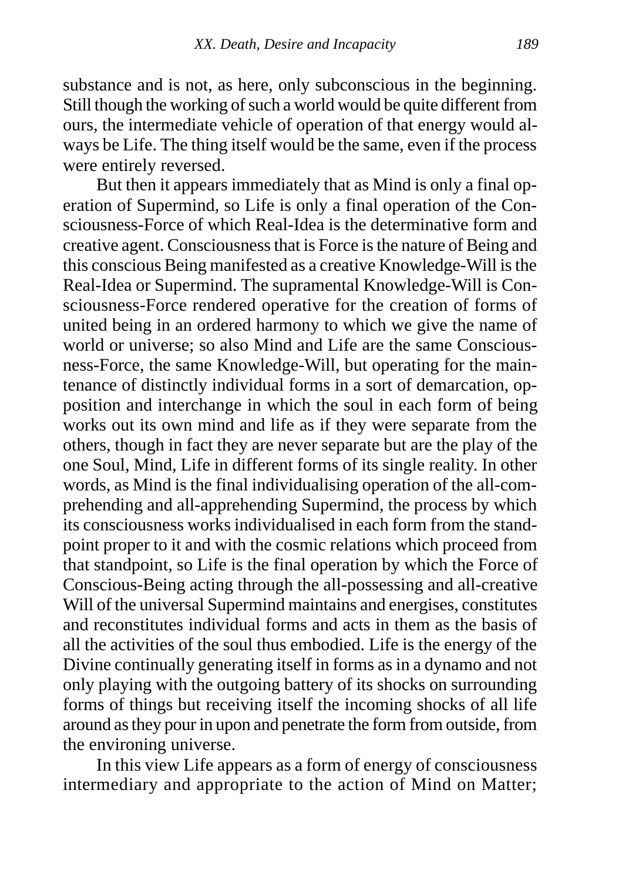substance and is not, as here, only subconscious in the beginning. Still though the working of such a world would be quite different from ours, the intermediate vehicle of operation of that energy would always be Life. The thing itself would be the same, even if the process were entirely reversed.

But then it appears immediately that as Mind is only a final operation of Supermind, so Life is only a final operation of the Consciousness-Force of which Real-Idea is the determinative form and creative agent. Consciousness that is Force is the nature of Being and this conscious Being manifested as a creative Knowledge-Will is the Real-Idea or Supermind. The supramental Knowledge-Will is Consciousness-Force rendered operative for the creation of forms of united being in an ordered harmony to which we give the name of world or universe; so also Mind and Life are the same Consciousness-Force, the same Knowledge-Will, but operating for the maintenance of distinctly individual forms in a sort of demarcation, opposition and interchange in which the soul in each form of being works out its own mind and life as if they were separate from the others, though in fact they are never separate but are the play of the one Soul, Mind, Life in different forms of its single reality. In other words, as Mind is the final individualising operation of the all-comprehending and all-apprehending Supermind, the process by which its consciousness works individualised in each form from the standpoint proper to it and with the cosmic relations which proceed from that standpoint, so Life is the final operation by which the Force of Conscious-Being acting through the all-possessing and all-creative Will of the universal Supermind maintains and energises, constitutes and reconstitutes individual forms and acts in them as the basis of all the activities of the soul thus embodied. Life is the energy of the Divine continually generating itself in forms as in a dynamo and not only playing with the outgoing battery of its shocks on surrounding forms of things but receiving itself the incoming shocks of all life around as they pour in upon and penetrate the form from outside, from the environing universe.

In this view Life appears as a form of energy of consciousness intermediary and appropriate to the action of Mind on Matter;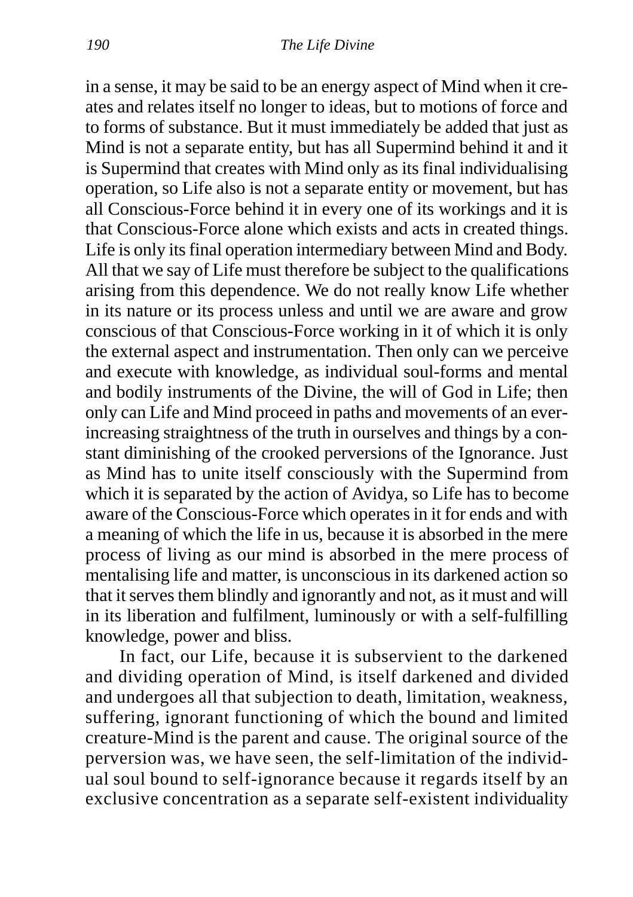in a sense, it may be said to be an energy aspect of Mind when it creates and relates itself no longer to ideas, but to motions of force and to forms of substance. But it must immediately be added that just as Mind is not a separate entity, but has all Supermind behind it and it is Supermind that creates with Mind only as its final individualising operation, so Life also is not a separate entity or movement, but has all Conscious-Force behind it in every one of its workings and it is that Conscious-Force alone which exists and acts in created things. Life is only its final operation intermediary between Mind and Body. All that we say of Life must therefore be subject to the qualifications arising from this dependence. We do not really know Life whether in its nature or its process unless and until we are aware and grow conscious of that Conscious-Force working in it of which it is only the external aspect and instrumentation. Then only can we perceive and execute with knowledge, as individual soul-forms and mental and bodily instruments of the Divine, the will of God in Life; then only can Life and Mind proceed in paths and movements of an ever-increasing straightness of the truth in ourselves and things by a constant diminishing of the crooked perversions of the Ignorance. Just as Mind has to unite itself consciously with the Supermind from which it is separated by the action of Avidya, so Life has to become aware of the Conscious-Force which operates in it for ends and with a meaning of which the life in us, because it is absorbed in the mere process of living as our mind is absorbed in the mere process of mentalising life and matter, is unconscious in its darkened action so that it serves them blindly and ignorantly and not, as it must and will in its liberation and fulfilment, luminously or with a self-fulfilling knowledge, power and bliss.

In fact, our Life, because it is subservient to the darkened and dividing operation of Mind, is itself darkened and divided and undergoes all that subjection to death, limitation, weakness, suffering, ignorant functioning of which the bound and limited creature-Mind is the parent and cause. The original source of the perversion was, we have seen, the self-limitation of the individual soul bound to self-ignorance because it regards itself by an exclusive concentration as a separate self-existent individuality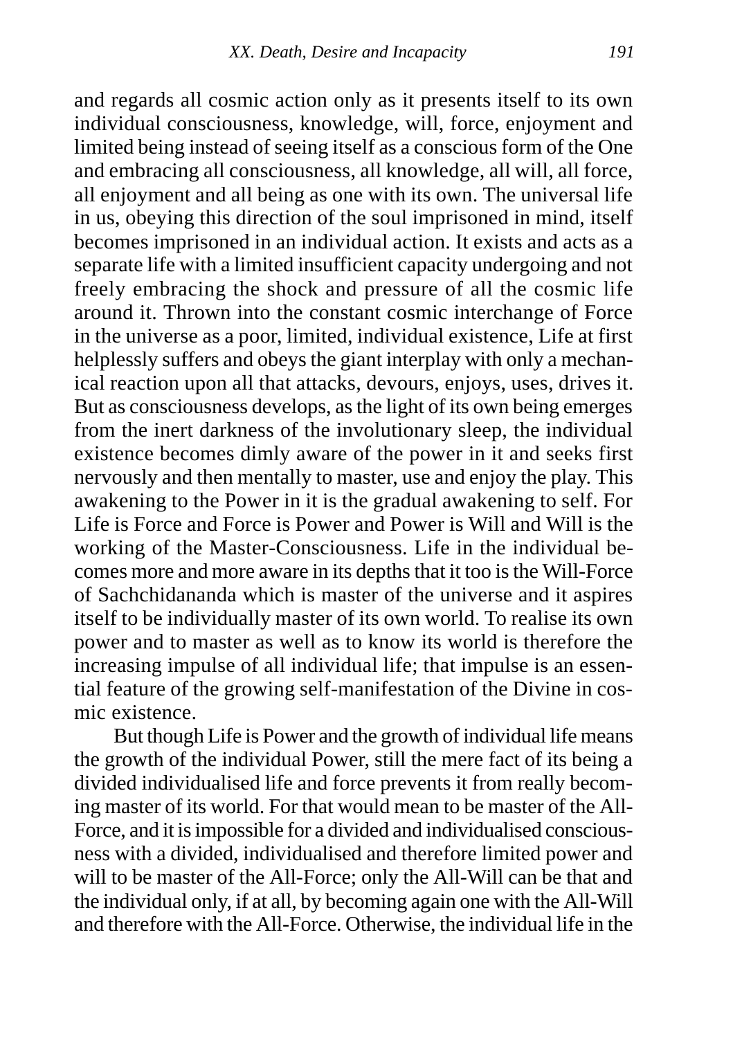and regards all cosmic action only as it presents itself to its own individual consciousness, knowledge, will, force, enjoyment and limited being instead of seeing itself as a conscious form of the One and embracing all consciousness, all knowledge, all will, all force, all enjoyment and all being as one with its own. The universal life in us, obeying this direction of the soul imprisoned in mind, itself becomes imprisoned in an individual action. It exists and acts as a separate life with a limited insufficient capacity undergoing and not freely embracing the shock and pressure of all the cosmic life around it. Thrown into the constant cosmic interchange of Force in the universe as a poor, limited, individual existence, Life at first helplessly suffers and obeys the giant interplay with only a mechanical reaction upon all that attacks, devours, enjoys, uses, drives it. But as consciousness develops, as the light of its own being emerges from the inert darkness of the involutionary sleep, the individual existence becomes dimly aware of the power in it and seeks first nervously and then mentally to master, use and enjoy the play. This awakening to the Power in it is the gradual awakening to self. For Life is Force and Force is Power and Power is Will and Will is the working of the Master-Consciousness. Life in the individual becomes more and more aware in its depths that it too is the Will-Force of Sachchidananda which is master of the universe and it aspires itself to be individually master of its own world. To realise its own power and to master as well as to know its world is therefore the increasing impulse of all individual life; that impulse is an essential feature of the growing self-manifestation of the Divine in cosmic existence.

But though Life is Power and the growth of individual life means the growth of the individual Power, still the mere fact of its being a divided individualised life and force prevents it from really becoming master of its world. For that would mean to be master of the All-Force, and it is impossible for a divided and individualised consciousness with a divided, individualised and therefore limited power and will to be master of the All-Force; only the All-Will can be that and the individual only, if at all, by becoming again one with the All-Will and therefore with the All-Force. Otherwise, the individual life in the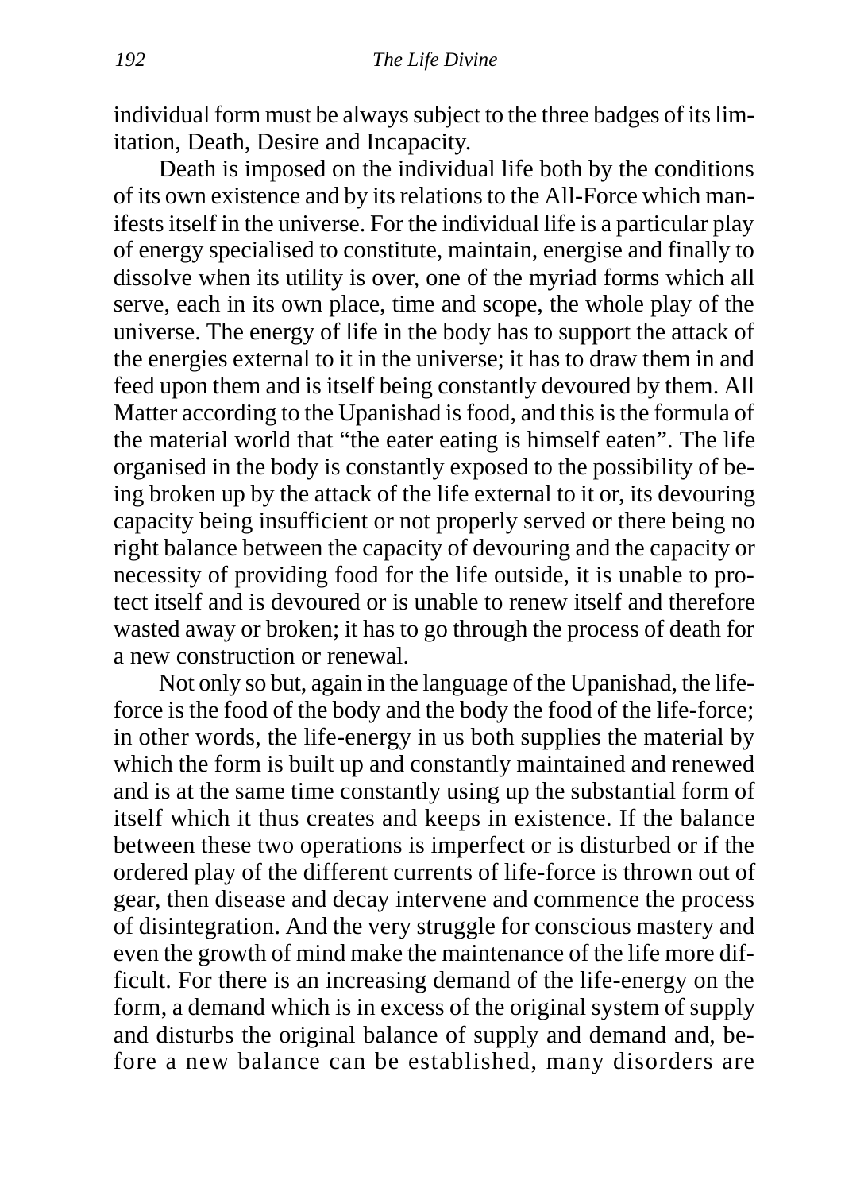individual form must be always subject to the three badges of its limitation, Death, Desire and Incapacity.

Death is imposed on the individual life both by the conditions of its own existence and by its relations to the All-Force which manifests itself in the universe. For the individual life is a particular play of energy specialised to constitute, maintain, energise and finally to dissolve when its utility is over, one of the myriad forms which all serve, each in its own place, time and scope, the whole play of the universe. The energy of life in the body has to support the attack of the energies external to it in the universe; it has to draw them in and feed upon them and is itself being constantly devoured by them. All Matter according to the Upanishad is food, and this is the formula of the material world that "the eater eating is himself eaten". The life organised in the body is constantly exposed to the possibility of being broken up by the attack of the life external to it or, its devouring capacity being insufficient or not properly served or there being no right balance between the capacity of devouring and the capacity or necessity of providing food for the life outside, it is unable to protect itself and is devoured or is unable to renew itself and therefore wasted away or broken; it has to go through the process of death for a new construction or renewal.

Not only so but, again in the language of the Upanishad, the life-force is the food of the body and the body the food of the life-force; in other words, the life-energy in us both supplies the material by which the form is built up and constantly maintained and renewed and is at the same time constantly using up the substantial form of itself which it thus creates and keeps in existence. If the balance between these two operations is imperfect or is disturbed or if the ordered play of the different currents of life-force is thrown out of gear, then disease and decay intervene and commence the process of disintegration. And the very struggle for conscious mastery and even the growth of mind make the maintenance of the life more difficult. For there is an increasing demand of the life-energy on the form, a demand which is in excess of the original system of supply and disturbs the original balance of supply and demand and, before a new balance can be established, many disorders are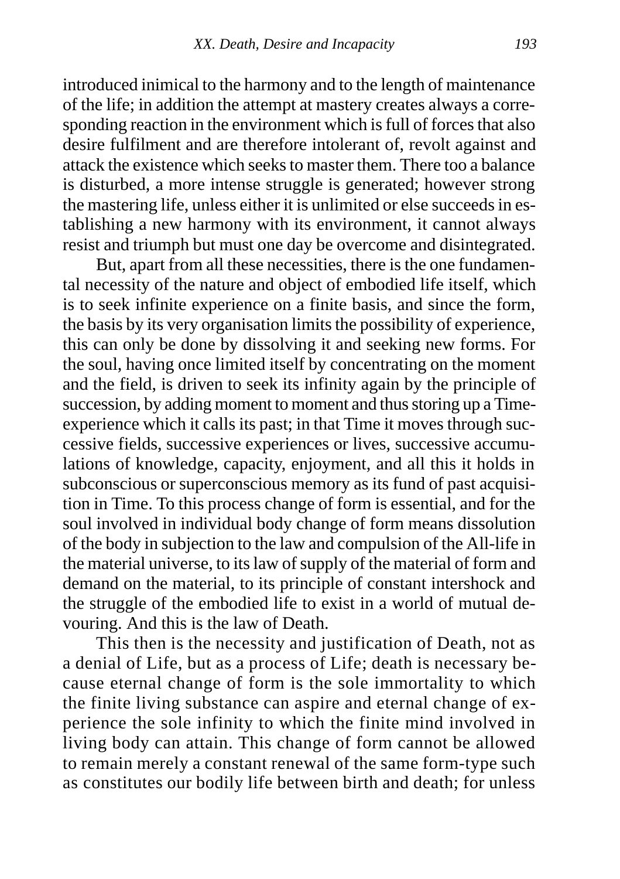introduced inimical to the harmony and to the length of maintenance of the life; in addition the attempt at mastery creates always a corresponding reaction in the environment which is full of forces that also desire fulfilment and are therefore intolerant of, revolt against and attack the existence which seeks to master them. There too a balance is disturbed, a more intense struggle is generated; however strong the mastering life, unless either it is unlimited or else succeeds in establishing a new harmony with its environment, it cannot always resist and triumph but must one day be overcome and disintegrated.

But, apart from all these necessities, there is the one fundamental necessity of the nature and object of embodied life itself, which is to seek infinite experience on a finite basis, and since the form, the basis by its very organisation limits the possibility of experience, this can only be done by dissolving it and seeking new forms. For the soul, having once limited itself by concentrating on the moment and the field, is driven to seek its infinity again by the principle of succession, by adding moment to moment and thus storing up a Time-experience which it calls its past; in that Time it moves through successive fields, successive experiences or lives, successive accumulations of knowledge, capacity, enjoyment, and all this it holds in subconscious or superconscious memory as its fund of past acquisition in Time. To this process change of form is essential, and for the soul involved in individual body change of form means dissolution of the body in subjection to the law and compulsion of the All-life in the material universe, to its law of supply of the material of form and demand on the material, to its principle of constant intershock and the struggle of the embodied life to exist in a world of mutual devouring. And this is the law of Death.

This then is the necessity and justification of Death, not as a denial of Life, but as a process of Life; death is necessary because eternal change of form is the sole immortality to which the finite living substance can aspire and eternal change of experience the sole infinity to which the finite mind involved in living body can attain. This change of form cannot be allowed to remain merely a constant renewal of the same form-type such as constitutes our bodily life between birth and death; for unless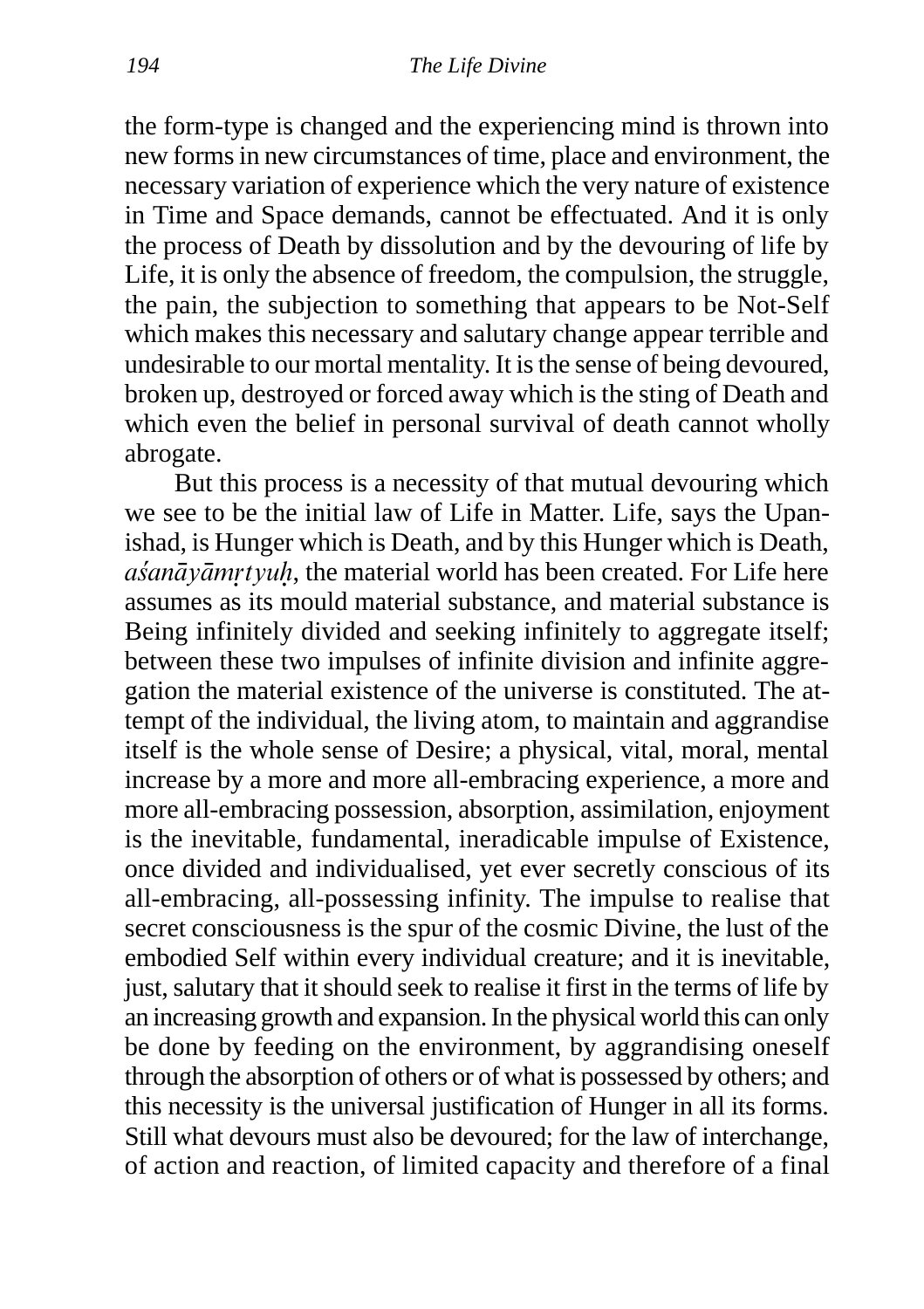the form-type is changed and the experiencing mind is thrown into new forms in new circumstances of time, place and environment, the necessary variation of experience which the very nature of existence in Time and Space demands, cannot be effectuated. And it is only the process of Death by dissolution and by the devouring of life by Life, it is only the absence of freedom, the compulsion, the struggle, the pain, the subjection to something that appears to be Not-Self which makes this necessary and salutary change appear terrible and undesirable to our mortal mentality. It is the sense of being devoured, broken up, destroyed or forced away which is the sting of Death and which even the belief in personal survival of death cannot wholly abrogate.

But this process is a necessity of that mutual devouring which we see to be the initial law of Life in Matter. Life, says the Upanishad, is Hunger which is Death, and by this Hunger which is Death, *aśanāyāmṛtyuḥ*, the material world has been created. For Life here assumes as its mould material substance, and material substance is Being infinitely divided and seeking infinitely to aggregate itself; between these two impulses of infinite division and infinite aggregation the material existence of the universe is constituted. The attempt of the individual, the living atom, to maintain and aggrandise itself is the whole sense of Desire; a physical, vital, moral, mental increase by a more and more all-embracing experience, a more and more all-embracing possession, absorption, assimilation, enjoyment is the inevitable, fundamental, ineradicable impulse of Existence, once divided and individualised, yet ever secretly conscious of its all-embracing, all-possessing infinity. The impulse to realise that secret consciousness is the spur of the cosmic Divine, the lust of the embodied Self within every individual creature; and it is inevitable, just, salutary that it should seek to realise it first in the terms of life by an increasing growth and expansion. In the physical world this can only be done by feeding on the environment, by aggrandising oneself through the absorption of others or of what is possessed by others; and this necessity is the universal justification of Hunger in all its forms. Still what devours must also be devoured; for the law of interchange, of action and reaction, of limited capacity and therefore of a final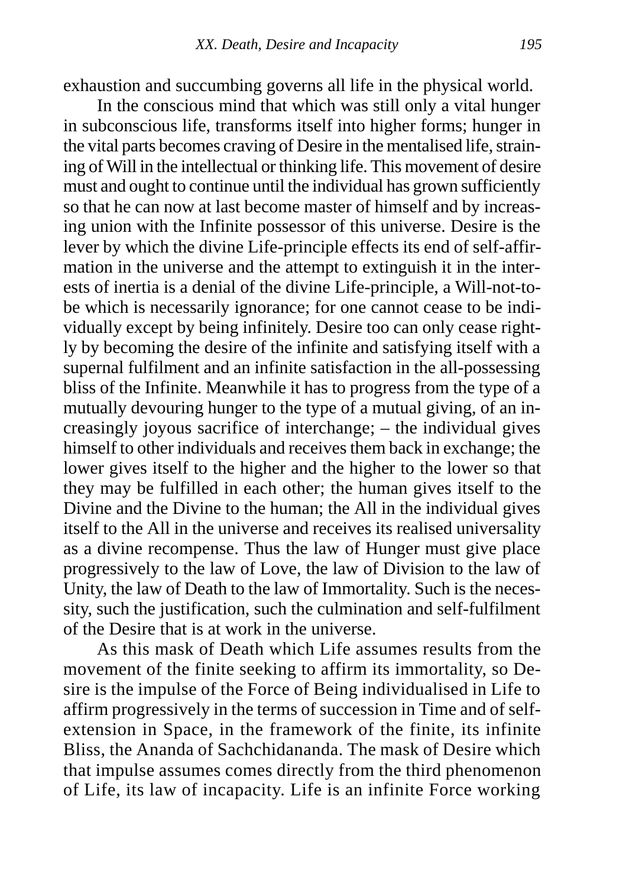exhaustion and succumbing governs all life in the physical world.

In the conscious mind that which was still only a vital hunger in subconscious life, transforms itself into higher forms; hunger in the vital parts becomes craving of Desire in the mentalised life, straining of Will in the intellectual or thinking life. This movement of desire must and ought to continue until the individual has grown sufficiently so that he can now at last become master of himself and by increasing union with the Infinite possessor of this universe. Desire is the lever by which the divine Life-principle effects its end of self-affirmation in the universe and the attempt to extinguish it in the interests of inertia is a denial of the divine Life-principle, a Will-not-to-be which is necessarily ignorance; for one cannot cease to be individually except by being infinitely. Desire too can only cease rightly by becoming the desire of the infinite and satisfying itself with a supernal fulfilment and an infinite satisfaction in the all-possessing bliss of the Infinite. Meanwhile it has to progress from the type of a mutually devouring hunger to the type of a mutual giving, of an increasingly joyous sacrifice of interchange; – the individual gives himself to other individuals and receives them back in exchange; the lower gives itself to the higher and the higher to the lower so that they may be fulfilled in each other; the human gives itself to the Divine and the Divine to the human; the All in the individual gives itself to the All in the universe and receives its realised universality as a divine recompense. Thus the law of Hunger must give place progressively to the law of Love, the law of Division to the law of Unity, the law of Death to the law of Immortality. Such is the necessity, such the justification, such the culmination and self-fulfilment of the Desire that is at work in the universe.

As this mask of Death which Life assumes results from the movement of the finite seeking to affirm its immortality, so Desire is the impulse of the Force of Being individualised in Life to affirm progressively in the terms of succession in Time and of self-extension in Space, in the framework of the finite, its infinite Bliss, the Ananda of Sachchidananda. The mask of Desire which that impulse assumes comes directly from the third phenomenon of Life, its law of incapacity. Life is an infinite Force working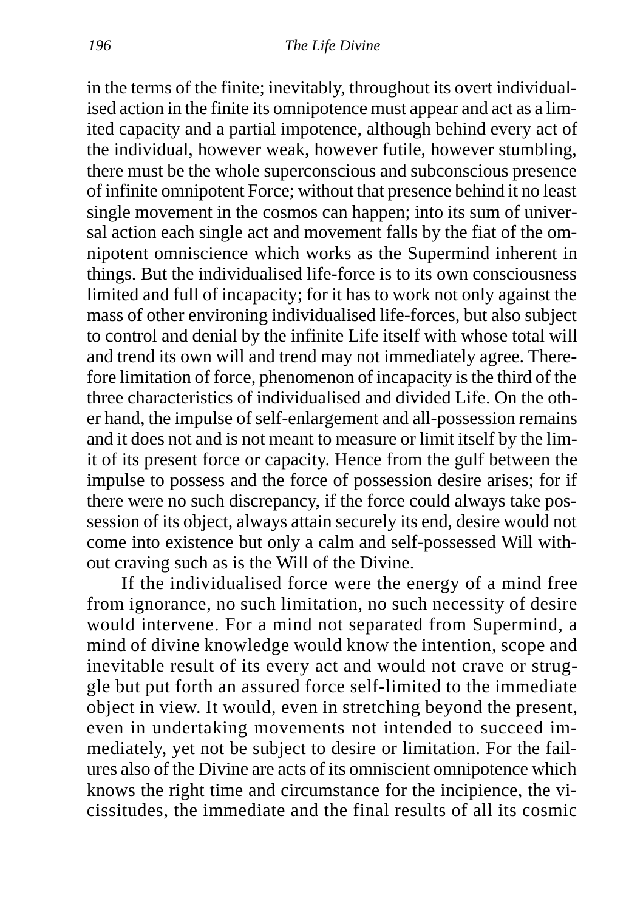in the terms of the finite; inevitably, throughout its overt individualised action in the finite its omnipotence must appear and act as a limited capacity and a partial impotence, although behind every act of the individual, however weak, however futile, however stumbling, there must be the whole superconscious and subconscious presence of infinite omnipotent Force; without that presence behind it no least single movement in the cosmos can happen; into its sum of universal action each single act and movement falls by the fiat of the omnipotent omniscience which works as the Supermind inherent in things. But the individualised life-force is to its own consciousness limited and full of incapacity; for it has to work not only against the mass of other environing individualised life-forces, but also subject to control and denial by the infinite Life itself with whose total will and trend its own will and trend may not immediately agree. Therefore limitation of force, phenomenon of incapacity is the third of the three characteristics of individualised and divided Life. On the other hand, the impulse of self-enlargement and all-possession remains and it does not and is not meant to measure or limit itself by the limit of its present force or capacity. Hence from the gulf between the impulse to possess and the force of possession desire arises; for if there were no such discrepancy, if the force could always take possession of its object, always attain securely its end, desire would not come into existence but only a calm and self-possessed Will without craving such as is the Will of the Divine.

If the individualised force were the energy of a mind free from ignorance, no such limitation, no such necessity of desire would intervene. For a mind not separated from Supermind, a mind of divine knowledge would know the intention, scope and inevitable result of its every act and would not crave or struggle but put forth an assured force self-limited to the immediate object in view. It would, even in stretching beyond the present, even in undertaking movements not intended to succeed immediately, yet not be subject to desire or limitation. For the failures also of the Divine are acts of its omniscient omnipotence which knows the right time and circumstance for the incipience, the vicissitudes, the immediate and the final results of all its cosmic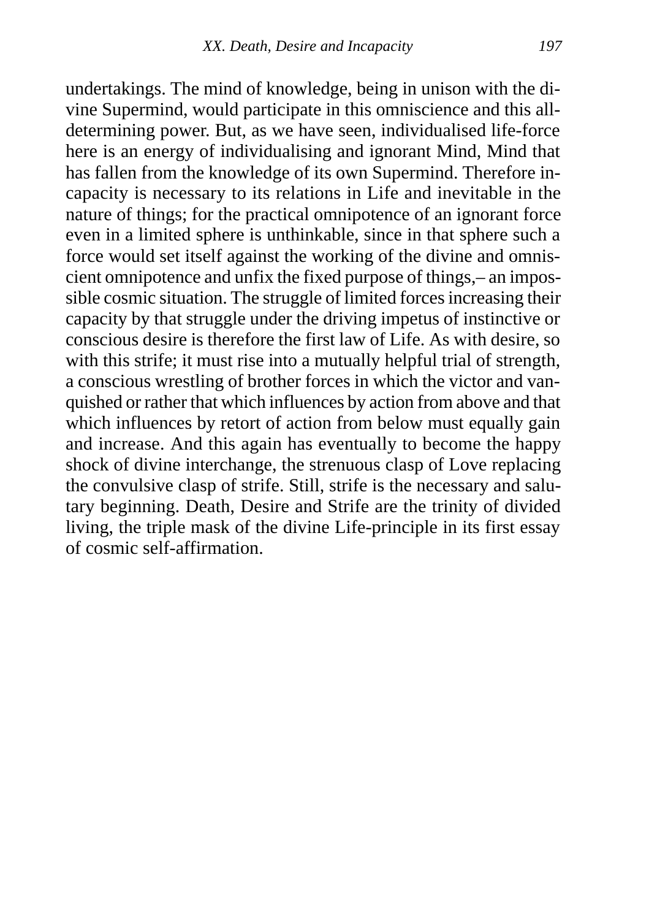undertakings. The mind of knowledge, being in unison with the divine Supermind, would participate in this omniscience and this all-determining power. But, as we have seen, individualised life-force here is an energy of individualising and ignorant Mind, Mind that has fallen from the knowledge of its own Supermind. Therefore incapacity is necessary to its relations in Life and inevitable in the nature of things; for the practical omnipotence of an ignorant force even in a limited sphere is unthinkable, since in that sphere such a force would set itself against the working of the divine and omniscient omnipotence and unfix the fixed purpose of things,– an impossible cosmic situation. The struggle of limited forces increasing their capacity by that struggle under the driving impetus of instinctive or conscious desire is therefore the first law of Life. As with desire, so with this strife; it must rise into a mutually helpful trial of strength, a conscious wrestling of brother forces in which the victor and vanquished or rather that which influences by action from above and that which influences by retort of action from below must equally gain and increase. And this again has eventually to become the happy shock of divine interchange, the strenuous clasp of Love replacing the convulsive clasp of strife. Still, strife is the necessary and salutary beginning. Death, Desire and Strife are the trinity of divided living, the triple mask of the divine Life-principle in its first essay of cosmic self-affirmation.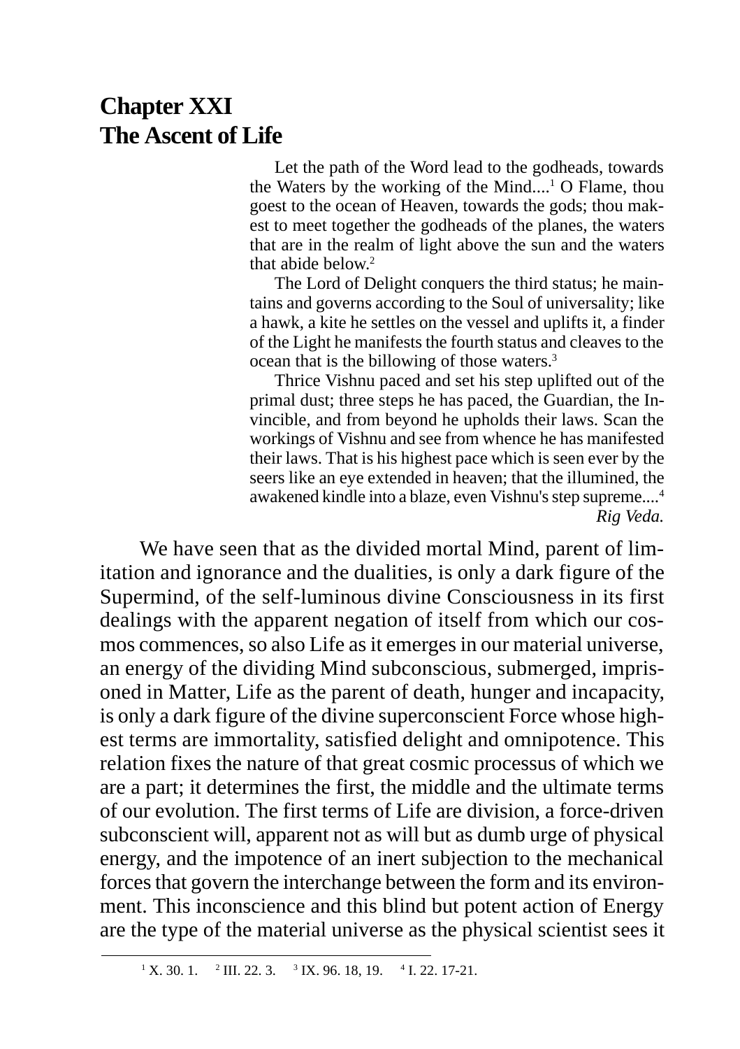# Chapter XXI
# The Ascent of Life

> Let the path of the Word lead to the godheads, towards the Waters by the working of the Mind....[1] O Flame, thou goest to the ocean of Heaven, towards the gods; thou makest to meet together the godheads of the planes, the waters that are in the realm of light above the sun and the waters that abide below.[2]
>
> The Lord of Delight conquers the third status; he maintains and governs according to the Soul of universality; like a hawk, a kite he settles on the vessel and uplifts it, a finder of the Light he manifests the fourth status and cleaves to the ocean that is the billowing of those waters.[3]
>
> Thrice Vishnu paced and set his step uplifted out of the primal dust; three steps he has paced, the Guardian, the Invincible, and from beyond he upholds their laws. Scan the workings of Vishnu and see from whence he has manifested their laws. That is his highest pace which is seen ever by the seers like an eye extended in heaven; that the illumined, the awakened kindle into a blaze, even Vishnu's step supreme....[4]
>
> *Rig Veda.*

We have seen that as the divided mortal Mind, parent of limitation and ignorance and the dualities, is only a dark figure of the Supermind, of the self-luminous divine Consciousness in its first dealings with the apparent negation of itself from which our cosmos commences, so also Life as it emerges in our material universe, an energy of the dividing Mind subconscious, submerged, imprisoned in Matter, Life as the parent of death, hunger and incapacity, is only a dark figure of the divine superconscient Force whose highest terms are immortality, satisfied delight and omnipotence. This relation fixes the nature of that great cosmic processus of which we are a part; it determines the first, the middle and the ultimate terms of our evolution. The first terms of Life are division, a force-driven subconscient will, apparent not as will but as dumb urge of physical energy, and the impotence of an inert subjection to the mechanical forces that govern the interchange between the form and its environment. This inconscience and this blind but potent action of Energy are the type of the material universe as the physical scientist sees it

[1] X. 30. 1. [2] III. 22. 3. [3] IX. 96. 18, 19. [4] I. 22. 17-21.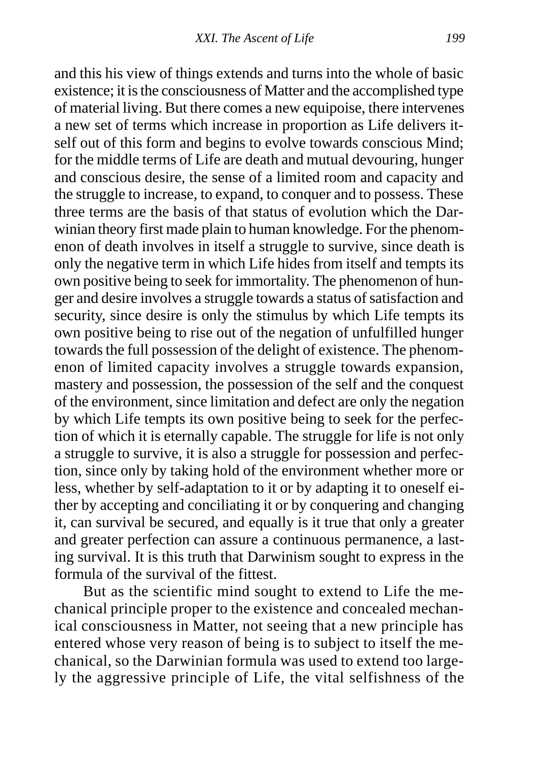and this his view of things extends and turns into the whole of basic existence; it is the consciousness of Matter and the accomplished type of material living. But there comes a new equipoise, there intervenes a new set of terms which increase in proportion as Life delivers itself out of this form and begins to evolve towards conscious Mind; for the middle terms of Life are death and mutual devouring, hunger and conscious desire, the sense of a limited room and capacity and the struggle to increase, to expand, to conquer and to possess. These three terms are the basis of that status of evolution which the Darwinian theory first made plain to human knowledge. For the phenomenon of death involves in itself a struggle to survive, since death is only the negative term in which Life hides from itself and tempts its own positive being to seek for immortality. The phenomenon of hunger and desire involves a struggle towards a status of satisfaction and security, since desire is only the stimulus by which Life tempts its own positive being to rise out of the negation of unfulfilled hunger towards the full possession of the delight of existence. The phenomenon of limited capacity involves a struggle towards expansion, mastery and possession, the possession of the self and the conquest of the environment, since limitation and defect are only the negation by which Life tempts its own positive being to seek for the perfection of which it is eternally capable. The struggle for life is not only a struggle to survive, it is also a struggle for possession and perfection, since only by taking hold of the environment whether more or less, whether by self-adaptation to it or by adapting it to oneself either by accepting and conciliating it or by conquering and changing it, can survival be secured, and equally is it true that only a greater and greater perfection can assure a continuous permanence, a lasting survival. It is this truth that Darwinism sought to express in the formula of the survival of the fittest.

But as the scientific mind sought to extend to Life the mechanical principle proper to the existence and concealed mechanical consciousness in Matter, not seeing that a new principle has entered whose very reason of being is to subject to itself the mechanical, so the Darwinian formula was used to extend too largely the aggressive principle of Life, the vital selfishness of the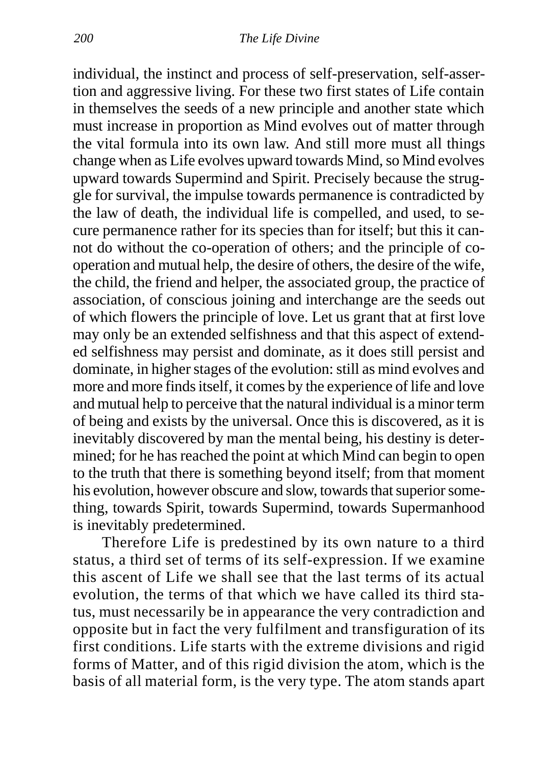individual, the instinct and process of self-preservation, self-assertion and aggressive living. For these two first states of Life contain in themselves the seeds of a new principle and another state which must increase in proportion as Mind evolves out of matter through the vital formula into its own law. And still more must all things change when as Life evolves upward towards Mind, so Mind evolves upward towards Supermind and Spirit. Precisely because the struggle for survival, the impulse towards permanence is contradicted by the law of death, the individual life is compelled, and used, to secure permanence rather for its species than for itself; but this it cannot do without the co-operation of others; and the principle of co-operation and mutual help, the desire of others, the desire of the wife, the child, the friend and helper, the associated group, the practice of association, of conscious joining and interchange are the seeds out of which flowers the principle of love. Let us grant that at first love may only be an extended selfishness and that this aspect of extended selfishness may persist and dominate, as it does still persist and dominate, in higher stages of the evolution: still as mind evolves and more and more finds itself, it comes by the experience of life and love and mutual help to perceive that the natural individual is a minor term of being and exists by the universal. Once this is discovered, as it is inevitably discovered by man the mental being, his destiny is determined; for he has reached the point at which Mind can begin to open to the truth that there is something beyond itself; from that moment his evolution, however obscure and slow, towards that superior something, towards Spirit, towards Supermind, towards Supermanhood is inevitably predetermined.

Therefore Life is predestined by its own nature to a third status, a third set of terms of its self-expression. If we examine this ascent of Life we shall see that the last terms of its actual evolution, the terms of that which we have called its third status, must necessarily be in appearance the very contradiction and opposite but in fact the very fulfilment and transfiguration of its first conditions. Life starts with the extreme divisions and rigid forms of Matter, and of this rigid division the atom, which is the basis of all material form, is the very type. The atom stands apart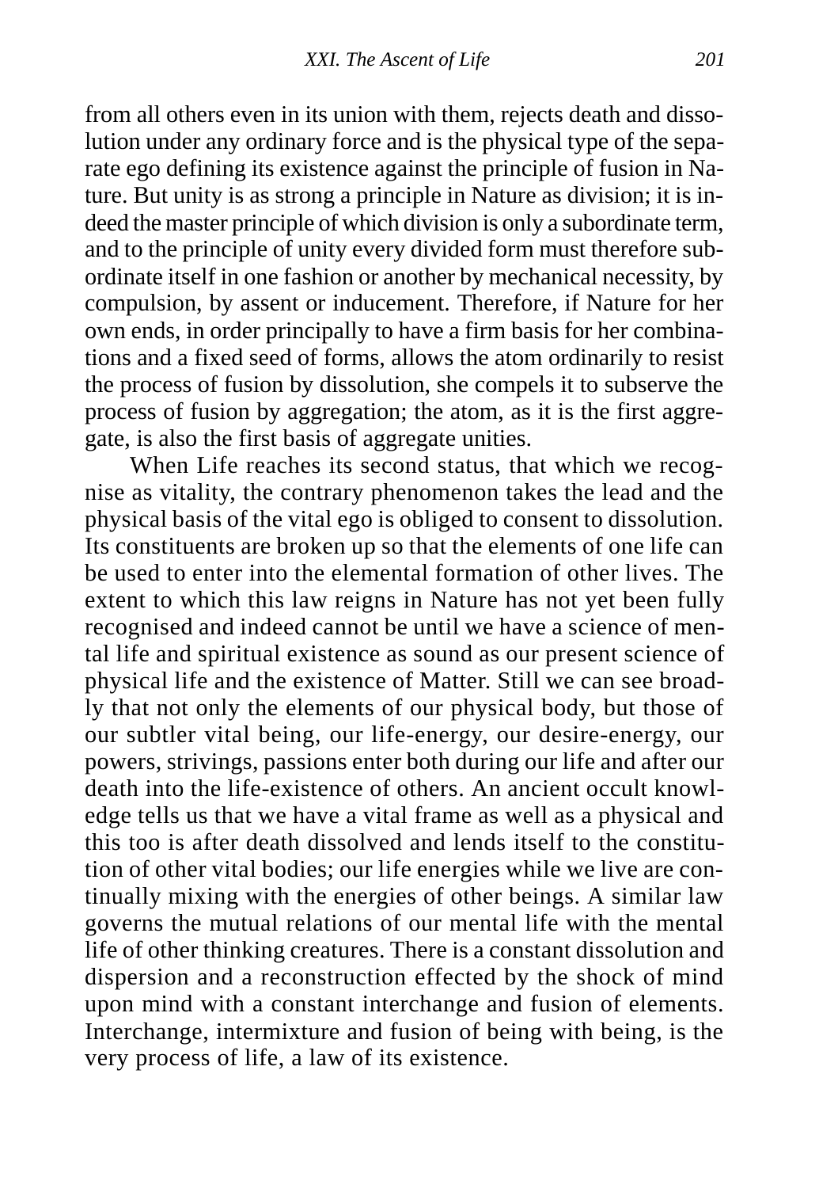from all others even in its union with them, rejects death and dissolution under any ordinary force and is the physical type of the separate ego defining its existence against the principle of fusion in Nature. But unity is as strong a principle in Nature as division; it is indeed the master principle of which division is only a subordinate term, and to the principle of unity every divided form must therefore subordinate itself in one fashion or another by mechanical necessity, by compulsion, by assent or inducement. Therefore, if Nature for her own ends, in order principally to have a firm basis for her combinations and a fixed seed of forms, allows the atom ordinarily to resist the process of fusion by dissolution, she compels it to subserve the process of fusion by aggregation; the atom, as it is the first aggregate, is also the first basis of aggregate unities.

When Life reaches its second status, that which we recognise as vitality, the contrary phenomenon takes the lead and the physical basis of the vital ego is obliged to consent to dissolution. Its constituents are broken up so that the elements of one life can be used to enter into the elemental formation of other lives. The extent to which this law reigns in Nature has not yet been fully recognised and indeed cannot be until we have a science of mental life and spiritual existence as sound as our present science of physical life and the existence of Matter. Still we can see broadly that not only the elements of our physical body, but those of our subtler vital being, our life-energy, our desire-energy, our powers, strivings, passions enter both during our life and after our death into the life-existence of others. An ancient occult knowledge tells us that we have a vital frame as well as a physical and this too is after death dissolved and lends itself to the constitution of other vital bodies; our life energies while we live are continually mixing with the energies of other beings. A similar law governs the mutual relations of our mental life with the mental life of other thinking creatures. There is a constant dissolution and dispersion and a reconstruction effected by the shock of mind upon mind with a constant interchange and fusion of elements. Interchange, intermixture and fusion of being with being, is the very process of life, a law of its existence.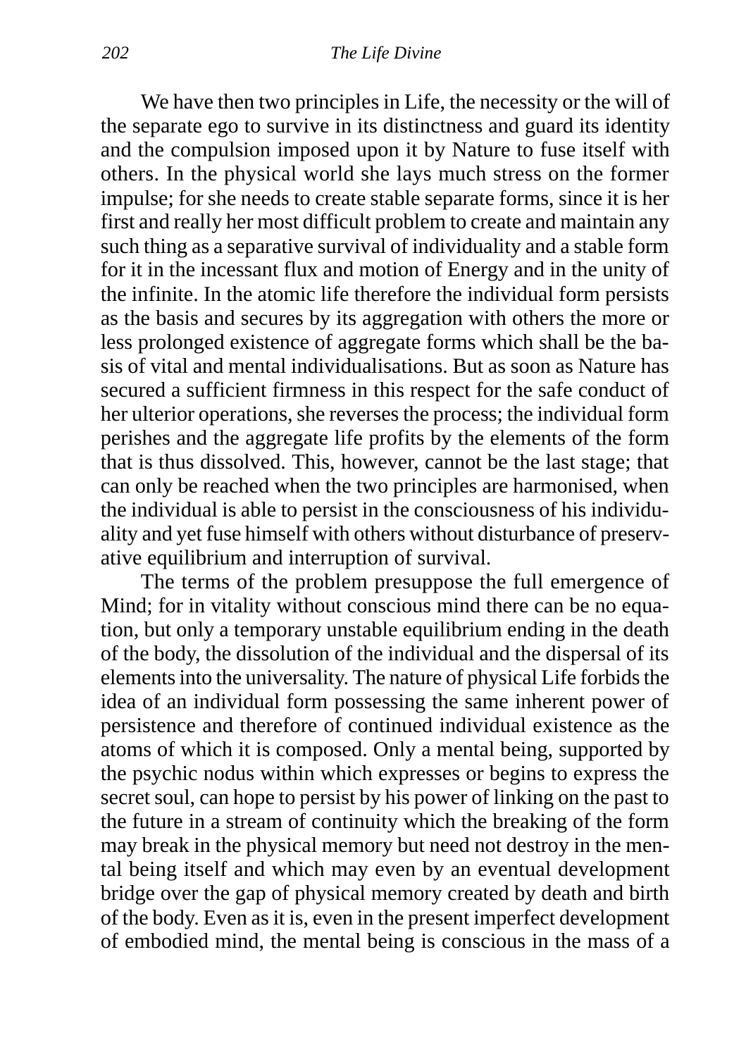We have then two principles in Life, the necessity or the will of the separate ego to survive in its distinctness and guard its identity and the compulsion imposed upon it by Nature to fuse itself with others. In the physical world she lays much stress on the former impulse; for she needs to create stable separate forms, since it is her first and really her most difficult problem to create and maintain any such thing as a separative survival of individuality and a stable form for it in the incessant flux and motion of Energy and in the unity of the infinite. In the atomic life therefore the individual form persists as the basis and secures by its aggregation with others the more or less prolonged existence of aggregate forms which shall be the basis of vital and mental individualisations. But as soon as Nature has secured a sufficient firmness in this respect for the safe conduct of her ulterior operations, she reverses the process; the individual form perishes and the aggregate life profits by the elements of the form that is thus dissolved. This, however, cannot be the last stage; that can only be reached when the two principles are harmonised, when the individual is able to persist in the consciousness of his individuality and yet fuse himself with others without disturbance of preservative equilibrium and interruption of survival.

The terms of the problem presuppose the full emergence of Mind; for in vitality without conscious mind there can be no equation, but only a temporary unstable equilibrium ending in the death of the body, the dissolution of the individual and the dispersal of its elements into the universality. The nature of physical Life forbids the idea of an individual form possessing the same inherent power of persistence and therefore of continued individual existence as the atoms of which it is composed. Only a mental being, supported by the psychic nodus within which expresses or begins to express the secret soul, can hope to persist by his power of linking on the past to the future in a stream of continuity which the breaking of the form may break in the physical memory but need not destroy in the mental being itself and which may even by an eventual development bridge over the gap of physical memory created by death and birth of the body. Even as it is, even in the present imperfect development of embodied mind, the mental being is conscious in the mass of a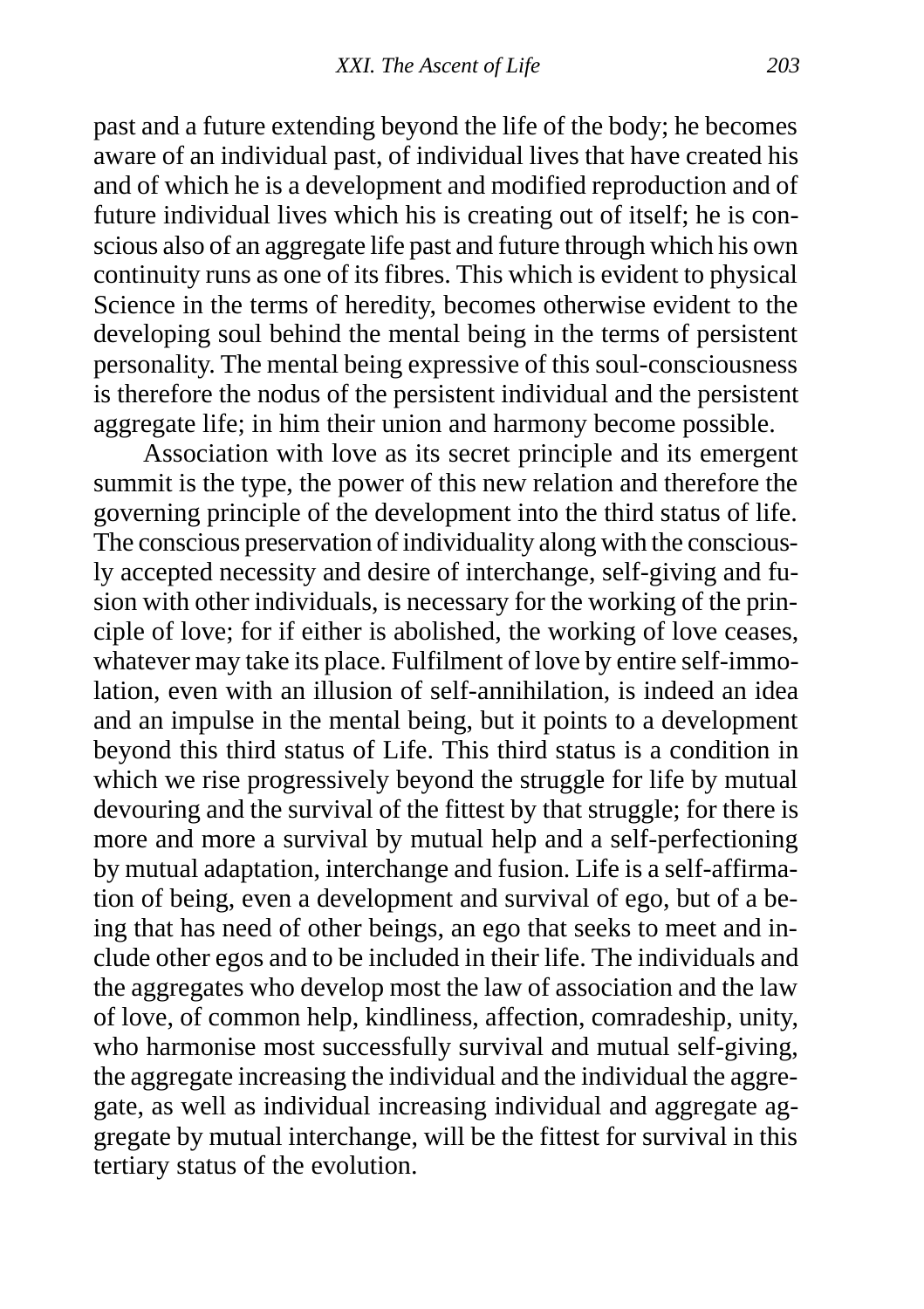past and a future extending beyond the life of the body; he becomes aware of an individual past, of individual lives that have created his and of which he is a development and modified reproduction and of future individual lives which his is creating out of itself; he is conscious also of an aggregate life past and future through which his own continuity runs as one of its fibres. This which is evident to physical Science in the terms of heredity, becomes otherwise evident to the developing soul behind the mental being in the terms of persistent personality. The mental being expressive of this soul-consciousness is therefore the nodus of the persistent individual and the persistent aggregate life; in him their union and harmony become possible.

Association with love as its secret principle and its emergent summit is the type, the power of this new relation and therefore the governing principle of the development into the third status of life. The conscious preservation of individuality along with the consciously accepted necessity and desire of interchange, self-giving and fusion with other individuals, is necessary for the working of the principle of love; for if either is abolished, the working of love ceases, whatever may take its place. Fulfilment of love by entire self-immolation, even with an illusion of self-annihilation, is indeed an idea and an impulse in the mental being, but it points to a development beyond this third status of Life. This third status is a condition in which we rise progressively beyond the struggle for life by mutual devouring and the survival of the fittest by that struggle; for there is more and more a survival by mutual help and a self-perfectioning by mutual adaptation, interchange and fusion. Life is a self-affirmation of being, even a development and survival of ego, but of a being that has need of other beings, an ego that seeks to meet and include other egos and to be included in their life. The individuals and the aggregates who develop most the law of association and the law of love, of common help, kindliness, affection, comradeship, unity, who harmonise most successfully survival and mutual self-giving, the aggregate increasing the individual and the individual the aggregate, as well as individual increasing individual and aggregate aggregate by mutual interchange, will be the fittest for survival in this tertiary status of the evolution.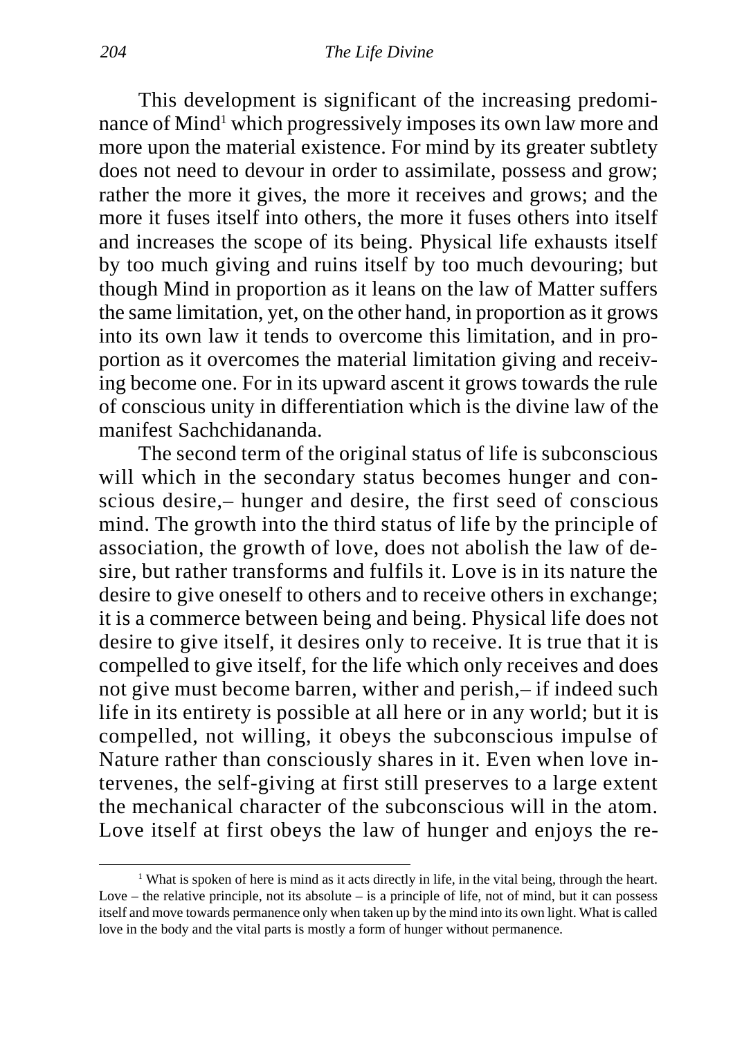This development is significant of the increasing predominance of Mind[1] which progressively imposes its own law more and more upon the material existence. For mind by its greater subtlety does not need to devour in order to assimilate, possess and grow; rather the more it gives, the more it receives and grows; and the more it fuses itself into others, the more it fuses others into itself and increases the scope of its being. Physical life exhausts itself by too much giving and ruins itself by too much devouring; but though Mind in proportion as it leans on the law of Matter suffers the same limitation, yet, on the other hand, in proportion as it grows into its own law it tends to overcome this limitation, and in proportion as it overcomes the material limitation giving and receiving become one. For in its upward ascent it grows towards the rule of conscious unity in differentiation which is the divine law of the manifest Sachchidananda.

The second term of the original status of life is subconscious will which in the secondary status becomes hunger and conscious desire,– hunger and desire, the first seed of conscious mind. The growth into the third status of life by the principle of association, the growth of love, does not abolish the law of desire, but rather transforms and fulfils it. Love is in its nature the desire to give oneself to others and to receive others in exchange; it is a commerce between being and being. Physical life does not desire to give itself, it desires only to receive. It is true that it is compelled to give itself, for the life which only receives and does not give must become barren, wither and perish,– if indeed such life in its entirety is possible at all here or in any world; but it is compelled, not willing, it obeys the subconscious impulse of Nature rather than consciously shares in it. Even when love intervenes, the self-giving at first still preserves to a large extent the mechanical character of the subconscious will in the atom. Love itself at first obeys the law of hunger and enjoys the re-

[1] What is spoken of here is mind as it acts directly in life, in the vital being, through the heart. Love – the relative principle, not its absolute – is a principle of life, not of mind, but it can possess itself and move towards permanence only when taken up by the mind into its own light. What is called love in the body and the vital parts is mostly a form of hunger without permanence.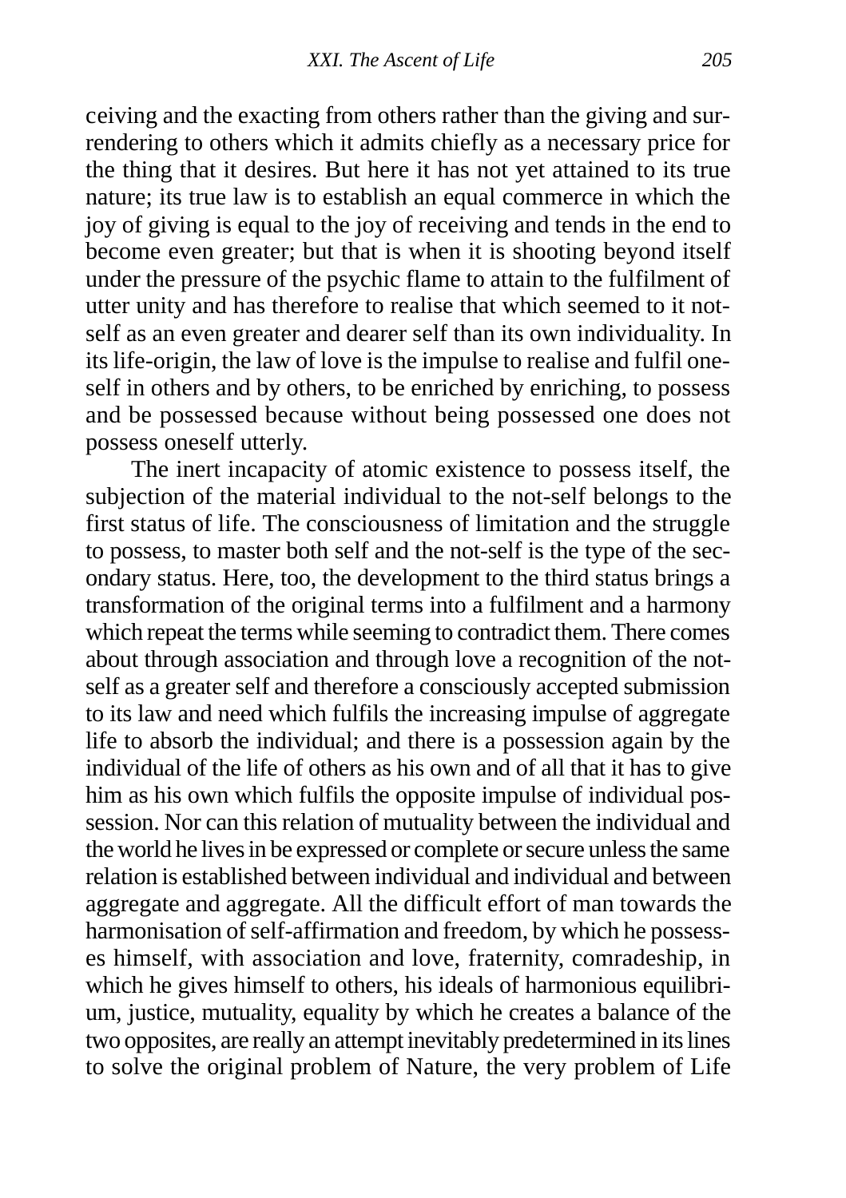ceiving and the exacting from others rather than the giving and surrendering to others which it admits chiefly as a necessary price for the thing that it desires. But here it has not yet attained to its true nature; its true law is to establish an equal commerce in which the joy of giving is equal to the joy of receiving and tends in the end to become even greater; but that is when it is shooting beyond itself under the pressure of the psychic flame to attain to the fulfilment of utter unity and has therefore to realise that which seemed to it not-self as an even greater and dearer self than its own individuality. In its life-origin, the law of love is the impulse to realise and fulfil oneself in others and by others, to be enriched by enriching, to possess and be possessed because without being possessed one does not possess oneself utterly.

The inert incapacity of atomic existence to possess itself, the subjection of the material individual to the not-self belongs to the first status of life. The consciousness of limitation and the struggle to possess, to master both self and the not-self is the type of the secondary status. Here, too, the development to the third status brings a transformation of the original terms into a fulfilment and a harmony which repeat the terms while seeming to contradict them. There comes about through association and through love a recognition of the not-self as a greater self and therefore a consciously accepted submission to its law and need which fulfils the increasing impulse of aggregate life to absorb the individual; and there is a possession again by the individual of the life of others as his own and of all that it has to give him as his own which fulfils the opposite impulse of individual possession. Nor can this relation of mutuality between the individual and the world he lives in be expressed or complete or secure unless the same relation is established between individual and individual and between aggregate and aggregate. All the difficult effort of man towards the harmonisation of self-affirmation and freedom, by which he possesses himself, with association and love, fraternity, comradeship, in which he gives himself to others, his ideals of harmonious equilibrium, justice, mutuality, equality by which he creates a balance of the two opposites, are really an attempt inevitably predetermined in its lines to solve the original problem of Nature, the very problem of Life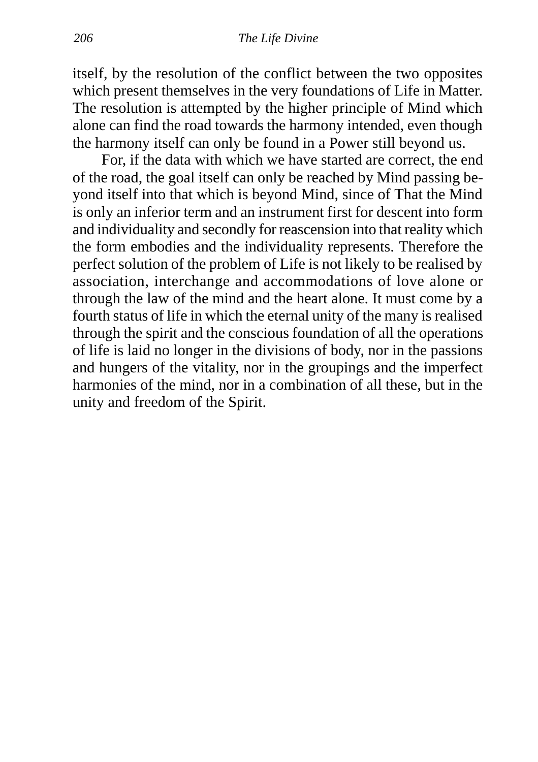itself, by the resolution of the conflict between the two opposites which present themselves in the very foundations of Life in Matter. The resolution is attempted by the higher principle of Mind which alone can find the road towards the harmony intended, even though the harmony itself can only be found in a Power still beyond us.

For, if the data with which we have started are correct, the end of the road, the goal itself can only be reached by Mind passing beyond itself into that which is beyond Mind, since of That the Mind is only an inferior term and an instrument first for descent into form and individuality and secondly for reascension into that reality which the form embodies and the individuality represents. Therefore the perfect solution of the problem of Life is not likely to be realised by association, interchange and accommodations of love alone or through the law of the mind and the heart alone. It must come by a fourth status of life in which the eternal unity of the many is realised through the spirit and the conscious foundation of all the operations of life is laid no longer in the divisions of body, nor in the passions and hungers of the vitality, nor in the groupings and the imperfect harmonies of the mind, nor in a combination of all these, but in the unity and freedom of the Spirit.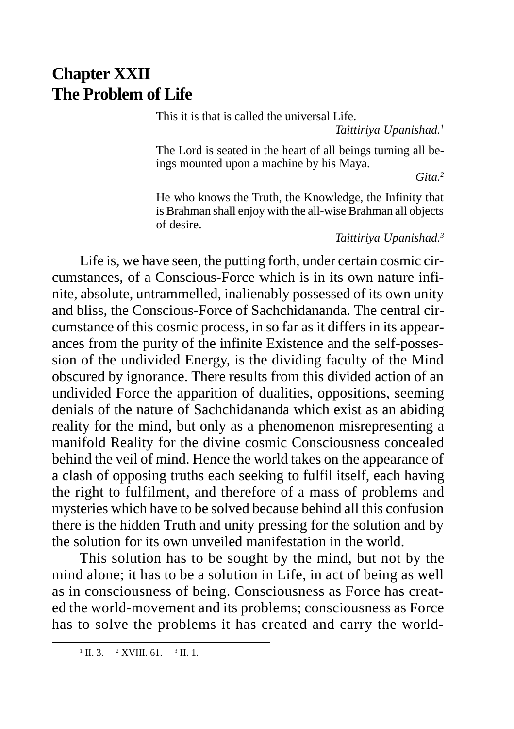# Chapter XXII
# The Problem of Life

> This it is that is called the universal Life.
>
> *Taittiriya Upanishad.*[1]
>
> The Lord is seated in the heart of all beings turning all beings mounted upon a machine by his Maya.
>
> *Gita.*[2]
>
> He who knows the Truth, the Knowledge, the Infinity that is Brahman shall enjoy with the all-wise Brahman all objects of desire.
>
> *Taittiriya Upanishad.*[3]

Life is, we have seen, the putting forth, under certain cosmic circumstances, of a Conscious-Force which is in its own nature infinite, absolute, untrammelled, inalienably possessed of its own unity and bliss, the Conscious-Force of Sachchidananda. The central circumstance of this cosmic process, in so far as it differs in its appearances from the purity of the infinite Existence and the self-possession of the undivided Energy, is the dividing faculty of the Mind obscured by ignorance. There results from this divided action of an undivided Force the apparition of dualities, oppositions, seeming denials of the nature of Sachchidananda which exist as an abiding reality for the mind, but only as a phenomenon misrepresenting a manifold Reality for the divine cosmic Consciousness concealed behind the veil of mind. Hence the world takes on the appearance of a clash of opposing truths each seeking to fulfil itself, each having the right to fulfilment, and therefore of a mass of problems and mysteries which have to be solved because behind all this confusion there is the hidden Truth and unity pressing for the solution and by the solution for its own unveiled manifestation in the world.

This solution has to be sought by the mind, but not by the mind alone; it has to be a solution in Life, in act of being as well as in consciousness of being. Consciousness as Force has created the world-movement and its problems; consciousness as Force has to solve the problems it has created and carry the world-

---

[1] II. 3. [2] XVIII. 61. [3] II. 1.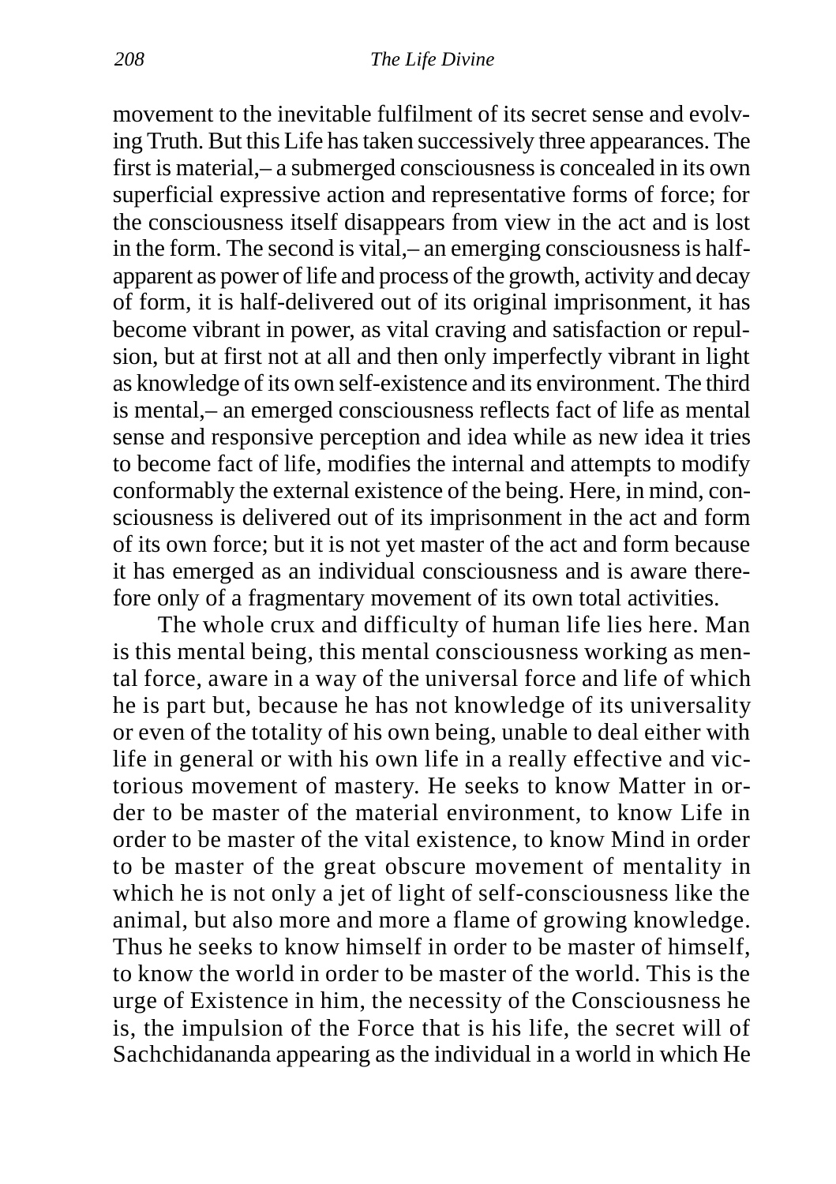movement to the inevitable fulfilment of its secret sense and evolving Truth. But this Life has taken successively three appearances. The first is material,– a submerged consciousness is concealed in its own superficial expressive action and representative forms of force; for the consciousness itself disappears from view in the act and is lost in the form. The second is vital,– an emerging consciousness is half-apparent as power of life and process of the growth, activity and decay of form, it is half-delivered out of its original imprisonment, it has become vibrant in power, as vital craving and satisfaction or repulsion, but at first not at all and then only imperfectly vibrant in light as knowledge of its own self-existence and its environment. The third is mental,– an emerged consciousness reflects fact of life as mental sense and responsive perception and idea while as new idea it tries to become fact of life, modifies the internal and attempts to modify conformably the external existence of the being. Here, in mind, consciousness is delivered out of its imprisonment in the act and form of its own force; but it is not yet master of the act and form because it has emerged as an individual consciousness and is aware therefore only of a fragmentary movement of its own total activities.

The whole crux and difficulty of human life lies here. Man is this mental being, this mental consciousness working as mental force, aware in a way of the universal force and life of which he is part but, because he has not knowledge of its universality or even of the totality of his own being, unable to deal either with life in general or with his own life in a really effective and victorious movement of mastery. He seeks to know Matter in order to be master of the material environment, to know Life in order to be master of the vital existence, to know Mind in order to be master of the great obscure movement of mentality in which he is not only a jet of light of self-consciousness like the animal, but also more and more a flame of growing knowledge. Thus he seeks to know himself in order to be master of himself, to know the world in order to be master of the world. This is the urge of Existence in him, the necessity of the Consciousness he is, the impulsion of the Force that is his life, the secret will of Sachchidananda appearing as the individual in a world in which He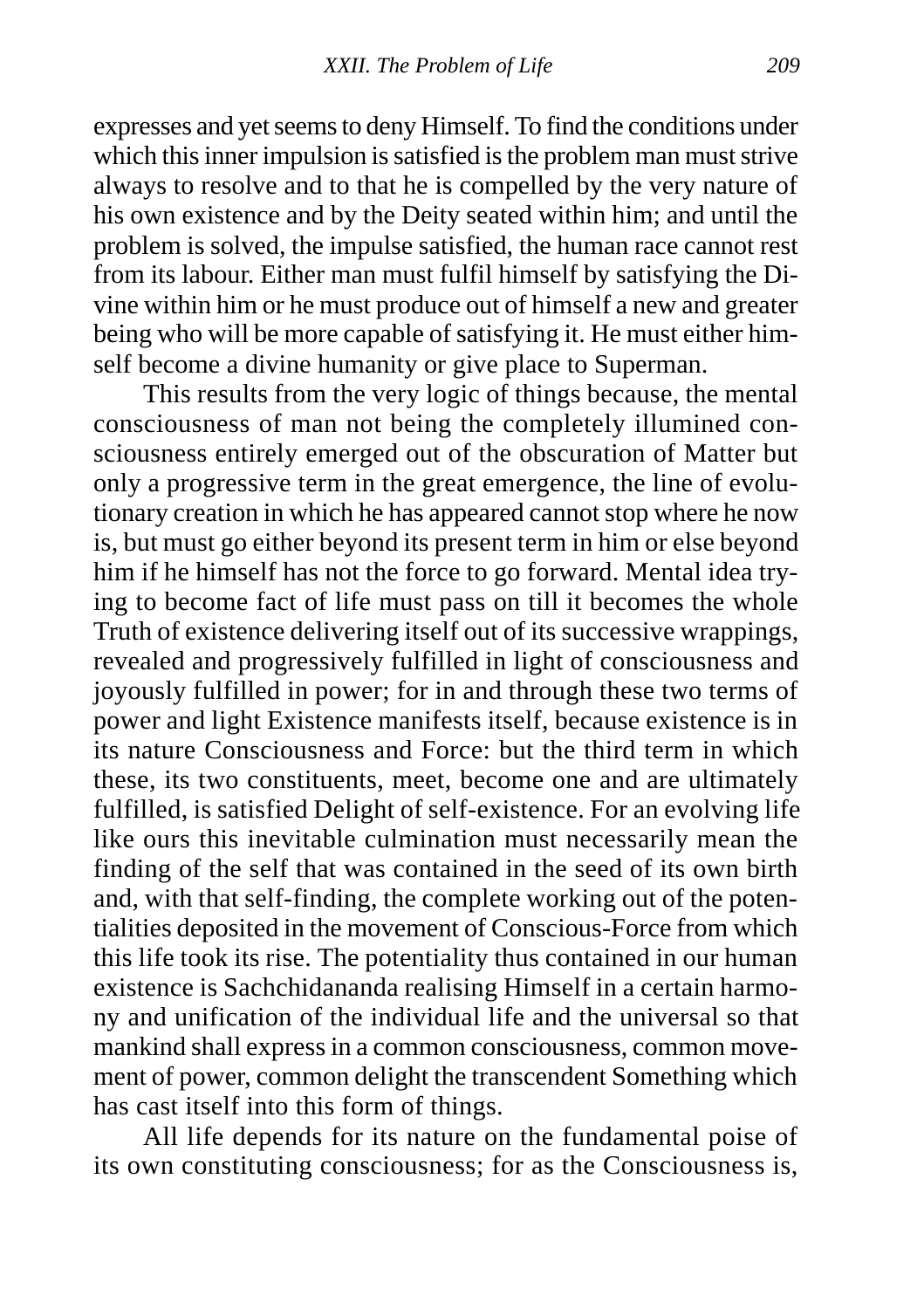expresses and yet seems to deny Himself. To find the conditions under which this inner impulsion is satisfied is the problem man must strive always to resolve and to that he is compelled by the very nature of his own existence and by the Deity seated within him; and until the problem is solved, the impulse satisfied, the human race cannot rest from its labour. Either man must fulfil himself by satisfying the Divine within him or he must produce out of himself a new and greater being who will be more capable of satisfying it. He must either himself become a divine humanity or give place to Superman.

This results from the very logic of things because, the mental consciousness of man not being the completely illumined consciousness entirely emerged out of the obscuration of Matter but only a progressive term in the great emergence, the line of evolutionary creation in which he has appeared cannot stop where he now is, but must go either beyond its present term in him or else beyond him if he himself has not the force to go forward. Mental idea trying to become fact of life must pass on till it becomes the whole Truth of existence delivering itself out of its successive wrappings, revealed and progressively fulfilled in light of consciousness and joyously fulfilled in power; for in and through these two terms of power and light Existence manifests itself, because existence is in its nature Consciousness and Force: but the third term in which these, its two constituents, meet, become one and are ultimately fulfilled, is satisfied Delight of self-existence. For an evolving life like ours this inevitable culmination must necessarily mean the finding of the self that was contained in the seed of its own birth and, with that self-finding, the complete working out of the potentialities deposited in the movement of Conscious-Force from which this life took its rise. The potentiality thus contained in our human existence is Sachchidananda realising Himself in a certain harmony and unification of the individual life and the universal so that mankind shall express in a common consciousness, common movement of power, common delight the transcendent Something which has cast itself into this form of things.

All life depends for its nature on the fundamental poise of its own constituting consciousness; for as the Consciousness is,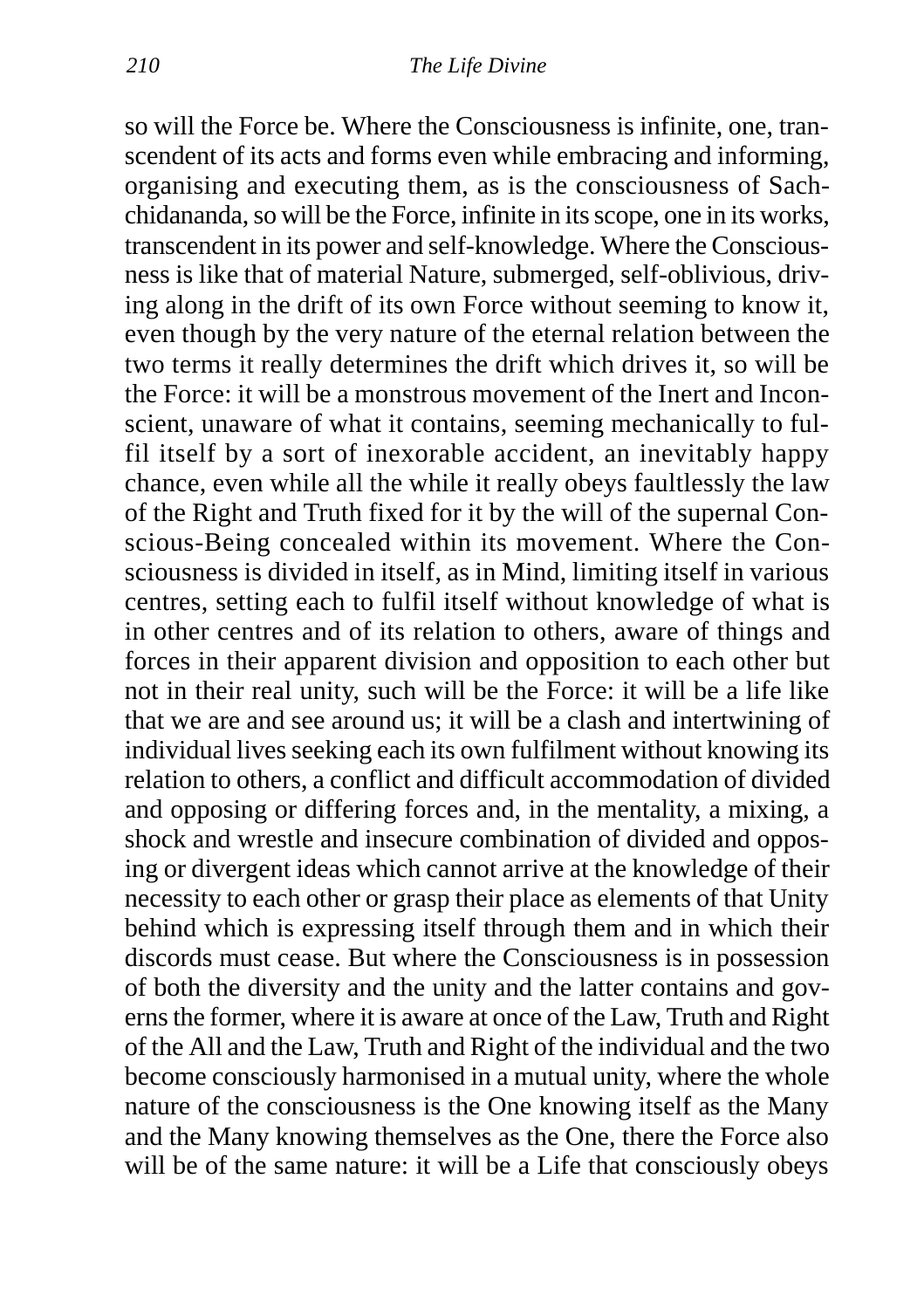so will the Force be. Where the Consciousness is infinite, one, transcendent of its acts and forms even while embracing and informing, organising and executing them, as is the consciousness of Sachchidananda, so will be the Force, infinite in its scope, one in its works, transcendent in its power and self-knowledge. Where the Consciousness is like that of material Nature, submerged, self-oblivious, driving along in the drift of its own Force without seeming to know it, even though by the very nature of the eternal relation between the two terms it really determines the drift which drives it, so will be the Force: it will be a monstrous movement of the Inert and Inconscient, unaware of what it contains, seeming mechanically to fulfil itself by a sort of inexorable accident, an inevitably happy chance, even while all the while it really obeys faultlessly the law of the Right and Truth fixed for it by the will of the supernal Conscious-Being concealed within its movement. Where the Consciousness is divided in itself, as in Mind, limiting itself in various centres, setting each to fulfil itself without knowledge of what is in other centres and of its relation to others, aware of things and forces in their apparent division and opposition to each other but not in their real unity, such will be the Force: it will be a life like that we are and see around us; it will be a clash and intertwining of individual lives seeking each its own fulfilment without knowing its relation to others, a conflict and difficult accommodation of divided and opposing or differing forces and, in the mentality, a mixing, a shock and wrestle and insecure combination of divided and opposing or divergent ideas which cannot arrive at the knowledge of their necessity to each other or grasp their place as elements of that Unity behind which is expressing itself through them and in which their discords must cease. But where the Consciousness is in possession of both the diversity and the unity and the latter contains and governs the former, where it is aware at once of the Law, Truth and Right of the All and the Law, Truth and Right of the individual and the two become consciously harmonised in a mutual unity, where the whole nature of the consciousness is the One knowing itself as the Many and the Many knowing themselves as the One, there the Force also will be of the same nature: it will be a Life that consciously obeys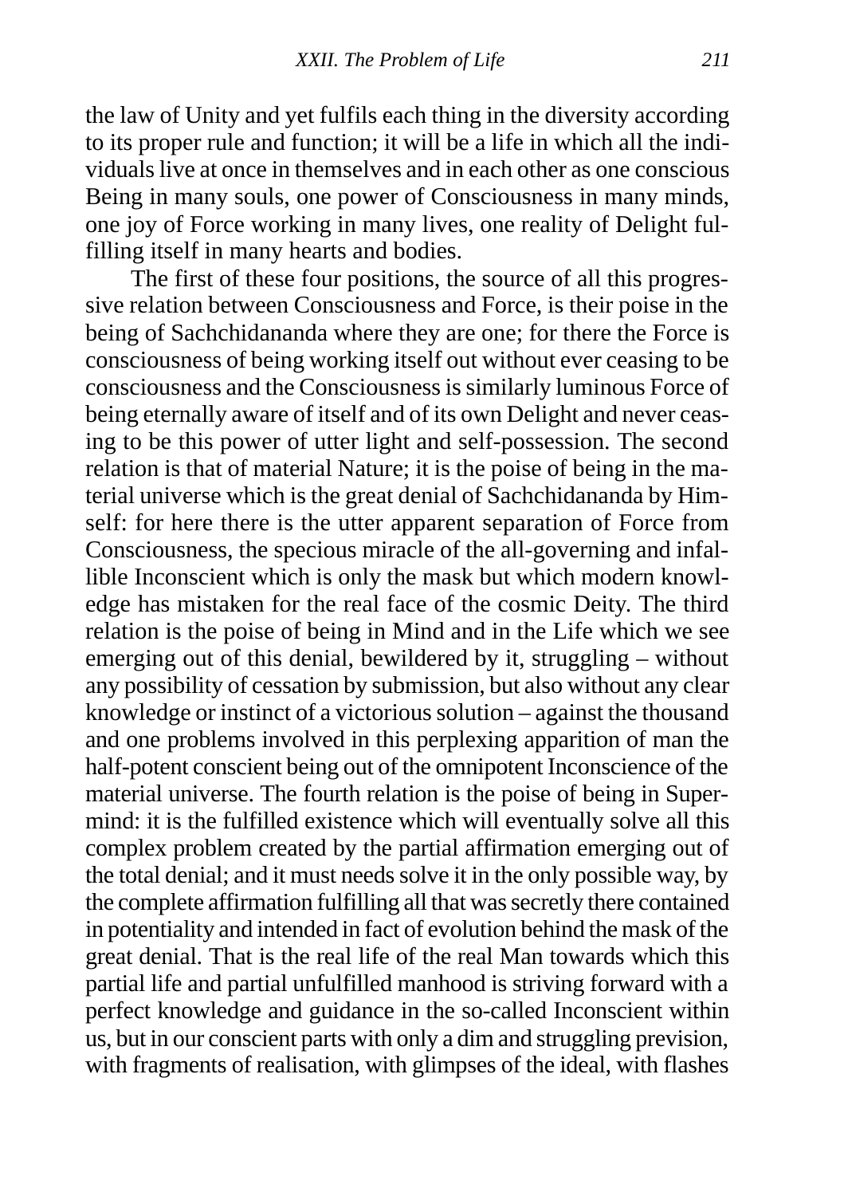the law of Unity and yet fulfils each thing in the diversity according to its proper rule and function; it will be a life in which all the individuals live at once in themselves and in each other as one conscious Being in many souls, one power of Consciousness in many minds, one joy of Force working in many lives, one reality of Delight fulfilling itself in many hearts and bodies.

The first of these four positions, the source of all this progressive relation between Consciousness and Force, is their poise in the being of Sachchidananda where they are one; for there the Force is consciousness of being working itself out without ever ceasing to be consciousness and the Consciousness is similarly luminous Force of being eternally aware of itself and of its own Delight and never ceasing to be this power of utter light and self-possession. The second relation is that of material Nature; it is the poise of being in the material universe which is the great denial of Sachchidananda by Himself: for here there is the utter apparent separation of Force from Consciousness, the specious miracle of the all-governing and infallible Inconscient which is only the mask but which modern knowledge has mistaken for the real face of the cosmic Deity. The third relation is the poise of being in Mind and in the Life which we see emerging out of this denial, bewildered by it, struggling – without any possibility of cessation by submission, but also without any clear knowledge or instinct of a victorious solution – against the thousand and one problems involved in this perplexing apparition of man the half-potent conscient being out of the omnipotent Inconscience of the material universe. The fourth relation is the poise of being in Supermind: it is the fulfilled existence which will eventually solve all this complex problem created by the partial affirmation emerging out of the total denial; and it must needs solve it in the only possible way, by the complete affirmation fulfilling all that was secretly there contained in potentiality and intended in fact of evolution behind the mask of the great denial. That is the real life of the real Man towards which this partial life and partial unfulfilled manhood is striving forward with a perfect knowledge and guidance in the so-called Inconscient within us, but in our conscient parts with only a dim and struggling prevision, with fragments of realisation, with glimpses of the ideal, with flashes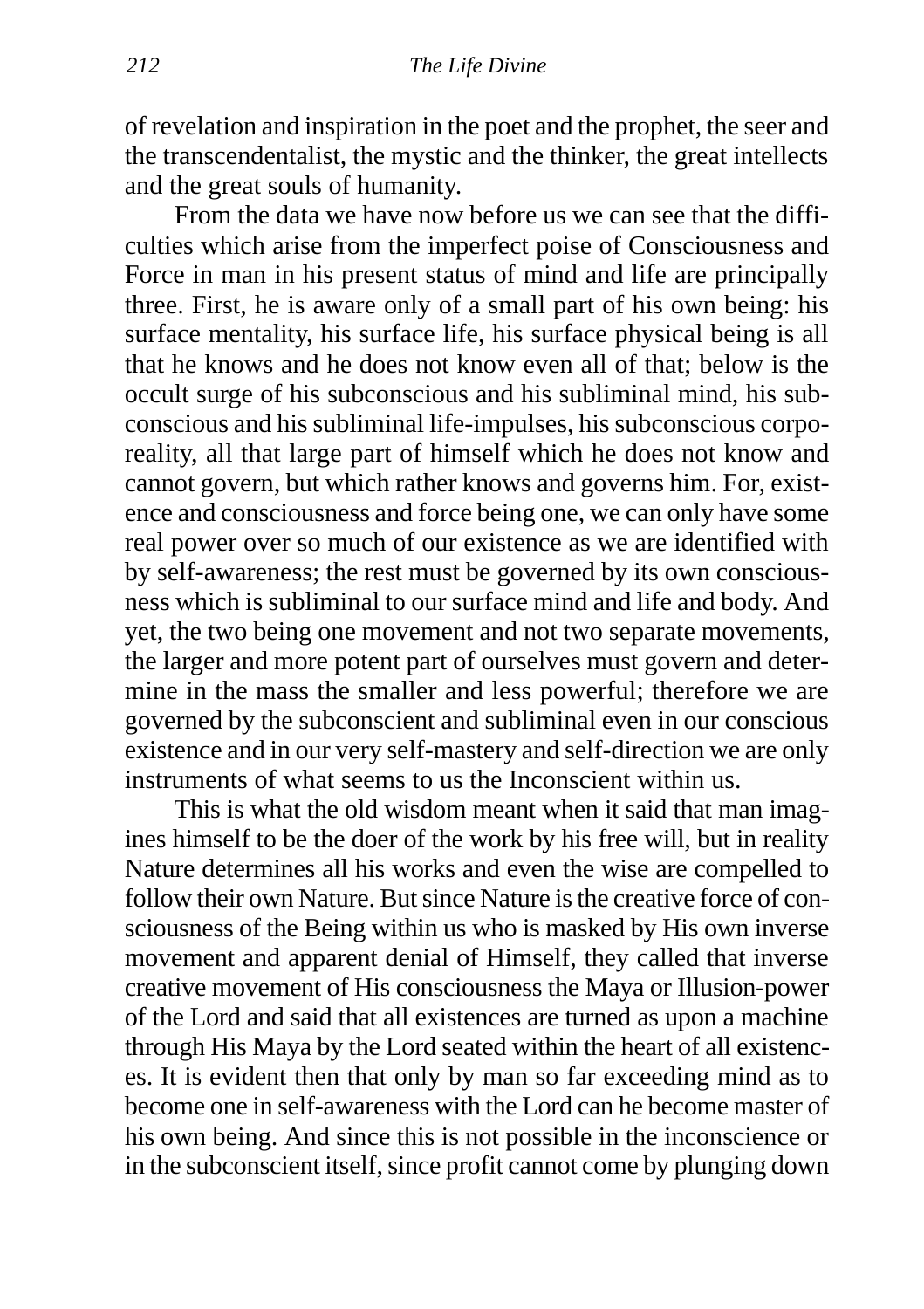of revelation and inspiration in the poet and the prophet, the seer and the transcendentalist, the mystic and the thinker, the great intellects and the great souls of humanity.

From the data we have now before us we can see that the difficulties which arise from the imperfect poise of Consciousness and Force in man in his present status of mind and life are principally three. First, he is aware only of a small part of his own being: his surface mentality, his surface life, his surface physical being is all that he knows and he does not know even all of that; below is the occult surge of his subconscious and his subliminal mind, his subconscious and his subliminal life-impulses, his subconscious corporeality, all that large part of himself which he does not know and cannot govern, but which rather knows and governs him. For, existence and consciousness and force being one, we can only have some real power over so much of our existence as we are identified with by self-awareness; the rest must be governed by its own consciousness which is subliminal to our surface mind and life and body. And yet, the two being one movement and not two separate movements, the larger and more potent part of ourselves must govern and determine in the mass the smaller and less powerful; therefore we are governed by the subconscient and subliminal even in our conscious existence and in our very self-mastery and self-direction we are only instruments of what seems to us the Inconscient within us.

This is what the old wisdom meant when it said that man imagines himself to be the doer of the work by his free will, but in reality Nature determines all his works and even the wise are compelled to follow their own Nature. But since Nature is the creative force of consciousness of the Being within us who is masked by His own inverse movement and apparent denial of Himself, they called that inverse creative movement of His consciousness the Maya or Illusion-power of the Lord and said that all existences are turned as upon a machine through His Maya by the Lord seated within the heart of all existences. It is evident then that only by man so far exceeding mind as to become one in self-awareness with the Lord can he become master of his own being. And since this is not possible in the inconscience or in the subconscient itself, since profit cannot come by plunging down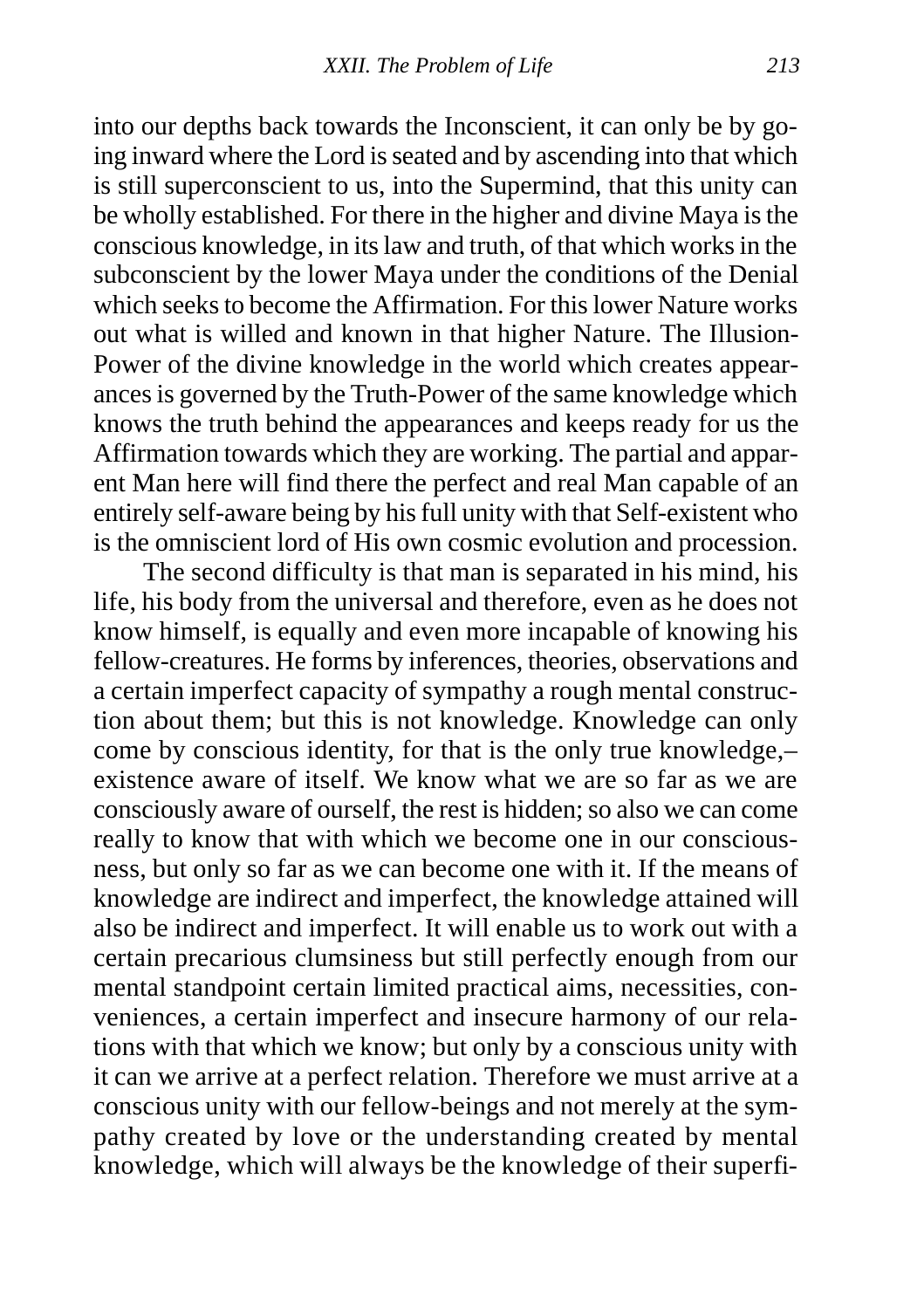into our depths back towards the Inconscient, it can only be by going inward where the Lord is seated and by ascending into that which is still superconscient to us, into the Supermind, that this unity can be wholly established. For there in the higher and divine Maya is the conscious knowledge, in its law and truth, of that which works in the subconscient by the lower Maya under the conditions of the Denial which seeks to become the Affirmation. For this lower Nature works out what is willed and known in that higher Nature. The Illusion-Power of the divine knowledge in the world which creates appearances is governed by the Truth-Power of the same knowledge which knows the truth behind the appearances and keeps ready for us the Affirmation towards which they are working. The partial and apparent Man here will find there the perfect and real Man capable of an entirely self-aware being by his full unity with that Self-existent who is the omniscient lord of His own cosmic evolution and procession.

The second difficulty is that man is separated in his mind, his life, his body from the universal and therefore, even as he does not know himself, is equally and even more incapable of knowing his fellow-creatures. He forms by inferences, theories, observations and a certain imperfect capacity of sympathy a rough mental construction about them; but this is not knowledge. Knowledge can only come by conscious identity, for that is the only true knowledge,– existence aware of itself. We know what we are so far as we are consciously aware of ourself, the rest is hidden; so also we can come really to know that with which we become one in our consciousness, but only so far as we can become one with it. If the means of knowledge are indirect and imperfect, the knowledge attained will also be indirect and imperfect. It will enable us to work out with a certain precarious clumsiness but still perfectly enough from our mental standpoint certain limited practical aims, necessities, conveniences, a certain imperfect and insecure harmony of our relations with that which we know; but only by a conscious unity with it can we arrive at a perfect relation. Therefore we must arrive at a conscious unity with our fellow-beings and not merely at the sympathy created by love or the understanding created by mental knowledge, which will always be the knowledge of their superfi-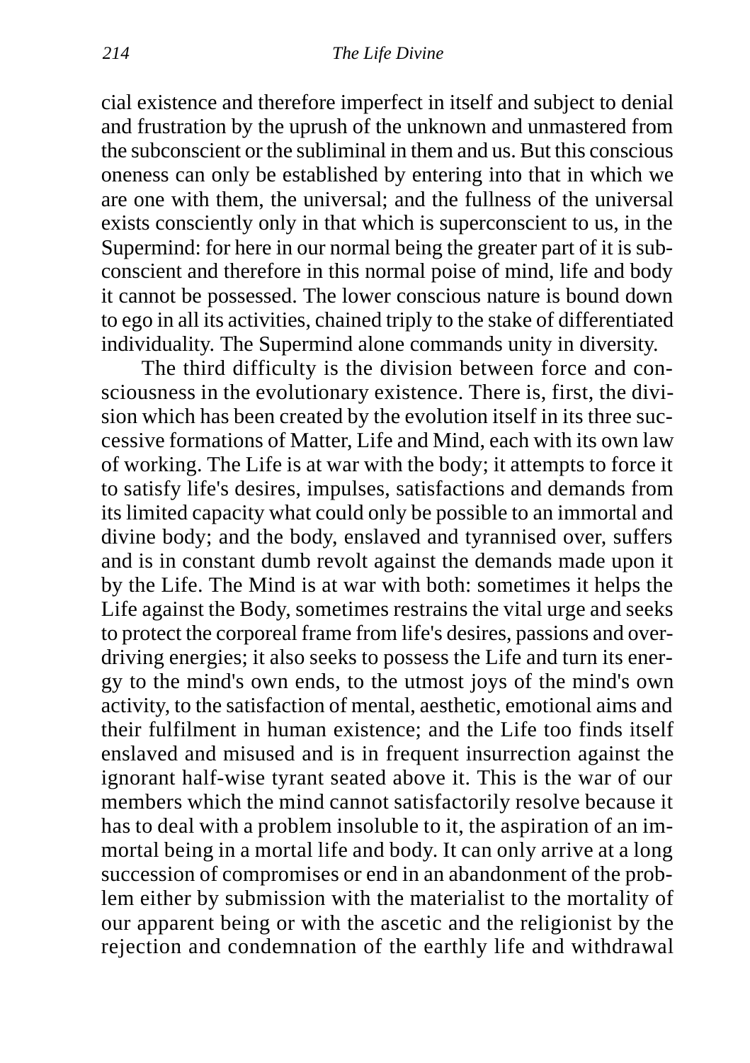cial existence and therefore imperfect in itself and subject to denial and frustration by the uprush of the unknown and unmastered from the subconscient or the subliminal in them and us. But this conscious oneness can only be established by entering into that in which we are one with them, the universal; and the fullness of the universal exists consciently only in that which is superconscient to us, in the Supermind: for here in our normal being the greater part of it is subconscient and therefore in this normal poise of mind, life and body it cannot be possessed. The lower conscious nature is bound down to ego in all its activities, chained triply to the stake of differentiated individuality. The Supermind alone commands unity in diversity.

The third difficulty is the division between force and consciousness in the evolutionary existence. There is, first, the division which has been created by the evolution itself in its three successive formations of Matter, Life and Mind, each with its own law of working. The Life is at war with the body; it attempts to force it to satisfy life's desires, impulses, satisfactions and demands from its limited capacity what could only be possible to an immortal and divine body; and the body, enslaved and tyrannised over, suffers and is in constant dumb revolt against the demands made upon it by the Life. The Mind is at war with both: sometimes it helps the Life against the Body, sometimes restrains the vital urge and seeks to protect the corporeal frame from life's desires, passions and overdriving energies; it also seeks to possess the Life and turn its energy to the mind's own ends, to the utmost joys of the mind's own activity, to the satisfaction of mental, aesthetic, emotional aims and their fulfilment in human existence; and the Life too finds itself enslaved and misused and is in frequent insurrection against the ignorant half-wise tyrant seated above it. This is the war of our members which the mind cannot satisfactorily resolve because it has to deal with a problem insoluble to it, the aspiration of an immortal being in a mortal life and body. It can only arrive at a long succession of compromises or end in an abandonment of the problem either by submission with the materialist to the mortality of our apparent being or with the ascetic and the religionist by the rejection and condemnation of the earthly life and withdrawal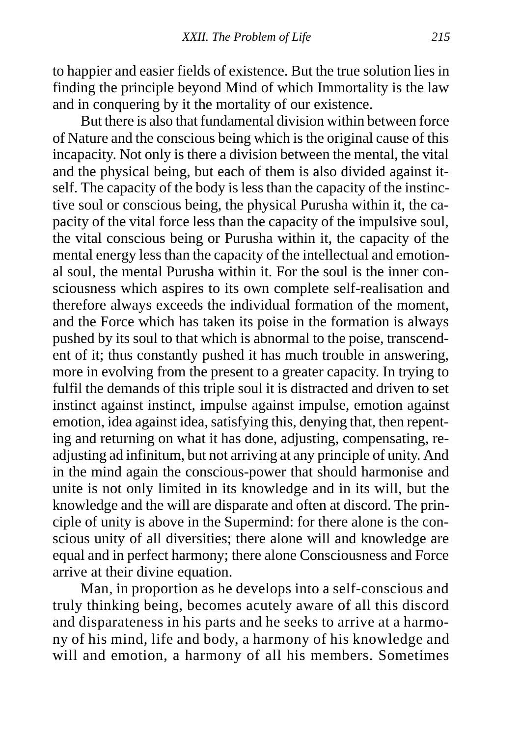to happier and easier fields of existence. But the true solution lies in finding the principle beyond Mind of which Immortality is the law and in conquering by it the mortality of our existence.

But there is also that fundamental division within between force of Nature and the conscious being which is the original cause of this incapacity. Not only is there a division between the mental, the vital and the physical being, but each of them is also divided against itself. The capacity of the body is less than the capacity of the instinctive soul or conscious being, the physical Purusha within it, the capacity of the vital force less than the capacity of the impulsive soul, the vital conscious being or Purusha within it, the capacity of the mental energy less than the capacity of the intellectual and emotional soul, the mental Purusha within it. For the soul is the inner consciousness which aspires to its own complete self-realisation and therefore always exceeds the individual formation of the moment, and the Force which has taken its poise in the formation is always pushed by its soul to that which is abnormal to the poise, transcendent of it; thus constantly pushed it has much trouble in answering, more in evolving from the present to a greater capacity. In trying to fulfil the demands of this triple soul it is distracted and driven to set instinct against instinct, impulse against impulse, emotion against emotion, idea against idea, satisfying this, denying that, then repenting and returning on what it has done, adjusting, compensating, readjusting ad infinitum, but not arriving at any principle of unity. And in the mind again the conscious-power that should harmonise and unite is not only limited in its knowledge and in its will, but the knowledge and the will are disparate and often at discord. The principle of unity is above in the Supermind: for there alone is the conscious unity of all diversities; there alone will and knowledge are equal and in perfect harmony; there alone Consciousness and Force arrive at their divine equation.

Man, in proportion as he develops into a self-conscious and truly thinking being, becomes acutely aware of all this discord and disparateness in his parts and he seeks to arrive at a harmony of his mind, life and body, a harmony of his knowledge and will and emotion, a harmony of all his members. Sometimes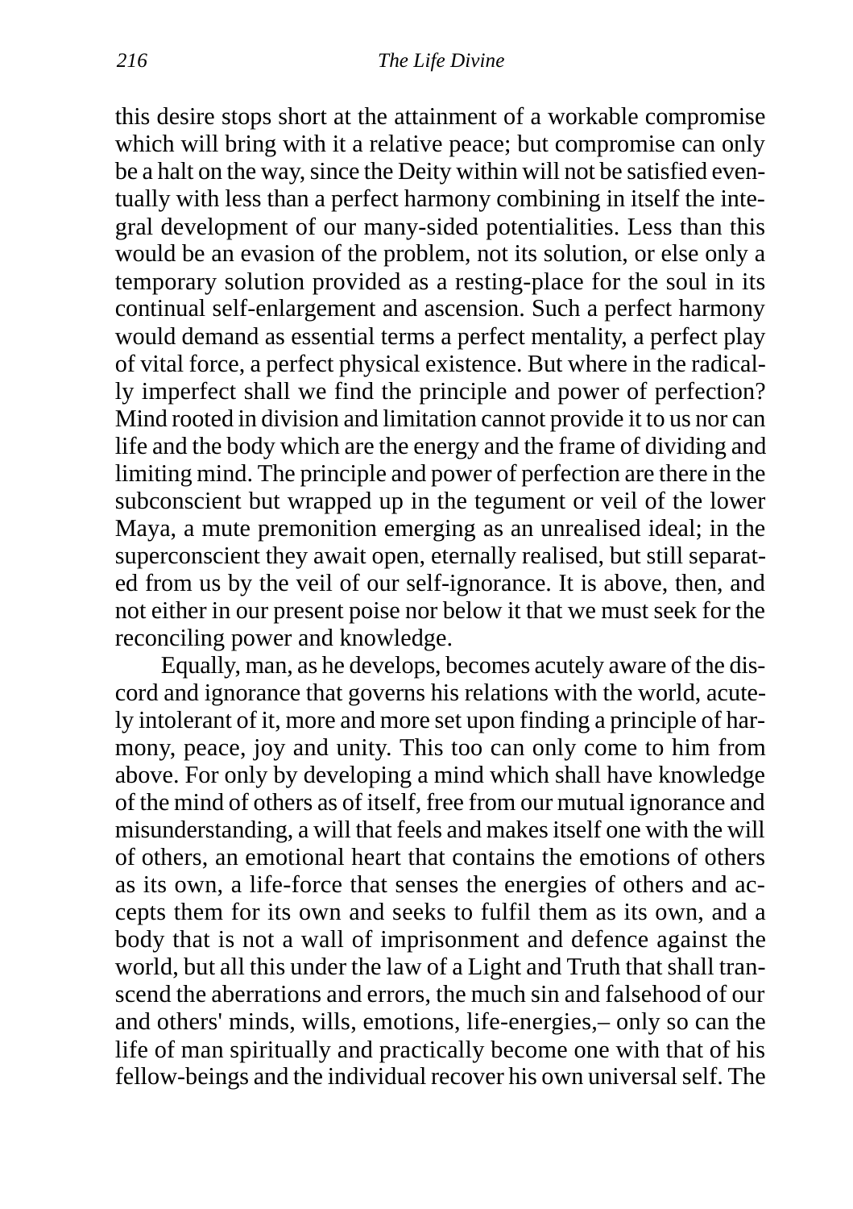this desire stops short at the attainment of a workable compromise which will bring with it a relative peace; but compromise can only be a halt on the way, since the Deity within will not be satisfied eventually with less than a perfect harmony combining in itself the integral development of our many-sided potentialities. Less than this would be an evasion of the problem, not its solution, or else only a temporary solution provided as a resting-place for the soul in its continual self-enlargement and ascension. Such a perfect harmony would demand as essential terms a perfect mentality, a perfect play of vital force, a perfect physical existence. But where in the radically imperfect shall we find the principle and power of perfection? Mind rooted in division and limitation cannot provide it to us nor can life and the body which are the energy and the frame of dividing and limiting mind. The principle and power of perfection are there in the subconscient but wrapped up in the tegument or veil of the lower Maya, a mute premonition emerging as an unrealised ideal; in the superconscient they await open, eternally realised, but still separated from us by the veil of our self-ignorance. It is above, then, and not either in our present poise nor below it that we must seek for the reconciling power and knowledge.

Equally, man, as he develops, becomes acutely aware of the discord and ignorance that governs his relations with the world, acutely intolerant of it, more and more set upon finding a principle of harmony, peace, joy and unity. This too can only come to him from above. For only by developing a mind which shall have knowledge of the mind of others as of itself, free from our mutual ignorance and misunderstanding, a will that feels and makes itself one with the will of others, an emotional heart that contains the emotions of others as its own, a life-force that senses the energies of others and accepts them for its own and seeks to fulfil them as its own, and a body that is not a wall of imprisonment and defence against the world, but all this under the law of a Light and Truth that shall transcend the aberrations and errors, the much sin and falsehood of our and others' minds, wills, emotions, life-energies,– only so can the life of man spiritually and practically become one with that of his fellow-beings and the individual recover his own universal self. The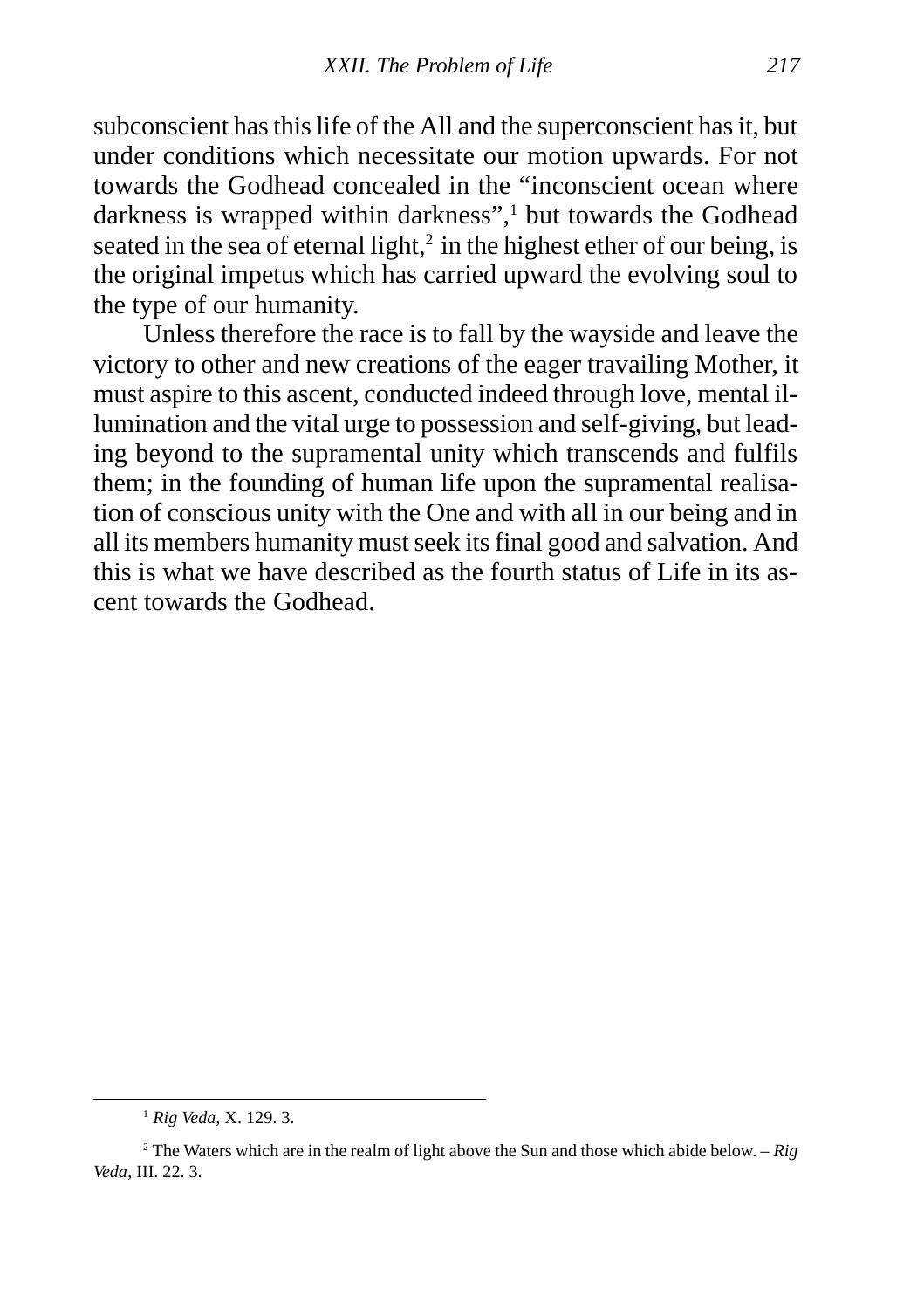subconscient has this life of the All and the superconscient has it, but under conditions which necessitate our motion upwards. For not towards the Godhead concealed in the "inconscient ocean where darkness is wrapped within darkness",[1] but towards the Godhead seated in the sea of eternal light,[2] in the highest ether of our being, is the original impetus which has carried upward the evolving soul to the type of our humanity.

Unless therefore the race is to fall by the wayside and leave the victory to other and new creations of the eager travailing Mother, it must aspire to this ascent, conducted indeed through love, mental illumination and the vital urge to possession and self-giving, but leading beyond to the supramental unity which transcends and fulfils them; in the founding of human life upon the supramental realisation of conscious unity with the One and with all in our being and in all its members humanity must seek its final good and salvation. And this is what we have described as the fourth status of Life in its ascent towards the Godhead.

---

[1] *Rig Veda*, X. 129. 3.

[2] The Waters which are in the realm of light above the Sun and those which abide below. – *Rig Veda*, III. 22. 3.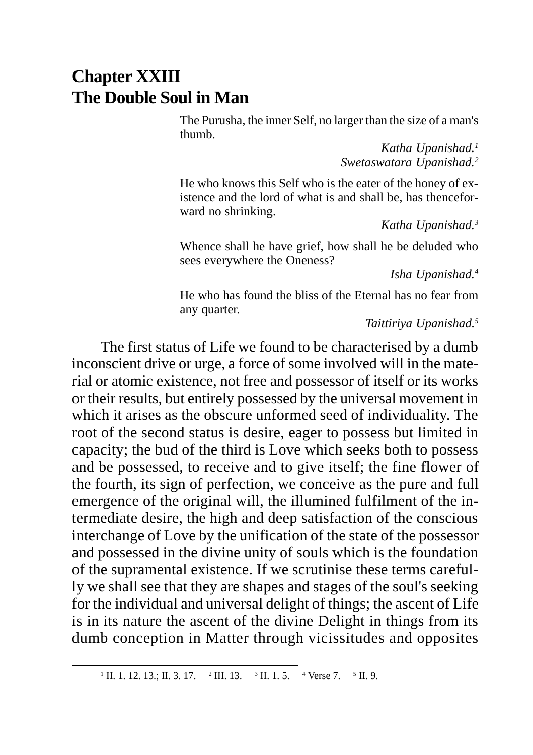# Chapter XXIII
# The Double Soul in Man

> The Purusha, the inner Self, no larger than the size of a man's thumb.
>
> *Katha Upanishad.*[1]
> *Swetaswatara Upanishad.*[2]
>
> He who knows this Self who is the eater of the honey of existence and the lord of what is and shall be, has thenceforward no shrinking.
>
> *Katha Upanishad.*[3]
>
> Whence shall he have grief, how shall he be deluded who sees everywhere the Oneness?
>
> *Isha Upanishad.*[4]
>
> He who has found the bliss of the Eternal has no fear from any quarter.
>
> *Taittiriya Upanishad.*[5]

The first status of Life we found to be characterised by a dumb inconscient drive or urge, a force of some involved will in the material or atomic existence, not free and possessor of itself or its works or their results, but entirely possessed by the universal movement in which it arises as the obscure unformed seed of individuality. The root of the second status is desire, eager to possess but limited in capacity; the bud of the third is Love which seeks both to possess and be possessed, to receive and to give itself; the fine flower of the fourth, its sign of perfection, we conceive as the pure and full emergence of the original will, the illumined fulfilment of the intermediate desire, the high and deep satisfaction of the conscious interchange of Love by the unification of the state of the possessor and possessed in the divine unity of souls which is the foundation of the supramental existence. If we scrutinise these terms carefully we shall see that they are shapes and stages of the soul's seeking for the individual and universal delight of things; the ascent of Life is in its nature the ascent of the divine Delight in things from its dumb conception in Matter through vicissitudes and opposites

---

[1] II. 1. 12. 13.; II. 3. 17. [2] III. 13. [3] II. 1. 5. [4] Verse 7. [5] II. 9.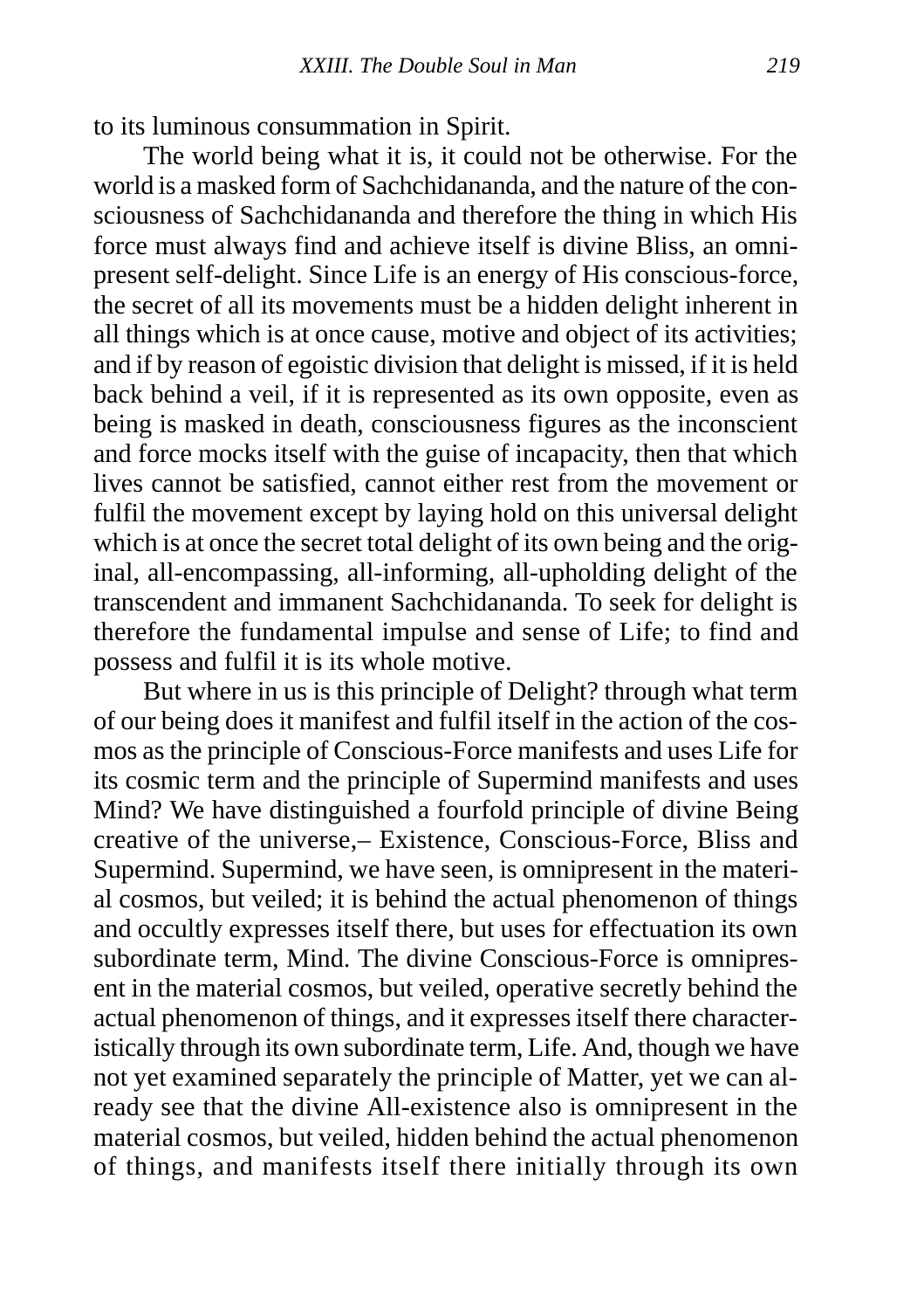to its luminous consummation in Spirit.

The world being what it is, it could not be otherwise. For the world is a masked form of Sachchidananda, and the nature of the consciousness of Sachchidananda and therefore the thing in which His force must always find and achieve itself is divine Bliss, an omnipresent self-delight. Since Life is an energy of His conscious-force, the secret of all its movements must be a hidden delight inherent in all things which is at once cause, motive and object of its activities; and if by reason of egoistic division that delight is missed, if it is held back behind a veil, if it is represented as its own opposite, even as being is masked in death, consciousness figures as the inconscient and force mocks itself with the guise of incapacity, then that which lives cannot be satisfied, cannot either rest from the movement or fulfil the movement except by laying hold on this universal delight which is at once the secret total delight of its own being and the original, all-encompassing, all-informing, all-upholding delight of the transcendent and immanent Sachchidananda. To seek for delight is therefore the fundamental impulse and sense of Life; to find and possess and fulfil it is its whole motive.

But where in us is this principle of Delight? through what term of our being does it manifest and fulfil itself in the action of the cosmos as the principle of Conscious-Force manifests and uses Life for its cosmic term and the principle of Supermind manifests and uses Mind? We have distinguished a fourfold principle of divine Being creative of the universe,– Existence, Conscious-Force, Bliss and Supermind. Supermind, we have seen, is omnipresent in the material cosmos, but veiled; it is behind the actual phenomenon of things and occultly expresses itself there, but uses for effectuation its own subordinate term, Mind. The divine Conscious-Force is omnipresent in the material cosmos, but veiled, operative secretly behind the actual phenomenon of things, and it expresses itself there characteristically through its own subordinate term, Life. And, though we have not yet examined separately the principle of Matter, yet we can already see that the divine All-existence also is omnipresent in the material cosmos, but veiled, hidden behind the actual phenomenon of things, and manifests itself there initially through its own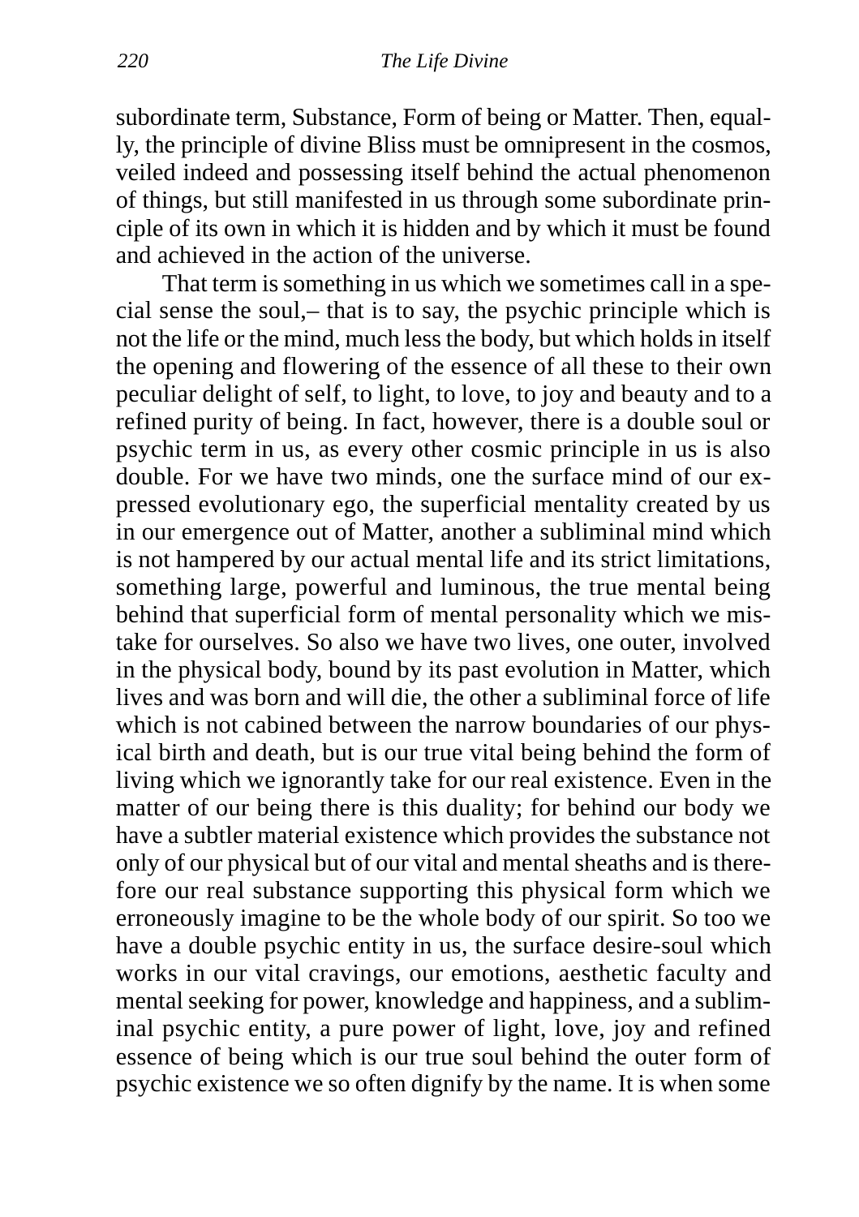subordinate term, Substance, Form of being or Matter. Then, equally, the principle of divine Bliss must be omnipresent in the cosmos, veiled indeed and possessing itself behind the actual phenomenon of things, but still manifested in us through some subordinate principle of its own in which it is hidden and by which it must be found and achieved in the action of the universe.

That term is something in us which we sometimes call in a special sense the soul,– that is to say, the psychic principle which is not the life or the mind, much less the body, but which holds in itself the opening and flowering of the essence of all these to their own peculiar delight of self, to light, to love, to joy and beauty and to a refined purity of being. In fact, however, there is a double soul or psychic term in us, as every other cosmic principle in us is also double. For we have two minds, one the surface mind of our expressed evolutionary ego, the superficial mentality created by us in our emergence out of Matter, another a subliminal mind which is not hampered by our actual mental life and its strict limitations, something large, powerful and luminous, the true mental being behind that superficial form of mental personality which we mistake for ourselves. So also we have two lives, one outer, involved in the physical body, bound by its past evolution in Matter, which lives and was born and will die, the other a subliminal force of life which is not cabined between the narrow boundaries of our physical birth and death, but is our true vital being behind the form of living which we ignorantly take for our real existence. Even in the matter of our being there is this duality; for behind our body we have a subtler material existence which provides the substance not only of our physical but of our vital and mental sheaths and is therefore our real substance supporting this physical form which we erroneously imagine to be the whole body of our spirit. So too we have a double psychic entity in us, the surface desire-soul which works in our vital cravings, our emotions, aesthetic faculty and mental seeking for power, knowledge and happiness, and a subliminal psychic entity, a pure power of light, love, joy and refined essence of being which is our true soul behind the outer form of psychic existence we so often dignify by the name. It is when some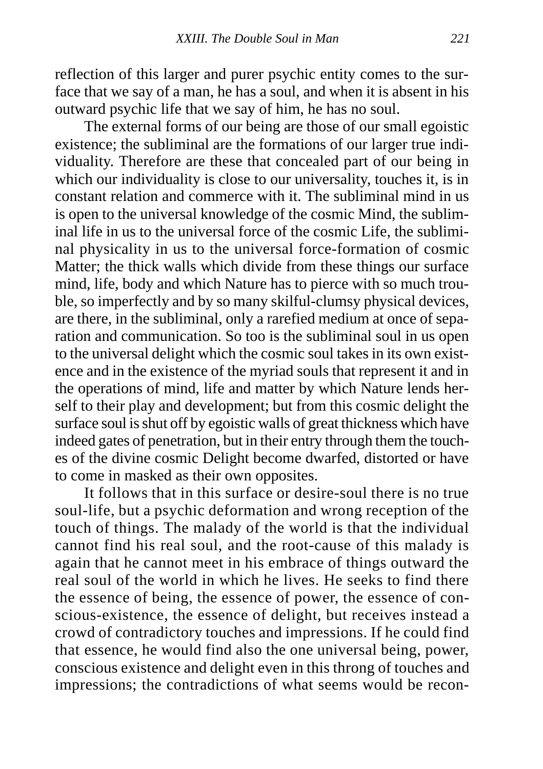reflection of this larger and purer psychic entity comes to the surface that we say of a man, he has a soul, and when it is absent in his outward psychic life that we say of him, he has no soul.

The external forms of our being are those of our small egoistic existence; the subliminal are the formations of our larger true individuality. Therefore are these that concealed part of our being in which our individuality is close to our universality, touches it, is in constant relation and commerce with it. The subliminal mind in us is open to the universal knowledge of the cosmic Mind, the subliminal life in us to the universal force of the cosmic Life, the subliminal physicality in us to the universal force-formation of cosmic Matter; the thick walls which divide from these things our surface mind, life, body and which Nature has to pierce with so much trouble, so imperfectly and by so many skilful-clumsy physical devices, are there, in the subliminal, only a rarefied medium at once of separation and communication. So too is the subliminal soul in us open to the universal delight which the cosmic soul takes in its own existence and in the existence of the myriad souls that represent it and in the operations of mind, life and matter by which Nature lends herself to their play and development; but from this cosmic delight the surface soul is shut off by egoistic walls of great thickness which have indeed gates of penetration, but in their entry through them the touches of the divine cosmic Delight become dwarfed, distorted or have to come in masked as their own opposites.

It follows that in this surface or desire-soul there is no true soul-life, but a psychic deformation and wrong reception of the touch of things. The malady of the world is that the individual cannot find his real soul, and the root-cause of this malady is again that he cannot meet in his embrace of things outward the real soul of the world in which he lives. He seeks to find there the essence of being, the essence of power, the essence of conscious-existence, the essence of delight, but receives instead a crowd of contradictory touches and impressions. If he could find that essence, he would find also the one universal being, power, conscious existence and delight even in this throng of touches and impressions; the contradictions of what seems would be recon-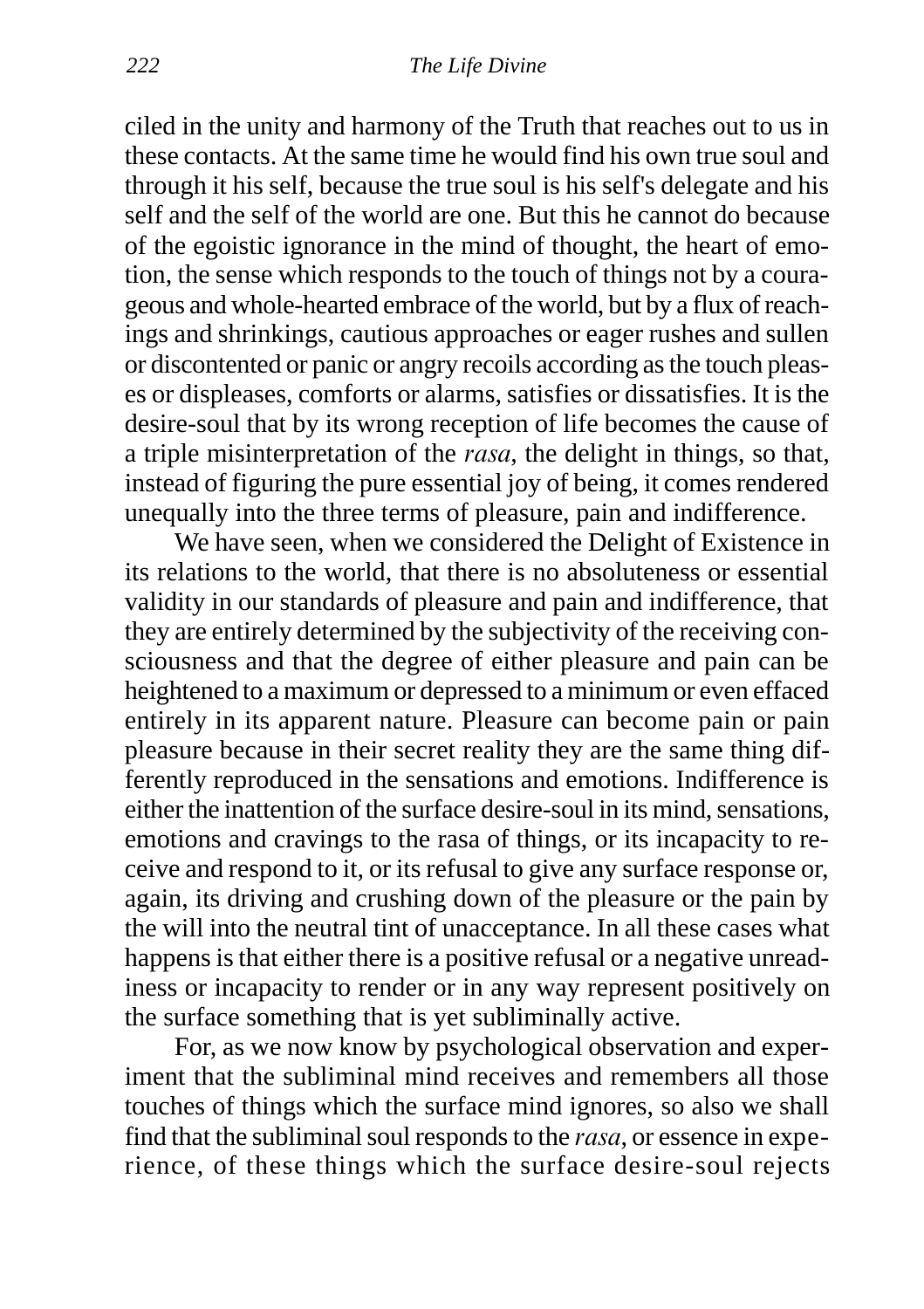ciled in the unity and harmony of the Truth that reaches out to us in these contacts. At the same time he would find his own true soul and through it his self, because the true soul is his self's delegate and his self and the self of the world are one. But this he cannot do because of the egoistic ignorance in the mind of thought, the heart of emotion, the sense which responds to the touch of things not by a courageous and whole-hearted embrace of the world, but by a flux of reachings and shrinkings, cautious approaches or eager rushes and sullen or discontented or panic or angry recoils according as the touch pleases or displeases, comforts or alarms, satisfies or dissatisfies. It is the desire-soul that by its wrong reception of life becomes the cause of a triple misinterpretation of the *rasa*, the delight in things, so that, instead of figuring the pure essential joy of being, it comes rendered unequally into the three terms of pleasure, pain and indifference.

We have seen, when we considered the Delight of Existence in its relations to the world, that there is no absoluteness or essential validity in our standards of pleasure and pain and indifference, that they are entirely determined by the subjectivity of the receiving consciousness and that the degree of either pleasure and pain can be heightened to a maximum or depressed to a minimum or even effaced entirely in its apparent nature. Pleasure can become pain or pain pleasure because in their secret reality they are the same thing differently reproduced in the sensations and emotions. Indifference is either the inattention of the surface desire-soul in its mind, sensations, emotions and cravings to the rasa of things, or its incapacity to receive and respond to it, or its refusal to give any surface response or, again, its driving and crushing down of the pleasure or the pain by the will into the neutral tint of unacceptance. In all these cases what happens is that either there is a positive refusal or a negative unreadiness or incapacity to render or in any way represent positively on the surface something that is yet subliminally active.

For, as we now know by psychological observation and experiment that the subliminal mind receives and remembers all those touches of things which the surface mind ignores, so also we shall find that the subliminal soul responds to the *rasa*, or essence in experience, of these things which the surface desire-soul rejects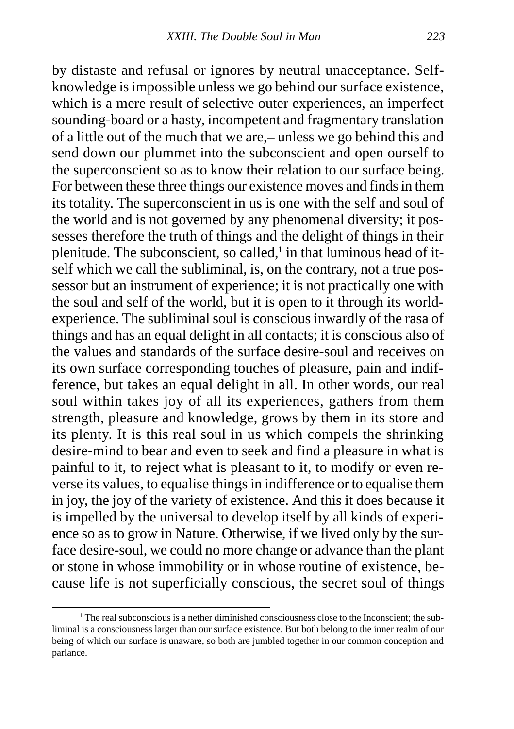by distaste and refusal or ignores by neutral unacceptance. Self-knowledge is impossible unless we go behind our surface existence, which is a mere result of selective outer experiences, an imperfect sounding-board or a hasty, incompetent and fragmentary translation of a little out of the much that we are,– unless we go behind this and send down our plummet into the subconscient and open ourself to the superconscient so as to know their relation to our surface being. For between these three things our existence moves and finds in them its totality. The superconscient in us is one with the self and soul of the world and is not governed by any phenomenal diversity; it possesses therefore the truth of things and the delight of things in their plenitude. The subconscient, so called,[1] in that luminous head of itself which we call the subliminal, is, on the contrary, not a true possessor but an instrument of experience; it is not practically one with the soul and self of the world, but it is open to it through its world-experience. The subliminal soul is conscious inwardly of the rasa of things and has an equal delight in all contacts; it is conscious also of the values and standards of the surface desire-soul and receives on its own surface corresponding touches of pleasure, pain and indifference, but takes an equal delight in all. In other words, our real soul within takes joy of all its experiences, gathers from them strength, pleasure and knowledge, grows by them in its store and its plenty. It is this real soul in us which compels the shrinking desire-mind to bear and even to seek and find a pleasure in what is painful to it, to reject what is pleasant to it, to modify or even reverse its values, to equalise things in indifference or to equalise them in joy, the joy of the variety of existence. And this it does because it is impelled by the universal to develop itself by all kinds of experience so as to grow in Nature. Otherwise, if we lived only by the surface desire-soul, we could no more change or advance than the plant or stone in whose immobility or in whose routine of existence, because life is not superficially conscious, the secret soul of things

[1] The real subconscious is a nether diminished consciousness close to the Inconscient; the subliminal is a consciousness larger than our surface existence. But both belong to the inner realm of our being of which our surface is unaware, so both are jumbled together in our common conception and parlance.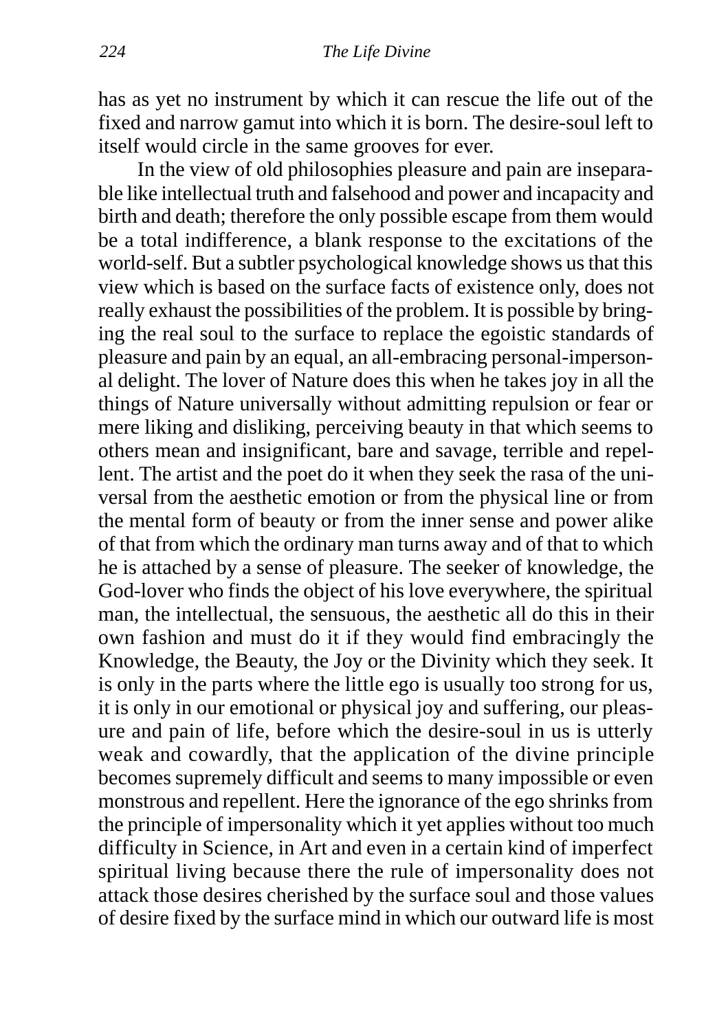has as yet no instrument by which it can rescue the life out of the fixed and narrow gamut into which it is born. The desire-soul left to itself would circle in the same grooves for ever.

In the view of old philosophies pleasure and pain are inseparable like intellectual truth and falsehood and power and incapacity and birth and death; therefore the only possible escape from them would be a total indifference, a blank response to the excitations of the world-self. But a subtler psychological knowledge shows us that this view which is based on the surface facts of existence only, does not really exhaust the possibilities of the problem. It is possible by bringing the real soul to the surface to replace the egoistic standards of pleasure and pain by an equal, an all-embracing personal-impersonal delight. The lover of Nature does this when he takes joy in all the things of Nature universally without admitting repulsion or fear or mere liking and disliking, perceiving beauty in that which seems to others mean and insignificant, bare and savage, terrible and repellent. The artist and the poet do it when they seek the rasa of the universal from the aesthetic emotion or from the physical line or from the mental form of beauty or from the inner sense and power alike of that from which the ordinary man turns away and of that to which he is attached by a sense of pleasure. The seeker of knowledge, the God-lover who finds the object of his love everywhere, the spiritual man, the intellectual, the sensuous, the aesthetic all do this in their own fashion and must do it if they would find embracingly the Knowledge, the Beauty, the Joy or the Divinity which they seek. It is only in the parts where the little ego is usually too strong for us, it is only in our emotional or physical joy and suffering, our pleasure and pain of life, before which the desire-soul in us is utterly weak and cowardly, that the application of the divine principle becomes supremely difficult and seems to many impossible or even monstrous and repellent. Here the ignorance of the ego shrinks from the principle of impersonality which it yet applies without too much difficulty in Science, in Art and even in a certain kind of imperfect spiritual living because there the rule of impersonality does not attack those desires cherished by the surface soul and those values of desire fixed by the surface mind in which our outward life is most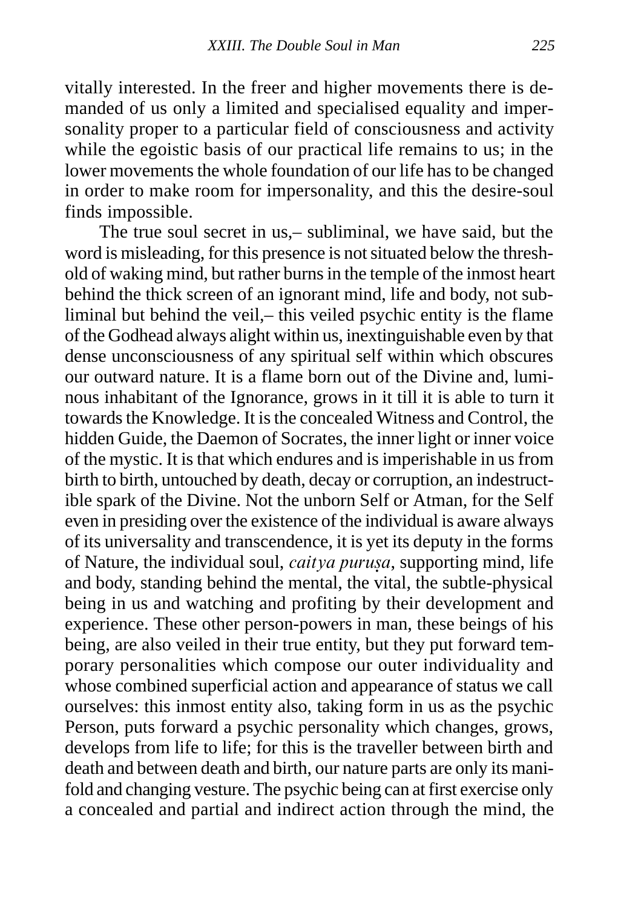vitally interested. In the freer and higher movements there is demanded of us only a limited and specialised equality and impersonality proper to a particular field of consciousness and activity while the egoistic basis of our practical life remains to us; in the lower movements the whole foundation of our life has to be changed in order to make room for impersonality, and this the desire-soul finds impossible.

The true soul secret in us,– subliminal, we have said, but the word is misleading, for this presence is not situated below the threshold of waking mind, but rather burns in the temple of the inmost heart behind the thick screen of an ignorant mind, life and body, not subliminal but behind the veil,– this veiled psychic entity is the flame of the Godhead always alight within us, inextinguishable even by that dense unconsciousness of any spiritual self within which obscures our outward nature. It is a flame born out of the Divine and, luminous inhabitant of the Ignorance, grows in it till it is able to turn it towards the Knowledge. It is the concealed Witness and Control, the hidden Guide, the Daemon of Socrates, the inner light or inner voice of the mystic. It is that which endures and is imperishable in us from birth to birth, untouched by death, decay or corruption, an indestructible spark of the Divine. Not the unborn Self or Atman, for the Self even in presiding over the existence of the individual is aware always of its universality and transcendence, it is yet its deputy in the forms of Nature, the individual soul, *caitya puruṣa*, supporting mind, life and body, standing behind the mental, the vital, the subtle-physical being in us and watching and profiting by their development and experience. These other person-powers in man, these beings of his being, are also veiled in their true entity, but they put forward temporary personalities which compose our outer individuality and whose combined superficial action and appearance of status we call ourselves: this inmost entity also, taking form in us as the psychic Person, puts forward a psychic personality which changes, grows, develops from life to life; for this is the traveller between birth and death and between death and birth, our nature parts are only its manifold and changing vesture. The psychic being can at first exercise only a concealed and partial and indirect action through the mind, the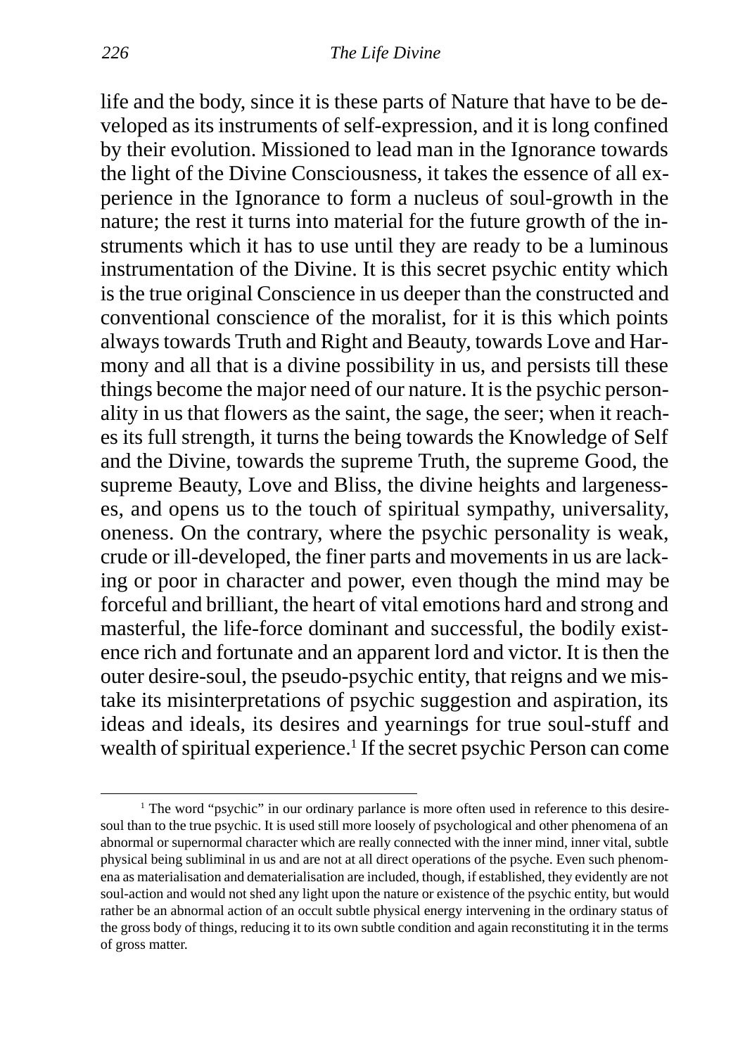life and the body, since it is these parts of Nature that have to be developed as its instruments of self-expression, and it is long confined by their evolution. Missioned to lead man in the Ignorance towards the light of the Divine Consciousness, it takes the essence of all experience in the Ignorance to form a nucleus of soul-growth in the nature; the rest it turns into material for the future growth of the instruments which it has to use until they are ready to be a luminous instrumentation of the Divine. It is this secret psychic entity which is the true original Conscience in us deeper than the constructed and conventional conscience of the moralist, for it is this which points always towards Truth and Right and Beauty, towards Love and Harmony and all that is a divine possibility in us, and persists till these things become the major need of our nature. It is the psychic personality in us that flowers as the saint, the sage, the seer; when it reaches its full strength, it turns the being towards the Knowledge of Self and the Divine, towards the supreme Truth, the supreme Good, the supreme Beauty, Love and Bliss, the divine heights and largenesses, and opens us to the touch of spiritual sympathy, universality, oneness. On the contrary, where the psychic personality is weak, crude or ill-developed, the finer parts and movements in us are lacking or poor in character and power, even though the mind may be forceful and brilliant, the heart of vital emotions hard and strong and masterful, the life-force dominant and successful, the bodily existence rich and fortunate and an apparent lord and victor. It is then the outer desire-soul, the pseudo-psychic entity, that reigns and we mistake its misinterpretations of psychic suggestion and aspiration, its ideas and ideals, its desires and yearnings for true soul-stuff and wealth of spiritual experience.[1] If the secret psychic Person can come

---

[1] The word "psychic" in our ordinary parlance is more often used in reference to this desire-soul than to the true psychic. It is used still more loosely of psychological and other phenomena of an abnormal or supernormal character which are really connected with the inner mind, inner vital, subtle physical being subliminal in us and are not at all direct operations of the psyche. Even such phenomena as materialisation and dematerialisation are included, though, if established, they evidently are not soul-action and would not shed any light upon the nature or existence of the psychic entity, but would rather be an abnormal action of an occult subtle physical energy intervening in the ordinary status of the gross body of things, reducing it to its own subtle condition and again reconstituting it in the terms of gross matter.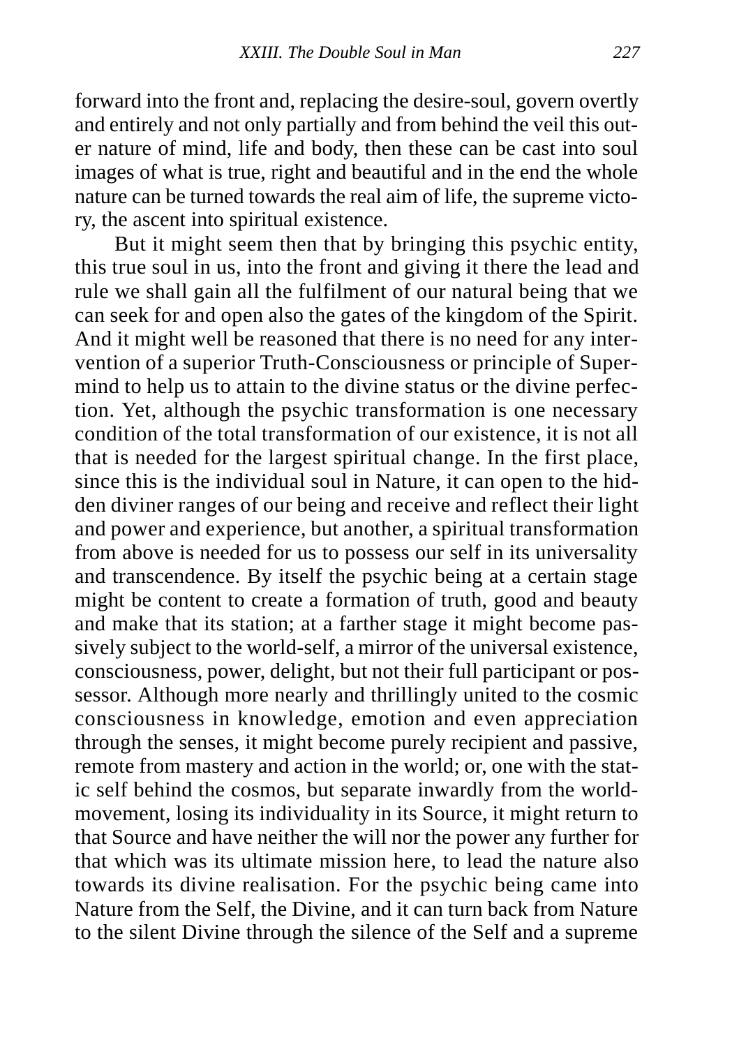forward into the front and, replacing the desire-soul, govern overtly and entirely and not only partially and from behind the veil this outer nature of mind, life and body, then these can be cast into soul images of what is true, right and beautiful and in the end the whole nature can be turned towards the real aim of life, the supreme victory, the ascent into spiritual existence.

But it might seem then that by bringing this psychic entity, this true soul in us, into the front and giving it there the lead and rule we shall gain all the fulfilment of our natural being that we can seek for and open also the gates of the kingdom of the Spirit. And it might well be reasoned that there is no need for any intervention of a superior Truth-Consciousness or principle of Supermind to help us to attain to the divine status or the divine perfection. Yet, although the psychic transformation is one necessary condition of the total transformation of our existence, it is not all that is needed for the largest spiritual change. In the first place, since this is the individual soul in Nature, it can open to the hidden diviner ranges of our being and receive and reflect their light and power and experience, but another, a spiritual transformation from above is needed for us to possess our self in its universality and transcendence. By itself the psychic being at a certain stage might be content to create a formation of truth, good and beauty and make that its station; at a farther stage it might become passively subject to the world-self, a mirror of the universal existence, consciousness, power, delight, but not their full participant or possessor. Although more nearly and thrillingly united to the cosmic consciousness in knowledge, emotion and even appreciation through the senses, it might become purely recipient and passive, remote from mastery and action in the world; or, one with the static self behind the cosmos, but separate inwardly from the world-movement, losing its individuality in its Source, it might return to that Source and have neither the will nor the power any further for that which was its ultimate mission here, to lead the nature also towards its divine realisation. For the psychic being came into Nature from the Self, the Divine, and it can turn back from Nature to the silent Divine through the silence of the Self and a supreme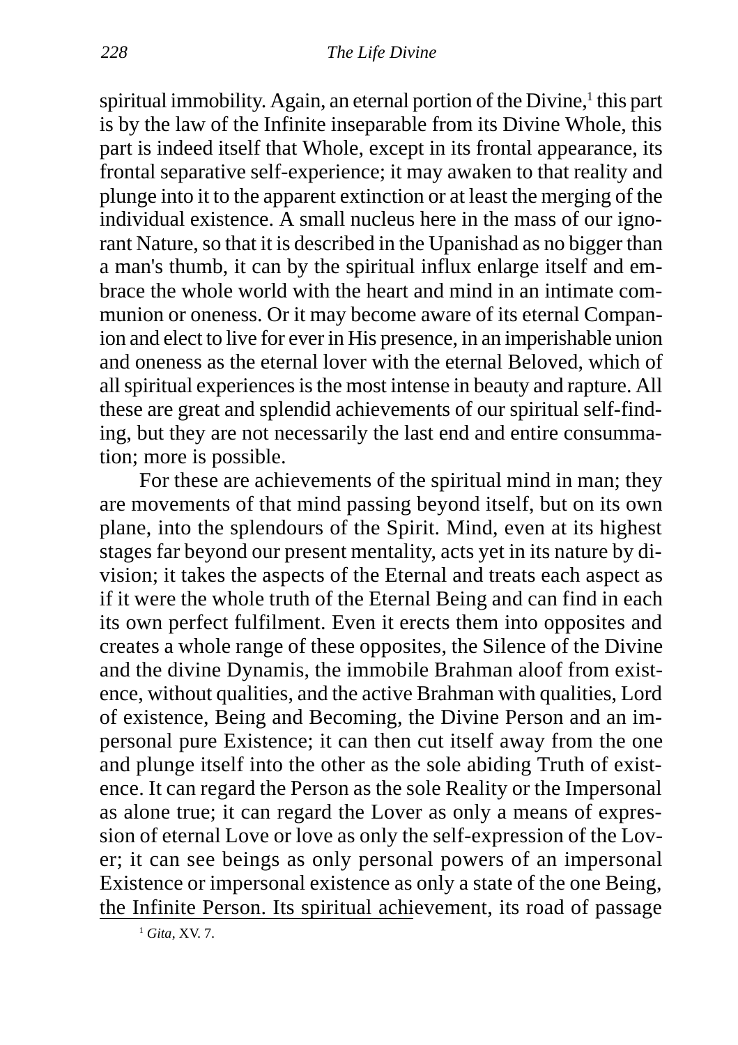spiritual immobility. Again, an eternal portion of the Divine,[1] this part is by the law of the Infinite inseparable from its Divine Whole, this part is indeed itself that Whole, except in its frontal appearance, its frontal separative self-experience; it may awaken to that reality and plunge into it to the apparent extinction or at least the merging of the individual existence. A small nucleus here in the mass of our ignorant Nature, so that it is described in the Upanishad as no bigger than a man's thumb, it can by the spiritual influx enlarge itself and embrace the whole world with the heart and mind in an intimate communion or oneness. Or it may become aware of its eternal Companion and elect to live for ever in His presence, in an imperishable union and oneness as the eternal lover with the eternal Beloved, which of all spiritual experiences is the most intense in beauty and rapture. All these are great and splendid achievements of our spiritual self-finding, but they are not necessarily the last end and entire consummation; more is possible.

For these are achievements of the spiritual mind in man; they are movements of that mind passing beyond itself, but on its own plane, into the splendours of the Spirit. Mind, even at its highest stages far beyond our present mentality, acts yet in its nature by division; it takes the aspects of the Eternal and treats each aspect as if it were the whole truth of the Eternal Being and can find in each its own perfect fulfilment. Even it erects them into opposites and creates a whole range of these opposites, the Silence of the Divine and the divine Dynamis, the immobile Brahman aloof from existence, without qualities, and the active Brahman with qualities, Lord of existence, Being and Becoming, the Divine Person and an impersonal pure Existence; it can then cut itself away from the one and plunge itself into the other as the sole abiding Truth of existence. It can regard the Person as the sole Reality or the Impersonal as alone true; it can regard the Lover as only a means of expression of eternal Love or love as only the self-expression of the Lover; it can see beings as only personal powers of an impersonal Existence or impersonal existence as only a state of the one Being, the Infinite Person. Its spiritual achievement, its road of passage

[1] *Gita*, XV. 7.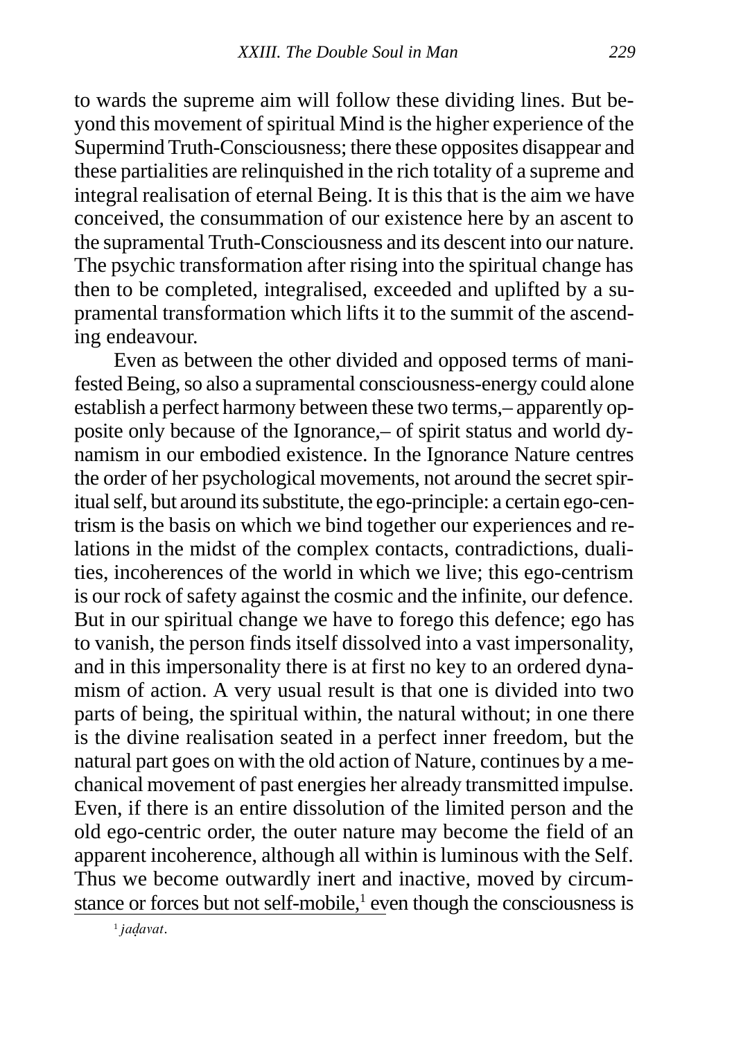to wards the supreme aim will follow these dividing lines. But beyond this movement of spiritual Mind is the higher experience of the Supermind Truth-Consciousness; there these opposites disappear and these partialities are relinquished in the rich totality of a supreme and integral realisation of eternal Being. It is this that is the aim we have conceived, the consummation of our existence here by an ascent to the supramental Truth-Consciousness and its descent into our nature. The psychic transformation after rising into the spiritual change has then to be completed, integralised, exceeded and uplifted by a supramental transformation which lifts it to the summit of the ascending endeavour.

Even as between the other divided and opposed terms of manifested Being, so also a supramental consciousness-energy could alone establish a perfect harmony between these two terms,– apparently opposite only because of the Ignorance,– of spirit status and world dynamism in our embodied existence. In the Ignorance Nature centres the order of her psychological movements, not around the secret spiritual self, but around its substitute, the ego-principle: a certain ego-centrism is the basis on which we bind together our experiences and relations in the midst of the complex contacts, contradictions, dualities, incoherences of the world in which we live; this ego-centrism is our rock of safety against the cosmic and the infinite, our defence. But in our spiritual change we have to forego this defence; ego has to vanish, the person finds itself dissolved into a vast impersonality, and in this impersonality there is at first no key to an ordered dynamism of action. A very usual result is that one is divided into two parts of being, the spiritual within, the natural without; in one there is the divine realisation seated in a perfect inner freedom, but the natural part goes on with the old action of Nature, continues by a mechanical movement of past energies her already transmitted impulse. Even, if there is an entire dissolution of the limited person and the old ego-centric order, the outer nature may become the field of an apparent incoherence, although all within is luminous with the Self. Thus we become outwardly inert and inactive, moved by circumstance or forces but not self-mobile,[1] even though the consciousness is

[1] *jaḍavat*.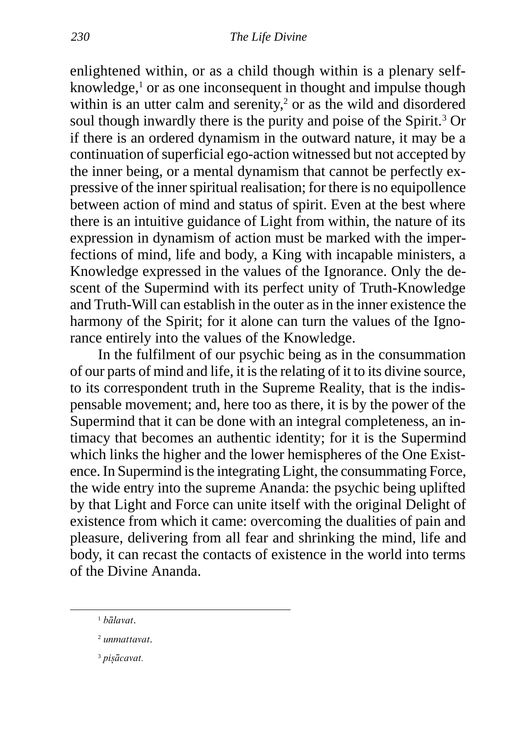enlightened within, or as a child though within is a plenary self-knowledge,[1] or as one inconsequent in thought and impulse though within is an utter calm and serenity,[2] or as the wild and disordered soul though inwardly there is the purity and poise of the Spirit.[3] Or if there is an ordered dynamism in the outward nature, it may be a continuation of superficial ego-action witnessed but not accepted by the inner being, or a mental dynamism that cannot be perfectly expressive of the inner spiritual realisation; for there is no equipollence between action of mind and status of spirit. Even at the best where there is an intuitive guidance of Light from within, the nature of its expression in dynamism of action must be marked with the imperfections of mind, life and body, a King with incapable ministers, a Knowledge expressed in the values of the Ignorance. Only the descent of the Supermind with its perfect unity of Truth-Knowledge and Truth-Will can establish in the outer as in the inner existence the harmony of the Spirit; for it alone can turn the values of the Ignorance entirely into the values of the Knowledge.

In the fulfilment of our psychic being as in the consummation of our parts of mind and life, it is the relating of it to its divine source, to its correspondent truth in the Supreme Reality, that is the indispensable movement; and, here too as there, it is by the power of the Supermind that it can be done with an integral completeness, an intimacy that becomes an authentic identity; for it is the Supermind which links the higher and the lower hemispheres of the One Existence. In Supermind is the integrating Light, the consummating Force, the wide entry into the supreme Ananda: the psychic being uplifted by that Light and Force can unite itself with the original Delight of existence from which it came: overcoming the dualities of pain and pleasure, delivering from all fear and shrinking the mind, life and body, it can recast the contacts of existence in the world into terms of the Divine Ananda.

---

[1] *bālavat*.

[2] *unmattavat*.

[3] *piṣācavat*.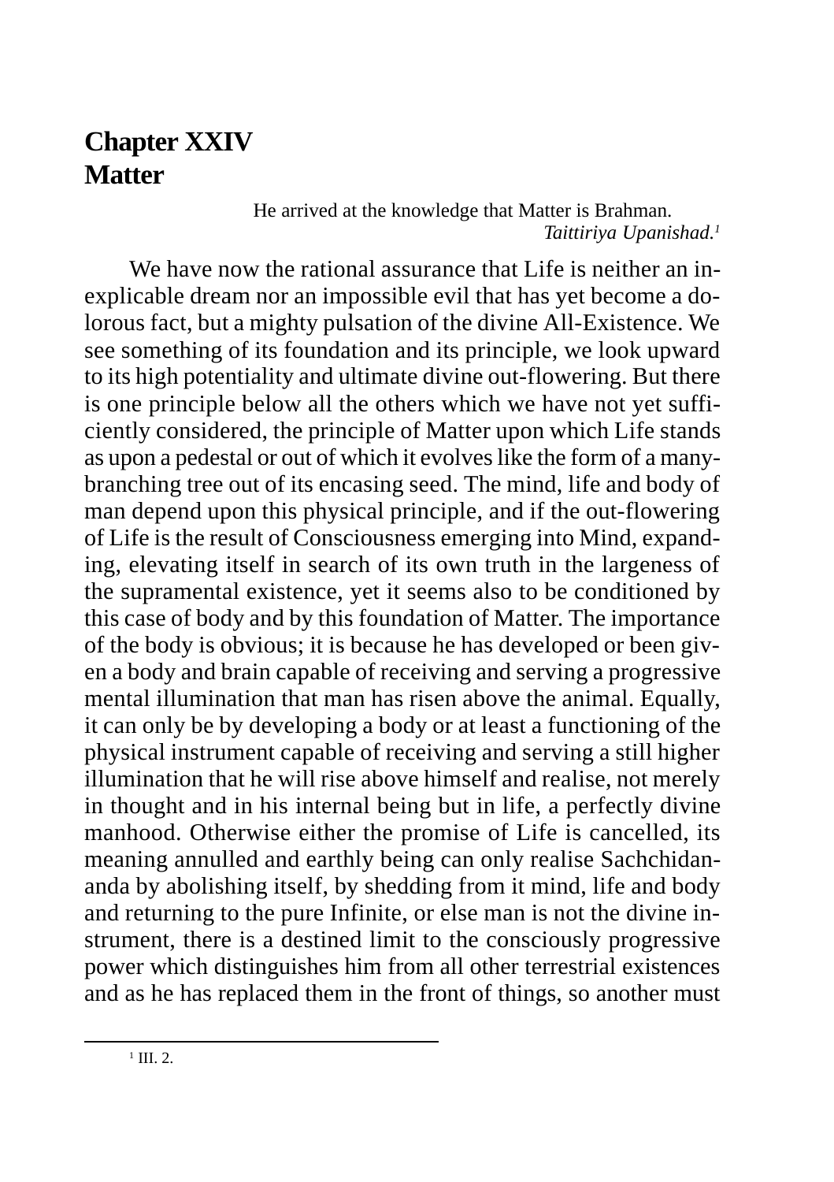# Chapter XXIV
# Matter

> He arrived at the knowledge that Matter is Brahman.
>
> *Taittiriya Upanishad.*[1]

We have now the rational assurance that Life is neither an inexplicable dream nor an impossible evil that has yet become a dolorous fact, but a mighty pulsation of the divine All-Existence. We see something of its foundation and its principle, we look upward to its high potentiality and ultimate divine out-flowering. But there is one principle below all the others which we have not yet sufficiently considered, the principle of Matter upon which Life stands as upon a pedestal or out of which it evolves like the form of a many-branching tree out of its encasing seed. The mind, life and body of man depend upon this physical principle, and if the out-flowering of Life is the result of Consciousness emerging into Mind, expanding, elevating itself in search of its own truth in the largeness of the supramental existence, yet it seems also to be conditioned by this case of body and by this foundation of Matter. The importance of the body is obvious; it is because he has developed or been given a body and brain capable of receiving and serving a progressive mental illumination that man has risen above the animal. Equally, it can only be by developing a body or at least a functioning of the physical instrument capable of receiving and serving a still higher illumination that he will rise above himself and realise, not merely in thought and in his internal being but in life, a perfectly divine manhood. Otherwise either the promise of Life is cancelled, its meaning annulled and earthly being can only realise Sachchidananda by abolishing itself, by shedding from it mind, life and body and returning to the pure Infinite, or else man is not the divine instrument, there is a destined limit to the consciously progressive power which distinguishes him from all other terrestrial existences and as he has replaced them in the front of things, so another must

---

[1] III. 2.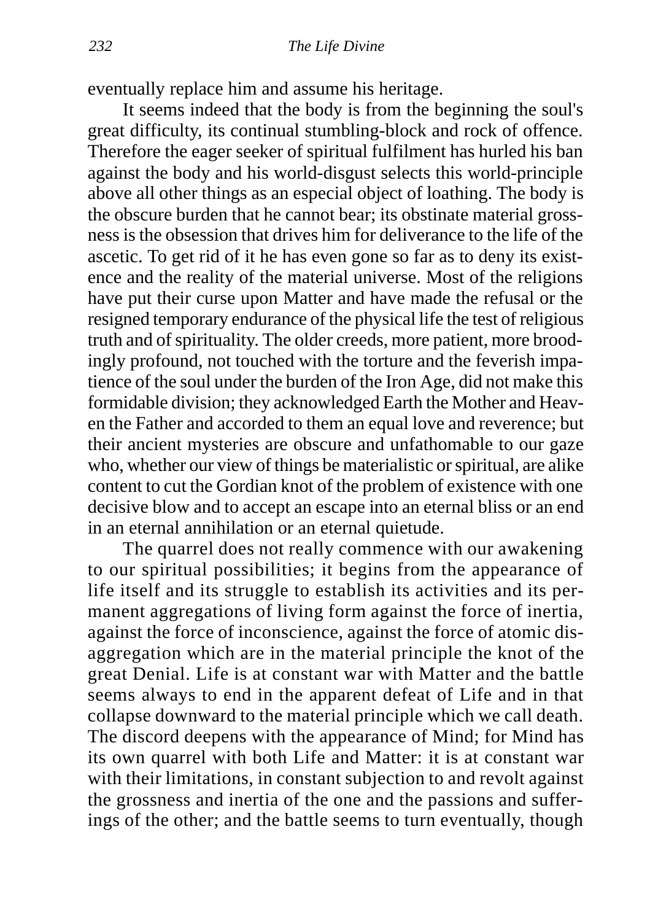eventually replace him and assume his heritage.

It seems indeed that the body is from the beginning the soul's great difficulty, its continual stumbling-block and rock of offence. Therefore the eager seeker of spiritual fulfilment has hurled his ban against the body and his world-disgust selects this world-principle above all other things as an especial object of loathing. The body is the obscure burden that he cannot bear; its obstinate material grossness is the obsession that drives him for deliverance to the life of the ascetic. To get rid of it he has even gone so far as to deny its existence and the reality of the material universe. Most of the religions have put their curse upon Matter and have made the refusal or the resigned temporary endurance of the physical life the test of religious truth and of spirituality. The older creeds, more patient, more broodingly profound, not touched with the torture and the feverish impatience of the soul under the burden of the Iron Age, did not make this formidable division; they acknowledged Earth the Mother and Heaven the Father and accorded to them an equal love and reverence; but their ancient mysteries are obscure and unfathomable to our gaze who, whether our view of things be materialistic or spiritual, are alike content to cut the Gordian knot of the problem of existence with one decisive blow and to accept an escape into an eternal bliss or an end in an eternal annihilation or an eternal quietude.

The quarrel does not really commence with our awakening to our spiritual possibilities; it begins from the appearance of life itself and its struggle to establish its activities and its permanent aggregations of living form against the force of inertia, against the force of inconscience, against the force of atomic disaggregation which are in the material principle the knot of the great Denial. Life is at constant war with Matter and the battle seems always to end in the apparent defeat of Life and in that collapse downward to the material principle which we call death. The discord deepens with the appearance of Mind; for Mind has its own quarrel with both Life and Matter: it is at constant war with their limitations, in constant subjection to and revolt against the grossness and inertia of the one and the passions and sufferings of the other; and the battle seems to turn eventually, though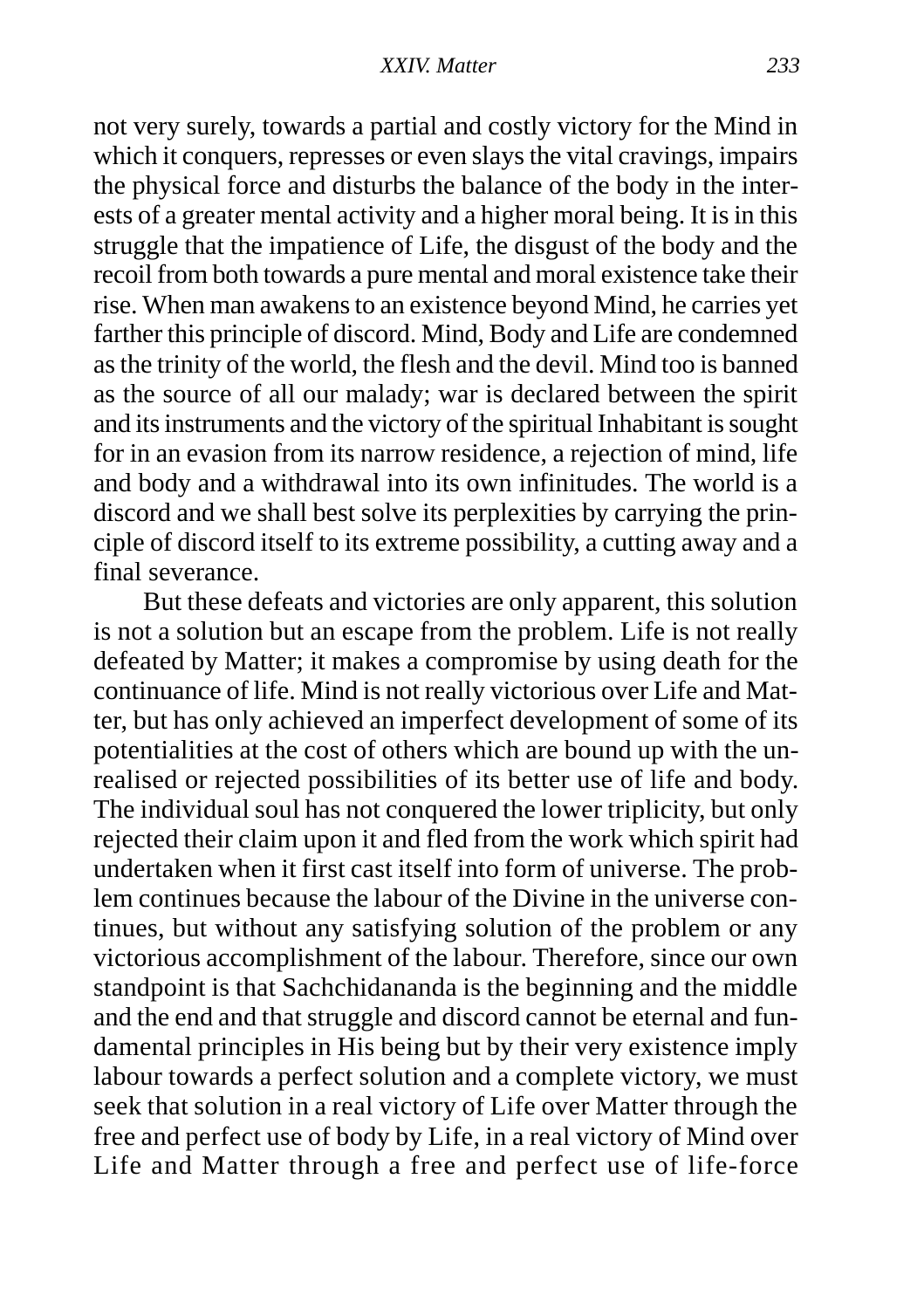not very surely, towards a partial and costly victory for the Mind in which it conquers, represses or even slays the vital cravings, impairs the physical force and disturbs the balance of the body in the interests of a greater mental activity and a higher moral being. It is in this struggle that the impatience of Life, the disgust of the body and the recoil from both towards a pure mental and moral existence take their rise. When man awakens to an existence beyond Mind, he carries yet farther this principle of discord. Mind, Body and Life are condemned as the trinity of the world, the flesh and the devil. Mind too is banned as the source of all our malady; war is declared between the spirit and its instruments and the victory of the spiritual Inhabitant is sought for in an evasion from its narrow residence, a rejection of mind, life and body and a withdrawal into its own infinitudes. The world is a discord and we shall best solve its perplexities by carrying the principle of discord itself to its extreme possibility, a cutting away and a final severance.

But these defeats and victories are only apparent, this solution is not a solution but an escape from the problem. Life is not really defeated by Matter; it makes a compromise by using death for the continuance of life. Mind is not really victorious over Life and Matter, but has only achieved an imperfect development of some of its potentialities at the cost of others which are bound up with the unrealised or rejected possibilities of its better use of life and body. The individual soul has not conquered the lower triplicity, but only rejected their claim upon it and fled from the work which spirit had undertaken when it first cast itself into form of universe. The problem continues because the labour of the Divine in the universe continues, but without any satisfying solution of the problem or any victorious accomplishment of the labour. Therefore, since our own standpoint is that Sachchidananda is the beginning and the middle and the end and that struggle and discord cannot be eternal and fundamental principles in His being but by their very existence imply labour towards a perfect solution and a complete victory, we must seek that solution in a real victory of Life over Matter through the free and perfect use of body by Life, in a real victory of Mind over Life and Matter through a free and perfect use of life-force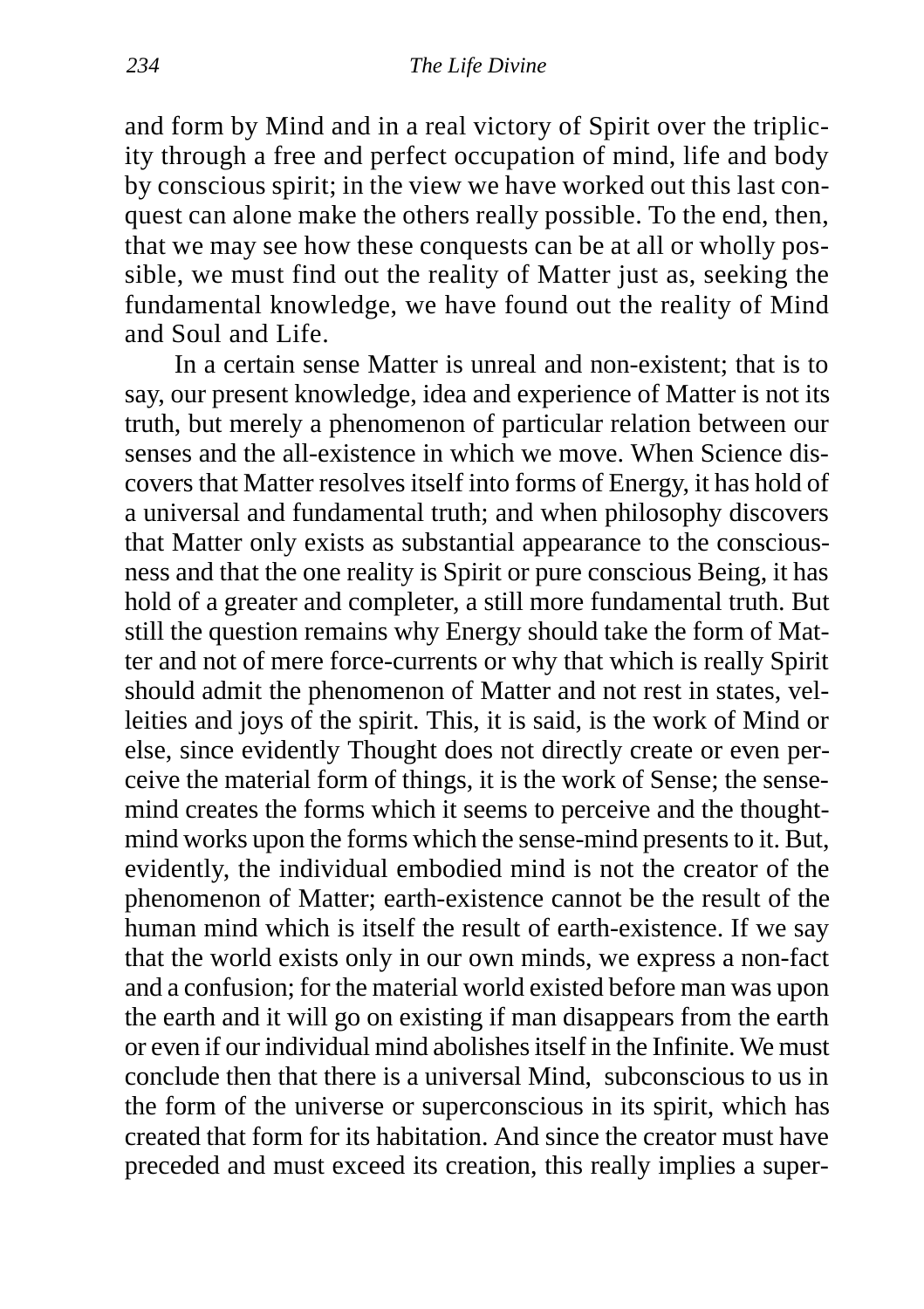and form by Mind and in a real victory of Spirit over the triplicity through a free and perfect occupation of mind, life and body by conscious spirit; in the view we have worked out this last conquest can alone make the others really possible. To the end, then, that we may see how these conquests can be at all or wholly possible, we must find out the reality of Matter just as, seeking the fundamental knowledge, we have found out the reality of Mind and Soul and Life.

In a certain sense Matter is unreal and non-existent; that is to say, our present knowledge, idea and experience of Matter is not its truth, but merely a phenomenon of particular relation between our senses and the all-existence in which we move. When Science discovers that Matter resolves itself into forms of Energy, it has hold of a universal and fundamental truth; and when philosophy discovers that Matter only exists as substantial appearance to the consciousness and that the one reality is Spirit or pure conscious Being, it has hold of a greater and completer, a still more fundamental truth. But still the question remains why Energy should take the form of Matter and not of mere force-currents or why that which is really Spirit should admit the phenomenon of Matter and not rest in states, velleities and joys of the spirit. This, it is said, is the work of Mind or else, since evidently Thought does not directly create or even perceive the material form of things, it is the work of Sense; the sense-mind creates the forms which it seems to perceive and the thought-mind works upon the forms which the sense-mind presents to it. But, evidently, the individual embodied mind is not the creator of the phenomenon of Matter; earth-existence cannot be the result of the human mind which is itself the result of earth-existence. If we say that the world exists only in our own minds, we express a non-fact and a confusion; for the material world existed before man was upon the earth and it will go on existing if man disappears from the earth or even if our individual mind abolishes itself in the Infinite. We must conclude then that there is a universal Mind, subconscious to us in the form of the universe or superconscious in its spirit, which has created that form for its habitation. And since the creator must have preceded and must exceed its creation, this really implies a super-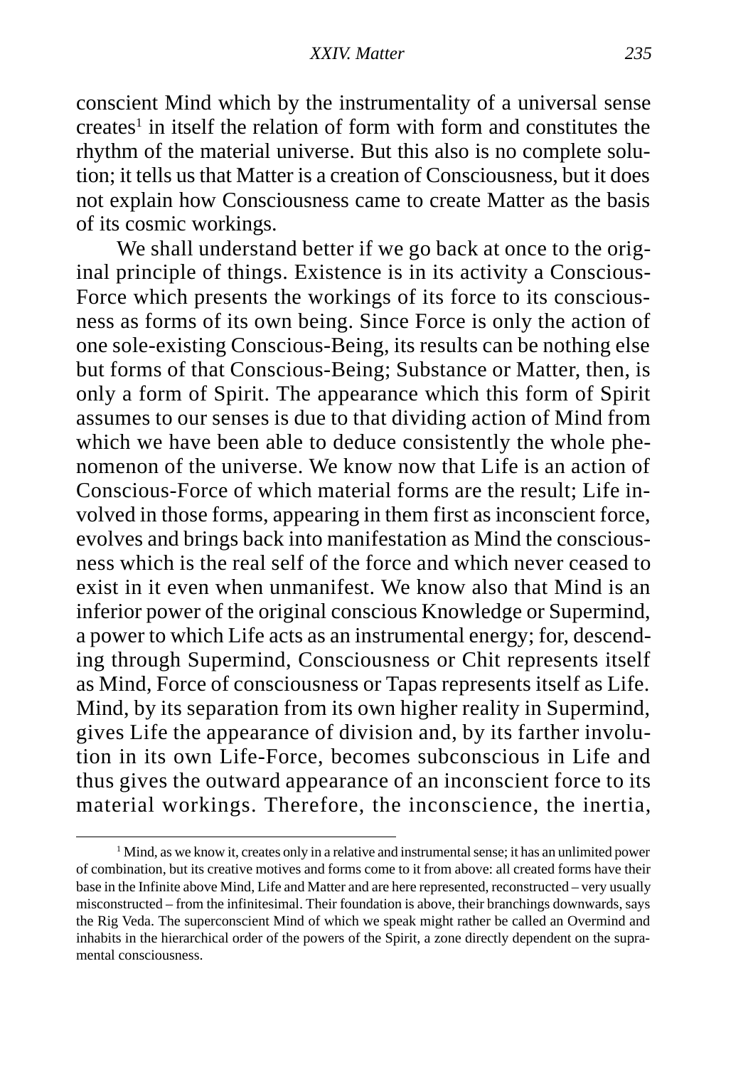conscient Mind which by the instrumentality of a universal sense creates[1] in itself the relation of form with form and constitutes the rhythm of the material universe. But this also is no complete solution; it tells us that Matter is a creation of Consciousness, but it does not explain how Consciousness came to create Matter as the basis of its cosmic workings.

We shall understand better if we go back at once to the original principle of things. Existence is in its activity a Conscious-Force which presents the workings of its force to its consciousness as forms of its own being. Since Force is only the action of one sole-existing Conscious-Being, its results can be nothing else but forms of that Conscious-Being; Substance or Matter, then, is only a form of Spirit. The appearance which this form of Spirit assumes to our senses is due to that dividing action of Mind from which we have been able to deduce consistently the whole phenomenon of the universe. We know now that Life is an action of Conscious-Force of which material forms are the result; Life involved in those forms, appearing in them first as inconscient force, evolves and brings back into manifestation as Mind the consciousness which is the real self of the force and which never ceased to exist in it even when unmanifest. We know also that Mind is an inferior power of the original conscious Knowledge or Supermind, a power to which Life acts as an instrumental energy; for, descending through Supermind, Consciousness or Chit represents itself as Mind, Force of consciousness or Tapas represents itself as Life. Mind, by its separation from its own higher reality in Supermind, gives Life the appearance of division and, by its farther involution in its own Life-Force, becomes subconscious in Life and thus gives the outward appearance of an inconscient force to its material workings. Therefore, the inconscience, the inertia,

[1] Mind, as we know it, creates only in a relative and instrumental sense; it has an unlimited power of combination, but its creative motives and forms come to it from above: all created forms have their base in the Infinite above Mind, Life and Matter and are here represented, reconstructed – very usually misconstructed – from the infinitesimal. Their foundation is above, their branchings downwards, says the Rig Veda. The superconscient Mind of which we speak might rather be called an Overmind and inhabits in the hierarchical order of the powers of the Spirit, a zone directly dependent on the supramental consciousness.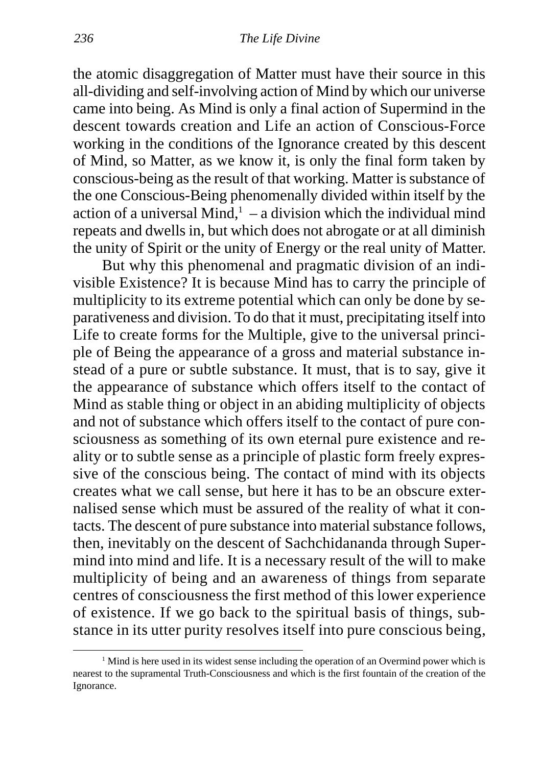the atomic disaggregation of Matter must have their source in this all-dividing and self-involving action of Mind by which our universe came into being. As Mind is only a final action of Supermind in the descent towards creation and Life an action of Conscious-Force working in the conditions of the Ignorance created by this descent of Mind, so Matter, as we know it, is only the final form taken by conscious-being as the result of that working. Matter is substance of the one Conscious-Being phenomenally divided within itself by the action of a universal Mind,[1] – a division which the individual mind repeats and dwells in, but which does not abrogate or at all diminish the unity of Spirit or the unity of Energy or the real unity of Matter.

But why this phenomenal and pragmatic division of an indivisible Existence? It is because Mind has to carry the principle of multiplicity to its extreme potential which can only be done by separativeness and division. To do that it must, precipitating itself into Life to create forms for the Multiple, give to the universal principle of Being the appearance of a gross and material substance instead of a pure or subtle substance. It must, that is to say, give it the appearance of substance which offers itself to the contact of Mind as stable thing or object in an abiding multiplicity of objects and not of substance which offers itself to the contact of pure consciousness as something of its own eternal pure existence and reality or to subtle sense as a principle of plastic form freely expressive of the conscious being. The contact of mind with its objects creates what we call sense, but here it has to be an obscure externalised sense which must be assured of the reality of what it contacts. The descent of pure substance into material substance follows, then, inevitably on the descent of Sachchidananda through Supermind into mind and life. It is a necessary result of the will to make multiplicity of being and an awareness of things from separate centres of consciousness the first method of this lower experience of existence. If we go back to the spiritual basis of things, substance in its utter purity resolves itself into pure conscious being,

[1] Mind is here used in its widest sense including the operation of an Overmind power which is nearest to the supramental Truth-Consciousness and which is the first fountain of the creation of the Ignorance.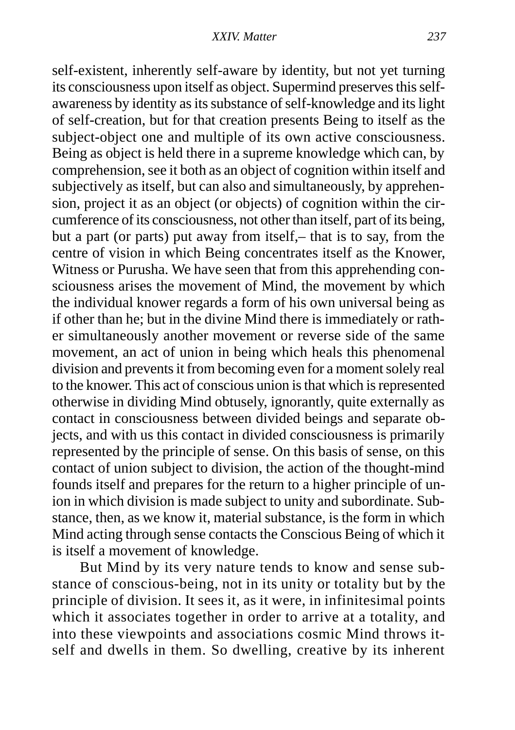self-existent, inherently self-aware by identity, but not yet turning its consciousness upon itself as object. Supermind preserves this self-awareness by identity as its substance of self-knowledge and its light of self-creation, but for that creation presents Being to itself as the subject-object one and multiple of its own active consciousness. Being as object is held there in a supreme knowledge which can, by comprehension, see it both as an object of cognition within itself and subjectively as itself, but can also and simultaneously, by apprehension, project it as an object (or objects) of cognition within the circumference of its consciousness, not other than itself, part of its being, but a part (or parts) put away from itself,– that is to say, from the centre of vision in which Being concentrates itself as the Knower, Witness or Purusha. We have seen that from this apprehending consciousness arises the movement of Mind, the movement by which the individual knower regards a form of his own universal being as if other than he; but in the divine Mind there is immediately or rather simultaneously another movement or reverse side of the same movement, an act of union in being which heals this phenomenal division and prevents it from becoming even for a moment solely real to the knower. This act of conscious union is that which is represented otherwise in dividing Mind obtusely, ignorantly, quite externally as contact in consciousness between divided beings and separate objects, and with us this contact in divided consciousness is primarily represented by the principle of sense. On this basis of sense, on this contact of union subject to division, the action of the thought-mind founds itself and prepares for the return to a higher principle of union in which division is made subject to unity and subordinate. Substance, then, as we know it, material substance, is the form in which Mind acting through sense contacts the Conscious Being of which it is itself a movement of knowledge.

But Mind by its very nature tends to know and sense substance of conscious-being, not in its unity or totality but by the principle of division. It sees it, as it were, in infinitesimal points which it associates together in order to arrive at a totality, and into these viewpoints and associations cosmic Mind throws itself and dwells in them. So dwelling, creative by its inherent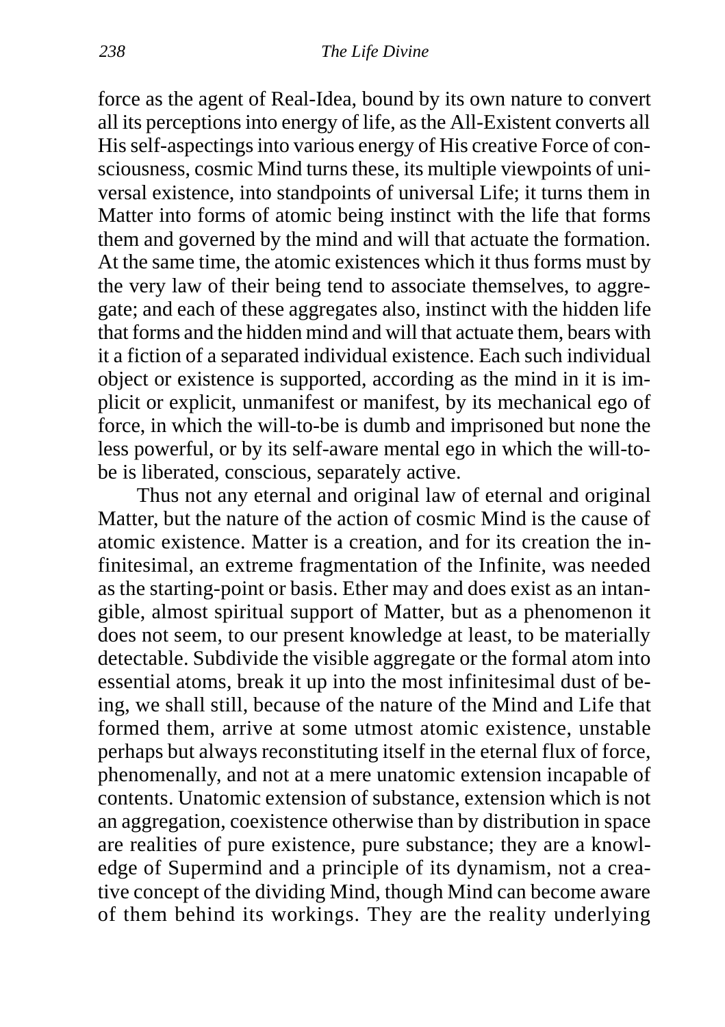force as the agent of Real-Idea, bound by its own nature to convert all its perceptions into energy of life, as the All-Existent converts all His self-aspectings into various energy of His creative Force of consciousness, cosmic Mind turns these, its multiple viewpoints of universal existence, into standpoints of universal Life; it turns them in Matter into forms of atomic being instinct with the life that forms them and governed by the mind and will that actuate the formation. At the same time, the atomic existences which it thus forms must by the very law of their being tend to associate themselves, to aggregate; and each of these aggregates also, instinct with the hidden life that forms and the hidden mind and will that actuate them, bears with it a fiction of a separated individual existence. Each such individual object or existence is supported, according as the mind in it is implicit or explicit, unmanifest or manifest, by its mechanical ego of force, in which the will-to-be is dumb and imprisoned but none the less powerful, or by its self-aware mental ego in which the will-to-be is liberated, conscious, separately active.

Thus not any eternal and original law of eternal and original Matter, but the nature of the action of cosmic Mind is the cause of atomic existence. Matter is a creation, and for its creation the infinitesimal, an extreme fragmentation of the Infinite, was needed as the starting-point or basis. Ether may and does exist as an intangible, almost spiritual support of Matter, but as a phenomenon it does not seem, to our present knowledge at least, to be materially detectable. Subdivide the visible aggregate or the formal atom into essential atoms, break it up into the most infinitesimal dust of being, we shall still, because of the nature of the Mind and Life that formed them, arrive at some utmost atomic existence, unstable perhaps but always reconstituting itself in the eternal flux of force, phenomenally, and not at a mere unatomic extension incapable of contents. Unatomic extension of substance, extension which is not an aggregation, coexistence otherwise than by distribution in space are realities of pure existence, pure substance; they are a knowledge of Supermind and a principle of its dynamism, not a creative concept of the dividing Mind, though Mind can become aware of them behind its workings. They are the reality underlying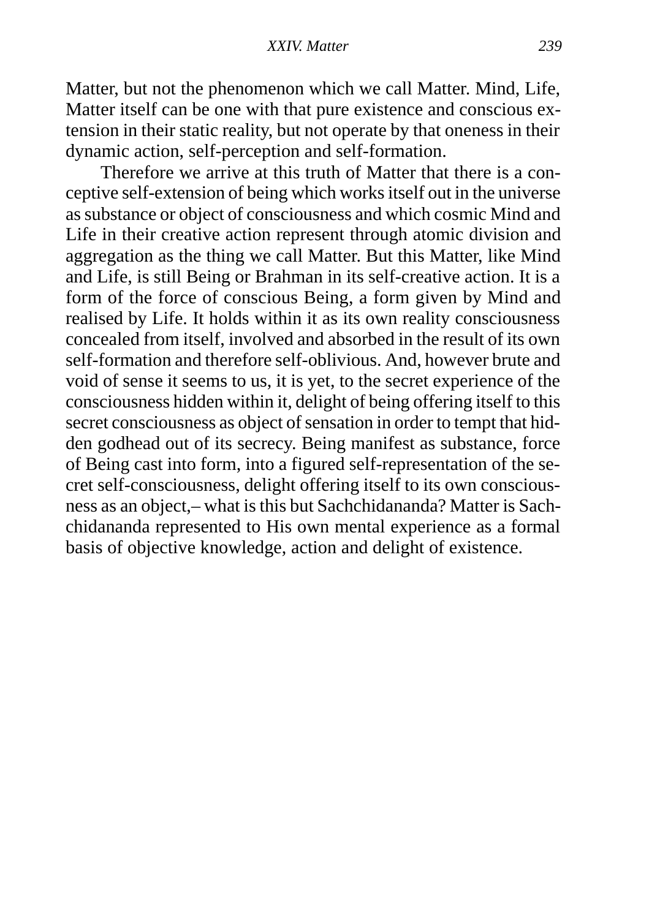Matter, but not the phenomenon which we call Matter. Mind, Life, Matter itself can be one with that pure existence and conscious extension in their static reality, but not operate by that oneness in their dynamic action, self-perception and self-formation.

Therefore we arrive at this truth of Matter that there is a conceptive self-extension of being which works itself out in the universe as substance or object of consciousness and which cosmic Mind and Life in their creative action represent through atomic division and aggregation as the thing we call Matter. But this Matter, like Mind and Life, is still Being or Brahman in its self-creative action. It is a form of the force of conscious Being, a form given by Mind and realised by Life. It holds within it as its own reality consciousness concealed from itself, involved and absorbed in the result of its own self-formation and therefore self-oblivious. And, however brute and void of sense it seems to us, it is yet, to the secret experience of the consciousness hidden within it, delight of being offering itself to this secret consciousness as object of sensation in order to tempt that hidden godhead out of its secrecy. Being manifest as substance, force of Being cast into form, into a figured self-representation of the secret self-consciousness, delight offering itself to its own consciousness as an object,– what is this but Sachchidananda? Matter is Sachchidananda represented to His own mental experience as a formal basis of objective knowledge, action and delight of existence.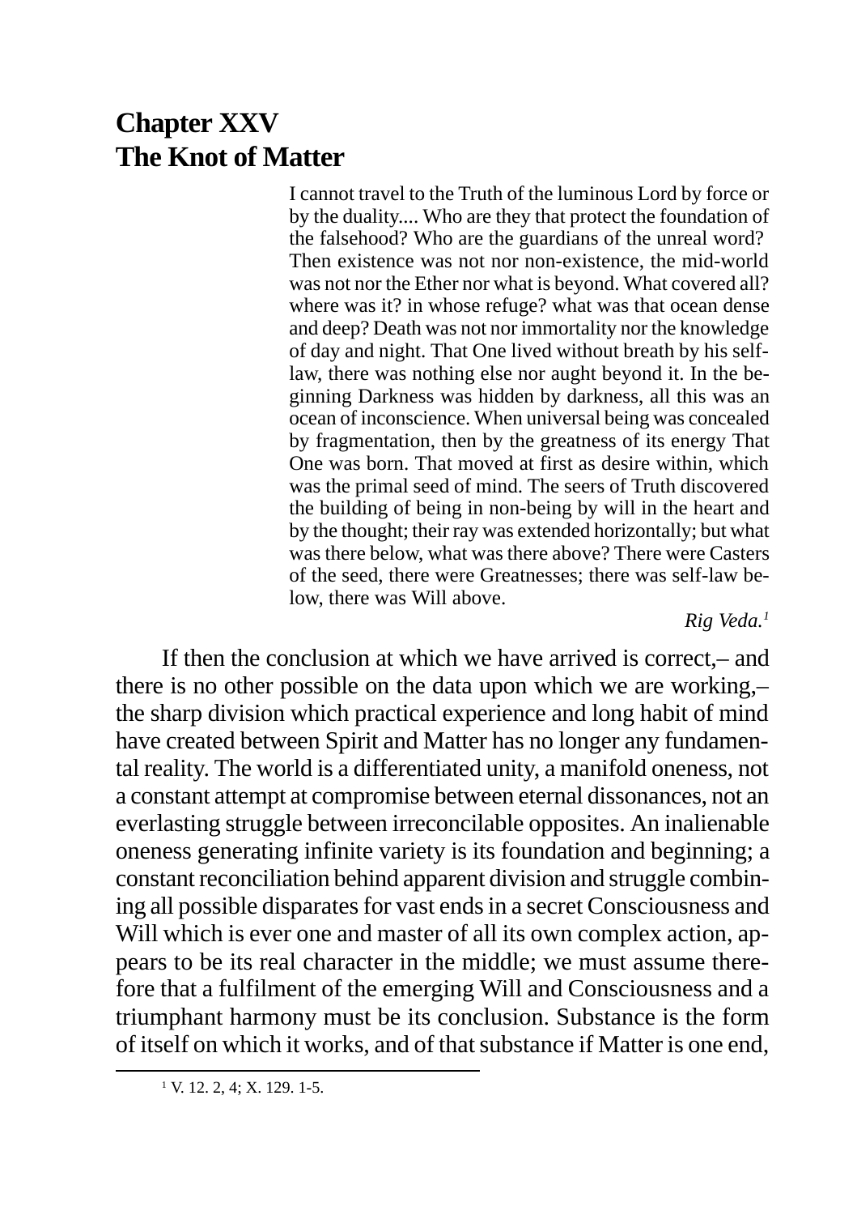# Chapter XXV
# The Knot of Matter

> I cannot travel to the Truth of the luminous Lord by force or by the duality.... Who are they that protect the foundation of the falsehood? Who are the guardians of the unreal word? Then existence was not nor non-existence, the mid-world was not nor the Ether nor what is beyond. What covered all? where was it? in whose refuge? what was that ocean dense and deep? Death was not nor immortality nor the knowledge of day and night. That One lived without breath by his self-law, there was nothing else nor aught beyond it. In the beginning Darkness was hidden by darkness, all this was an ocean of inconscience. When universal being was concealed by fragmentation, then by the greatness of its energy That One was born. That moved at first as desire within, which was the primal seed of mind. The seers of Truth discovered the building of being in non-being by will in the heart and by the thought; their ray was extended horizontally; but what was there below, what was there above? There were Casters of the seed, there were Greatnesses; there was self-law below, there was Will above.
>
> *Rig Veda.*[1]

If then the conclusion at which we have arrived is correct,– and there is no other possible on the data upon which we are working,– the sharp division which practical experience and long habit of mind have created between Spirit and Matter has no longer any fundamental reality. The world is a differentiated unity, a manifold oneness, not a constant attempt at compromise between eternal dissonances, not an everlasting struggle between irreconcilable opposites. An inalienable oneness generating infinite variety is its foundation and beginning; a constant reconciliation behind apparent division and struggle combining all possible disparates for vast ends in a secret Consciousness and Will which is ever one and master of all its own complex action, appears to be its real character in the middle; we must assume therefore that a fulfilment of the emerging Will and Consciousness and a triumphant harmony must be its conclusion. Substance is the form of itself on which it works, and of that substance if Matter is one end,

[1] V. 12. 2, 4; X. 129. 1-5.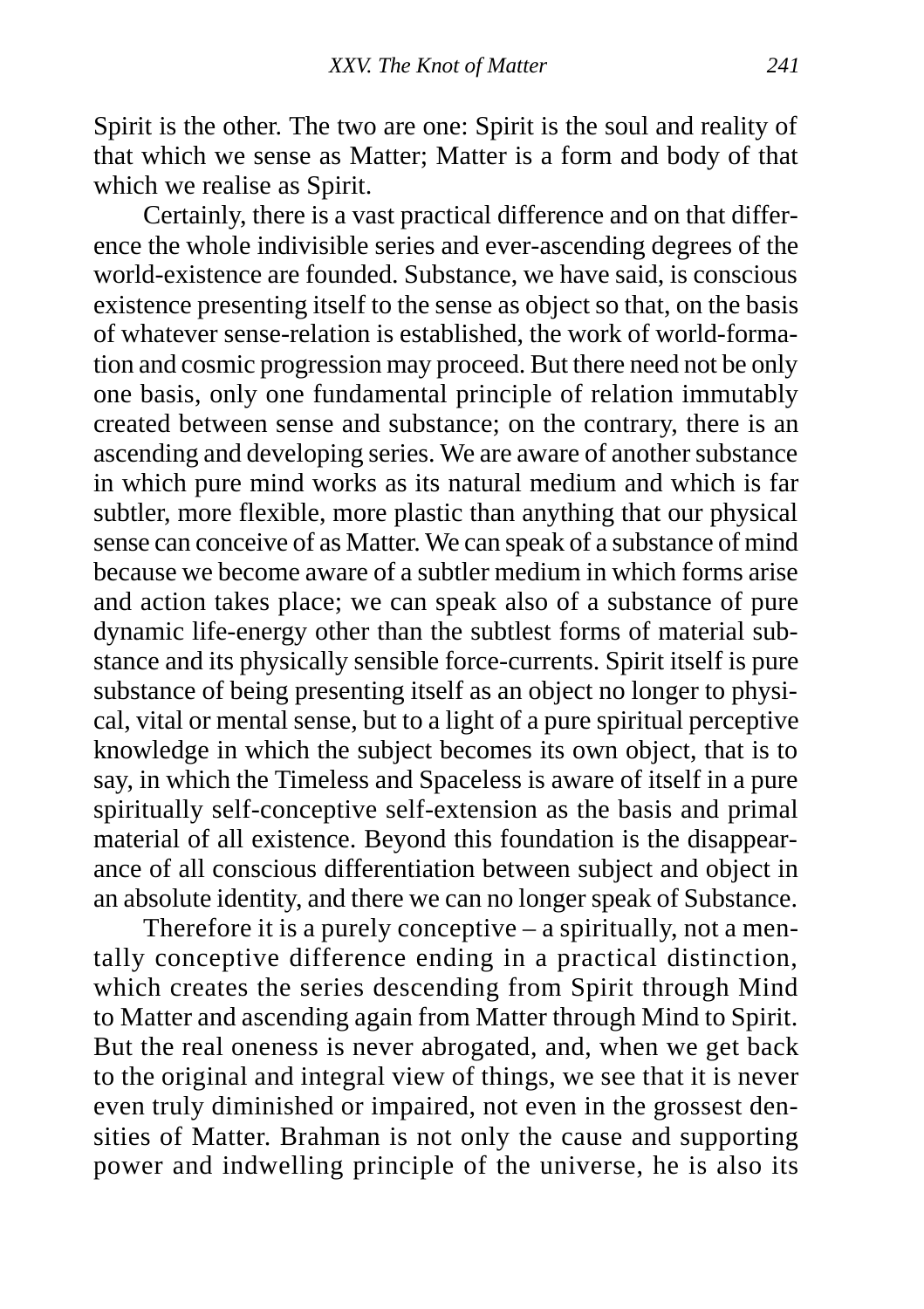Spirit is the other. The two are one: Spirit is the soul and reality of that which we sense as Matter; Matter is a form and body of that which we realise as Spirit.

Certainly, there is a vast practical difference and on that difference the whole indivisible series and ever-ascending degrees of the world-existence are founded. Substance, we have said, is conscious existence presenting itself to the sense as object so that, on the basis of whatever sense-relation is established, the work of world-formation and cosmic progression may proceed. But there need not be only one basis, only one fundamental principle of relation immutably created between sense and substance; on the contrary, there is an ascending and developing series. We are aware of another substance in which pure mind works as its natural medium and which is far subtler, more flexible, more plastic than anything that our physical sense can conceive of as Matter. We can speak of a substance of mind because we become aware of a subtler medium in which forms arise and action takes place; we can speak also of a substance of pure dynamic life-energy other than the subtlest forms of material substance and its physically sensible force-currents. Spirit itself is pure substance of being presenting itself as an object no longer to physical, vital or mental sense, but to a light of a pure spiritual perceptive knowledge in which the subject becomes its own object, that is to say, in which the Timeless and Spaceless is aware of itself in a pure spiritually self-conceptive self-extension as the basis and primal material of all existence. Beyond this foundation is the disappearance of all conscious differentiation between subject and object in an absolute identity, and there we can no longer speak of Substance.

Therefore it is a purely conceptive – a spiritually, not a mentally conceptive difference ending in a practical distinction, which creates the series descending from Spirit through Mind to Matter and ascending again from Matter through Mind to Spirit. But the real oneness is never abrogated, and, when we get back to the original and integral view of things, we see that it is never even truly diminished or impaired, not even in the grossest densities of Matter. Brahman is not only the cause and supporting power and indwelling principle of the universe, he is also its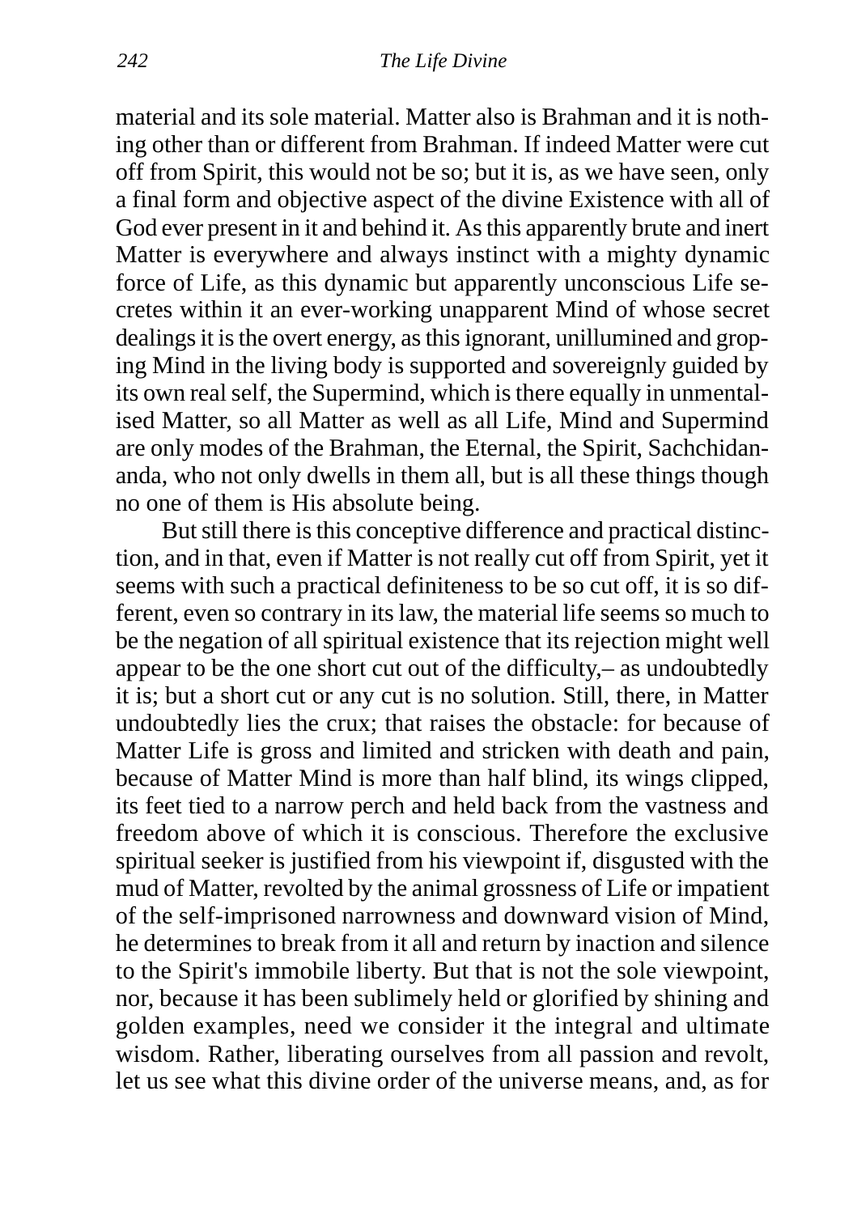material and its sole material. Matter also is Brahman and it is nothing other than or different from Brahman. If indeed Matter were cut off from Spirit, this would not be so; but it is, as we have seen, only a final form and objective aspect of the divine Existence with all of God ever present in it and behind it. As this apparently brute and inert Matter is everywhere and always instinct with a mighty dynamic force of Life, as this dynamic but apparently unconscious Life secretes within it an ever-working unapparent Mind of whose secret dealings it is the overt energy, as this ignorant, unillumined and groping Mind in the living body is supported and sovereignly guided by its own real self, the Supermind, which is there equally in unmentalised Matter, so all Matter as well as all Life, Mind and Supermind are only modes of the Brahman, the Eternal, the Spirit, Sachchidananda, who not only dwells in them all, but is all these things though no one of them is His absolute being.

But still there is this conceptive difference and practical distinction, and in that, even if Matter is not really cut off from Spirit, yet it seems with such a practical definiteness to be so cut off, it is so different, even so contrary in its law, the material life seems so much to be the negation of all spiritual existence that its rejection might well appear to be the one short cut out of the difficulty,– as undoubtedly it is; but a short cut or any cut is no solution. Still, there, in Matter undoubtedly lies the crux; that raises the obstacle: for because of Matter Life is gross and limited and stricken with death and pain, because of Matter Mind is more than half blind, its wings clipped, its feet tied to a narrow perch and held back from the vastness and freedom above of which it is conscious. Therefore the exclusive spiritual seeker is justified from his viewpoint if, disgusted with the mud of Matter, revolted by the animal grossness of Life or impatient of the self-imprisoned narrowness and downward vision of Mind, he determines to break from it all and return by inaction and silence to the Spirit's immobile liberty. But that is not the sole viewpoint, nor, because it has been sublimely held or glorified by shining and golden examples, need we consider it the integral and ultimate wisdom. Rather, liberating ourselves from all passion and revolt, let us see what this divine order of the universe means, and, as for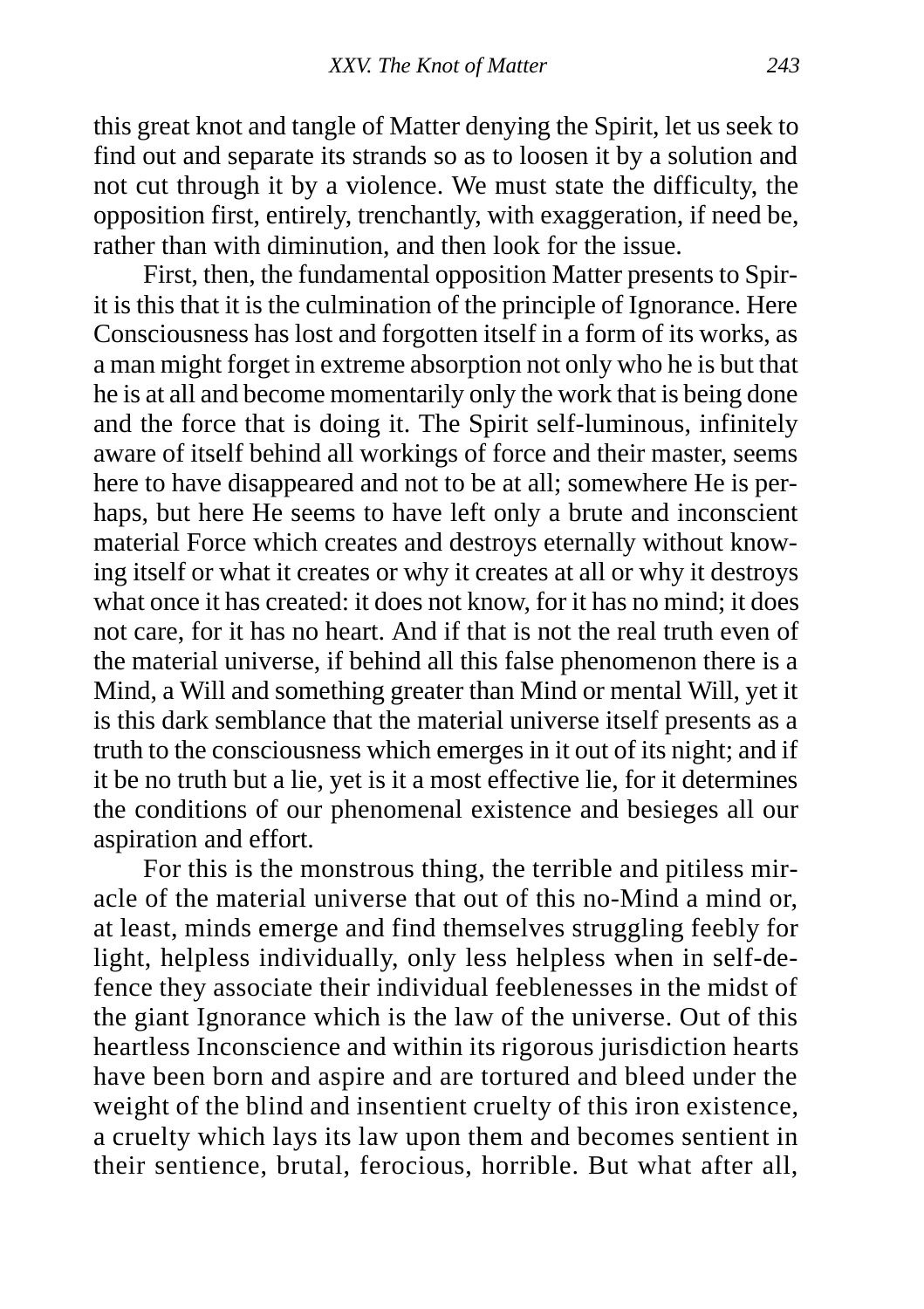this great knot and tangle of Matter denying the Spirit, let us seek to find out and separate its strands so as to loosen it by a solution and not cut through it by a violence. We must state the difficulty, the opposition first, entirely, trenchantly, with exaggeration, if need be, rather than with diminution, and then look for the issue.

First, then, the fundamental opposition Matter presents to Spirit is this that it is the culmination of the principle of Ignorance. Here Consciousness has lost and forgotten itself in a form of its works, as a man might forget in extreme absorption not only who he is but that he is at all and become momentarily only the work that is being done and the force that is doing it. The Spirit self-luminous, infinitely aware of itself behind all workings of force and their master, seems here to have disappeared and not to be at all; somewhere He is perhaps, but here He seems to have left only a brute and inconscient material Force which creates and destroys eternally without knowing itself or what it creates or why it creates at all or why it destroys what once it has created: it does not know, for it has no mind; it does not care, for it has no heart. And if that is not the real truth even of the material universe, if behind all this false phenomenon there is a Mind, a Will and something greater than Mind or mental Will, yet it is this dark semblance that the material universe itself presents as a truth to the consciousness which emerges in it out of its night; and if it be no truth but a lie, yet is it a most effective lie, for it determines the conditions of our phenomenal existence and besieges all our aspiration and effort.

For this is the monstrous thing, the terrible and pitiless miracle of the material universe that out of this no-Mind a mind or, at least, minds emerge and find themselves struggling feebly for light, helpless individually, only less helpless when in self-defence they associate their individual feeblenesses in the midst of the giant Ignorance which is the law of the universe. Out of this heartless Inconscience and within its rigorous jurisdiction hearts have been born and aspire and are tortured and bleed under the weight of the blind and insentient cruelty of this iron existence, a cruelty which lays its law upon them and becomes sentient in their sentience, brutal, ferocious, horrible. But what after all,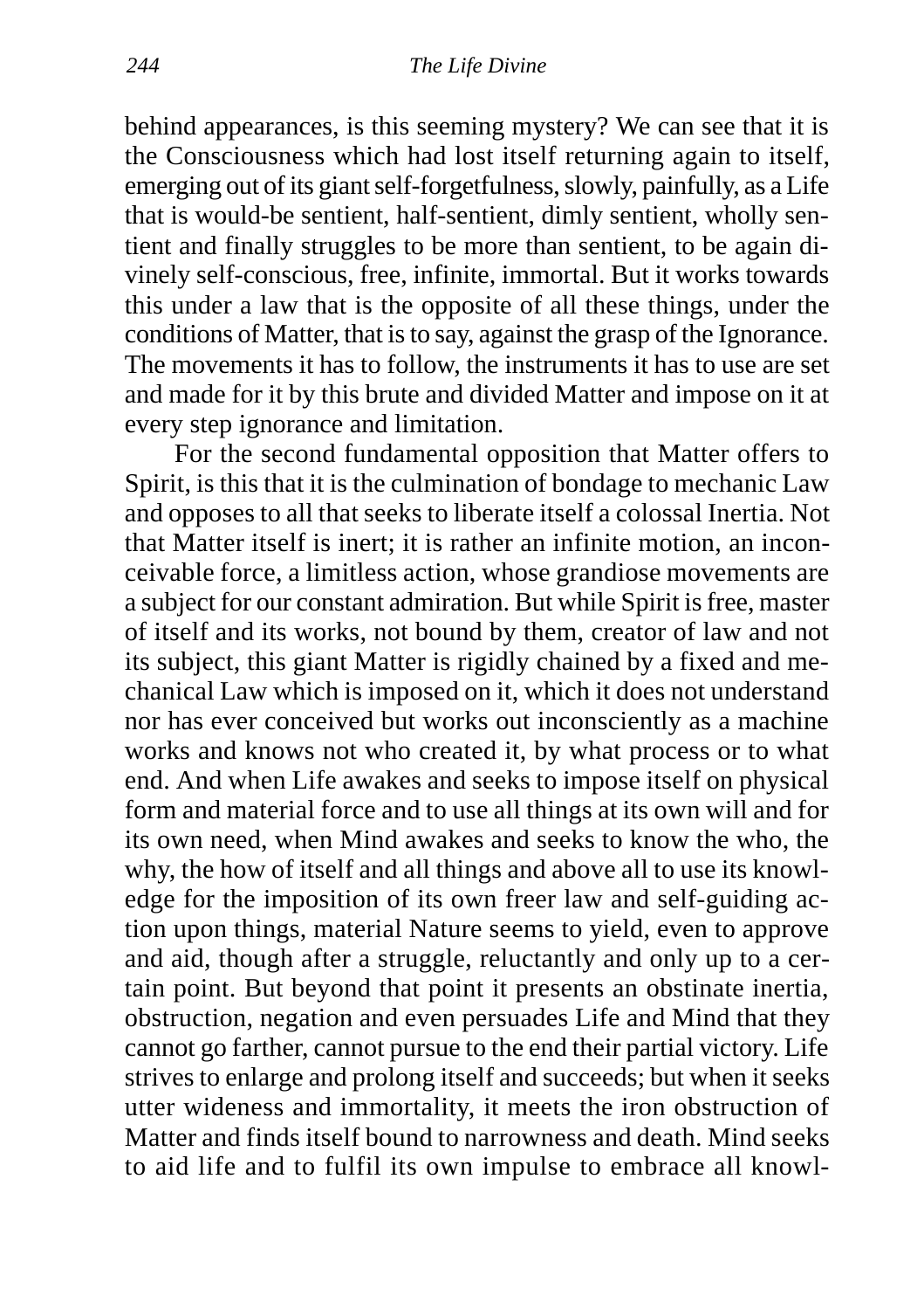behind appearances, is this seeming mystery? We can see that it is the Consciousness which had lost itself returning again to itself, emerging out of its giant self-forgetfulness, slowly, painfully, as a Life that is would-be sentient, half-sentient, dimly sentient, wholly sentient and finally struggles to be more than sentient, to be again divinely self-conscious, free, infinite, immortal. But it works towards this under a law that is the opposite of all these things, under the conditions of Matter, that is to say, against the grasp of the Ignorance. The movements it has to follow, the instruments it has to use are set and made for it by this brute and divided Matter and impose on it at every step ignorance and limitation.

For the second fundamental opposition that Matter offers to Spirit, is this that it is the culmination of bondage to mechanic Law and opposes to all that seeks to liberate itself a colossal Inertia. Not that Matter itself is inert; it is rather an infinite motion, an inconceivable force, a limitless action, whose grandiose movements are a subject for our constant admiration. But while Spirit is free, master of itself and its works, not bound by them, creator of law and not its subject, this giant Matter is rigidly chained by a fixed and mechanical Law which is imposed on it, which it does not understand nor has ever conceived but works out inconsciently as a machine works and knows not who created it, by what process or to what end. And when Life awakes and seeks to impose itself on physical form and material force and to use all things at its own will and for its own need, when Mind awakes and seeks to know the who, the why, the how of itself and all things and above all to use its knowledge for the imposition of its own freer law and self-guiding action upon things, material Nature seems to yield, even to approve and aid, though after a struggle, reluctantly and only up to a certain point. But beyond that point it presents an obstinate inertia, obstruction, negation and even persuades Life and Mind that they cannot go farther, cannot pursue to the end their partial victory. Life strives to enlarge and prolong itself and succeeds; but when it seeks utter wideness and immortality, it meets the iron obstruction of Matter and finds itself bound to narrowness and death. Mind seeks to aid life and to fulfil its own impulse to embrace all knowl-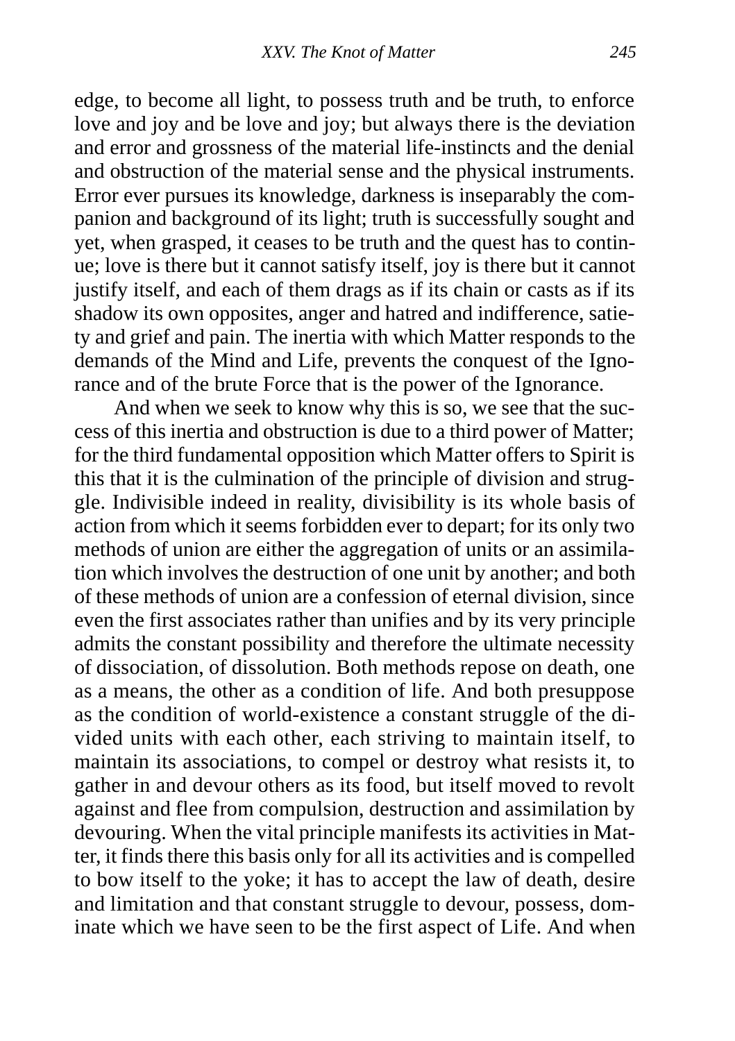edge, to become all light, to possess truth and be truth, to enforce love and joy and be love and joy; but always there is the deviation and error and grossness of the material life-instincts and the denial and obstruction of the material sense and the physical instruments. Error ever pursues its knowledge, darkness is inseparably the companion and background of its light; truth is successfully sought and yet, when grasped, it ceases to be truth and the quest has to continue; love is there but it cannot satisfy itself, joy is there but it cannot justify itself, and each of them drags as if its chain or casts as if its shadow its own opposites, anger and hatred and indifference, satiety and grief and pain. The inertia with which Matter responds to the demands of the Mind and Life, prevents the conquest of the Ignorance and of the brute Force that is the power of the Ignorance.

And when we seek to know why this is so, we see that the success of this inertia and obstruction is due to a third power of Matter; for the third fundamental opposition which Matter offers to Spirit is this that it is the culmination of the principle of division and struggle. Indivisible indeed in reality, divisibility is its whole basis of action from which it seems forbidden ever to depart; for its only two methods of union are either the aggregation of units or an assimilation which involves the destruction of one unit by another; and both of these methods of union are a confession of eternal division, since even the first associates rather than unifies and by its very principle admits the constant possibility and therefore the ultimate necessity of dissociation, of dissolution. Both methods repose on death, one as a means, the other as a condition of life. And both presuppose as the condition of world-existence a constant struggle of the divided units with each other, each striving to maintain itself, to maintain its associations, to compel or destroy what resists it, to gather in and devour others as its food, but itself moved to revolt against and flee from compulsion, destruction and assimilation by devouring. When the vital principle manifests its activities in Matter, it finds there this basis only for all its activities and is compelled to bow itself to the yoke; it has to accept the law of death, desire and limitation and that constant struggle to devour, possess, dominate which we have seen to be the first aspect of Life. And when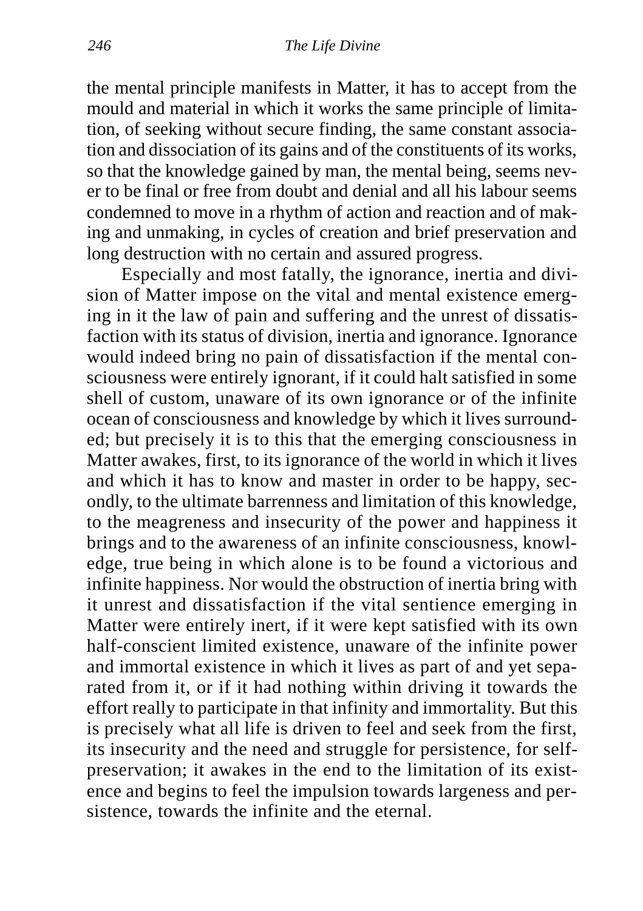the mental principle manifests in Matter, it has to accept from the mould and material in which it works the same principle of limitation, of seeking without secure finding, the same constant association and dissociation of its gains and of the constituents of its works, so that the knowledge gained by man, the mental being, seems never to be final or free from doubt and denial and all his labour seems condemned to move in a rhythm of action and reaction and of making and unmaking, in cycles of creation and brief preservation and long destruction with no certain and assured progress.

Especially and most fatally, the ignorance, inertia and division of Matter impose on the vital and mental existence emerging in it the law of pain and suffering and the unrest of dissatisfaction with its status of division, inertia and ignorance. Ignorance would indeed bring no pain of dissatisfaction if the mental consciousness were entirely ignorant, if it could halt satisfied in some shell of custom, unaware of its own ignorance or of the infinite ocean of consciousness and knowledge by which it lives surrounded; but precisely it is to this that the emerging consciousness in Matter awakes, first, to its ignorance of the world in which it lives and which it has to know and master in order to be happy, secondly, to the ultimate barrenness and limitation of this knowledge, to the meagreness and insecurity of the power and happiness it brings and to the awareness of an infinite consciousness, knowledge, true being in which alone is to be found a victorious and infinite happiness. Nor would the obstruction of inertia bring with it unrest and dissatisfaction if the vital sentience emerging in Matter were entirely inert, if it were kept satisfied with its own half-conscient limited existence, unaware of the infinite power and immortal existence in which it lives as part of and yet separated from it, or if it had nothing within driving it towards the effort really to participate in that infinity and immortality. But this is precisely what all life is driven to feel and seek from the first, its insecurity and the need and struggle for persistence, for self-preservation; it awakes in the end to the limitation of its existence and begins to feel the impulsion towards largeness and persistence, towards the infinite and the eternal.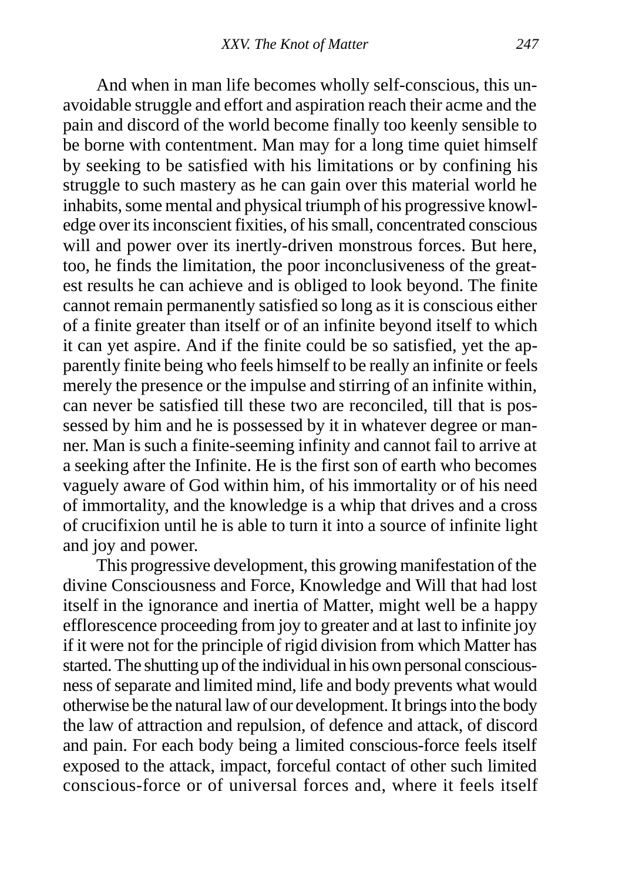And when in man life becomes wholly self-conscious, this unavoidable struggle and effort and aspiration reach their acme and the pain and discord of the world become finally too keenly sensible to be borne with contentment. Man may for a long time quiet himself by seeking to be satisfied with his limitations or by confining his struggle to such mastery as he can gain over this material world he inhabits, some mental and physical triumph of his progressive knowledge over its inconscient fixities, of his small, concentrated conscious will and power over its inertly-driven monstrous forces. But here, too, he finds the limitation, the poor inconclusiveness of the greatest results he can achieve and is obliged to look beyond. The finite cannot remain permanently satisfied so long as it is conscious either of a finite greater than itself or of an infinite beyond itself to which it can yet aspire. And if the finite could be so satisfied, yet the apparently finite being who feels himself to be really an infinite or feels merely the presence or the impulse and stirring of an infinite within, can never be satisfied till these two are reconciled, till that is possessed by him and he is possessed by it in whatever degree or manner. Man is such a finite-seeming infinity and cannot fail to arrive at a seeking after the Infinite. He is the first son of earth who becomes vaguely aware of God within him, of his immortality or of his need of immortality, and the knowledge is a whip that drives and a cross of crucifixion until he is able to turn it into a source of infinite light and joy and power.

This progressive development, this growing manifestation of the divine Consciousness and Force, Knowledge and Will that had lost itself in the ignorance and inertia of Matter, might well be a happy efflorescence proceeding from joy to greater and at last to infinite joy if it were not for the principle of rigid division from which Matter has started. The shutting up of the individual in his own personal consciousness of separate and limited mind, life and body prevents what would otherwise be the natural law of our development. It brings into the body the law of attraction and repulsion, of defence and attack, of discord and pain. For each body being a limited conscious-force feels itself exposed to the attack, impact, forceful contact of other such limited conscious-force or of universal forces and, where it feels itself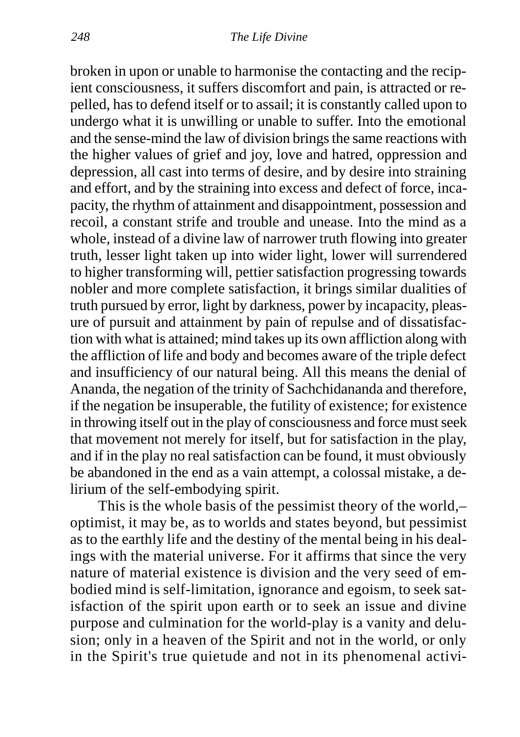broken in upon or unable to harmonise the contacting and the recipient consciousness, it suffers discomfort and pain, is attracted or repelled, has to defend itself or to assail; it is constantly called upon to undergo what it is unwilling or unable to suffer. Into the emotional and the sense-mind the law of division brings the same reactions with the higher values of grief and joy, love and hatred, oppression and depression, all cast into terms of desire, and by desire into straining and effort, and by the straining into excess and defect of force, incapacity, the rhythm of attainment and disappointment, possession and recoil, a constant strife and trouble and unease. Into the mind as a whole, instead of a divine law of narrower truth flowing into greater truth, lesser light taken up into wider light, lower will surrendered to higher transforming will, pettier satisfaction progressing towards nobler and more complete satisfaction, it brings similar dualities of truth pursued by error, light by darkness, power by incapacity, pleasure of pursuit and attainment by pain of repulse and of dissatisfaction with what is attained; mind takes up its own affliction along with the affliction of life and body and becomes aware of the triple defect and insufficiency of our natural being. All this means the denial of Ananda, the negation of the trinity of Sachchidananda and therefore, if the negation be insuperable, the futility of existence; for existence in throwing itself out in the play of consciousness and force must seek that movement not merely for itself, but for satisfaction in the play, and if in the play no real satisfaction can be found, it must obviously be abandoned in the end as a vain attempt, a colossal mistake, a delirium of the self-embodying spirit.

This is the whole basis of the pessimist theory of the world,– optimist, it may be, as to worlds and states beyond, but pessimist as to the earthly life and the destiny of the mental being in his dealings with the material universe. For it affirms that since the very nature of material existence is division and the very seed of embodied mind is self-limitation, ignorance and egoism, to seek satisfaction of the spirit upon earth or to seek an issue and divine purpose and culmination for the world-play is a vanity and delusion; only in a heaven of the Spirit and not in the world, or only in the Spirit's true quietude and not in its phenomenal activi-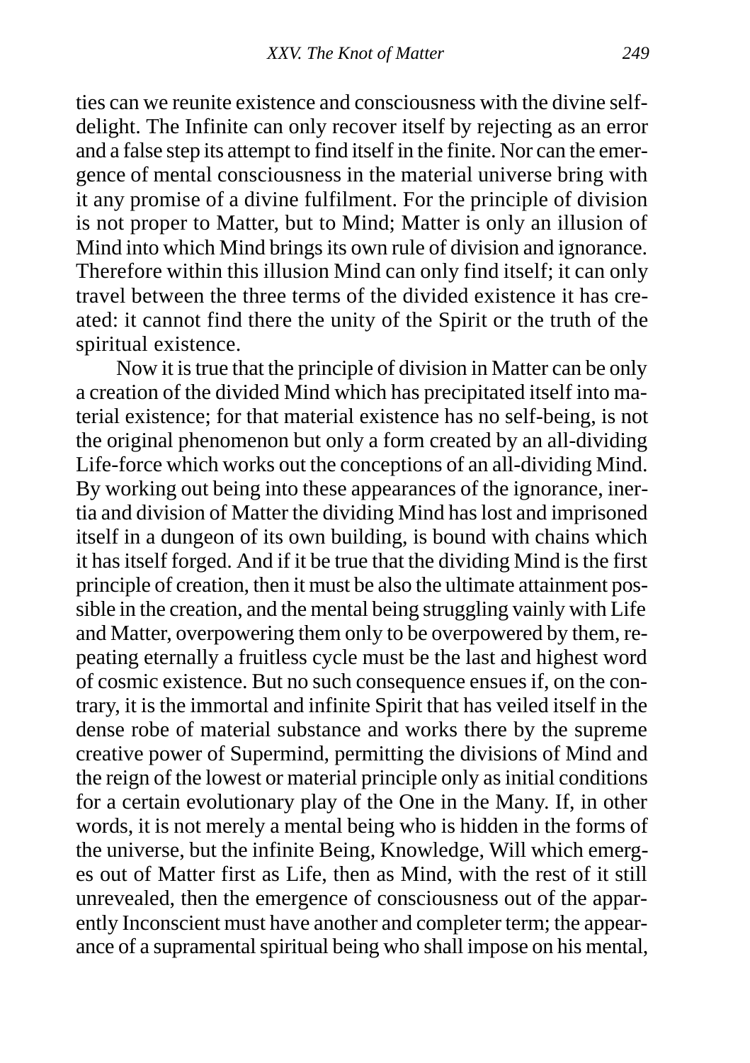ties can we reunite existence and consciousness with the divine self-delight. The Infinite can only recover itself by rejecting as an error and a false step its attempt to find itself in the finite. Nor can the emergence of mental consciousness in the material universe bring with it any promise of a divine fulfilment. For the principle of division is not proper to Matter, but to Mind; Matter is only an illusion of Mind into which Mind brings its own rule of division and ignorance. Therefore within this illusion Mind can only find itself; it can only travel between the three terms of the divided existence it has created: it cannot find there the unity of the Spirit or the truth of the spiritual existence.

Now it is true that the principle of division in Matter can be only a creation of the divided Mind which has precipitated itself into material existence; for that material existence has no self-being, is not the original phenomenon but only a form created by an all-dividing Life-force which works out the conceptions of an all-dividing Mind. By working out being into these appearances of the ignorance, inertia and division of Matter the dividing Mind has lost and imprisoned itself in a dungeon of its own building, is bound with chains which it has itself forged. And if it be true that the dividing Mind is the first principle of creation, then it must be also the ultimate attainment possible in the creation, and the mental being struggling vainly with Life and Matter, overpowering them only to be overpowered by them, repeating eternally a fruitless cycle must be the last and highest word of cosmic existence. But no such consequence ensues if, on the contrary, it is the immortal and infinite Spirit that has veiled itself in the dense robe of material substance and works there by the supreme creative power of Supermind, permitting the divisions of Mind and the reign of the lowest or material principle only as initial conditions for a certain evolutionary play of the One in the Many. If, in other words, it is not merely a mental being who is hidden in the forms of the universe, but the infinite Being, Knowledge, Will which emerges out of Matter first as Life, then as Mind, with the rest of it still unrevealed, then the emergence of consciousness out of the apparently Inconscient must have another and completer term; the appearance of a supramental spiritual being who shall impose on his mental,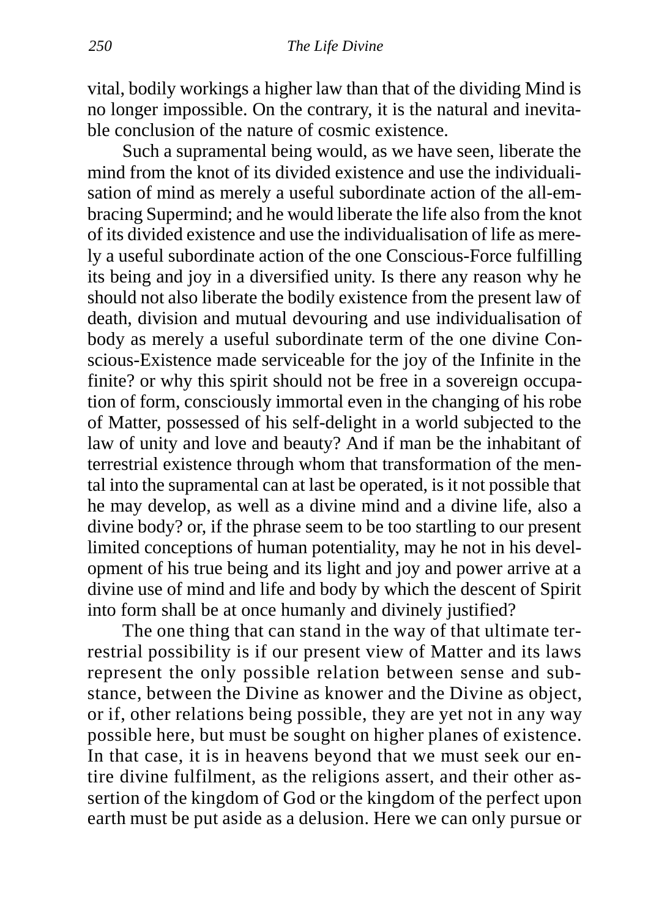vital, bodily workings a higher law than that of the dividing Mind is no longer impossible. On the contrary, it is the natural and inevitable conclusion of the nature of cosmic existence.

Such a supramental being would, as we have seen, liberate the mind from the knot of its divided existence and use the individualisation of mind as merely a useful subordinate action of the all-embracing Supermind; and he would liberate the life also from the knot of its divided existence and use the individualisation of life as merely a useful subordinate action of the one Conscious-Force fulfilling its being and joy in a diversified unity. Is there any reason why he should not also liberate the bodily existence from the present law of death, division and mutual devouring and use individualisation of body as merely a useful subordinate term of the one divine Conscious-Existence made serviceable for the joy of the Infinite in the finite? or why this spirit should not be free in a sovereign occupation of form, consciously immortal even in the changing of his robe of Matter, possessed of his self-delight in a world subjected to the law of unity and love and beauty? And if man be the inhabitant of terrestrial existence through whom that transformation of the mental into the supramental can at last be operated, is it not possible that he may develop, as well as a divine mind and a divine life, also a divine body? or, if the phrase seem to be too startling to our present limited conceptions of human potentiality, may he not in his development of his true being and its light and joy and power arrive at a divine use of mind and life and body by which the descent of Spirit into form shall be at once humanly and divinely justified?

The one thing that can stand in the way of that ultimate terrestrial possibility is if our present view of Matter and its laws represent the only possible relation between sense and substance, between the Divine as knower and the Divine as object, or if, other relations being possible, they are yet not in any way possible here, but must be sought on higher planes of existence. In that case, it is in heavens beyond that we must seek our entire divine fulfilment, as the religions assert, and their other assertion of the kingdom of God or the kingdom of the perfect upon earth must be put aside as a delusion. Here we can only pursue or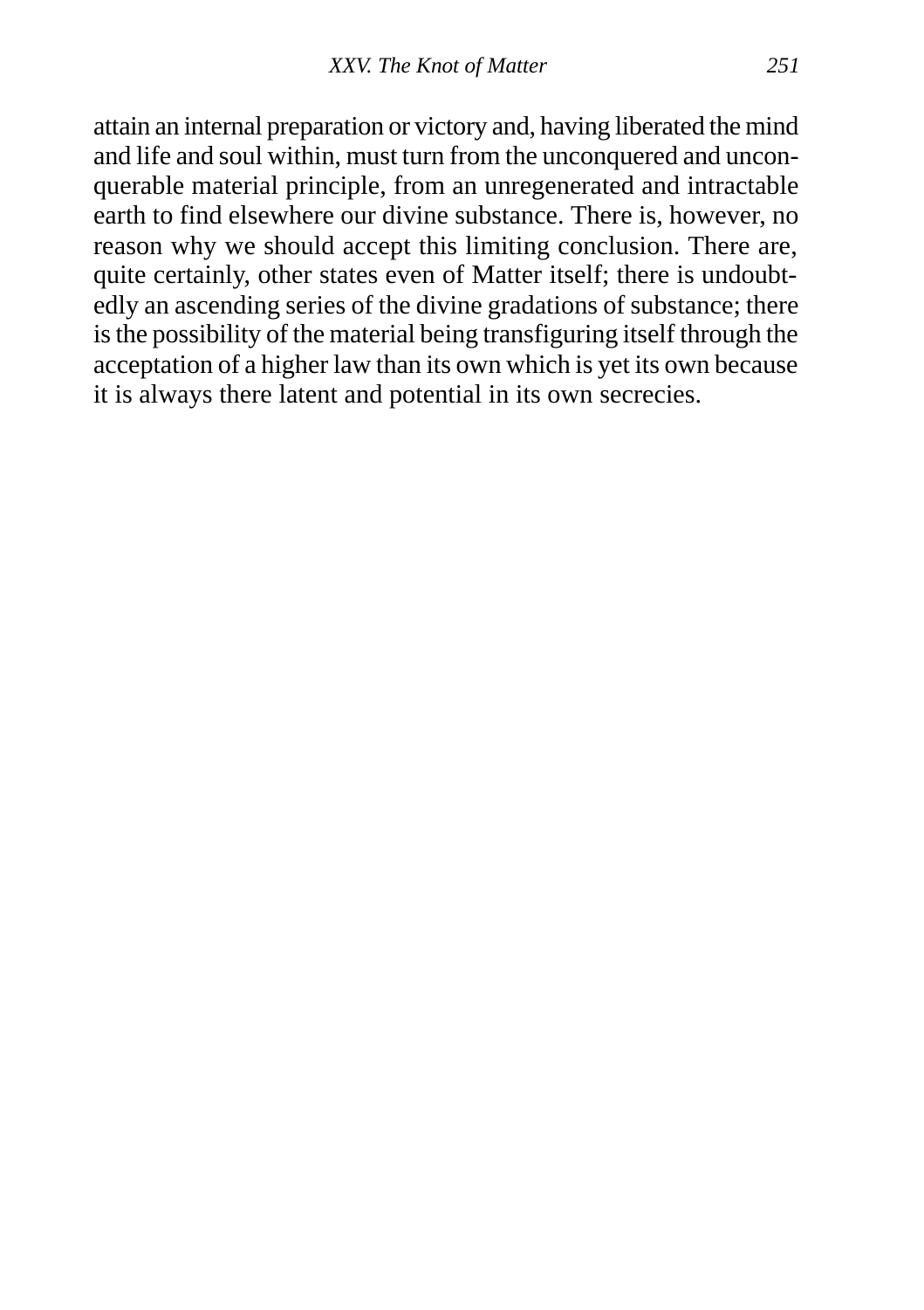attain an internal preparation or victory and, having liberated the mind and life and soul within, must turn from the unconquered and unconquerable material principle, from an unregenerated and intractable earth to find elsewhere our divine substance. There is, however, no reason why we should accept this limiting conclusion. There are, quite certainly, other states even of Matter itself; there is undoubtedly an ascending series of the divine gradations of substance; there is the possibility of the material being transfiguring itself through the acceptation of a higher law than its own which is yet its own because it is always there latent and potential in its own secrecies.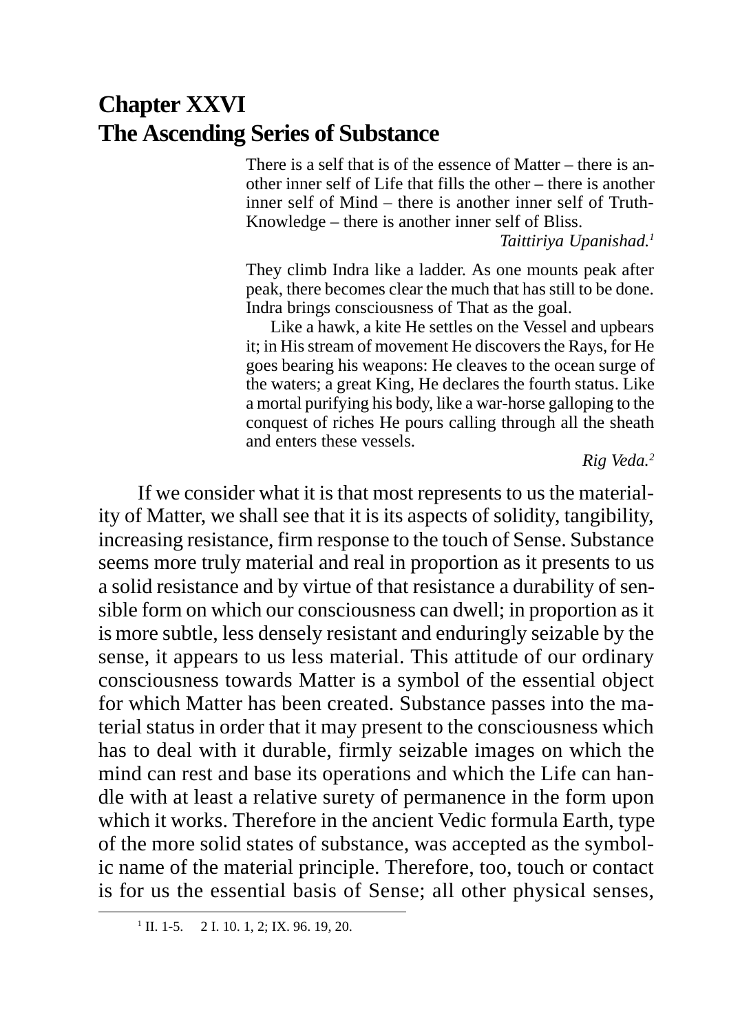# Chapter XXVI
# The Ascending Series of Substance

> There is a self that is of the essence of Matter – there is another inner self of Life that fills the other – there is another inner self of Mind – there is another inner self of Truth-Knowledge – there is another inner self of Bliss.
>
> *Taittiriya Upanishad.*[1]

> They climb Indra like a ladder. As one mounts peak after peak, there becomes clear the much that has still to be done. Indra brings consciousness of That as the goal.
>
> Like a hawk, a kite He settles on the Vessel and upbears it; in His stream of movement He discovers the Rays, for He goes bearing his weapons: He cleaves to the ocean surge of the waters; a great King, He declares the fourth status. Like a mortal purifying his body, like a war-horse galloping to the conquest of riches He pours calling through all the sheath and enters these vessels.
>
> *Rig Veda.*[2]

If we consider what it is that most represents to us the materiality of Matter, we shall see that it is its aspects of solidity, tangibility, increasing resistance, firm response to the touch of Sense. Substance seems more truly material and real in proportion as it presents to us a solid resistance and by virtue of that resistance a durability of sensible form on which our consciousness can dwell; in proportion as it is more subtle, less densely resistant and enduringly seizable by the sense, it appears to us less material. This attitude of our ordinary consciousness towards Matter is a symbol of the essential object for which Matter has been created. Substance passes into the material status in order that it may present to the consciousness which has to deal with it durable, firmly seizable images on which the mind can rest and base its operations and which the Life can handle with at least a relative surety of permanence in the form upon which it works. Therefore in the ancient Vedic formula Earth, type of the more solid states of substance, was accepted as the symbolic name of the material principle. Therefore, too, touch or contact is for us the essential basis of Sense; all other physical senses,

---

[1] II. 1-5. [2] I. 10. 1, 2; IX. 96. 19, 20.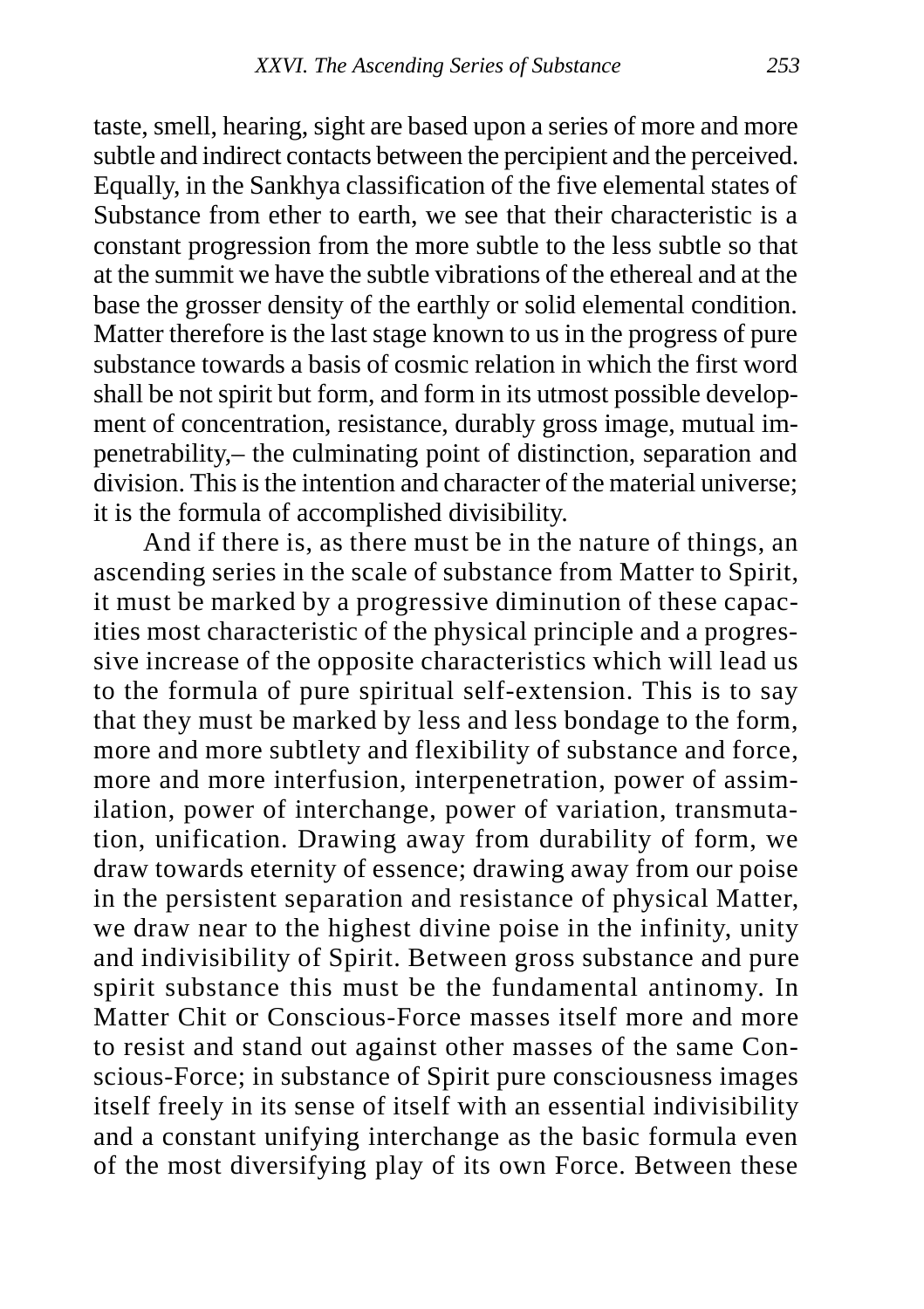taste, smell, hearing, sight are based upon a series of more and more subtle and indirect contacts between the percipient and the perceived. Equally, in the Sankhya classification of the five elemental states of Substance from ether to earth, we see that their characteristic is a constant progression from the more subtle to the less subtle so that at the summit we have the subtle vibrations of the ethereal and at the base the grosser density of the earthly or solid elemental condition. Matter therefore is the last stage known to us in the progress of pure substance towards a basis of cosmic relation in which the first word shall be not spirit but form, and form in its utmost possible development of concentration, resistance, durably gross image, mutual impenetrability,– the culminating point of distinction, separation and division. This is the intention and character of the material universe; it is the formula of accomplished divisibility.

And if there is, as there must be in the nature of things, an ascending series in the scale of substance from Matter to Spirit, it must be marked by a progressive diminution of these capacities most characteristic of the physical principle and a progressive increase of the opposite characteristics which will lead us to the formula of pure spiritual self-extension. This is to say that they must be marked by less and less bondage to the form, more and more subtlety and flexibility of substance and force, more and more interfusion, interpenetration, power of assimilation, power of interchange, power of variation, transmutation, unification. Drawing away from durability of form, we draw towards eternity of essence; drawing away from our poise in the persistent separation and resistance of physical Matter, we draw near to the highest divine poise in the infinity, unity and indivisibility of Spirit. Between gross substance and pure spirit substance this must be the fundamental antinomy. In Matter Chit or Conscious-Force masses itself more and more to resist and stand out against other masses of the same Conscious-Force; in substance of Spirit pure consciousness images itself freely in its sense of itself with an essential indivisibility and a constant unifying interchange as the basic formula even of the most diversifying play of its own Force. Between these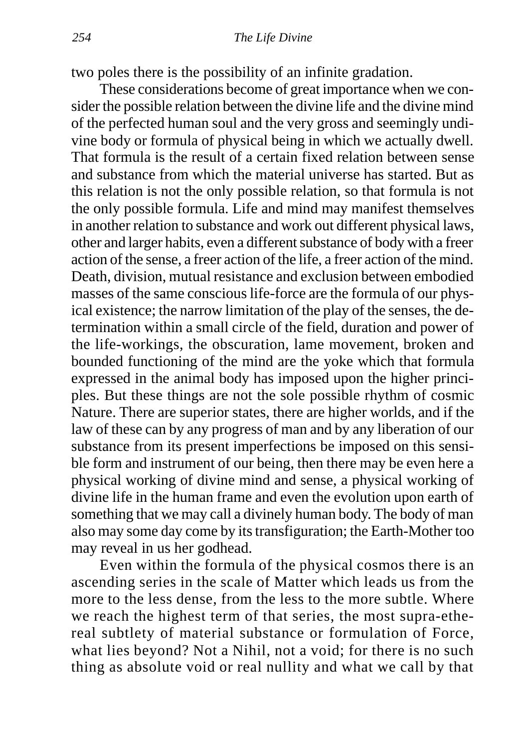two poles there is the possibility of an infinite gradation.

These considerations become of great importance when we consider the possible relation between the divine life and the divine mind of the perfected human soul and the very gross and seemingly undivine body or formula of physical being in which we actually dwell. That formula is the result of a certain fixed relation between sense and substance from which the material universe has started. But as this relation is not the only possible relation, so that formula is not the only possible formula. Life and mind may manifest themselves in another relation to substance and work out different physical laws, other and larger habits, even a different substance of body with a freer action of the sense, a freer action of the life, a freer action of the mind. Death, division, mutual resistance and exclusion between embodied masses of the same conscious life-force are the formula of our physical existence; the narrow limitation of the play of the senses, the determination within a small circle of the field, duration and power of the life-workings, the obscuration, lame movement, broken and bounded functioning of the mind are the yoke which that formula expressed in the animal body has imposed upon the higher principles. But these things are not the sole possible rhythm of cosmic Nature. There are superior states, there are higher worlds, and if the law of these can by any progress of man and by any liberation of our substance from its present imperfections be imposed on this sensible form and instrument of our being, then there may be even here a physical working of divine mind and sense, a physical working of divine life in the human frame and even the evolution upon earth of something that we may call a divinely human body. The body of man also may some day come by its transfiguration; the Earth-Mother too may reveal in us her godhead.

Even within the formula of the physical cosmos there is an ascending series in the scale of Matter which leads us from the more to the less dense, from the less to the more subtle. Where we reach the highest term of that series, the most supra-ethereal subtlety of material substance or formulation of Force, what lies beyond? Not a Nihil, not a void; for there is no such thing as absolute void or real nullity and what we call by that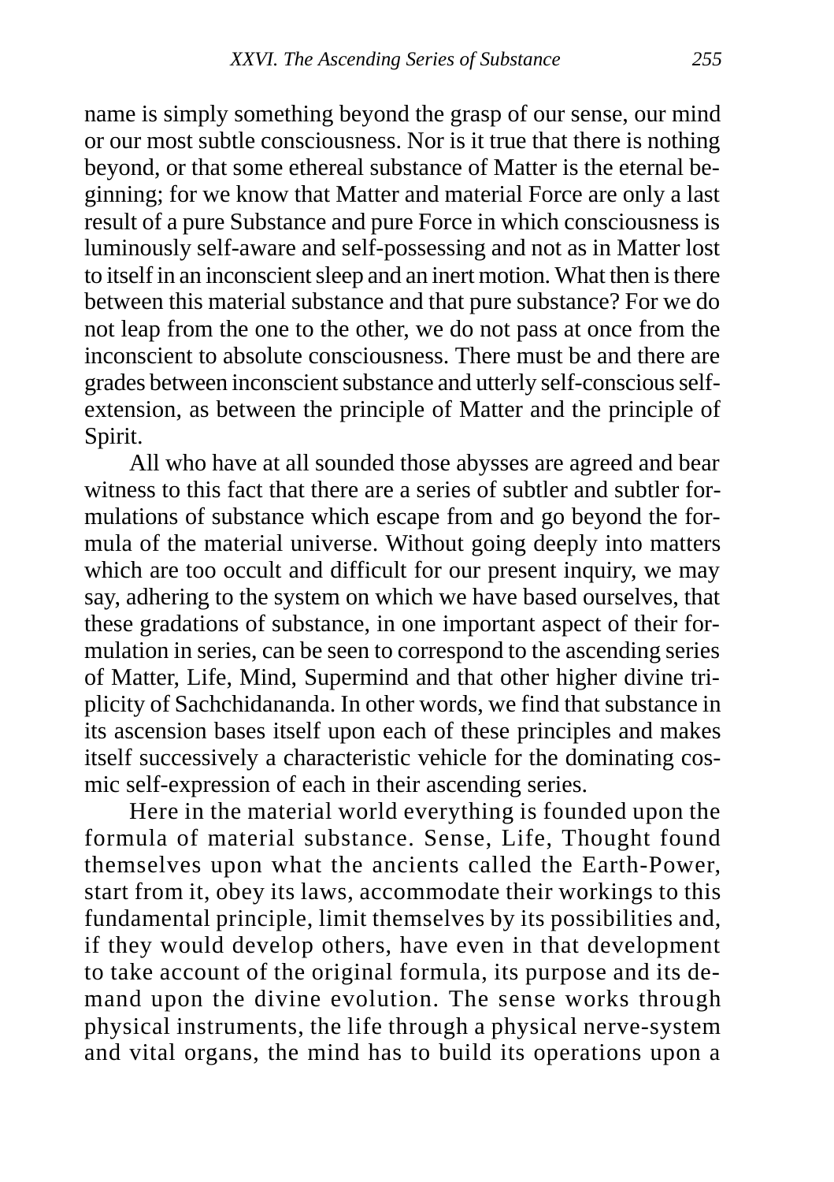name is simply something beyond the grasp of our sense, our mind or our most subtle consciousness. Nor is it true that there is nothing beyond, or that some ethereal substance of Matter is the eternal beginning; for we know that Matter and material Force are only a last result of a pure Substance and pure Force in which consciousness is luminously self-aware and self-possessing and not as in Matter lost to itself in an inconscient sleep and an inert motion. What then is there between this material substance and that pure substance? For we do not leap from the one to the other, we do not pass at once from the inconscient to absolute consciousness. There must be and there are grades between inconscient substance and utterly self-conscious self-extension, as between the principle of Matter and the principle of Spirit.

All who have at all sounded those abysses are agreed and bear witness to this fact that there are a series of subtler and subtler formulations of substance which escape from and go beyond the formula of the material universe. Without going deeply into matters which are too occult and difficult for our present inquiry, we may say, adhering to the system on which we have based ourselves, that these gradations of substance, in one important aspect of their formulation in series, can be seen to correspond to the ascending series of Matter, Life, Mind, Supermind and that other higher divine triplicity of Sachchidananda. In other words, we find that substance in its ascension bases itself upon each of these principles and makes itself successively a characteristic vehicle for the dominating cosmic self-expression of each in their ascending series.

Here in the material world everything is founded upon the formula of material substance. Sense, Life, Thought found themselves upon what the ancients called the Earth-Power, start from it, obey its laws, accommodate their workings to this fundamental principle, limit themselves by its possibilities and, if they would develop others, have even in that development to take account of the original formula, its purpose and its demand upon the divine evolution. The sense works through physical instruments, the life through a physical nerve-system and vital organs, the mind has to build its operations upon a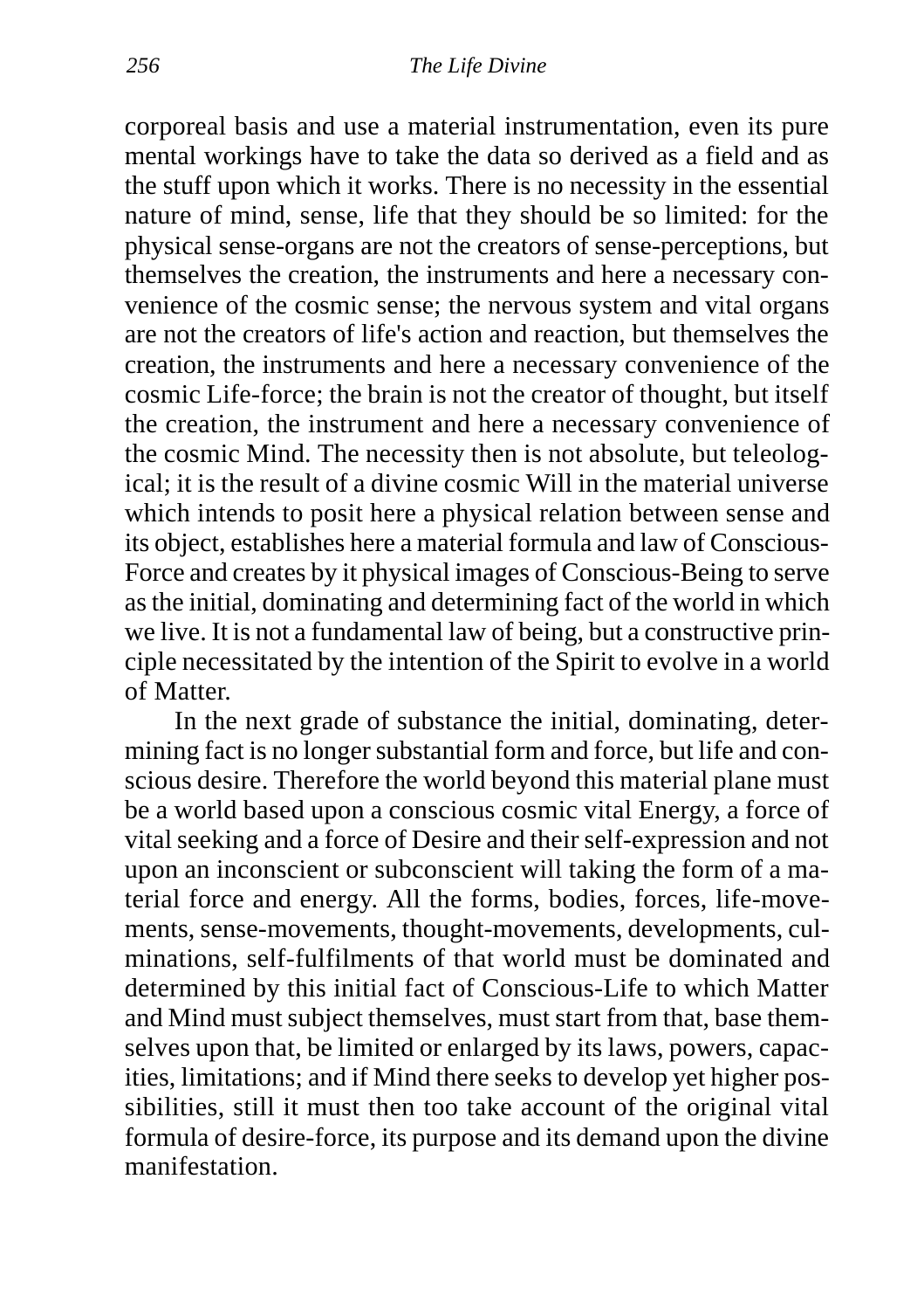corporeal basis and use a material instrumentation, even its pure mental workings have to take the data so derived as a field and as the stuff upon which it works. There is no necessity in the essential nature of mind, sense, life that they should be so limited: for the physical sense-organs are not the creators of sense-perceptions, but themselves the creation, the instruments and here a necessary convenience of the cosmic sense; the nervous system and vital organs are not the creators of life's action and reaction, but themselves the creation, the instruments and here a necessary convenience of the cosmic Life-force; the brain is not the creator of thought, but itself the creation, the instrument and here a necessary convenience of the cosmic Mind. The necessity then is not absolute, but teleological; it is the result of a divine cosmic Will in the material universe which intends to posit here a physical relation between sense and its object, establishes here a material formula and law of Conscious-Force and creates by it physical images of Conscious-Being to serve as the initial, dominating and determining fact of the world in which we live. It is not a fundamental law of being, but a constructive principle necessitated by the intention of the Spirit to evolve in a world of Matter.

In the next grade of substance the initial, dominating, determining fact is no longer substantial form and force, but life and conscious desire. Therefore the world beyond this material plane must be a world based upon a conscious cosmic vital Energy, a force of vital seeking and a force of Desire and their self-expression and not upon an inconscient or subconscient will taking the form of a material force and energy. All the forms, bodies, forces, life-movements, sense-movements, thought-movements, developments, culminations, self-fulfilments of that world must be dominated and determined by this initial fact of Conscious-Life to which Matter and Mind must subject themselves, must start from that, base themselves upon that, be limited or enlarged by its laws, powers, capacities, limitations; and if Mind there seeks to develop yet higher possibilities, still it must then too take account of the original vital formula of desire-force, its purpose and its demand upon the divine manifestation.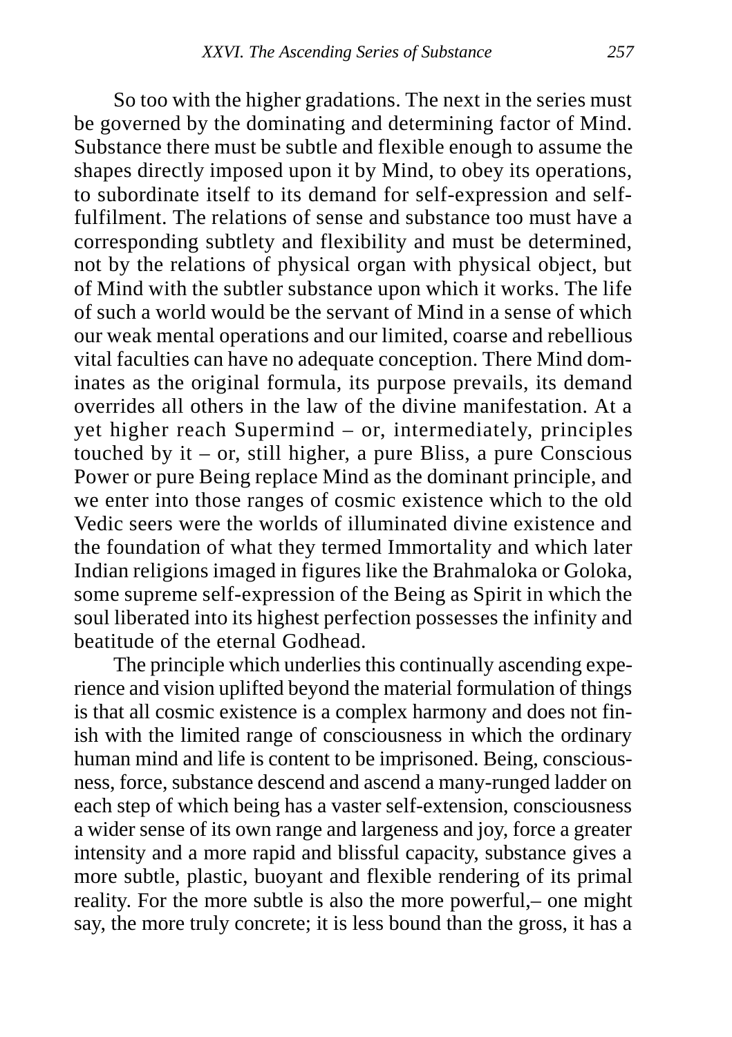So too with the higher gradations. The next in the series must be governed by the dominating and determining factor of Mind. Substance there must be subtle and flexible enough to assume the shapes directly imposed upon it by Mind, to obey its operations, to subordinate itself to its demand for self-expression and self-fulfilment. The relations of sense and substance too must have a corresponding subtlety and flexibility and must be determined, not by the relations of physical organ with physical object, but of Mind with the subtler substance upon which it works. The life of such a world would be the servant of Mind in a sense of which our weak mental operations and our limited, coarse and rebellious vital faculties can have no adequate conception. There Mind dominates as the original formula, its purpose prevails, its demand overrides all others in the law of the divine manifestation. At a yet higher reach Supermind – or, intermediately, principles touched by it – or, still higher, a pure Bliss, a pure Conscious Power or pure Being replace Mind as the dominant principle, and we enter into those ranges of cosmic existence which to the old Vedic seers were the worlds of illuminated divine existence and the foundation of what they termed Immortality and which later Indian religions imaged in figures like the Brahmaloka or Goloka, some supreme self-expression of the Being as Spirit in which the soul liberated into its highest perfection possesses the infinity and beatitude of the eternal Godhead.

The principle which underlies this continually ascending experience and vision uplifted beyond the material formulation of things is that all cosmic existence is a complex harmony and does not finish with the limited range of consciousness in which the ordinary human mind and life is content to be imprisoned. Being, consciousness, force, substance descend and ascend a many-runged ladder on each step of which being has a vaster self-extension, consciousness a wider sense of its own range and largeness and joy, force a greater intensity and a more rapid and blissful capacity, substance gives a more subtle, plastic, buoyant and flexible rendering of its primal reality. For the more subtle is also the more powerful,– one might say, the more truly concrete; it is less bound than the gross, it has a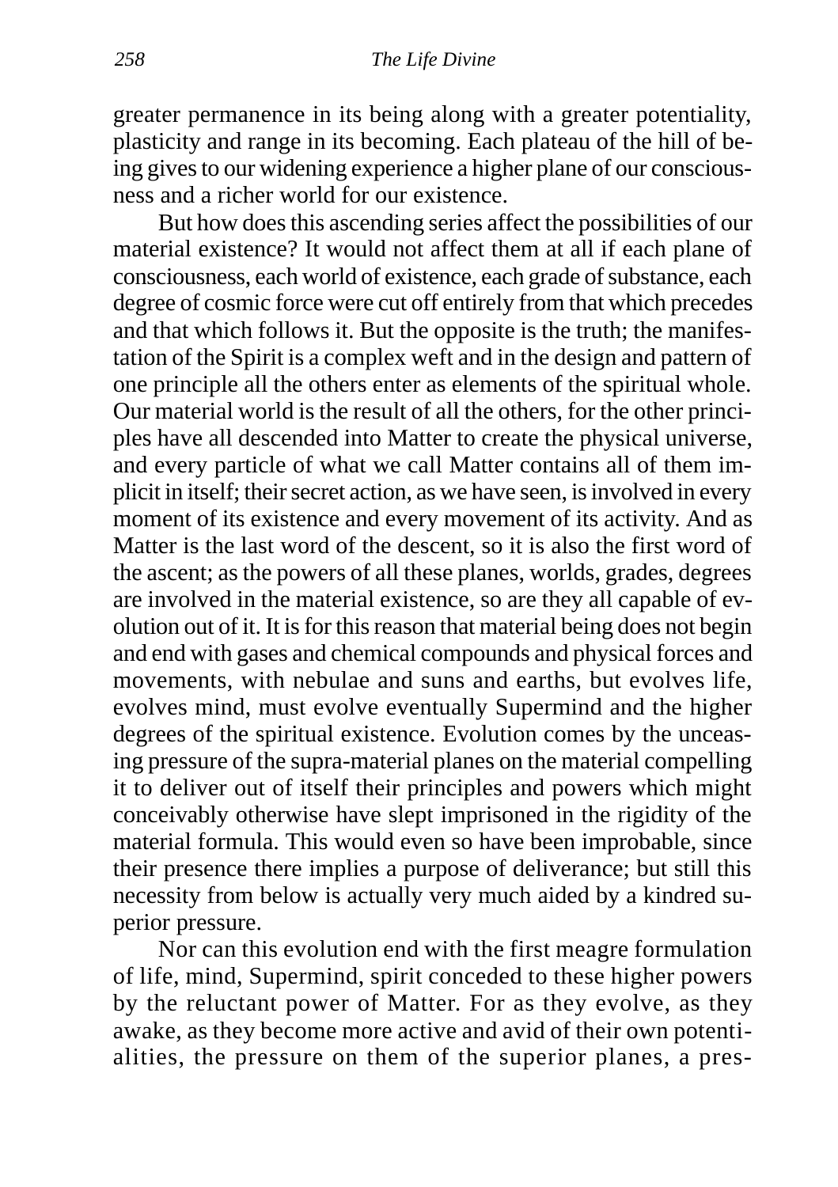greater permanence in its being along with a greater potentiality, plasticity and range in its becoming. Each plateau of the hill of being gives to our widening experience a higher plane of our consciousness and a richer world for our existence.

But how does this ascending series affect the possibilities of our material existence? It would not affect them at all if each plane of consciousness, each world of existence, each grade of substance, each degree of cosmic force were cut off entirely from that which precedes and that which follows it. But the opposite is the truth; the manifestation of the Spirit is a complex weft and in the design and pattern of one principle all the others enter as elements of the spiritual whole. Our material world is the result of all the others, for the other principles have all descended into Matter to create the physical universe, and every particle of what we call Matter contains all of them implicit in itself; their secret action, as we have seen, is involved in every moment of its existence and every movement of its activity. And as Matter is the last word of the descent, so it is also the first word of the ascent; as the powers of all these planes, worlds, grades, degrees are involved in the material existence, so are they all capable of evolution out of it. It is for this reason that material being does not begin and end with gases and chemical compounds and physical forces and movements, with nebulae and suns and earths, but evolves life, evolves mind, must evolve eventually Supermind and the higher degrees of the spiritual existence. Evolution comes by the unceasing pressure of the supra-material planes on the material compelling it to deliver out of itself their principles and powers which might conceivably otherwise have slept imprisoned in the rigidity of the material formula. This would even so have been improbable, since their presence there implies a purpose of deliverance; but still this necessity from below is actually very much aided by a kindred superior pressure.

Nor can this evolution end with the first meagre formulation of life, mind, Supermind, spirit conceded to these higher powers by the reluctant power of Matter. For as they evolve, as they awake, as they become more active and avid of their own potentialities, the pressure on them of the superior planes, a pres-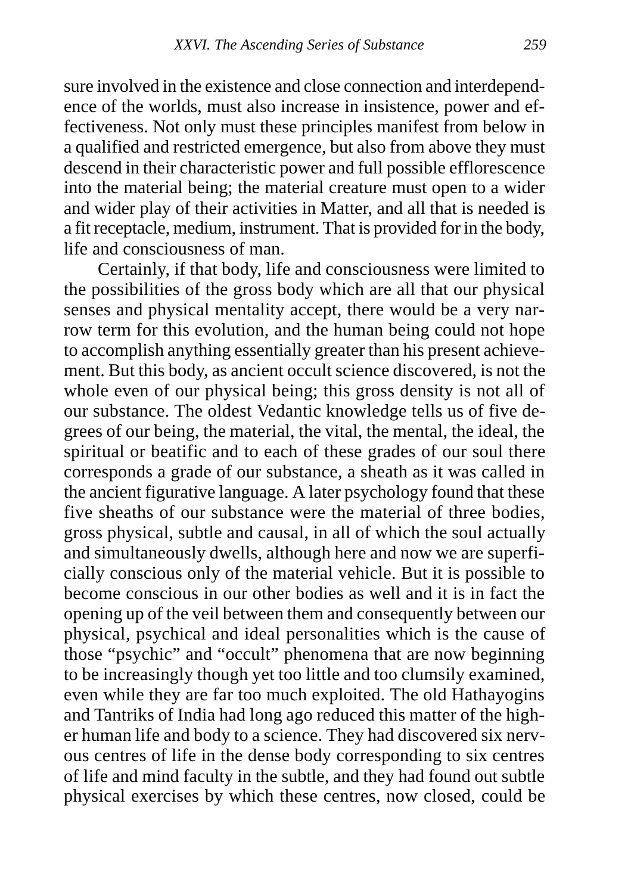sure involved in the existence and close connection and interdependence of the worlds, must also increase in insistence, power and effectiveness. Not only must these principles manifest from below in a qualified and restricted emergence, but also from above they must descend in their characteristic power and full possible efflorescence into the material being; the material creature must open to a wider and wider play of their activities in Matter, and all that is needed is a fit receptacle, medium, instrument. That is provided for in the body, life and consciousness of man.

Certainly, if that body, life and consciousness were limited to the possibilities of the gross body which are all that our physical senses and physical mentality accept, there would be a very narrow term for this evolution, and the human being could not hope to accomplish anything essentially greater than his present achievement. But this body, as ancient occult science discovered, is not the whole even of our physical being; this gross density is not all of our substance. The oldest Vedantic knowledge tells us of five degrees of our being, the material, the vital, the mental, the ideal, the spiritual or beatific and to each of these grades of our soul there corresponds a grade of our substance, a sheath as it was called in the ancient figurative language. A later psychology found that these five sheaths of our substance were the material of three bodies, gross physical, subtle and causal, in all of which the soul actually and simultaneously dwells, although here and now we are superficially conscious only of the material vehicle. But it is possible to become conscious in our other bodies as well and it is in fact the opening up of the veil between them and consequently between our physical, psychical and ideal personalities which is the cause of those "psychic" and "occult" phenomena that are now beginning to be increasingly though yet too little and too clumsily examined, even while they are far too much exploited. The old Hathayogins and Tantriks of India had long ago reduced this matter of the higher human life and body to a science. They had discovered six nervous centres of life in the dense body corresponding to six centres of life and mind faculty in the subtle, and they had found out subtle physical exercises by which these centres, now closed, could be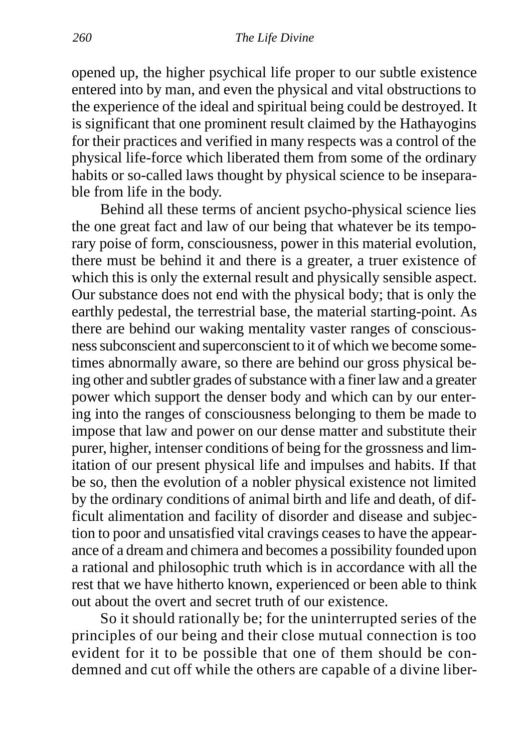opened up, the higher psychical life proper to our subtle existence entered into by man, and even the physical and vital obstructions to the experience of the ideal and spiritual being could be destroyed. It is significant that one prominent result claimed by the Hathayogins for their practices and verified in many respects was a control of the physical life-force which liberated them from some of the ordinary habits or so-called laws thought by physical science to be inseparable from life in the body.

Behind all these terms of ancient psycho-physical science lies the one great fact and law of our being that whatever be its temporary poise of form, consciousness, power in this material evolution, there must be behind it and there is a greater, a truer existence of which this is only the external result and physically sensible aspect. Our substance does not end with the physical body; that is only the earthly pedestal, the terrestrial base, the material starting-point. As there are behind our waking mentality vaster ranges of consciousness subconscient and superconscient to it of which we become sometimes abnormally aware, so there are behind our gross physical being other and subtler grades of substance with a finer law and a greater power which support the denser body and which can by our entering into the ranges of consciousness belonging to them be made to impose that law and power on our dense matter and substitute their purer, higher, intenser conditions of being for the grossness and limitation of our present physical life and impulses and habits. If that be so, then the evolution of a nobler physical existence not limited by the ordinary conditions of animal birth and life and death, of difficult alimentation and facility of disorder and disease and subjection to poor and unsatisfied vital cravings ceases to have the appearance of a dream and chimera and becomes a possibility founded upon a rational and philosophic truth which is in accordance with all the rest that we have hitherto known, experienced or been able to think out about the overt and secret truth of our existence.

So it should rationally be; for the uninterrupted series of the principles of our being and their close mutual connection is too evident for it to be possible that one of them should be condemned and cut off while the others are capable of a divine liber-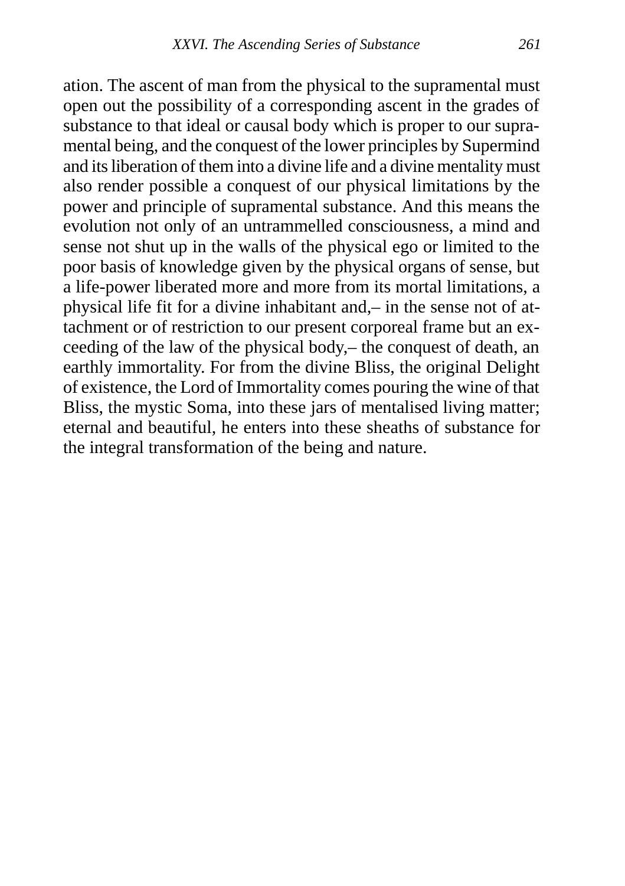ation. The ascent of man from the physical to the supramental must open out the possibility of a corresponding ascent in the grades of substance to that ideal or causal body which is proper to our supramental being, and the conquest of the lower principles by Supermind and its liberation of them into a divine life and a divine mentality must also render possible a conquest of our physical limitations by the power and principle of supramental substance. And this means the evolution not only of an untrammelled consciousness, a mind and sense not shut up in the walls of the physical ego or limited to the poor basis of knowledge given by the physical organs of sense, but a life-power liberated more and more from its mortal limitations, a physical life fit for a divine inhabitant and,– in the sense not of attachment or of restriction to our present corporeal frame but an exceeding of the law of the physical body,– the conquest of death, an earthly immortality. For from the divine Bliss, the original Delight of existence, the Lord of Immortality comes pouring the wine of that Bliss, the mystic Soma, into these jars of mentalised living matter; eternal and beautiful, he enters into these sheaths of substance for the integral transformation of the being and nature.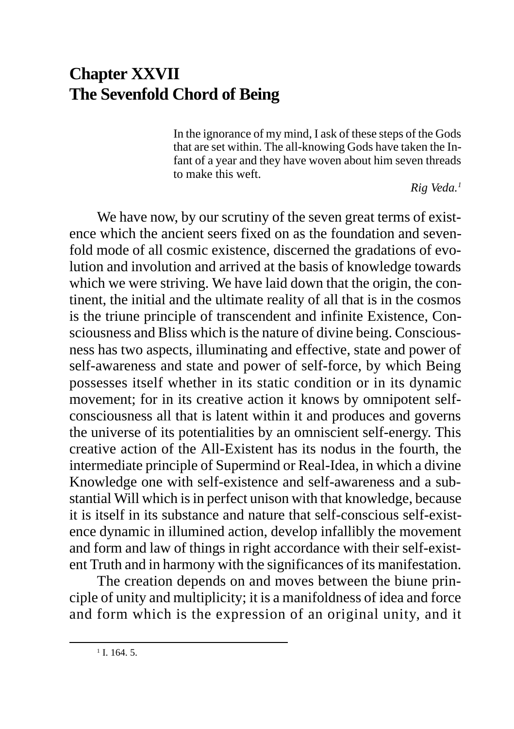# Chapter XXVII
# The Sevenfold Chord of Being

> In the ignorance of my mind, I ask of these steps of the Gods that are set within. The all-knowing Gods have taken the Infant of a year and they have woven about him seven threads to make this weft.
>
> *Rig Veda.*[1]

We have now, by our scrutiny of the seven great terms of existence which the ancient seers fixed on as the foundation and sevenfold mode of all cosmic existence, discerned the gradations of evolution and involution and arrived at the basis of knowledge towards which we were striving. We have laid down that the origin, the continent, the initial and the ultimate reality of all that is in the cosmos is the triune principle of transcendent and infinite Existence, Consciousness and Bliss which is the nature of divine being. Consciousness has two aspects, illuminating and effective, state and power of self-awareness and state and power of self-force, by which Being possesses itself whether in its static condition or in its dynamic movement; for in its creative action it knows by omnipotent self-consciousness all that is latent within it and produces and governs the universe of its potentialities by an omniscient self-energy. This creative action of the All-Existent has its nodus in the fourth, the intermediate principle of Supermind or Real-Idea, in which a divine Knowledge one with self-existence and self-awareness and a substantial Will which is in perfect unison with that knowledge, because it is itself in its substance and nature that self-conscious self-existence dynamic in illumined action, develop infallibly the movement and form and law of things in right accordance with their self-existent Truth and in harmony with the significances of its manifestation.

The creation depends on and moves between the biune principle of unity and multiplicity; it is a manifoldness of idea and force and form which is the expression of an original unity, and it

---

[1] I. 164. 5.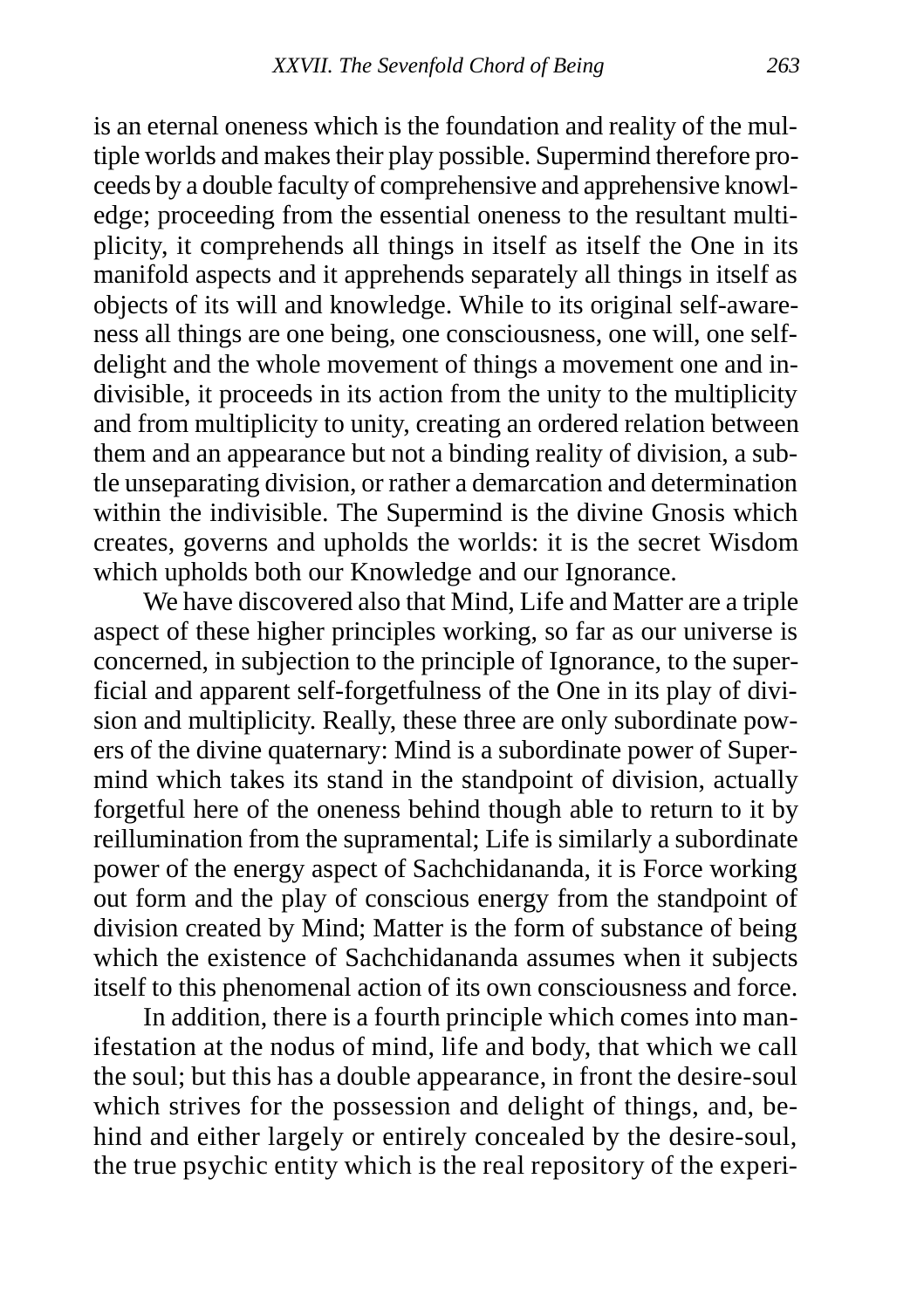is an eternal oneness which is the foundation and reality of the multiple worlds and makes their play possible. Supermind therefore proceeds by a double faculty of comprehensive and apprehensive knowledge; proceeding from the essential oneness to the resultant multiplicity, it comprehends all things in itself as itself the One in its manifold aspects and it apprehends separately all things in itself as objects of its will and knowledge. While to its original self-awareness all things are one being, one consciousness, one will, one self-delight and the whole movement of things a movement one and indivisible, it proceeds in its action from the unity to the multiplicity and from multiplicity to unity, creating an ordered relation between them and an appearance but not a binding reality of division, a subtle unseparating division, or rather a demarcation and determination within the indivisible. The Supermind is the divine Gnosis which creates, governs and upholds the worlds: it is the secret Wisdom which upholds both our Knowledge and our Ignorance.

We have discovered also that Mind, Life and Matter are a triple aspect of these higher principles working, so far as our universe is concerned, in subjection to the principle of Ignorance, to the superficial and apparent self-forgetfulness of the One in its play of division and multiplicity. Really, these three are only subordinate powers of the divine quaternary: Mind is a subordinate power of Supermind which takes its stand in the standpoint of division, actually forgetful here of the oneness behind though able to return to it by reillumination from the supramental; Life is similarly a subordinate power of the energy aspect of Sachchidananda, it is Force working out form and the play of conscious energy from the standpoint of division created by Mind; Matter is the form of substance of being which the existence of Sachchidananda assumes when it subjects itself to this phenomenal action of its own consciousness and force.

In addition, there is a fourth principle which comes into manifestation at the nodus of mind, life and body, that which we call the soul; but this has a double appearance, in front the desire-soul which strives for the possession and delight of things, and, behind and either largely or entirely concealed by the desire-soul, the true psychic entity which is the real repository of the experi-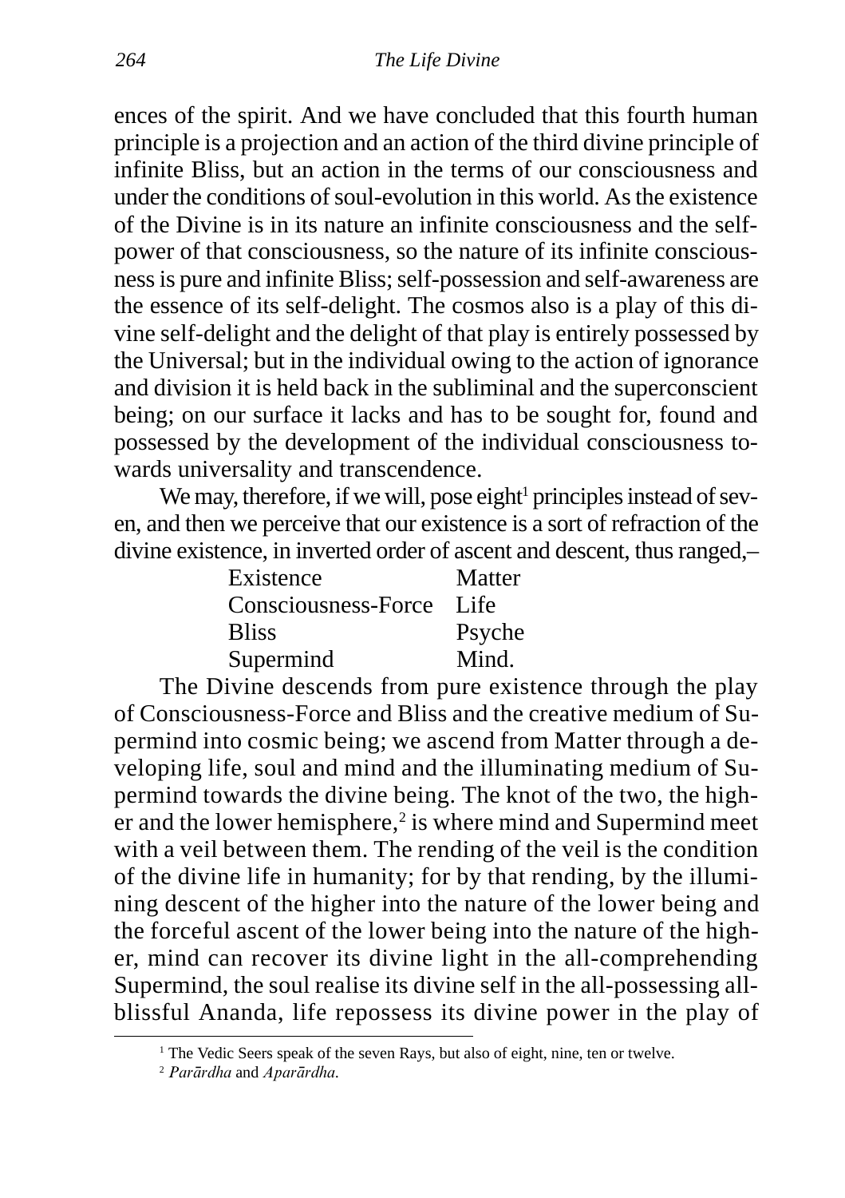ences of the spirit. And we have concluded that this fourth human principle is a projection and an action of the third divine principle of infinite Bliss, but an action in the terms of our consciousness and under the conditions of soul-evolution in this world. As the existence of the Divine is in its nature an infinite consciousness and the self-power of that consciousness, so the nature of its infinite consciousness is pure and infinite Bliss; self-possession and self-awareness are the essence of its self-delight. The cosmos also is a play of this divine self-delight and the delight of that play is entirely possessed by the Universal; but in the individual owing to the action of ignorance and division it is held back in the subliminal and the superconscient being; on our surface it lacks and has to be sought for, found and possessed by the development of the individual consciousness towards universality and transcendence.

We may, therefore, if we will, pose eight[1] principles instead of seven, and then we perceive that our existence is a sort of refraction of the divine existence, in inverted order of ascent and descent, thus ranged,–

| | |
|---|---|
| Existence | Matter |
| Consciousness-Force | Life |
| Bliss | Psyche |
| Supermind | Mind. |

The Divine descends from pure existence through the play of Consciousness-Force and Bliss and the creative medium of Supermind into cosmic being; we ascend from Matter through a developing life, soul and mind and the illuminating medium of Supermind towards the divine being. The knot of the two, the higher and the lower hemisphere,[2] is where mind and Supermind meet with a veil between them. The rending of the veil is the condition of the divine life in humanity; for by that rending, by the illumining descent of the higher into the nature of the lower being and the forceful ascent of the lower being into the nature of the higher, mind can recover its divine light in the all-comprehending Supermind, the soul realise its divine self in the all-possessing all-blissful Ananda, life repossess its divine power in the play of

---

[1] The Vedic Seers speak of the seven Rays, but also of eight, nine, ten or twelve.

[2] *Parārdha* and *Aparārdha*.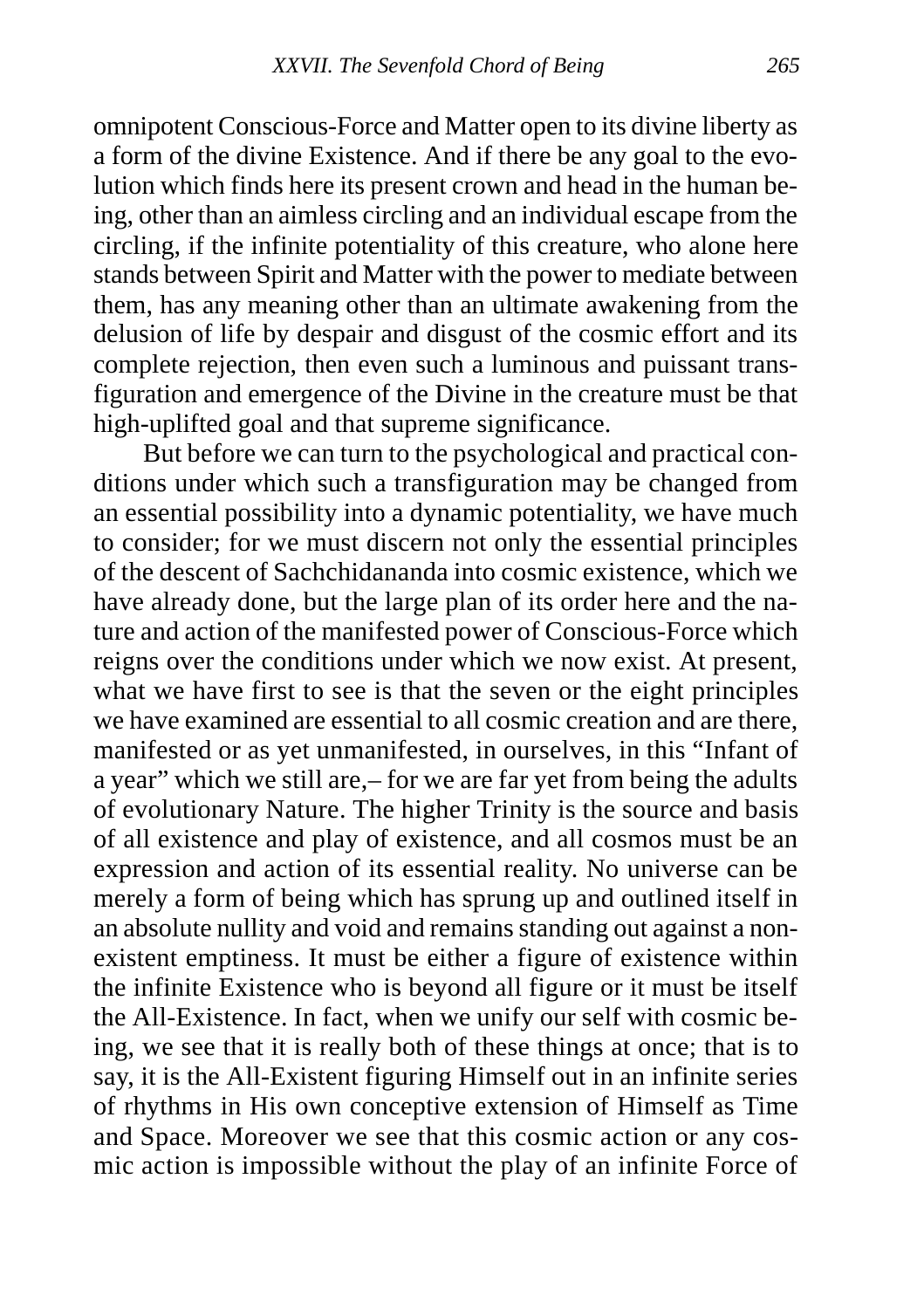omnipotent Conscious-Force and Matter open to its divine liberty as a form of the divine Existence. And if there be any goal to the evolution which finds here its present crown and head in the human being, other than an aimless circling and an individual escape from the circling, if the infinite potentiality of this creature, who alone here stands between Spirit and Matter with the power to mediate between them, has any meaning other than an ultimate awakening from the delusion of life by despair and disgust of the cosmic effort and its complete rejection, then even such a luminous and puissant transfiguration and emergence of the Divine in the creature must be that high-uplifted goal and that supreme significance.

But before we can turn to the psychological and practical conditions under which such a transfiguration may be changed from an essential possibility into a dynamic potentiality, we have much to consider; for we must discern not only the essential principles of the descent of Sachchidananda into cosmic existence, which we have already done, but the large plan of its order here and the nature and action of the manifested power of Conscious-Force which reigns over the conditions under which we now exist. At present, what we have first to see is that the seven or the eight principles we have examined are essential to all cosmic creation and are there, manifested or as yet unmanifested, in ourselves, in this "Infant of a year" which we still are,– for we are far yet from being the adults of evolutionary Nature. The higher Trinity is the source and basis of all existence and play of existence, and all cosmos must be an expression and action of its essential reality. No universe can be merely a form of being which has sprung up and outlined itself in an absolute nullity and void and remains standing out against a non-existent emptiness. It must be either a figure of existence within the infinite Existence who is beyond all figure or it must be itself the All-Existence. In fact, when we unify our self with cosmic being, we see that it is really both of these things at once; that is to say, it is the All-Existent figuring Himself out in an infinite series of rhythms in His own conceptive extension of Himself as Time and Space. Moreover we see that this cosmic action or any cosmic action is impossible without the play of an infinite Force of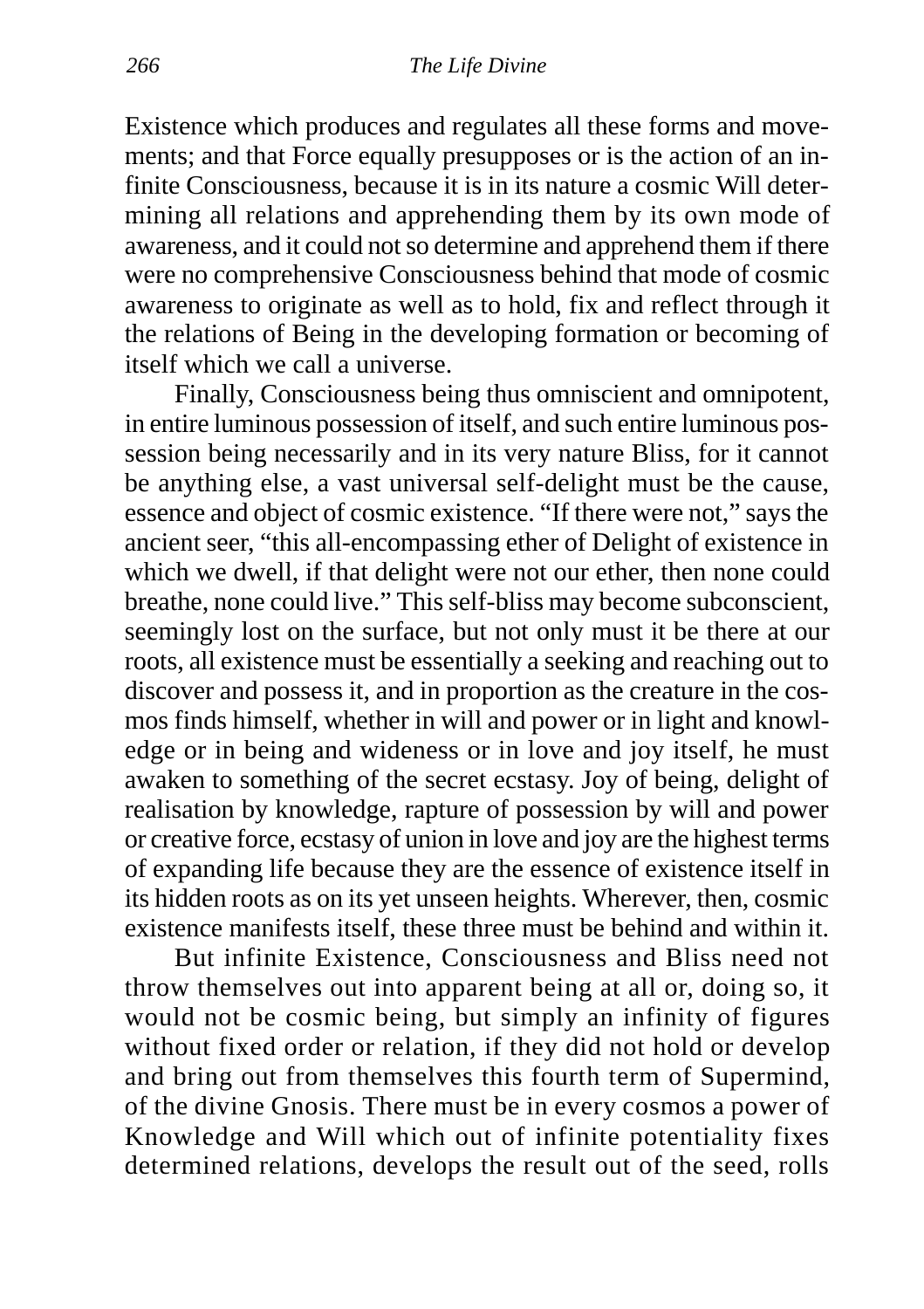Existence which produces and regulates all these forms and movements; and that Force equally presupposes or is the action of an infinite Consciousness, because it is in its nature a cosmic Will determining all relations and apprehending them by its own mode of awareness, and it could not so determine and apprehend them if there were no comprehensive Consciousness behind that mode of cosmic awareness to originate as well as to hold, fix and reflect through it the relations of Being in the developing formation or becoming of itself which we call a universe.

Finally, Consciousness being thus omniscient and omnipotent, in entire luminous possession of itself, and such entire luminous possession being necessarily and in its very nature Bliss, for it cannot be anything else, a vast universal self-delight must be the cause, essence and object of cosmic existence. "If there were not," says the ancient seer, "this all-encompassing ether of Delight of existence in which we dwell, if that delight were not our ether, then none could breathe, none could live." This self-bliss may become subconscient, seemingly lost on the surface, but not only must it be there at our roots, all existence must be essentially a seeking and reaching out to discover and possess it, and in proportion as the creature in the cosmos finds himself, whether in will and power or in light and knowledge or in being and wideness or in love and joy itself, he must awaken to something of the secret ecstasy. Joy of being, delight of realisation by knowledge, rapture of possession by will and power or creative force, ecstasy of union in love and joy are the highest terms of expanding life because they are the essence of existence itself in its hidden roots as on its yet unseen heights. Wherever, then, cosmic existence manifests itself, these three must be behind and within it.

But infinite Existence, Consciousness and Bliss need not throw themselves out into apparent being at all or, doing so, it would not be cosmic being, but simply an infinity of figures without fixed order or relation, if they did not hold or develop and bring out from themselves this fourth term of Supermind, of the divine Gnosis. There must be in every cosmos a power of Knowledge and Will which out of infinite potentiality fixes determined relations, develops the result out of the seed, rolls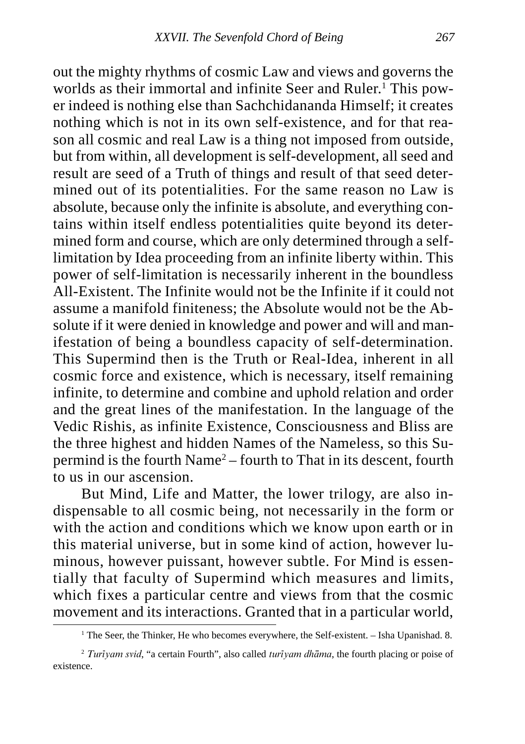out the mighty rhythms of cosmic Law and views and governs the worlds as their immortal and infinite Seer and Ruler.[1] This power indeed is nothing else than Sachchidananda Himself; it creates nothing which is not in its own self-existence, and for that reason all cosmic and real Law is a thing not imposed from outside, but from within, all development is self-development, all seed and result are seed of a Truth of things and result of that seed determined out of its potentialities. For the same reason no Law is absolute, because only the infinite is absolute, and everything contains within itself endless potentialities quite beyond its determined form and course, which are only determined through a self-limitation by Idea proceeding from an infinite liberty within. This power of self-limitation is necessarily inherent in the boundless All-Existent. The Infinite would not be the Infinite if it could not assume a manifold finiteness; the Absolute would not be the Absolute if it were denied in knowledge and power and will and manifestation of being a boundless capacity of self-determination. This Supermind then is the Truth or Real-Idea, inherent in all cosmic force and existence, which is necessary, itself remaining infinite, to determine and combine and uphold relation and order and the great lines of the manifestation. In the language of the Vedic Rishis, as infinite Existence, Consciousness and Bliss are the three highest and hidden Names of the Nameless, so this Supermind is the fourth Name[2] – fourth to That in its descent, fourth to us in our ascension.

But Mind, Life and Matter, the lower trilogy, are also indispensable to all cosmic being, not necessarily in the form or with the action and conditions which we know upon earth or in this material universe, but in some kind of action, however luminous, however puissant, however subtle. For Mind is essentially that faculty of Supermind which measures and limits, which fixes a particular centre and views from that the cosmic movement and its interactions. Granted that in a particular world,

[1] The Seer, the Thinker, He who becomes everywhere, the Self-existent. – Isha Upanishad. 8.

[2] *Turīyam svid*, "a certain Fourth", also called *turīyam dhāma*, the fourth placing or poise of existence.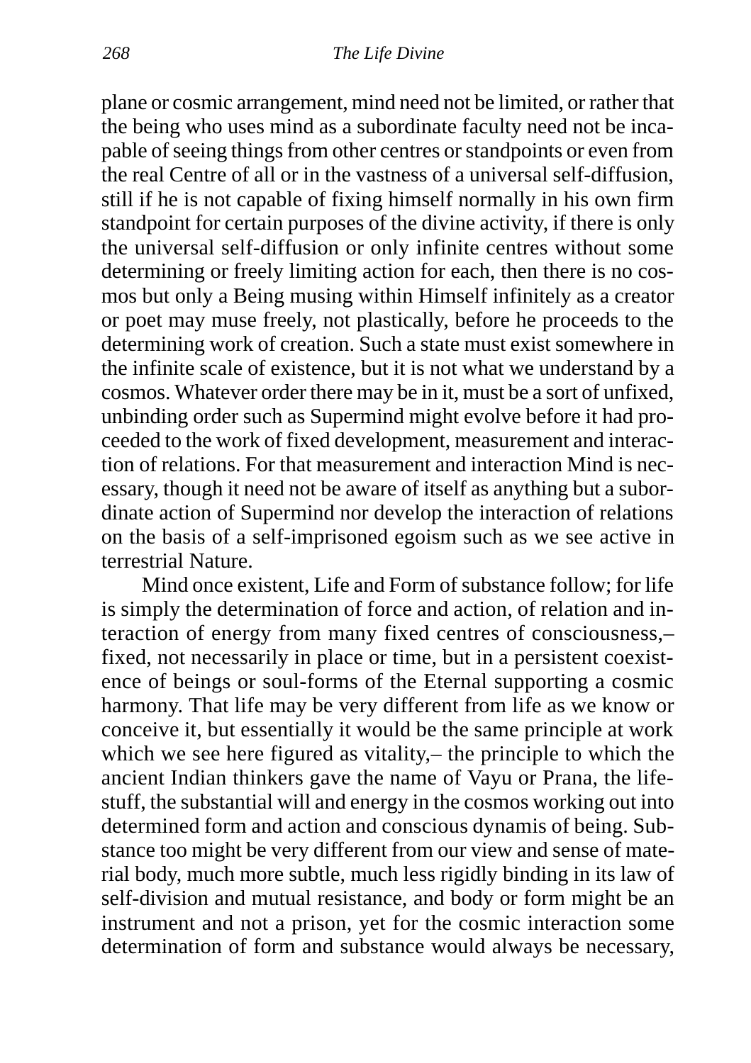plane or cosmic arrangement, mind need not be limited, or rather that the being who uses mind as a subordinate faculty need not be incapable of seeing things from other centres or standpoints or even from the real Centre of all or in the vastness of a universal self-diffusion, still if he is not capable of fixing himself normally in his own firm standpoint for certain purposes of the divine activity, if there is only the universal self-diffusion or only infinite centres without some determining or freely limiting action for each, then there is no cosmos but only a Being musing within Himself infinitely as a creator or poet may muse freely, not plastically, before he proceeds to the determining work of creation. Such a state must exist somewhere in the infinite scale of existence, but it is not what we understand by a cosmos. Whatever order there may be in it, must be a sort of unfixed, unbinding order such as Supermind might evolve before it had proceeded to the work of fixed development, measurement and interaction of relations. For that measurement and interaction Mind is necessary, though it need not be aware of itself as anything but a subordinate action of Supermind nor develop the interaction of relations on the basis of a self-imprisoned egoism such as we see active in terrestrial Nature.

Mind once existent, Life and Form of substance follow; for life is simply the determination of force and action, of relation and interaction of energy from many fixed centres of consciousness,– fixed, not necessarily in place or time, but in a persistent coexistence of beings or soul-forms of the Eternal supporting a cosmic harmony. That life may be very different from life as we know or conceive it, but essentially it would be the same principle at work which we see here figured as vitality,– the principle to which the ancient Indian thinkers gave the name of Vayu or Prana, the life-stuff, the substantial will and energy in the cosmos working out into determined form and action and conscious dynamis of being. Substance too might be very different from our view and sense of material body, much more subtle, much less rigidly binding in its law of self-division and mutual resistance, and body or form might be an instrument and not a prison, yet for the cosmic interaction some determination of form and substance would always be necessary,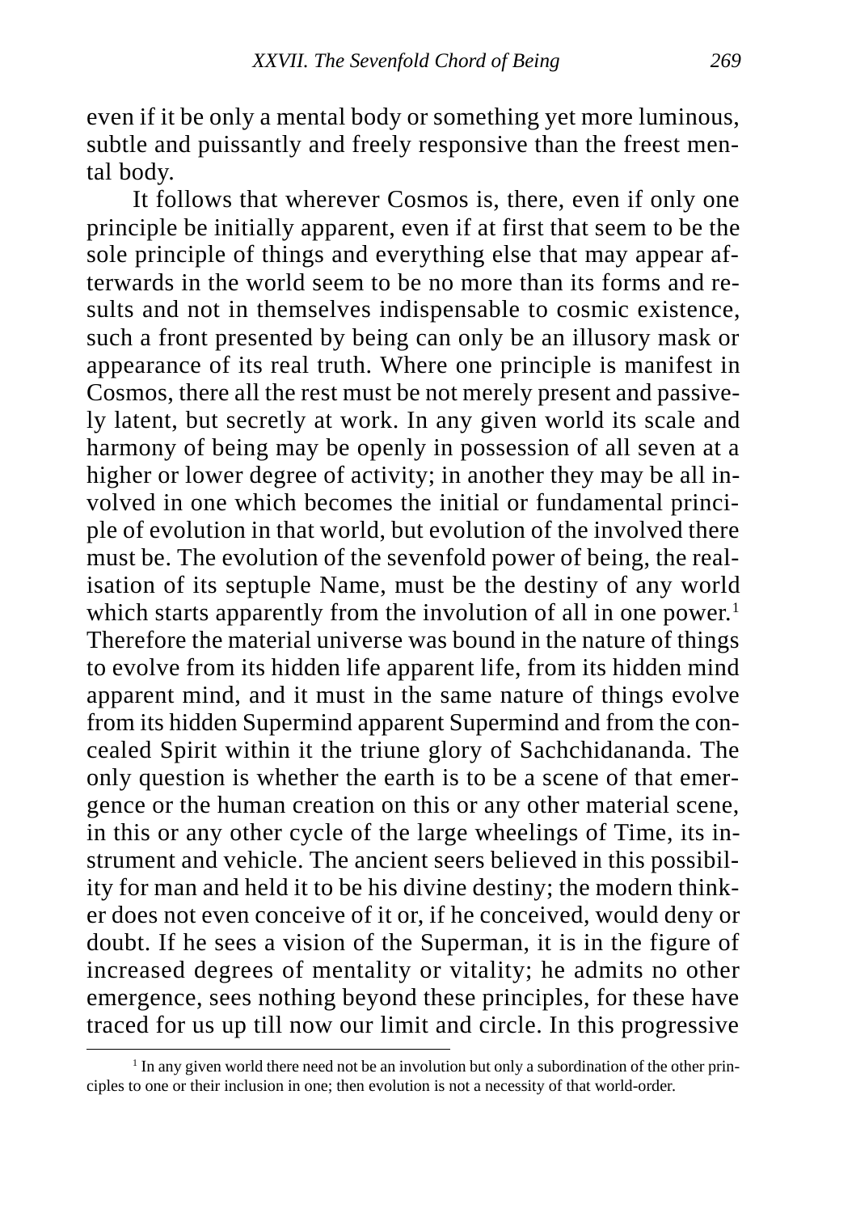even if it be only a mental body or something yet more luminous, subtle and puissantly and freely responsive than the freest mental body.

It follows that wherever Cosmos is, there, even if only one principle be initially apparent, even if at first that seem to be the sole principle of things and everything else that may appear afterwards in the world seem to be no more than its forms and results and not in themselves indispensable to cosmic existence, such a front presented by being can only be an illusory mask or appearance of its real truth. Where one principle is manifest in Cosmos, there all the rest must be not merely present and passively latent, but secretly at work. In any given world its scale and harmony of being may be openly in possession of all seven at a higher or lower degree of activity; in another they may be all involved in one which becomes the initial or fundamental principle of evolution in that world, but evolution of the involved there must be. The evolution of the sevenfold power of being, the realisation of its septuple Name, must be the destiny of any world which starts apparently from the involution of all in one power.[1] Therefore the material universe was bound in the nature of things to evolve from its hidden life apparent life, from its hidden mind apparent mind, and it must in the same nature of things evolve from its hidden Supermind apparent Supermind and from the concealed Spirit within it the triune glory of Sachchidananda. The only question is whether the earth is to be a scene of that emergence or the human creation on this or any other material scene, in this or any other cycle of the large wheelings of Time, its instrument and vehicle. The ancient seers believed in this possibility for man and held it to be his divine destiny; the modern thinker does not even conceive of it or, if he conceived, would deny or doubt. If he sees a vision of the Superman, it is in the figure of increased degrees of mentality or vitality; he admits no other emergence, sees nothing beyond these principles, for these have traced for us up till now our limit and circle. In this progressive

[1] In any given world there need not be an involution but only a subordination of the other principles to one or their inclusion in one; then evolution is not a necessity of that world-order.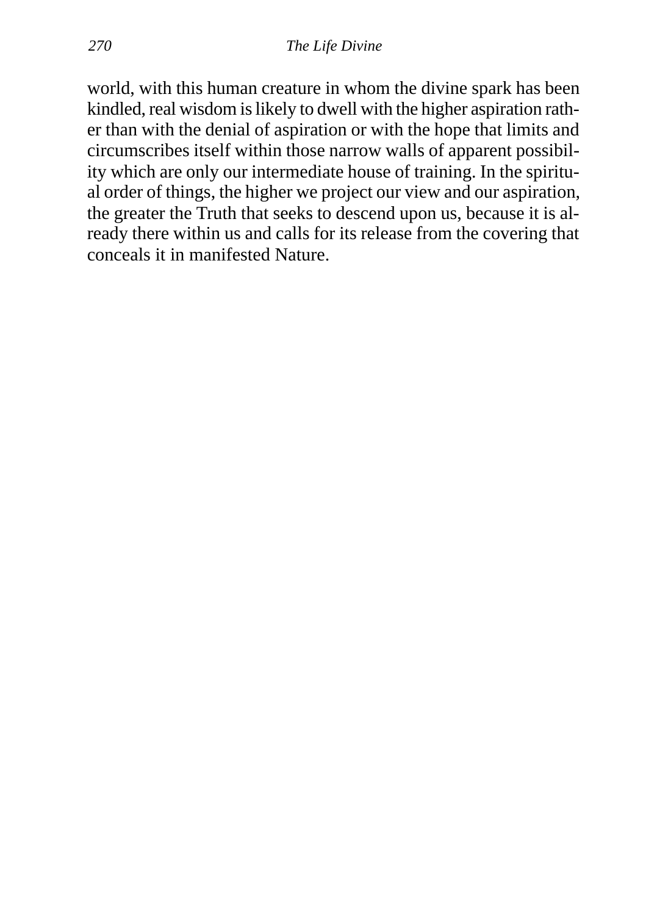world, with this human creature in whom the divine spark has been kindled, real wisdom is likely to dwell with the higher aspiration rather than with the denial of aspiration or with the hope that limits and circumscribes itself within those narrow walls of apparent possibility which are only our intermediate house of training. In the spiritual order of things, the higher we project our view and our aspiration, the greater the Truth that seeks to descend upon us, because it is already there within us and calls for its release from the covering that conceals it in manifested Nature.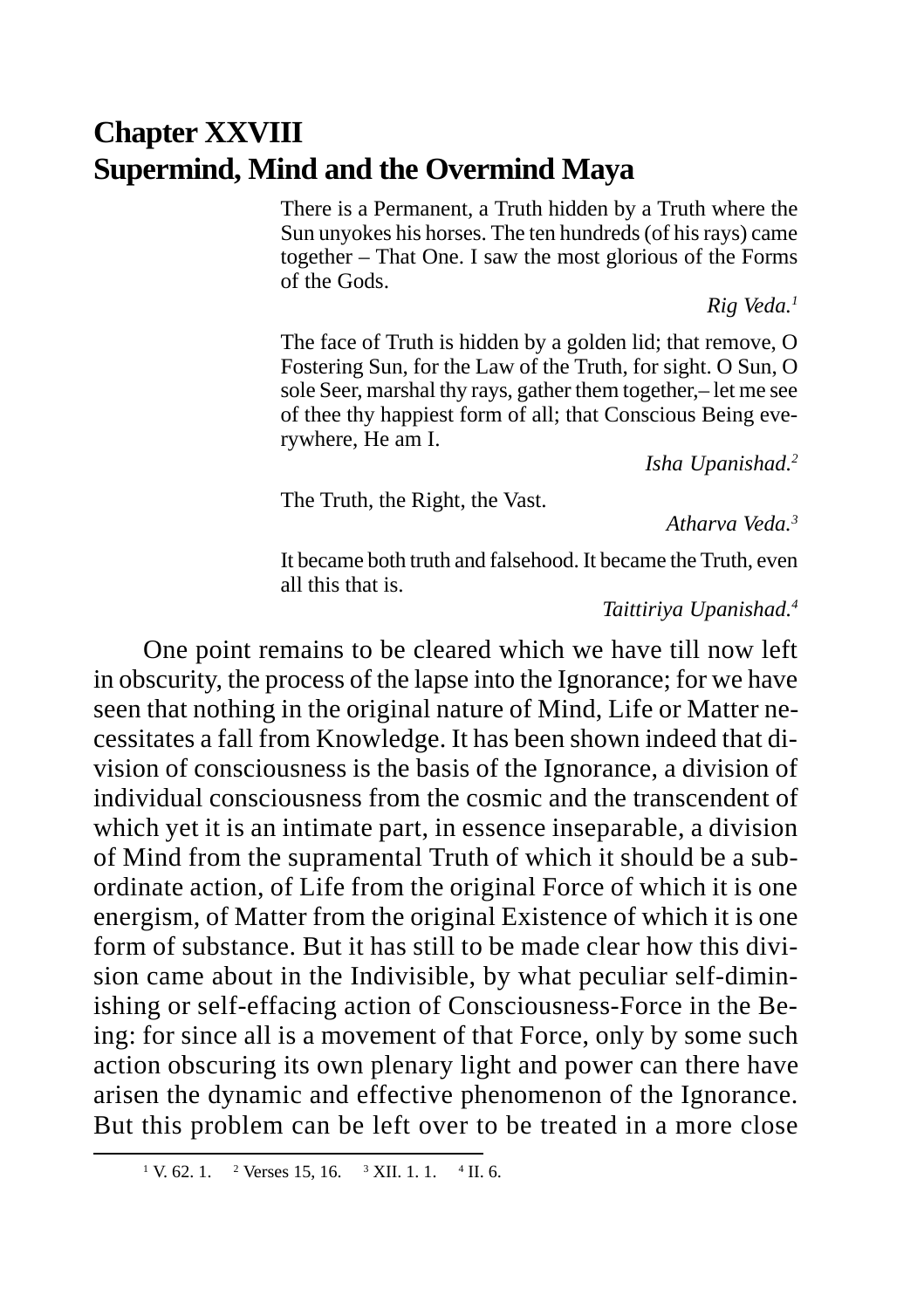# Chapter XXVIII
# Supermind, Mind and the Overmind Maya

> There is a Permanent, a Truth hidden by a Truth where the Sun unyokes his horses. The ten hundreds (of his rays) came together – That One. I saw the most glorious of the Forms of the Gods.
>
> *Rig Veda.*[1]

> The face of Truth is hidden by a golden lid; that remove, O Fostering Sun, for the Law of the Truth, for sight. O Sun, O sole Seer, marshal thy rays, gather them together,– let me see of thee thy happiest form of all; that Conscious Being everywhere, He am I.
>
> *Isha Upanishad.*[2]

> The Truth, the Right, the Vast.
>
> *Atharva Veda.*[3]

> It became both truth and falsehood. It became the Truth, even all this that is.
>
> *Taittiriya Upanishad.*[4]

One point remains to be cleared which we have till now left in obscurity, the process of the lapse into the Ignorance; for we have seen that nothing in the original nature of Mind, Life or Matter necessitates a fall from Knowledge. It has been shown indeed that division of consciousness is the basis of the Ignorance, a division of individual consciousness from the cosmic and the transcendent of which yet it is an intimate part, in essence inseparable, a division of Mind from the supramental Truth of which it should be a subordinate action, of Life from the original Force of which it is one energism, of Matter from the original Existence of which it is one form of substance. But it has still to be made clear how this division came about in the Indivisible, by what peculiar self-diminishing or self-effacing action of Consciousness-Force in the Being: for since all is a movement of that Force, only by some such action obscuring its own plenary light and power can there have arisen the dynamic and effective phenomenon of the Ignorance. But this problem can be left over to be treated in a more close

[1] V. 62. 1. [2] Verses 15, 16. [3] XII. 1. 1. [4] II. 6.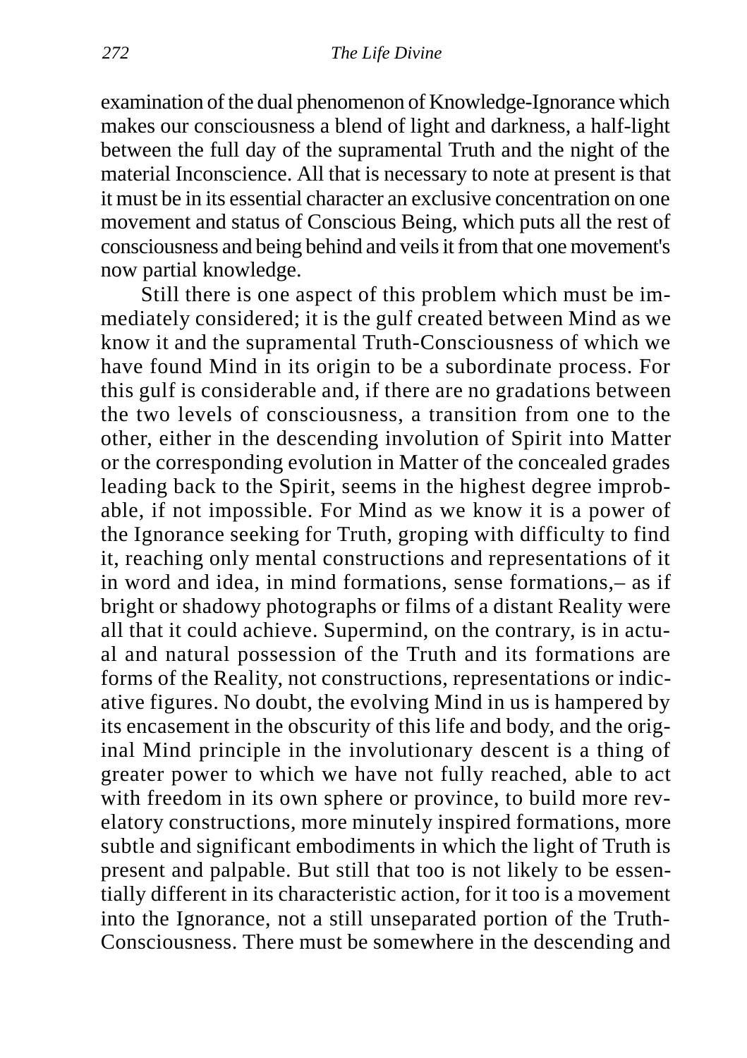examination of the dual phenomenon of Knowledge-Ignorance which makes our consciousness a blend of light and darkness, a half-light between the full day of the supramental Truth and the night of the material Inconscience. All that is necessary to note at present is that it must be in its essential character an exclusive concentration on one movement and status of Conscious Being, which puts all the rest of consciousness and being behind and veils it from that one movement's now partial knowledge.

Still there is one aspect of this problem which must be immediately considered; it is the gulf created between Mind as we know it and the supramental Truth-Consciousness of which we have found Mind in its origin to be a subordinate process. For this gulf is considerable and, if there are no gradations between the two levels of consciousness, a transition from one to the other, either in the descending involution of Spirit into Matter or the corresponding evolution in Matter of the concealed grades leading back to the Spirit, seems in the highest degree improbable, if not impossible. For Mind as we know it is a power of the Ignorance seeking for Truth, groping with difficulty to find it, reaching only mental constructions and representations of it in word and idea, in mind formations, sense formations,– as if bright or shadowy photographs or films of a distant Reality were all that it could achieve. Supermind, on the contrary, is in actual and natural possession of the Truth and its formations are forms of the Reality, not constructions, representations or indicative figures. No doubt, the evolving Mind in us is hampered by its encasement in the obscurity of this life and body, and the original Mind principle in the involutionary descent is a thing of greater power to which we have not fully reached, able to act with freedom in its own sphere or province, to build more revelatory constructions, more minutely inspired formations, more subtle and significant embodiments in which the light of Truth is present and palpable. But still that too is not likely to be essentially different in its characteristic action, for it too is a movement into the Ignorance, not a still unseparated portion of the Truth-Consciousness. There must be somewhere in the descending and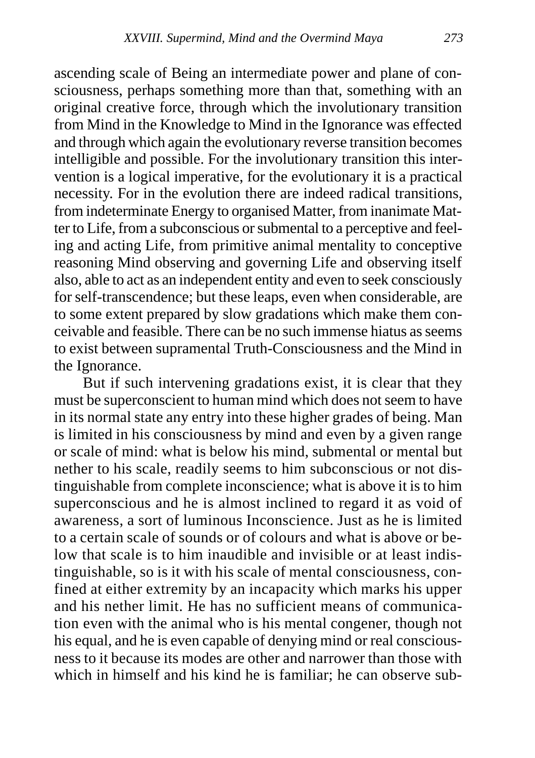ascending scale of Being an intermediate power and plane of consciousness, perhaps something more than that, something with an original creative force, through which the involutionary transition from Mind in the Knowledge to Mind in the Ignorance was effected and through which again the evolutionary reverse transition becomes intelligible and possible. For the involutionary transition this intervention is a logical imperative, for the evolutionary it is a practical necessity. For in the evolution there are indeed radical transitions, from indeterminate Energy to organised Matter, from inanimate Matter to Life, from a subconscious or submental to a perceptive and feeling and acting Life, from primitive animal mentality to conceptive reasoning Mind observing and governing Life and observing itself also, able to act as an independent entity and even to seek consciously for self-transcendence; but these leaps, even when considerable, are to some extent prepared by slow gradations which make them conceivable and feasible. There can be no such immense hiatus as seems to exist between supramental Truth-Consciousness and the Mind in the Ignorance.

But if such intervening gradations exist, it is clear that they must be superconscient to human mind which does not seem to have in its normal state any entry into these higher grades of being. Man is limited in his consciousness by mind and even by a given range or scale of mind: what is below his mind, submental or mental but nether to his scale, readily seems to him subconscious or not distinguishable from complete inconscience; what is above it is to him superconscious and he is almost inclined to regard it as void of awareness, a sort of luminous Inconscience. Just as he is limited to a certain scale of sounds or of colours and what is above or below that scale is to him inaudible and invisible or at least indistinguishable, so is it with his scale of mental consciousness, confined at either extremity by an incapacity which marks his upper and his nether limit. He has no sufficient means of communication even with the animal who is his mental congener, though not his equal, and he is even capable of denying mind or real consciousness to it because its modes are other and narrower than those with which in himself and his kind he is familiar; he can observe sub-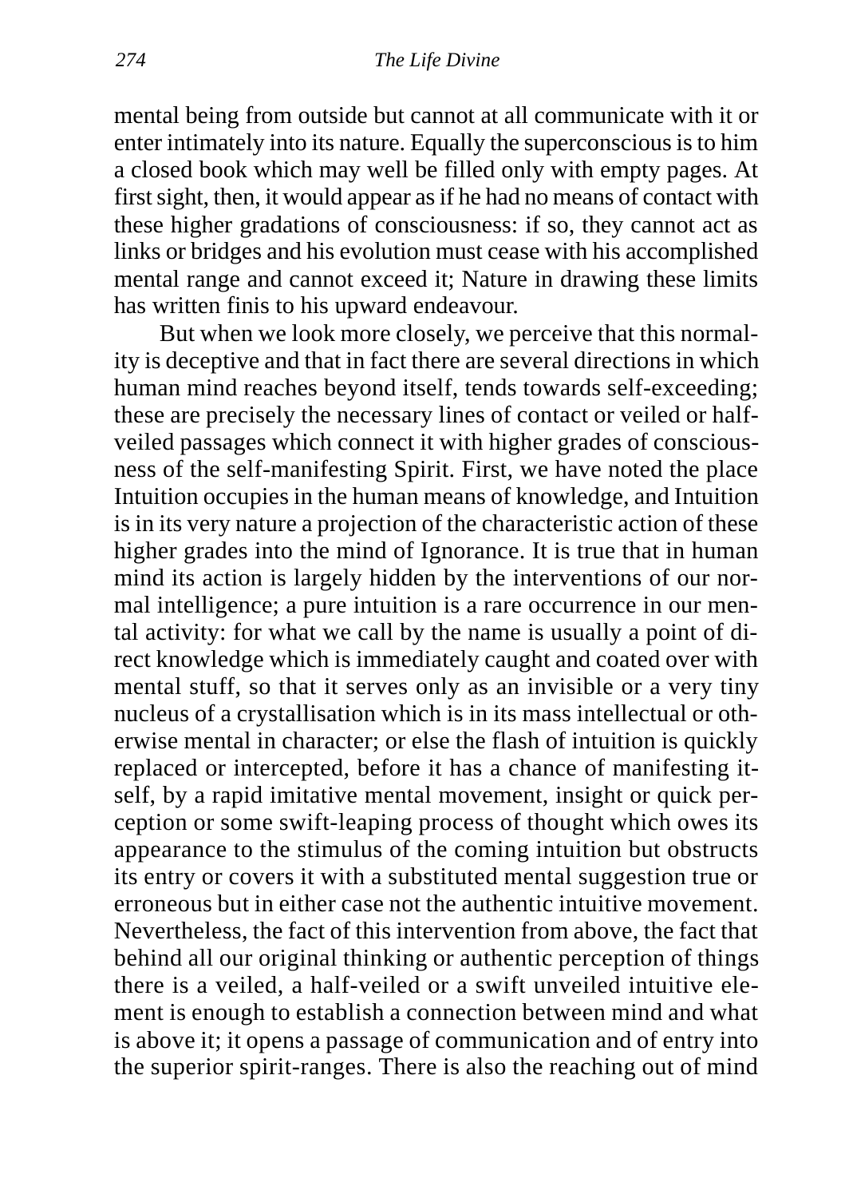mental being from outside but cannot at all communicate with it or enter intimately into its nature. Equally the superconscious is to him a closed book which may well be filled only with empty pages. At first sight, then, it would appear as if he had no means of contact with these higher gradations of consciousness: if so, they cannot act as links or bridges and his evolution must cease with his accomplished mental range and cannot exceed it; Nature in drawing these limits has written finis to his upward endeavour.

But when we look more closely, we perceive that this normality is deceptive and that in fact there are several directions in which human mind reaches beyond itself, tends towards self-exceeding; these are precisely the necessary lines of contact or veiled or half-veiled passages which connect it with higher grades of consciousness of the self-manifesting Spirit. First, we have noted the place Intuition occupies in the human means of knowledge, and Intuition is in its very nature a projection of the characteristic action of these higher grades into the mind of Ignorance. It is true that in human mind its action is largely hidden by the interventions of our normal intelligence; a pure intuition is a rare occurrence in our mental activity: for what we call by the name is usually a point of direct knowledge which is immediately caught and coated over with mental stuff, so that it serves only as an invisible or a very tiny nucleus of a crystallisation which is in its mass intellectual or otherwise mental in character; or else the flash of intuition is quickly replaced or intercepted, before it has a chance of manifesting itself, by a rapid imitative mental movement, insight or quick perception or some swift-leaping process of thought which owes its appearance to the stimulus of the coming intuition but obstructs its entry or covers it with a substituted mental suggestion true or erroneous but in either case not the authentic intuitive movement. Nevertheless, the fact of this intervention from above, the fact that behind all our original thinking or authentic perception of things there is a veiled, a half-veiled or a swift unveiled intuitive element is enough to establish a connection between mind and what is above it; it opens a passage of communication and of entry into the superior spirit-ranges. There is also the reaching out of mind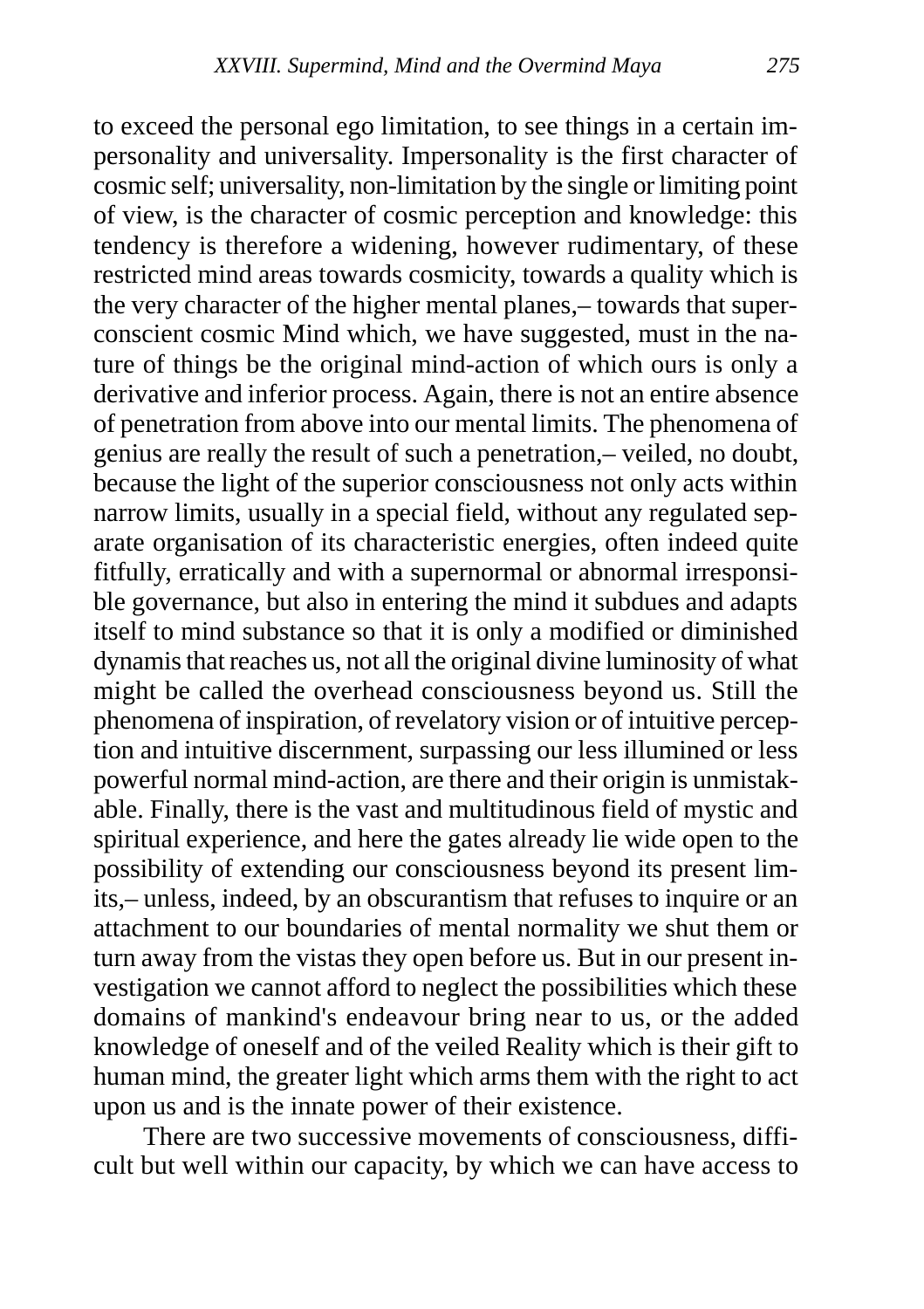to exceed the personal ego limitation, to see things in a certain impersonality and universality. Impersonality is the first character of cosmic self; universality, non-limitation by the single or limiting point of view, is the character of cosmic perception and knowledge: this tendency is therefore a widening, however rudimentary, of these restricted mind areas towards cosmicity, towards a quality which is the very character of the higher mental planes,– towards that superconscient cosmic Mind which, we have suggested, must in the nature of things be the original mind-action of which ours is only a derivative and inferior process. Again, there is not an entire absence of penetration from above into our mental limits. The phenomena of genius are really the result of such a penetration,– veiled, no doubt, because the light of the superior consciousness not only acts within narrow limits, usually in a special field, without any regulated separate organisation of its characteristic energies, often indeed quite fitfully, erratically and with a supernormal or abnormal irresponsible governance, but also in entering the mind it subdues and adapts itself to mind substance so that it is only a modified or diminished dynamis that reaches us, not all the original divine luminosity of what might be called the overhead consciousness beyond us. Still the phenomena of inspiration, of revelatory vision or of intuitive perception and intuitive discernment, surpassing our less illumined or less powerful normal mind-action, are there and their origin is unmistakable. Finally, there is the vast and multitudinous field of mystic and spiritual experience, and here the gates already lie wide open to the possibility of extending our consciousness beyond its present limits,– unless, indeed, by an obscurantism that refuses to inquire or an attachment to our boundaries of mental normality we shut them or turn away from the vistas they open before us. But in our present investigation we cannot afford to neglect the possibilities which these domains of mankind's endeavour bring near to us, or the added knowledge of oneself and of the veiled Reality which is their gift to human mind, the greater light which arms them with the right to act upon us and is the innate power of their existence.

There are two successive movements of consciousness, difficult but well within our capacity, by which we can have access to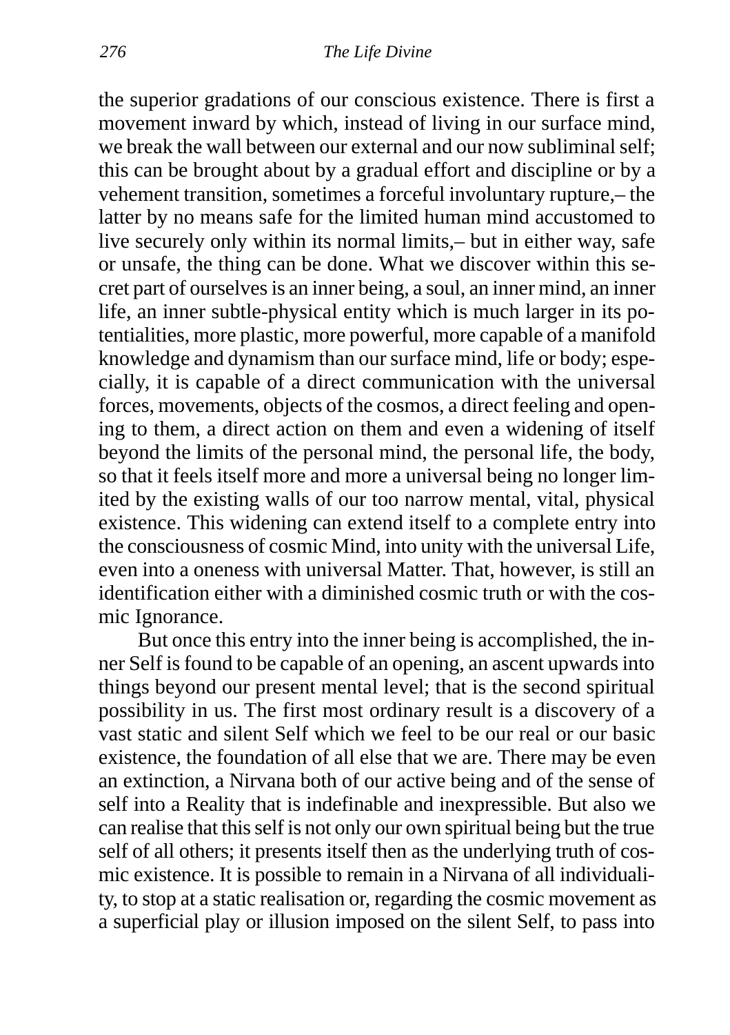the superior gradations of our conscious existence. There is first a movement inward by which, instead of living in our surface mind, we break the wall between our external and our now subliminal self; this can be brought about by a gradual effort and discipline or by a vehement transition, sometimes a forceful involuntary rupture,– the latter by no means safe for the limited human mind accustomed to live securely only within its normal limits,– but in either way, safe or unsafe, the thing can be done. What we discover within this secret part of ourselves is an inner being, a soul, an inner mind, an inner life, an inner subtle-physical entity which is much larger in its potentialities, more plastic, more powerful, more capable of a manifold knowledge and dynamism than our surface mind, life or body; especially, it is capable of a direct communication with the universal forces, movements, objects of the cosmos, a direct feeling and opening to them, a direct action on them and even a widening of itself beyond the limits of the personal mind, the personal life, the body, so that it feels itself more and more a universal being no longer limited by the existing walls of our too narrow mental, vital, physical existence. This widening can extend itself to a complete entry into the consciousness of cosmic Mind, into unity with the universal Life, even into a oneness with universal Matter. That, however, is still an identification either with a diminished cosmic truth or with the cosmic Ignorance.

But once this entry into the inner being is accomplished, the inner Self is found to be capable of an opening, an ascent upwards into things beyond our present mental level; that is the second spiritual possibility in us. The first most ordinary result is a discovery of a vast static and silent Self which we feel to be our real or our basic existence, the foundation of all else that we are. There may be even an extinction, a Nirvana both of our active being and of the sense of self into a Reality that is indefinable and inexpressible. But also we can realise that this self is not only our own spiritual being but the true self of all others; it presents itself then as the underlying truth of cosmic existence. It is possible to remain in a Nirvana of all individuality, to stop at a static realisation or, regarding the cosmic movement as a superficial play or illusion imposed on the silent Self, to pass into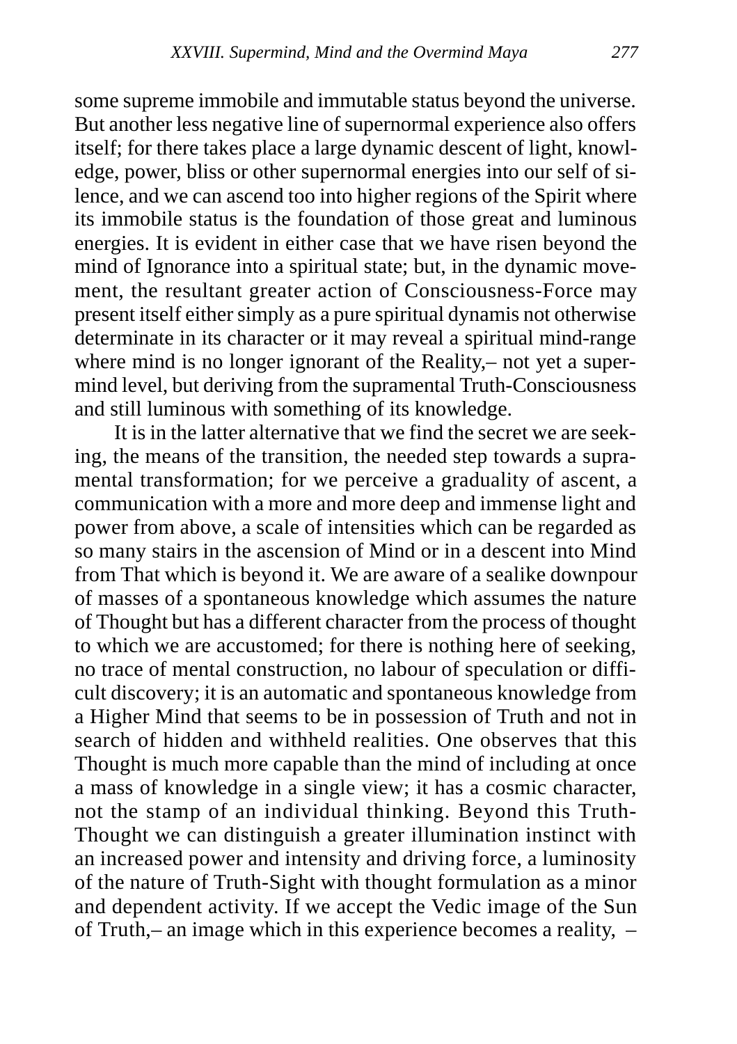some supreme immobile and immutable status beyond the universe. But another less negative line of supernormal experience also offers itself; for there takes place a large dynamic descent of light, knowledge, power, bliss or other supernormal energies into our self of silence, and we can ascend too into higher regions of the Spirit where its immobile status is the foundation of those great and luminous energies. It is evident in either case that we have risen beyond the mind of Ignorance into a spiritual state; but, in the dynamic movement, the resultant greater action of Consciousness-Force may present itself either simply as a pure spiritual dynamis not otherwise determinate in its character or it may reveal a spiritual mind-range where mind is no longer ignorant of the Reality,– not yet a supermind level, but deriving from the supramental Truth-Consciousness and still luminous with something of its knowledge.

It is in the latter alternative that we find the secret we are seeking, the means of the transition, the needed step towards a supramental transformation; for we perceive a graduality of ascent, a communication with a more and more deep and immense light and power from above, a scale of intensities which can be regarded as so many stairs in the ascension of Mind or in a descent into Mind from That which is beyond it. We are aware of a sealike downpour of masses of a spontaneous knowledge which assumes the nature of Thought but has a different character from the process of thought to which we are accustomed; for there is nothing here of seeking, no trace of mental construction, no labour of speculation or difficult discovery; it is an automatic and spontaneous knowledge from a Higher Mind that seems to be in possession of Truth and not in search of hidden and withheld realities. One observes that this Thought is much more capable than the mind of including at once a mass of knowledge in a single view; it has a cosmic character, not the stamp of an individual thinking. Beyond this Truth-Thought we can distinguish a greater illumination instinct with an increased power and intensity and driving force, a luminosity of the nature of Truth-Sight with thought formulation as a minor and dependent activity. If we accept the Vedic image of the Sun of Truth,– an image which in this experience becomes a reality, –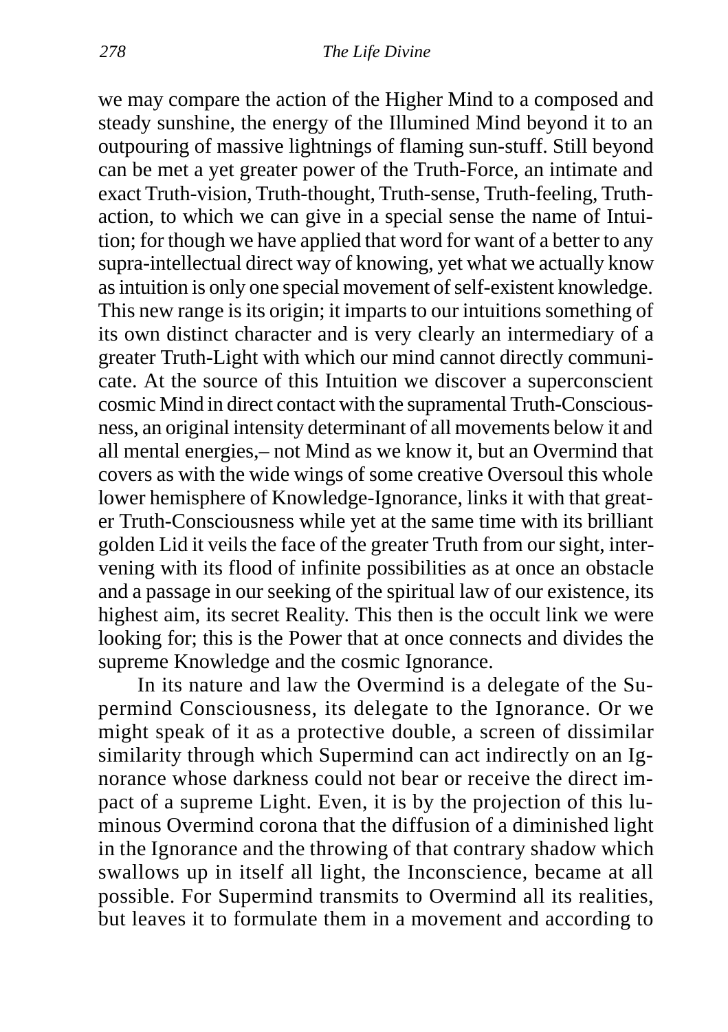we may compare the action of the Higher Mind to a composed and steady sunshine, the energy of the Illumined Mind beyond it to an outpouring of massive lightnings of flaming sun-stuff. Still beyond can be met a yet greater power of the Truth-Force, an intimate and exact Truth-vision, Truth-thought, Truth-sense, Truth-feeling, Truth-action, to which we can give in a special sense the name of Intuition; for though we have applied that word for want of a better to any supra-intellectual direct way of knowing, yet what we actually know as intuition is only one special movement of self-existent knowledge. This new range is its origin; it imparts to our intuitions something of its own distinct character and is very clearly an intermediary of a greater Truth-Light with which our mind cannot directly communicate. At the source of this Intuition we discover a superconscient cosmic Mind in direct contact with the supramental Truth-Consciousness, an original intensity determinant of all movements below it and all mental energies,– not Mind as we know it, but an Overmind that covers as with the wide wings of some creative Oversoul this whole lower hemisphere of Knowledge-Ignorance, links it with that greater Truth-Consciousness while yet at the same time with its brilliant golden Lid it veils the face of the greater Truth from our sight, intervening with its flood of infinite possibilities as at once an obstacle and a passage in our seeking of the spiritual law of our existence, its highest aim, its secret Reality. This then is the occult link we were looking for; this is the Power that at once connects and divides the supreme Knowledge and the cosmic Ignorance.

In its nature and law the Overmind is a delegate of the Supermind Consciousness, its delegate to the Ignorance. Or we might speak of it as a protective double, a screen of dissimilar similarity through which Supermind can act indirectly on an Ignorance whose darkness could not bear or receive the direct impact of a supreme Light. Even, it is by the projection of this luminous Overmind corona that the diffusion of a diminished light in the Ignorance and the throwing of that contrary shadow which swallows up in itself all light, the Inconscience, became at all possible. For Supermind transmits to Overmind all its realities, but leaves it to formulate them in a movement and according to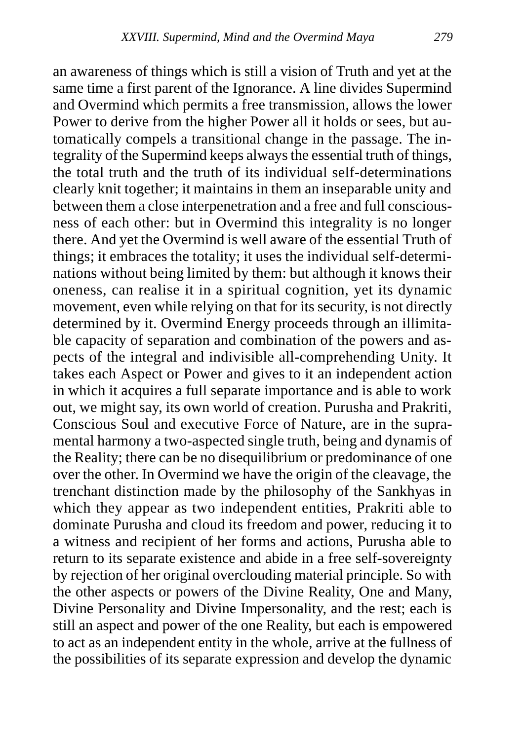an awareness of things which is still a vision of Truth and yet at the same time a first parent of the Ignorance. A line divides Supermind and Overmind which permits a free transmission, allows the lower Power to derive from the higher Power all it holds or sees, but automatically compels a transitional change in the passage. The integrality of the Supermind keeps always the essential truth of things, the total truth and the truth of its individual self-determinations clearly knit together; it maintains in them an inseparable unity and between them a close interpenetration and a free and full consciousness of each other: but in Overmind this integrality is no longer there. And yet the Overmind is well aware of the essential Truth of things; it embraces the totality; it uses the individual self-determinations without being limited by them: but although it knows their oneness, can realise it in a spiritual cognition, yet its dynamic movement, even while relying on that for its security, is not directly determined by it. Overmind Energy proceeds through an illimitable capacity of separation and combination of the powers and aspects of the integral and indivisible all-comprehending Unity. It takes each Aspect or Power and gives to it an independent action in which it acquires a full separate importance and is able to work out, we might say, its own world of creation. Purusha and Prakriti, Conscious Soul and executive Force of Nature, are in the supramental harmony a two-aspected single truth, being and dynamis of the Reality; there can be no disequilibrium or predominance of one over the other. In Overmind we have the origin of the cleavage, the trenchant distinction made by the philosophy of the Sankhyas in which they appear as two independent entities, Prakriti able to dominate Purusha and cloud its freedom and power, reducing it to a witness and recipient of her forms and actions, Purusha able to return to its separate existence and abide in a free self-sovereignty by rejection of her original overclouding material principle. So with the other aspects or powers of the Divine Reality, One and Many, Divine Personality and Divine Impersonality, and the rest; each is still an aspect and power of the one Reality, but each is empowered to act as an independent entity in the whole, arrive at the fullness of the possibilities of its separate expression and develop the dynamic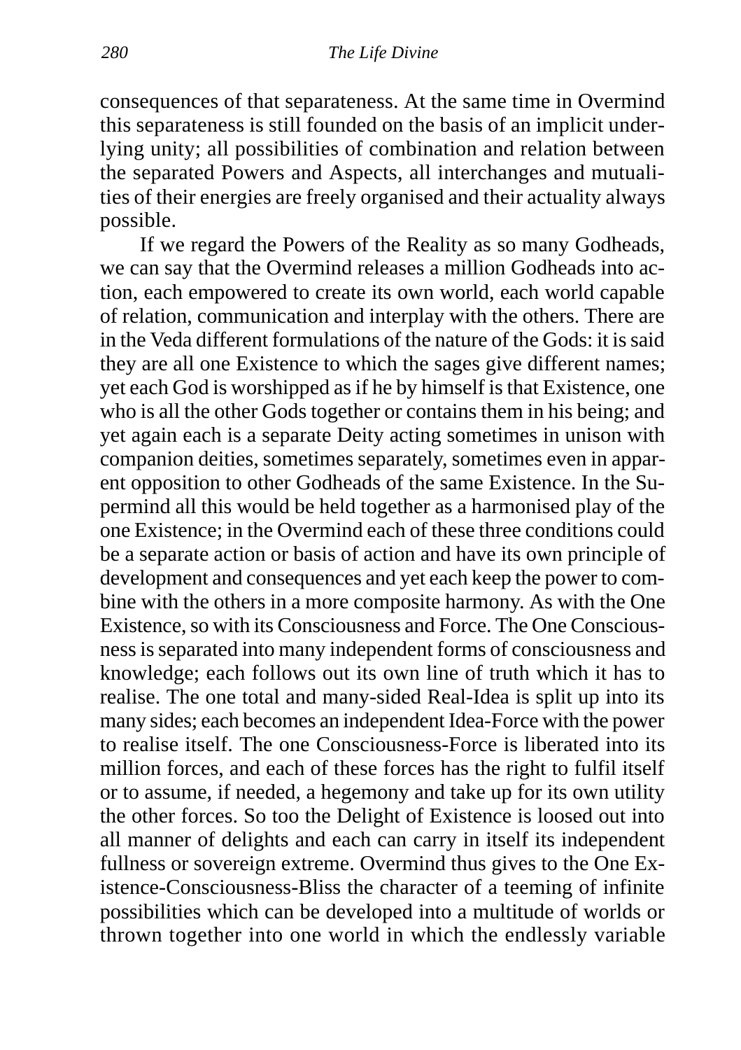consequences of that separateness. At the same time in Overmind this separateness is still founded on the basis of an implicit underlying unity; all possibilities of combination and relation between the separated Powers and Aspects, all interchanges and mutualities of their energies are freely organised and their actuality always possible.

If we regard the Powers of the Reality as so many Godheads, we can say that the Overmind releases a million Godheads into action, each empowered to create its own world, each world capable of relation, communication and interplay with the others. There are in the Veda different formulations of the nature of the Gods: it is said they are all one Existence to which the sages give different names; yet each God is worshipped as if he by himself is that Existence, one who is all the other Gods together or contains them in his being; and yet again each is a separate Deity acting sometimes in unison with companion deities, sometimes separately, sometimes even in apparent opposition to other Godheads of the same Existence. In the Supermind all this would be held together as a harmonised play of the one Existence; in the Overmind each of these three conditions could be a separate action or basis of action and have its own principle of development and consequences and yet each keep the power to combine with the others in a more composite harmony. As with the One Existence, so with its Consciousness and Force. The One Consciousness is separated into many independent forms of consciousness and knowledge; each follows out its own line of truth which it has to realise. The one total and many-sided Real-Idea is split up into its many sides; each becomes an independent Idea-Force with the power to realise itself. The one Consciousness-Force is liberated into its million forces, and each of these forces has the right to fulfil itself or to assume, if needed, a hegemony and take up for its own utility the other forces. So too the Delight of Existence is loosed out into all manner of delights and each can carry in itself its independent fullness or sovereign extreme. Overmind thus gives to the One Existence-Consciousness-Bliss the character of a teeming of infinite possibilities which can be developed into a multitude of worlds or thrown together into one world in which the endlessly variable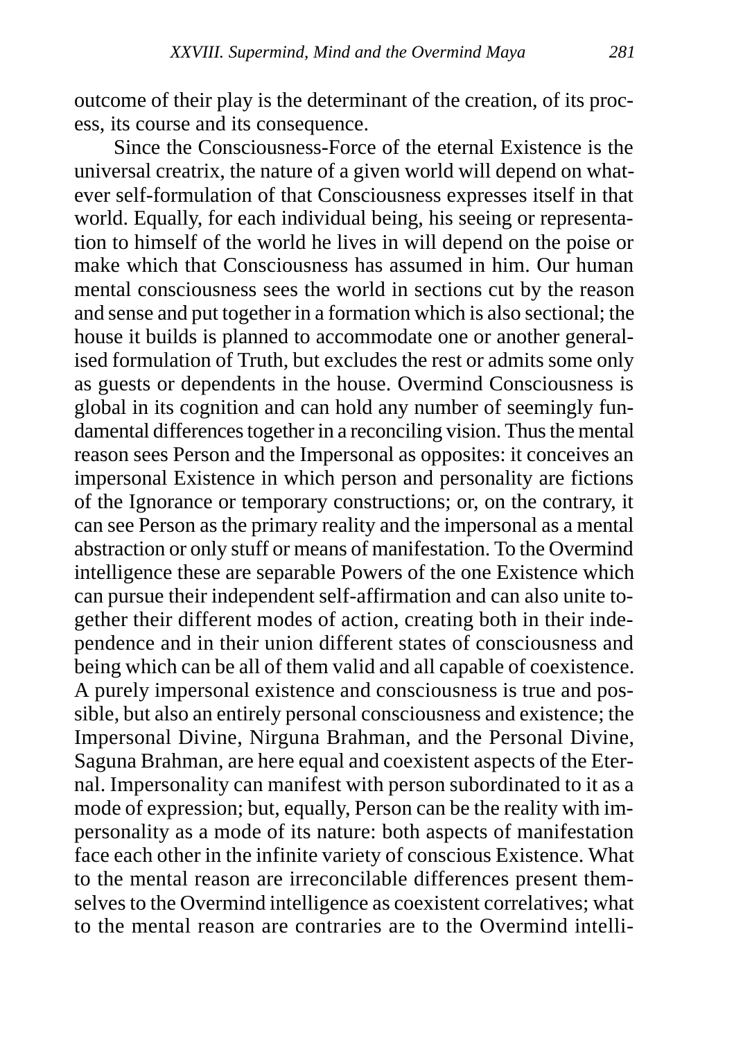outcome of their play is the determinant of the creation, of its process, its course and its consequence.

Since the Consciousness-Force of the eternal Existence is the universal creatrix, the nature of a given world will depend on whatever self-formulation of that Consciousness expresses itself in that world. Equally, for each individual being, his seeing or representation to himself of the world he lives in will depend on the poise or make which that Consciousness has assumed in him. Our human mental consciousness sees the world in sections cut by the reason and sense and put together in a formation which is also sectional; the house it builds is planned to accommodate one or another generalised formulation of Truth, but excludes the rest or admits some only as guests or dependents in the house. Overmind Consciousness is global in its cognition and can hold any number of seemingly fundamental differences together in a reconciling vision. Thus the mental reason sees Person and the Impersonal as opposites: it conceives an impersonal Existence in which person and personality are fictions of the Ignorance or temporary constructions; or, on the contrary, it can see Person as the primary reality and the impersonal as a mental abstraction or only stuff or means of manifestation. To the Overmind intelligence these are separable Powers of the one Existence which can pursue their independent self-affirmation and can also unite together their different modes of action, creating both in their independence and in their union different states of consciousness and being which can be all of them valid and all capable of coexistence. A purely impersonal existence and consciousness is true and possible, but also an entirely personal consciousness and existence; the Impersonal Divine, Nirguna Brahman, and the Personal Divine, Saguna Brahman, are here equal and coexistent aspects of the Eternal. Impersonality can manifest with person subordinated to it as a mode of expression; but, equally, Person can be the reality with impersonality as a mode of its nature: both aspects of manifestation face each other in the infinite variety of conscious Existence. What to the mental reason are irreconcilable differences present themselves to the Overmind intelligence as coexistent correlatives; what to the mental reason are contraries are to the Overmind intelli-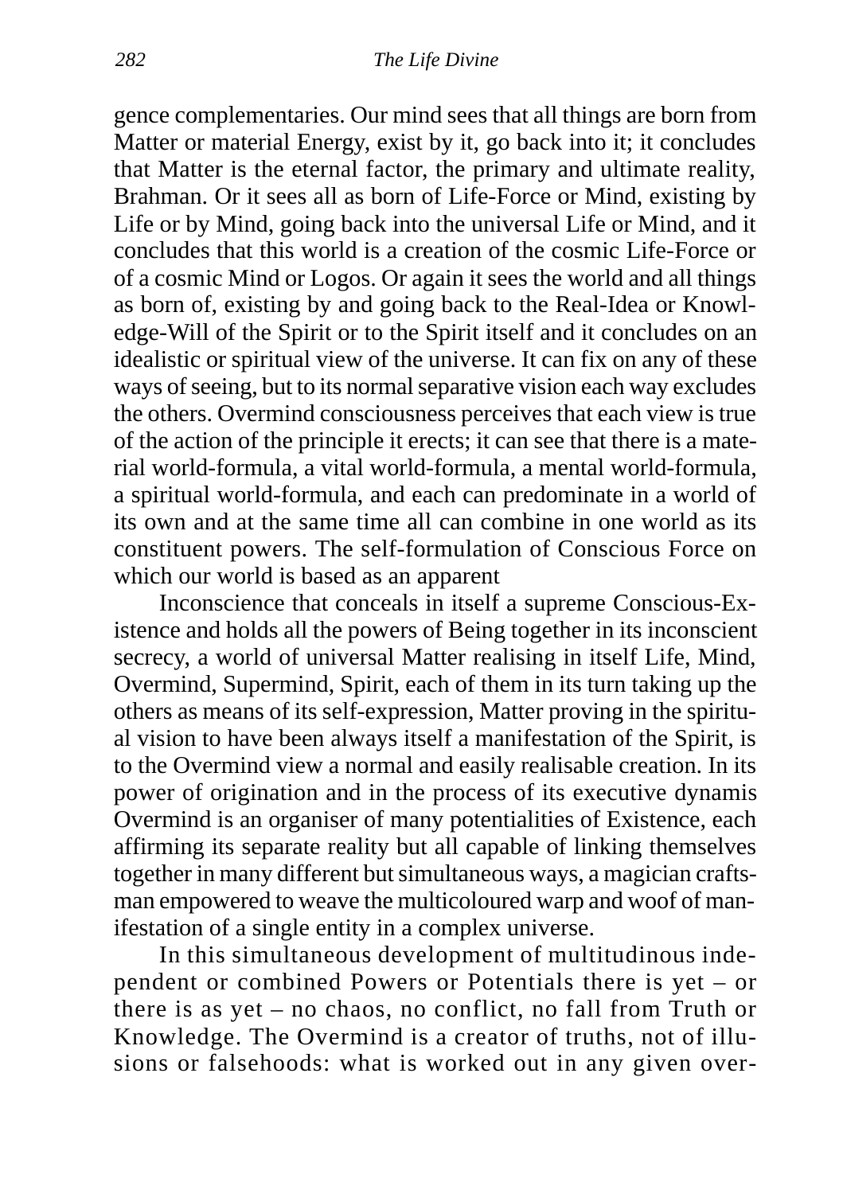gence complementaries. Our mind sees that all things are born from Matter or material Energy, exist by it, go back into it; it concludes that Matter is the eternal factor, the primary and ultimate reality, Brahman. Or it sees all as born of Life-Force or Mind, existing by Life or by Mind, going back into the universal Life or Mind, and it concludes that this world is a creation of the cosmic Life-Force or of a cosmic Mind or Logos. Or again it sees the world and all things as born of, existing by and going back to the Real-Idea or Knowledge-Will of the Spirit or to the Spirit itself and it concludes on an idealistic or spiritual view of the universe. It can fix on any of these ways of seeing, but to its normal separative vision each way excludes the others. Overmind consciousness perceives that each view is true of the action of the principle it erects; it can see that there is a material world-formula, a vital world-formula, a mental world-formula, a spiritual world-formula, and each can predominate in a world of its own and at the same time all can combine in one world as its constituent powers. The self-formulation of Conscious Force on which our world is based as an apparent

Inconscience that conceals in itself a supreme Conscious-Existence and holds all the powers of Being together in its inconscient secrecy, a world of universal Matter realising in itself Life, Mind, Overmind, Supermind, Spirit, each of them in its turn taking up the others as means of its self-expression, Matter proving in the spiritual vision to have been always itself a manifestation of the Spirit, is to the Overmind view a normal and easily realisable creation. In its power of origination and in the process of its executive dynamis Overmind is an organiser of many potentialities of Existence, each affirming its separate reality but all capable of linking themselves together in many different but simultaneous ways, a magician craftsman empowered to weave the multicoloured warp and woof of manifestation of a single entity in a complex universe.

In this simultaneous development of multitudinous independent or combined Powers or Potentials there is yet – or there is as yet – no chaos, no conflict, no fall from Truth or Knowledge. The Overmind is a creator of truths, not of illusions or falsehoods: what is worked out in any given over-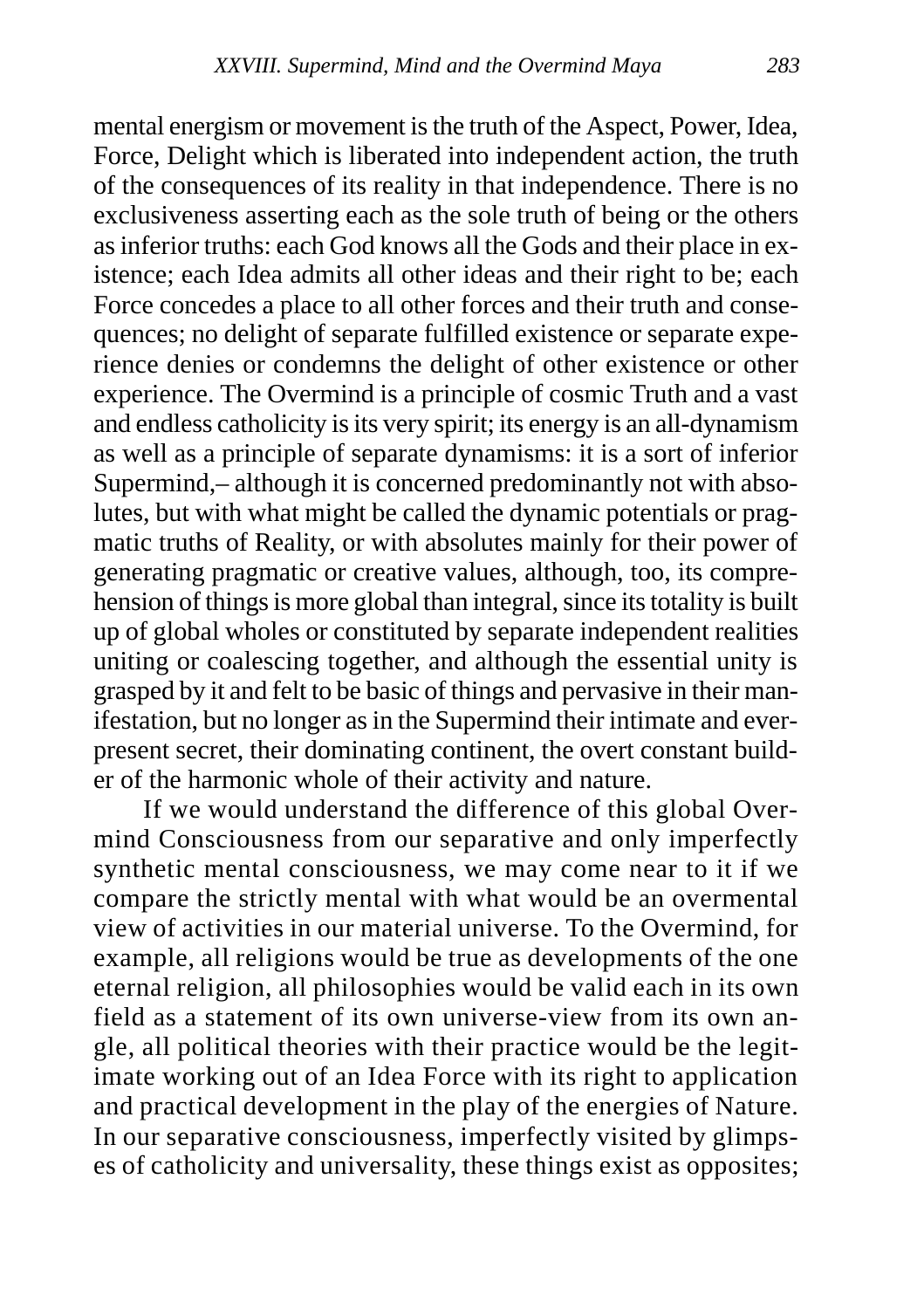mental energism or movement is the truth of the Aspect, Power, Idea, Force, Delight which is liberated into independent action, the truth of the consequences of its reality in that independence. There is no exclusiveness asserting each as the sole truth of being or the others as inferior truths: each God knows all the Gods and their place in existence; each Idea admits all other ideas and their right to be; each Force concedes a place to all other forces and their truth and consequences; no delight of separate fulfilled existence or separate experience denies or condemns the delight of other existence or other experience. The Overmind is a principle of cosmic Truth and a vast and endless catholicity is its very spirit; its energy is an all-dynamism as well as a principle of separate dynamisms: it is a sort of inferior Supermind,– although it is concerned predominantly not with absolutes, but with what might be called the dynamic potentials or pragmatic truths of Reality, or with absolutes mainly for their power of generating pragmatic or creative values, although, too, its comprehension of things is more global than integral, since its totality is built up of global wholes or constituted by separate independent realities uniting or coalescing together, and although the essential unity is grasped by it and felt to be basic of things and pervasive in their manifestation, but no longer as in the Supermind their intimate and ever-present secret, their dominating continent, the overt constant builder of the harmonic whole of their activity and nature.

If we would understand the difference of this global Overmind Consciousness from our separative and only imperfectly synthetic mental consciousness, we may come near to it if we compare the strictly mental with what would be an overmental view of activities in our material universe. To the Overmind, for example, all religions would be true as developments of the one eternal religion, all philosophies would be valid each in its own field as a statement of its own universe-view from its own angle, all political theories with their practice would be the legitimate working out of an Idea Force with its right to application and practical development in the play of the energies of Nature. In our separative consciousness, imperfectly visited by glimpses of catholicity and universality, these things exist as opposites;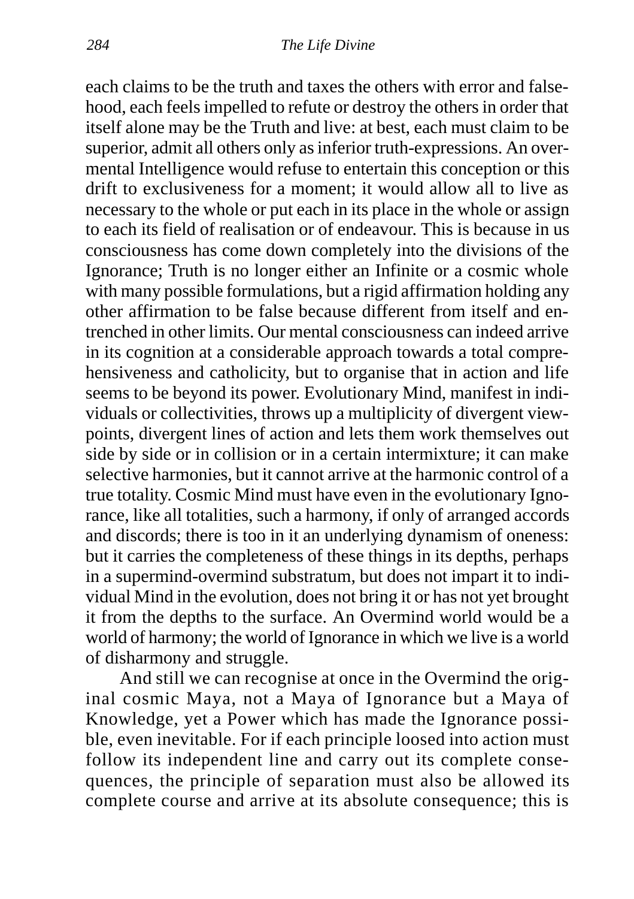each claims to be the truth and taxes the others with error and falsehood, each feels impelled to refute or destroy the others in order that itself alone may be the Truth and live: at best, each must claim to be superior, admit all others only as inferior truth-expressions. An overmental Intelligence would refuse to entertain this conception or this drift to exclusiveness for a moment; it would allow all to live as necessary to the whole or put each in its place in the whole or assign to each its field of realisation or of endeavour. This is because in us consciousness has come down completely into the divisions of the Ignorance; Truth is no longer either an Infinite or a cosmic whole with many possible formulations, but a rigid affirmation holding any other affirmation to be false because different from itself and entrenched in other limits. Our mental consciousness can indeed arrive in its cognition at a considerable approach towards a total comprehensiveness and catholicity, but to organise that in action and life seems to be beyond its power. Evolutionary Mind, manifest in individuals or collectivities, throws up a multiplicity of divergent viewpoints, divergent lines of action and lets them work themselves out side by side or in collision or in a certain intermixture; it can make selective harmonies, but it cannot arrive at the harmonic control of a true totality. Cosmic Mind must have even in the evolutionary Ignorance, like all totalities, such a harmony, if only of arranged accords and discords; there is too in it an underlying dynamism of oneness: but it carries the completeness of these things in its depths, perhaps in a supermind-overmind substratum, but does not impart it to individual Mind in the evolution, does not bring it or has not yet brought it from the depths to the surface. An Overmind world would be a world of harmony; the world of Ignorance in which we live is a world of disharmony and struggle.

And still we can recognise at once in the Overmind the original cosmic Maya, not a Maya of Ignorance but a Maya of Knowledge, yet a Power which has made the Ignorance possible, even inevitable. For if each principle loosed into action must follow its independent line and carry out its complete consequences, the principle of separation must also be allowed its complete course and arrive at its absolute consequence; this is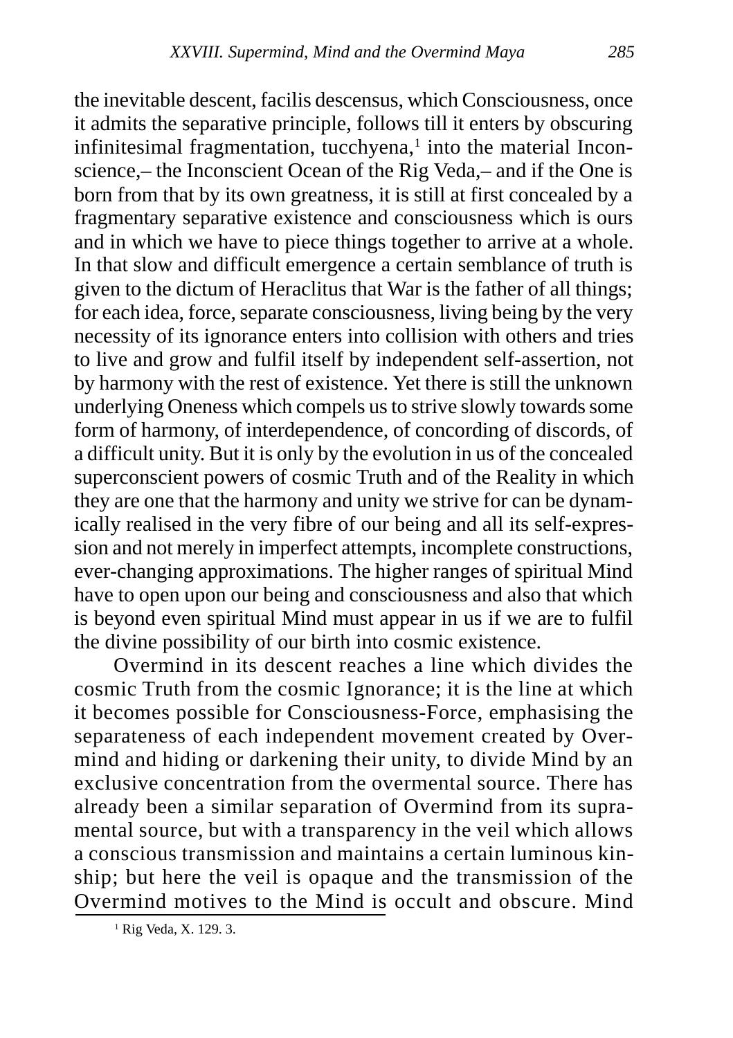the inevitable descent, facilis descensus, which Consciousness, once it admits the separative principle, follows till it enters by obscuring infinitesimal fragmentation, tucchyena,[1] into the material Inconscience,– the Inconscient Ocean of the Rig Veda,– and if the One is born from that by its own greatness, it is still at first concealed by a fragmentary separative existence and consciousness which is ours and in which we have to piece things together to arrive at a whole. In that slow and difficult emergence a certain semblance of truth is given to the dictum of Heraclitus that War is the father of all things; for each idea, force, separate consciousness, living being by the very necessity of its ignorance enters into collision with others and tries to live and grow and fulfil itself by independent self-assertion, not by harmony with the rest of existence. Yet there is still the unknown underlying Oneness which compels us to strive slowly towards some form of harmony, of interdependence, of concording of discords, of a difficult unity. But it is only by the evolution in us of the concealed superconscient powers of cosmic Truth and of the Reality in which they are one that the harmony and unity we strive for can be dynamically realised in the very fibre of our being and all its self-expression and not merely in imperfect attempts, incomplete constructions, ever-changing approximations. The higher ranges of spiritual Mind have to open upon our being and consciousness and also that which is beyond even spiritual Mind must appear in us if we are to fulfil the divine possibility of our birth into cosmic existence.

Overmind in its descent reaches a line which divides the cosmic Truth from the cosmic Ignorance; it is the line at which it becomes possible for Consciousness-Force, emphasising the separateness of each independent movement created by Overmind and hiding or darkening their unity, to divide Mind by an exclusive concentration from the overmental source. There has already been a similar separation of Overmind from its supramental source, but with a transparency in the veil which allows a conscious transmission and maintains a certain luminous kinship; but here the veil is opaque and the transmission of the Overmind motives to the Mind is occult and obscure. Mind

[1] Rig Veda, X. 129. 3.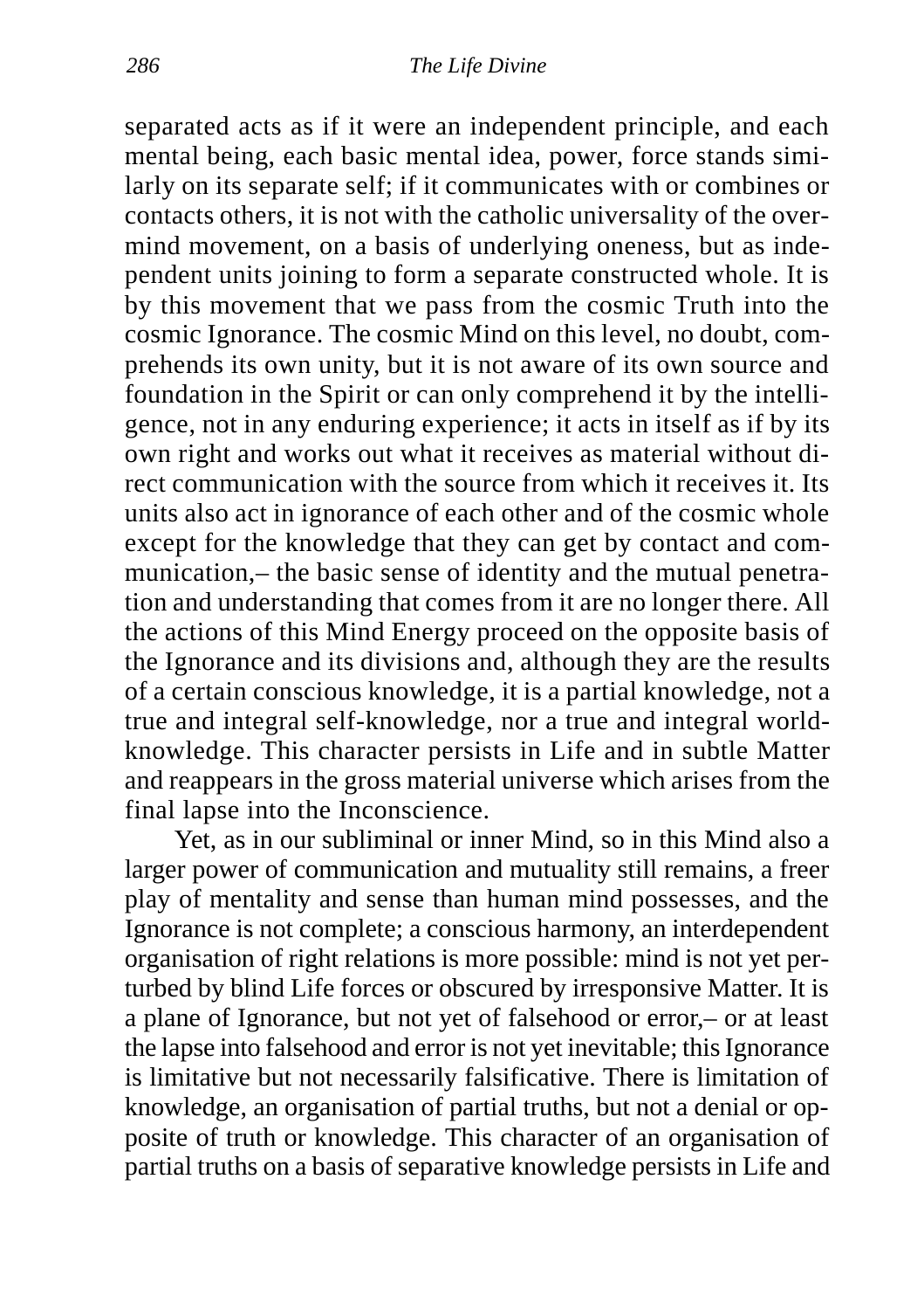separated acts as if it were an independent principle, and each mental being, each basic mental idea, power, force stands similarly on its separate self; if it communicates with or combines or contacts others, it is not with the catholic universality of the overmind movement, on a basis of underlying oneness, but as independent units joining to form a separate constructed whole. It is by this movement that we pass from the cosmic Truth into the cosmic Ignorance. The cosmic Mind on this level, no doubt, comprehends its own unity, but it is not aware of its own source and foundation in the Spirit or can only comprehend it by the intelligence, not in any enduring experience; it acts in itself as if by its own right and works out what it receives as material without direct communication with the source from which it receives it. Its units also act in ignorance of each other and of the cosmic whole except for the knowledge that they can get by contact and communication,– the basic sense of identity and the mutual penetration and understanding that comes from it are no longer there. All the actions of this Mind Energy proceed on the opposite basis of the Ignorance and its divisions and, although they are the results of a certain conscious knowledge, it is a partial knowledge, not a true and integral self-knowledge, nor a true and integral world-knowledge. This character persists in Life and in subtle Matter and reappears in the gross material universe which arises from the final lapse into the Inconscience.

Yet, as in our subliminal or inner Mind, so in this Mind also a larger power of communication and mutuality still remains, a freer play of mentality and sense than human mind possesses, and the Ignorance is not complete; a conscious harmony, an interdependent organisation of right relations is more possible: mind is not yet perturbed by blind Life forces or obscured by irresponsive Matter. It is a plane of Ignorance, but not yet of falsehood or error,– or at least the lapse into falsehood and error is not yet inevitable; this Ignorance is limitative but not necessarily falsificative. There is limitation of knowledge, an organisation of partial truths, but not a denial or opposite of truth or knowledge. This character of an organisation of partial truths on a basis of separative knowledge persists in Life and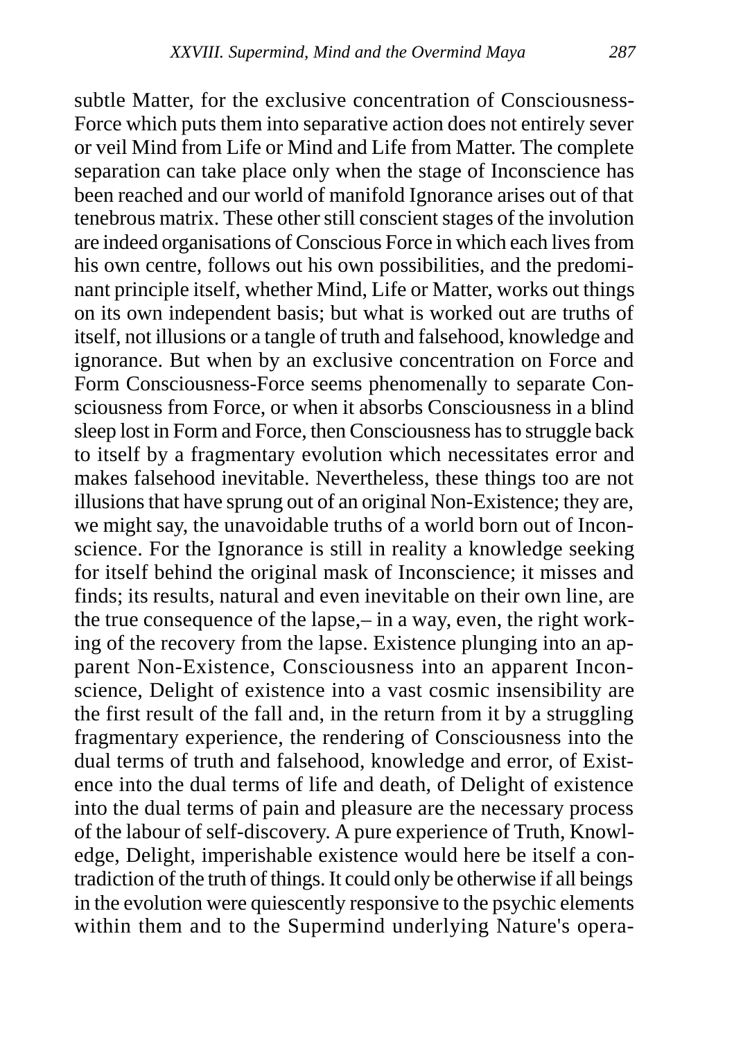subtle Matter, for the exclusive concentration of Consciousness-Force which puts them into separative action does not entirely sever or veil Mind from Life or Mind and Life from Matter. The complete separation can take place only when the stage of Inconscience has been reached and our world of manifold Ignorance arises out of that tenebrous matrix. These other still conscient stages of the involution are indeed organisations of Conscious Force in which each lives from his own centre, follows out his own possibilities, and the predominant principle itself, whether Mind, Life or Matter, works out things on its own independent basis; but what is worked out are truths of itself, not illusions or a tangle of truth and falsehood, knowledge and ignorance. But when by an exclusive concentration on Force and Form Consciousness-Force seems phenomenally to separate Consciousness from Force, or when it absorbs Consciousness in a blind sleep lost in Form and Force, then Consciousness has to struggle back to itself by a fragmentary evolution which necessitates error and makes falsehood inevitable. Nevertheless, these things too are not illusions that have sprung out of an original Non-Existence; they are, we might say, the unavoidable truths of a world born out of Inconscience. For the Ignorance is still in reality a knowledge seeking for itself behind the original mask of Inconscience; it misses and finds; its results, natural and even inevitable on their own line, are the true consequence of the lapse,– in a way, even, the right working of the recovery from the lapse. Existence plunging into an apparent Non-Existence, Consciousness into an apparent Inconscience, Delight of existence into a vast cosmic insensibility are the first result of the fall and, in the return from it by a struggling fragmentary experience, the rendering of Consciousness into the dual terms of truth and falsehood, knowledge and error, of Existence into the dual terms of life and death, of Delight of existence into the dual terms of pain and pleasure are the necessary process of the labour of self-discovery. A pure experience of Truth, Knowledge, Delight, imperishable existence would here be itself a contradiction of the truth of things. It could only be otherwise if all beings in the evolution were quiescently responsive to the psychic elements within them and to the Supermind underlying Nature's opera-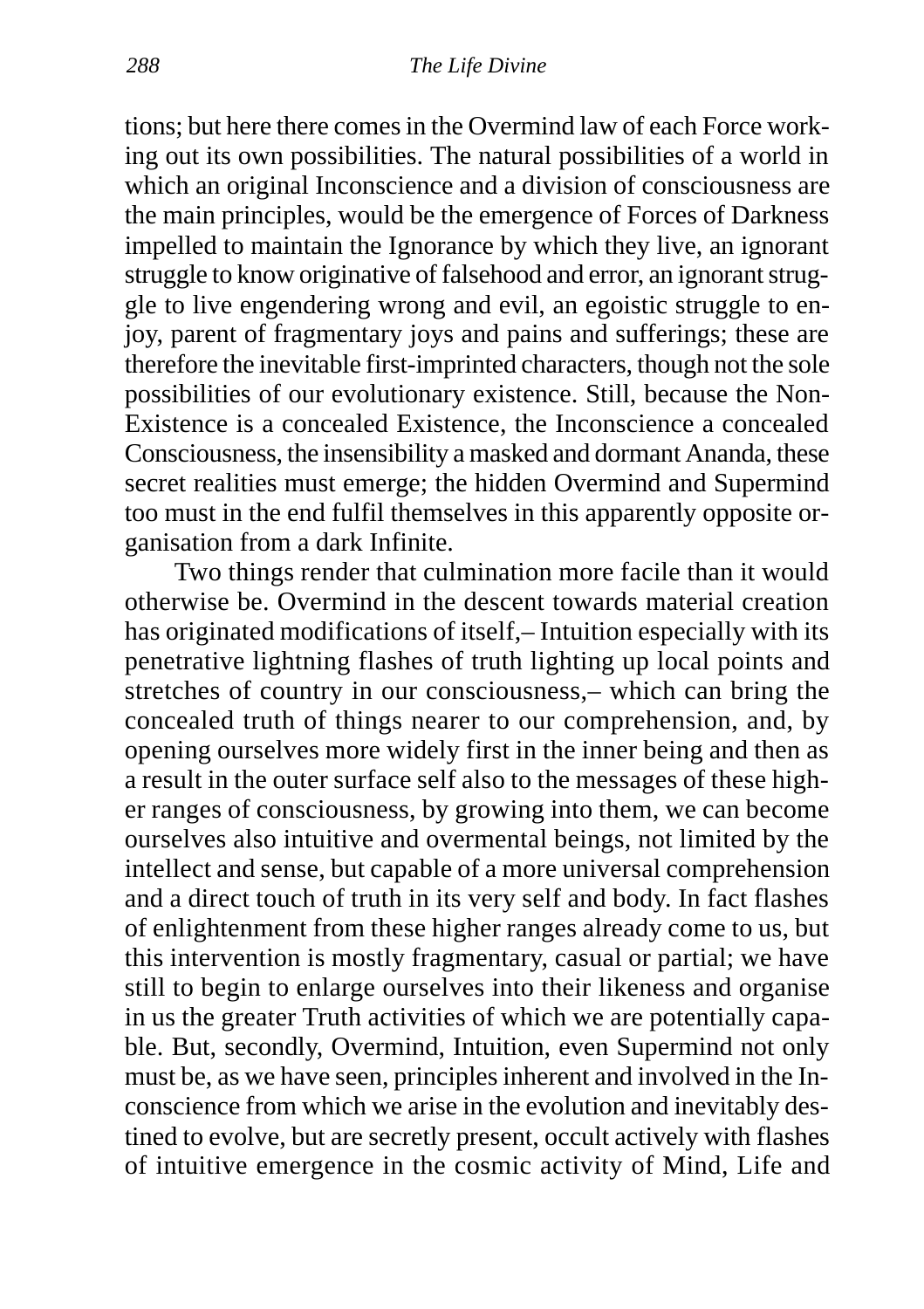tions; but here there comes in the Overmind law of each Force working out its own possibilities. The natural possibilities of a world in which an original Inconscience and a division of consciousness are the main principles, would be the emergence of Forces of Darkness impelled to maintain the Ignorance by which they live, an ignorant struggle to know originative of falsehood and error, an ignorant struggle to live engendering wrong and evil, an egoistic struggle to enjoy, parent of fragmentary joys and pains and sufferings; these are therefore the inevitable first-imprinted characters, though not the sole possibilities of our evolutionary existence. Still, because the Non-Existence is a concealed Existence, the Inconscience a concealed Consciousness, the insensibility a masked and dormant Ananda, these secret realities must emerge; the hidden Overmind and Supermind too must in the end fulfil themselves in this apparently opposite organisation from a dark Infinite.

Two things render that culmination more facile than it would otherwise be. Overmind in the descent towards material creation has originated modifications of itself,– Intuition especially with its penetrative lightning flashes of truth lighting up local points and stretches of country in our consciousness,– which can bring the concealed truth of things nearer to our comprehension, and, by opening ourselves more widely first in the inner being and then as a result in the outer surface self also to the messages of these higher ranges of consciousness, by growing into them, we can become ourselves also intuitive and overmental beings, not limited by the intellect and sense, but capable of a more universal comprehension and a direct touch of truth in its very self and body. In fact flashes of enlightenment from these higher ranges already come to us, but this intervention is mostly fragmentary, casual or partial; we have still to begin to enlarge ourselves into their likeness and organise in us the greater Truth activities of which we are potentially capable. But, secondly, Overmind, Intuition, even Supermind not only must be, as we have seen, principles inherent and involved in the Inconscience from which we arise in the evolution and inevitably destined to evolve, but are secretly present, occult actively with flashes of intuitive emergence in the cosmic activity of Mind, Life and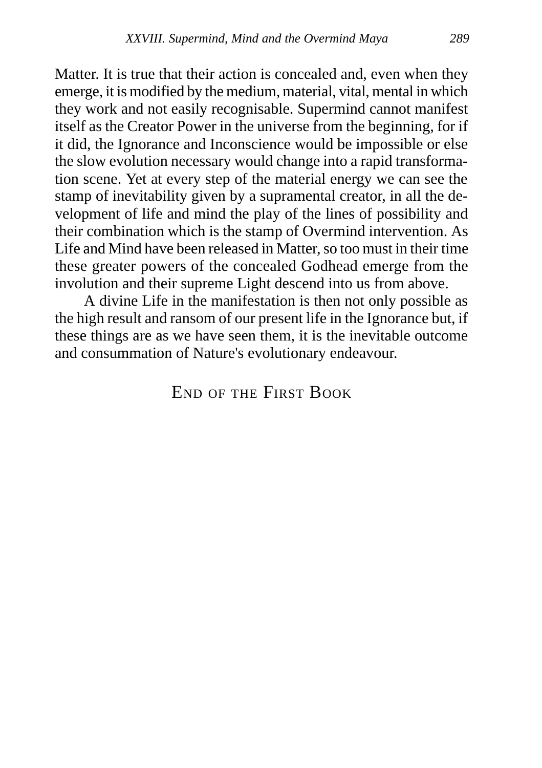Matter. It is true that their action is concealed and, even when they emerge, it is modified by the medium, material, vital, mental in which they work and not easily recognisable. Supermind cannot manifest itself as the Creator Power in the universe from the beginning, for if it did, the Ignorance and Inconscience would be impossible or else the slow evolution necessary would change into a rapid transformation scene. Yet at every step of the material energy we can see the stamp of inevitability given by a supramental creator, in all the development of life and mind the play of the lines of possibility and their combination which is the stamp of Overmind intervention. As Life and Mind have been released in Matter, so too must in their time these greater powers of the concealed Godhead emerge from the involution and their supreme Light descend into us from above.

A divine Life in the manifestation is then not only possible as the high result and ransom of our present life in the Ignorance but, if these things are as we have seen them, it is the inevitable outcome and consummation of Nature's evolutionary endeavour.

END OF THE FIRST BOOK